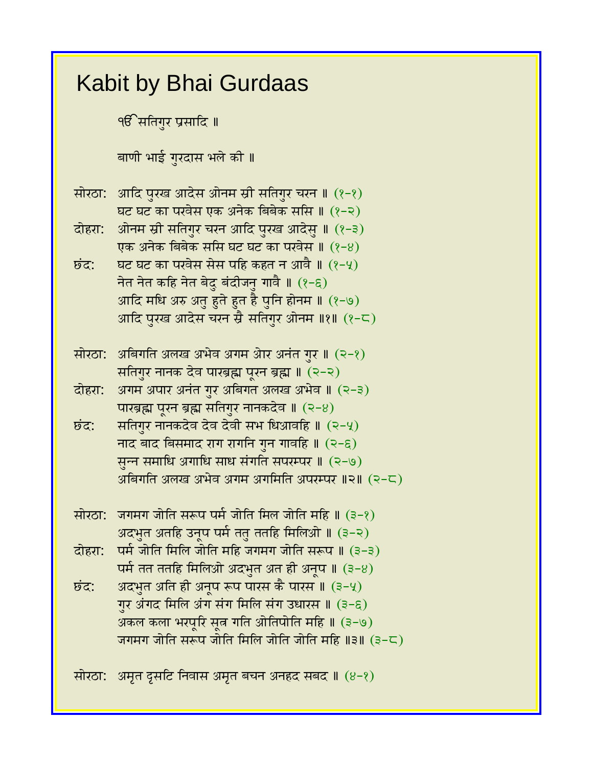# Kabit by Bhai Gurdaas

ੴ सतिगुर प्रसादि ॥

बाणी भाई गुरदास भले की ॥

सोरठा: आदि पुरख आदेस ओनम स्री सतिगुर चरन ॥ (१-१)
घट घट का परवेस एक अनेक बिबेक ससि ॥ (१-२)
दोहरा: ओनम स्री सतिगुर चरन आदि पुरख आदेसु ॥ (१-३)
एक अनेक बिबेक ससि घट घट का परवेस ॥ (१-४)
छंद: घट घट का परवेस सेस पहि कहत न आवै ॥ (१-५)
नेत नेत कहि नेत बेदु बंदीजनु गावै ॥ (१-६)
आदि मधि अरु अतु हुते हुत है पुनि होनम ॥ (१-७)
आदि पुरख आदेस चरन स्रै सतिगुर ओनम ॥१॥ (१-८)

सोरठा: अबिगति अलख अभेव अगम ओर अनंत गुर ॥ (२-१)
सतिगुर नानक देव पारब्रह्म पूरन ब्रह्म ॥ (२-२)
दोहरा: अगम अपार अनंत गुर अबिगत अलख अभेव ॥ (२-३)
पारब्रह्म पूरन ब्रह्म सतिगुर नानकदेव ॥ (२-४)
छंद: सतिगुर नानकदेव देव देवी सभ धिआवहि ॥ (२-५)
नाद बाद बिसमाद राग रागनि गुन गावहि ॥ (२-६)
सुन्न समाधि अगाधि साध संगति सपरम्पर ॥ (२-७)
अबिगति अलख अभेव अगम अगमिति अपरम्पर ॥२॥ (२-८)

सोरठा: जगमग जोति सरूप पर्म जोति मिल जोति महि ॥ (३-१)
अदभुत अतहि उनूप पर्म ततु ततहि मिलिओ ॥ (३-२)
दोहरा: पर्म जोति मिलि जोति महि जगमग जोति सरूप ॥ (३-३)
पर्म तत ततहि मिलिओ अदभुत अत ही अनूप ॥ (३-४)
छंद: अदभुत अति ही अनूप रूप पारस कै पारस ॥ (३-५)
गुर अंगद मिलि अंग संग मिलि संग उधारस ॥ (३-६)
अकल कला भरपूरि सूत्र गति ओतिपोति महि ॥ (३-७)
जगमग जोति सरूप जोति मिलि जोति जोति महि ॥३॥ (३-८)

सोरठा: अमृत दृसटि निवास अमृत बचन अनहद सबद ॥ (४-१)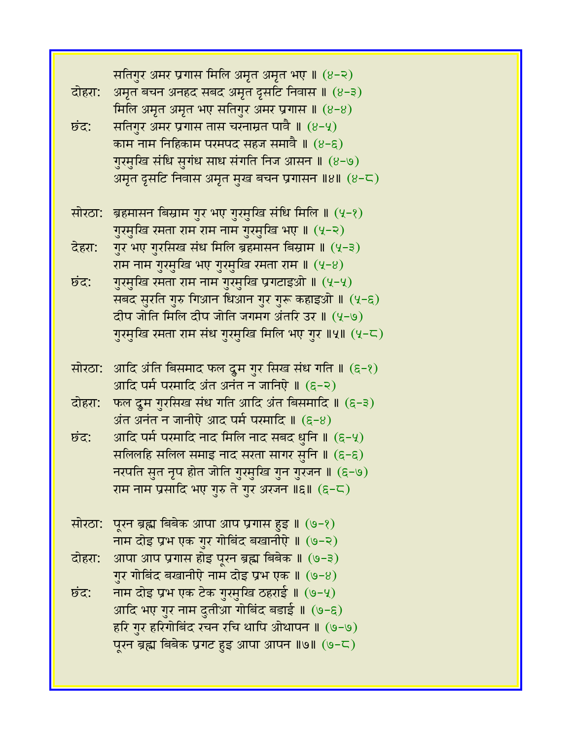सतिगुर अमर प्रगास मिलि अमृत अमृत भए ॥ (४-२)

दोहरा: अमृत बचन अनहद सबद अमृत दृसटि निवास ॥ (४-३)
मिलि अमृत अमृत भए सतिगुर अमर प्रगास ॥ (४-४)

छंद: सतिगुर अमर प्रगास तास चरनाम्रत पावै ॥ (४-५)
काम नाम निहिकाम परमपद सहज समावै ॥ (४-६)
गुरमुखि संधि सुगंध साध संगति निज आसन ॥ (४-७)
अमृत दृसटि निवास अमृत मुख बचन प्रगासन ॥४॥ (४-८)

सोरठा: ब्रहमासन बिस्राम गुर भए गुरमुखि संधि मिलि ॥ (५-१)
गुरमुखि रमता राम राम नाम गुरमुखि भए ॥ (५-२)

देहरा: गुर भए गुरसिख संध मिलि ब्रहमासन बिस्राम ॥ (५-३)
राम नाम गुरमुखि भए गुरमुखि रमता राम ॥ (५-४)

छंद: गुरमुखि रमता राम नाम गुरमुखि प्रगटाइओ ॥ (५-५)
सबद सुरति गुरु गिआन धिआन गुर गुरू कहाइओ ॥ (५-६)
दीप जोति मिलि दीप जोति जगमग अंतरि उर ॥ (५-७)
गुरमुखि रमता राम संध गुरमुखि मिलि भए गुर ॥५॥ (५-८)

सोरठा: आदि अंति बिसमाद फल द्रुम गुर सिख संध गति ॥ (६-१)
आदि पर्म परमादि अंत अनंत न जानिऐ ॥ (६-२)

दोहरा: फल द्रुम गुरसिख संध गति आदि अंत बिसमादि ॥ (६-३)
अंत अनंत न जानीऐ आद पर्म परमादि ॥ (६-४)

छंद: आदि पर्म परमादि नाद मिलि नाद सबद धुनि ॥ (६-५)
सलिलहि सलिल समाइ नाद सरता सागर सुनि ॥ (६-६)
नरपति सुत नृप होत जोति गुरमुखि गुन गुरजन ॥ (६-७)
राम नाम प्रसादि भए गुरु ते गुर अरजन ॥६॥ (६-८)

सोरठा: पूरन ब्रह्म बिबेक आपा आप प्रगास हुइ ॥ (७-१)
नाम दोइ प्रभ एक गुर गोबिंद बखानीऐ ॥ (७-२)

दोहरा: आपा आप प्रगास होइ पूरन ब्रह्म बिबेक ॥ (७-३)
गुर गोबिंद बखानीऐ नाम दोइ प्रभ एक ॥ (७-४)

छंद: नाम दोइ प्रभ एक टेक गुरमुखि ठहराई ॥ (७-५)
आदि भए गुर नाम दुतीआ गोबिंद बडाई ॥ (७-६)
हरि गुर हरिगोबिंद रचन रचि थापि ओथापन ॥ (७-७)
पूरन ब्रह्म बिबेक प्रगट हुइ आपा आपन ॥७॥ (७-८)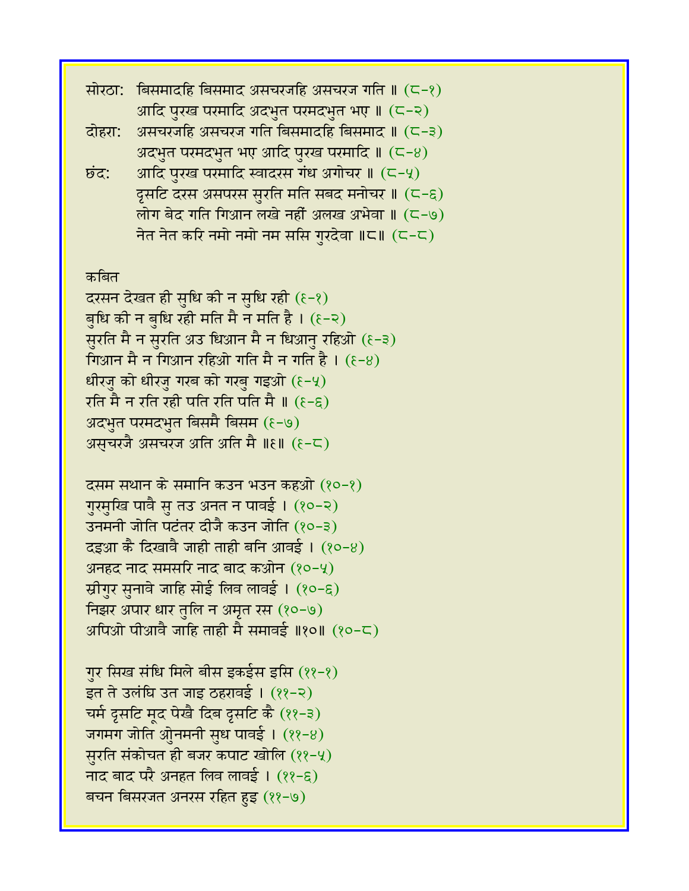सोरठा: बिसमादहि बिसमाद असचरजहि असचरज गति ॥ (८-१)
आदि पुरख परमादि अदभुत परमदभुत भए ॥ (८-२)
दोहरा: असचरजहि असचरज गति बिसमादहि बिसमाद ॥ (८-३)
अदभुत परमदभुत भए आदि पुरख परमादि ॥ (८-४)
छंद: आदि पुरख परमादि स्वादरस गंध अगोचर ॥ (८-५)
दृसटि दरस असपरस सुरति मति सबद मनोचर ॥ (८-६)
लोग बेद गति गिआन लखे नहीं अलख अभेवा ॥ (८-७)
नेत नेत करि नमो नमो नम ससि गुरदेवा ॥८॥ (८-८)

कबित

दरसन देखत ही सुधि की न सुधि रही (९-१)
बुधि की न बुधि रही मति मै न मति है । (९-२)
सुरति मै न सुरति अउ धिआन मै न धिआनु रहिओ (९-३)
गिआन मै न गिआन रहिओ गति मै न गति है । (९-४)
धीरजु को धीरजु गरब को गरबु गइओ (९-५)
रति मै न रति रही पति रति पति मै ॥ (९-६)
अदभुत परमदभुत बिसमै बिसम (९-७)
असुचरजै असचरज अति अति मै ॥९॥ (९-८)

दसम सथान के समानि कउन भउन कहओ (१०-१)
गुरमुखि पावै सु तउ अनत न पावई । (१०-२)
उनमनी जोति पटंतर दीजै कउन जोति (१०-३)
दइआ कै दिखावै जाही ताही बनि आवई । (१०-४)
अनहद नाद समसरि नाद बाद कओन (१०-५)
स्रीगुर सुनावे जाहि सोई लिव लावई । (१०-६)
निझर अपार धार तुलि न अमृत रस (१०-७)
अपिओ पीआवै जाहि ताही मै समावई ॥१०॥ (१०-८)

गुर सिख संधि मिले बीस इकईस इसि (११-१)
इत ते उलंघि उत जाइ ठहरावई । (११-२)
चर्म दृसटि मूद पेखै दिब दृसटि कै (११-३)
जगमग जोति ओुनमनी सुध पावई । (११-४)
सुरति संकोचत ही बजर कपाट खोलि (११-५)
नाद बाद परै अनहत लिव लावई । (११-६)
बचन बिसरजत अनरस रहित हुइ (११-७)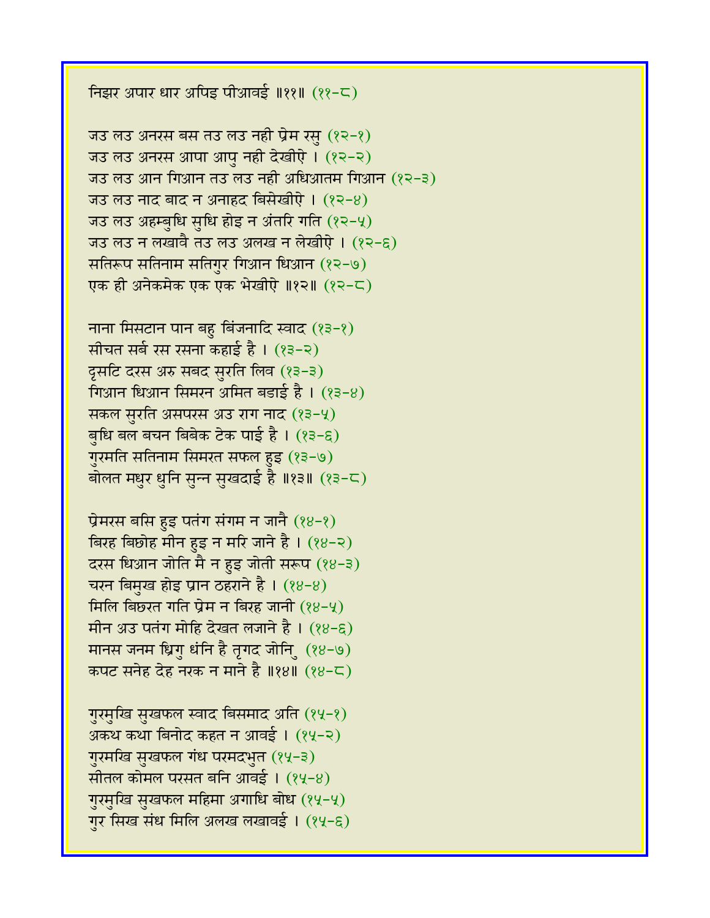निझर अपार धार अपिइ पीआवई ॥११॥ (११-८)

जउ लउ अनरस बस तउ लउ नही प्रेम रसु (१२-१)
जउ लउ अनरस आपा आपु नही देखीऐ । (१२-२)
जउ लउ आन गिआन तउ लउ नही अधिआतम गिआन (१२-३)
जउ लउ नाद बाद न अनाहद बिसेखीऐ । (१२-४)
जउ लउ अहम्बुधि सुधि होइ न अंतरि गति (१२-५)
जउ लउ न लखावै तउ लउ अलख न लेखीऐ । (१२-६)
सतिरूप सतिनाम सतिगुर गिआन धिआन (१२-७)
एक ही अनेकमेक एक एक भेखीऐ ॥१२॥ (१२-८)

नाना मिसटान पान बहु बिंजनादि स्वाद (१३-१)
सीचत सर्ब रस रसना कहाई है । (१३-२)
दृसटि दरस अरु सबद सुरति लिव (१३-३)
गिआन धिआन सिमरन अमित बडाई है । (१३-४)
सकल सुरति असपरस अउ राग नाद (१३-५)
बुधि बल बचन बिबेक टेक पाई है । (१३-६)
गुरमति सतिनाम सिमरत सफल हुइ (१३-७)
बोलत मधुर धुनि सुन्न सुखदाई है ॥१३॥ (१३-८)

प्रेमरस बसि हुइ पतंग संगम न जानै (१४-१)
बिरह बिछोह मीन हुइ न मरि जाने है । (१४-२)
दरस धिआन जोति मै न हुइ जोती सरूप (१४-३)
चरन बिमुख होइ प्रान ठहराने है । (१४-४)
मिलि बिछरत गति प्रेम न बिरह जानी (१४-५)
मीन अउ पतंग मोहि देखत लजाने है । (१४-६)
मानस जनम ध्रिगु धंनि है तृगद जोनि (१४-७)
कपट सनेह देह नरक न माने है ॥१४॥ (१४-८)

गुरमुखि सुखफल स्वाद बिसमाद अति (१५-१)
अकथ कथा बिनोद कहत न आवई । (१५-२)
गुरमखि सुखफल गंध परमदभुत (१५-३)
सीतल कोमल परसत बनि आवई । (१५-४)
गुरमुखि सुखफल महिमा अगाधि बोध (१५-५)
गुर सिख संध मिलि अलख लखावई । (१५-६)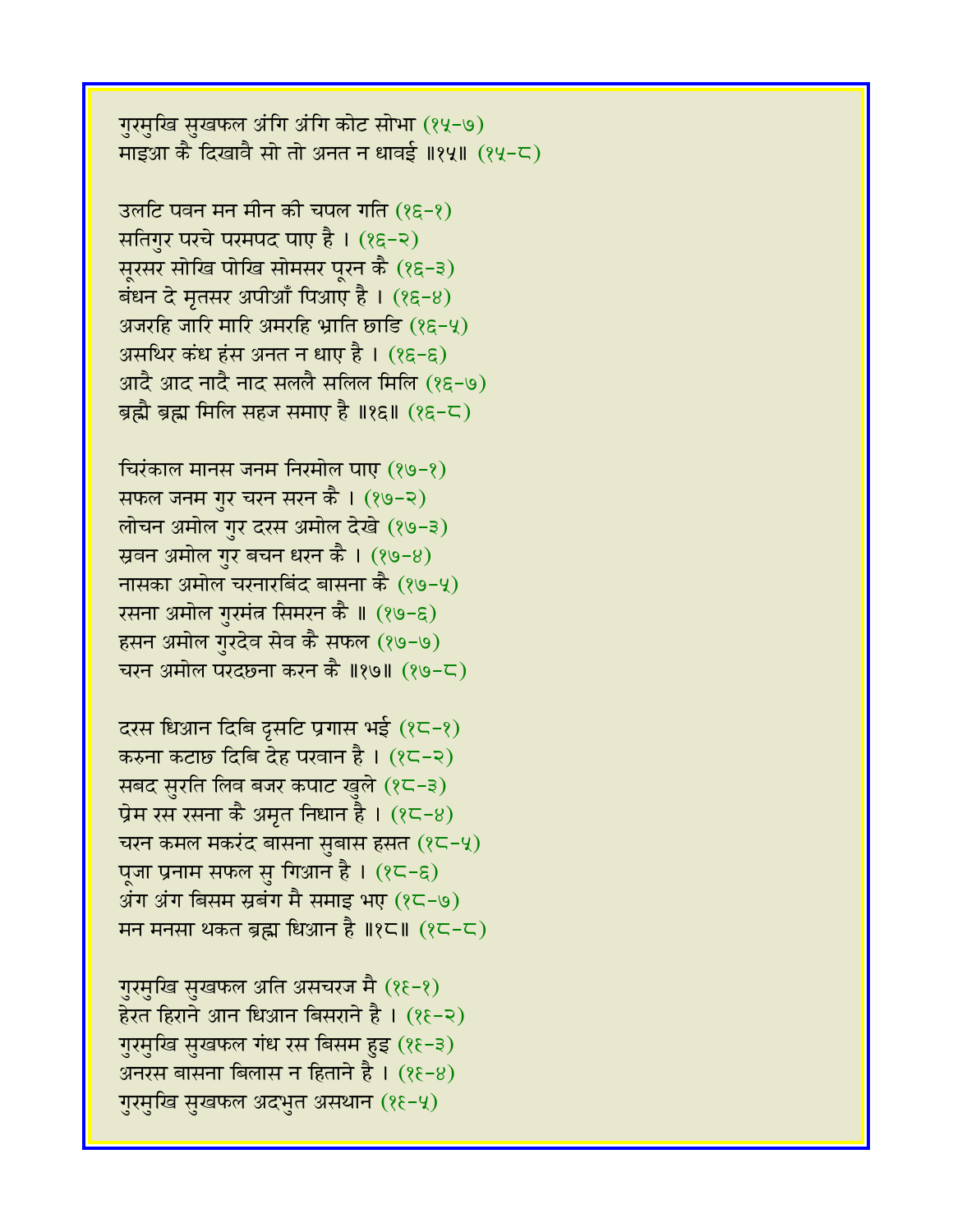गुरमुखि सुखफल अंगि अंगि कोट सोभा (१५-७)
माइआ कै दिखावै सो तो अनत न धावई ॥१५॥ (१५-८)

उलटि पवन मन मीन की चपल गति (१६-१)
सतिगुर परचे परमपद पाए है । (१६-२)
सूरसर सोखि पोखि सोमसर पूरन कै (१६-३)
बंधन दे मृतसर अपीआँ पिआए है । (१६-४)
अजरहि जारि मारि अमरहि भ्राति छाडि (१६-५)
असथिर कंध हंस अनत न धाए है । (१६-६)
आदै आद नादै नाद सललै सलिल मिलि (१६-७)
ब्रह्मै ब्रह्म मिलि सहज समाए है ॥१६॥ (१६-८)

चिरंकाल मानस जनम निरमोल पाए (१७-१)
सफल जनम गुर चरन सरन कै । (१७-२)
लोचन अमोल गुर दरस अमोल देखे (१७-३)
स्रवन अमोल गुर बचन धरन कै । (१७-४)
नासका अमोल चरनारबिंद बासना कै (१७-५)
रसना अमोल गुरमंत्र सिमरन कै ॥ (१७-६)
हसन अमोल गुरदेव सेव कै सफल (१७-७)
चरन अमोल परदछना करन कै ॥१७॥ (१७-८)

दरस धिआन दिबि दृसटि प्रगास भई (१८-१)
करुना कटाछ दिबि देह परवान है । (१८-२)
सबद सुरति लिव बजर कपाट खुले (१८-३)
प्रेम रस रसना कै अमृत निधान है । (१८-४)
चरन कमल मकरंद बासना सुबास हसत (१८-५)
पूजा प्रनाम सफल सु गिआन है । (१८-६)
अंग अंग बिसम स्रबंग मै समाइ भए (१८-७)
मन मनसा थकत ब्रह्म धिआन है ॥१८॥ (१८-८)

गुरमुखि सुखफल अति असचरज मै (१९-१)
हेरत हिराने आन धिआन बिसराने है । (१९-२)
गुरमुखि सुखफल गंध रस बिसम हुइ (१९-३)
अनरस बासना बिलास न हिताने है । (१९-४)
गुरमुखि सुखफल अदभुत असथान (१९-५)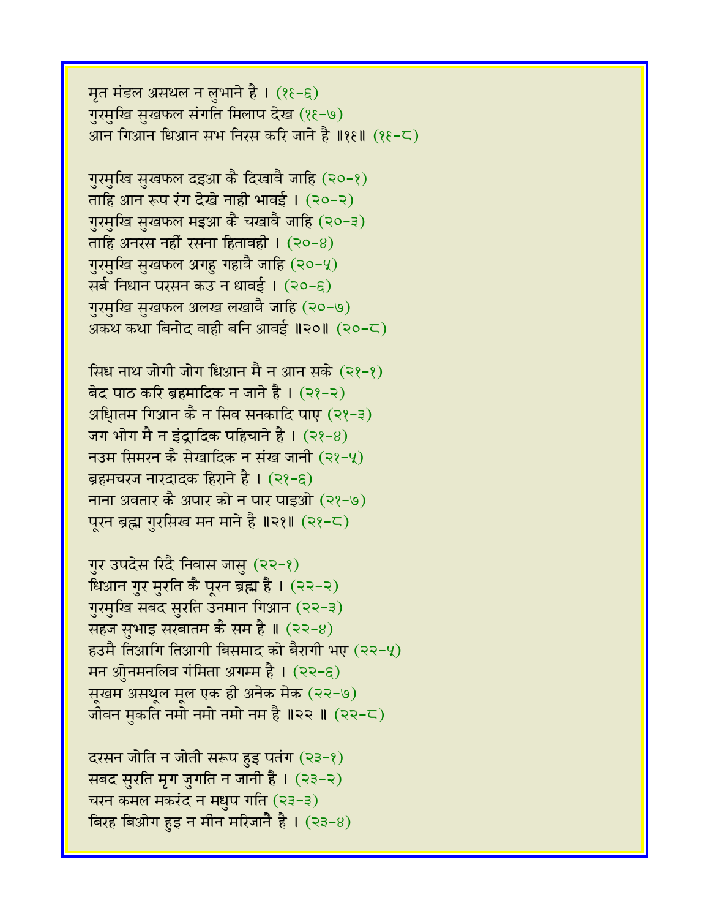मृत मंडल असथल न लुभाने है । (१६-६)
गुरमुखि सुखफल संगति मिलाप देख (१६-७)
आन गिआन धिआन सभ निरस करि जाने है ॥१६॥ (१६-८)

गुरमुखि सुखफल दइआ कै दिखावै जाहि (२०-१)
ताहि आन रूप रंग देखे नाही भावई । (२०-२)
गुरमुखि सुखफल मइआ कै चखावै जाहि (२०-३)
ताहि अनरस नहीं रसना हितावही । (२०-४)
गुरमुखि सुखफल अगहु गहावै जाहि (२०-५)
सर्ब निधान परसन कउ न धावई । (२०-६)
गुरमुखि सुखफल अलख लखावै जाहि (२०-७)
अकथ कथा बिनोद वाही बनि आवई ॥२०॥ (२०-८)

सिध नाथ जोगी जोग धिआन मै न आन सके (२१-१)
बेद पाठ करि ब्रहमादिक न जाने है । (२१-२)
अधिातम गिआन कै न सिव सनकादि पाए (२१-३)
जग भोग मै न इंद्रादिक पहिचाने है । (२१-४)
नउम सिमरन कै सेखादिक न संख जानी (२१-५)
ब्रहमचरज नारदादक हिराने है । (२१-६)
नाना अवतार कै अपार को न पार पाइओ (२१-७)
पूरन ब्रह्म गुरसिख मन माने है ॥२१॥ (२१-८)

गुर उपदेस रिदै निवास जासु (२२-१)
धिआन गुर मुरति कै पूरन ब्रह्म है । (२२-२)
गुरमुखि सबद सुरति उनमान गिआन (२२-३)
सहज सुभाइ सरबातम कै सम है ॥ (२२-४)
हउमै तिआगि तिआगी बिसमाद को बैरागी भए (२२-५)
मन ओनमनलिव गंमिता अगम्म है । (२२-६)
सूखम असथूल मूल एक ही अनेक मेक (२२-७)
जीवन मुकति नमो नमो नमो नम है ॥२२ ॥ (२२-८)

दरसन जोति न जोती सरूप हुइ पतंग (२३-१)
सबद सुरति मृग जुगति न जानी है । (२३-२)
चरन कमल मकरंद न मधुप गति (२३-३)
बिरह बिओग हुइ न मीन मरिजानै है । (२३-४)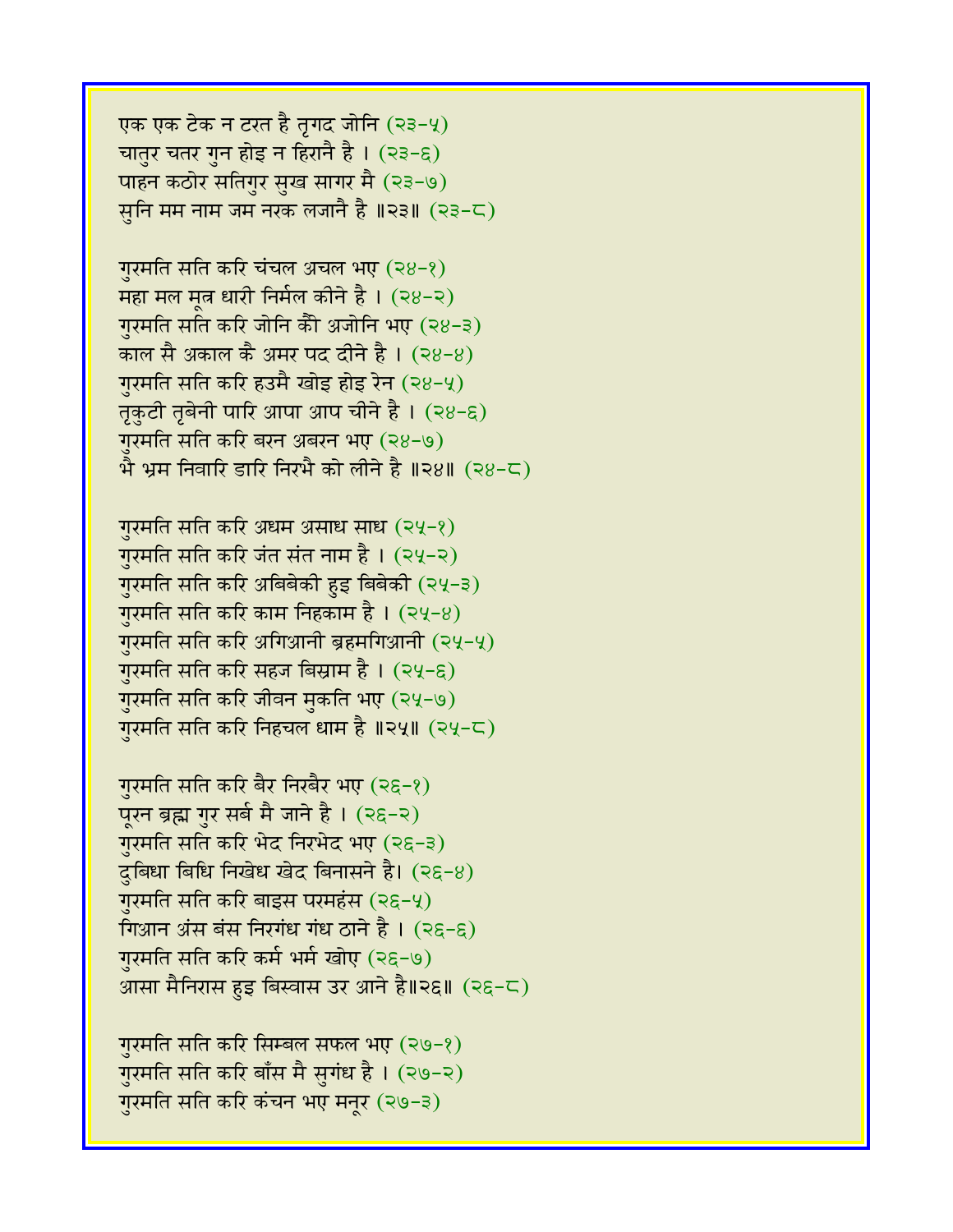एक एक टेक न टरत है तृगद जोनि (२३-५)
चातुर चतर गुन होइ न हिरानै है । (२३-६)
पाहन कठोर सतिगुर सुख सागर मै (२३-७)
सुनि मम नाम जम नरक लजानै है ॥२३॥ (२३-८)

गुरमति सति करि चंचल अचल भए (२४-१)
महा मल मूत्र धारी निर्मल कीने है । (२४-२)
गुरमति सति करि जोनि कौ अजोनि भए (२४-३)
काल सै अकाल कै अमर पद दीने है । (२४-४)
गुरमति सति करि हउमै खोइ होइ रेन (२४-५)
तृकुटी तृबेनी पारि आपा आप चीने है । (२४-६)
गुरमति सति करि बरन अबरन भए (२४-७)
भै भ्रम निवारि डारि निरभै को लीने है ॥२४॥ (२४-८)

गुरमति सति करि अधम असाध साध (२५-१)
गुरमति सति करि जंत संत नाम है । (२५-२)
गुरमति सति करि अबिबेकी हुइ बिबेकी (२५-३)
गुरमति सति करि काम निहकाम है । (२५-४)
गुरमति सति करि अगिआनी ब्रहमगिआनी (२५-५)
गुरमति सति करि सहज बिस्राम है । (२५-६)
गुरमति सति करि जीवन मुकति भए (२५-७)
गुरमति सति करि निहचल धाम है ॥२५॥ (२५-८)

गुरमति सति करि बैर निरबैर भए (२६-१)
पूरन ब्रह्म गुर सर्ब मै जाने है । (२६-२)
गुरमति सति करि भेद निरभेद भए (२६-३)
दुबिधा बिधि निखेध खेद बिनासने है। (२६-४)
गुरमति सति करि बाइस परमहंस (२६-५)
गिआन अंस बंस निरगंध गंध ठाने है । (२६-६)
गुरमति सति करि कर्म भर्म खोए (२६-७)
आसा मैनिरास हुइ बिस्वास उर आने है॥२६॥ (२६-८)

गुरमति सति करि सिम्बल सफल भए (२७-१)
गुरमति सति करि बाँस मै सुगंध है । (२७-२)
गुरमति सति करि कंचन भए मनूर (२७-३)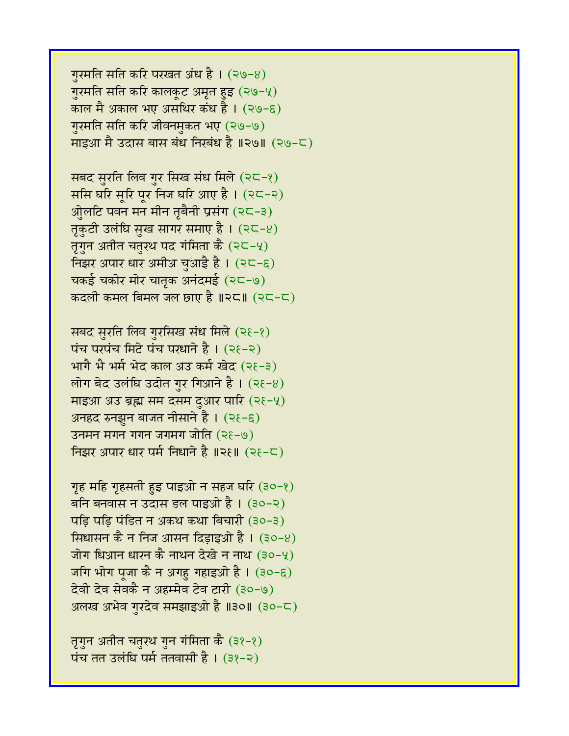गुरमति सति करि परखत अंध है । (२७-४)
गुरमति सति करि कालकूट अमृत हुइ (२७-५)
काल मै अकाल भए असथिर कंध है । (२७-६)
गुरमति सति करि जीवनमुकत भए (२७-७)
माइआ मै उदास बास बंध निरबंध है ॥२७॥ (२७-८)

सबद सुरति लिव गुर सिख संध मिले (२८-१)
ससि घरि सूरि पूर निज घरि आए है । (२८-२)
ओुलटि पवन मन मीन तृबैनी प्रसंग (२८-३)
तृकुटी उलंघि सुख सागर समाए है । (२८-४)
तृगुन अतीत चतुरथ पद गंमिता कै (२८-५)
निझर अपार धार अमीअ चुआई है । (२८-६)
चकई चकोर मोर चातृक अनंदमई (२८-७)
कदली कमल बिमल जल छाए है ॥२८॥ (२८-८)

सबद सुरति लिव गुरसिख संध मिले (२९-१)
पंच परपंच मिटे पंच परधाने है । (२९-२)
भागै भै भर्म भेद काल अउ कर्म खेद (२९-३)
लोग बेद उलंघि उदोत गुर गिआने है । (२९-४)
माइआ अउ ब्रह्म सम दसम दुआर पारि (२९-५)
अनहद रुनझुन बाजत नीसाने है । (२९-६)
उनमन मगन गगन जगमग जोति (२९-७)
निझर अपार धार पर्म निधाने है ॥२९॥ (२९-८)

गृह महि गृहसती हुइ पाइओ न सहज घरि (३०-१)
बनि बनवास न उदास डल पाइओ है । (३०-२)
पड़ि पड़ि पंडित न अकथ कथा बिचारी (३०-३)
सिधासन कै न निज आसन दिड़ाइओ है । (३०-४)
जोग धिआन धारन कै नाथन देखे न नाथ (३०-५)
जगि भोग पूजा कै न अगहु गहाइओ है । (३०-६)
देवी देव सेवकै न अहम्मेव टेव टारी (३०-७)
अलख अभेव गुरदेव समझाइओ है ॥३०॥ (३०-८)

तृगुन अतीत चतुरथ गुन गंमिता कै (३१-१)
पंच तत उलंघि पर्म ततवासी है । (३१-२)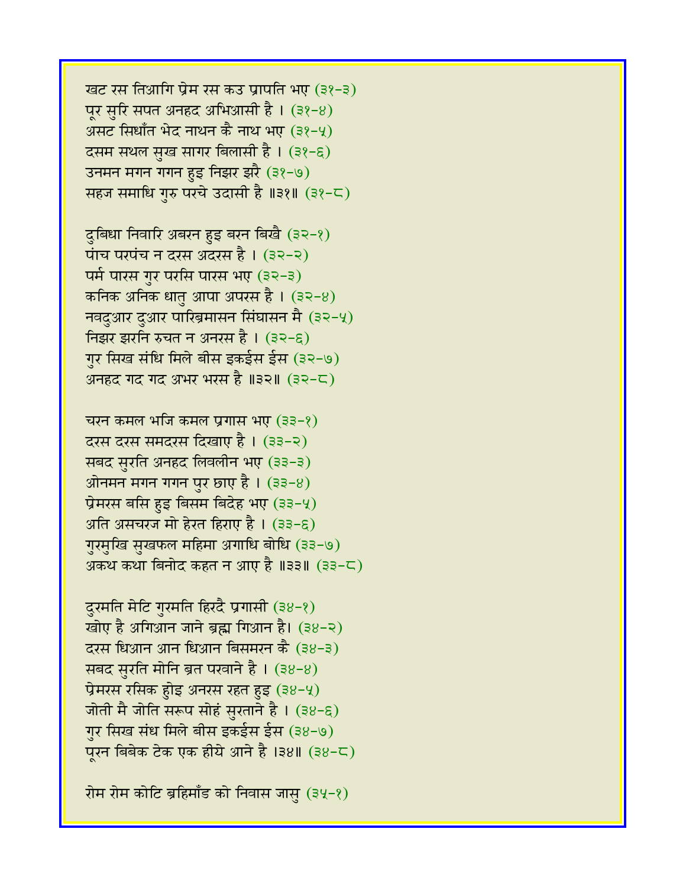खट रस तिआगि प्रेम रस कउ प्रापति भए (३१-३)
पूर सुरि सपत अनहद अभिआसी है । (३१-४)
असट सिधाँत भेद नाथन कै नाथ भए (३१-५)
दसम सथल सुख सागर बिलासी है । (३१-६)
उनमन मगन गगन हुइ निझर झरै (३१-७)
सहज समाधि गुरु परचे उदासी है ॥३१॥ (३१-८)

दुबिधा निवारि अबरन हुइ बरन बिखै (३२-१)
पांच परपंच न दरस अदरस है । (३२-२)
पर्म पारस गुर परसि पारस भए (३२-३)
कनिक अनिक धातु आपा अपरस है । (३२-४)
नवदुआर दुआर पारिब्रमासन सिंघासन मै (३२-५)
निझर झरनि रुचत न अनरस है । (३२-६)
गुर सिख संधि मिले बीस इकईस ईस (३२-७)
अनहद गद गद अभर भरस है ॥३२॥ (३२-८)

चरन कमल भजि कमल प्रगास भए (३३-१)
दरस दरस समदरस दिखाए है । (३३-२)
सबद सुरति अनहद लिवलीन भए (३३-३)
ओनमन मगन गगन पुर छाए है । (३३-४)
प्रेमरस बसि हुइ बिसम बिदेह भए (३३-५)
अति असचरज मो हेरत हिराए है । (३३-६)
गुरमुखि सुखफल महिमा अगाधि बोधि (३३-७)
अकथ कथा बिनोद कहत न आए है ॥३३॥ (३३-८)

दुरमति मेटि गुरमति हिरदै प्रगासी (३४-१)
खोए है अगिआन जाने ब्रह्म गिआन है। (३४-२)
दरस धिआन आन धिआन बिसमरन कै (३४-३)
सबद सुरति मोनि ब्रत परवाने है । (३४-४)
प्रेमरस रसिक होइ अनरस रहत हुइ (३४-५)
जोती मै जोति सरूप सोहं सुरताने है । (३४-६)
गुर सिख संध मिले बीस इकईस ईस (३४-७)
पूरन बिबेक टेक एक हीये आने है ।३४॥ (३४-८)

रोम रोम कोटि ब्रहिमाँड को निवास जासु (३५-१)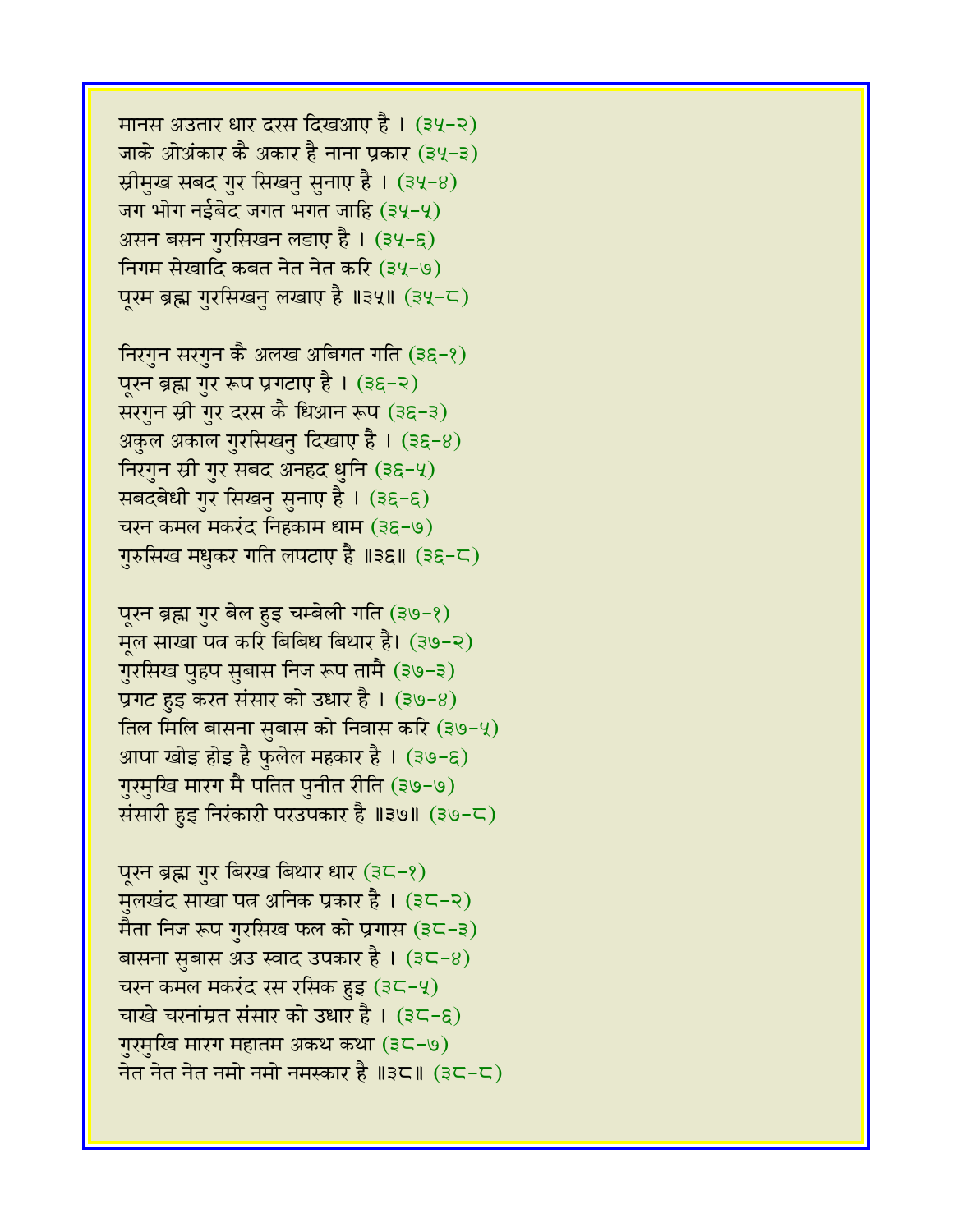मानस अउतार धार दरस दिखआए है । (३५-२)
जाके ओअंकार कै अकार है नाना प्रकार (३५-३)
स्रीमुख सबद गुर सिखनु सुनाए है । (३५-४)
जग भोग नईबेद जगत भगत जाहि (३५-५)
असन बसन गुरसिखन लडाए है । (३५-६)
निगम सेखादि कबत नेत नेत करि (३५-७)
पूरम ब्रह्म गुरसिखनु लखाए है ॥३५॥ (३५-८)

निरगुन सरगुन कै अलख अबिगत गति (३६-१)
पूरन ब्रह्म गुर रूप प्रगटाए है । (३६-२)
सरगुन स्री गुर दरस कै धिआन रूप (३६-३)
अकुल अकाल गुरसिखनु दिखाए है । (३६-४)
निरगुन स्री गुर सबद अनहद धुनि (३६-५)
सबदबेधी गुर सिखनु सुनाए है । (३६-६)
चरन कमल मकरंद निहकाम धाम (३६-७)
गुरुसिख मधुकर गति लपटाए है ॥३६॥ (३६-८)

पूरन ब्रह्म गुर बेल हुइ चम्बेली गति (३७-१)
मूल साखा पत्र करि बिबिध बिथार है। (३७-२)
गुरसिख पुहप सुबास निज रूप तामै (३७-३)
प्रगट हुइ करत संसार को उधार है । (३७-४)
तिल मिलि बासना सुबास को निवास करि (३७-५)
आपा खोइ होइ है फुलेल महकार है । (३७-६)
गुरमुखि मारग मै पतित पुनीत रीति (३७-७)
संसारी हुइ निरंकारी परउपकार है ॥३७॥ (३७-८)

पूरन ब्रह्म गुर बिरख बिथार धार (३८-१)
मूलखंद साखा पत्र अनिक प्रकार है । (३८-२)
मैता निज रूप गुरसिख फल को प्रगास (३८-३)
बासना सुबास अउ स्वाद उपकार है । (३८-४)
चरन कमल मकरंद रस रसिक हुइ (३८-५)
चाखे चरनांम्रत संसार को उधार है । (३८-६)
गुरमुखि मारग महातम अकथ कथा (३८-७)
नेत नेत नेत नमो नमो नमस्कार है ॥३८॥ (३८-८)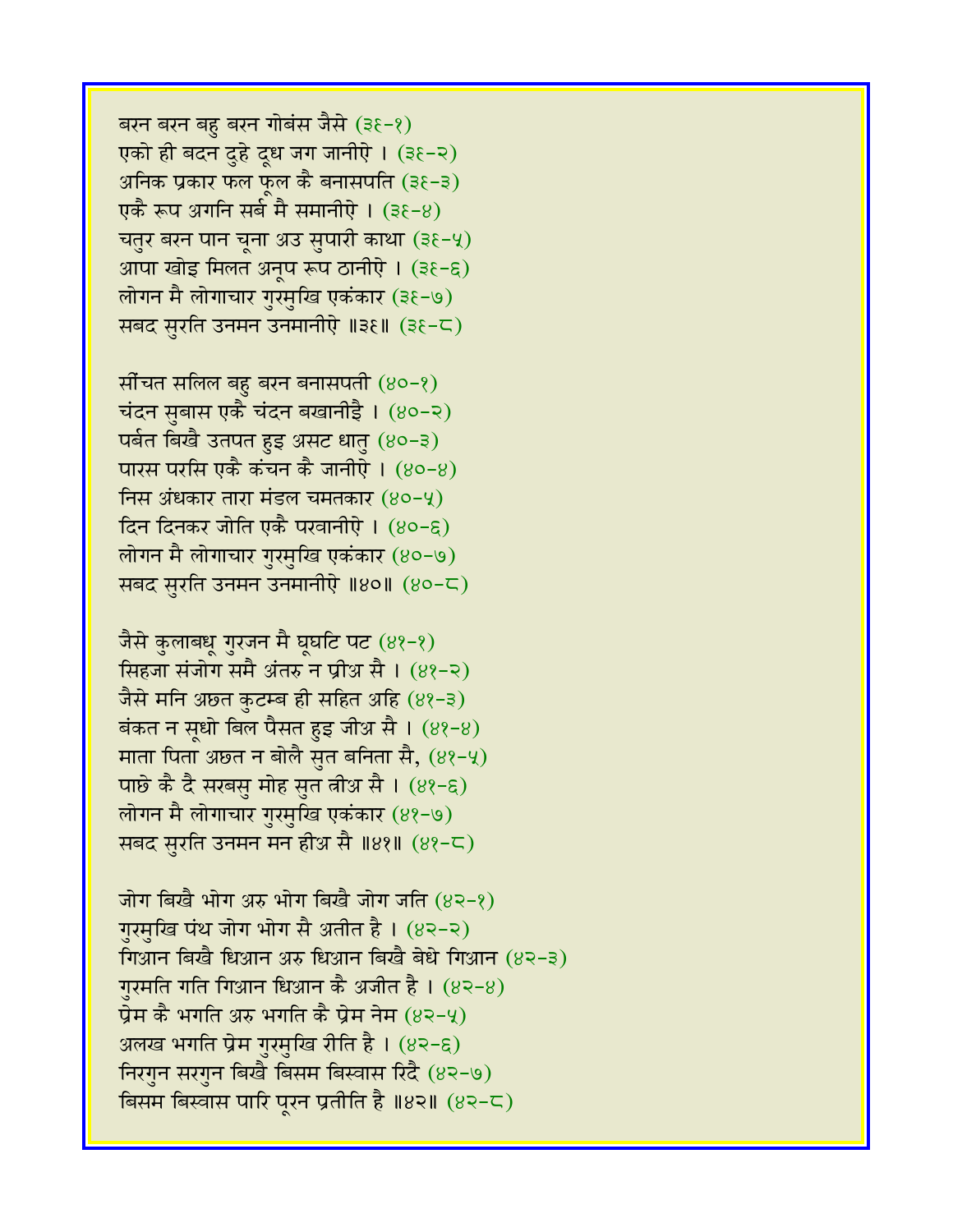बरन बरन बहु बरन गोबंस जैसे (३६-१)
एको ही बदन दुहे दूध जग जानीऐ । (३६-२)
अनिक प्रकार फल फूल कै बनासपति (३६-३)
एकै रूप अगनि सर्ब मै समानीऐ । (३६-४)
चतुर बरन पान चूना अउ सुपारी काथा (३६-५)
आपा खोइ मिलत अनूप रूप ठानीऐ । (३६-६)
लोगन मै लोगाचार गुरमुखि एकंकार (३६-७)
सबद सुरति उनमन उनमानीऐ ॥३६॥ (३६-८)

सींचत सलिल बहु बरन बनासपती (४०-१)
चंदन सुबास एकै चंदन बखानीऐ । (४०-२)
पर्बत बिखै उतपत हुइ असट धातु (४०-३)
पारस परसि एकै कंचन कै जानीऐ । (४०-४)
निस अंधकार तारा मंडल चमतकार (४०-५)
दिन दिनकर जोति एकै परवानीऐ । (४०-६)
लोगन मै लोगाचार गुरमुखि एकंकार (४०-७)
सबद सुरति उनमन उनमानीऐ ॥४०॥ (४०-८)

जैसे कुलाबधू गुरजन मै घूघटि पट (४१-१)
सिहजा संजोग समै अंतरु न प्रीअ सै । (४१-२)
जैसे मनि अछत कुटम्ब ही सहित अहि (४१-३)
बंकत न सूधो बिल पैसत हुइ जीअ सै । (४१-४)
माता पिता अछत न बोलै सुत बनिता सै, (४१-५)
पाछे कै दै सरबसु मोह सुत त्रीअ सै । (४१-६)
लोगन मै लोगाचार गुरमुखि एकंकार (४१-७)
सबद सुरति उनमन मन हीअ सै ॥४१॥ (४१-८)

जोग बिखै भोग अरु भोग बिखै जोग जति (४२-१)
गुरमुखि पंथ जोग भोग सै अतीत है । (४२-२)
गिआन बिखै धिआन अरु धिआन बिखै बेधे गिआन (४२-३)
गुरमति गति गिआन धिआन कै अजीत है । (४२-४)
प्रेम कै भगति अरु भगति कै प्रेम नेम (४२-५)
अलख भगति प्रेम गुरमुखि रीति है । (४२-६)
निरगुन सरगुन बिखै बिसम बिस्वास रिदै (४२-७)
बिसम बिस्वास पारि पूरन प्रतीति है ॥४२॥ (४२-८)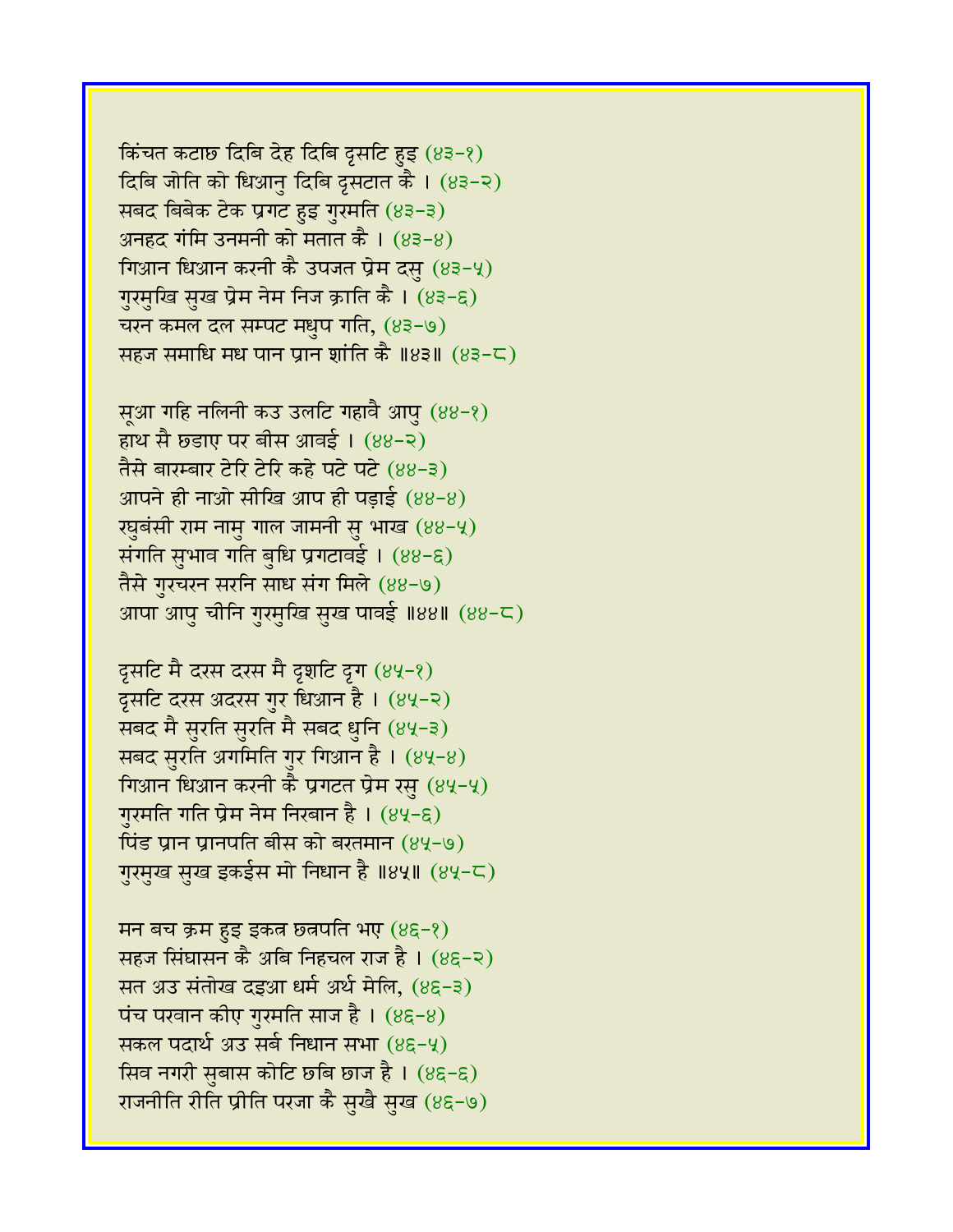किंचत कटाछ दिबि देह दिबि दृसटि हुइ (४३-१)
दिबि जोति को धिआनु दिबि दृसटात कै । (४३-२)
सबद बिबेक टेक प्रगट हुइ गुरमति (४३-३)
अनहद गंमि उनमनी को मतात कै । (४३-४)
गिआन धिआन करनी कै उपजत प्रेम दसु (४३-५)
गुरमुखि सुख प्रेम नेम निज क्राति कै । (४३-६)
चरन कमल दल सम्पट मधुप गति, (४३-७)
सहज समाधि मध पान प्रान शांति कै ॥४३॥ (४३-८)

सूआ गहि नलिनी कउ उलटि गहावै आपु (४४-१)
हाथ सै छडाए पर बीस आवई । (४४-२)
तैसे बारम्बार टेरि टेरि कहे पटे पटे (४४-३)
आपने ही नाओ सीखि आप ही पड़ाई (४४-४)
रघुबंसी राम नामु गाल जामनी सु भाख (४४-५)
संगति सुभाव गति बुधि प्रगटावई । (४४-६)
तैसे गुरचरन सरनि साध संग मिले (४४-७)
आपा आपु चीनि गुरमुखि सुख पावई ॥४४॥ (४४-८)

दृसटि मै दरस दरस मै दृशटि दृग (४५-१)
दृसटि दरस अदरस गुर धिआन है । (४५-२)
सबद मै सुरति सुरति मै सबद धुनि (४५-३)
सबद सुरति अगमिति गुर गिआन है । (४५-४)
गिआन धिआन करनी कै प्रगटत प्रेम रसु (४५-५)
गुरमति गति प्रेम नेम निरबान है । (४५-६)
पिंड प्रान प्रानपति बीस को बरतमान (४५-७)
गुरमुख सुख इकईस मो निधान है ॥४५॥ (४५-८)

मन बच क्रम हुइ इकत्र छत्रपति भए (४६-१)
सहज सिंघासन कै अबि निहचल राज है । (४६-२)
सत अउ संतोख दइआ धर्म अर्थ मेलि, (४६-३)
पंच परवान कीए गुरमति साज है । (४६-४)
सकल पदार्थ अउ सर्ब निधान सभा (४६-५)
सिव नगरी सुबास कोटि छबि छाज है । (४६-६)
राजनीति रीति प्रीति परजा कै सुखै सुख (४६-७)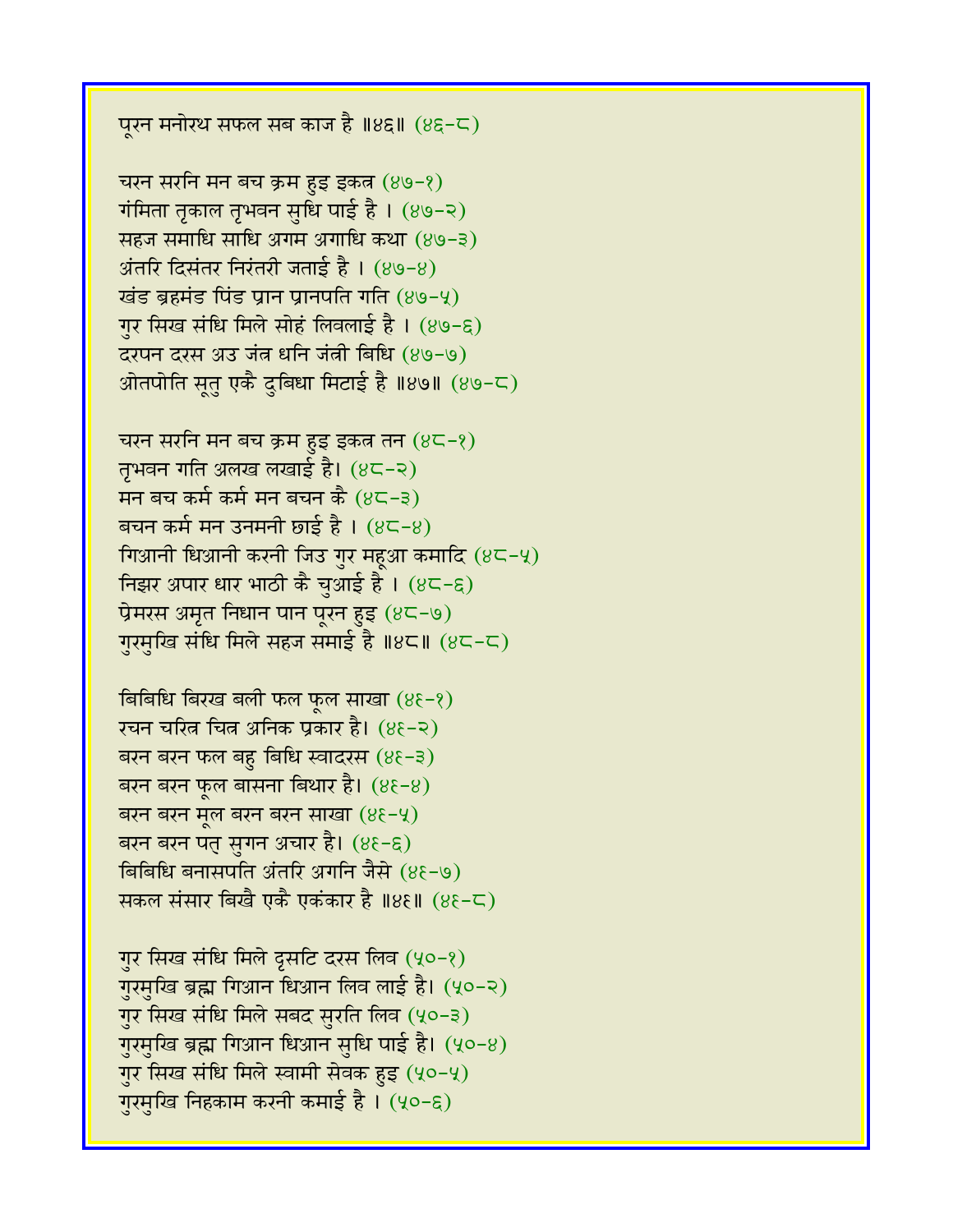पूरन मनोरथ सफल सब काज है ॥४६॥ (४६-८)

चरन सरनि मन बच क्रम हुइ इकत्र (४७-१)
गंमिता तृकाल तृभवन सुधि पाई है । (४७-२)
सहज समाधि साधि अगम अगाधि कथा (४७-३)
अंतरि दिसंतर निरंतरी जताई है । (४७-४)
खंड ब्रहमंड पिंड प्रान प्रानपति गति (४७-५)
गुर सिख संधि मिले सोहं लिवलाई है । (४७-६)
दरपन दरस अउ जंत्र धनि जंत्री बिधि (४७-७)
ओतपोति सूतु एकै दुबिधा मिटाई है ॥४७॥ (४७-८)

चरन सरनि मन बच क्रम हुइ इकत्र तन (४८-१)
तृभवन गति अलख लखाई है। (४८-२)
मन बच कर्म कर्म मन बचन कै (४८-३)
बचन कर्म मन उनमनी छाई है । (४८-४)
गिआनी धिआनी करनी जिउ गुर महूआ कमादि (४८-५)
निझर अपार धार भाठी कै चुआई है । (४८-६)
प्रेमरस अमृत निधान पान पूरन हुइ (४८-७)
गुरमुखि संधि मिले सहज समाई है ॥४८॥ (४८-८)

बिबिधि बिरख बली फल फूल साखा (४९-१)
रचन चरित्र चित्र अनिक प्रकार है। (४९-२)
बरन बरन फल बहु बिधि स्वादरस (४९-३)
बरन बरन फूल बासना बिथार है। (४९-४)
बरन बरन मूल बरन बरन साखा (४९-५)
बरन बरन पत्र सुगन अचार है। (४९-६)
बिबिधि बनासपति अंतरि अगनि जैसे (४९-७)
सकल संसार बिखै एकै एकंकार है ॥४९॥ (४९-८)

गुर सिख संधि मिले दृसटि दरस लिव (५०-१)
गुरमुखि ब्रह्म गिआन धिआन लिव लाई है। (५०-२)
गुर सिख संधि मिले सबद सुरति लिव (५०-३)
गुरमुखि ब्रह्म गिआन धिआन सुधि पाई है। (५०-४)
गुर सिख संधि मिले स्वामी सेवक हुइ (५०-५)
गुरमुखि निहकाम करनी कमाई है । (५०-६)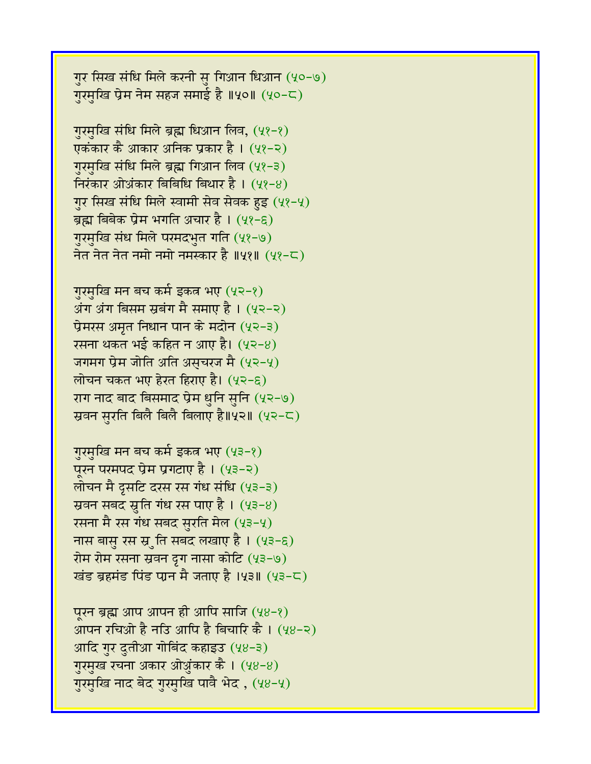गुर सिख संधि मिले करनी सु गिआन धिआन (५०-७)
गुरमुखि प्रेम नेम सहज समाई है ॥५०॥ (५०-८)

गुरमुखि संधि मिले ब्रह्म धिआन लिव, (५१-१)
एकंकार कै आकार अनिक प्रकार है । (५१-२)
गुरमुखि संधि मिले ब्रह्म गिआन लिव (५१-३)
निरंकार ओअंकार बिबिधि बिथार है । (५१-४)
गुर सिख संधि मिले स्वामी सेव सेवक हुइ (५१-५)
ब्रह्म बिबेक प्रेम भगति अचार है । (५१-६)
गुरमुखि संध मिले परमदभुत गति (५१-७)
नेत नेत नेत नमो नमो नमस्कार है ॥५१॥ (५१-८)

गुरमुखि मन बच कर्म इकत्र भए (५२-१)
अंग अंग बिसम स्रबंग मै समाए है । (५२-२)
प्रेमरस अमृत निधान पान के मदोन (५२-३)
रसना थकत भई कहित न आए है। (५२-४)
जगमग प्रेम जोति अति अस्चरज मै (५२-५)
लोचन चकत भए हेरत हिराए है। (५२-६)
राग नाद बाद बिसमाद प्रेम धुनि सुनि (५२-७)
स्रवन सुरति बिलै बिलै बिलाए है॥५२॥ (५२-८)

गुरमुखि मन बच कर्म इकत्र भए (५३-१)
पूरन परमपद प्रेम प्रगटाए है । (५३-२)
लोचन मै दृसटि दरस रस गंध संधि (५३-३)
स्रवन सबद सुति गंध रस पाए है । (५३-४)
रसना मै रस गंध सबद सुरति मेल (५३-५)
नास बासु रस स्र्ुति सबद लखाए है । (५३-६)
रोम रोम रसना स्रवन दृग नासा कोटि (५३-७)
खंड ब्रहमंड पिंड प्रान मै जताए है ।५३॥ (५३-८)

पूरन ब्रह्म आप आपन ही आपि साजि (५४-१)
आपन रचिओ है नउि आपि है बिचारि कै । (५४-२)
आदि गुर दुतीआ गोबिंद कहाइउ (५४-३)
गुरमुख रचना अकार ओअुंकार कै । (५४-४)
गुरमुखि नाद बेद गुरमुखि पावै भेद , (५४-५)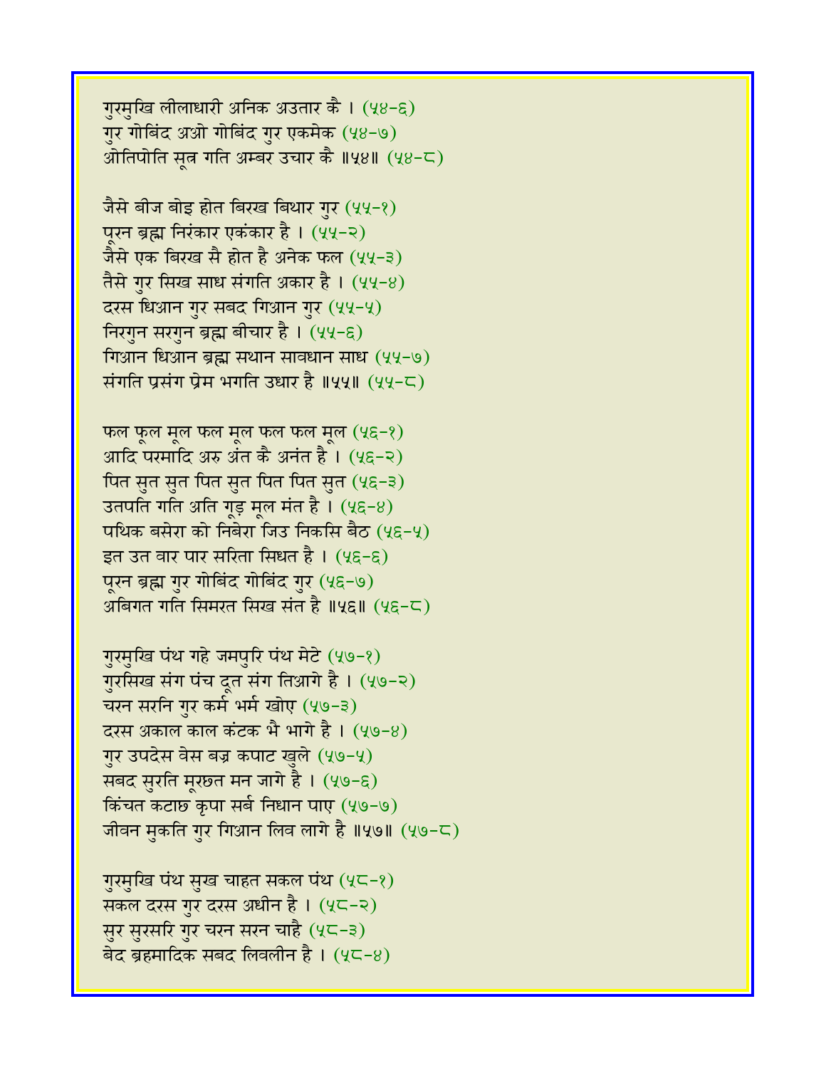गुरमुखि लीलाधारी अनिक अउतार कै । (५४-६)
गुर गोबिंद अओ गोबिंद गुर एकमेक (५४-७)
ओतिपोति सूत्र गति अम्बर उचार कै ॥५४॥ (५४-८)

जैसे बीज बोइ होत बिरख बिथार गुर (५५-१)
पूरन ब्रह्म निरंकार एकंकार है । (५५-२)
जैसे एक बिरख सै होत है अनेक फल (५५-३)
तैसे गुर सिख साध संगति अकार है । (५५-४)
दरस धिआन गुर सबद गिआन गुर (५५-५)
निरगुन सरगुन ब्रह्म बीचार है । (५५-६)
गिआन धिआन ब्रह्म सथान सावधान साध (५५-७)
संगति प्रसंग प्रेम भगति उधार है ॥५५॥ (५५-८)

फल फूल मूल फल मूल फल फल मूल (५६-१)
आदि परमादि अरु अंत कै अनंत है । (५६-२)
पित सुत सुत पित सुत पित पित सुत (५६-३)
उतपति गति अति गूड़ मूल मंत है । (५६-४)
पथिक बसेरा को निबेरा जिउ निकसि बैठ (५६-५)
इत उत वार पार सरिता सिधत है । (५६-६)
पूरन ब्रह्म गुर गोबिंद गोबिंद गुर (५६-७)
अबिगत गति सिमरत सिख संत है ॥५६॥ (५६-८)

गुरमुखि पंथ गहे जमपुरि पंथ मेटे (५७-१)
गुरसिख संग पंच दूत संग तिआगे है । (५७-२)
चरन सरनि गुर कर्म भर्म खोए (५७-३)
दरस अकाल काल कंटक भै भागे है । (५७-४)
गुर उपदेस वेस बज्र कपाट खुले (५७-५)
सबद सुरति मूरछत मन जागे है । (५७-६)
किंचत कटाछ कृपा सर्ब निधान पाए (५७-७)
जीवन मुकति गुर गिआन लिव लागे है ॥५७॥ (५७-८)

गुरमुखि पंथ सुख चाहत सकल पंथ (५८-१)
सकल दरस गुर दरस अधीन है । (५८-२)
सुर सुरसरि गुर चरन सरन चाहै (५८-३)
बेद ब्रहमादिक सबद लिवलीन है । (५८-४)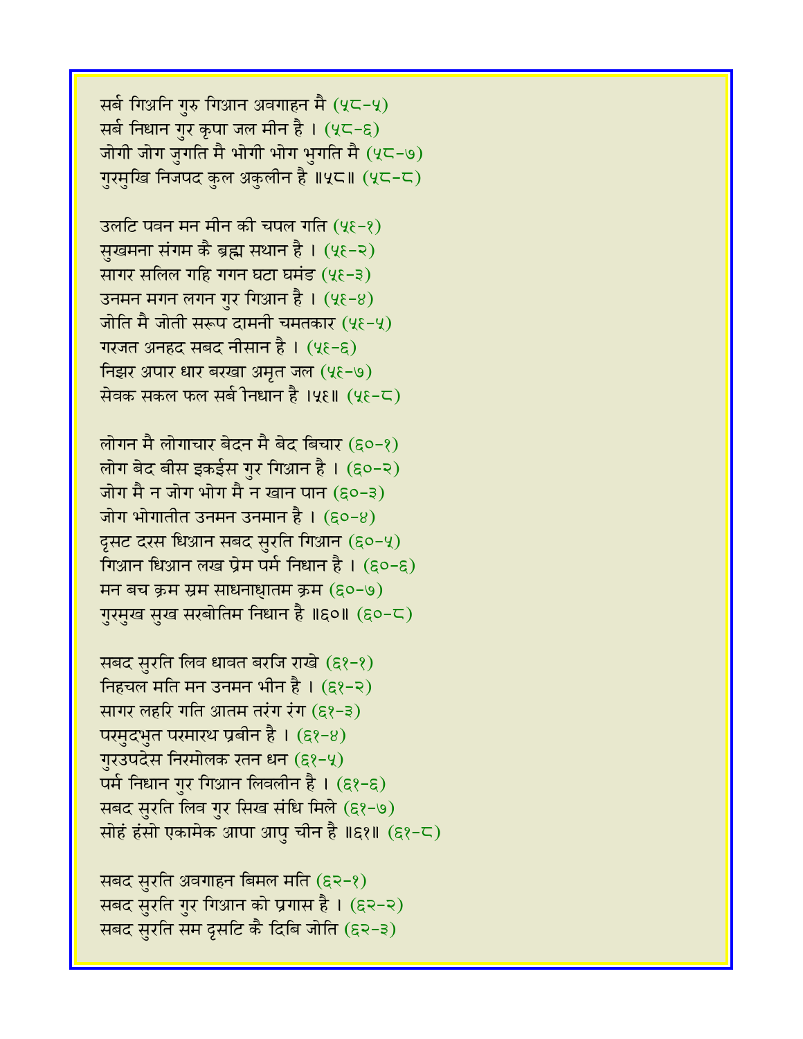सर्ब गिअनि गुरु गिआन अवगाहन मै (५८-५)
सर्ब निधान गुर कृपा जल मीन है । (५८-६)
जोगी जोग जुगति मै भोगी भोग भुगति मै (५८-७)
गुरमुखि निजपद कुल अकुलीन है ॥५८॥ (५८-८)

उलटि पवन मन मीन की चपल गति (५६-१)
सुखमना संगम कै ब्रह्म सथान है । (५६-२)
सागर सलिल गहि गगन घटा घमंड (५६-३)
उनमन मगन लगन गुर गिआन है । (५६-४)
जोति मै जोती सरूप दामनी चमतकार (५६-५)
गरजत अनहद सबद नीसान है । (५६-६)
निझर अपार धार बरखा अमृत जल (५६-७)
सेवक सकल फल सर्ब निधान है ।५६॥ (५६-८)

लोगन मै लोगाचार बेदन मै बेद बिचार (६०-१)
लोग बेद बीस इकईस गुर गिआन है । (६०-२)
जोग मै न जोग भोग मै न खान पान (६०-३)
जोग भोगातीत उनमन उनमान है । (६०-४)
दृसट दरस धिआन सबद सुरति गिआन (६०-५)
गिआन धिआन लख प्रेम पर्म निधान है । (६०-६)
मन बच क्रम स्रम साधनाध्रातम क्रम (६०-७)
गुरमुख सुख सरबोतिम निधान है ॥६०॥ (६०-८)

सबद सुरति लिव धावत बरजि राखे (६१-१)
निहचल मति मन उनमन भीन है । (६१-२)
सागर लहरि गति आतम तरंग रंग (६१-३)
परमुदभुत परमारथ प्रबीन है । (६१-४)
गुरउपदेस निरमोलक रतन धन (६१-५)
पर्म निधान गुर गिआन लिवलीन है । (६१-६)
सबद सुरति लिव गुर सिख संधि मिले (६१-७)
सोहं हंसो एकामेक आपा आपु चीन है ॥६१॥ (६१-८)

सबद सुरति अवगाहन बिमल मति (६२-१)
सबद सुरति गुर गिआन को प्रगास है । (६२-२)
सबद सुरति सम दृसटि कै दिबि जोति (६२-३)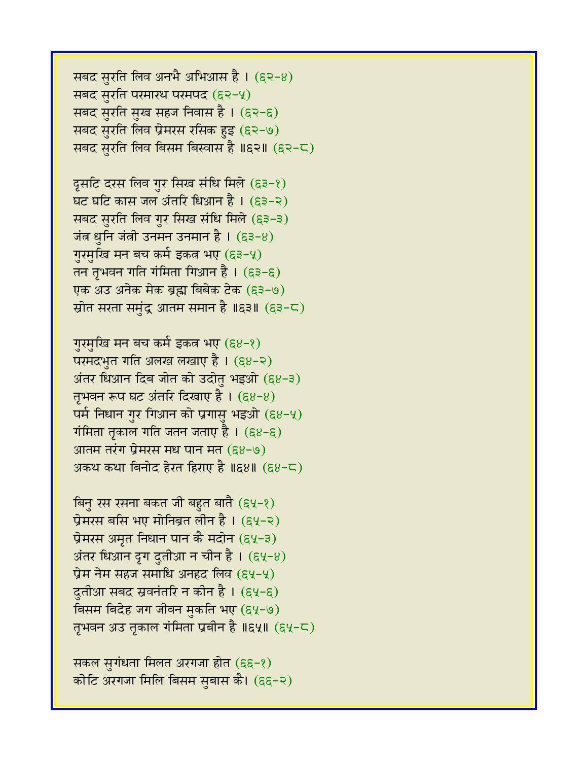सबद सुरति लिव अनभै अभिआस है । (६२-४)
सबद सुरति परमारथ परमपद (६२-५)
सबद सुरति सुख सहज निवास है । (६२-६)
सबद सुरति लिव प्रेमरस रसिक हुइ (६२-७)
सबद सुरति लिव बिसम बिस्वास है ॥६२॥ (६२-८)

दृसटि दरस लिव गुर सिख संधि मिले (६३-१)
घट घटि कास जल अंतरि धिआन है । (६३-२)
सबद सुरति लिव गुर सिख संधि मिले (६३-३)
जंत्र धुनि जंत्री उनमन उनमान है । (६३-४)
गुरमुखि मन बच कर्म इकत्र भए (६३-५)
तन तृभवन गति गंमिता गिआन है । (६३-६)
एक अउ अनेक मेक ब्रह्म बिबेक टेक (६३-७)
स्रोत सरता समुंद्र आतम समान है ॥६३॥ (६३-८)

गुरमुखि मन बच कर्म इकत्र भए (६४-१)
परमदभुत गति अलख लखाए है । (६४-२)
अंतर धिआन दिब जोत को उदोतु भइओ (६४-३)
तृभवन रूप घट अंतरि दिखाए है । (६४-४)
पर्म निधान गुर गिआन को प्रगासु भइओ (६४-५)
गंमिता तृकाल गति जतन जताए है । (६४-६)
आतम तरंग प्रेमरस मध पान मत (६४-७)
अकथ कथा बिनोद हेरत हिराए है ॥६४॥ (६४-८)

बिनु रस रसना बकत जी बहुत बातै (६५-१)
प्रेमरस बसि भए मोनिब्रत लीन है । (६५-२)
प्रेमरस अमृत निधान पान कै मदोन (६५-३)
अंतर धिआन दृग दुतीआ न चीन है । (६५-४)
प्रेम नेम सहज समाधि अनहद लिव (६५-५)
दुतीआ सबद स्रवनंतरि न कीन है । (६५-६)
बिसम बिदेह जग जीवन मुकति भए (६५-७)
तृभवन अउ तृकाल गंमिता प्रबीन है ॥६५॥ (६५-८)

सकल सुगंधता मिलत अरगजा होत (६६-१)
कोटि अरगजा मिलि बिसम सुबास कै। (६६-२)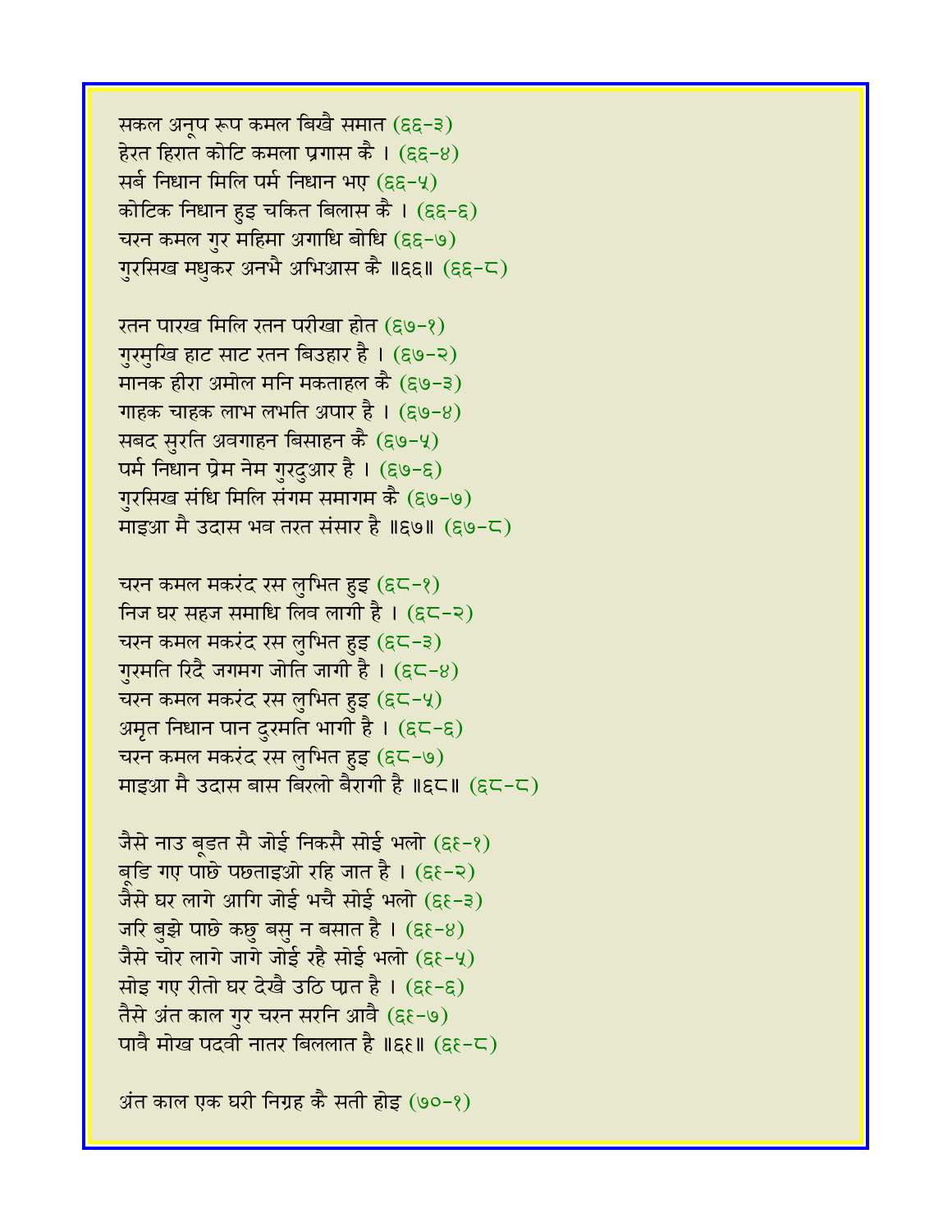सकल अनूप रूप कमल बिखै समात (६६-३)  
हेरत हिरात कोटि कमला प्रगास कै । (६६-४)  
सर्ब निधान मिलि पर्म निधान भए (६६-५)  
कोटिक निधान हुइ चकित बिलास कै । (६६-६)  
चरन कमल गुर महिमा अगाधि बोधि (६६-७)  
गुरसिख मधुकर अनभै अभिआस कै ॥६६॥ (६६-८)

रतन पारख मिलि रतन परीखा होत (६७-१)  
गुरमुखि हाट साट रतन बिउहार है । (६७-२)  
मानक हीरा अमोल मनि मकताहल कै (६७-३)  
गाहक चाहक लाभ लभति अपार है । (६७-४)  
सबद सुरति अवगाहन बिसाहन कै (६७-५)  
पर्म निधान प्रेम नेम गुरदुआर है । (६७-६)  
गुरसिख संधि मिलि संगम समागम कै (६७-७)  
माइआ मै उदास भव तरत संसार है ॥६७॥ (६७-८)

चरन कमल मकरंद रस लुभित हुइ (६८-१)  
निज घर सहज समाधि लिव लागी है । (६८-२)  
चरन कमल मकरंद रस लुभित हुइ (६८-३)  
गुरमति रिदै जगमग जोति जागी है । (६८-४)  
चरन कमल मकरंद रस लुभित हुइ (६८-५)  
अमृत निधान पान दुरमति भागी है । (६८-६)  
चरन कमल मकरंद रस लुभित हुइ (६८-७)  
माइआ मै उदास बास बिरलो बैरागी है ॥६८॥ (६८-८)

जैसे नाउ बूडत सै जोई निकसै सोई भलो (६९-१)  
बूडि गए पाछे पछताइओ रहि जात है । (६९-२)  
जैसे घर लागे आगि जोई भचै सोई भलो (६९-३)  
जरि बुझे पाछे कछु बसु न बसात है । (६९-४)  
जैसे चोर लागे जागे जोई रहै सोई भलो (६९-५)  
सोइ गए रीतो घर देखै उठि प्रात है । (६९-६)  
तैसे अंत काल गुर चरन सरनि आवै (६९-७)  
पावै मोख पदवी नातर बिललात है ॥६९॥ (६९-८)

अंत काल एक घरी निग्रह कै सती होइ (७०-१)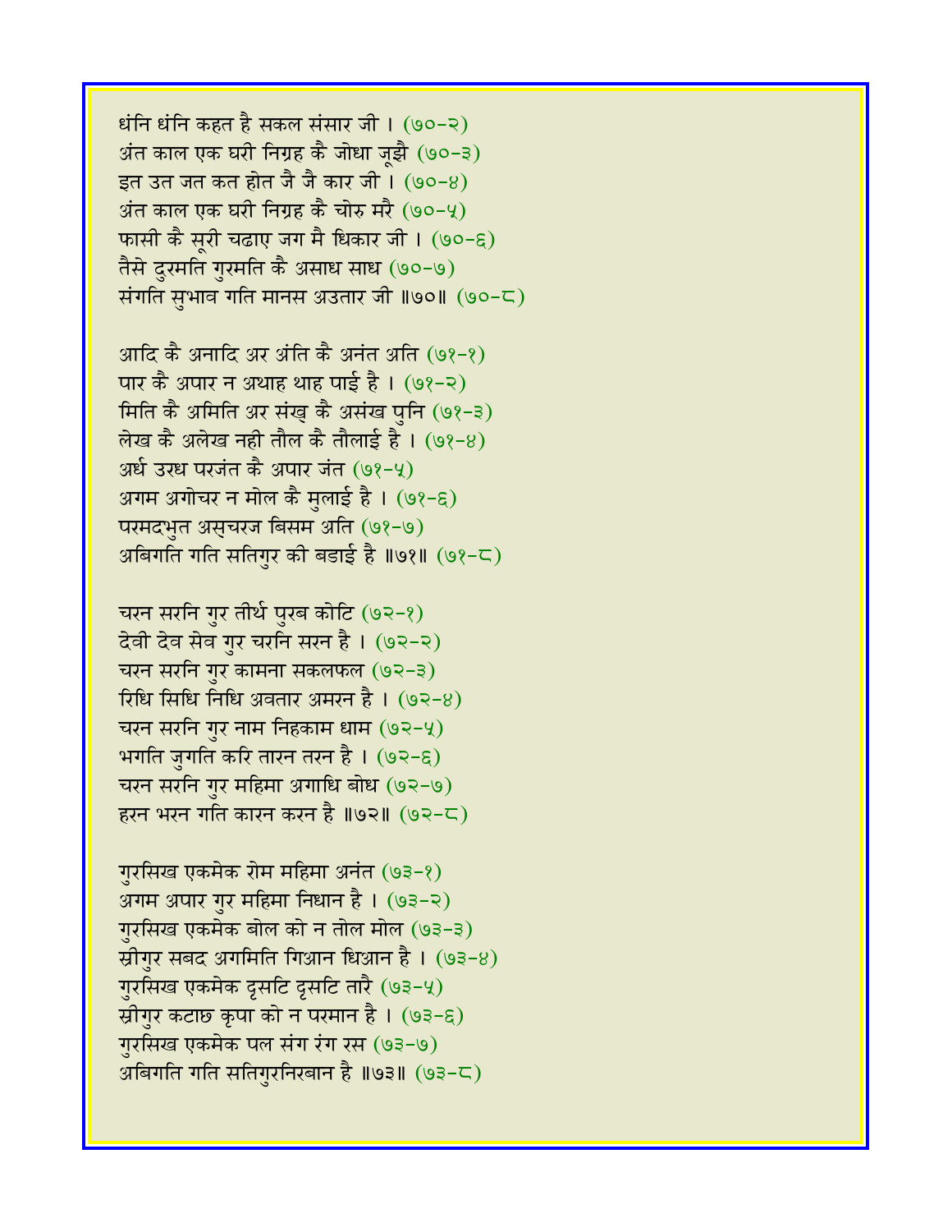धंनि धंनि कहत है सकल संसार जी । (७०-२)
अंत काल एक घरी निग्रह कै जोधा जूझै (७०-३)
इत उत जत कत होत जै जै कार जी । (७०-४)
अंत काल एक घरी निग्रह कै चोरु मरै (७०-५)
फासी कै सूरी चढाए जग मै धिकार जी । (७०-६)
तैसे दुरमति गुरमति कै असाध साध (७०-७)
संगति सुभाव गति मानस अउतार जी ॥७०॥ (७०-८)

आदि कै अनादि अर अंति कै अनंत अति (७१-१)
पार कै अपार न अथाह थाह पाई है । (७१-२)
मिति कै अमिति अर संख् कै असंख पुनि (७१-३)
लेख कै अलेख नही तौल कै तौलाई है । (७१-४)
अर्ध उरध परजंत कै अपार जंत (७१-५)
अगम अगोचर न मोल कै मुलाई है । (७१-६)
परमदभुत अस्चरज बिसम अति (७१-७)
अबिगति गति सतिगुर की बडाई है ॥७१॥ (७१-८)

चरन सरनि गुर तीर्थ पुरब कोटि (७२-१)
देवी देव सेव गुर चरनि सरन है । (७२-२)
चरन सरनि गुर कामना सकलफल (७२-३)
रिधि सिधि निधि अवतार अमरन है । (७२-४)
चरन सरनि गुर नाम निहकाम धाम (७२-५)
भगति जुगति करि तारन तरन है । (७२-६)
चरन सरनि गुर महिमा अगाधि बोध (७२-७)
हरन भरन गति कारन करन है ॥७२॥ (७२-८)

गुरसिख एकमेक रोम महिमा अनंत (७३-१)
अगम अपार गुर महिमा निधान है । (७३-२)
गुरसिख एकमेक बोल को न तोल मोल (७३-३)
स्रीगुर सबद अगमिति गिआन धिआन है । (७३-४)
गुरसिख एकमेक दृसटि दृसटि तारै (७३-५)
स्रीगुर कटाछ कृपा को न परमान है । (७३-६)
गुरसिख एकमेक पल संग रंग रस (७३-७)
अबिगति गति सतिगुरनिरबान है ॥७३॥ (७३-८)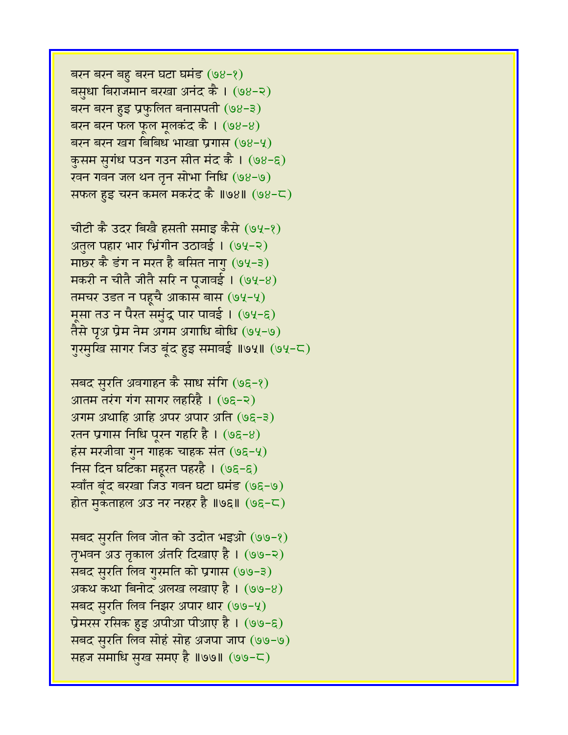बरन बरन बहु बरन घटा घमंड (७४-१)
बसुधा बिराजमान बरखा अनंद कै । (७४-२)
बरन बरन हुइ प्रफुलित बनासपती (७४-३)
बरन बरन फल फूल मूलकंद कै । (७४-४)
बरन बरन खग बिबिध भाखा प्रगास (७४-५)
कुसम सुगंध पउन गउन सीत मंद कै । (७४-६)
रवन गवन जल थन तृन सोभा निधि (७४-७)
सफल हुइ चरन कमल मकरंद कै ॥७४॥ (७४-८)

चीटी कै उदर बिखै हसती समाइ कैसे (७५-१)
अतुल पहार भार भ्रिंगीन उठावई । (७५-२)
माछर कै डंग न मरत है बसित नागु (७५-३)
मकरी न चीतै जीतै सरि न पूजावई । (७५-४)
तमचर उडत न पहूचै आकास बास (७५-५)
मूसा तउ न पैरत समुंद्र पार पावई । (७५-६)
तैसे पृअ प्रेम नेम अगम अगाधि बोधि (७५-७)
गुरमुखि सागर जिउ बूंद हुइ समावई ॥७५॥ (७५-८)

सबद सुरति अवगाहन कै साध संगि (७६-१)
आतम तरंग गंग सागर लहरिहै । (७६-२)
अगम अथाहि आहि अपर अपार अति (७६-३)
रतन प्रगास निधि पूरन गहरि है । (७६-४)
हंस मरजीवा गुन गाहक चाहक संत (७६-५)
निस दिन घटिका महूरत पहरहै । (७६-६)
स्वाँत बूंद बरखा जिउ गवन घटा घमंड (७६-७)
होत मुकताहल अउ नर नरहर है ॥७६॥ (७६-८)

सबद सुरति लिव जोत को उदोत भइओ (७७-१)
तृभवन अउ तृकाल अंतरि दिखाए है । (७७-२)
सबद सुरति लिव गुरमति को प्रगास (७७-३)
अकथ कथा बिनोद अलख लखाए है । (७७-४)
सबद सुरति लिव निझर अपार धार (७७-५)
प्रेमरस रसिक हुइ अपीआ पीआए है । (७७-६)
सबद सुरति लिव सोहं सोह अजपा जाप (७७-७)
सहज समाधि सुख समए है ॥७७॥ (७७-८)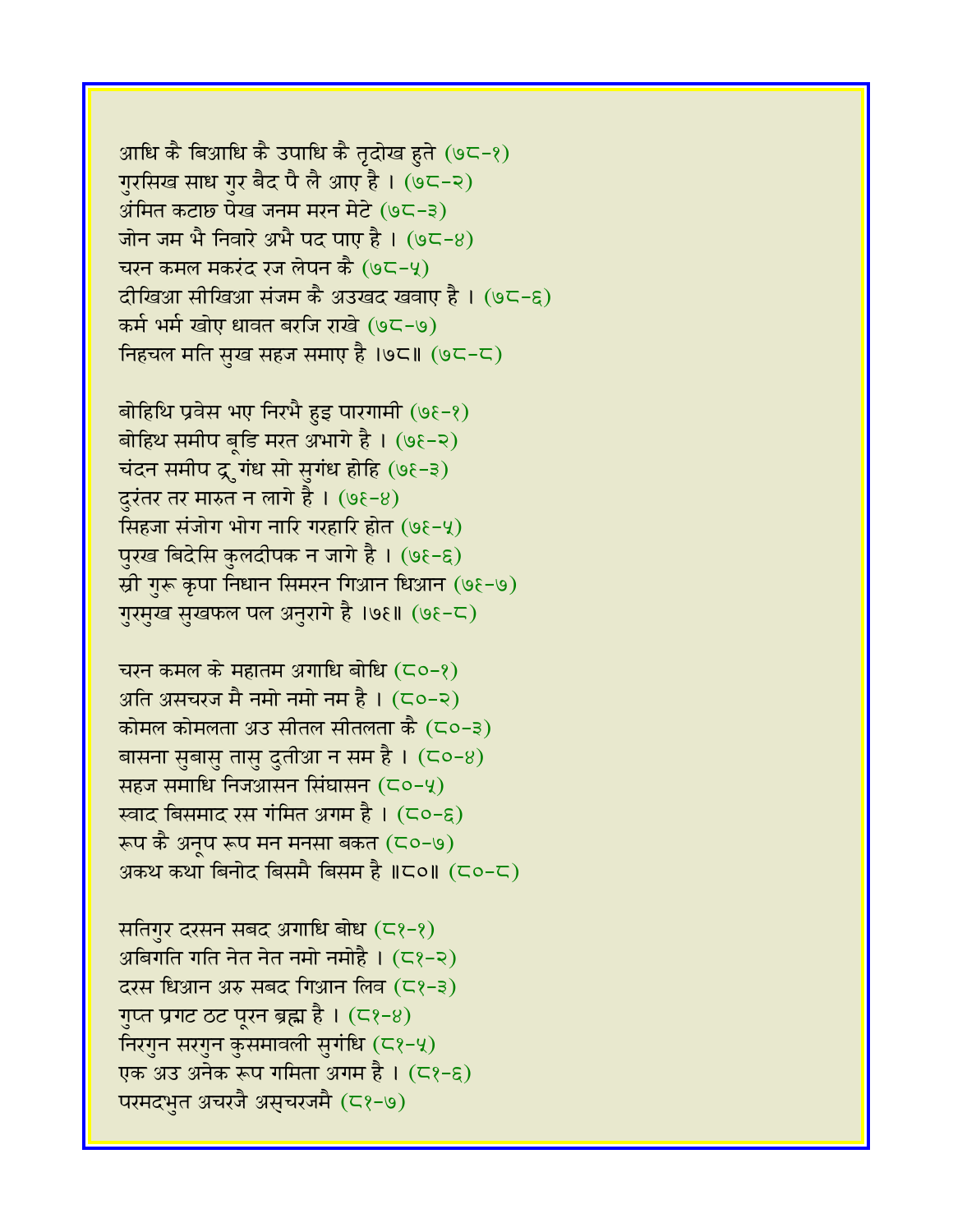आधि कै बिआधि कै उपाधि कै तृदोख हुते (७८-१)
गुरसिख साध गुर बैद पै लै आए है । (७८-२)
अंमित कटाछ पेख जनम मरन मेटे (७८-३)
जोन जम भै निवारे अभै पद पाए है । (७८-४)
चरन कमल मकरंद रज लेपन कै (७८-५)
दीखिआ सीखिआ संजम कै अउखद खवाए है । (७८-६)
कर्म भर्म खोए धावत बरजि राखे (७८-७)
निहचल मति सुख सहज समाए है ।७८॥ (७८-८)

बोहिथि प्रवेस भए निरभै हुइ पारगामी (७९-१)
बोहिथ समीप बूडि मरत अभागे है । (७९-२)
चंदन समीप द्रुगंध सो सुगंध होहि (७९-३)
दुरंतर तर मारुत न लागे है । (७९-४)
सिहजा संजोग भोग नारि गरहारि होत (७९-५)
पुरख बिदेसि कुलदीपक न जागे है । (७९-६)
स्री गुरू कृपा निधान सिमरन गिआन धिआन (७९-७)
गुरमुख सुखफल पल अनुरागे है ।७९॥ (७९-८)

चरन कमल के महातम अगाधि बोधि (८०-१)
अति असचरज मै नमो नमो नम है । (८०-२)
कोमल कोमलता अउ सीतल सीतलता कै (८०-३)
बासना सुबासु तासु दुतीआ न सम है । (८०-४)
सहज समाधि निजआसन सिंघासन (८०-५)
स्वाद बिसमाद रस गंमित अगम है । (८०-६)
रूप कै अनूप रूप मन मनसा बकत (८०-७)
अकथ कथा बिनोद बिसमै बिसम है ॥८०॥ (८०-८)

सतिगुर दरसन सबद अगाधि बोध (८१-१)
अबिगति गति नेत नेत नमो नमोहै । (८१-२)
दरस धिआन अरु सबद गिआन लिव (८१-३)
गुप्त प्रगट ठट पूरन ब्रह्म है । (८१-४)
निरगुन सरगुन कुसमावली सुगंधि (८१-५)
एक अउ अनेक रूप गमिता अगम है । (८१-६)
परमदभुत अचरजै अस्चरजमै (८१-७)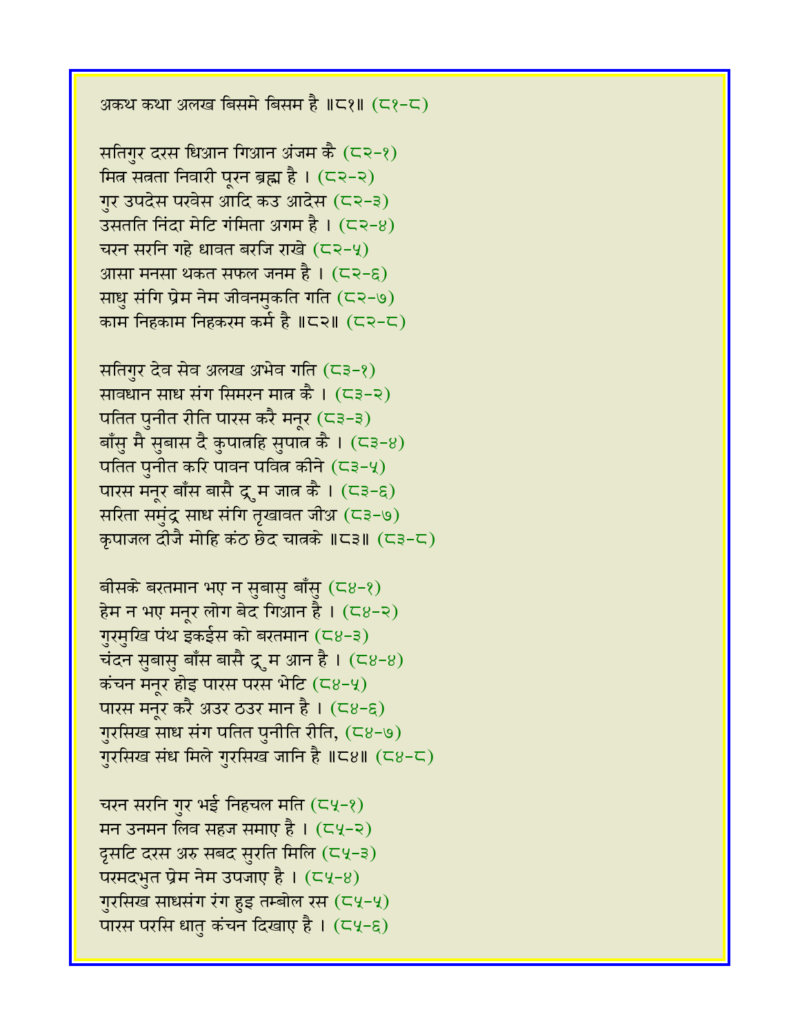अकथ कथा अलख बिसमे बिसम है ॥८१॥ (८१-८)

सतिगुर दरस धिआन गिआन अंजम कै (८२-१)
मित्र सत्रता निवारी पूरन ब्रह्म है । (८२-२)
गुर उपदेस परवेस आदि कउ आदेस (८२-३)
उसतति निंदा मेटि गंमिता अगम है । (८२-४)
चरन सरनि गहे धावत बरजि राखे (८२-५)
आसा मनसा थकत सफल जनम है । (८२-६)
साधु संगि प्रेम नेम जीवनमुकति गति (८२-७)
काम निहकाम निहकरम कर्म है ॥८२॥ (८२-८)

सतिगुर देव सेव अलख अभेव गति (८३-१)
सावधान साध संग सिमरन मात्र कै । (८३-२)
पतित पुनीत रीति पारस करै मनूर (८३-३)
बाँसु मै सुबास दै कुपात्रहि सुपात्र कै । (८३-४)
पतित पुनीत करि पावन पवित्र कीने (८३-५)
पारस मनूर बाँस बासै द्रुम जात्र कै । (८३-६)
सरिता समुंद्र साध संगि तृखावत जीअ (८३-७)
कृपाजल दीजै मोहि कंठ छेद चात्रके ॥८३॥ (८३-८)

बीसके बरतमान भए न सुबासु बाँसु (८४-१)
हेम न भए मनूर लोग बेद गिआन है । (८४-२)
गुरमुखि पंथ इकईस को बरतमान (८४-३)
चंदन सुबासु बाँस बासै द्रुम आन है । (८४-४)
कंचन मनूर होइ पारस परस भेटि (८४-५)
पारस मनूर करै अउर ठउर मान है । (८४-६)
गुरसिख साध संग पतित पुनीति रीति, (८४-७)
गुरसिख संध मिले गुरसिख जानि है ॥८४॥ (८४-८)

चरन सरनि गुर भई निहचल मति (८५-१)
मन उनमन लिव सहज समाए है । (८५-२)
दृसटि दरस अरु सबद सुरति मिलि (८५-३)
परमदभुत प्रेम नेम उपजाए है । (८५-४)
गुरसिख साधसंग रंग हुइ तम्बोल रस (८५-५)
पारस परसि धातु कंचन दिखाए है । (८५-६)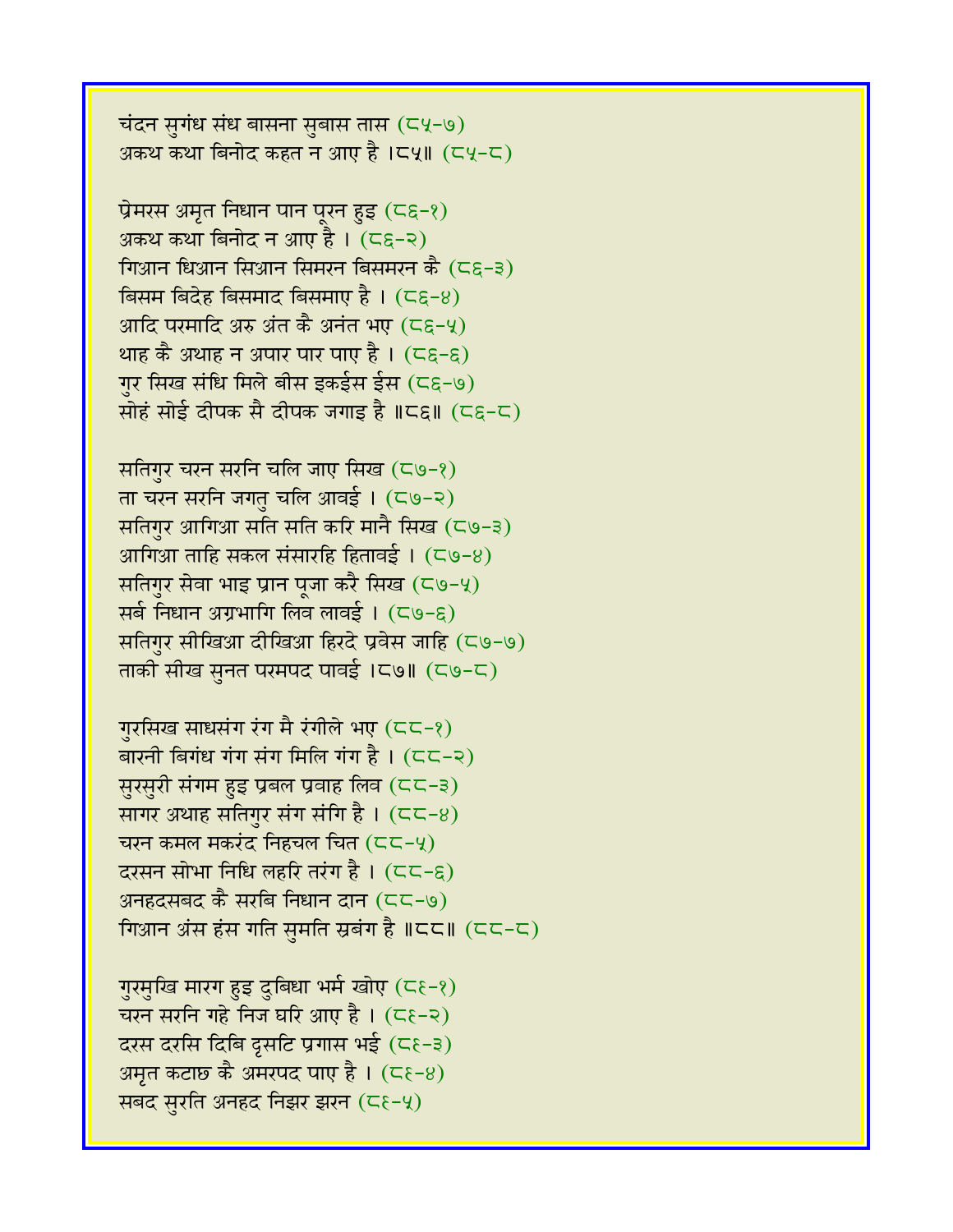चंदन सुगंध संध बासना सुबास तास (८५-७)
अकथ कथा बिनोद कहत न आए है ।८५॥ (८५-८)

प्रेमरस अमृत निधान पान पूरन हुइ (८६-१)
अकथ कथा बिनोद न आए है । (८६-२)
गिआन धिआन सिआन सिमरन बिसमरन कै (८६-३)
बिसम बिदेह बिसमाद बिसमाए है । (८६-४)
आदि परमादि अरु अंत कै अनंत भए (८६-५)
थाह कै अथाह न अपार पार पाए है । (८६-६)
गुर सिख संधि मिले बीस इकईस ईस (८६-७)
सोहं सोई दीपक सै दीपक जगाइ है ॥८६॥ (८६-८)

सतिगुर चरन सरनि चलि जाए सिख (८७-१)
ता चरन सरनि जगतु चलि आवई । (८७-२)
सतिगुर आगिआ सति सति करि मानै सिख (८७-३)
आगिआ ताहि सकल संसारहि हितावई । (८७-४)
सतिगुर सेवा भाइ प्रान पूजा करै सिख (८७-५)
सर्ब निधान अग्रभागि लिव लावई । (८७-६)
सतिगुर सीखिआ दीखिआ हिरदे प्रवेस जाहि (८७-७)
ताकी सीख सुनत परमपद पावई ।८७॥ (८७-८)

गुरसिख साधसंग रंग मै रंगीले भए (८८-१)
बारनी बिगंध गंग संग मिलि गंग है । (८८-२)
सुरसुरी संगम हुइ प्रबल प्रवाह लिव (८८-३)
सागर अथाह सतिगुर संग संगि है । (८८-४)
चरन कमल मकरंद निहचल चित (८८-५)
दरसन सोभा निधि लहरि तरंग है । (८८-६)
अनहदसबद कै सरबि निधान दान (८८-७)
गिआन अंस हंस गति सुमति स्रबंग है ॥८८॥ (८८-८)

गुरमुखि मारग हुइ दुबिधा भर्म खोए (८९-१)
चरन सरनि गहे निज घरि आए है । (८९-२)
दरस दरसि दिबि दृसटि प्रगास भई (८९-३)
अमृत कटाछ कै अमरपद पाए है । (८९-४)
सबद सुरति अनहद निझर झरन (८९-५)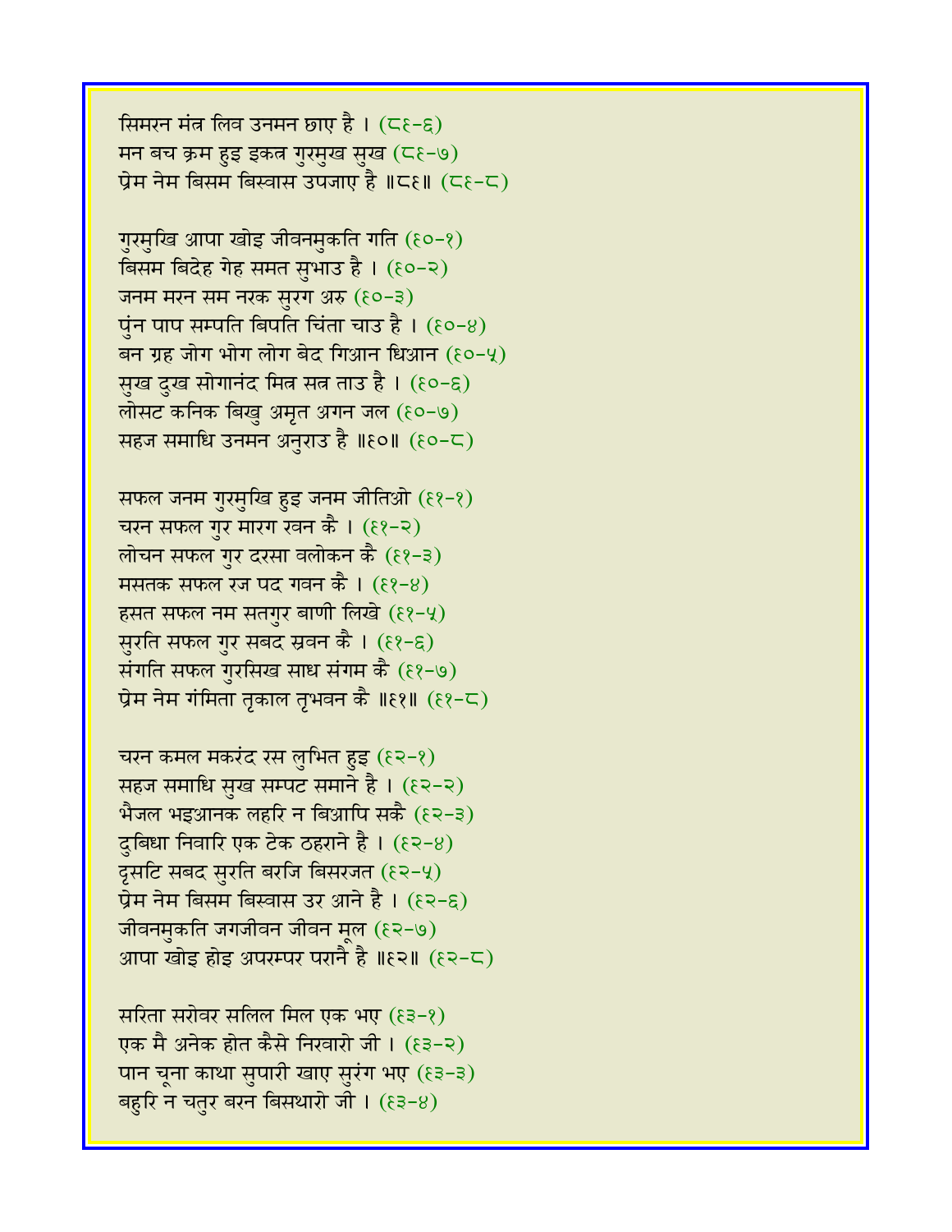सिमरन मंत्र लिव उनमन छाए है । (८९-६)
मन बच क्रम हुइ इकत्र गुरमुख सुख (८९-७)
प्रेम नेम बिसम बिस्वास उपजाए है ॥८९॥ (८९-८)

गुरमुखि आपा खोइ जीवनमुकति गति (९०-१)
बिसम बिदेह गेह समत सुभाउ है । (९०-२)
जनम मरन सम नरक सुरग अरु (९०-३)
पुंन पाप सम्पति बिपति चिंता चाउ है । (९०-४)
बन ग्रह जोग भोग लोग बेद गिआन धिआन (९०-५)
सुख दुख सोगानंद मित्र सत्र ताउ है । (९०-६)
लोसट कनिक बिखु अमृत अगन जल (९०-७)
सहज समाधि उनमन अनुराउ है ॥९०॥ (९०-८)

सफल जनम गुरमुखि हुइ जनम जीतिओ (९१-१)
चरन सफल गुर मारग रवन कै । (९१-२)
लोचन सफल गुर दरसा वलोकन कै (९१-३)
मसतक सफल रज पद गवन कै । (९१-४)
हसत सफल नम सतगुर बाणी लिखे (९१-५)
सुरति सफल गुर सबद स्रवन कै । (९१-६)
संगति सफल गुरसिख साध संगम कै (९१-७)
प्रेम नेम गंमिता तृकाल तृभवन कै ॥९१॥ (९१-८)

चरन कमल मकरंद रस लुभित हुइ (९२-१)
सहज समाधि सुख सम्पट समाने है । (९२-२)
भैजल भइआनक लहरि न बिआपि सकै (९२-३)
दुबिधा निवारि एक टेक ठहराने है । (९२-४)
दृसटि सबद सुरति बरजि बिसरजत (९२-५)
प्रेम नेम बिसम बिस्वास उर आने है । (९२-६)
जीवनमुकति जगजीवन जीवन मूल (९२-७)
आपा खोइ होइ अपरम्पर पराने है ॥९२॥ (९२-८)

सरिता सरोवर सलिल मिल एक भए (९३-१)
एक मै अनेक होत कैसे निरवारो जी । (९३-२)
पान चूना काथा सुपारी खाए सुरंग भए (९३-३)
बहुरि न चतुर बरन बिसथारो जी । (९३-४)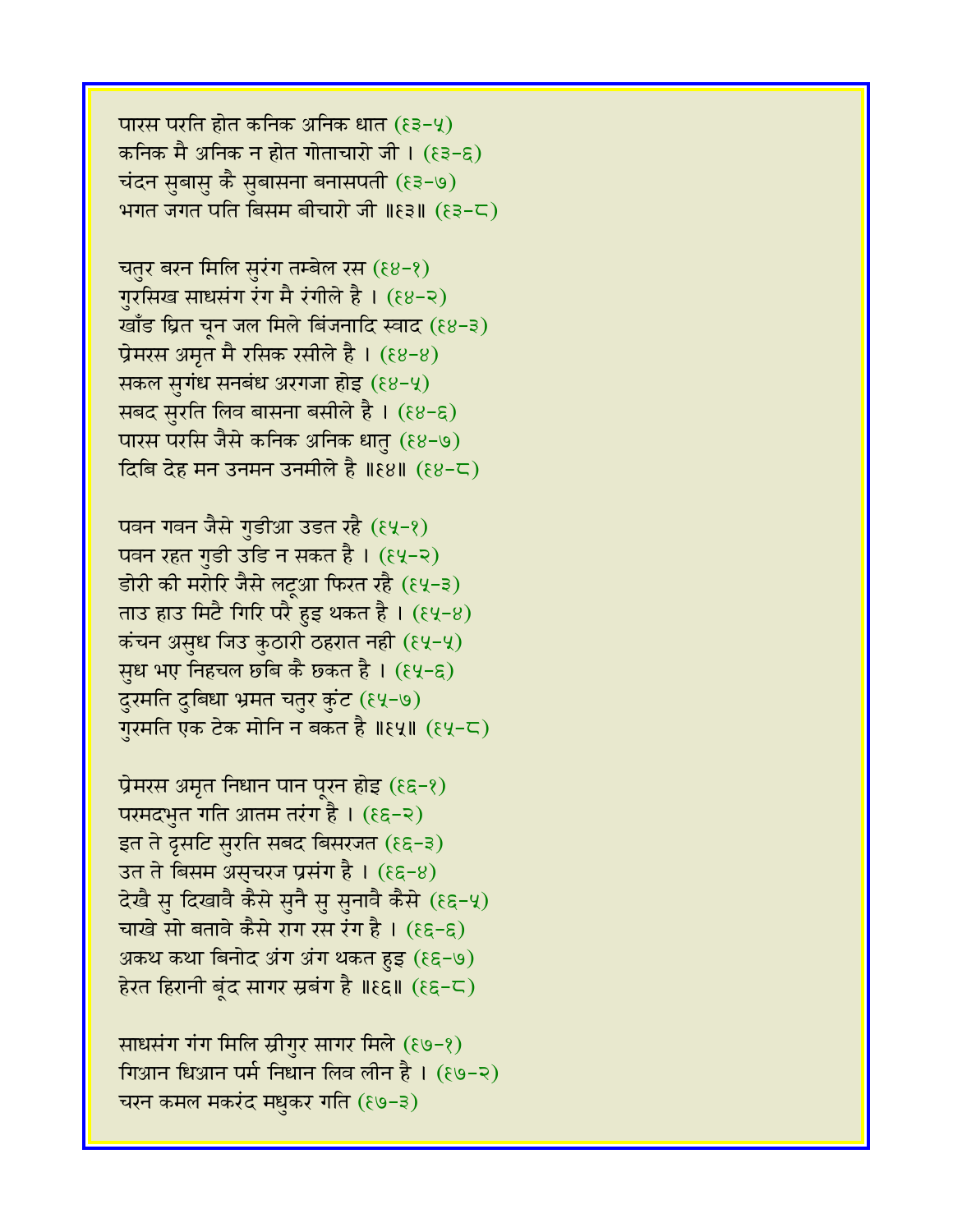पारस परति होत कनिक अनिक धात (६३-५)
कनिक मै अनिक न होत गोताचारो जी । (६३-६)
चंदन सुबासु कै सुबासना बनासपती (६३-७)
भगत जगत पति बिसम बीचारो जी ॥६३॥ (६३-८)

चतुर बरन मिलि सुरंग तम्बेल रस (६४-१)
गुरसिख साधसंग रंग मै रंगीले है । (६४-२)
खाँड घ्रित चून जल मिले बिंजनादि स्वाद (६४-३)
प्रेमरस अमृत मै रसिक रसीले है । (६४-४)
सकल सुगंध सनबंध अरगजा होइ (६४-५)
सबद सुरति लिव बासना बसीले है । (६४-६)
पारस परसि जैसे कनिक अनिक धातु (६४-७)
दिबि देह मन उनमन उनमीले है ॥६४॥ (६४-८)

पवन गवन जैसे गुडीआ उडत रहै (६५-१)
पवन रहत गुडी उडि न सकत है । (६५-२)
डोरी की मरोरि जैसे लटूआ फिरत रहै (६५-३)
ताउ हाउ मिटै गिरि परै हुइ थकत है । (६५-४)
कंचन असुध जिउ कुठारी ठहरात नही (६५-५)
सुध भए निहचल छबि कै छकत है । (६५-६)
दुरमति दुबिधा भ्रमत चतुर कुंट (६५-७)
गुरमति एक टेक मोनि न बकत है ॥६५॥ (६५-८)

प्रेमरस अमृत निधान पान पूरन होइ (६६-१)
परमदभुत गति आतम तरंग है । (६६-२)
इत ते दृसटि सुरति सबद बिसरजत (६६-३)
उत ते बिसम असचरज प्रसंग है । (६६-४)
देखै सु दिखावै कैसे सुनै सु सुनावै कैसे (६६-५)
चाखे सो बतावे कैसे राग रस रंग है । (६६-६)
अकथ कथा बिनोद अंग अंग थकत हुइ (६६-७)
हेरत हिरानी बूंद सागर स्रबंग है ॥६६॥ (६६-८)

साधसंग गंग मिलि स्रीगुर सागर मिले (६७-१)
गिआन धिआन पर्म निधान लिव लीन है । (६७-२)
चरन कमल मकरंद मधुकर गति (६७-३)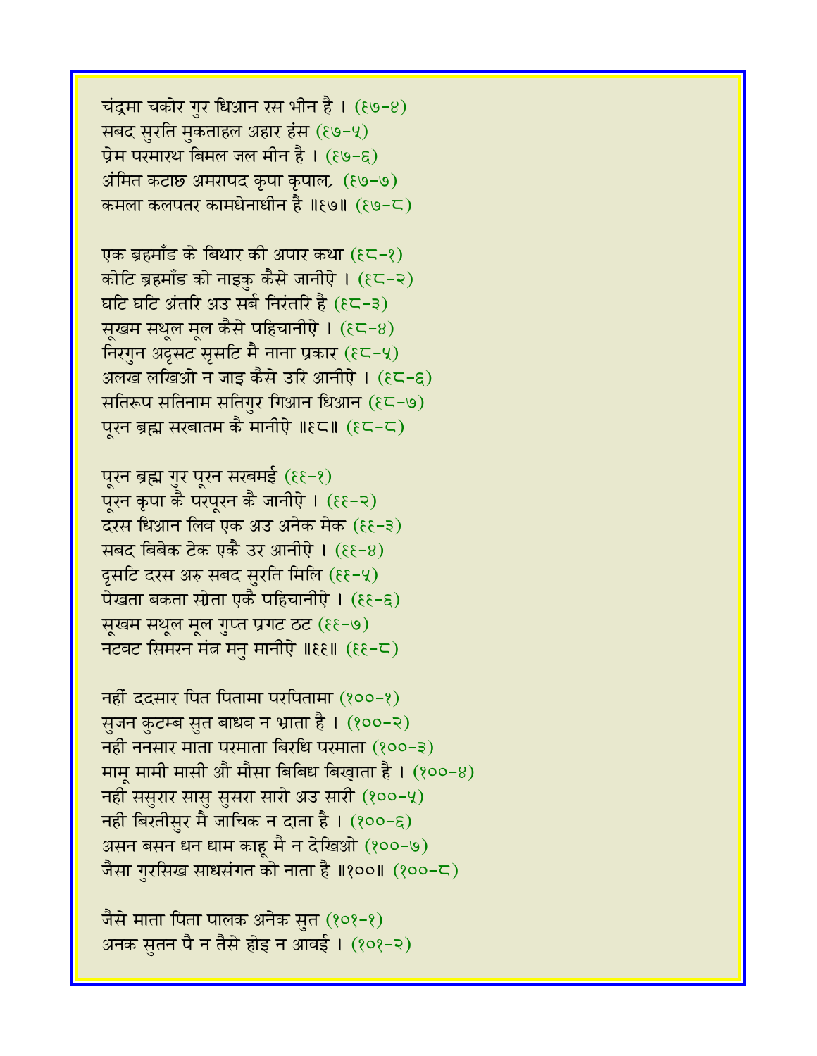चंद्रमा चकोर गुर धिआन रस भीन है । (६७-४)
सबद सुरति मुकताहल अहार हंस (६७-५)
प्रेम परमारथ बिमल जल मीन है । (६७-६)
अंमित कटाछ अमरापद कृपा कृपाल, (६७-७)
कमला कलपतर कामधेनाधीन है ॥६७॥ (६७-८)

एक ब्रहमाँड के बिथार की अपार कथा (६८-१)
कोटि ब्रहमाँड को नाइकु कैसे जानीऐ । (६८-२)
घटि घटि अंतरि अउ सर्ब निरंतरि है (६८-३)
सूखम सथूल मूल कैसे पहिचानीऐ । (६८-४)
निरगुन अदृसट सृसटि मै नाना प्रकार (६८-५)
अलख लखिओ न जाइ कैसे उरि आनीऐ । (६८-६)
सतिरूप सतिनाम सतिगुर गिआन धिआन (६८-७)
पूरन ब्रह्म सरबातम कै मानीऐ ॥६८॥ (६८-८)

पूरन ब्रह्म गुर पूरन सरबमई (६९-१)
पूरन कृपा कै परपूरन कै जानीऐ । (६९-२)
दरस धिआन लिव एक अउ अनेक मेक (६९-३)
सबद बिबेक टेक एकै उर आनीऐ । (६९-४)
दृसटि दरस अरु सबद सुरति मिलि (६९-५)
पेखता बकता स्रोता एकै पहिचानीऐ । (६९-६)
सूखम सथूल मूल गुप्त प्रगट ठट (६९-७)
नटवट सिमरन मंत्र मनु मानीऐ ॥६९॥ (६९-८)

नहीं ददसार पित पितामा परपितामा (१००-१)
सुजन कुटम्ब सुत बाधव न भ्राता है । (१००-२)
नही ननसार माता परमाता बिरधि परमाता (१००-३)
मामू मामी मासी औ मौसा बिबिध बिख्याता है । (१००-४)
नही ससुरार सासु सुसरा सारो अउ सारी (१००-५)
नही बिरतीसुर मै जाचिक न दाता है । (१००-६)
असन बसन धन धाम काहू मै न देखिओ (१००-७)
जैसा गुरसिख साधसंगत को नाता है ॥१००॥ (१००-८)

जैसे माता पिता पालक अनेक सुत (१०१-१)
अनक सुतन पै न तैसे होइ न आवई । (१०१-२)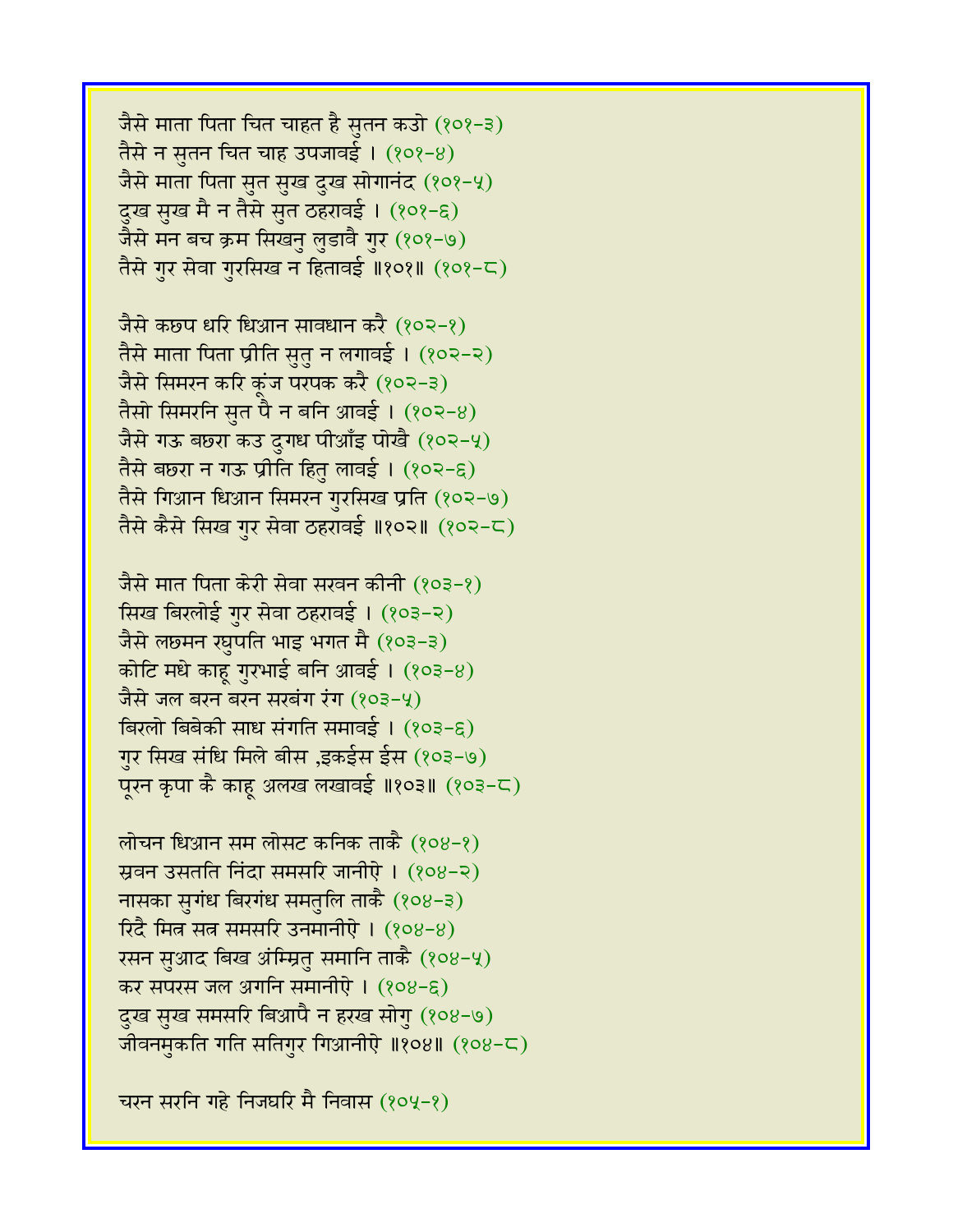जैसे माता पिता चित चाहत है सुतन कउो (१०१-३)
तैसे न सुतन चित चाह उपजावई । (१०१-४)
जैसे माता पिता सुत सुख दुख सोगानंद (१०१-५)
दुख सुख मै न तैसे सुत ठहरावई । (१०१-६)
जैसे मन बच क्रम सिखनु लुडावै गुर (१०१-७)
तैसे गुर सेवा गुरसिख न हितावई ॥१०१॥ (१०१-८)

जैसे कछप धरि धिआन सावधान करै (१०२-१)
तैसे माता पिता प्रीति सुतु न लगावई । (१०२-२)
जैसे सिमरन करि कूंज परपक करै (१०२-३)
तैसो सिमरनि सुत पै न बनि आवई । (१०२-४)
जैसे गऊ बछरा कउ दुगध पीआँइ पोखै (१०२-५)
तैसे बछरा न गऊ प्रीति हितु लावई । (१०२-६)
तैसे गिआन धिआन सिमरन गुरसिख प्रति (१०२-७)
तैसे कैसे सिख गुर सेवा ठहरावई ॥१०२॥ (१०२-८)

जैसे मात पिता केरी सेवा सरवन कीनी (१०३-१)
सिख बिरलोई गुर सेवा ठहरावई । (१०३-२)
जैसे लछमन रघुपति भाइ भगत मै (१०३-३)
कोटि मधे काहू गुरभाई बनि आवई । (१०३-४)
जैसे जल बरन बरन सरबंग रंग (१०३-५)
बिरलो बिबेकी साध संगति समावई । (१०३-६)
गुर सिख संधि मिले बीस ,इकईस ईस (१०३-७)
पूरन कृपा कै काहू अलख लखावई ॥१०३॥ (१०३-८)

लोचन धिआन सम लोसट कनिक ताकै (१०४-१)
स्रवन उसतति निंदा समसरि जानीऐ । (१०४-२)
नासका सुगंध बिरगंध समतुलि ताकै (१०४-३)
रिदै मित्र सत्र समसरि उनमानीऐ । (१०४-४)
रसन सुआद बिख अंम्रितु समानि ताकै (१०४-५)
कर सपरस जल अगनि समानीऐ । (१०४-६)
दुख सुख समसरि बिआपै न हरख सोगु (१०४-७)
जीवनमुकति गति सतिगुर गिआनीऐ ॥१०४॥ (१०४-८)

चरन सरनि गहे निजघरि मै निवास (१०५-१)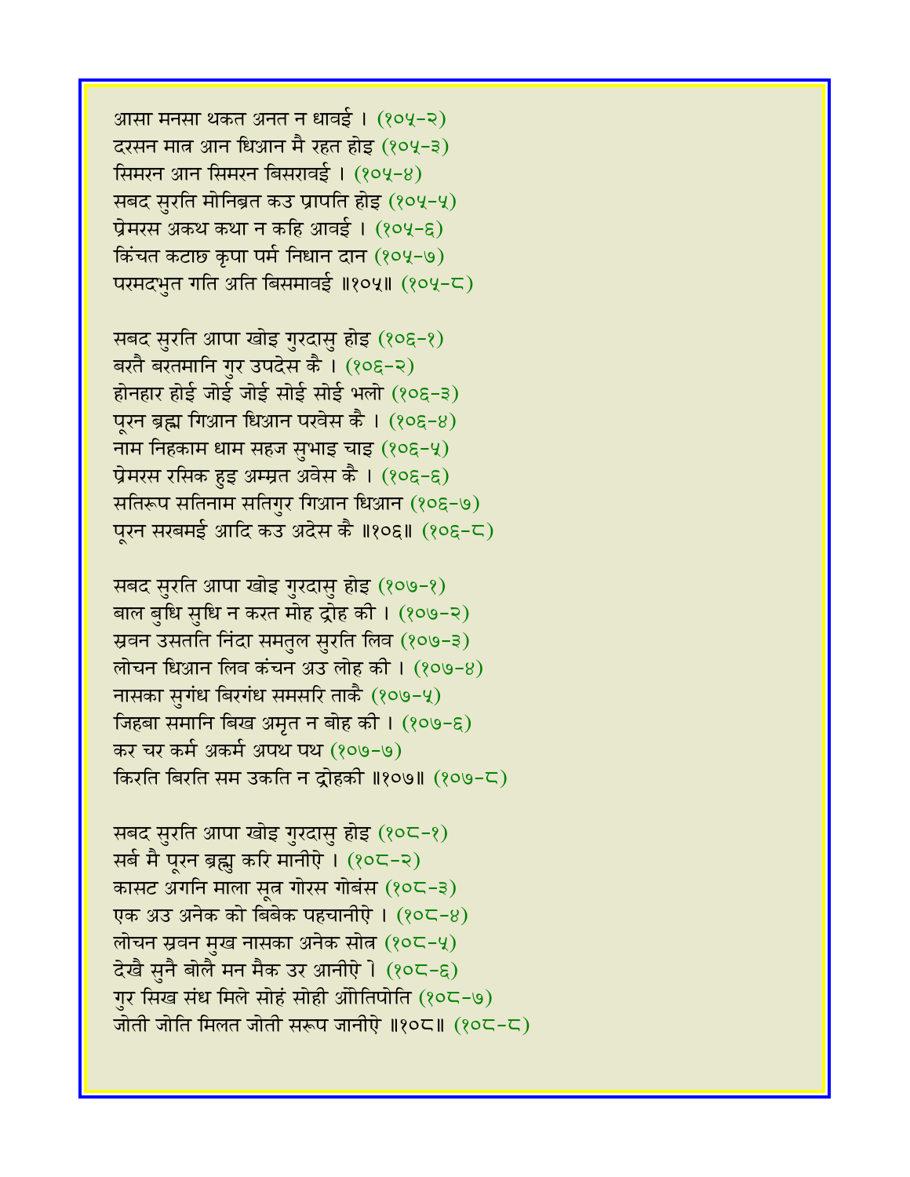आसा मनसा थकत अनत न धावई । (१०५-२)
दरसन मात्र आन धिआन मै रहत होइ (१०५-३)
सिमरन आन सिमरन बिसरावई । (१०५-४)
सबद सुरति मोनिब्रत कउ प्रापति होइ (१०५-५)
प्रेमरस अकथ कथा न कहि आवई । (१०५-६)
किंचत कटाछ कृपा पर्म निधान दान (१०५-७)
परमदभुत गति अति बिसमावई ॥१०५॥ (१०५-८)

सबद सुरति आपा खोइ गुरदासु होइ (१०६-१)
बरतै बरतमानि गुर उपदेस कै । (१०६-२)
होनहार होई जोई जोई सोई सोई भलो (१०६-३)
पूरन ब्रह्म गिआन धिआन परवेस कै । (१०६-४)
नाम निहकाम धाम सहज सुभाइ चाइ (१०६-५)
प्रेमरस रसिक हुइ अम्म्रत अवेस कै । (१०६-६)
सतिरूप सतिनाम सतिगुर गिआन धिआन (१०६-७)
पूरन सरबमई आदि कउ अदेस कै ॥१०६॥ (१०६-८)

सबद सुरति आपा खोइ गुरदासु होइ (१०७-१)
बाल बुधि सुधि न करत मोह द्रोह की । (१०७-२)
स्रवन उसतति निंदा समतुल सुरति लिव (१०७-३)
लोचन धिआन लिव कंचन अउ लोह की । (१०७-४)
नासका सुगंध बिरगंध समसरि ताकै (१०७-५)
जिहबा समानि बिख अमृत न बोह की । (१०७-६)
कर चर कर्म अकर्म अपथ पथ (१०७-७)
किरति बिरति सम उकति न द्रोहकी ॥१०७॥ (१०७-८)

सबद सुरति आपा खोइ गुरदासु होइ (१०८-१)
सर्ब मै पूरन ब्रह्मु करि मानीऐ । (१०८-२)
कासट अगनि माला सूत्र गोरस गोबंस (१०८-३)
एक अउ अनेक को बिबेक पहचानीऐ । (१०८-४)
लोचन स्रवन मुख नासका अनेक सोत्र (१०८-५)
देखै सुनै बोलै मन मैक उर आनीऐ । (१०८-६)
गुर सिख संध मिले सोहं सोही ओतिपोति (१०८-७)
जोती जोति मिलत जोती सरूप जानीऐ ॥१०८॥ (१०८-८)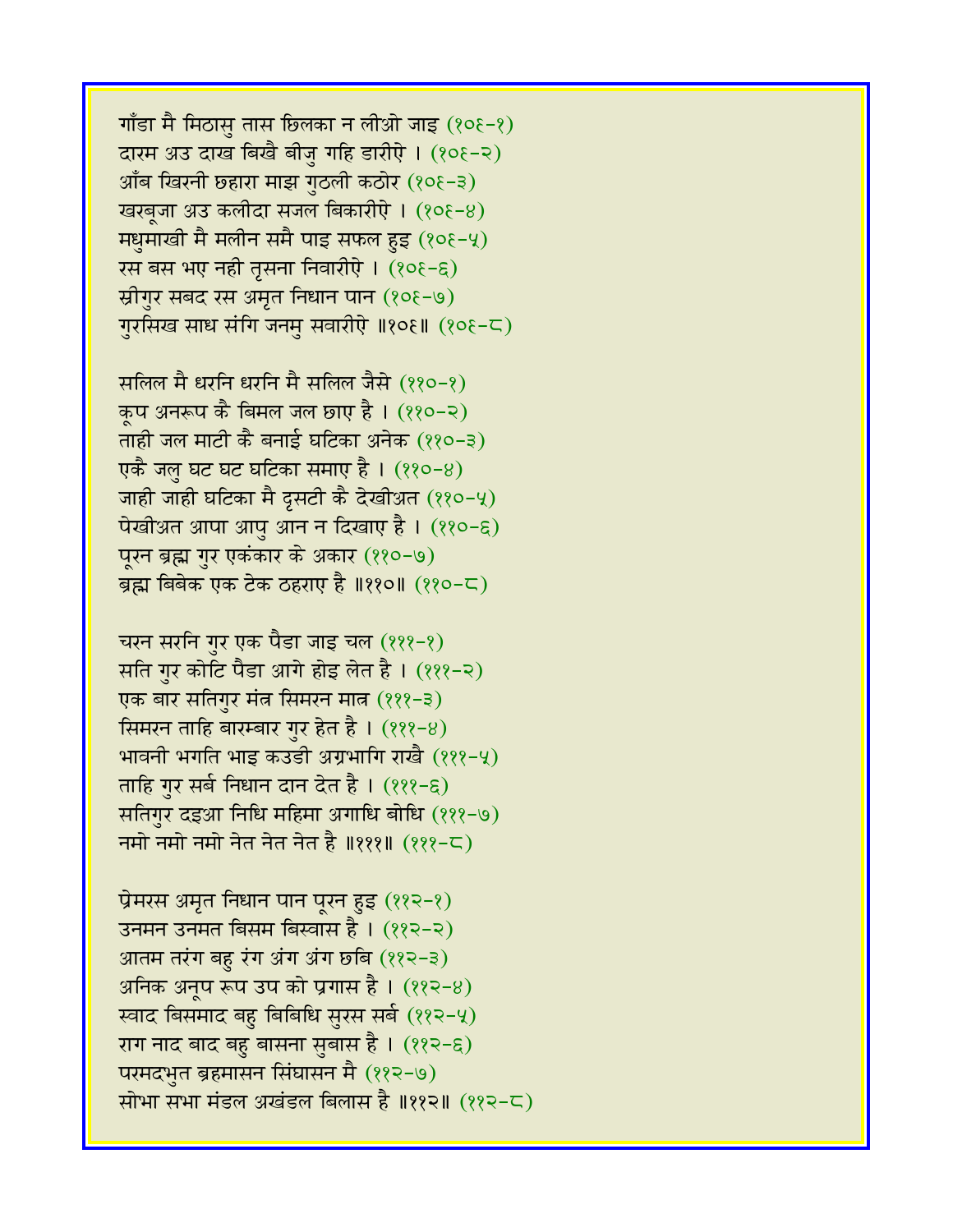गाँडा मै मिठासु तास छिलका न लीओ जाइ (१०६-१)
दारम अउ दाख बिखै बीजु गहि डारीऐ । (१०६-२)
आँब खिरनी छहारा माझ गुठली कठोर (१०६-३)
खरबूजा अउ कलीदा सजल बिकारीऐ । (१०६-४)
मधुमाखी मै मलीन समै पाइ सफल हुइ (१०६-५)
रस बस भए नही तृसना निवारीऐ । (१०६-६)
स्रीगुर सबद रस अमृत निधान पान (१०६-७)
गुरसिख साध संगि जनमु सवारीऐ ॥१०६॥ (१०६-८)

सलिल मै धरनि धरनि मै सलिल जैसे (११०-१)
कूप अनरूप कै बिमल जल छाए है । (११०-२)
ताही जल माटी कै बनाई घटिका अनेक (११०-३)
एकै जलु घट घट घटिका समाए है । (११०-४)
जाही जाही घटिका मै दृसटी कै देखीअत (११०-५)
पेखीअत आपा आपु आन न दिखाए है । (११०-६)
पूरन ब्रह्म गुर एकंकार के अकार (११०-७)
ब्रह्म बिबेक एक टेक ठहराए है ॥११०॥ (११०-८)

चरन सरनि गुर एक पैडा जाइ चल (१११-१)
सति गुर कोटि पैडा आगे होइ लेत है । (१११-२)
एक बार सतिगुर मंत्र सिमरन मात्र (१११-३)
सिमरन ताहि बारम्बार गुर हेत है । (१११-४)
भावनी भगति भाइ कउडी अग्रभागि राखै (१११-५)
ताहि गुर सर्ब निधान दान देत है । (१११-६)
सतिगुर दइआ निधि महिमा अगाधि बोधि (१११-७)
नमो नमो नमो नेत नेत नेत है ॥१११॥ (१११-८)

प्रेमरस अमृत निधान पान पूरन हुइ (११२-१)
उनमन उनमत बिसम बिस्वास है । (११२-२)
आतम तरंग बहु रंग अंग अंग छबि (११२-३)
अनिक अनूप रूप उप को प्रगास है । (११२-४)
स्वाद बिसमाद बहु बिबिधि सुरस सर्ब (११२-५)
राग नाद बाद बहु बासना सुबास है । (११२-६)
परमदभुत ब्रहमासन सिंघासन मै (११२-७)
सोभा सभा मंडल अखंडल बिलास है ॥११२॥ (११२-८)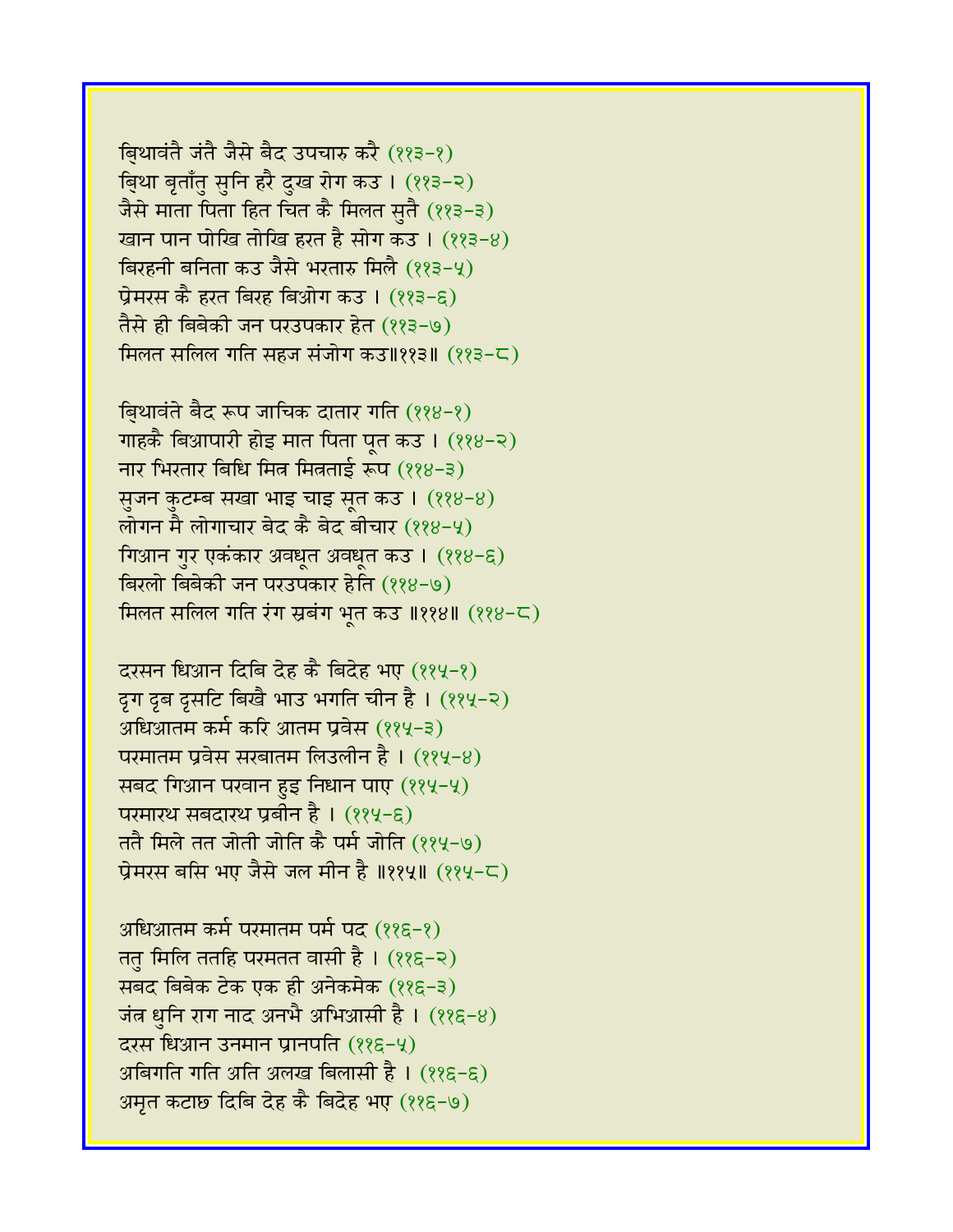ब्रिथावंतै जंतै जैसे बैद उपचारु करै (११३-१)
ब्रिथा बृताँतु सुनि हरै दुख रोग कउ । (११३-२)
जैसे माता पिता हित चित कै मिलत सुतै (११३-३)
खान पान पोखि तोखि हरत है सोग कउ । (११३-४)
बिरहनी बनिता कउ जैसे भरतारु मिलै (११३-५)
प्रेमरस कै हरत बिरह बिओग कउ । (११३-६)
तैसे ही बिबेकी जन परउपकार हेत (११३-७)
मिलत सलिल गति सहज संजोग कउ॥११३॥ (११३-८)

ब्रिथावंते बैद रूप जाचिक दातार गति (११४-१)
गाहकै बिआपारी होइ मात पिता पूत कउ । (११४-२)
नार भिरतार बिधि मित्र मित्रताई रूप (११४-३)
सुजन कुटम्ब सखा भाइ चाइ सूत कउ । (११४-४)
लोगन मै लोगाचार बेद कै बेद बीचार (११४-५)
गिआन गुर एकंकार अवधूत अवधूत कउ । (११४-६)
बिरलो बिबेकी जन परउपकार हेति (११४-७)
मिलत सलिल गति रंग स्रबंग भूत कउ ॥११४॥ (११४-८)

दरसन धिआन दिबि देह कै बिदेह भए (११५-१)
दृग दृब दृसटि बिखै भाउ भगति चीन है । (११५-२)
अधिआतम कर्म करि आतम प्रवेस (११५-३)
परमातम प्रवेस सरबातम लिउलीन है । (११५-४)
सबद गिआन परवान हुइ निधान पाए (११५-५)
परमारथ सबदारथ प्रबीन है । (११५-६)
ततै मिले तत जोती जोति कै पर्म जोति (११५-७)
प्रेमरस बसि भए जैसे जल मीन है ॥११५॥ (११५-८)

अधिआतम कर्म परमातम पर्म पद (११६-१)
ततु मिलि ततहि परमतत वासी है । (११६-२)
सबद बिबेक टेक एक ही अनेकमेक (११६-३)
जंत्र धुनि राग नाद अनभै अभिआसी है । (११६-४)
दरस धिआन उनमान प्रानपति (११६-५)
अबिगति गति अति अलख बिलासी है । (११६-६)
अमृत कटाछ दिबि देह कै बिदेह भए (११६-७)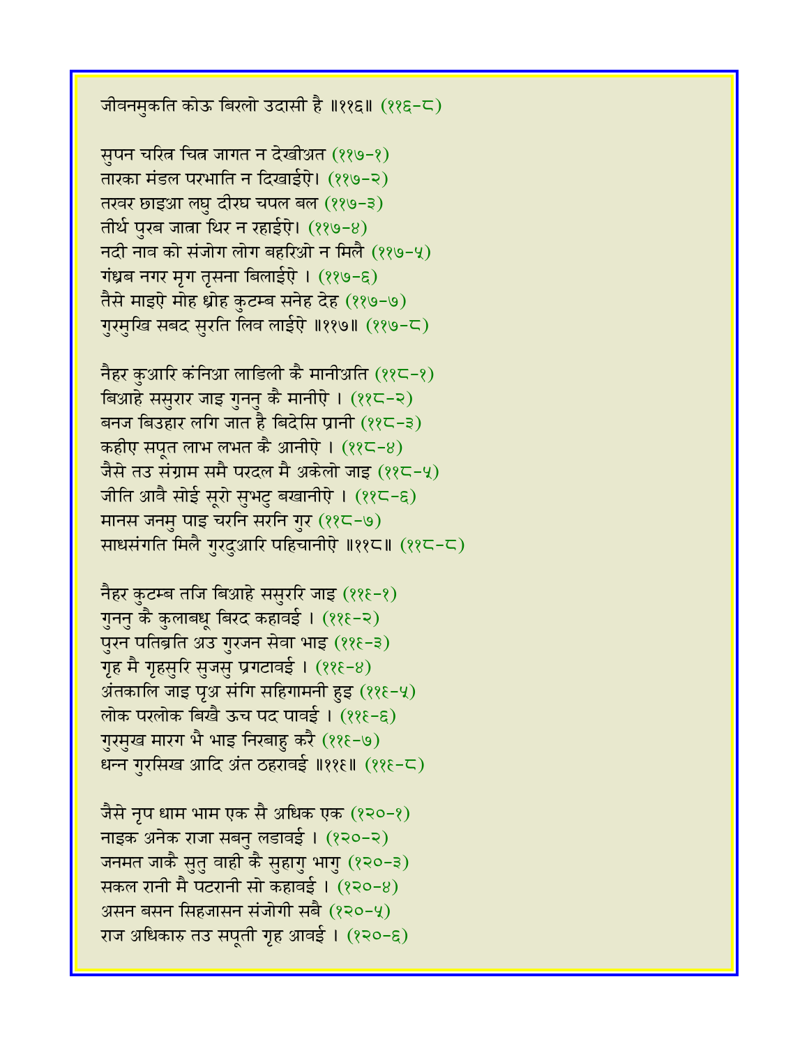जीवनमुकति कोऊ बिरलो उदासी है ॥११६॥ (११६-८)

सुपन चरित्र चित्र जागत न देखीअत (११७-१)
तारका मंडल परभाति न दिखाईऐ। (११७-२)
तरवर छाइआ लघु दीरघ चपल बल (११७-३)
तीर्थ पुरब जात्रा थिर न रहाईऐ। (११७-४)
नदी नाव को संजोग लोग बहरिओ न मिलै (११७-५)
गंध्रब नगर मृग तृसना बिलाईऐ । (११७-६)
तैसे माइऐ मोह ध्रोह कुटम्ब सनेह देह (११७-७)
गुरमुखि सबद सुरति लिव लाईऐ ॥११७॥ (११७-८)

नैहर कुआरि कंनिआ लाडिली कै मानीअति (११८-१)
बिआहे ससुरार जाइ गुननु कै मानीऐ । (११८-२)
बनज बिउहार लगि जात है बिदेसि प्रानी (११८-३)
कहीए सपूत लाभ लभत कै आनीऐ । (११८-४)
जैसे तउ संग्राम समै परदल मै अकेलो जाइ (११८-५)
जीति आवै सोई सूरो सुभटु बखानीऐ । (११८-६)
मानस जनमु पाइ चरनि सरनि गुर (११८-७)
साधसंगति मिलै गुरदुआरि पहिचानीऐ ॥११८॥ (११८-८)

नैहर कुटम्ब तजि बिआहे ससुररि जाइ (११९-१)
गुननु कै कुलाबधू बिरद कहावई । (११९-२)
पुरन पतिब्रति अउ गुरजन सेवा भाइ (११९-३)
गृह मै गृहसुरि सुजसु प्रगटावई । (११९-४)
अंतकालि जाइ पृअ संगि सहिगामनी हुइ (११९-५)
लोक परलोक बिखै ऊच पद पावई । (११९-६)
गुरमुख मारग भै भाइ निरबाहु करै (११९-७)
धन्न गुरसिख आदि अंत ठहरावई ॥११९॥ (११९-८)

जैसे नृप धाम भाम एक सै अधिक एक (१२०-१)
नाइक अनेक राजा सबनु लडावई । (१२०-२)
जनमत जाकै सुतु वाही कै सुहागु भागु (१२०-३)
सकल रानी मै पटरानी सो कहावई । (१२०-४)
असन बसन सिहजासन संजोगी सबै (१२०-५)
राज अधिकारु तउ सपूती गृह आवई । (१२०-६)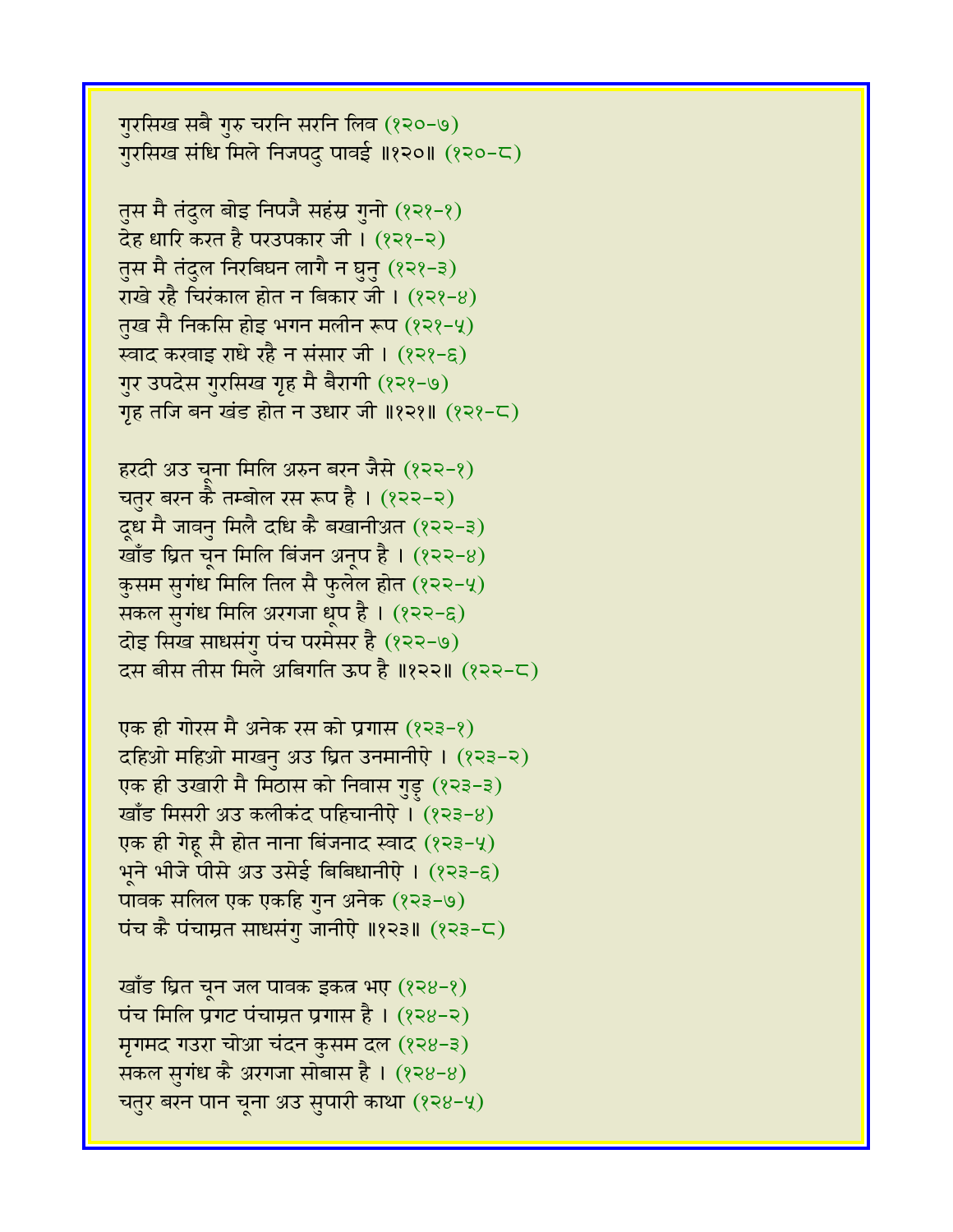गुरसिख सबै गुरु चरनि सरनि लिव (१२०-७)
गुरसिख संधि मिले निजपदु पावई ॥१२०॥ (१२०-८)

तुस मै तंदुल बोइ निपजै सहंस्र गुनो (१२१-१)
देह धारि करत है परउपकार जी । (१२१-२)
तुस मै तंदुल निरबिघन लागै न घुनु (१२१-३)
राखे रहै चिरंकाल होत न बिकार जी । (१२१-४)
तुख सै निकसि होइ भगन मलीन रूप (१२१-५)
स्वाद करवाइ राधे रहै न संसार जी । (१२१-६)
गुर उपदेस गुरसिख गृह मै बैरागी (१२१-७)
गृह तजि बन खंड होत न उधार जी ॥१२१॥ (१२१-८)

हरदी अउ चूना मिलि अरुन बरन जैसे (१२२-१)
चतुर बरन कै तम्बोल रस रूप है । (१२२-२)
दूध मै जावनु मिलै दधि कै बखानीअत (१२२-३)
खाँड घ्रित चून मिलि बिंजन अनूप है । (१२२-४)
कुसम सुगंध मिलि तिल सै फुलेल होत (१२२-५)
सकल सुगंध मिलि अरगजा धूप है । (१२२-६)
दोइ सिख साधसंगु पंच परमेसर है (१२२-७)
दस बीस तीस मिले अबिगति ऊप है ॥१२२॥ (१२२-८)

एक ही गोरस मै अनेक रस को प्रगास (१२३-१)
दहिओ महिओ माखनु अउ घ्रित उनमानीऐ । (१२३-२)
एक ही उखारी मै मिठास को निवास गुड़ु (१२३-३)
खाँड मिसरी अउ कलीकंद पहिचानीऐ । (१२३-४)
एक ही गेहू सै होत नाना बिंजनाद स्वाद (१२३-५)
भूने भीजे पीसे अउ उसेई बिबिधानीऐ । (१२३-६)
पावक सलिल एक एकहि गुन अनेक (१२३-७)
पंच कै पंचाम्रत साधसंगु जानीऐ ॥१२३॥ (१२३-८)

खाँड घ्रित चून जल पावक इकत्र भए (१२४-१)
पंच मिलि प्रगट पंचाम्रत प्रगास है । (१२४-२)
मृगमद गउरा चोआ चंदन कुसम दल (१२४-३)
सकल सुगंध कै अरगजा सोबास है । (१२४-४)
चतुर बरन पान चूना अउ सुपारी काथा (१२४-५)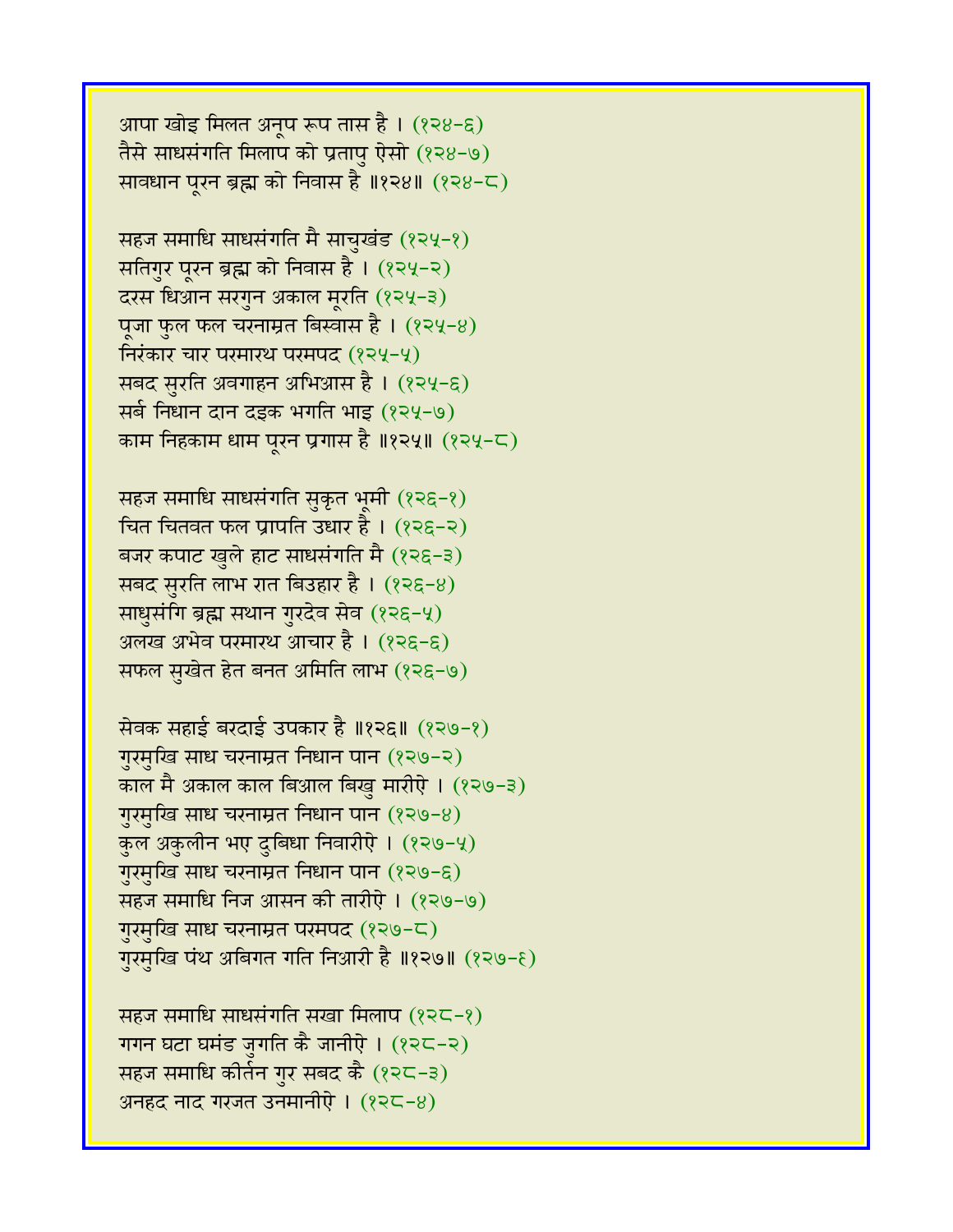आपा खोइ मिलत अनूप रूप तास है । (१२४-६)
तैसे साधसंगति मिलाप को प्रतापु ऐसो (१२४-७)
सावधान पूरन ब्रह्म को निवास है ॥१२४॥ (१२४-८)

सहज समाधि साधसंगति मै साचुखंड (१२५-१)
सतिगुर पूरन ब्रह्म को निवास है । (१२५-२)
दरस धिआन सरगुन अकाल मूरति (१२५-३)
पूजा फुल फल चरनाम्रत बिस्वास है । (१२५-४)
निरंकार चार परमारथ परमपद (१२५-५)
सबद सुरति अवगाहन अभिआस है । (१२५-६)
सर्ब निधान दान दइक भगति भाइ (१२५-७)
काम निहकाम धाम पूरन प्रगास है ॥१२५॥ (१२५-८)

सहज समाधि साधसंगति सुकृत भूमी (१२६-१)
चित चितवत फल प्रापति उधार है । (१२६-२)
बजर कपाट खुले हाट साधसंगति मै (१२६-३)
सबद सुरति लाभ रात बिउहार है । (१२६-४)
साधुसंगि ब्रह्म सथान गुरदेव सेव (१२६-५)
अलख अभेव परमारथ आचार है । (१२६-६)
सफल सुखेत हेत बनत अमिति लाभ (१२६-७)

सेवक सहाई बरदाई उपकार है ॥१२६॥ (१२७-१)
गुरमुखि साध चरनाम्रत निधान पान (१२७-२)
काल मै अकाल काल बिआल बिखु मारीऐ । (१२७-३)
गुरमुखि साध चरनाम्रत निधान पान (१२७-४)
कुल अकुलीन भए दुबिधा निवारीऐ । (१२७-५)
गुरमुखि साध चरनाम्रत निधान पान (१२७-६)
सहज समाधि निज आसन की तारीऐ । (१२७-७)
गुरमुखि साध चरनाम्रत परमपद (१२७-८)
गुरमुखि पंथ अबिगत गति निआरी है ॥१२७॥ (१२७-९)

सहज समाधि साधसंगति सखा मिलाप (१२८-१)
गगन घटा घमंड जुगति कै जानीऐ । (१२८-२)
सहज समाधि कीर्तन गुर सबद कै (१२८-३)
अनहद नाद गरजत उनमानीऐ । (१२८-४)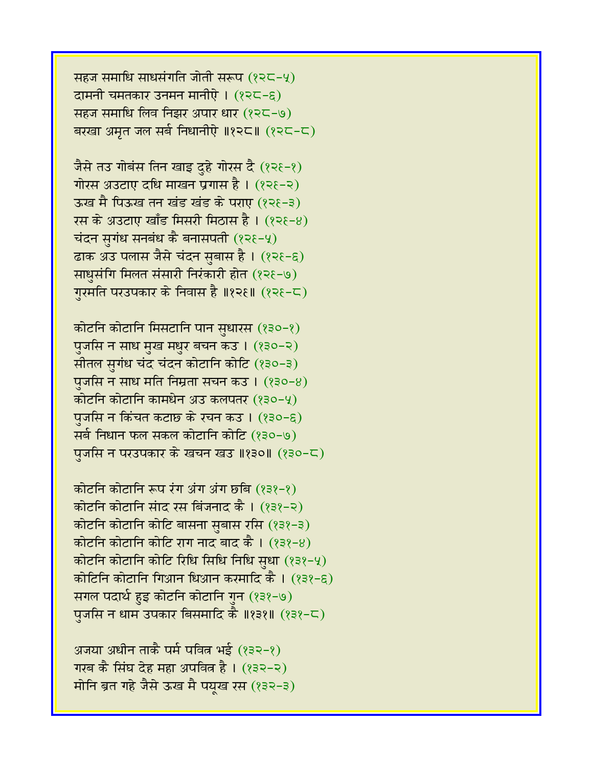सहज समाधि साधसंगति जोती सरूप (१२८-५)
दामनी चमतकार उनमन मानीऐ । (१२८-६)
सहज समाधि लिव निझर अपार धार (१२८-७)
बरखा अमृत जल सर्ब निधानीऐ ॥१२८॥ (१२८-८)

जैसे तउ गोबंस तिन खाइ दुहे गोरस दै (१२९-१)
गोरस अउटाए दधि माखन प्रगास है । (१२९-२)
ऊख मै पिऊख तन खंड खंड के पराए (१२९-३)
रस के अउटाए खाँड मिसरी मिठास है । (१२९-४)
चंदन सुगंध सनबंध कै बनासपती (१२९-५)
ढाक अउ पलास जैसे चंदन सुबास है । (१२९-६)
साधुसंगि मिलत संसारी निरंकारी होत (१२९-७)
गुरमति परउपकार के निवास है ॥१२९॥ (१२९-८)

कोटनि कोटानि मिसटानि पान सुधारस (१३०-१)
पुजसि न साध मुख मधुर बचन कउ । (१३०-२)
सीतल सुगंध चंद चंदन कोटानि कोटि (१३०-३)
पुजसि न साध मति निम्रता सचन कउ । (१३०-४)
कोटनि कोटानि कामधेन अउ कलपतर (१३०-५)
पुजसि न किंचत कटाछ के रचन कउ । (१३०-६)
सर्ब निधान फल सकल कोटानि कोटि (१३०-७)
पुजसि न परउपकार के खचन खउ ॥१३०॥ (१३०-८)

कोटनि कोटानि रूप रंग अंग अंग छबि (१३१-१)
कोटनि कोटानि संाद रस बिंजनाद कै । (१३१-२)
कोटनि कोटानि कोटि बासना सुबास रसि (१३१-३)
कोटनि कोटानि कोटि राग नाद बाद कै । (१३१-४)
कोटनि कोटानि कोटि रिधि सिधि निधि सुधा (१३१-५)
कोटिनि कोटानि गिआन धिआन करमादि कै । (१३१-६)
सगल पदार्थ हुइ कोटनि कोटानि गुन (१३१-७)
पुजसि न धाम उपकार बिसमादि कै ॥१३१॥ (१३१-८)

अजया अधीन ताकै पर्म पवित्र भई (१३२-१)
गरब कै सिंघ देह महा अपवित्र है । (१३२-२)
मोनि ब्रत गहे जैसे ऊख मै पयूख रस (१३२-३)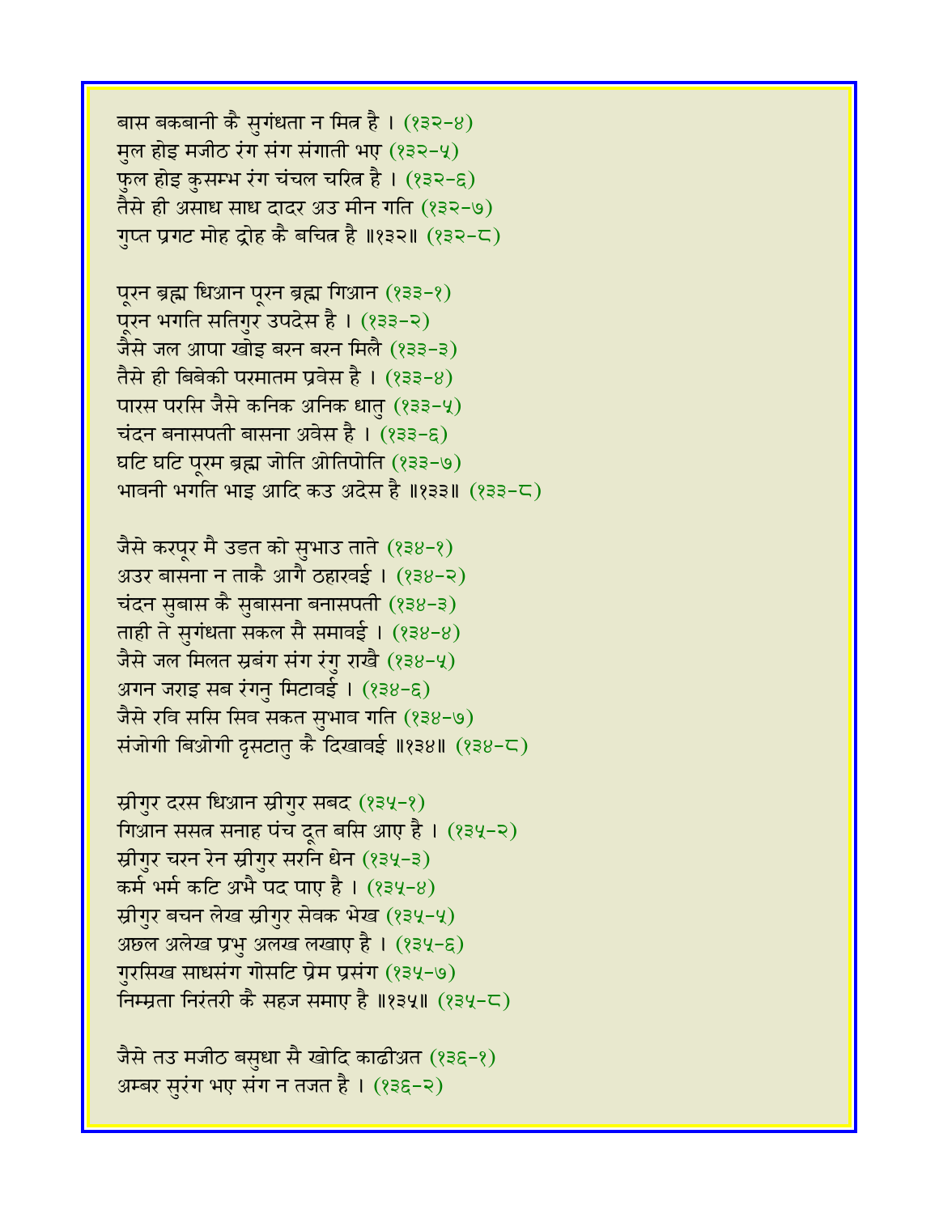बास बकबानी कै सुगंधता न मित्र है । (१३२-४)
मुल होइ मजीठ रंग संग संगाती भए (१३२-५)
फुल होइ कुसम्भ रंग चंचल चरित्र है । (१३२-६)
तैसे ही असाध साध दादर अउ मीन गति (१३२-७)
गुप्त प्रगट मोह द्रोह कै बचित्र है ॥१३२॥ (१३२-८)

पूरन ब्रह्म धिआन पूरन ब्रह्म गिआन (१३३-१)
पूरन भगति सतिगुर उपदेस है । (१३३-२)
जैसे जल आपा खोइ बरन बरन मिलै (१३३-३)
तैसे ही बिबेकी परमातम प्रवेस है । (१३३-४)
पारस परसि जैसे कनिक अनिक धातु (१३३-५)
चंदन बनासपती बासना अवेस है । (१३३-६)
घटि घटि पूरम ब्रह्म जोति ओतिपोति (१३३-७)
भावनी भगति भाइ आदि कउ अदेस है ॥१३३॥ (१३३-८)

जैसे करपूर मै उडत को सुभाउ ताते (१३४-१)
अउर बासना न ताकै आगै ठहारवई । (१३४-२)
चंदन सुबास कै सुबासना बनासपती (१३४-३)
ताही ते सुगंधता सकल सै समावई । (१३४-४)
जैसे जल मिलत स्रबंग संग रंगु राखै (१३४-५)
अगन जराइ सब रंगनु मिटावई । (१३४-६)
जैसे रवि ससि सिव सकत सुभाव गति (१३४-७)
संजोगी बिओगी दृसटातु कै दिखावई ॥१३४॥ (१३४-८)

स्रीगुर दरस धिआन स्रीगुर सबद (१३५-१)
गिआन ससत्र सनाह पंच दूत बसि आए है । (१३५-२)
स्रीगुर चरन रेन स्रीगुर सरनि धेन (१३५-३)
कर्म भर्म कटि अभै पद पाए है । (१३५-४)
स्रीगुर बचन लेख स्रीगुर सेवक भेख (१३५-५)
अछल अलेख प्रभु अलख लखाए है । (१३५-६)
गुरसिख साधसंग गोसटि प्रेम प्रसंग (१३५-७)
निम्म्रता निरंतरी कै सहज समाए है ॥१३५॥ (१३५-८)

जैसे तउ मजीठ बसुधा सै खोदि काढीअत (१३६-१)
अम्बर सुरंग भए संग न तजत है । (१३६-२)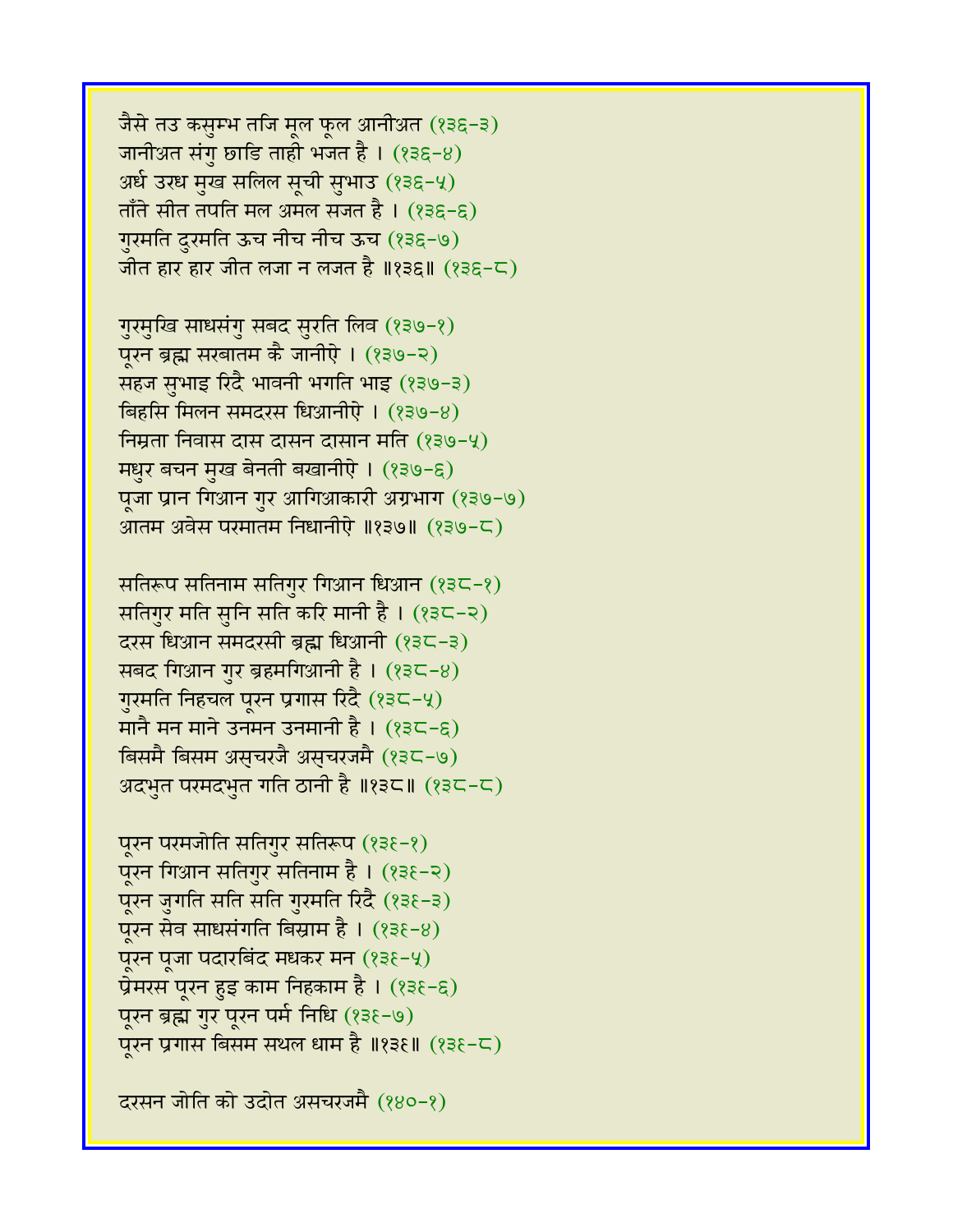जैसे तउ कसुम्भ तजि मूल फूल आनीअत (१३६-३)
जानीअत संगु छाडि ताही भजत है । (१३६-४)
अर्ध उरध मुख सलिल सूची सुभाउ (१३६-५)
ताँते सीत तपति मल अमल सजत है । (१३६-६)
गुरमति दुरमति ऊच नीच नीच ऊच (१३६-७)
जीत हार हार जीत लजा न लजत है ॥१३६॥ (१३६-८)

गुरमुखि साधसंगु सबद सुरति लिव (१३७-१)
पूरन ब्रह्म सरबातम कै जानीऐ । (१३७-२)
सहज सुभाइ रिदै भावनी भगति भाइ (१३७-३)
बिहसि मिलन समदरस धिआनीऐ । (१३७-४)
निम्रता निवास दास दासन दासान मति (१३७-५)
मधुर बचन मुख बेनती बखानीऐ । (१३७-६)
पूजा प्रान गिआन गुर आगिआकारी अग्रभाग (१३७-७)
आतम अवेस परमातम निधानीऐ ॥१३७॥ (१३७-८)

सतिरूप सतिनाम सतिगुर गिआन धिआन (१३८-१)
सतिगुर मति सुनि सति करि मानी है । (१३८-२)
दरस धिआन समदरसी ब्रह्म धिआनी (१३८-३)
सबद गिआन गुर ब्रहमगिआनी है । (१३८-४)
गुरमति निहचल पूरन प्रगास रिदै (१३८-५)
मानै मन माने उनमन उनमानी है । (१३८-६)
बिसमै बिसम असुचरजै असुचरजमै (१३८-७)
अदभुत परमदभुत गति ठानी है ॥१३८॥ (१३८-८)

पूरन परमजोति सतिगुर सतिरूप (१३९-१)
पूरन गिआन सतिगुर सतिनाम है । (१३९-२)
पूरन जुगति सति सति गुरमति रिदै (१३९-३)
पूरन सेव साधसंगति बिस्राम है । (१३९-४)
पूरन पूजा पदारबिंद मधकर मन (१३९-५)
प्रेमरस पूरन हुइ काम निहकाम है । (१३९-६)
पूरन ब्रह्म गुर पूरन पर्म निधि (१३९-७)
पूरन प्रगास बिसम सथल धाम है ॥१३९॥ (१३९-८)

दरसन जोति को उदोत असचरजमै (१४०-१)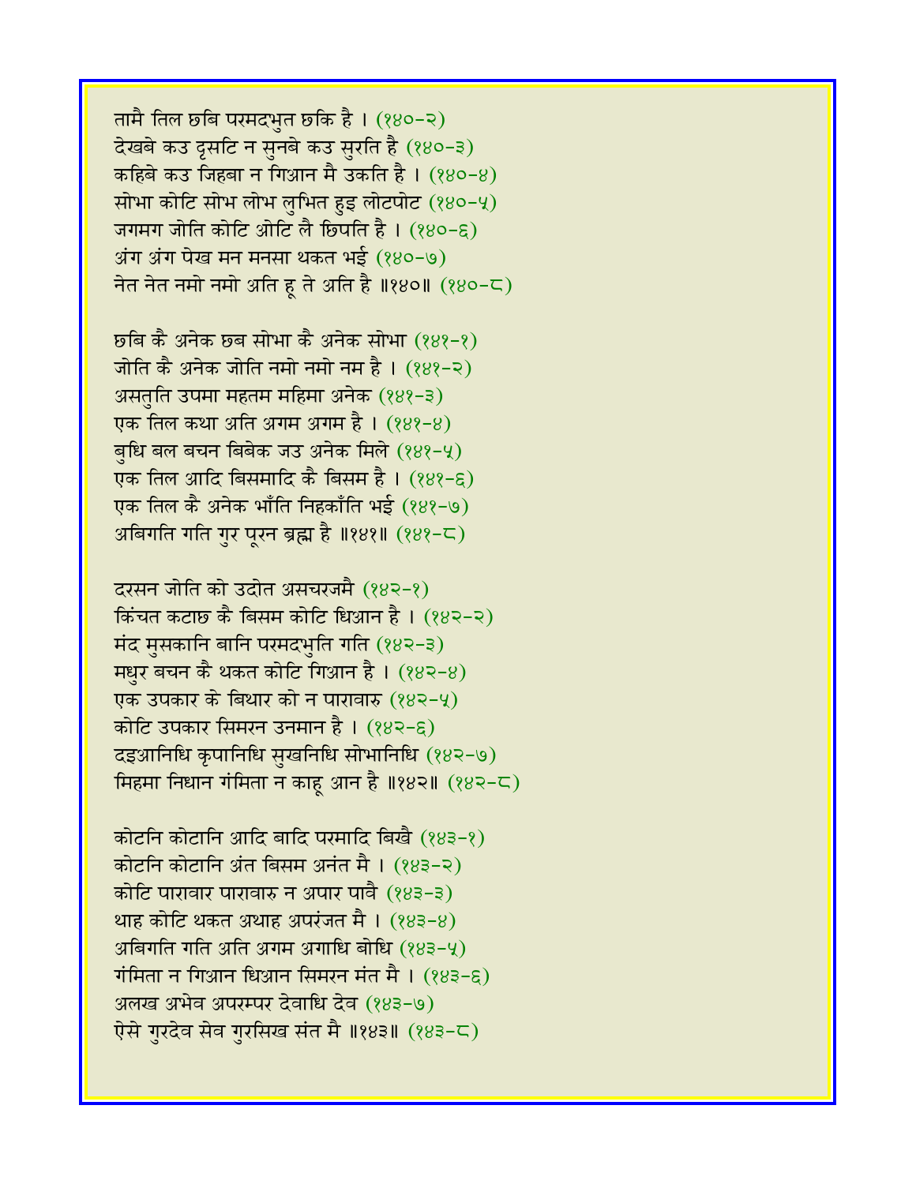तामै तिल छबि परमदभुत छकि है । (१४०-२)
देखबे कउ दृसटि न सुनबे कउ सुरति है (१४०-३)
कहिबे कउ जिहबा न गिआन मै उकति है । (१४०-४)
सोभा कोटि सोभ लोभ लुभित हुइ लोटपोट (१४०-५)
जगमग जोति कोटि ओटि लै छिपति है । (१४०-६)
अंग अंग पेख मन मनसा थकत भई (१४०-७)
नेत नेत नमो नमो अति हू ते अति है ॥१४०॥ (१४०-८)

छबि कै अनेक छब सोभा कै अनेक सोभा (१४१-१)
जोति कै अनेक जोति नमो नमो नम है । (१४१-२)
असतुति उपमा महतम महिमा अनेक (१४१-३)
एक तिल कथा अति अगम अगम है । (१४१-४)
बुधि बल बचन बिबेक जउ अनेक मिले (१४१-५)
एक तिल आदि बिसमादि कै बिसम है । (१४१-६)
एक तिल कै अनेक भाँति निहकाँति भई (१४१-७)
अबिगति गति गुर पूरन ब्रह्म है ॥१४१॥ (१४१-८)

दरसन जोति को उदोत असचरजमै (१४२-१)
किंचत कटाछ कै बिसम कोटि धिआन है । (१४२-२)
मंद मुसकानि बानि परमदभुति गति (१४२-३)
मधुर बचन कै थकत कोटि गिआन है । (१४२-४)
एक उपकार के बिथार को न पारावारु (१४२-५)
कोटि उपकार सिमरन उनमान है । (१४२-६)
दइआनिधि कृपानिधि सुखनिधि सोभानिधि (१४२-७)
मिहमा निधान गंमिता न काहू आन है ॥१४२॥ (१४२-८)

कोटनि कोटानि आदि बादि परमादि बिखै (१४३-१)
कोटनि कोटानि अंत बिसम अनंत मै । (१४३-२)
कोटि पारावार पारावारु न अपार पावै (१४३-३)
थाह कोटि थकत अथाह अपरंजत मै । (१४३-४)
अबिगति गति अति अगम अगाधि बोधि (१४३-५)
गंमिता न गिआन धिआन सिमरन मंत मै । (१४३-६)
अलख अभेव अपरम्पर देवाधि देव (१४३-७)
ऐसे गुरदेव सेव गुरसिख संत मै ॥१४३॥ (१४३-८)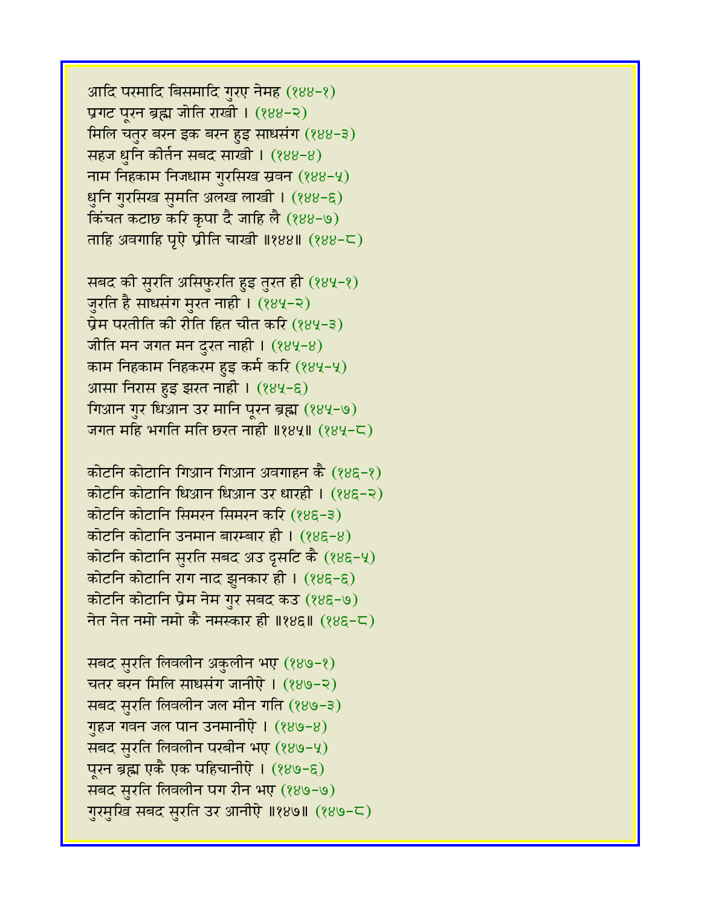आदि परमादि बिसमादि गुरए नेमह (१४४-१)
प्रगट पूरन ब्रह्म जोति राखी । (१४४-२)
मिलि चतुर बरन इक बरन हुइ साधसंग (१४४-३)
सहज धुनि कीर्तन सबद साखी । (१४४-४)
नाम निहकाम निजधाम गुरसिख स्रवन (१४४-५)
धुनि गुरसिख सुमति अलख लाखी । (१४४-६)
किंचत कटाछ करि कृपा दै जाहि लै (१४४-७)
ताहि अवगाहि पृऐ प्रीति चाखी ॥१४४॥ (१४४-८)

सबद की सुरति असिफुरति हुइ तुरत ही (१४५-१)
जुरति है साधसंग मुरत नाही । (१४५-२)
प्रेम परतीति की रीति हित चीत करि (१४५-३)
जीति मन जगत मन दुरत नाही । (१४५-४)
काम निहकाम निहकरम हुइ कर्म करि (१४५-५)
आसा निरास हुइ झरत नाही । (१४५-६)
गिआन गुर धिआन उर मानि पूरन ब्रह्म (१४५-७)
जगत महि भगति मति छरत नाही ॥१४५॥ (१४५-८)

कोटनि कोटानि गिआन गिआन अवगाहन कै (१४६-१)
कोटनि कोटानि धिआन धिआन उर धारही । (१४६-२)
कोटनि कोटानि सिमरन सिमरन करि (१४६-३)
कोटनि कोटानि उनमान बारम्बार ही । (१४६-४)
कोटनि कोटानि सुरति सबद अउ दृसटि कै (१४६-५)
कोटनि कोटानि राग नाद झुनकार ही । (१४६-६)
कोटनि कोटानि प्रेम नेम गुर सबद कउ (१४६-७)
नेत नेत नमो नमो कै नमस्कार ही ॥१४६॥ (१४६-८)

सबद सुरति लिवलीन अकुलीन भए (१४७-१)
चतर बरन मिलि साधसंग जानीऐ । (१४७-२)
सबद सुरति लिवलीन जल मीन गति (१४७-३)
गुहज गवन जल पान उनमानीऐ । (१४७-४)
सबद सुरति लिवलीन परबीन भए (१४७-५)
पूरन ब्रह्म एकै एक पहिचानीऐ । (१४७-६)
सबद सुरति लिवलीन पग रीन भए (१४७-७)
गुरमुखि सबद सुरति उर आनीऐ ॥१४७॥ (१४७-८)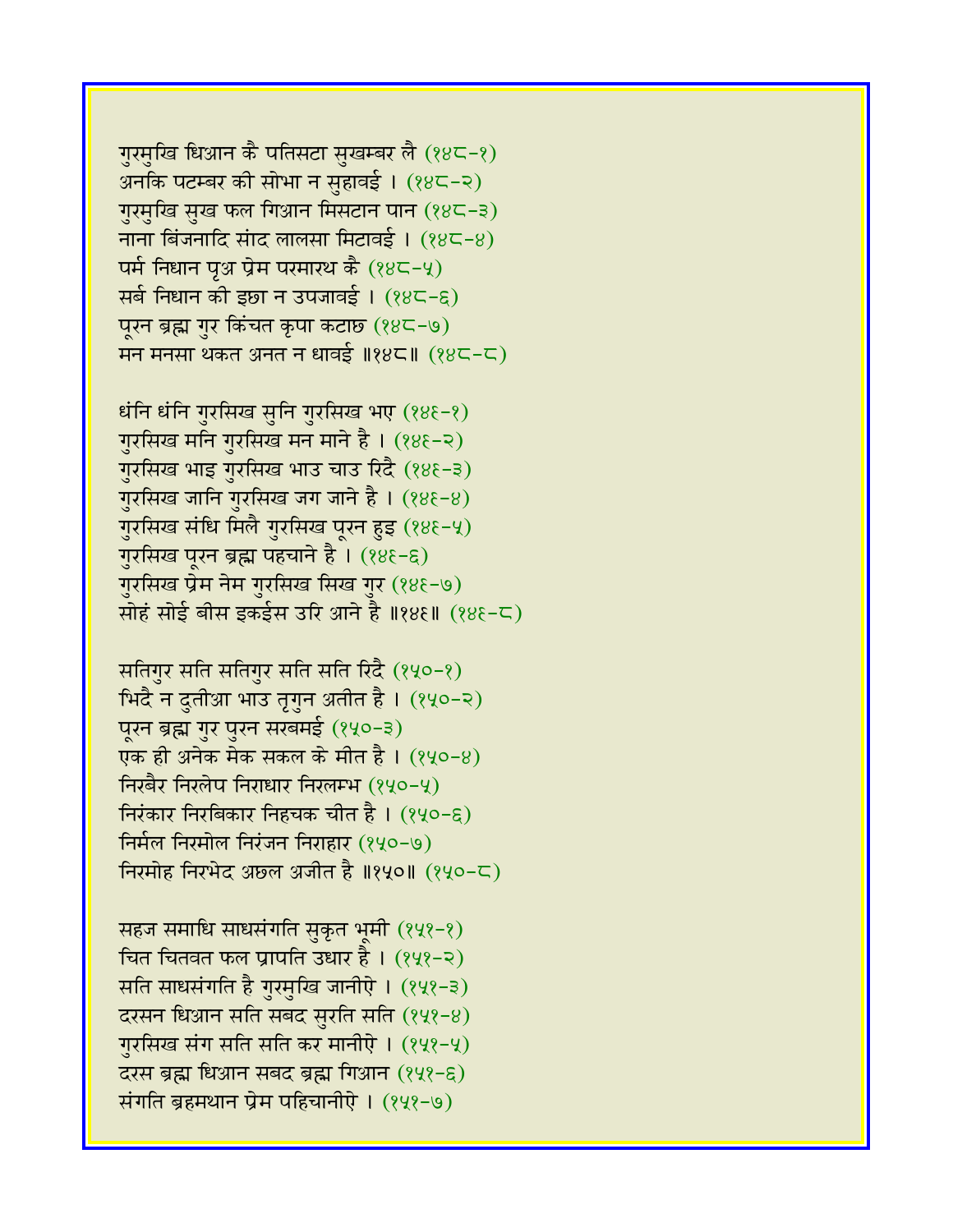गुरमुखि धिआन कै पतिसटा सुखम्बर लै (१४८-१)
अनकि पटम्बर की सोभा न सुहावई । (१४८-२)
गुरमुखि सुख फल गिआन मिसटान पान (१४८-३)
नाना बिंजनादि संाद लालसा मिटावई । (१४८-४)
पर्म निधान पृअ प्रेम परमारथ कै (१४८-५)
सर्ब निधान की इछा न उपजावई । (१४८-६)
पूरन ब्रह्म गुर किंचत कृपा कटाछ (१४८-७)
मन मनसा थकत अनत न धावई ॥१४८॥ (१४८-८)

धंनि धंनि गुरसिख सुनि गुरसिख भए (१४६-१)
गुरसिख मनि गुरसिख मन माने है । (१४६-२)
गुरसिख भाइ गुरसिख भाउ चाउ रिदै (१४६-३)
गुरसिख जानि गुरसिख जग जाने है । (१४६-४)
गुरसिख संधि मिलै गुरसिख पूरन हुइ (१४६-५)
गुरसिख पूरन ब्रह्म पहचाने है । (१४६-६)
गुरसिख प्रेम नेम गुरसिख सिख गुर (१४६-७)
सोहं सोई बीस इकईस उरि आने है ॥१४६॥ (१४६-८)

सतिगुर सति सतिगुर सति सति रिदै (१५०-१)
भिदै न दुतीआ भाउ तृगुन अतीत है । (१५०-२)
पूरन ब्रह्म गुर पुरन सरबमई (१५०-३)
एक ही अनेक मेक सकल के मीत है । (१५०-४)
निरबैर निरलेप निराधार निरलम्भ (१५०-५)
निरंकार निरबिकार निहचक चीत है । (१५०-६)
निर्मल निरमोल निरंजन निराहार (१५०-७)
निरमोह निरभेद अछल अजीत है ॥१५०॥ (१५०-८)

सहज समाधि साधसंगति सुकृत भूमी (१५१-१)
चित चितवत फल प्रापति उधार है । (१५१-२)
सति साधसंगति है गुरमुखि जानीऐ । (१५१-३)
दरसन धिआन सति सबद सुरति सति (१५१-४)
गुरसिख संग सति सति कर मानीऐ । (१५१-५)
दरस ब्रह्म धिआन सबद ब्रह्म गिआन (१५१-६)
संगति ब्रहमथान प्रेम पहिचानीऐ । (१५१-७)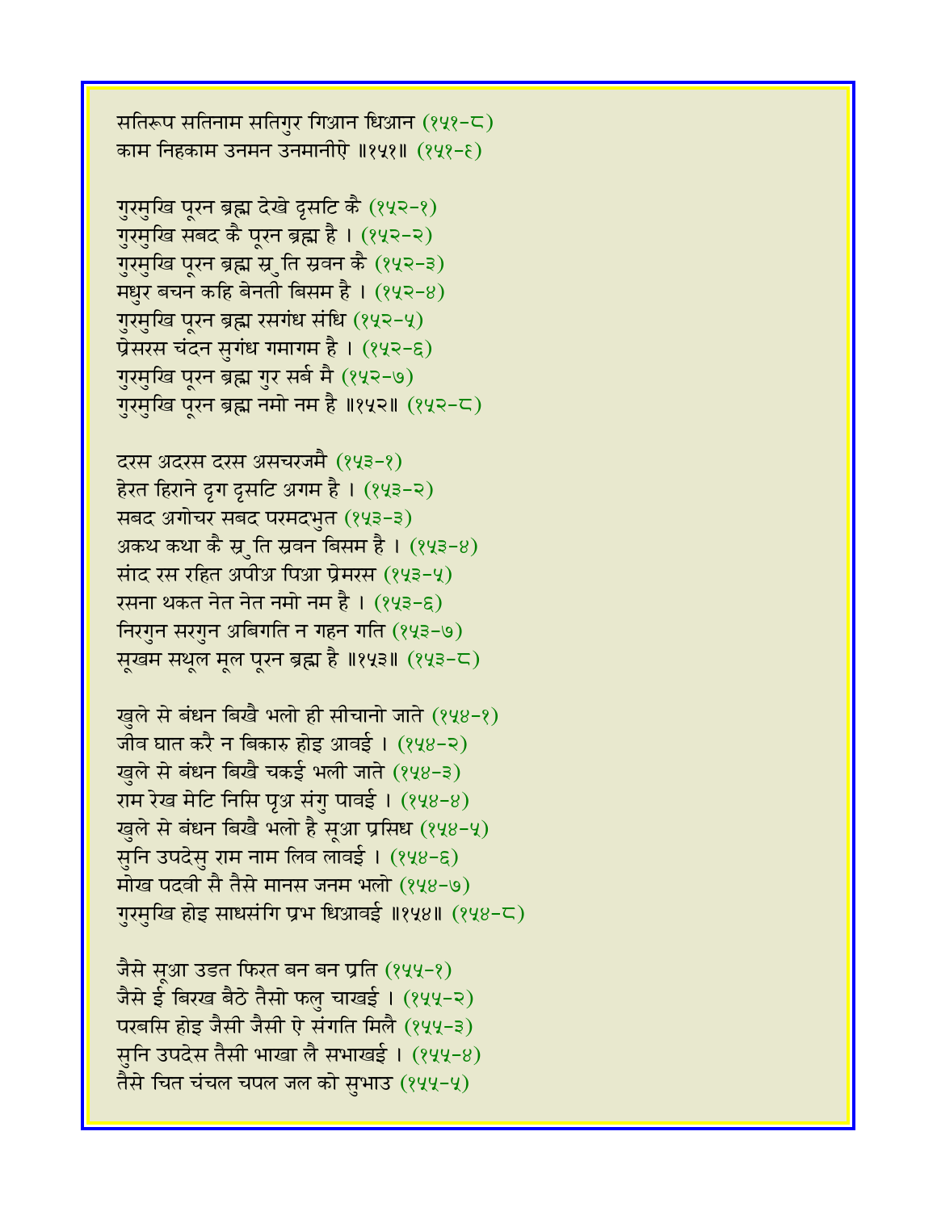सतिरूप सतिनाम सतिगुर गिआन धिआन (१५१-८)
काम निहकाम उनमन उनमानीऐ ॥१५१॥ (१५१-६)

गुरमुखि पूरन ब्रह्म देखे दृसटि कै (१५२-१)
गुरमुखि सबद कै पूरन ब्रह्म है । (१५२-२)
गुरमुखि पूरन ब्रह्म स्र ुति स्रवन कै (१५२-३)
मधुर बचन कहि बेनती बिसम है । (१५२-४)
गुरमुखि पूरन ब्रह्म रसगंध संधि (१५२-५)
प्रेसरस चंदन सुगंध गमागम है । (१५२-६)
गुरमुखि पूरन ब्रह्म गुर सर्ब मै (१५२-७)
गुरमुखि पूरन ब्रह्म नमो नम है ॥१५२॥ (१५२-८)

दरस अदरस दरस असचरजमै (१५३-१)
हेरत हिराने दृग दृसटि अगम है । (१५३-२)
सबद अगोचर सबद परमदभुत (१५३-३)
अकथ कथा कै स्र ुति स्रवन बिसम है । (१५३-४)
संाद रस रहित अपीअ पिआ प्रेमरस (१५३-५)
रसना थकत नेत नेत नमो नम है । (१५३-६)
निरगुन सरगुन अबिगति न गहन गति (१५३-७)
सूखम सथूल मूल पूरन ब्रह्म है ॥१५३॥ (१५३-८)

खुले से बंधन बिखै भलो ही सीचानो जाते (१५४-१)
जीव घात करै न बिकारु होइ आवई । (१५४-२)
खुले से बंधन बिखै चकई भली जाते (१५४-३)
राम रेख मेटि निसि पृअ संगु पावई । (१५४-४)
खुले से बंधन बिखै भलो है सूआ प्रसिध (१५४-५)
सुनि उपदेसु राम नाम लिव लावई । (१५४-६)
मोख पदवी सै तैसे मानस जनम भलो (१५४-७)
गुरमुखि होइ साधसंगि प्रभ धिआवई ॥१५४॥ (१५४-८)

जैसे सूआ उडत फिरत बन बन प्रति (१५५-१)
जैसे ई बिरख बैठे तैसो फलु चाखई । (१५५-२)
परबसि होइ जैसी जैसी ऐ संगति मिलै (१५५-३)
सुनि उपदेस तैसी भाखा लै सभाखई । (१५५-४)
तैसे चित चंचल चपल जल को सुभाउ (१५५-५)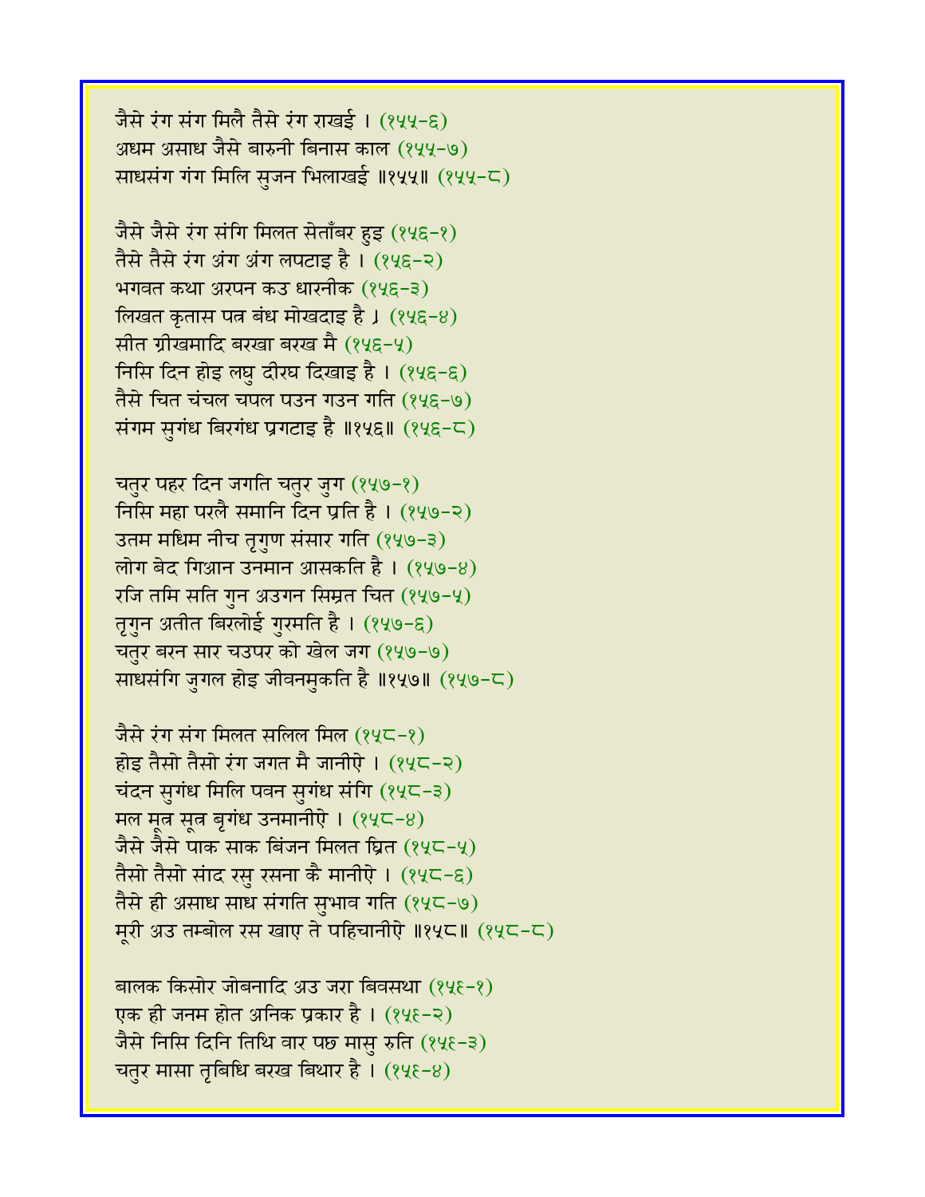जैसे रंग संग मिलै तैसे रंग राखई । (१५५-६)
अधम असाध जैसे बारुनी बिनास काल (१५५-७)
साधसंग गंग मिलि सुजन भिलाखई ॥१५५॥ (१५५-८)

जैसे जैसे रंग संगि मिलत सेताँबर हुइ (१५६-१)
तैसे तैसे रंग अंग अंग लपटाइ है । (१५६-२)
भगवत कथा अरपन कउ धारनीक (१५६-३)
लिखत कृतास पत्र बंध मोखदाइ है । (१५६-४)
सीत ग्रीखमादि बरखा बरख मै (१५६-५)
निसि दिन होइ लघु दीरघ दिखाइ है । (१५६-६)
तैसे चित चंचल चपल पउन गउन गति (१५६-७)
संगम सुगंध बिरगंध प्रगटाइ है ॥१५६॥ (१५६-८)

चतुर पहर दिन जगति चतुर जुग (१५७-१)
निसि महा परलै समानि दिन प्रति है । (१५७-२)
उतम मधिम नीच तृगुण संसार गति (१५७-३)
लोग बेद गिआन उनमान आसकति है । (१५७-४)
रजि तमि सति गुन अउगन सिम्रत चित (१५७-५)
तृगुन अतीत बिरलोई गुरमति है । (१५७-६)
चतुर बरन सार चउपर को खेल जग (१५७-७)
साधसंगि जुगल होइ जीवनमुकति है ॥१५७॥ (१५७-८)

जैसे रंग संग मिलत सलिल मिल (१५८-१)
होइ तैसो तैसो रंग जगत मै जानीऐ । (१५८-२)
चंदन सुगंध मिलि पवन सुगंध संगि (१५८-३)
मल मूत्र सूत्र बृगंध उनमानीऐ । (१५८-४)
जैसे जैसे पाक साक बिंजन मिलत घ्रित (१५८-५)
तैसो तैसो सांद रसु रसना कै मानीऐ । (१५८-६)
तैसे ही असाध साध संगति सुभाव गति (१५८-७)
मूरी अउ तम्बोल रस खाए ते पहिचानीऐ ॥१५८॥ (१५८-८)

बालक किसोर जोबनादि अउ जरा बिवसथा (१५९-१)
एक ही जनम होत अनिक प्रकार है । (१५९-२)
जैसे निसि दिनि तिथि वार पछ मासु रुति (१५९-३)
चतुर मासा तृबिधि बरख बिथार है । (१५९-४)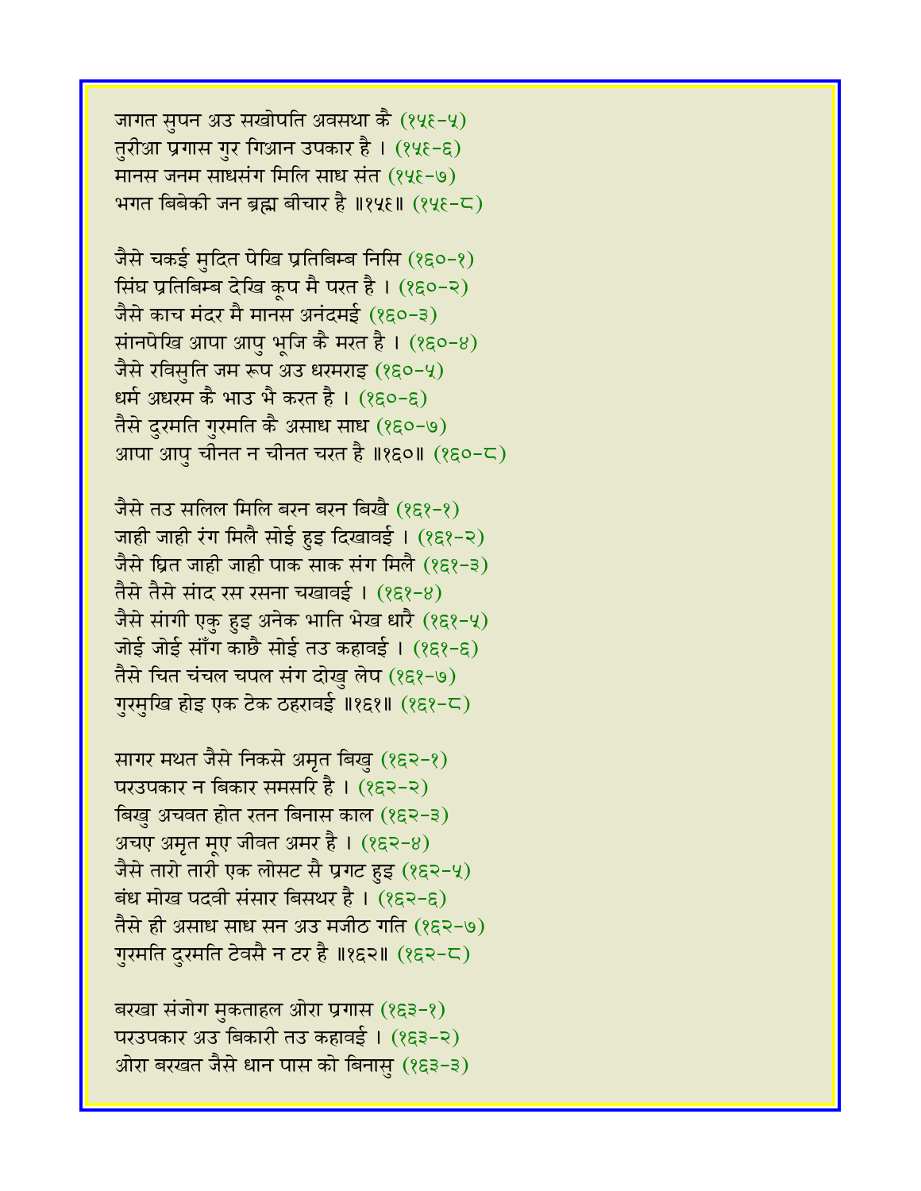जागत सुपन अउ सखोपति अवसथा कै (१५६-५)
तुरीआ प्रगास गुर गिआन उपकार है । (१५६-६)
मानस जनम साधसंग मिलि साध संत (१५६-७)
भगत बिबेकी जन ब्रह्म बीचार है ॥१५६॥ (१५६-८)

जैसे चकई मुदित पेखि प्रतिबिम्ब निसि (१६०-१)
सिंघ प्रतिबिम्ब देखि कूप मै परत है । (१६०-२)
जैसे काच मंदर मै मानस अनंदमई (१६०-३)
संानपेखि आपा आपु भूजि कै मरत है । (१६०-४)
जैसे रविसुति जम रूप अउ धरमराइ (१६०-५)
धर्म अधरम कै भाउ भै करत है । (१६०-६)
तैसे दुरमति गुरमति कै असाध साध (१६०-७)
आपा आपु चीनत न चीनत चरत है ॥१६०॥ (१६०-८)

जैसे तउ सलिल मिलि बरन बरन बिखै (१६१-१)
जाही जाही रंग मिलै सोई हुइ दिखावई । (१६१-२)
जैसे घ्रित जाही जाही पाक साक संग मिलै (१६१-३)
तैसे तैसे संाद रस रसना चखावई । (१६१-४)
जैसे संागी एकु हुइ अनेक भाति भेख धारै (१६१-५)
जोई जोई साँग काछै सोई तउ कहावई । (१६१-६)
तैसे चित चंचल चपल संग दोखु लेप (१६१-७)
गुरमुखि होइ एक टेक ठहरावई ॥१६१॥ (१६१-८)

सागर मथत जैसे निकसे अमृत बिखु (१६२-१)
परउपकार न बिकार समसरि है । (१६२-२)
बिखु अचवत होत रतन बिनास काल (१६२-३)
अचए अमृत मूए जीवत अमर है । (१६२-४)
जैसे तारो तारी एक लोसट सै प्रगट हुइ (१६२-५)
बंध मोख पदवी संसार बिसथर है । (१६२-६)
तैसे ही असाध साध सन अउ मजीठ गति (१६२-७)
गुरमति दुरमति टेवसै न टर है ॥१६२॥ (१६२-८)

बरखा संजोग मुकताहल ओरा प्रगास (१६३-१)
परउपकार अउ बिकारी तउ कहावई । (१६३-२)
ओरा बरखत जैसे धान पास को बिनासु (१६३-३)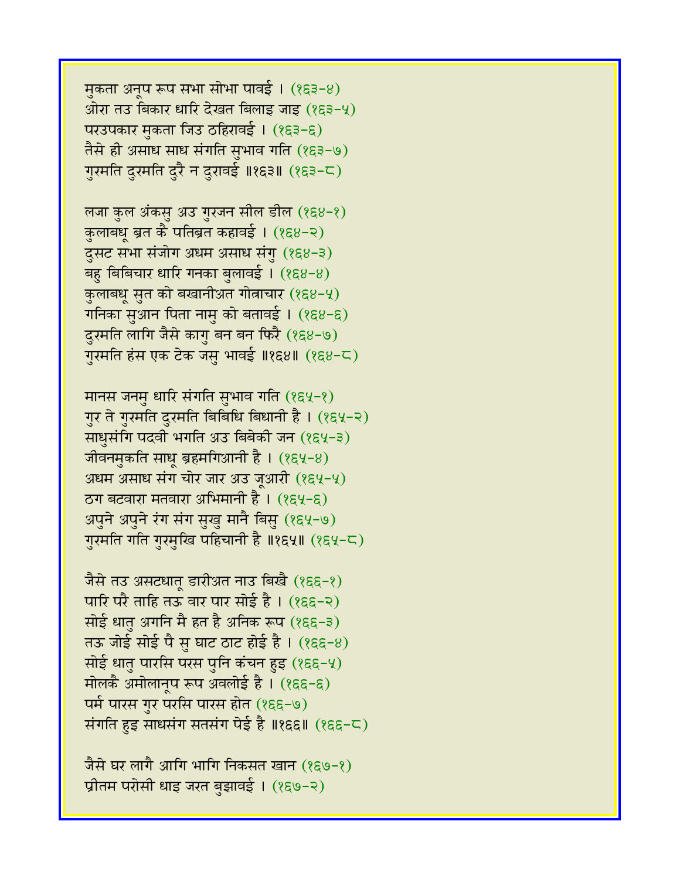मुकता अनूप रूप सभा सोभा पावई । (१६३-४)
ओरा तउ बिकार धारि देखत बिलाइ जाइ (१६३-५)
परउपकार मुकता जिउ ठहिरावई । (१६३-६)
तैसे ही असाध साध संगति सुभाव गति (१६३-७)
गुरमति दुरमति दुरै न दुरावई ॥१६३॥ (१६३-८)

लजा कुल अंकसु अउ गुरजन सील डील (१६४-१)
कुलाबधू ब्रत कै पतिब्रत कहावई । (१६४-२)
दुसट सभा संजोग अधम असाध संगु (१६४-३)
बहु बिबिचार धारि गनका बुलावई । (१६४-४)
कुलाबधू सुत को बखानीअत गोत्राचार (१६४-५)
गनिका सुआन पिता नामु को बतावई । (१६४-६)
दुरमति लागि जैसे कागु बन बन फिरै (१६४-७)
गुरमति हंस एक टेक जसु भावई ॥१६४॥ (१६४-८)

मानस जनमु धारि संगति सुभाव गति (१६५-१)
गुर ते गुरमति दुरमति बिबिधि बिधानी है । (१६५-२)
साधुसंगि पदवी भगति अउ बिबेकी जन (१६५-३)
जीवनमुकति साधू ब्रहमगिआनी है । (१६५-४)
अधम असाध संग चोर जार अउ जूआरी (१६५-५)
ठग बटवारा मतवारा अभिमानी है । (१६५-६)
अपुने अपुने रंग संग सुखु मानै बिसु (१६५-७)
गुरमति गति गुरमुखि पहिचानी है ॥१६५॥ (१६५-८)

जैसे तउ असटधातू डारीअत नाउ बिखै (१६६-१)
पारि परै ताहि तऊ वार पार सोई है । (१६६-२)
सोई धातु अगनि मै हत है अनिक रूप (१६६-३)
तऊ जोई सोई पै सु घाट ठाट होई है । (१६६-४)
सोई धातु पारसि परस पुनि कंचन हुइ (१६६-५)
मोलकै अमोलानूप रूप अवलोई है । (१६६-६)
पर्म पारस गुर परसि पारस होत (१६६-७)
संगति हुइ साधसंग सतसंग पेई है ॥१६६॥ (१६६-८)

जैसे घर लागै आगि भागि निकसत खान (१६७-१)
प्रीतम परोसी धाइ जरत बुझावई । (१६७-२)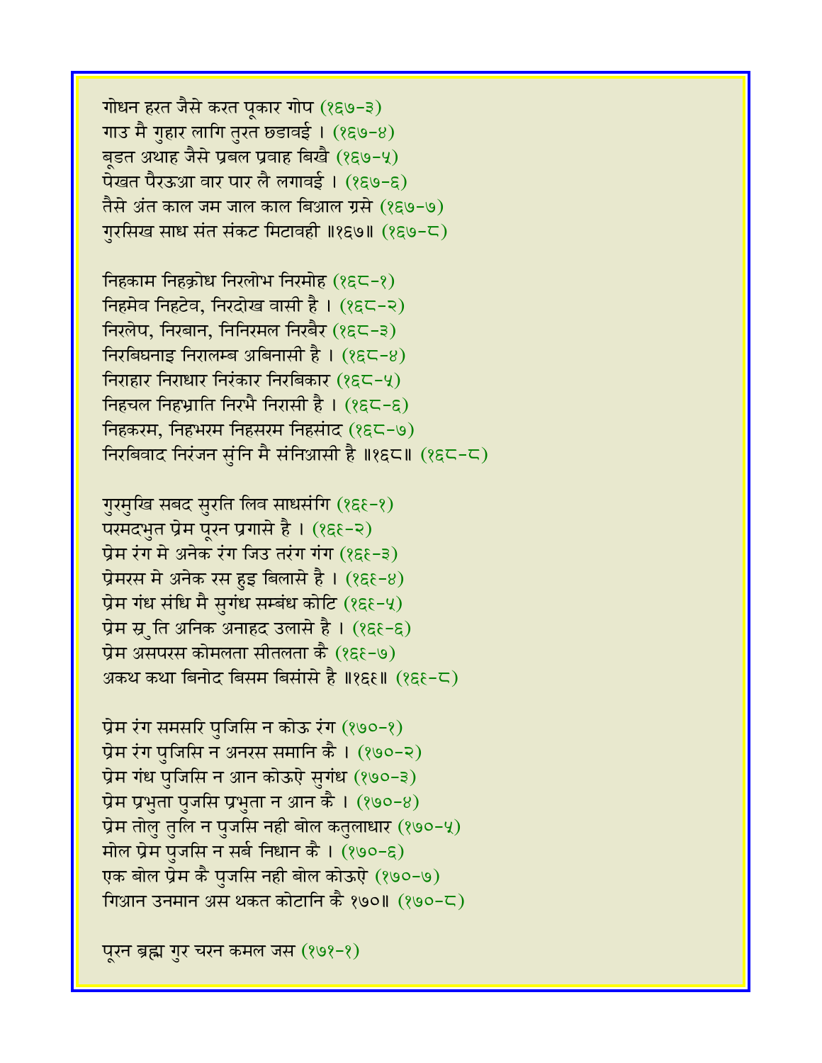गोधन हरत जैसे करत पूकार गोप (१६७-३)
गाउ मै गुहार लागि तुरत छडावई । (१६७-४)
बूडत अथाह जैसे प्रबल प्रवाह बिखै (१६७-५)
पेखत पैरऊआ वार पार लै लगावई । (१६७-६)
तैसे अंत काल जम जाल काल बिआल ग्रसे (१६७-७)
गुरसिख साध संत संकट मिटावही ॥१६७॥ (१६७-८)

निहकाम निहक्रोध निरलोभ निरमोह (१६८-१)
निहमेव निहटेव, निरदोख वासी है । (१६८-२)
निरलेप, निरबान, निनिरमल निरबैर (१६८-३)
निरबिघनाइ निरालम्ब अबिनासी है । (१६८-४)
निराहार निराधार निरंकार निरबिकार (१६८-५)
निहचल निहभ्राति निरभै निरासी है । (१६८-६)
निहकरम, निहभरम निहसरम निहसांद (१६८-७)
निरबिवाद निरंजन सुंनि मै संनिआसी है ॥१६८॥ (१६८-८)

गुरमुखि सबद सुरति लिव साधसंगि (१६९-१)
परमदभुत प्रेम पूरन प्रगासे है । (१६९-२)
प्रेम रंग मे अनेक रंग जिउ तरंग गंग (१६९-३)
प्रेमरस मे अनेक रस हुइ बिलासे है । (१६९-४)
प्रेम गंध संधि मै सुगंध सम्बंध कोटि (१६९-५)
प्रेम स्र ुति अनिक अनाहद उलासे है । (१६९-६)
प्रेम असपरस कोमलता सीतलता कै (१६९-७)
अकथ कथा बिनोद बिसम बिसांसे है ॥१६९॥ (१६९-८)

प्रेम रंग समसरि पुजिसि न कोऊ रंग (१७०-१)
प्रेम रंग पुजिसि न अनरस समानि कै । (१७०-२)
प्रेम गंध पुजिसि न आन कोऊऐ सुगंध (१७०-३)
प्रेम प्रभुता पुजसि प्रभुता न आन कै । (१७०-४)
प्रेम तोलु तुलि न पुजसि नही बोल कतुलाधार (१७०-५)
मोल प्रेम पुजसि न सर्ब निधान कै । (१७०-६)
एक बोल प्रेम कै पुजसि नही बोल कोऊऐ (१७०-७)
गिआन उनमान अस थकत कोटानि कै १७०॥ (१७०-८)

पूरन ब्रह्म गुर चरन कमल जस (१७१-१)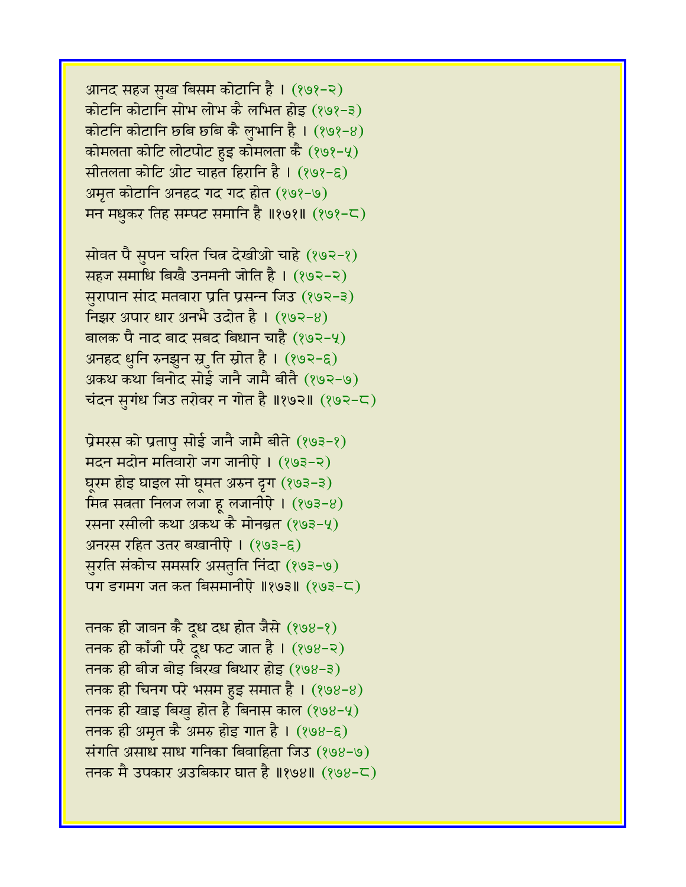आनद सहज सुख बिसम कोटानि है । (१७१-२)
कोटनि कोटानि सोभ लोभ कै लभित होइ (१७१-३)
कोटनि कोटानि छबि छबि कै लुभानि है । (१७१-४)
कोमलता कोटि लोटपोट हुइ कोमलता कै (१७१-५)
सीतलता कोटि ओट चाहत हिरानि है । (१७१-६)
अमृत कोटानि अनहद गद गद होत (१७१-७)
मन मधुकर तिह सम्पट समानि है ॥१७१॥ (१७१-८)

सोवत पै सुपन चरित चित्र देखीओ चाहे (१७२-१)
सहज समाधि बिखै उनमनी जोति है । (१७२-२)
सुरापान संाद मतवारा प्रति प्रसन्न जिउ (१७२-३)
निझर अपार धार अनभै उदोत है । (१७२-४)
बालक पै नाद बाद सबद बिधान चाहै (१७२-५)
अनहद धुनि रुनझुन स्र्ति स्रोत है । (१७२-६)
अकथ कथा बिनोद सोई जानै जामै बीतै (१७२-७)
चंदन सुगंध जिउ तरोवर न गोत है ॥१७२॥ (१७२-८)

प्रेमरस को प्रतापु सोई जानै जामै बीते (१७३-१)
मदन मदोन मतिवारो जग जानीऐ । (१७३-२)
घूरम होइ घाइल सो घूमत अरुन दृग (१७३-३)
मित्र सत्रता निलज लजा हू लजानीऐ । (१७३-४)
रसना रसीली कथा अकथ कै मोनब्रत (१७३-५)
अनरस रहित उतर बखानीऐ । (१७३-६)
सुरति संकोच समसरि असतुति निंदा (१७३-७)
पग डगमग जत कत बिसमानीऐ ॥१७३॥ (१७३-८)

तनक ही जावन कै दूध दध होत जैसे (१७४-१)
तनक ही काँजी परै दूध फट जात है । (१७४-२)
तनक ही बीज बोइ बिरख बिथार होइ (१७४-३)
तनक ही चिनग परे भसम हुइ समात है । (१७४-४)
तनक ही खाइ बिखु होत है बिनास काल (१७४-५)
तनक ही अमृत कै अमरु होइ गात है । (१७४-६)
संगति असाध साध गनिका बिवाहिता जिउ (१७४-७)
तनक मै उपकार अउबिकार घात है ॥१७४॥ (१७४-८)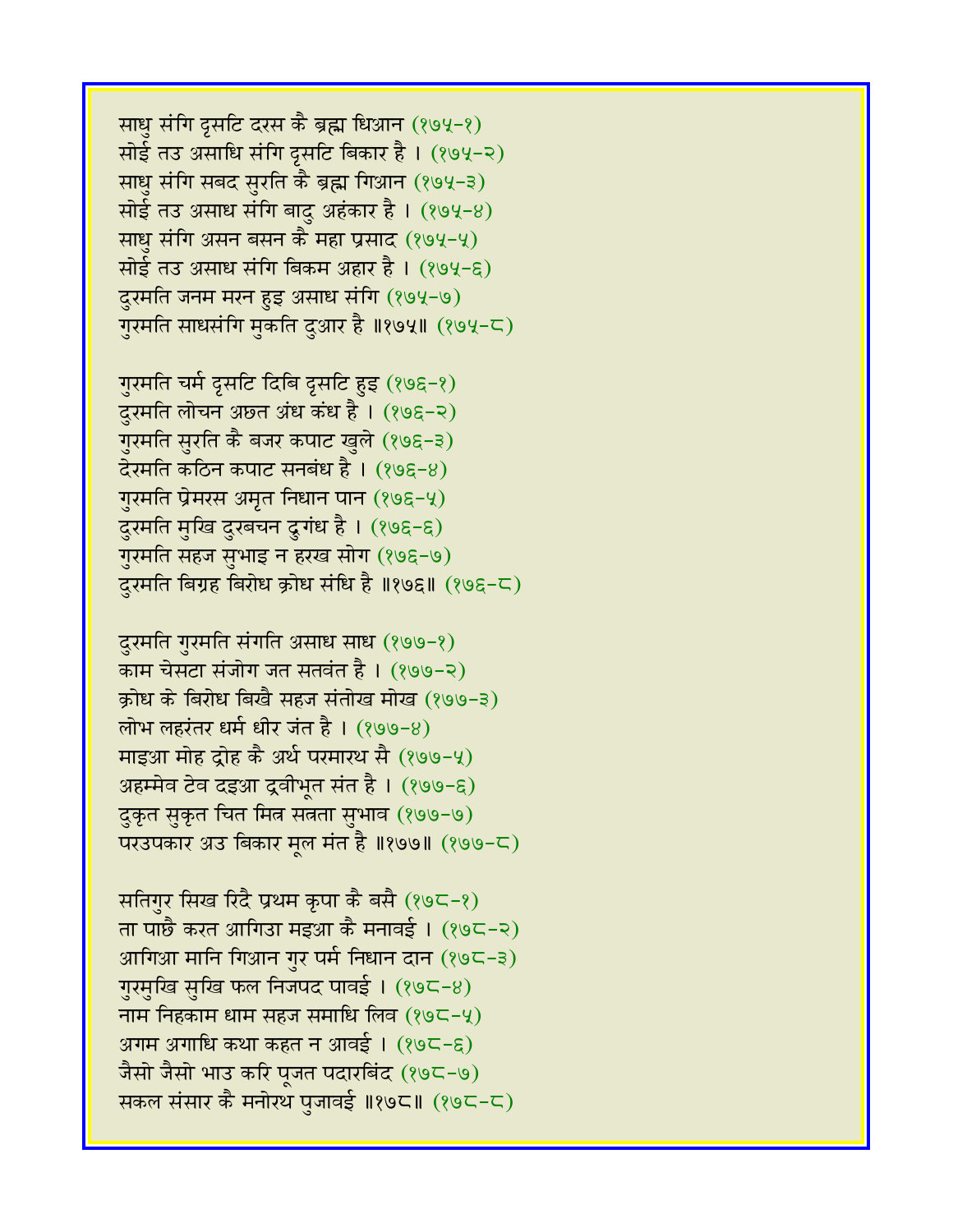साधु संगि दृसटि दरस कै ब्रह्म धिआन (१७५-१)
सोई तउ असाधि संगि दृसटि बिकार है । (१७५-२)
साधु संगि सबद सुरति कै ब्रह्म गिआन (१७५-३)
सोई तउ असाध संगि बादु अहंकार है । (१७५-४)
साधु संगि असन बसन कै महा प्रसाद (१७५-५)
सोई तउ असाध संगि बिकम अहार है । (१७५-६)
दुरमति जनम मरन हुइ असाध संगि (१७५-७)
गुरमति साधसंगि मुकति दुआर है ॥१७५॥ (१७५-८)

गुरमति चर्म दृसटि दिबि दृसटि हुइ (१७६-१)
दुरमति लोचन अछत अंध कंध है । (१७६-२)
गुरमति सुरति कै बजर कपाट खुले (१७६-३)
देरमति कठिन कपाट सनबंध है । (१७६-४)
गुरमति प्रेमरस अमृत निधान पान (१७६-५)
दुरमति मुखि दुरबचन दुगंध है । (१७६-६)
गुरमति सहज सुभाइ न हरख सोग (१७६-७)
दुरमति बिग्रह बिरोध क्रोध संधि है ॥१७६॥ (१७६-८)

दुरमति गुरमति संगति असाध साध (१७७-१)
काम चेसटा संजोग जत सतवंत है । (१७७-२)
क्रोध के बिरोध बिखै सहज संतोख मोख (१७७-३)
लोभ लहरंतर धर्म धीर जंत है । (१७७-४)
माइआ मोह द्रोह कै अर्थ परमारथ सै (१७७-५)
अहम्मेव टेव दइआ द्रवीभूत संत है । (१७७-६)
दुकृत सुकृत चित मित्र सत्रता सुभाव (१७७-७)
परउपकार अउ बिकार मूल मंत है ॥१७७॥ (१७७-८)

सतिगुर सिख रिदै प्रथम कृपा कै बसै (१७८-१)
ता पाछै करत आगिउा मइआ कै मनावई । (१७८-२)
आगिआ मानि गिआन गुर पर्म निधान दान (१७८-३)
गुरमुखि सुखि फल निजपद पावई । (१७८-४)
नाम निहकाम धाम सहज समाधि लिव (१७८-५)
अगम अगाधि कथा कहत न आवई । (१७८-६)
जैसो जैसो भाउ करि पूजत पदारबिंद (१७८-७)
सकल संसार कै मनोरथ पुजावई ॥१७८॥ (१७८-८)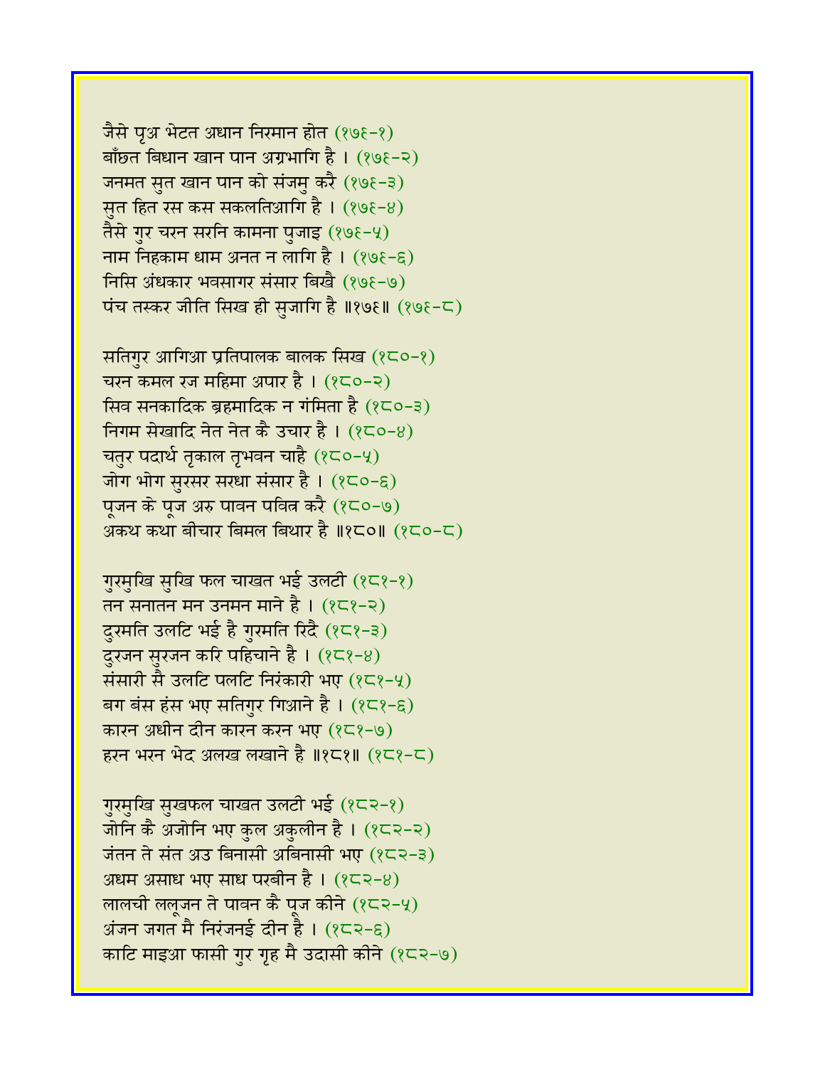जैसे पृअ भेटत अधान निरमान होत (१७६-१)  
बाँछत बिधान खान पान अग्रभागि है । (१७६-२)  
जनमत सुत खान पान को संजमु करै (१७६-३)  
सुत हित रस कस सकलतिआगि है । (१७६-४)  
तैसे गुर चरन सरनि कामना पुजाइ (१७६-५)  
नाम निहकाम धाम अनत न लागि है । (१७६-६)  
निसि अंधकार भवसागर संसार बिखै (१७६-७)  
पंच तस्कर जीति सिख ही सुजागि है ॥१७६॥ (१७६-८)

सतिगुर आगिआ प्रतिपालक बालक सिख (१८०-१)  
चरन कमल रज महिमा अपार है । (१८०-२)  
सिव सनकादिक ब्रहमादिक न गंमिता है (१८०-३)  
निगम सेखादि नेत नेत कै उचार है । (१८०-४)  
चतुर पदार्थ तृकाल तृभवन चाहै (१८०-५)  
जोग भोग सुरसर सरधा संसार है । (१८०-६)  
पूजन के पूज अरु पावन पवित्र करै (१८०-७)  
अकथ कथा बीचार बिमल बिथार है ॥१८०॥ (१८०-८)

गुरमुखि सुखि फल चाखत भई उलटी (१८१-१)  
तन सनातन मन उनमन माने है । (१८१-२)  
दुरमति उलटि भई है गुरमति रिदै (१८१-३)  
दुरजन सुरजन करि पहिचाने है । (१८१-४)  
संसारी सै उलटि पलटि निरंकारी भए (१८१-५)  
बग बंस हंस भए सतिगुर गिआने है । (१८१-६)  
कारन अधीन दीन कारन करन भए (१८१-७)  
हरन भरन भेद अलख लखाने है ॥१८१॥ (१८१-८)

गुरमुखि सुखफल चाखत उलटी भई (१८२-१)  
जोनि कै अजोनि भए कुल अकुलीन है । (१८२-२)  
जंतन ते संत अउ बिनासी अबिनासी भए (१८२-३)  
अधम असाध भए साध परबीन है । (१८२-४)  
लालची ललूजन ते पावन कै पूज कीने (१८२-५)  
अंजन जगत मै निरंजनई दीन है । (१८२-६)  
काटि माइआ फासी गुर गृह मै उदासी कीने (१८२-७)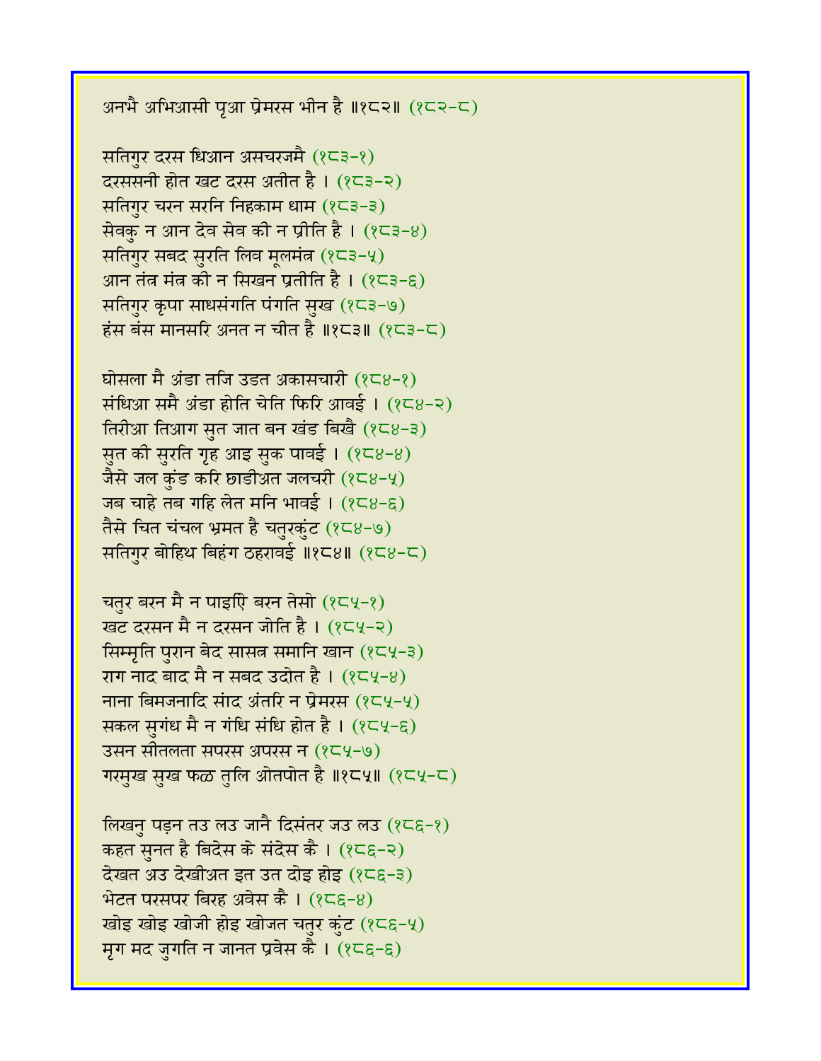अनभै अभिआसी पृआ प्रेमरस भीन है ॥१८२॥ (१८२-८)

सतिगुर दरस धिआन असचरजमै (१८३-१)
दरससनी होत खट दरस अतीत है । (१८३-२)
सतिगुर चरन सरनि निहकाम धाम (१८३-३)
सेवकु न आन देव सेव की न प्रीति है । (१८३-४)
सतिगुर सबद सुरति लिव मूलमंत्र (१८३-५)
आन तंत्र मंत्र की न सिखन प्रतीति है । (१८३-६)
सतिगुर कृपा साधसंगति पंगति सुख (१८३-७)
हंस बंस मानसरि अनत न चीत है ॥१८३॥ (१८३-८)

घोसला मै अंडा तजि उडत अकासचारी (१८४-१)
संधिआ समै अंडा होति चेति फिरि आवई । (१८४-२)
तिरीआ तिआग सुत जात बन खंड बिखै (१८४-३)
सुत की सुरति गृह आइ सुक पावई । (१८४-४)
जैसे जल कुंड करि छाडीअत जलचरी (१८४-५)
जब चाहे तब गहि लेत मनि भावई । (१८४-६)
तैसे चित चंचल भ्रमत है चतुरकुंट (१८४-७)
सतिगुर बोहिथ बिहंग ठहरावई ॥१८४॥ (१८४-८)

चतुर बरन मै न पाइऐ बरन तेसो (१८५-१)
खट दरसन मै न दरसन जोति है । (१८५-२)
सिम्मृति पुरान बेद सासत्र समानि खान (१८५-३)
राग नाद बाद मै न सबद उदोत है । (१८५-४)
नाना बिमजनादि संाद अंतरि न प्रेमरस (१८५-५)
सकल सुगंध मै न गंधि संधि होत है । (१८५-६)
उसन सीतलता सपरस अपरस न (१८५-७)
गरमुख सुख फळ तुलि ओतपोत है ॥१८५॥ (१८५-८)

लिखनु पड़न तउ लउ जानै दिसंतर जउ लउ (१८६-१)
कहत सुनत है बिदेस के संदेस कै । (१८६-२)
देखत अउ देखीअत इत उत दोइ होइ (१८६-३)
भेटत परसपर बिरह अवेस कै । (१८६-४)
खोइ खोइ खोजी होइ खोजत चतुर कुंट (१८६-५)
मृग मद जुगति न जानत प्रवेस कै । (१८६-६)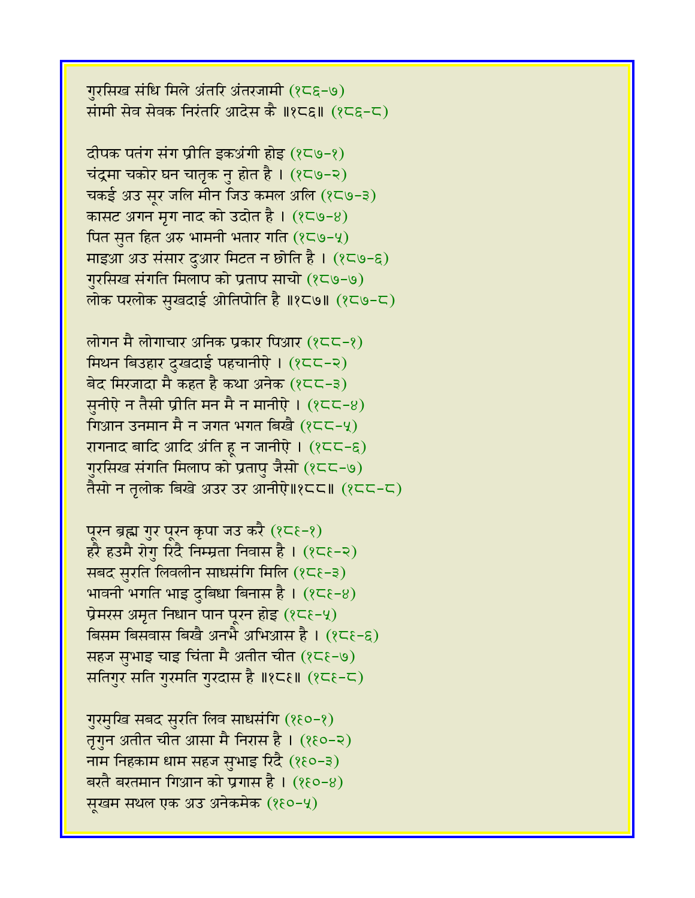गुरसिख संधि मिले अंतरि अंतरजामी (१८६-७)
संामी सेव सेवक निरंतरि आदेस कै ॥१८६॥ (१८६-८)

दीपक पतंग संग प्रीति इकअंगी होइ (१८७-१)
चंद्रमा चकोर घन चातृक नु होत है । (१८७-२)
चकई अउ सूर जलि मीन जिउ कमल अलि (१८७-३)
कासट अगन मृग नाद को उदोत है । (१८७-४)
पित सुत हित अरु भामनी भतार गति (१८७-५)
माइआ अउ संसार दुआर मिटत न छोति है । (१८७-६)
गुरसिख संगति मिलाप को प्रताप साचो (१८७-७)
लोक परलोक सुखदाई ओतिपोति है ॥१८७॥ (१८७-८)

लोगन मै लोगाचार अनिक प्रकार पिआर (१८८-१)
मिथन बिउहार दुखदाई पहचानीऐ । (१८८-२)
बेद मिरजादा मै कहत है कथा अनेक (१८८-३)
सुनीऐ न तैसी प्रीति मन मै न मानीऐ । (१८८-४)
गिआन उनमान मै न जगत भगत बिखै (१८८-५)
रागनाद बादि आदि अंति हू न जानीऐ । (१८८-६)
गुरसिख संगति मिलाप को प्रतापु जैसो (१८८-७)
तैसो न तृलोक बिखे अउर उर आनीऐ॥१८८॥ (१८८-८)

पूरन ब्रह्म गुर पूरन कृपा जउ करै (१८९-१)
हरै हउमै रोगु रिदै निम्म्रता निवास है । (१८९-२)
सबद सुरति लिवलीन साधसंगि मिलि (१८९-३)
भावनी भगति भाइ दुबिधा बिनास है । (१८९-४)
प्रेमरस अमृत निधान पान पूरन होइ (१८९-५)
बिसम बिसवास बिखै अनभै अभिआस है । (१८९-६)
सहज सुभाइ चाइ चिंता मै अतीत चीत (१८९-७)
सतिगुर सति गुरमति गुरदास है ॥१८९॥ (१८९-८)

गुरमुखि सबद सुरति लिव साधसंगि (१९०-१)
तृगुन अतीत चीत आसा मै निरास है । (१९०-२)
नाम निहकाम धाम सहज सुभाइ रिदै (१९०-३)
बरतै बरतमान गिआन को प्रगास है । (१९०-४)
सूखम सथल एक अउ अनेकमेक (१९०-५)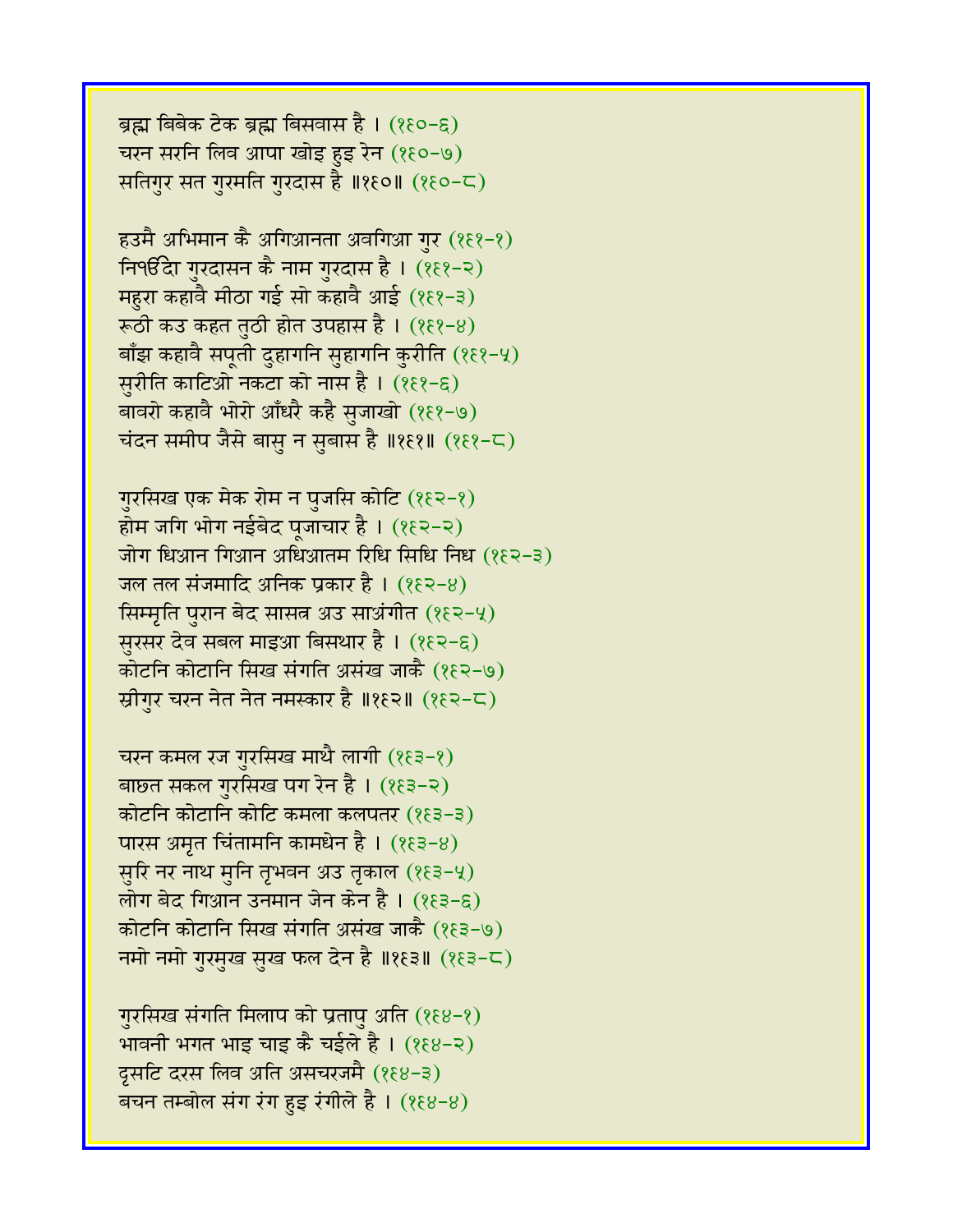ब्रह्म बिबेक टेक ब्रह्म बिसवास है । (१६०-६)
चरन सरनि लिव आपा खोइ हुइ रेन (१६०-७)
सतिगुर सत गुरमति गुरदास है ॥१६०॥ (१६०-८)

हउमै अभिमान कै अगिआनता अवगिआ गुर (१६१-१)
निਖੰਦਿਆ गुरदासन कै नाम गुरदास है । (१६१-२)
महुरा कहावै मीठा गई सो कहावै आई (१६१-३)
रूठी कउ कहत तुठी होत उपहास है । (१६१-४)
बाँझ कहावै सपूती दुहागनि सुहागनि कुरीति (१६१-५)
सुरीति काटिओ नकटा को नास है । (१६१-६)
बावरो कहावै भोरो आँधरै कहै सुजाखो (१६१-७)
चंदन समीप जैसे बासु न सुबास है ॥१६१॥ (१६१-८)

गुरसिख एक मेक रोम न पुजसि कोटि (१६२-१)
होम जगि भोग नईबेद पूजाचार है । (१६२-२)
जोग धिआन गिआन अधिआतम रिधि सिधि निध (१६२-३)
जल तल संजमादि अनिक प्रकार है । (१६२-४)
सिम्मृति पुरान बेद सासत्र अउ साअंगीत (१६२-५)
सुरसर देव सबल माइआ बिसथार है । (१६२-६)
कोटनि कोटानि सिख संगति असंख जाकै (१६२-७)
स्रीगुर चरन नेत नेत नमस्कार है ॥१६२॥ (१६२-८)

चरन कमल रज गुरसिख माथै लागी (१६३-१)
बाछत सकल गुरसिख पग रेन है । (१६३-२)
कोटनि कोटानि कोटि कमला कलपतर (१६३-३)
पारस अमृत चिंतामनि कामधेन है । (१६३-४)
सुरि नर नाथ मुनि तृभवन अउ तृकाल (१६३-५)
लोग बेद गिआन उनमान जेन केन है । (१६३-६)
कोटनि कोटानि सिख संगति असंख जाकै (१६३-७)
नमो नमो गुरमुख सुख फल देन है ॥१६३॥ (१६३-८)

गुरसिख संगति मिलाप को प्रतापु अति (१६४-१)
भावनी भगत भाइ चाइ कै चईले है । (१६४-२)
दृसटि दरस लिव अति असचरजमै (१६४-३)
बचन तम्बोल संग रंग हुइ रंगीले है । (१६४-४)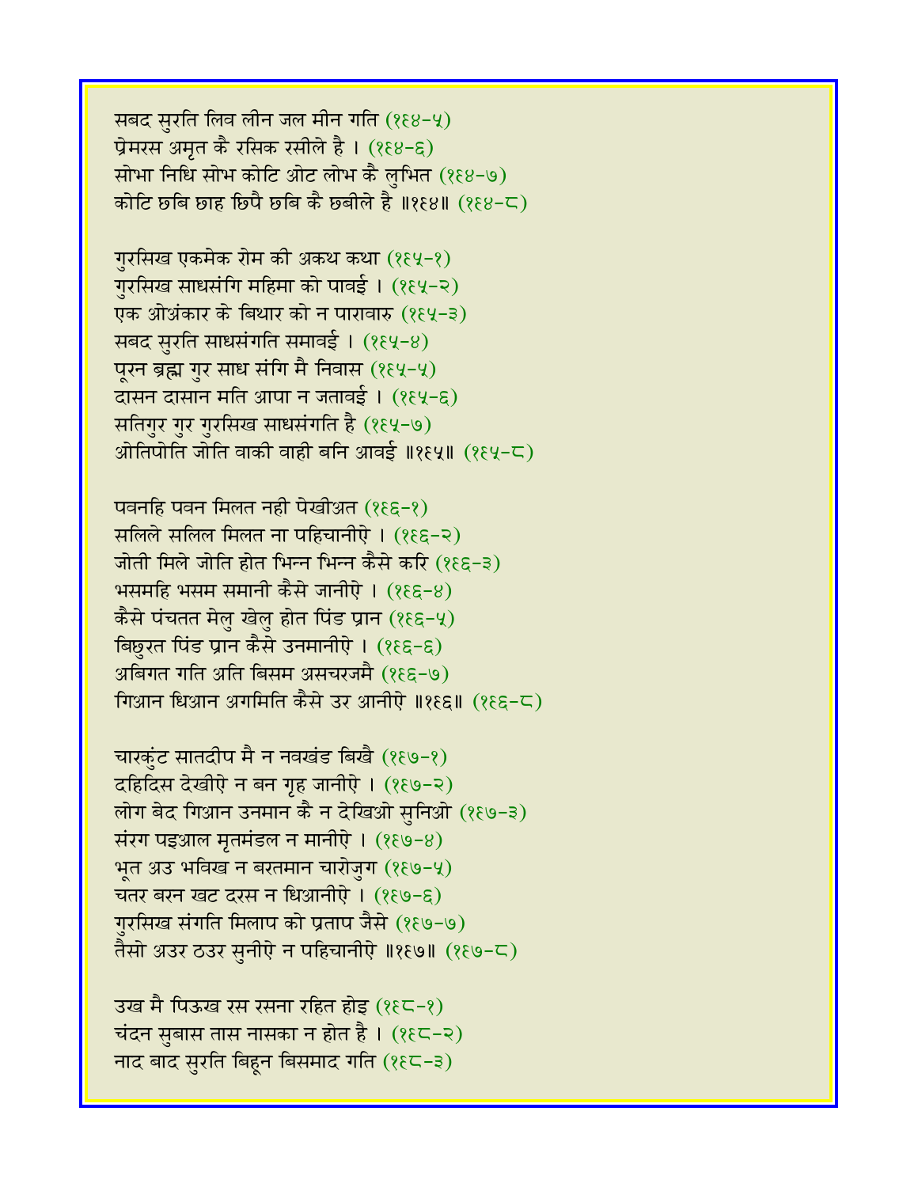सबद सुरति लिव लीन जल मीन गति (१६४-५)
प्रेमरस अमृत कै रसिक रसीले है । (१६४-६)
सोभा निधि सोभ कोटि ओट लोभ कै लुभित (१६४-७)
कोटि छबि छाह छिपै छबि कै छबीले है ॥१६४॥ (१६४-८)

गुरसिख एकमेक रोम की अकथ कथा (१६५-१)
गुरसिख साधसंगि महिमा को पावई । (१६५-२)
एक ओअंकार के बिथार को न पारावारु (१६५-३)
सबद सुरति साधसंगति समावई । (१६५-४)
पूरन ब्रह्म गुर साध संगि मै निवास (१६५-५)
दासन दासान मति आपा न जतावई । (१६५-६)
सतिगुर गुर गुरसिख साधसंगति है (१६५-७)
ओतिपोति जोति वाकी वाही बनि आवई ॥१६५॥ (१६५-८)

पवनहि पवन मिलत नही पेखीअत (१६६-१)
सलिले सलिल मिलत ना पहिचानीऐ । (१६६-२)
जोती मिले जोति होत भिन्न भिन्न कैसे करि (१६६-३)
भसमहि भसम समानी कैसे जानीऐ । (१६६-४)
कैसे पंचतत मेलु खेलु होत पिंड प्रान (१६६-५)
बिछुरत पिंड प्रान कैसे उनमानीऐ । (१६६-६)
अबिगत गति अति बिसम असचरजमै (१६६-७)
गिआन धिआन अगमिति कैसे उर आनीऐ ॥१६६॥ (१६६-८)

चारकुंट सातदीप मै न नवखंड बिखै (१६७-१)
दहिदिस देखीऐ न बन गृह जानीऐ । (१६७-२)
लोग बेद गिआन उनमान कै न देखिओ सुनिओ (१६७-३)
संरग पइआल मृतमंडल न मानीऐ । (१६७-४)
भूत अउ भविख न बरतमान चारोजुग (१६७-५)
चतर बरन खट दरस न धिआनीऐ । (१६७-६)
गुरसिख संगति मिलाप को प्रताप जैसे (१६७-७)
तैसो अउर ठउर सुनीऐ न पहिचानीऐ ॥१६७॥ (१६७-८)

उख मै पिऊख रस रसना रहित होइ (१६८-१)
चंदन सुबास तास नासका न होत है । (१६८-२)
नाद बाद सुरति बिहून बिसमाद गति (१६८-३)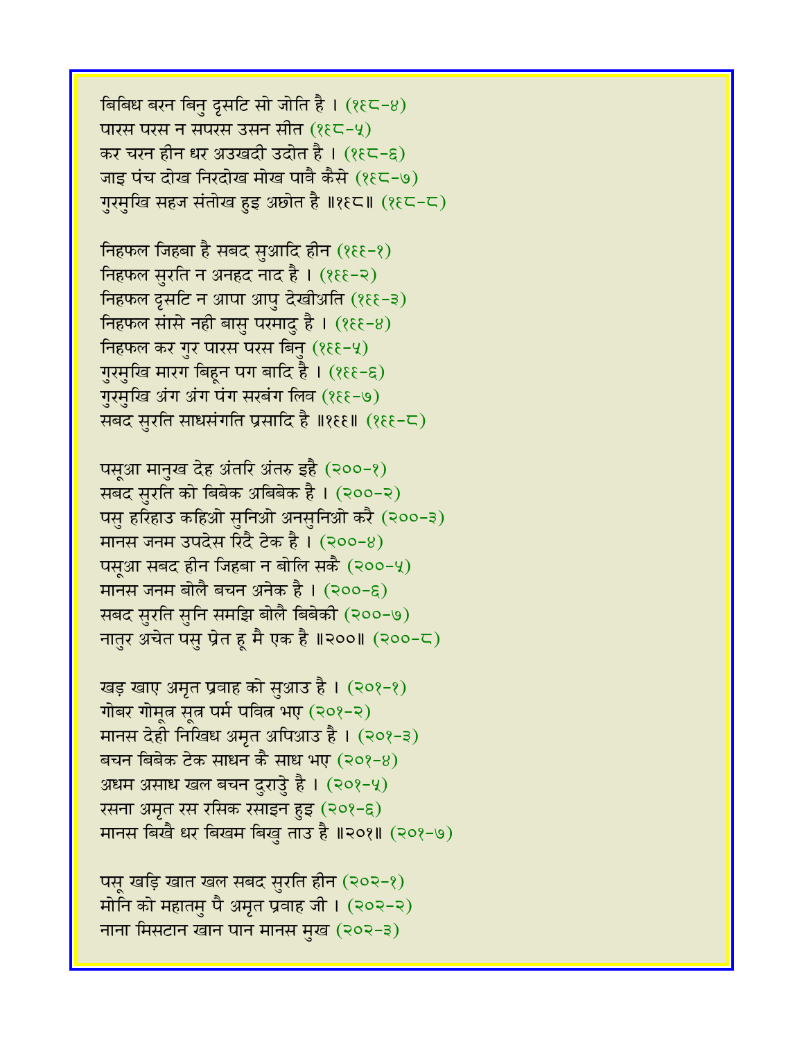बिबिध बरन बिनु दृसटि सो जोति है । (१९८-४)
पारस परस न सपरस उसन सीत (१९८-५)
कर चरन हीन धर अउखदी उदोत है । (१९८-६)
जाइ पंच दोख निरदोख मोख पावै कैसे (१९८-७)
गुरमुखि सहज संतोख हुइ अछोत है ॥१९८॥ (१९८-८)

निहफल जिहबा है सबद सुआदि हीन (१९९-१)
निहफल सुरति न अनहद नाद है । (१९९-२)
निहफल दृसटि न आपा आपु देखीअति (१९९-३)
निहफल सांसे नही बासु परमादु है । (१९९-४)
निहफल कर गुर पारस परस बिनु (१९९-५)
गुरमुखि मारग बिहून पग बादि है । (१९९-६)
गुरमुखि अंग अंग पंग सरबंग लिव (१९९-७)
सबद सुरति साधसंगति प्रसादि है ॥१९९॥ (१९९-८)

पसूआ मानुख देह अंतरि अंतरु इहै (२००-१)
सबद सुरति को बिबेक अबिबेक है । (२००-२)
पसु हरिहाउ कहिओ सुनिओ अनसुनिओ करै (२००-३)
मानस जनम उपदेस रिदै टेक है । (२००-४)
पसूआ सबद हीन जिहबा न बोलि सकै (२००-५)
मानस जनम बोलै बचन अनेक है । (२००-६)
सबद सुरति सुनि समझि बोलै बिबेकी (२००-७)
नातुर अचेत पसु प्रेत हू मै एक है ॥२००॥ (२००-८)

खड़ खाए अमृत प्रवाह को सुआउ है । (२०१-१)
गोबर गोमूत्र सूत्र पर्म पवित्र भए (२०१-२)
मानस देही निखिध अमृत अपिआउ है । (२०१-३)
बचन बिबेक टेक साधन कै साध भए (२०१-४)
अधम असाध खल बचन दुराउ है । (२०१-५)
रसना अमृत रस रसिक रसाइन हुइ (२०१-६)
मानस बिखै धर बिखम बिखु ताउ है ॥२०१॥ (२०१-७)

पसू खड़ि खात खल सबद सुरति हीन (२०२-१)
मोनि को महातमु पै अमृत प्रवाह जी । (२०२-२)
नाना मिसटान खान पान मानस मुख (२०२-३)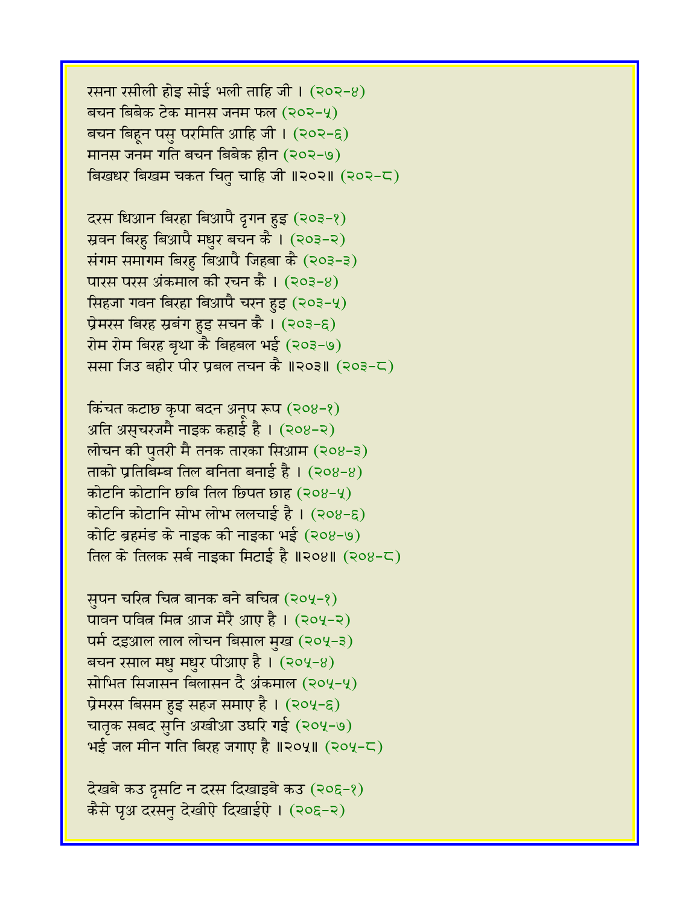रसना रसीली होइ सोई भली ताहि जी । (२०२-४)
बचन बिबेक टेक मानस जनम फल (२०२-५)
बचन बिहून पसु परमिति आहि जी । (२०२-६)
मानस जनम गति बचन बिबेक हीन (२०२-७)
बिखधर बिखम चकत चितु चाहि जी ॥२०२॥ (२०२-८)

दरस धिआन बिरहा बिआपै दृगन हुइ (२०३-१)
स्रवन बिरहु बिआपै मधुर बचन कै । (२०३-२)
संगम समागम बिरहु बिआपै जिहबा कै (२०३-३)
पारस परस अंकमाल की रचन कै । (२०३-४)
सिहजा गवन बिरहा बिआपै चरन हुइ (२०३-५)
प्रेमरस बिरह स्रबंग हुइ सचन कै । (२०३-६)
रोम रोम बिरह बृथा कै बिहबल भई (२०३-७)
ससा जिउ बहीर पीर प्रबल तचन कै ॥२०३॥ (२०३-८)

किंचत कटाछ कृपा बदन अनूप रूप (२०४-१)
अति असचरजमै नाइक कहाई है । (२०४-२)
लोचन की पुतरी मै तनक तारका सिआम (२०४-३)
ताको प्रतिबिम्ब तिल बनिता बनाई है । (२०४-४)
कोटनि कोटानि छबि तिल छिपत छाह (२०४-५)
कोटनि कोटानि सोभ लोभ ललचाई है । (२०४-६)
कोटि ब्रहमंड के नाइक की नाइका भई (२०४-७)
तिल के तिलक सर्ब नाइका मिटाई है ॥२०४॥ (२०४-८)

सुपन चरित्र चित्र बानक बने बचित्र (२०५-१)
पावन पवित्र मित्र आज मेरै आए है । (२०५-२)
पर्म दइआल लाल लोचन बिसाल मुख (२०५-३)
बचन रसाल मधु मधुर पीआए है । (२०५-४)
सोभित सिजासन बिलासन दै अंकमाल (२०५-५)
प्रेमरस बिसम हुइ सहज समाए है । (२०५-६)
चातृक सबद सुनि अखीआ उघरि गई (२०५-७)
भई जल मीन गति बिरह जगाए है ॥२०५॥ (२०५-८)

देखबे कउ दृसटि न दरस दिखाइबे कउ (२०६-१)
कैसे पृअ दरसनु देखीऐ दिखाईऐ । (२०६-२)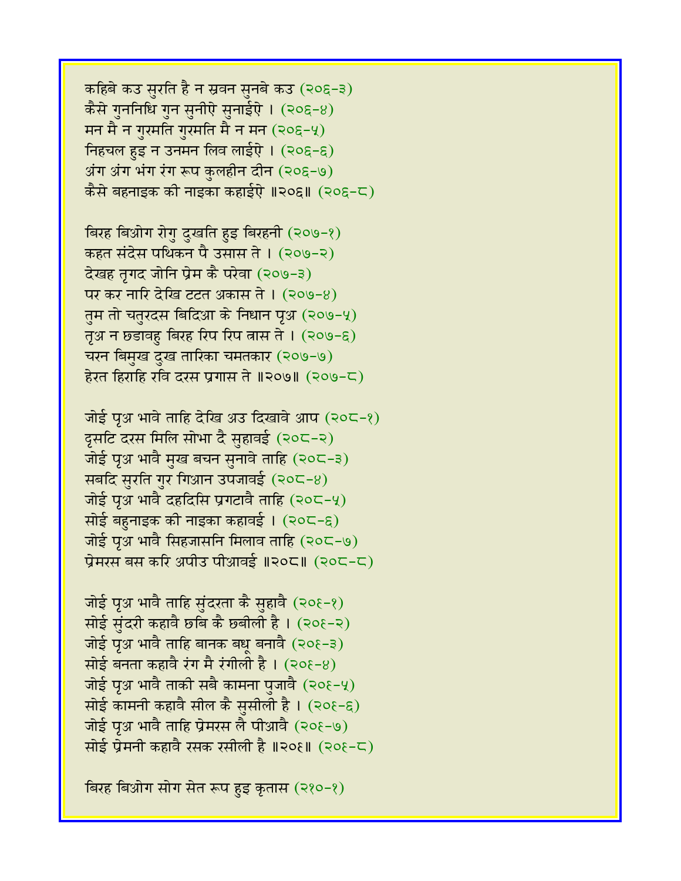कहिबे कउ सुरति है न स्रवन सुनबे कउ (२०६-३)
कैसे गुननिधि गुन सुनीऐ सुनाईऐ । (२०६-४)
मन मै न गुरमति गुरमति मै न मन (२०६-५)
निहचल हुइ न उनमन लिव लाईऐ । (२०६-६)
अंग अंग भंग रंग रूप कुलहीन दीन (२०६-७)
कैसे बहनाइक की नाइका कहाईऐ ॥२०६॥ (२०६-८)

बिरह बिओग रोगु दुखति हुइ बिरहनी (२०७-१)
कहत संदेस पथिकन पै उसास ते । (२०७-२)
देखह तृगद जोनि प्रेम कै परेवा (२०७-३)
पर कर नारि देखि टटत अकास ते । (२०७-४)
तुम तो चतुरदस बिदिआ के निधान पृअ (२०७-५)
तृअ न छडावहु बिरह रिप रिप त्रास ते । (२०७-६)
चरन बिमुख दुख तारिका चमतकार (२०७-७)
हेरत हिराहि रवि दरस प्रगास ते ॥२०७॥ (२०७-८)

जोई पृअ भावे ताहि देखि अउ दिखावे आप (२०८-१)
दृसटि दरस मिलि सोभा दै सुहावई (२०८-२)
जोई पृअ भावै मुख बचन सुनावे ताहि (२०८-३)
सबदि सुरति गुर गिआन उपजावई (२०८-४)
जोई पृअ भावै दहदिसि प्रगटावै ताहि (२०८-५)
सोई बहुनाइक की नाइका कहावई । (२०८-६)
जोई पृअ भावै सिहजासनि मिलाव ताहि (२०८-७)
प्रेमरस बस करि अपीउ पीआवई ॥२०८॥ (२०८-८)

जोई पृअ भावै ताहि सुंदरता कै सुहावै (२०९-१)
सोई सुंदरी कहावै छबि कै छबीली है । (२०९-२)
जोई पृअ भावै ताहि बानक बधू बनावै (२०९-३)
सोई बनता कहावै रंग मै रंगीली है । (२०९-४)
जोई पृअ भावै ताकी सबै कामना पुजावै (२०९-५)
सोई कामनी कहावै सील कै सुसीली है । (२०९-६)
जोई पृअ भावै ताहि प्रेमरस लै पीआवै (२०९-७)
सोई प्रेमनी कहावै रसक रसीली है ॥२०९॥ (२०९-८)

बिरह बिओग सोग सेत रूप हुइ कृतास (२१०-१)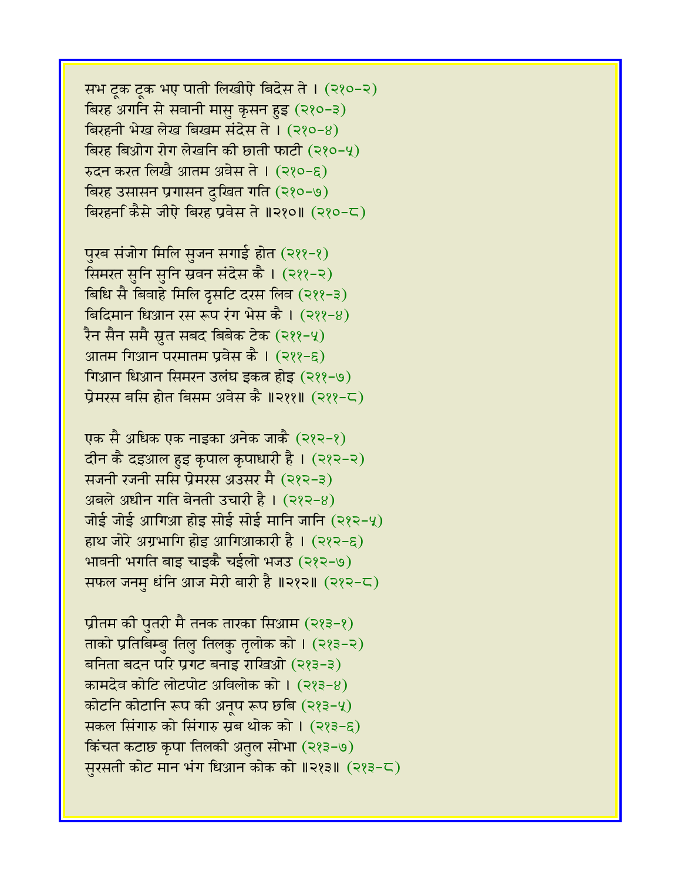सभ टूक टूक भए पाती लिखीऐ बिदेस ते । (२१०-२)
बिरह अगनि से सवानी मासु कृसन हुइ (२१०-३)
बिरहनी भेख लेख बिखम संदेस ते । (२१०-४)
बिरह बिओग रोग लेखनि की छाती फाटी (२१०-५)
रुदन करत लिखै आतम अवेस ते । (२१०-६)
बिरह उसासन प्रगासन दुखित गति (२१०-७)
बिरहनी कैसे जीऐ बिरह प्रवेस ते ॥२१०॥ (२१०-८)

पुरब संजोग मिलि सुजन सगाई होत (२११-१)
सिमरत सुनि सुनि स्रवन संदेस कै । (२११-२)
बिधि सै बिवाहे मिलि दृसटि दरस लिव (२११-३)
बिदिमान धिआन रस रूप रंग भेस कै । (२११-४)
रैन सैन समै स्रुत सबद बिबेक टेक (२११-५)
आतम गिआन परमातम प्रवेस कै । (२११-६)
गिआन धिआन सिमरन उलंघ इकत्र होइ (२११-७)
प्रेमरस बसि होत बिसम अवेस कै ॥२११॥ (२११-८)

एक सै अधिक एक नाइका अनेक जाकै (२१२-१)
दीन कै दइआल हुइ कृपाल कृपाधारी है । (२१२-२)
सजनी रजनी ससि प्रेमरस अउसर मै (२१२-३)
अबले अधीन गति बेनती उचारी है । (२१२-४)
जोई जोई आगिआ होइ सोई सोई मानि जानि (२१२-५)
हाथ जोरे अग्रभागि होइ आगिआकारी है । (२१२-६)
भावनी भगति बाइ चाइकै चईलो भजउ (२१२-७)
सफल जनमु धंनि आज मेरी बारी है ॥२१२॥ (२१२-८)

प्रीतम की पुतरी मै तनक तारका सिआम (२१३-१)
ताको प्रतिबिम्बु तिलु तिलकु तृलोक को । (२१३-२)
बनिता बदन परि प्रगट बनाइ राखिओ (२१३-३)
कामदेव कोटि लोटपोट अविलोक को । (२१३-४)
कोटनि कोटानि रूप की अनूप रूप छबि (२१३-५)
सकल सिंगारु को सिंगारु स्रब थोक को । (२१३-६)
किंचत कटाछ कृपा तिलकी अतुल सोभा (२१३-७)
सुरसती कोट मान भंग धिआन कोक को ॥२१३॥ (२१३-८)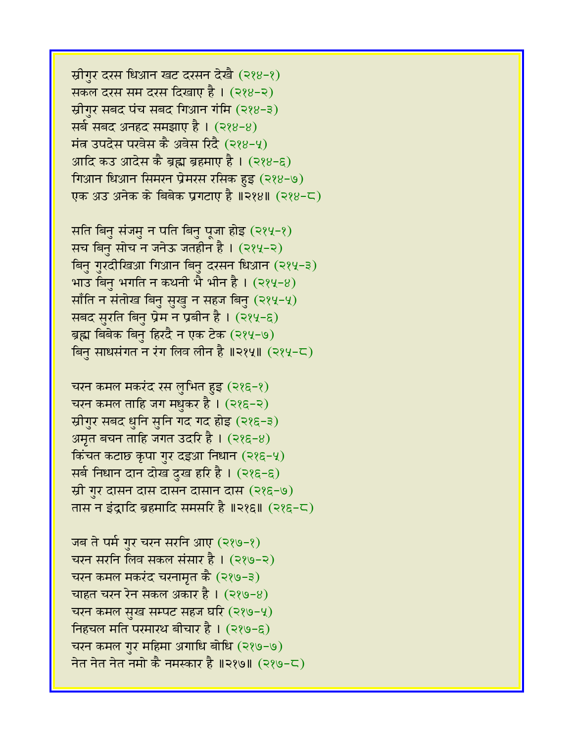स्रीगुर दरस धिआन खट दरसन देखै (२१४-१)
सकल दरस सम दरस दिखाए है । (२१४-२)
स्रीगुर सबद पंच सबद गिआन गंमि (२१४-३)
सर्ब सबद अनहद समझाए है । (२१४-४)
मंत्र उपदेस परवेस कै अवेस रिदै (२१४-५)
आदि कउ आदेस कै ब्रह्म ब्रहमाए है । (२१४-६)
गिआन धिआन सिमरन प्रेमरस रसिक हुइ (२१४-७)
एक अउ अनेक के बिबेक प्रगटाए है ॥२१४॥ (२१४-८)

सति बिनु संजमु न पति बिनु पूजा होइ (२१५-१)
सच बिनु सोच न जनेऊ जतहीन है । (२१५-२)
बिनु गुरदीखिआ गिआन बिनु दरसन धिआन (२१५-३)
भाउ बिनु भगति न कथनी भै भीन है । (२१५-४)
साँति न संतोख बिनु सुखु न सहज बिनु (२१५-५)
सबद सुरति बिनु प्रेम न प्रबीन है । (२१५-६)
ब्रह्म बिबेक बिनु हिरदै न एक टेक (२१५-७)
बिनु साधसंगत न रंग लिव लीन है ॥२१५॥ (२१५-८)

चरन कमल मकरंद रस लुभित हुइ (२१६-१)
चरन कमल ताहि जग मधुकर है । (२१६-२)
स्रीगुर सबद धुनि सुनि गद गद होइ (२१६-३)
अमृत बचन ताहि जगत उदरि है । (२१६-४)
किंचत कटाछ कृपा गुर दइआ निधान (२१६-५)
सर्ब निधान दान दोख दुख हरि है । (२१६-६)
स्री गुर दासन दास दासन दासान दास (२१६-७)
तास न इंद्रादि ब्रहमादि समसरि है ॥२१६॥ (२१६-८)

जब ते पर्म गुर चरन सरनि आए (२१७-१)
चरन सरनि लिव सकल संसार है । (२१७-२)
चरन कमल मकरंद चरनामृत कै (२१७-३)
चाहत चरन रेन सकल अकार है । (२१७-४)
चरन कमल सुख सम्पट सहज घरि (२१७-५)
निहचल मति परमारथ बीचार है । (२१७-६)
चरन कमल गुर महिमा अगाधि बोधि (२१७-७)
नेत नेत नेत नमो कै नमस्कार है ॥२१७॥ (२१७-८)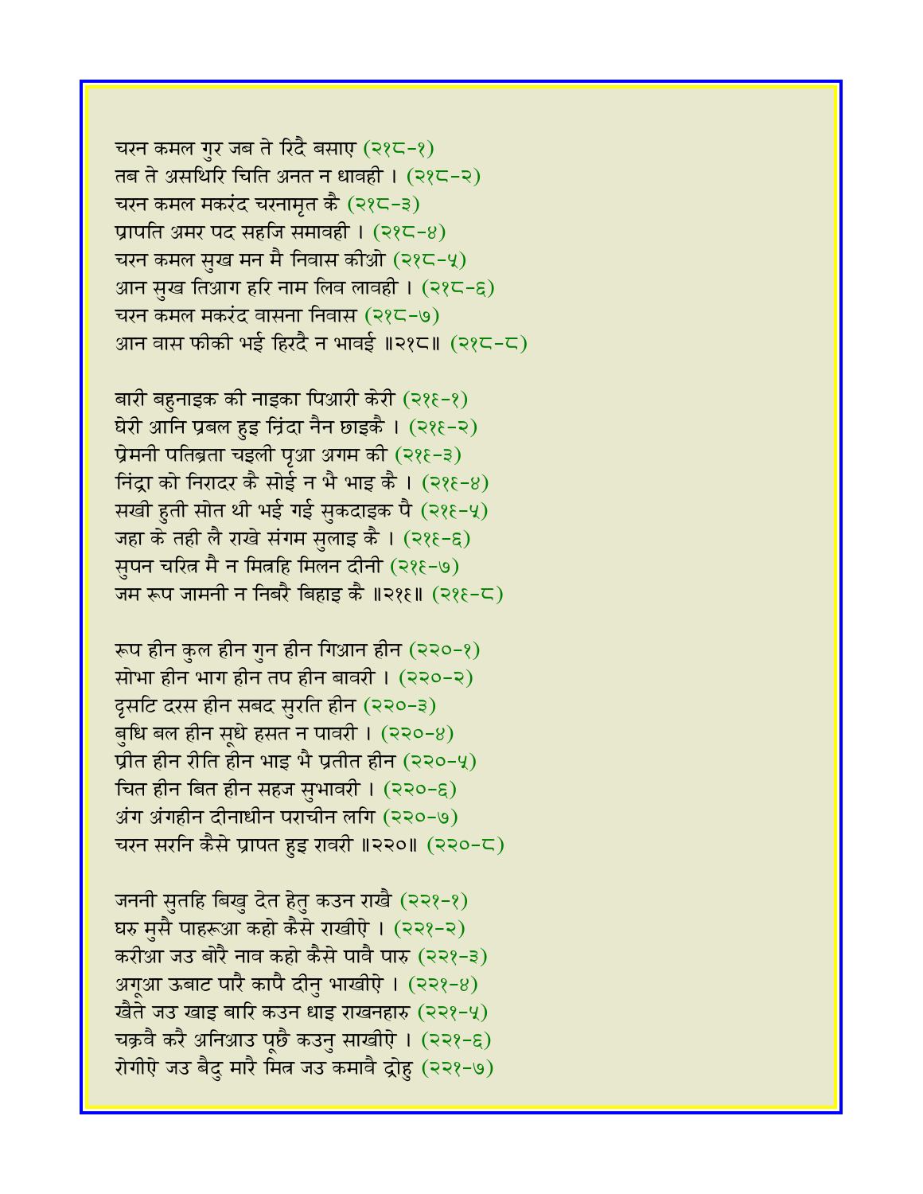चरन कमल गुर जब ते रिदै बसाए (२१८-१)
तब ते असथिरि चिति अनत न धावही । (२१८-२)
चरन कमल मकरंद चरनामृत कै (२१८-३)
प्रापति अमर पद सहजि समावही । (२१८-४)
चरन कमल सुख मन मै निवास कीओ (२१८-५)
आन सुख तिआग हरि नाम लिव लावही । (२१८-६)
चरन कमल मकरंद वासना निवास (२१८-७)
आन वास फीकी भई हिरदै न भावई ॥२१८॥ (२१८-८)

बारी बहुनाइक की नाइका पिआरी केरी (२१९-१)
घेरी आनि प्रबल हुइ न्रिंदा नैन छाइकै । (२१९-२)
प्रेमनी पतिब्रता चइली पृआ अगम की (२१९-३)
निंद्रा को निरादर कै सोई न भै भाइ कै । (२१९-४)
सखी हुती सोत थी भई गई सुकदाइक पै (२१९-५)
जहा के तही लै राखे संगम सुलाइ कै । (२१९-६)
सुपन चरित्र मै न मित्रहि मिलन दीनी (२१९-७)
जम रूप जामनी न निबरै बिहाइ कै ॥२१९॥ (२१९-८)

रूप हीन कुल हीन गुन हीन गिआन हीन (२२०-१)
सोभा हीन भाग हीन तप हीन बावरी । (२२०-२)
दृसटि दरस हीन सबद सुरति हीन (२२०-३)
बुधि बल हीन सूधे हसत न पावरी । (२२०-४)
प्रीत हीन रीति हीन भाइ भै प्रतीत हीन (२२०-५)
चित हीन बित हीन सहज सुभावरी । (२२०-६)
अंग अंगहीन दीनाधीन पराचीन लगि (२२०-७)
चरन सरनि कैसे प्रापत हुइ रावरी ॥२२०॥ (२२०-८)

जननी सुतहि बिखु देत हेतु कउन राखै (२२१-१)
घरु मुसै पाहरूआ कहो कैसे राखीऐ । (२२१-२)
करीआ जउ बोरै नाव कहो कैसे पावै पारु (२२१-३)
अगूआ ऊबाट पारै कापै दीनु भाखीऐ । (२२१-४)
खैते जउ खाइ बारि कउन धाइ राखनहारु (२२१-५)
चक्रवै करै अनिआउ पूछै कउनु साखीऐ । (२२१-६)
रोगीऐ जउ बैदु मारै मित्र जउ कमावै द्रोहु (२२१-७)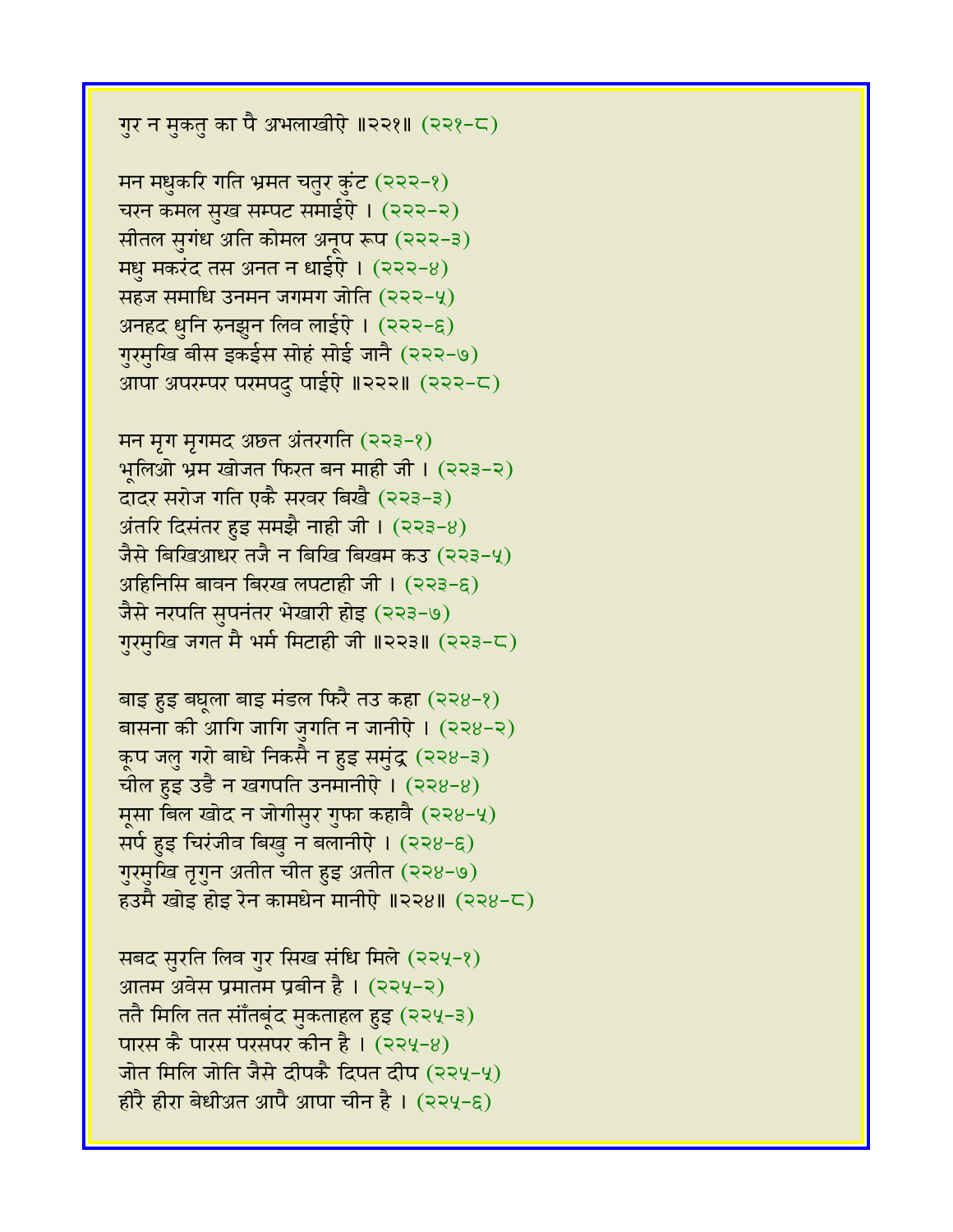गुर न मुकतु का पै अभलाखीऐ ॥२२१॥ (२२१-८)

मन मधुकरि गति भ्रमत चतुर कुंट (२२२-१)
चरन कमल सुख सम्पट समाईऐ । (२२२-२)
सीतल सुगंध अति कोमल अनूप रूप (२२२-३)
मधु मकरंद तस अनत न धाईऐ । (२२२-४)
सहज समाधि उनमन जगमग जोति (२२२-५)
अनहद धुनि रुनझुन लिव लाईऐ । (२२२-६)
गुरमुखि बीस इकईस सोहं सोई जानै (२२२-७)
आपा अपरम्पर परमपदु पाईऐ ॥२२२॥ (२२२-८)

मन मृग मृगमद अछत अंतरगति (२२३-१)
भूलिओ भ्रम खोजत फिरत बन माही जी । (२२३-२)
दादर सरोज गति एकै सरवर बिखै (२२३-३)
अंतरि दिसंतर हुइ समझै नाही जी । (२२३-४)
जैसे बिखिआधर तजै न बिखि बिखम कउ (२२३-५)
अहिनिसि बावन बिरख लपटाही जी । (२२३-६)
जैसे नरपति सुपनंतर भेखारी होइ (२२३-७)
गुरमुखि जगत मै भर्म मिटाही जी ॥२२३॥ (२२३-८)

बाइ हुइ बघूला बाइ मंडल फिरै तउ कहा (२२४-१)
बासना की आगि जागि जुगति न जानीऐ । (२२४-२)
कूप जलु गरो बाधे निकसै न हुइ समुंद्र (२२४-३)
चील हुइ उडै न खगपति उनमानीऐ । (२२४-४)
मूसा बिल खोद न जोगीसुर गुफा कहावै (२२४-५)
सर्प हुइ चिरंजीव बिखु न बलानीऐ । (२२४-६)
गुरमुखि तृगुन अतीत चीत हुइ अतीत (२२४-७)
हउमै खोइ होइ रेन कामधेन मानीऐ ॥२२४॥ (२२४-८)

सबद सुरति लिव गुर सिख संधि मिले (२२५-१)
आतम अवेस प्रमातम प्रबीन है । (२२५-२)
ततै मिलि तत साँतबूंद मुकताहल हुइ (२२५-३)
पारस कै पारस परसपर कीन है । (२२५-४)
जोत मिलि जोति जैसे दीपकै दिपत दीप (२२५-५)
हीरै हीरा बेधीअत आपै आपा चीन है । (२२५-६)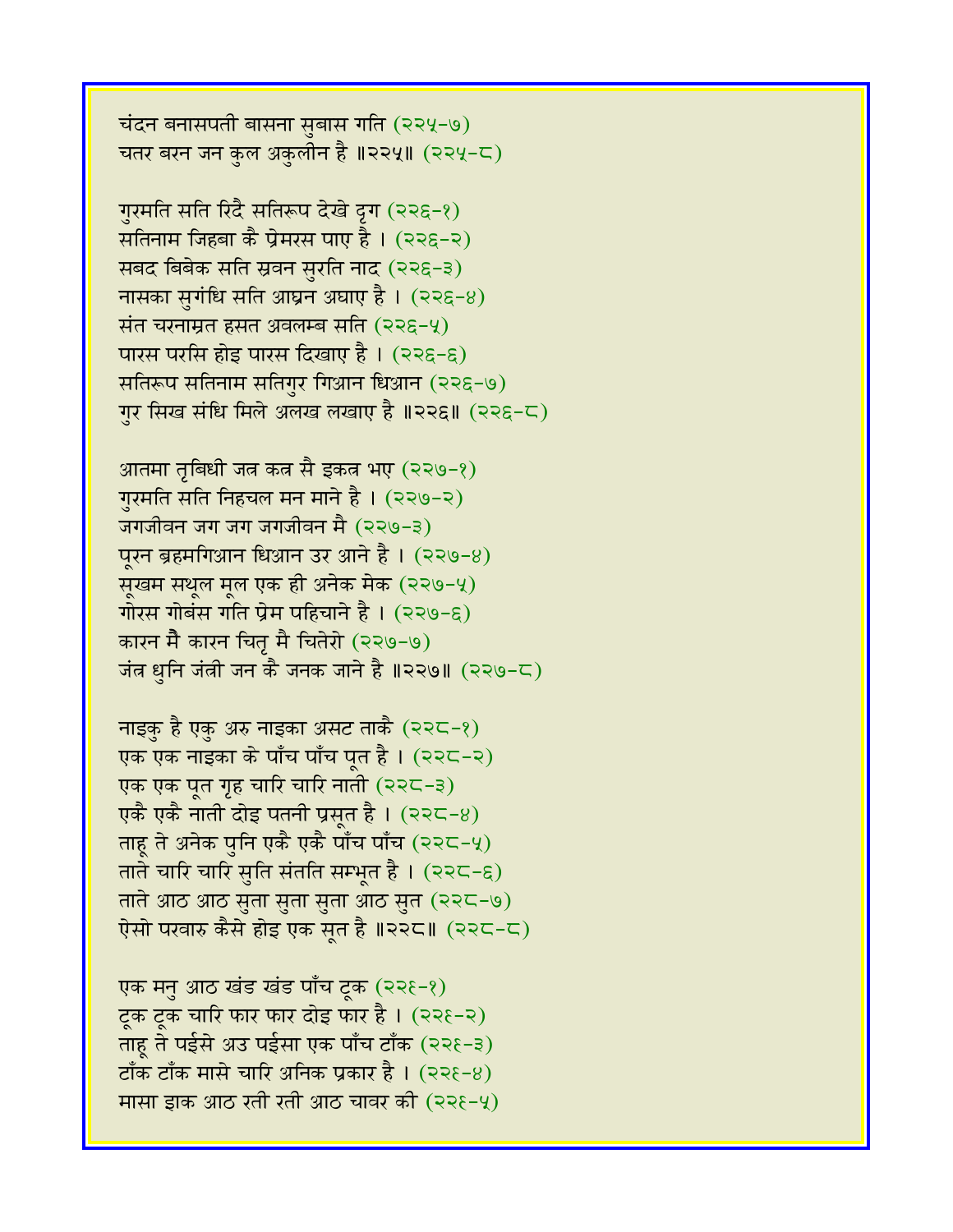चंदन बनासपती बासना सुबास गति (२२५-७)
चतर बरन जन कुल अकुलीन है ॥२२५॥ (२२५-८)

गुरमति सति रिदै सतिरूप देखे दृग (२२६-१)
सतिनाम जिहबा कै प्रेमरस पाए है । (२२६-२)
सबद बिबेक सति स्रवन सुरति नाद (२२६-३)
नासका सुगंधि सति आघ्रन अघाए है । (२२६-४)
संत चरनाम्रत हसत अवलम्ब सति (२२६-५)
पारस परसि होइ पारस दिखाए है । (२२६-६)
सतिरूप सतिनाम सतिगुर गिआन धिआन (२२६-७)
गुर सिख संधि मिले अलख लखाए है ॥२२६॥ (२२६-८)

आतमा तृबिधी जत्र कत्र सै इकत्र भए (२२७-१)
गुरमति सति निहचल मन माने है । (२२७-२)
जगजीवन जग जग जगजीवन मै (२२७-३)
पूरन ब्रहमगिआन धिआन उर आने है । (२२७-४)
सूखम सथूल मूल एक ही अनेक मेक (२२७-५)
गोरस गोबंस गति प्रेम पहिचाने है । (२२७-६)
कारन मै कारन चितृ मै चितेरो (२२७-७)
जंत्र धुनि जंत्री जन कै जनक जाने है ॥२२७॥ (२२७-८)

नाइकु है एकु अरु नाइका असट ताकै (२२८-१)
एक एक नाइका के पाँच पाँच पूत है । (२२८-२)
एक एक पूत गृह चारि चारि नाती (२२८-३)
एकै एकै नाती दोइ पतनी प्रसूत है । (२२८-४)
ताहू ते अनेक पुनि एकै एकै पाँच पाँच (२२८-५)
ताते चारि चारि सुति संतति सम्भूत है । (२२८-६)
ताते आठ आठ सुता सुता सुता आठ सुत (२२८-७)
ऐसो परवारु कैसे होइ एक सूत है ॥२२८॥ (२२८-८)

एक मनु आठ खंड खंड पाँच टूक (२२९-१)
टूक टूक चारि फार फार दोइ फार है । (२२९-२)
ताहू ते पईसे अउ पईसा एक पाँच टाँक (२२९-३)
टाँक टाँक मासे चारि अनिक प्रकार है । (२२९-४)
मासा इाक आठ रती रती आठ चावर की (२२९-५)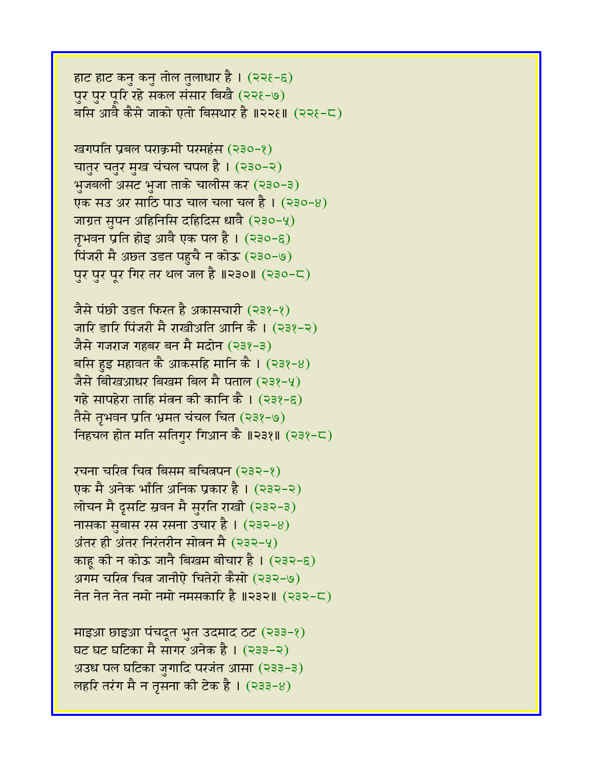हाट हाट कनु कनु तोल तुलाधार है । (२२६-६)
पुर पुर पूरि रहे सकल संसार बिखै (२२६-७)
बसि आवै कैसे जाको एतो बिसथार है ॥२२६॥ (२२६-८)

खगपति प्रबल पराक्रमी परमहंस (२३०-१)
चातुर चतुर मुख चंचल चपल है । (२३०-२)
भुजबली असट भुजा ताके चालीस कर (२३०-३)
एक सउ अर साठि पाउ चाल चला चल है । (२३०-४)
जाग्रत सुपन अहिनिसि दहिदिस धावै (२३०-५)
तृभवन प्रति होइ आवै एक पल है । (२३०-६)
पिंजरी मै अछत उडत पहुचै न कोऊ (२३०-७)
पुर पुर पूर गिर तर थल जल है ॥२३०॥ (२३०-८)

जैसे पंछी उडत फिरत है अकासचारी (२३१-१)
जारि डारि पिंजरी मै राखीअति आनि कै । (२३१-२)
जैसे गजराज गहबर बन मै मदोन (२३१-३)
बसि हुइ महावत कै आकसहि मानि कै । (२३१-४)
जैसे बीखआधर बिखम बिल मै पताल (२३१-५)
गहे सापहेरा ताहि मंत्रन की कानि कै । (२३१-६)
तैसे तृभवन प्रति भ्रमत चंचल चित (२३१-७)
निहचल होत मति सतिगुर गिआन कै ॥२३१॥ (२३१-८)

रचना चरित्र चित्र बिसम बचित्रपन (२३२-१)
एक मै अनेक भाँति अनिक प्रकार है । (२३२-२)
लोचन मै दृसटि स्रवन मै सुरति राखी (२३२-३)
नासका सुबास रस रसना उचार है । (२३२-४)
अंतर ही अंतर निरंतरीन सोत्रन मै (२३२-५)
काहू की न कोऊ जानै बिखम बीचार है । (२३२-६)
अगम चरित्र चित्र जानीऐ चितेरो कैसो (२३२-७)
नेत नेत नेत नमो नमो नमसकारि है ॥२३२॥ (२३२-८)

माइआ छाइआ पंचदूत भुत उदमाद ठट (२३३-१)
घट घट घटिका मै सागर अनेक है । (२३३-२)
अउध पल घटिका जुगादि परजंत आसा (२३३-३)
लहरि तरंग मै न तृसना की टेक है । (२३३-४)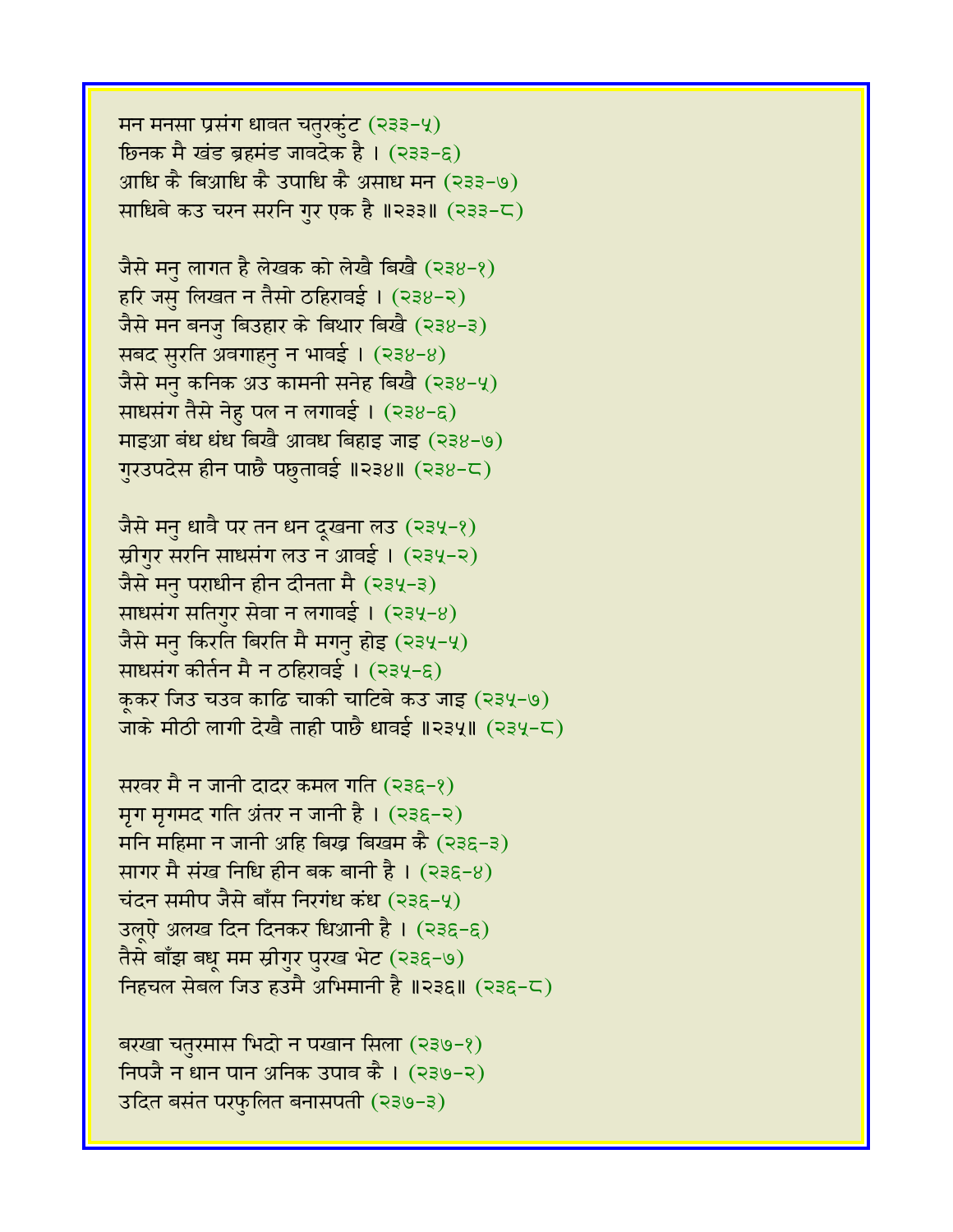मन मनसा प्रसंग धावत चतुरकुंट (२३३-५)
छिनक मै खंड ब्रहमंड जावदेक है । (२३३-६)
आधि कै बिआधि कै उपाधि कै असाध मन (२३३-७)
साधिबे कउ चरन सरनि गुर एक है ॥२३३॥ (२३३-८)

जैसे मनु लागत है लेखक को लेखै बिखै (२३४-१)
हरि जसु लिखत न तैसो ठहिरावई । (२३४-२)
जैसे मन बनजु बिउहार के बिथार बिखै (२३४-३)
सबद सुरति अवगाहनु न भावई । (२३४-४)
जैसे मनु कनिक अउ कामनी सनेह बिखै (२३४-५)
साधसंग तैसे नेहु पल न लगावई । (२३४-६)
माइआ बंध धंध बिखै आवध बिहाइ जाइ (२३४-७)
गुरउपदेस हीन पाछै पछुतावई ॥२३४॥ (२३४-८)

जैसे मनु धावै पर तन धन दूखना लउ (२३५-१)
स्रीगुर सरनि साधसंग लउ न आवई । (२३५-२)
जैसे मनु पराधीन हीन दीनता मै (२३५-३)
साधसंग सतिगुर सेवा न लगावई । (२३५-४)
जैसे मनु किरति बिरति मै मगनु होइ (२३५-५)
साधसंग कीर्तन मै न ठहिरावई । (२३५-६)
कूकर जिउ चउव काढि चाकी चाटिबे कउ जाइ (२३५-७)
जाके मीठी लागी देखै ताही पाछै धावई ॥२३५॥ (२३५-८)

सरवर मै न जानी दादर कमल गति (२३६-१)
मृग मृगमद गति अंतर न जानी है । (२३६-२)
मनि महिमा न जानी अहि बिख्र बिखम कै (२३६-३)
सागर मै संख निधि हीन बक बानी है । (२३६-४)
चंदन समीप जैसे बाँस निरगंध कंध (२३६-५)
उलूऐ अलख दिन दिनकर धिआनी है । (२३६-६)
तैसे बाँझ बधू मम स्रीगुर पुरख भेट (२३६-७)
निहचल सेबल जिउ हउमै अभिमानी है ॥२३६॥ (२३६-८)

बरखा चतुरमास भिदो न पखान सिला (२३७-१)
निपजै न धान पान अनिक उपाव कै । (२३७-२)
उदित बसंत परफुलित बनासपती (२३७-३)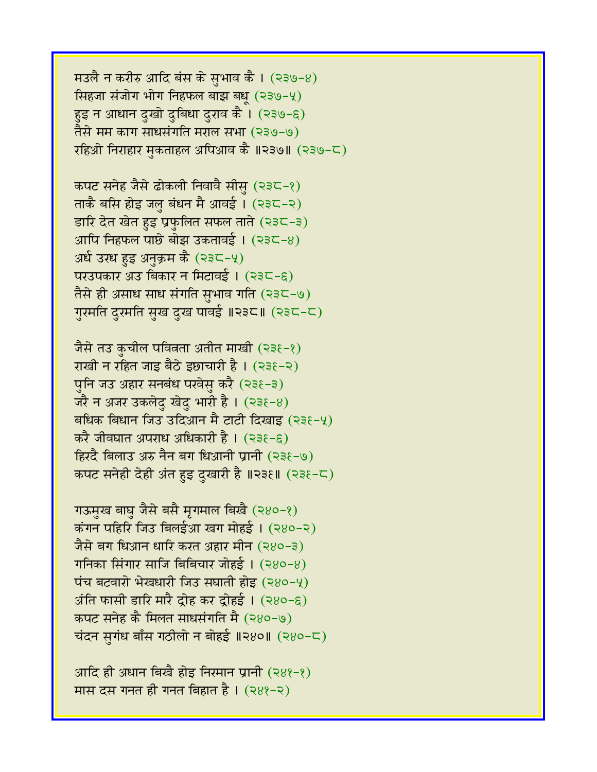मउलै न करीरु आदि बंस के सुभाव कै । (२३७-४)
सिहजा संजोग भोग निहफल बाझ बधू (२३७-५)
हुइ न आधान दुखो दुबिधा दुराव कै । (२३७-६)
तैसे मम काग साधसंगति मराल सभा (२३७-७)
रहिओ निराहार मुकताहल अपिआव कै ॥२३७॥ (२३७-८)

कपट सनेह जैसे ढोकली निवावै सीसु (२३८-१)
ताकै बसि होइ जलु बंधन मै आवई । (२३८-२)
डारि देत खेत हुइ प्रफुलित सफल ताते (२३८-३)
आपि निहफल पाछे बोझ उकतावई । (२३८-४)
अर्ध उरध हुइ अनुक्रम कै (२३८-५)
परउपकार अउ बिकार न मिटावई । (२३८-६)
तैसे ही असाध साध संगति सुभाव गति (२३८-७)
गुरमति दुरमति सुख दुख पावई ॥२३८॥ (२३८-८)

जैसे तउ कुचील पवित्रता अतीत माखी (२३९-१)
राखी न रहित जाइ बैठे इछाचारी है । (२३९-२)
पुनि जउ अहार सनबंध परवेसु करै (२३९-३)
जरै न अजर उकलेदु खेदु भारी है । (२३९-४)
बधिक बिधान जिउ उदिआन मै टाटी दिखाइ (२३९-५)
करै जीवघात अपराध अधिकारी है । (२३९-६)
हिरदै बिलाउ अरु नैन बग धिआनी प्रानी (२३९-७)
कपट सनेही देही अंत हुइ दुखारी है ॥२३९॥ (२३९-८)

गऊमुख बाघु जैसे बसै मृगमाल बिखै (२४०-१)
कंगन पहिरि जिउ बिलईआ खग मोहई । (२४०-२)
जैसे बग धिआन धारि करत अहार मीन (२४०-३)
गनिका सिंगार साजि बिबिचार जोहई । (२४०-४)
पंच बटवारो भेखधारी जिउ सघाती होइ (२४०-५)
अंति फासी डारि मारै द्रोह कर द्रोहई । (२४०-६)
कपट सनेह कै मिलत साधसंगति मै (२४०-७)
चंदन सुगंध बाँस गठीलो न बोहई ॥२४०॥ (२४०-८)

आदि ही अधान बिखै होइ निरमान प्रानी (२४१-१)
मास दस गनत ही गनत बिहात है । (२४१-२)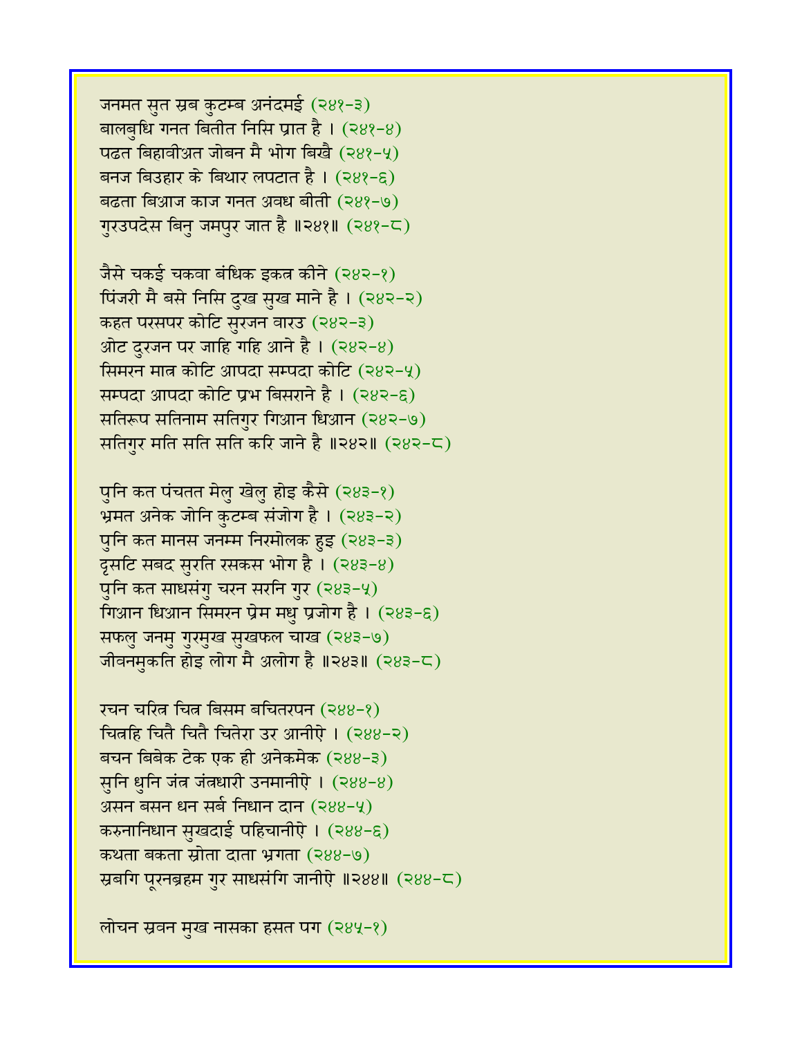जनमत सुत स्रब कुटम्ब अनंदमई (२४१-३)
बालबुधि गनत बितीत निसि प्रात है । (२४१-४)
पढत बिहावीअत जोबन मै भोग बिखै (२४१-५)
बनज बिउहार के बिथार लपटात है । (२४१-६)
बढता बिआज काज गनत अवध बीती (२४१-७)
गुरउपदेस बिनु जमपुर जात है ॥२४१॥ (२४१-८)

जैसे चकई चकवा बंधिक इकत्र कीने (२४२-१)
पिंजरी मै बसे निसि दुख सुख माने है । (२४२-२)
कहत परसपर कोटि सुरजन वारउ (२४२-३)
ओट दुरजन पर जाहि गहि आने है । (२४२-४)
सिमरन मात्र कोटि आपदा सम्पदा कोटि (२४२-५)
सम्पदा आपदा कोटि प्रभ बिसराने है । (२४२-६)
सतिरूप सतिनाम सतिगुर गिआन धिआन (२४२-७)
सतिगुर मति सति सति करि जाने है ॥२४२॥ (२४२-८)

पुनि कत पंचतत मेलु खेलु होइ कैसे (२४३-१)
भ्रमत अनेक जोनि कुटम्ब संजोग है । (२४३-२)
पुनि कत मानस जनम्म निरमोलक हुइ (२४३-३)
दृसटि सबद सुरति रसकस भोग है । (२४३-४)
पुनि कत साधसंगु चरन सरनि गुर (२४३-५)
गिआन धिआन सिमरन प्रेम मधु प्रजोग है । (२४३-६)
सफलु जनमु गुरमुख सुखफल चाख (२४३-७)
जीवनमुकति होइ लोग मै अलोग है ॥२४३॥ (२४३-८)

रचन चरित्र चित्र बिसम बचितरपन (२४४-१)
चित्रहि चितै चितै चितेरा उर आनीऐ । (२४४-२)
बचन बिबेक टेक एक ही अनेकमेक (२४४-३)
सुनि धुनि जंत्र जंत्रधारी उनमानीऐ । (२४४-४)
असन बसन धन सर्ब निधान दान (२४४-५)
करुनानिधान सुखदाई पहिचानीऐ । (२४४-६)
कथता बकता स्रोता दाता भ्रगता (२४४-७)
स्रबगि पूरनब्रहम गुर साधसंगि जानीऐ ॥२४४॥ (२४४-८)

लोचन स्रवन मुख नासका हसत पग (२४५-१)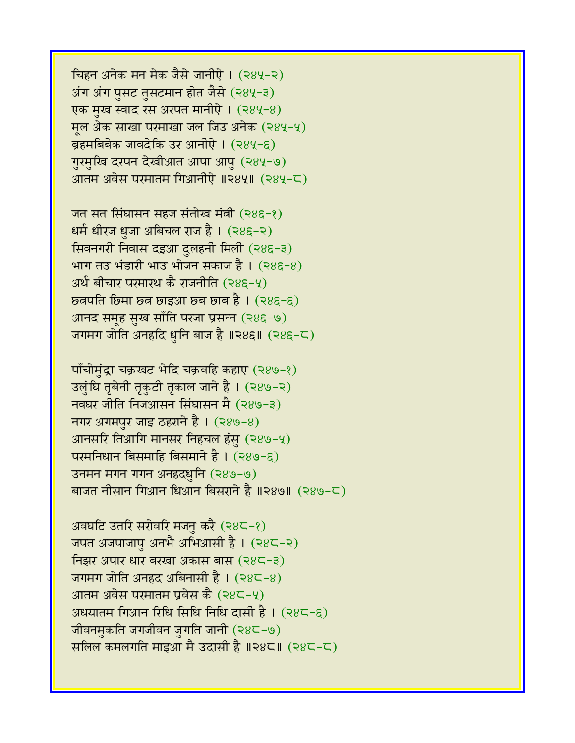चिहन अनेक मन मेक जैसे जानीऐ । (२४५-२)
अंग अंग पुसट तुसटमान होत जैसे (२४५-३)
एक मुख स्वाद रस अरपत मानीऐ । (२४५-४)
मूल अेक साखा परमाखा जल जिउ अनेक (२४५-५)
ब्रहमबिबेक जावदेकि उर आनीऐ । (२४५-६)
गुरमुखि दरपन देखीआत आपा आपु (२४५-७)
आतम अवेस परमातम गिआनीऐ ॥२४५॥ (२४५-८)

जत सत सिंघासन सहज संतोख मंत्री (२४६-१)
धर्म धीरज धुजा अबिचल राज है । (२४६-२)
सिवनगरी निवास दइआ दुलहनी मिली (२४६-३)
भाग तउ भंडारी भाउ भोजन सकाज है । (२४६-४)
अर्थ बीचार परमारथ कै राजनीति (२४६-५)
छत्रपति छिमा छत्र छाइआ छब छाब है । (२४६-६)
आनद समूह सुख साँति परजा प्रसन्न (२४६-७)
जगमग जोति अनहदि धुनि बाज है ॥२४६॥ (२४६-८)

पाँचोमुंद्रा चक्रखट भेदि चक्रवहि कहाए (२४७-१)
उलुंघि तृबेनी तृकुटी तृकाल जाने है । (२४७-२)
नवघर जीति निजआसन सिंघासन मै (२४७-३)
नगर अगमपुर जाइ ठहराने है । (२४७-४)
आनसरि तिआगि मानसर निहचल हंसु (२४७-५)
परमनिधान बिसमाहि बिसमाने है । (२४७-६)
उनमन मगन गगन अनहदधुनि (२४७-७)
बाजत नीसान गिआन धिआन बिसराने है ॥२४७॥ (२४७-८)

अवघटि उतरि सरोवरि मजनु करै (२४८-१)
जपत अजपाजापु अनभै अभिआसी है । (२४८-२)
निझर अपार धार बरखा अकास बास (२४८-३)
जगमग जोति अनहद अबिनासी है । (२४८-४)
आतम अवेस परमातम प्रवेस कै (२४८-५)
अधयातम गिआन रिधि सिधि निधि दासी है । (२४८-६)
जीवनमुकति जगजीवन जुगति जानी (२४८-७)
सलिल कमलगति माइआ मै उदासी है ॥२४८॥ (२४८-८)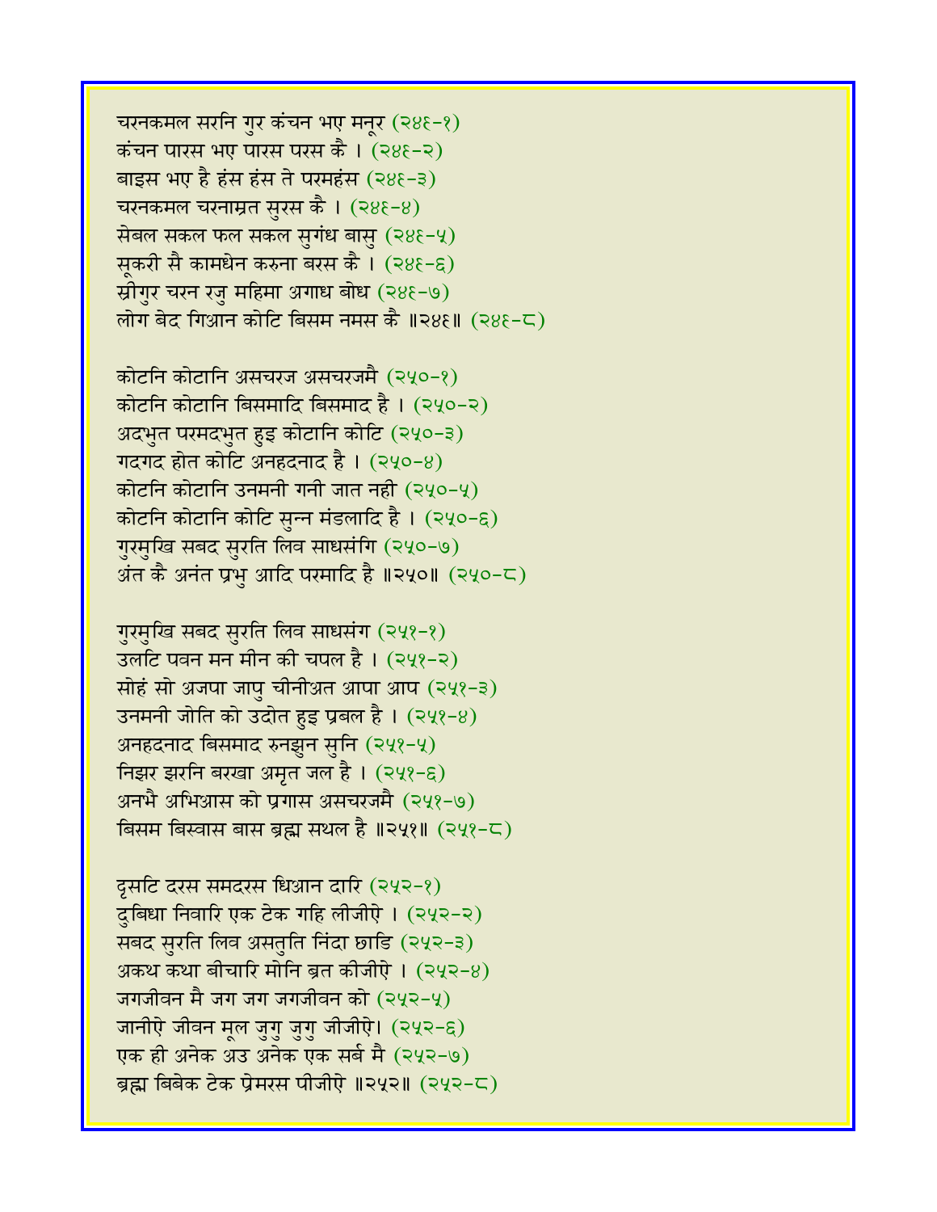चरनकमल सरनि गुर कंचन भए मनूर (२४६-१)
कंचन पारस भए पारस परस कै । (२४६-२)
बाइस भए है हंस हंस ते परमहंस (२४६-३)
चरनकमल चरनाम्रत सुरस कै । (२४६-४)
सेबल सकल फल सकल सुगंध बासु (२४६-५)
सूकरी सै कामधेन करुना बरस कै । (२४६-६)
स्रीगुर चरन रजु महिमा अगाध बोध (२४६-७)
लोग बेद गिआन कोटि बिसम नमस कै ॥२४६॥ (२४६-८)

कोटनि कोटानि असचरज असचरजमै (२५०-१)
कोटनि कोटानि बिसमादि बिसमाद है । (२५०-२)
अदभुत परमदभुत हुइ कोटानि कोटि (२५०-३)
गदगद होत कोटि अनहदनाद है । (२५०-४)
कोटनि कोटानि उनमनी गनी जात नही (२५०-५)
कोटनि कोटानि कोटि सुन्न मंडलादि है । (२५०-६)
गुरमुखि सबद सुरति लिव साधसंगि (२५०-७)
अंत कै अनंत प्रभु आदि परमादि है ॥२५०॥ (२५०-८)

गुरमुखि सबद सुरति लिव साधसंग (२५१-१)
उलटि पवन मन मीन की चपल है । (२५१-२)
सोहं सो अजपा जापु चीनीअत आपा आप (२५१-३)
उनमनी जोति को उदोत हुइ प्रबल है । (२५१-४)
अनहदनाद बिसमाद रुनझुन सुनि (२५१-५)
निझर झरनि बरखा अमृत जल है । (२५१-६)
अनभै अभिआस को प्रगास असचरजमै (२५१-७)
बिसम बिस्वास बास ब्रह्म सथल है ॥२५१॥ (२५१-८)

दृसटि दरस समदरस धिआन दारि (२५२-१)
दुबिधा निवारि एक टेक गहि लीजीऐ । (२५२-२)
सबद सुरति लिव असतुति निंदा छाडि (२५२-३)
अकथ कथा बीचारि मोनि ब्रत कीजीऐ । (२५२-४)
जगजीवन मै जग जग जगजीवन को (२५२-५)
जानीऐ जीवन मूल जुगु जुगु जीजीऐ। (२५२-६)
एक ही अनेक अउ अनेक एक सर्ब मै (२५२-७)
ब्रह्म बिबेक टेक प्रेमरस पीजीऐ ॥२५२॥ (२५२-८)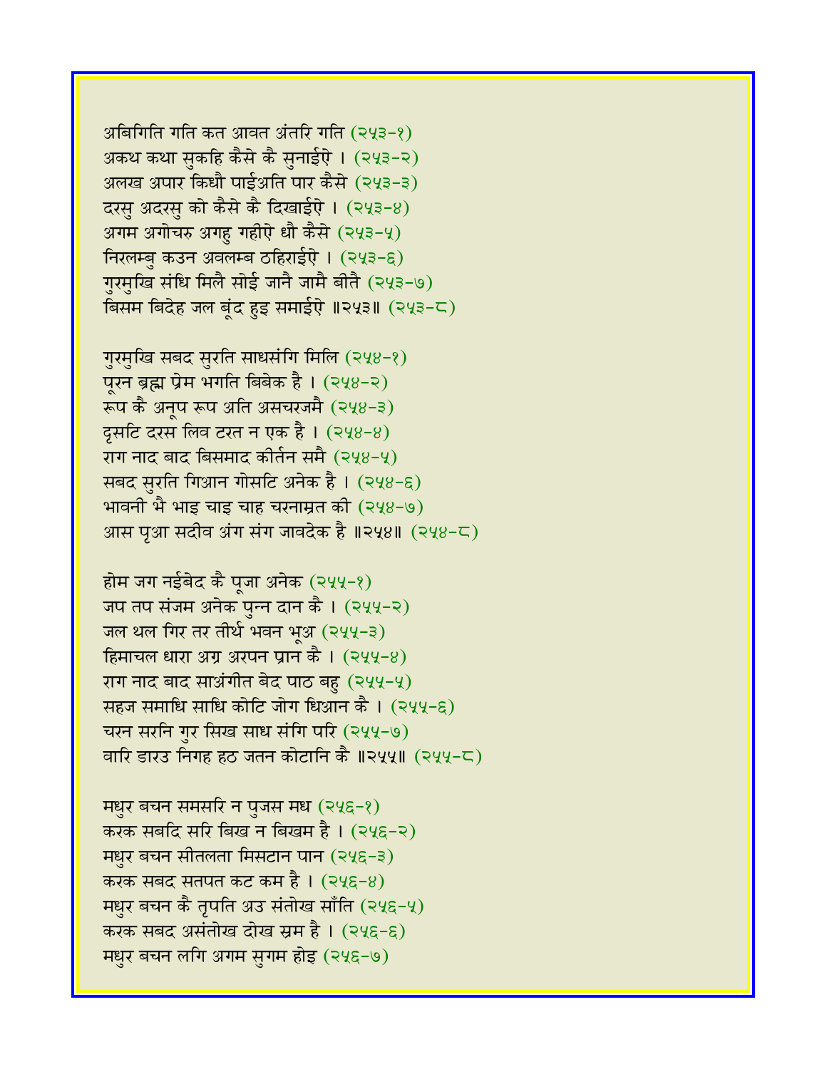अबिगिति गति कत आवत अंतरि गति (२५३-१)
अकथ कथा सुकहि कैसे कै सुनाईऐ । (२५३-२)
अलख अपार किधौ पाईअति पार कैसे (२५३-३)
दरसु अदरसु को कैसे कै दिखाईऐ । (२५३-४)
अगम अगोचरु अगहु गहीऐ धौ कैसे (२५३-५)
निरलम्बु कउन अवलम्ब ठहिराईऐ । (२५३-६)
गुरमुखि संधि मिलै सोई जानै जामै बीतै (२५३-७)
बिसम बिदेह जल बूंद हुइ समाईऐ ॥२५३॥ (२५३-८)

गुरमुखि सबद सुरति साधसंगि मिलि (२५४-१)
पूरन ब्रह्म प्रेम भगति बिबेक है । (२५४-२)
रूप कै अनूप रूप अति असचरजमै (२५४-३)
दृसटि दरस लिव टरत न एक है । (२५४-४)
राग नाद बाद बिसमाद कीर्तन समै (२५४-५)
सबद सुरति गिआन गोसटि अनेक है । (२५४-६)
भावनी भै भाइ चाइ चाह चरनाम्रत की (२५४-७)
आस पूआ सदीव अंग संग जावदेक है ॥२५४॥ (२५४-८)

होम जग नईबेद कै पूजा अनेक (२५५-१)
जप तप संजम अनेक पुन्न दान कै । (२५५-२)
जल थल गिर तर तीर्थ भवन भूअ (२५५-३)
हिमाचल धारा अग्र अरपन प्रान कै । (२५५-४)
राग नाद बाद साअंगीत बेद पाठ बहु (२५५-५)
सहज समाधि साधि कोटि जोग धिआन कै । (२५५-६)
चरन सरनि गुर सिख साध संगि परि (२५५-७)
वारि डारउ निगह हठ जतन कोटानि कै ॥२५५॥ (२५५-८)

मधुर बचन समसरि न पुजस मध (२५६-१)
करक सबदि सरि बिख न बिखम है । (२५६-२)
मधुर बचन सीतलता मिसटान पान (२५६-३)
करक सबद सतपत कट कम है । (२५६-४)
मधुर बचन कै तृपति अउ संतोख साँति (२५६-५)
करक सबद असंतोख दोख स्रम है । (२५६-६)
मधुर बचन लगि अगम सुगम होइ (२५६-७)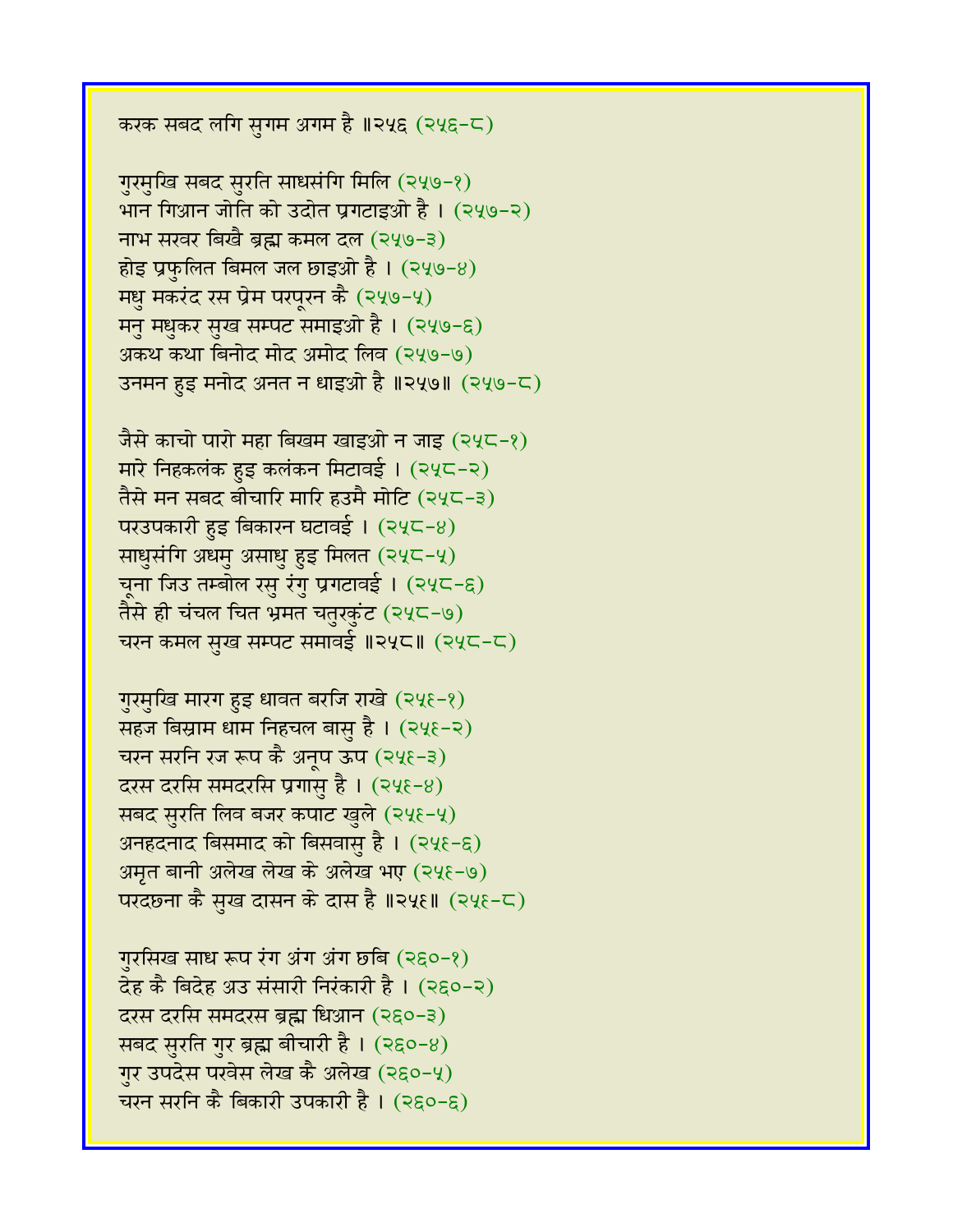करक सबद लगि सुगम अगम है ॥२५६ (२५६-८)

गुरमुखि सबद सुरति साधसंगि मिलि (२५७-१)
भान गिआन जोति को उदोत प्रगटाइओ है । (२५७-२)
नाभ सरवर बिखै ब्रह्म कमल दल (२५७-३)
होइ प्रफुलित बिमल जल छाइओ है । (२५७-४)
मधु मकरंद रस प्रेम परपूरन कै (२५७-५)
मनु मधुकर सुख सम्पट समाइओ है । (२५७-६)
अकथ कथा बिनोद मोद अमोद लिव (२५७-७)
उनमन हुइ मनोद अनत न धाइओ है ॥२५७॥ (२५७-८)

जैसे काचो पारो महा बिखम खाइओ न जाइ (२५८-१)
मारे निहकलंक हुइ कलंकन मिटावई । (२५८-२)
तैसे मन सबद बीचारि मारि हउमै मोटि (२५८-३)
परउपकारी हुइ बिकारन घटावई । (२५८-४)
साधुसंगि अधमु असाधु हुइ मिलत (२५८-५)
चूना जिउ तम्बोल रसु रंगु प्रगटावई । (२५८-६)
तैसे ही चंचल चित भ्रमत चतुरकुंट (२५८-७)
चरन कमल सुख सम्पट समावई ॥२५८॥ (२५८-८)

गुरमुखि मारग हुइ धावत बरजि राखे (२५९-१)
सहज बिस्राम धाम निहचल बासु है । (२५९-२)
चरन सरनि रज रूप कै अनूप ऊप (२५९-३)
दरस दरसि समदरसि प्रगासु है । (२५९-४)
सबद सुरति लिव बजर कपाट खुले (२५९-५)
अनहदनाद बिसमाद को बिसवासु है । (२५९-६)
अमृत बानी अलेख लेख के अलेख भए (२५९-७)
परदछना कै सुख दासन के दास है ॥२५९॥ (२५९-८)

गुरसिख साध रूप रंग अंग अंग छबि (२६०-१)
देह कै बिदेह अउ संसारी निरंकारी है । (२६०-२)
दरस दरसि समदरस ब्रह्म धिआन (२६०-३)
सबद सुरति गुर ब्रह्म बीचारी है । (२६०-४)
गुर उपदेस परवेस लेख कै अलेख (२६०-५)
चरन सरनि कै बिकारी उपकारी है । (२६०-६)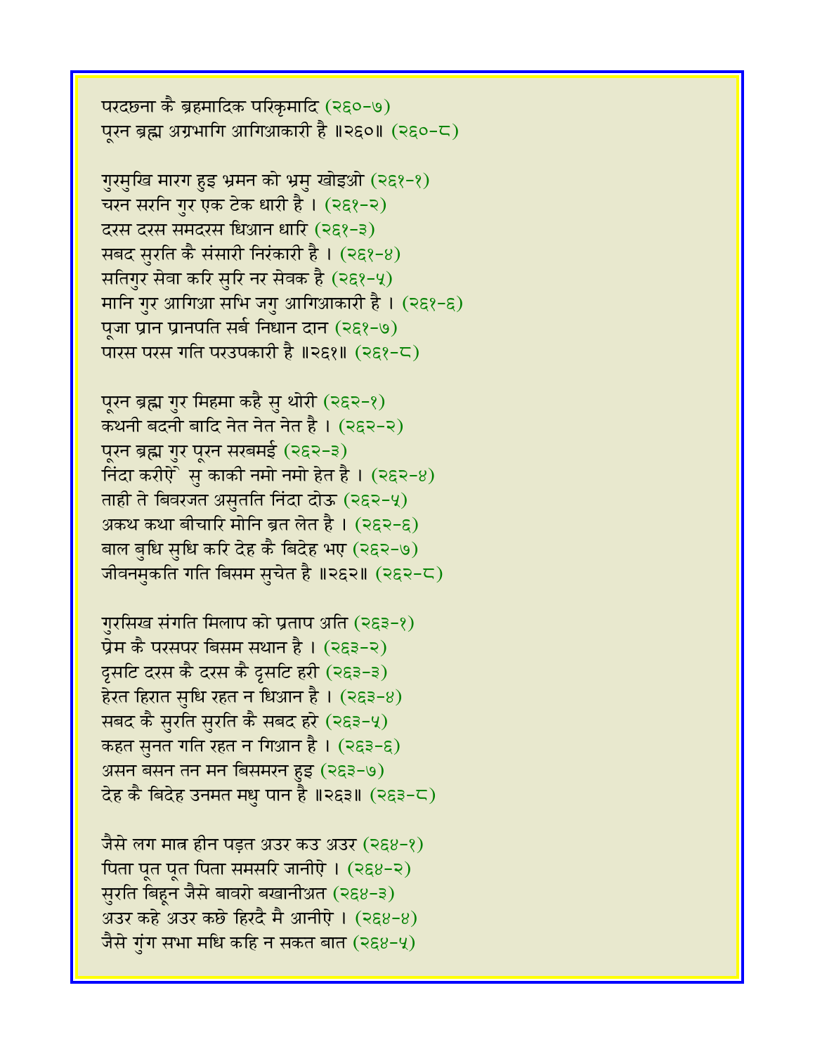परदछना कै ब्रहमादिक परिक्रमादि (२६०-७)
पूरन ब्रह्म अग्रभागि आगिआकारी है ॥२६०॥ (२६०-८)

गुरमुखि मारग हुइ भ्रमन को भ्रमु खोइओ (२६१-१)
चरन सरनि गुर एक टेक धारी है । (२६१-२)
दरस दरस समदरस धिआन धारि (२६१-३)
सबद सुरति कै संसारी निरंकारी है । (२६१-४)
सतिगुर सेवा करि सुरि नर सेवक है (२६१-५)
मानि गुर आगिआ सभि जगु आगिआकारी है । (२६१-६)
पूजा प्रान प्रानपति सर्ब निधान दान (२६१-७)
पारस परस गति परउपकारी है ॥२६१॥ (२६१-८)

पूरन ब्रह्म गुर मिहमा कहै सु थोरी (२६२-१)
कथनी बदनी बादि नेत नेत नेत है । (२६२-२)
पूरन ब्रह्म गुर पूरन सरबमई (२६२-३)
निंदा करीऐ सु काकी नमो नमो हेत है । (२६२-४)
ताही ते बिवरजत असुतति निंदा दोऊ (२६२-५)
अकथ कथा बीचारि मोनि ब्रत लेत है । (२६२-६)
बाल बुधि सुधि करि देह कै बिदेह भए (२६२-७)
जीवनमुकति गति बिसम सुचेत है ॥२६२॥ (२६२-८)

गुरसिख संगति मिलाप को प्रताप अति (२६३-१)
प्रेम कै परसपर बिसम सथान है । (२६३-२)
दृसटि दरस कै दरस कै दृसटि हरी (२६३-३)
हेरत हिरात सुधि रहत न धिआन है । (२६३-४)
सबद कै सुरति सुरति कै सबद हरे (२६३-५)
कहत सुनत गति रहत न गिआन है । (२६३-६)
असन बसन तन मन बिसमरन हुइ (२६३-७)
देह कै बिदेह उनमत मधु पान है ॥२६३॥ (२६३-८)

जैसे लग मात्र हीन पड़त अउर कउ अउर (२६४-१)
पिता पूत पूत पिता समसरि जानीऐ । (२६४-२)
सुरति बिहून जैसे बावरो बखानीअत (२६४-३)
अउर कहे अउर कछे हिरदै मै आनीऐ । (२६४-४)
जैसे गुंग सभा मधि कहि न सकत बात (२६४-५)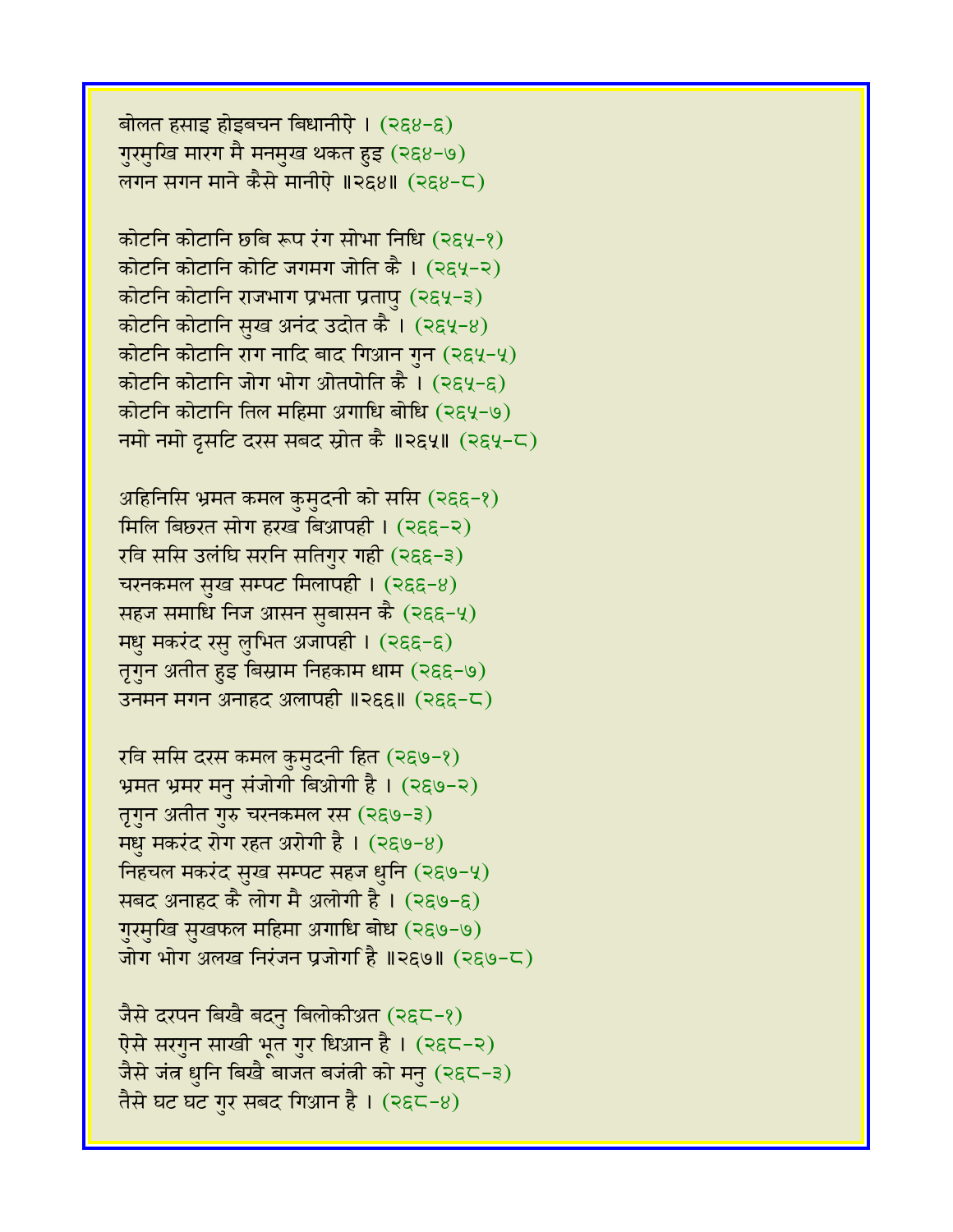बोलत हसाइ होइबचन बिधानीऐ । (२६४-६)
गुरमुखि मारग मै मनमुख थकत हुइ (२६४-७)
लगन सगन माने कैसे मानीऐ ॥२६४॥ (२६४-८)

कोटनि कोटानि छबि रूप रंग सोभा निधि (२६५-१)
कोटनि कोटानि कोटि जगमग जोति कै । (२६५-२)
कोटनि कोटानि राजभाग प्रभता प्रतापु (२६५-३)
कोटनि कोटानि सुख अनंद उदोत कै । (२६५-४)
कोटनि कोटानि राग नादि बाद गिआन गुन (२६५-५)
कोटनि कोटानि जोग भोग ओतपोति कै । (२६५-६)
कोटनि कोटानि तिल महिमा अगाधि बोधि (२६५-७)
नमो नमो दृसटि दरस सबद स्रोत कै ॥२६५॥ (२६५-८)

अहिनिसि भ्रमत कमल कुमुदनी को ससि (२६६-१)
मिलि बिछरत सोग हरख बिआपही । (२६६-२)
रवि ससि उलंघि सरनि सतिगुर गही (२६६-३)
चरनकमल सुख सम्पट मिलापही । (२६६-४)
सहज समाधि निज आसन सुबासन कै (२६६-५)
मधु मकरंद रसु लुभित अजापही । (२६६-६)
तृगुन अतीत हुइ बिस्राम निहकाम धाम (२६६-७)
उनमन मगन अनाहद अलापही ॥२६६॥ (२६६-८)

रवि ससि दरस कमल कुमुदनी हित (२६७-१)
भ्रमत भ्रमर मनु संजोगी बिओगी है । (२६७-२)
तृगुन अतीत गुरु चरनकमल रस (२६७-३)
मधु मकरंद रोग रहत अरोगी है । (२६७-४)
निहचल मकरंद सुख सम्पट सहज धुनि (२६७-५)
सबद अनाहद कै लोग मै अलोगी है । (२६७-६)
गुरमुखि सुखफल महिमा अगाधि बोध (२६७-७)
जोग भोग अलख निरंजन प्रजोगी है ॥२६७॥ (२६७-८)

जैसे दरपन बिखै बदनु बिलोकीअत (२६८-१)
ऐसे सरगुन साखी भूत गुर धिआन है । (२६८-२)
जैसे जंत्र धुनि बिखै बाजत बजंत्री को मनु (२६८-३)
तैसे घट घट गुर सबद गिआन है । (२६८-४)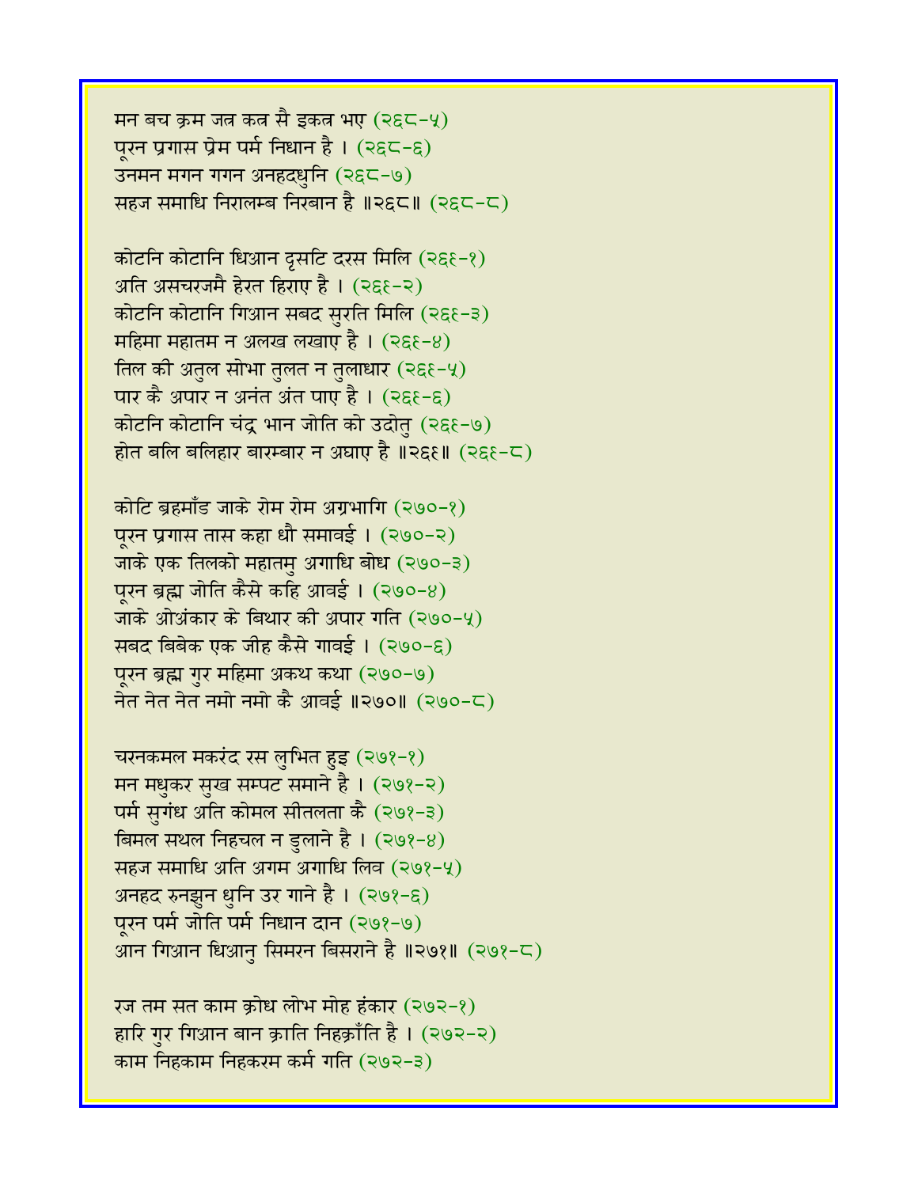मन बच क्रम जत्र कत्र सै इकत्र भए (२६८-५)
पूरन प्रगास प्रेम पर्म निधान है । (२६८-६)
उनमन मगन गगन अनहद्‌धुनि (२६८-७)
सहज समाधि निरालम्ब निरबान है ॥२६८॥ (२६८-८)

कोटनि कोटानि धिआन दृसटि दरस मिलि (२६९-१)
अति असचरजमै हेरत हिराए है । (२६९-२)
कोटनि कोटानि गिआन सबद सुरति मिलि (२६९-३)
महिमा महातम न अलख लखाए है । (२६९-४)
तिल की अतुल सोभा तुलत न तुलाधार (२६९-५)
पार कै अपार न अनंत अंत पाए है । (२६९-६)
कोटनि कोटानि चंद्र भान जोति को उदोतु (२६९-७)
होत बलि बलिहार बारम्बार न अघाए है ॥२६९॥ (२६९-८)

कोटि ब्रहमाँड जाके रोम रोम अग्रभागि (२७०-१)
पूरन प्रगास तास कहा धौ समावई । (२७०-२)
जाके एक तिलको महातमु अगाधि बोध (२७०-३)
पूरन ब्रह्म जोति कैसे कहि आवई । (२७०-४)
जाके ओअंकार के बिथार की अपार गति (२७०-५)
सबद बिबेक एक जीह कैसे गावई । (२७०-६)
पूरन ब्रह्म गुर महिमा अकथ कथा (२७०-७)
नेत नेत नेत नमो नमो कै आवई ॥२७०॥ (२७०-८)

चरनकमल मकरंद रस लुभित हुइ (२७१-१)
मन मधुकर सुख सम्पट समाने है । (२७१-२)
पर्म सुगंध अति कोमल सीतलता कै (२७१-३)
बिमल सथल निहचल न डुलाने है । (२७१-४)
सहज समाधि अति अगम अगाधि लिव (२७१-५)
अनहद रुनझुन धुनि उर गाने है । (२७१-६)
पूरन पर्म जोति पर्म निधान दान (२७१-७)
आन गिआन धिआनु सिमरन बिसराने है ॥२७१॥ (२७१-८)

रज तम सत काम क्रोध लोभ मोह हंकार (२७२-१)
हारि गुर गिआन बान क्राति निहक्राँति है । (२७२-२)
काम निहकाम निहकरम कर्म गति (२७२-३)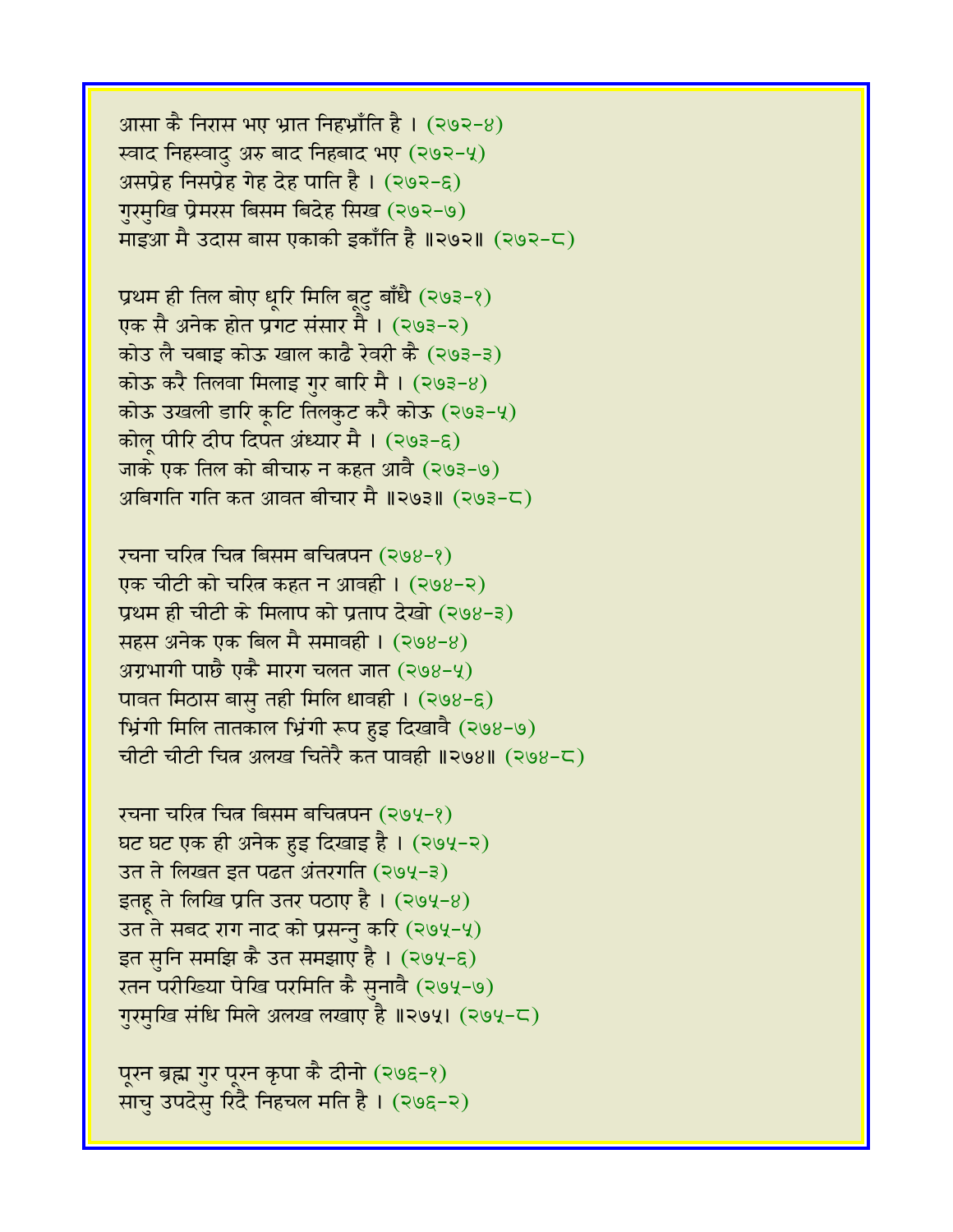आसा कै निरास भए भ्रात निहभ्राँति है । (२७२-४)
स्वाद निहस्वादु अरु बाद निहबाद भए (२७२-५)
असप्रेह निसप्रेह गेह देह पाति है । (२७२-६)
गुरमुखि प्रेमरस बिसम बिदेह सिख (२७२-७)
माइआ मै उदास बास एकाकी इकाँति है ॥२७२॥ (२७२-८)

प्रथम ही तिल बोए धूरि मिलि बूटु बाँधै (२७३-१)
एक सै अनेक होत प्रगट संसार मै । (२७३-२)
कोउ लै चबाइ कोऊ खाल काढै रेवरी कै (२७३-३)
कोऊ करै तिलवा मिलाइ गुर बारि मै । (२७३-४)
कोऊ उखली डारि कूटि तिलकुट करै कोऊ (२७३-५)
कोलू पीरि दीप दिपत अंध्यार मै । (२७३-६)
जाके एक तिल को बीचारु न कहत आवै (२७३-७)
अबिगति गति कत आवत बीचार मै ॥२७३॥ (२७३-८)

रचना चरित्र चित्र बिसम बचित्रपन (२७४-१)
एक चीटी को चरित्र कहत न आवही । (२७४-२)
प्रथम ही चीटी के मिलाप को प्रताप देखो (२७४-३)
सहस अनेक एक बिल मै समावही । (२७४-४)
अग्रभागी पाछै एकै मारग चलत जात (२७४-५)
पावत मिठास बासु तही मिलि धावही । (२७४-६)
भ्रिंगी मिलि तातकाल भ्रिंगी रूप हुइ दिखावै (२७४-७)
चीटी चीटी चित्र अलख चितेरै कत पावही ॥२७४॥ (२७४-८)

रचना चरित्र चित्र बिसम बचित्रपन (२७५-१)
घट घट एक ही अनेक हुइ दिखाइ है । (२७५-२)
उत ते लिखत इत पढत अंतरगति (२७५-३)
इतहू ते लिखि प्रति उतर पठाए है । (२७५-४)
उत ते सबद राग नाद को प्रसन्नु करि (२७५-५)
इत सुनि समझि कै उत समझाए है । (२७५-६)
रतन परीख्या पेखि परमिति कै सुनावै (२७५-७)
गुरमुखि संधि मिले अलख लखाए है ॥२७५। (२७५-८)

पूरन ब्रह्म गुर पूरन कृपा कै दीनो (२७६-१)
साचु उपदेसु रिदै निहचल मति है । (२७६-२)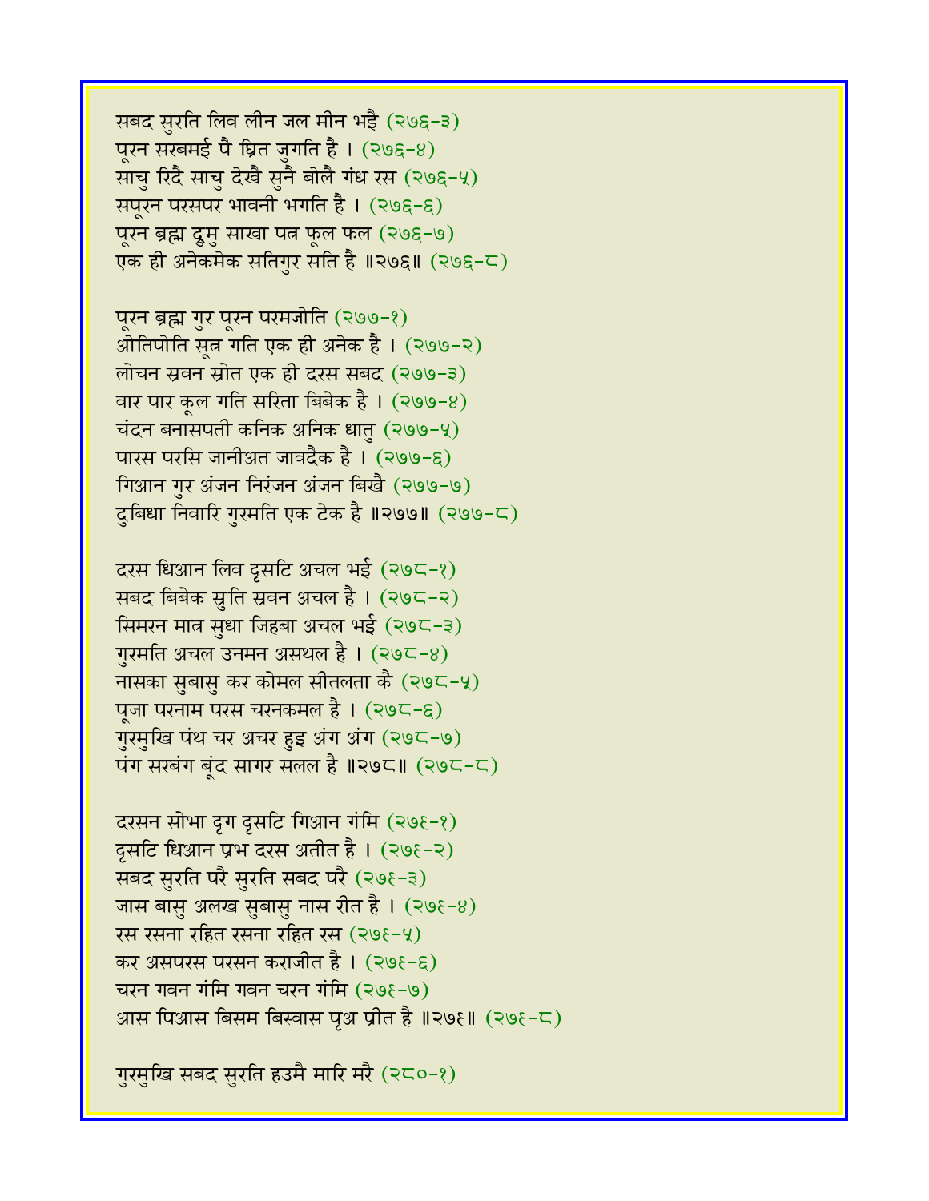सबद सुरति लिव लीन जल मीन भईै (२७६-३)
पूरन सरबमई पै ध्रित जुगति है । (२७६-४)
साचु रिदै साचु देखै सुनै बोलै गंध रस (२७६-५)
सपूरन परसपर भावनी भगति है । (२७६-६)
पूरन ब्रह्म द्रुमु साखा पत्र फूल फल (२७६-७)
एक ही अनेकमेक सतिगुर सति है ॥२७६॥ (२७६-८)

पूरन ब्रह्म गुर पूरन परमजोति (२७७-१)
ओतिपोति सूत्र गति एक ही अनेक है । (२७७-२)
लोचन स्रवन स्रोत एक ही दरस सबद (२७७-३)
वार पार कूल गति सरिता बिबेक है । (२७७-४)
चंदन बनासपती कनिक अनिक धातु (२७७-५)
पारस परसि जानीअत जावदैक है । (२७७-६)
गिआन गुर अंजन निरंजन अंजन बिखै (२७७-७)
दुबिधा निवारि गुरमति एक टेक है ॥२७७॥ (२७७-८)

दरस धिआन लिव दृसटि अचल भई (२७८-१)
सबद बिबेक स्रुति स्रवन अचल है । (२७८-२)
सिमरन मात्र सुधा जिहबा अचल भई (२७८-३)
गुरमति अचल उनमन असथल है । (२७८-४)
नासका सुबासु कर कोमल सीतलता कै (२७८-५)
पूजा परनाम परस चरनकमल है । (२७८-६)
गुरमुखि पंथ चर अचर हुइ अंग अंग (२७८-७)
पंग सरबंग बूंद सागर सलल है ॥२७८॥ (२७८-८)

दरसन सोभा दृग दृसटि गिआन गंमि (२७९-१)
दृसटि धिआन प्रभ दरस अतीत है । (२७९-२)
सबद सुरति परै सुरति सबद परै (२७९-३)
जास बासु अलख सुबासु नास रीत है । (२७९-४)
रस रसना रहित रसना रहित रस (२७९-५)
कर असपरस परसन कराजीत है । (२७९-६)
चरन गवन गंमि गवन चरन गंमि (२७९-७)
आस पिआस बिसम बिस्वास पृअ प्रीत है ॥२७९॥ (२७९-८)

गुरमुखि सबद सुरति हउमै मारि मरै (२८०-१)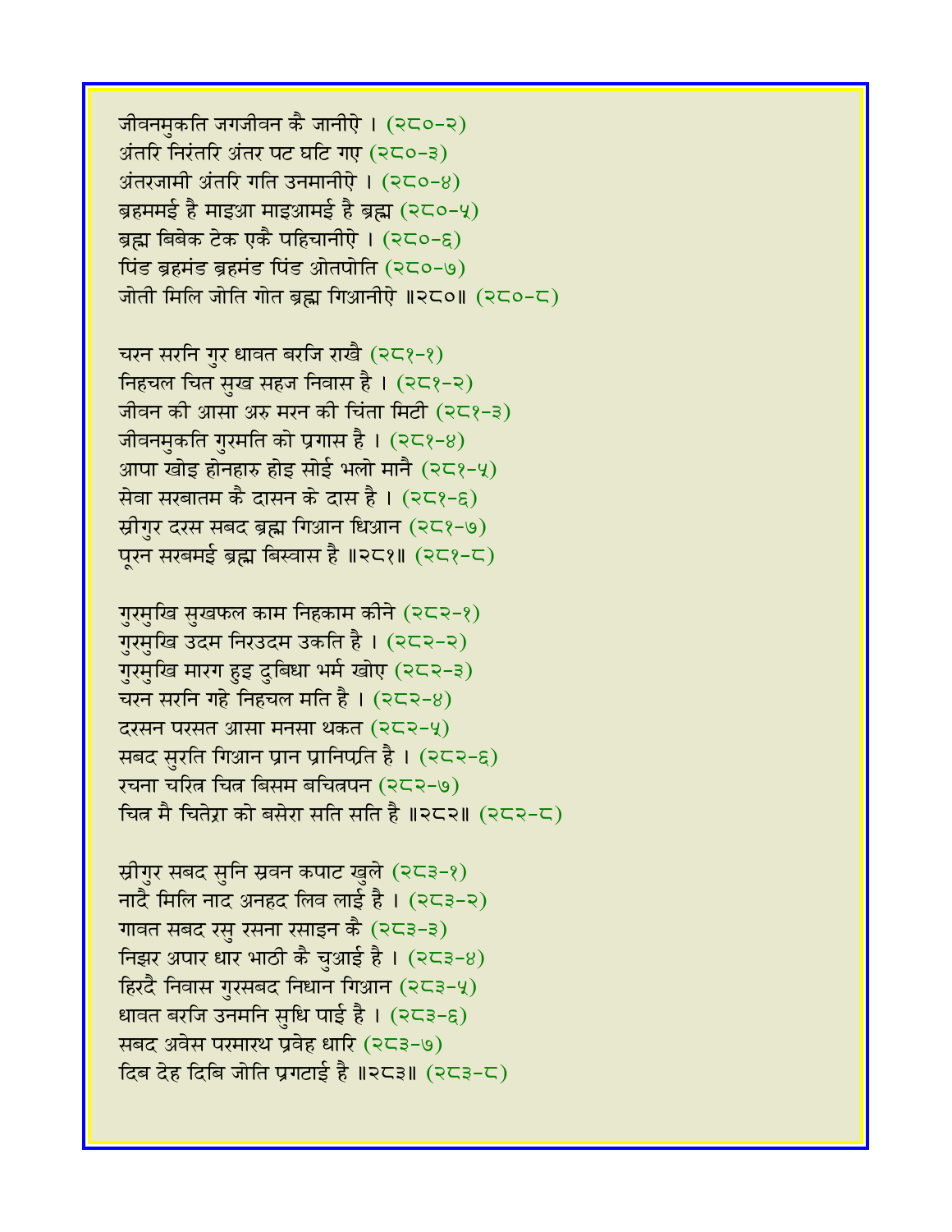जीवनमुकति जगजीवन कै जानीऐ । (२८०-२)
अंतरि निरंतरि अंतर पट घटि गए (२८०-३)
अंतरजामी अंतरि गति उनमानीऐ । (२८०-४)
ब्रहममई है माइआ माइआमई है ब्रह्म (२८०-५)
ब्रह्म बिबेक टेक एकै पहिचानीऐ । (२८०-६)
पिंड ब्रहमंड ब्रहमंड पिंड ओतपोति (२८०-७)
जोती मिलि जोति गोत ब्रह्म गिआनीऐ ॥२८०॥ (२८०-८)

चरन सरनि गुर धावत बरजि राखै (२८१-१)
निहचल चित सुख सहज निवास है । (२८१-२)
जीवन की आसा अरु मरन की चिंता मिटी (२८१-३)
जीवनमुकति गुरमति को प्रगास है । (२८१-४)
आपा खोइ होनहारु होइ सोई भलो मानै (२८१-५)
सेवा सरबातम कै दासन के दास है । (२८१-६)
स्रीगुर दरस सबद ब्रह्म गिआन धिआन (२८१-७)
पूरन सरबमई ब्रह्म बिस्वास है ॥२८१॥ (२८१-८)

गुरमुखि सुखफल काम निहकाम कीने (२८२-१)
गुरमुखि उदम निरउदम उकति है । (२८२-२)
गुरमुखि मारग हुइ दुबिधा भर्म खोए (२८२-३)
चरन सरनि गहे निहचल मति है । (२८२-४)
दरसन परसत आसा मनसा थकत (२८२-५)
सबद सुरति गिआन प्रान प्रानिप्रति है । (२८२-६)
रचना चरित्र चित्र बिसम बचित्रपन (२८२-७)
चित्र मै चितेरा को बसेरा सति सति है ॥२८२॥ (२८२-८)

स्रीगुर सबद सुनि स्रवन कपाट खुले (२८३-१)
नादै मिलि नाद अनहद लिव लाई है । (२८३-२)
गावत सबद रसु रसना रसाइन कै (२८३-३)
निझर अपार धार भाठी कै चुआई है । (२८३-४)
हिरदै निवास गुरसबद निधान गिआन (२८३-५)
धावत बरजि उनमनि सुधि पाई है । (२८३-६)
सबद अवेस परमारथ प्रवेह धारि (२८३-७)
दिब देह दिबि जोति प्रगटाई है ॥२८३॥ (२८३-८)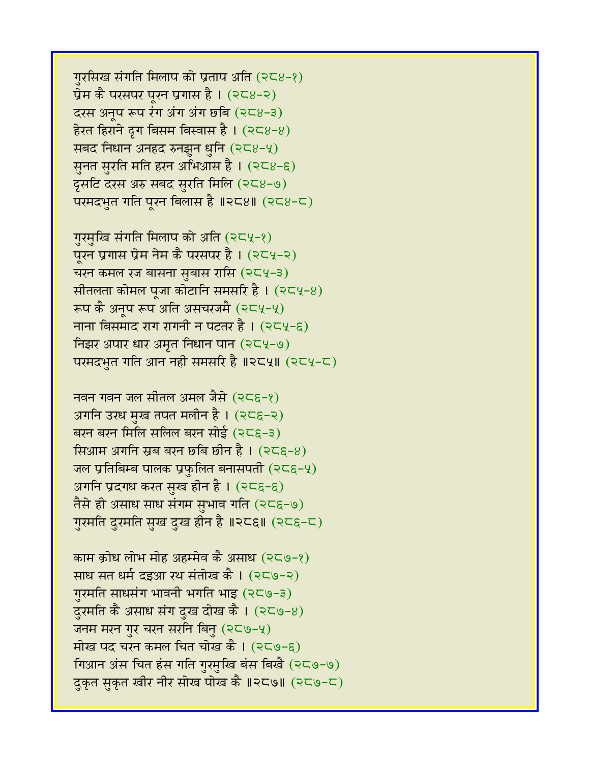गुरसिख संगति मिलाप को प्रताप अति (२८४-१)
प्रेम कै परसपर पूरन प्रगास है । (२८४-२)
दरस अनूप रूप रंग अंग अंग छबि (२८४-३)
हेरत हिराने दृग बिसम बिस्वास है । (२८४-४)
सबद निधान अनहद रुनझुन धुनि (२८४-५)
सुनत सुरति मति हरन अभिआस है । (२८४-६)
दृसटि दरस अरु सबद सुरति मिलि (२८४-७)
परमदभुत गति पूरन बिलास है ॥२८४॥ (२८४-८)

गुरमुखि संगति मिलाप को अति (२८५-१)
पूरन प्रगास प्रेम नेम कै परसपर है । (२८५-२)
चरन कमल रज बासना सुबास रासि (२८५-३)
सीतलता कोमल पूजा कोटानि समसरि है । (२८५-४)
रूप कै अनूप रूप अति असचरजमै (२८५-५)
नाना बिसमाद राग रागनी न पटतर है । (२८५-६)
निझर अपार धार अमृत निधान पान (२८५-७)
परमदभुत गति आन नही समसरि है ॥२८५॥ (२८५-८)

नवन गवन जल सीतल अमल जैसे (२८६-१)
अगनि उरध मुख तपत मलीन है । (२८६-२)
बरन बरन मिलि सलिल बरन सोई (२८६-३)
सिआम अगनि स्रब बरन छबि छीन है । (२८६-४)
जल प्रतिबिम्ब पालक प्रफुलित बनासपती (२८६-५)
अगनि प्रदगध करत सुख हीन है । (२८६-६)
तैसे ही असाध साध संगम सुभाव गति (२८६-७)
गुरमति दुरमति सुख दुख हीन है ॥२८६॥ (२८६-८)

काम क्रोध लोभ मोह अहम्मेव कै असाध (२८७-१)
साध सत धर्म दइआ रथ संतोख कै । (२८७-२)
गुरमति साधसंग भावनी भगति भाइ (२८७-३)
दुरमति कै असाध संग दुख दोख कै । (२८७-४)
जनम मरन गुर चरन सरनि बिनु (२८७-५)
मोख पद चरन कमल चित चोख कै । (२८७-६)
गिआन अंस चित हंस गति गुरमुखि बंस बिखै (२८७-७)
दुकृत सुकृत खीर नीर सोख पोख कै ॥२८७॥ (२८७-८)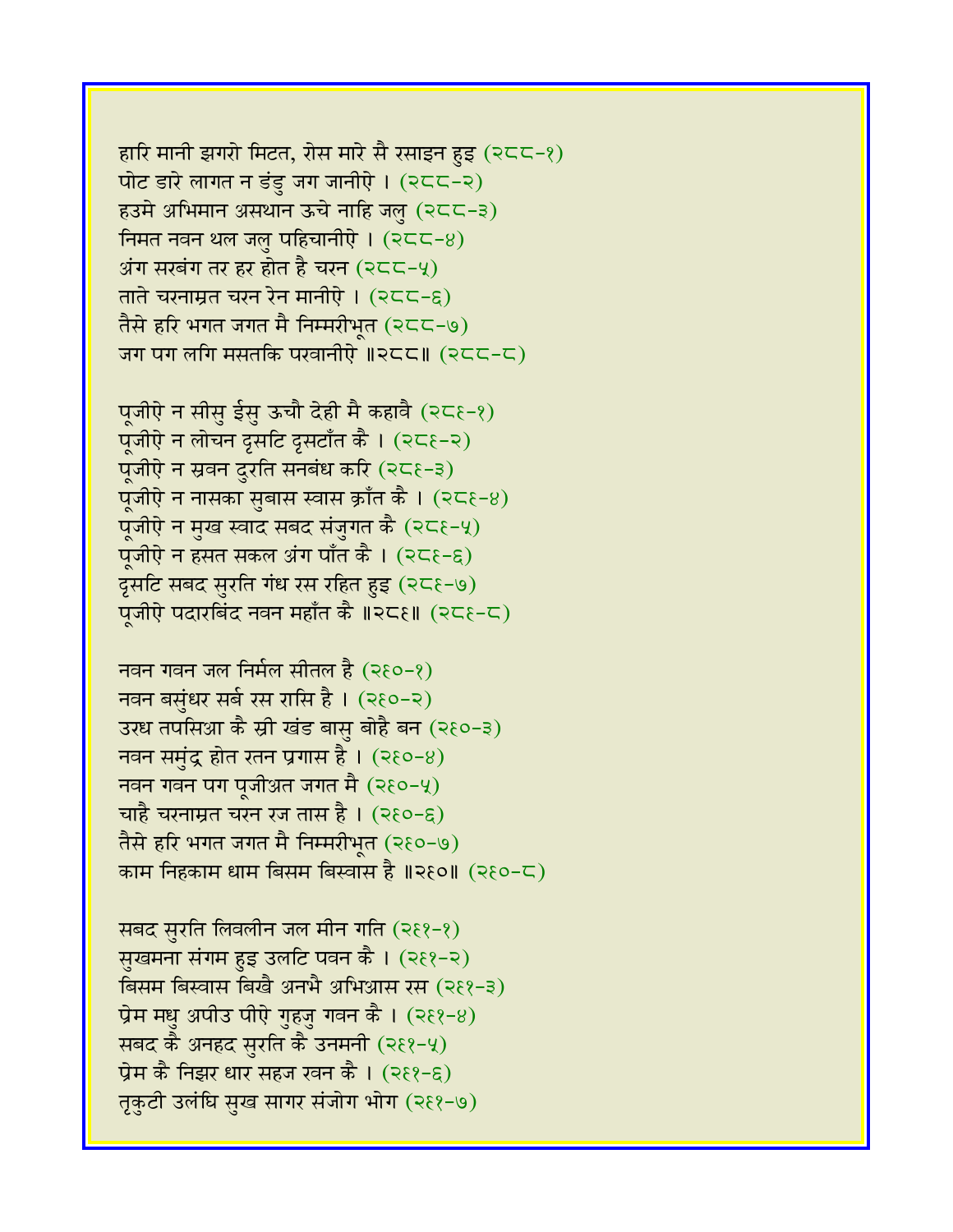हारि मानी झगरो मिटत, रोस मारे सै रसाइन हुइ (२८८-१)  
पोट डारे लागत न डंडु जग जानीऐ । (२८८-२)  
हउमे अभिमान असथान ऊचे नाहि जलु (२८८-३)  
निमत नवन थल जलु पहिचानीऐ । (२८८-४)  
अंग सरबंग तर हर होत है चरन (२८८-५)  
ताते चरनाम्रत चरन रेन मानीऐ । (२८८-६)  
तैसे हरि भगत जगत मै निम्मरीभूत (२८८-७)  
जग पग लगि मसतकि परवानीऐ ॥२८८॥ (२८८-८)

पूजीऐ न सीसु ईसु ऊचौ देही मै कहावै (२८९-१)  
पूजीऐ न लोचन दृसटि दृसटाँत कै । (२८९-२)  
पूजीऐ न स्रवन दुरति सनबंध करि (२८९-३)  
पूजीऐ न नासका सुबास स्वास क्राँत कै । (२८९-४)  
पूजीऐ न मुख स्वाद सबद संजुगत कै (२८९-५)  
पूजीऐ न हसत सकल अंग पाँत कै । (२८९-६)  
दृसटि सबद सुरति गंध रस रहित हुइ (२८९-७)  
पूजीऐ पदारबिंद नवन महाँत कै ॥२८९॥ (२८९-८)

नवन गवन जल निर्मल सीतल है (२९०-१)  
नवन बसुंधर सर्ब रस रासि है । (२९०-२)  
उरध तपसिआ कै स्री खंड बासु बोहै बन (२९०-३)  
नवन समुंद्र होत रतन प्रगास है । (२९०-४)  
नवन गवन पग पूजीअत जगत मै (२९०-५)  
चाहै चरनाम्रत चरन रज तास है । (२९०-६)  
तैसे हरि भगत जगत मै निम्मरीभूत (२९०-७)  
काम निहकाम धाम बिसम बिस्वास है ॥२९०॥ (२९०-८)

सबद सुरति लिवलीन जल मीन गति (२९१-१)  
सुखमना संगम हुइ उलटि पवन कै । (२९१-२)  
बिसम बिस्वास बिखै अनभै अभिआस रस (२९१-३)  
प्रेम मधु अपीउ पीऐ गुहजु गवन कै । (२९१-४)  
सबद कै अनहद सुरति कै उनमनी (२९१-५)  
प्रेम कै निझर धार सहज रवन कै । (२९१-६)  
तृकुटी उलंघि सुख सागर संजोग भोग (२९१-७)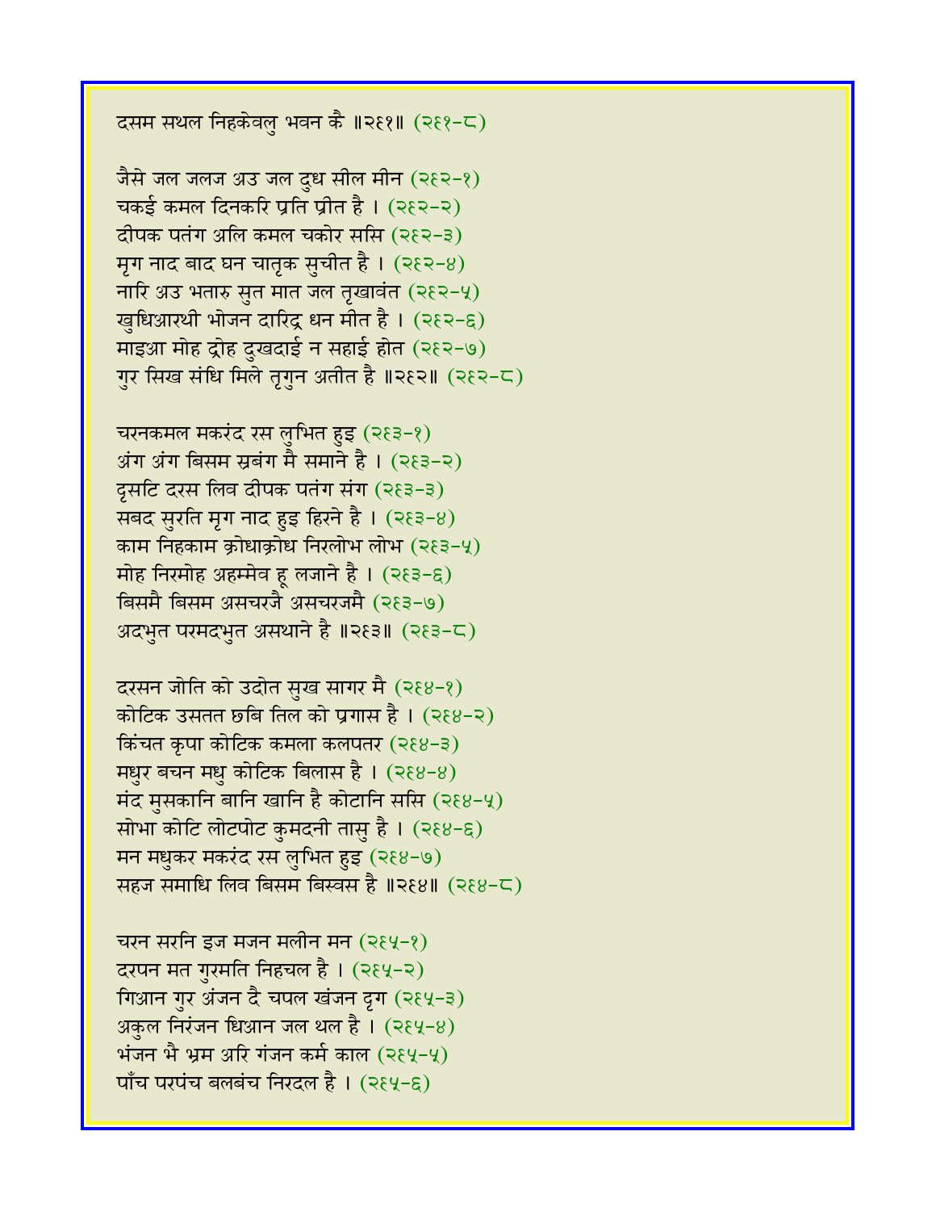दसम सथल निहकेवलु भवन कै ॥२६१॥ (२६१-८)

जैसे जल जलज अउ जल दुध सील मीन (२६२-१)
चकई कमल दिनकरि प्रति प्रीत है । (२६२-२)
दीपक पतंग अलि कमल चकोर ससि (२६२-३)
मृग नाद बाद घन चातृक सुचीत है । (२६२-४)
नारि अउ भतारु सुत मात जल तृखावंत (२६२-५)
खुधिआरथी भोजन दारिद्र धन मीत है । (२६२-६)
माइआ मोह द्रोह दुखदाई न सहाई होत (२६२-७)
गुर सिख संधि मिले तृगुन अतीत है ॥२६२॥ (२६२-८)

चरनकमल मकरंद रस लुभित हुइ (२६३-१)
अंग अंग बिसम स्रबंग मै समाने है । (२६३-२)
दृसटि दरस लिव दीपक पतंग संग (२६३-३)
सबद सुरति मृग नाद हुइ हिरने है । (२६३-४)
काम निहकाम क्रोधाक्रोध निरलोभ लोभ (२६३-५)
मोह निरमोह अहम्मेव हू लजाने है । (२६३-६)
बिसमै बिसम असचरजै असचरजमै (२६३-७)
अदभुत परमदभुत असथाने है ॥२६३॥ (२६३-८)

दरसन जोति को उदोत सुख सागर मै (२६४-१)
कोटिक उसतत छबि तिल को प्रगास है । (२६४-२)
किंचत कृपा कोटिक कमला कलपतर (२६४-३)
मधुर बचन मधु कोटिक बिलास है । (२६४-४)
मंद मुसकानि बानि खानि है कोटानि ससि (२६४-५)
सोभा कोटि लोटपोट कुमदनी तासु है । (२६४-६)
मन मधुकर मकरंद रस लुभित हुइ (२६४-७)
सहज समाधि लिव बिसम बिस्वस है ॥२६४॥ (२६४-८)

चरन सरनि इज मजन मलीन मन (२६५-१)
दरपन मत गुरमति निहचल है । (२६५-२)
गिआन गुर अंजन दै चपल खंजन दृग (२६५-३)
अकुल निरंजन धिआन जल थल है । (२६५-४)
भंजन भै भ्रम अरि गंजन कर्म काल (२६५-५)
पाँच परपंच बलबंच निरदल है । (२६५-६)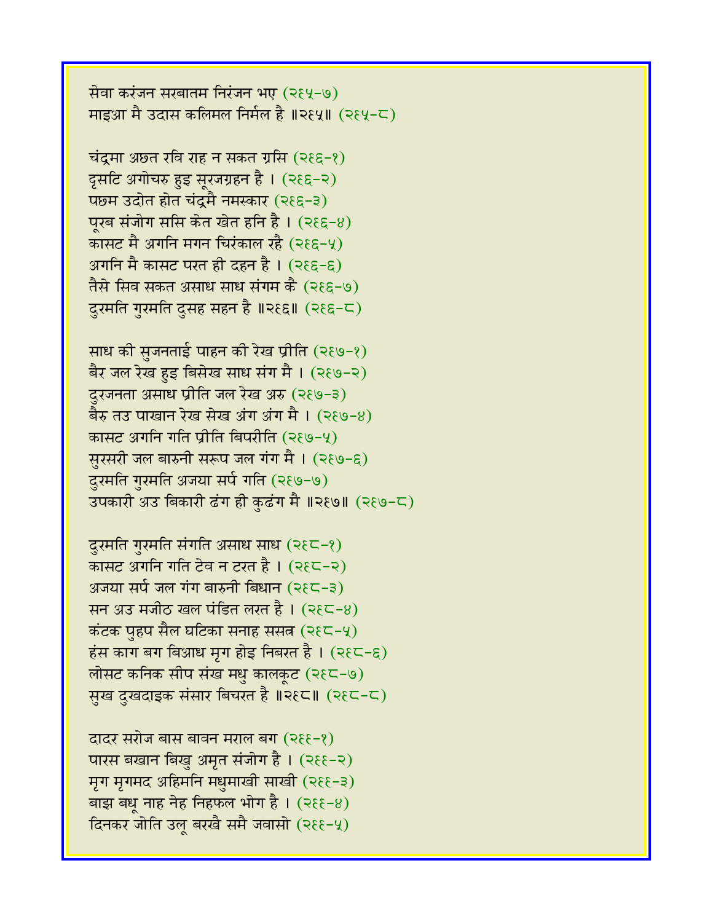सेवा करंजन सरबातम निरंजन भए (२६५-७)
माइआ मै उदास कलिमल निर्मल है ॥२६५॥ (२६५-८)

चंद्रमा अछत रवि राह न सकत ग्रसि (२६६-१)
दृसटि अगोचरु हुइ सूरजग्रहन है । (२६६-२)
पछम उदोत होत चंद्रमै नमस्कार (२६६-३)
पूरब संजोग ससि केत खेत हनि है । (२६६-४)
कासट मै अगनि मगन चिरंकाल रहै (२६६-५)
अगनि मै कासट परत ही दहन है । (२६६-६)
तैसे सिव सकत असाध साध संगम कै (२६६-७)
दुरमति गुरमति दुसह सहन है ॥२६६॥ (२६६-८)

साध की सुजनताई पाहन की रेख प्रीति (२६७-१)
बैर जल रेख हुइ बिसेख साध संग मै । (२६७-२)
दुरजनता असाध प्रीति जल रेख अरु (२६७-३)
बैरु तउ पाखान रेख सेख अंग अंग मै । (२६७-४)
कासट अगनि गति प्रीति बिपरीति (२६७-५)
सुरसरी जल बारुनी सरूप जल गंग मै । (२६७-६)
दुरमति गुरमति अजया सर्प गति (२६७-७)
उपकारी अउ बिकारी ढंग ही कुढंग मै ॥२६७॥ (२६७-८)

दुरमति गुरमति संगति असाध साध (२६८-१)
कासट अगनि गति टेव न टरत है । (२६८-२)
अजया सर्प जल गंग बारुनी बिधान (२६८-३)
सन अउ मजीठ खल पंडित लरत है । (२६८-४)
कंटक पुहप सैल घटिका सनाह ससत्र (२६८-५)
हंस काग बग बिआध मृग होइ निबरत है । (२६८-६)
लोसट कनिक सीप संख मधु कालकूट (२६८-७)
सुख दुखदाइक संसार बिचरत है ॥२६८॥ (२६८-८)

दादर सरोज बास बावन मराल बग (२६९-१)
पारस बखान बिखु अमृत संजोग है । (२६९-२)
मृग मृगमद अहिमनि मधुमाखी साखी (२६९-३)
बाझ बधू नाह नेह निहफल भोग है । (२६९-४)
दिनकर जोति उलू बरखै समै जवासो (२६९-५)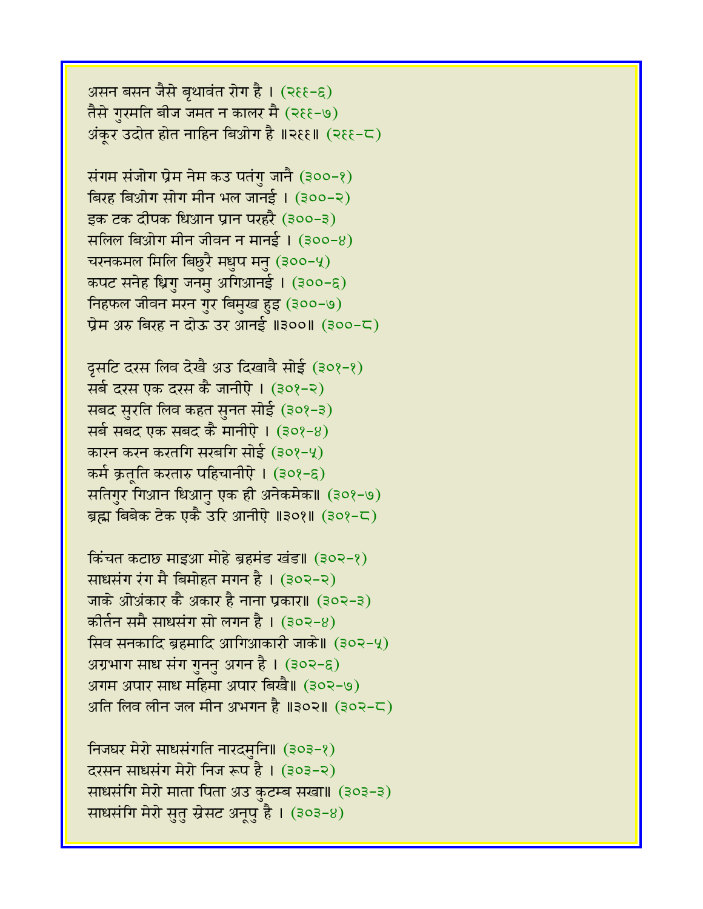असन बसन जैसे बृथावंत रोग है । (२९९-६)
तैसे गुरमति बीज जमत न कालर मै (२९९-७)
अंकूर उदोत होत नाहिन बिओग है ॥२९९॥ (२९९-८)

संगम संजोग प्रेम नेम कउ पतंगु जानै (३००-१)
बिरह बिओग सोग मीन भल जानई । (३००-२)
इक टक दीपक धिआन प्रान परहरै (३००-३)
सलिल बिओग मीन जीवन न मानई । (३००-४)
चरनकमल मिलि बिछुरै मधुप मनु (३००-५)
कपट सनेह ध्रिगु जनमु अगिआनई । (३००-६)
निहफल जीवन मरन गुर बिमुख हुइ (३००-७)
प्रेम अरु बिरह न दोऊ उर आनई ॥३००॥ (३००-८)

दृसटि दरस लिव देखै अउ दिखावै सोई (३०१-१)
सर्ब दरस एक दरस कै जानीऐ । (३०१-२)
सबद सुरति लिव कहत सुनत सोई (३०१-३)
सर्ब सबद एक सबद कै मानीऐ । (३०१-४)
कारन करन करतगि सरबगि सोई (३०१-५)
कर्म क्रतूति करतारु पहिचानीऐ । (३०१-६)
सतिगुर गिआन धिआनु एक ही अनेकमेक॥ (३०१-७)
ब्रह्म बिबेक टेक एकै उरि आनीऐ ॥३०१॥ (३०१-८)

किंचत कटाछ माइआ मोहे ब्रहमंड खंड॥ (३०२-१)
साधसंग रंग मै बिमोहत मगन है । (३०२-२)
जाके ओअंकार कै अकार है नाना प्रकार॥ (३०२-३)
कीर्तन समै साधसंग सो लगन है । (३०२-४)
सिव सनकादि ब्रहमादि आगिआकारी जाके॥ (३०२-५)
अग्रभाग साध संग गुननु अगन है । (३०२-६)
अगम अपार साध महिमा अपार बिखै॥ (३०२-७)
अति लिव लीन जल मीन अभगन है ॥३०२॥ (३०२-८)

निजघर मेरो साधसंगति नारदमुनि॥ (३०३-१)
दरसन साधसंग मेरो निज रूप है । (३०३-२)
साधसंगि मेरो माता पिता अउ कुटम्ब सखा॥ (३०३-३)
साधसंगि मेरो सुतु स्रेसट अनूपु है । (३०३-४)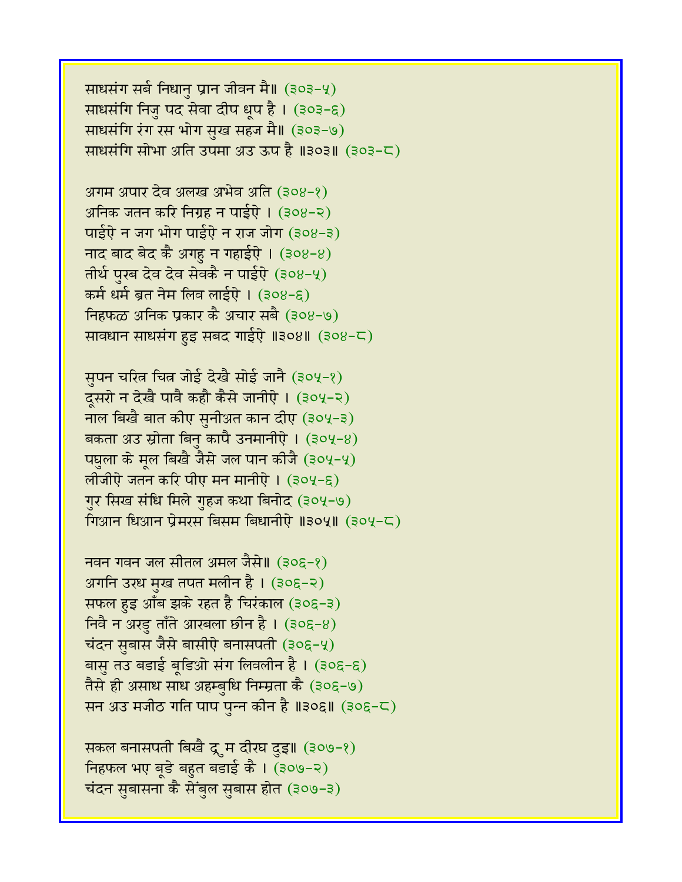साधसंग सर्ब निधानु प्रान जीवन मै॥ (३०३-५)
साधसंगि निजु पद सेवा दीप धूप है । (३०३-६)
साधसंगि रंग रस भोग सुख सहज मै॥ (३०३-७)
साधसंगि सोभा अति उपमा अउ ऊप है ॥३०३॥ (३०३-८)

अगम अपार देव अलख अभेव अति (३०४-१)
अनिक जतन करि निग्रह न पाईऐ । (३०४-२)
पाईऐ न जग भोग पाईऐ न राज जोग (३०४-३)
नाद बाद बेद कै अगहु न गहाईऐ । (३०४-४)
तीर्थ पुरब देव देव सेवकै न पाईऐ (३०४-५)
कर्म धर्म ब्रत नेम लिव लाईऐ । (३०४-६)
निहफळ अनिक प्रकार कै अचार सबै (३०४-७)
सावधान साधसंग हुइ सबद गाईऐ ॥३०४॥ (३०४-८)

सुपन चरित्र चित्र जोई देखै सोई जानै (३०५-१)
दूसरो न देखै पावै कहौ कैसे जानीऐ । (३०५-२)
नाल बिखै बात कीए सुनीअत कान दीए (३०५-३)
बकता अउ स्रोता बिनु कापै उनमानीऐ । (३०५-४)
पघुला के मूल बिखै जैसे जल पान कीजै (३०५-५)
लीजीऐ जतन करि पीए मन मानीऐ । (३०५-६)
गुर सिख संधि मिले गुहज कथा बिनोद (३०५-७)
गिआन धिआन प्रेमरस बिसम बिधानीऐ ॥३०५॥ (३०५-८)

नवन गवन जल सीतल अमल जैसे॥ (३०६-१)
अगनि उरध मुख तपत मलीन है । (३०६-२)
सफल हुइ आँब झुके रहत है चिरंकाल (३०६-३)
निवै न अरडु ताँते आरबला छीन है । (३०६-४)
चंदन सुबास जैसे बासीऐ बनासपती (३०६-५)
बासु तउ बडाई बूडिओ संग लिवलीन है । (३०६-६)
तैसे ही असाध साध अहम्बुधि निम्रता कै (३०६-७)
सन अउ मजीठ गति पाप पुन्न कीन है ॥३०६॥ (३०६-८)

सकल बनासपती बिखै द्रुम दीरघ दुइ॥ (३०७-१)
निहफल भए बूडे बहुत बडाई कै । (३०७-२)
चंदन सुबासना कै सेंबुल सुबास होत (३०७-३)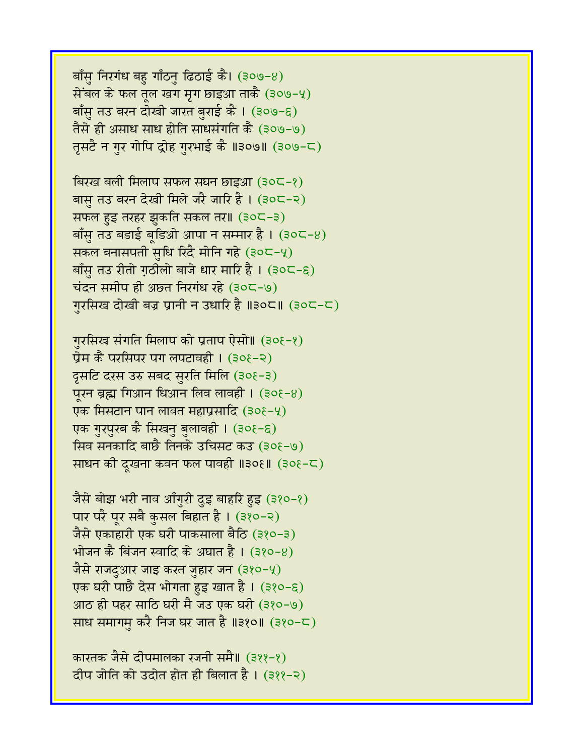बाँसु निरगंध बहु गाँठनु ढिठाई कै। (३०७-४)
सेंबल के फल तूल खग मृग छाइआ ताकै (३०७-५)
बाँसु तउ बरन दोखी जारत बुराई कै । (३०७-६)
तैसे ही असाध साध होति साधसंगति कै (३०७-७)
तृसटै न गुर गोपि द्रोह गुरभाई कै ॥३०७॥ (३०७-८)

बिरख बली मिलाप सफल सघन छाइआ (३०८-१)
बासु तउ बरन देखी मिले जरै जारि है । (३०८-२)
सफल हुइ तरहर झुकति सकल तर॥ (३०८-३)
बाँसु तउ बडाई बूडिओ आपा न सम्मार है । (३०८-४)
सकल बनासपती सुधि रिदै मोनि गहे (३०८-५)
बाँसु तउ रीतो ग़ठीलो बाजे धार मारि है । (३०८-६)
चंदन समीप ही अछत निरगंध रहे (३०८-७)
गुरसिख दोखी बज्र प्रानी न उधारि है ॥३०८॥ (३०८-८)

गुरसिख संगति मिलाप को प्रताप ऐसो॥ (३०९-१)
प्रेम कै परसिपर पग लपटावही । (३०९-२)
दृसटि दरस उरु सबद सुरति मिलि (३०९-३)
पूरन ब्रह्म गिआन धिआन लिव लावही । (३०९-४)
एक मिसटान पान लावत महाप्रसादि (३०९-५)
एक गुरपुरब कै सिखनु बुलावही । (३०९-६)
सिव सनकादि बाछै तिनके उचिसट कउ (३०९-७)
साधन की दूखना कवन फल पावही ॥३०९॥ (३०९-८)

जैसे बोझ भरी नाव आँगुरी दुइ बाहरि हुइ (३१०-१)
पार परै पूर सबै कुसल बिहात है । (३१०-२)
जैसे एकाहारी एक घरी पाकसाला बैठि (३१०-३)
भोजन कै बिंजन स्वादि के अघात है । (३१०-४)
जैसे राजदुआर जाइ करत जुहार जन (३१०-५)
एक घरी पाछै देस भोगता हुइ खात है । (३१०-६)
आठ ही पहर साठि घरी मै जउ एक घरी (३१०-७)
साध समागमु करै निज घर जात है ॥३१०॥ (३१०-८)

कारतक जैसे दीपमालका रजनी समै॥ (३११-१)
दीप जोति को उदोत होत ही बिलात है । (३११-२)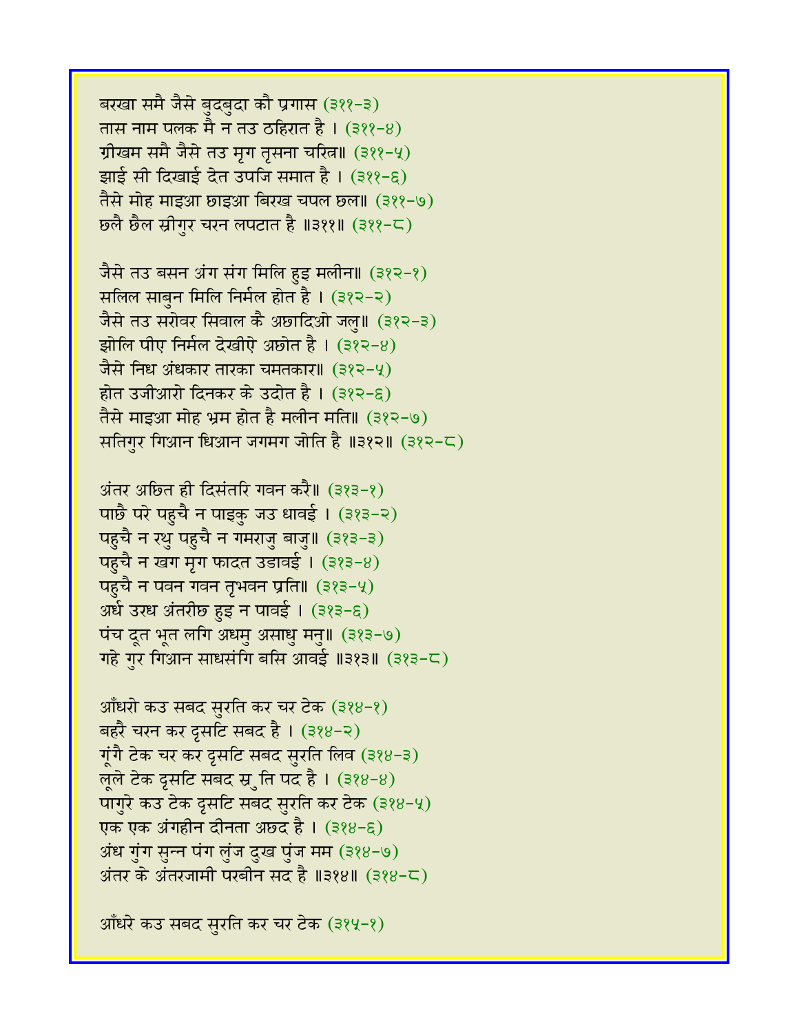बरखा समै जैसे बुदबुदा कौ प्रगास (३११-३)
तास नाम पलक मै न तउ ठहिरात है । (३११-४)
ग्रीखम समै जैसे तउ मृग तृसना चरित्र॥ (३११-५)
झाई सी दिखाई देत उपजि समात है । (३११-६)
तैसे मोह माइआ छाइआ बिरख चपल छल॥ (३११-७)
छलै छैल स्रीगुर चरन लपटात है ॥३११॥ (३११-८)

जैसे तउ बसन अंग संग मिलि हुइ मलीन॥ (३१२-१)
सलिल साबुन मिलि निर्मल होत है । (३१२-२)
जैसे तउ सरोवर सिवाल कै अछादिओ जलु॥ (३१२-३)
झोलि पीए निर्मल देखीऐ अछोत है । (३१२-४)
जैसे निध अंधकार तारका चमतकार॥ (३१२-५)
होत उजीआरो दिनकर के उदोत है । (३१२-६)
तैसे माइआ मोह भ्रम होत है मलीन मति॥ (३१२-७)
सतिगुर गिआन धिआन जगमग जोति है ॥३१२॥ (३१२-८)

अंतर अछित ही दिसंतरि गवन करै॥ (३१३-१)
पाछै परे पहुचै न पाइकु जउ धावई । (३१३-२)
पहुचै न रथु पहुचै न गमराजु बाजु॥ (३१३-३)
पहुचै न खग मृग फादत उडावई । (३१३-४)
पहुचै न पवन गवन तृभवन प्रति॥ (३१३-५)
अर्ध उरध अंतरीछ हुइ न पावई । (३१३-६)
पंच दूत भूत लगि अधमु असाधु मनु॥ (३१३-७)
गहे गुर गिआन साधसंगि बसि आवई ॥३१३॥ (३१३-८)

आँधरो कउ सबद सुरति कर चर टेक (३१४-१)
बहरै चरन कर दृसटि सबद है । (३१४-२)
गूंगै टेक चर कर दृसटि सबद सुरति लिव (३१४-३)
लूले टेक दृसटि सबद स्रुति पद है । (३१४-४)
पागुरे कउ टेक दृसटि सबद सुरति कर टेक (३१४-५)
एक एक अंगहीन दीनता अछद है । (३१४-६)
अंध गुंग सुन्न पंग लुंज दुख पुंज मम (३१४-७)
अंतर के अंतरजामी परबीन सद है ॥३१४॥ (३१४-८)

आँधरे कउ सबद सुरति कर चर टेक (३१५-१)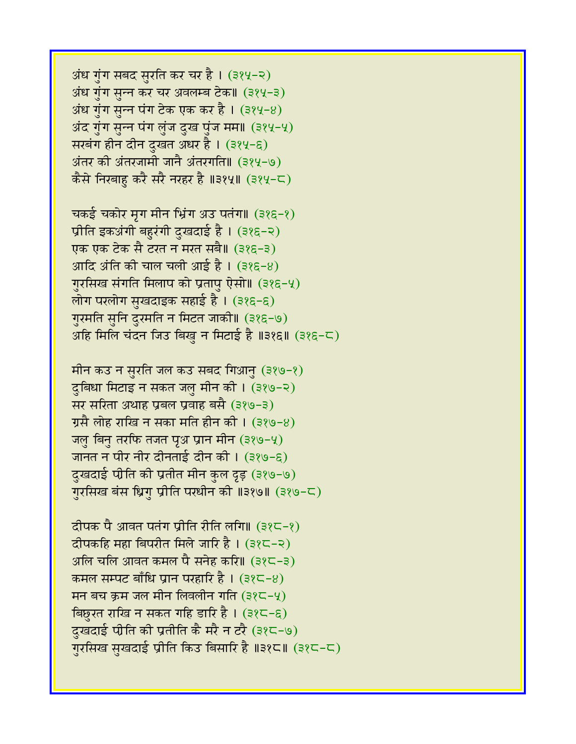अंध गुंग सबद सुरति कर चर है । (३१५-२)
अंध गुंग सुन्न कर चर अवलम्ब टेक॥ (३१५-३)
अंध गुंग सुन्न पंग टेक एक कर है । (३१५-४)
अंद गुंग सुन्न पंग लुंज दुख पुंज मम॥ (३१५-५)
सरबंग हीन दीन दुखत अधर है । (३१५-६)
अंतर की अंतरजामी जानै अंतरगति॥ (३१५-७)
कैसे निरबाहु करै सरै नरहर है ॥३१५॥ (३१५-८)

चकई चकोर मृग मीन भ्रिंग अउ पतंग॥ (३१६-१)
प्रीति इकअंगी बहुरंगी दुखदाई है । (३१६-२)
एक एक टेक सै टरत न मरत सबै॥ (३१६-३)
आदि अंति की चाल चली आई है । (३१६-४)
गुरसिख संगति मिलाप को प्रतापु ऐसो॥ (३१६-५)
लोग परलोग सुखदाइक सहाई है । (३१६-६)
गुरमति सुनि दुरमति न मिटत जाकी॥ (३१६-७)
अहि मिलि चंदन जिउ बिखु न मिटाई है ॥३१६॥ (३१६-८)

मीन कउ न सुरति जल कउ सबद गिआनु (३१७-१)
दुबिधा मिटाइ न सकत जलु मीन की । (३१७-२)
सर सरिता अथाह प्रबल प्रवाह बसै (३१७-३)
ग्रसै लोह राखि न सका मति हीन की । (३१७-४)
जलु बिनु तरफि तजत पृअ प्रान मीन (३१७-५)
जानत न पीर नीर दीनताई दीन की । (३१७-६)
दुखदाई पीति की प्रतीत मीन कुल दृड़ (३१७-७)
गुरसिख बंस ध्रिगु प्रीति परधीन की ॥३१७॥ (३१७-८)

दीपक पै आवत पतंग प्रीति रीति लगि॥ (३१८-१)
दीपकहि महा बिपरीत मिले जारि है । (३१८-२)
अलि चलि आवत कमल पै सनेह करि॥ (३१८-३)
कमल सम्पट बाँधि प्रान परहारि है । (३१८-४)
मन बच क्रम जल मीन लिवलीन गति (३१८-५)
बिछुरत राखि न सकत गहि डारि है । (३१८-६)
दुखदाई पीति की प्रतीति कै मरै न टरै (३१८-७)
गुरसिख सुखदाई प्रीति किउ बिसारि है ॥३१८॥ (३१८-८)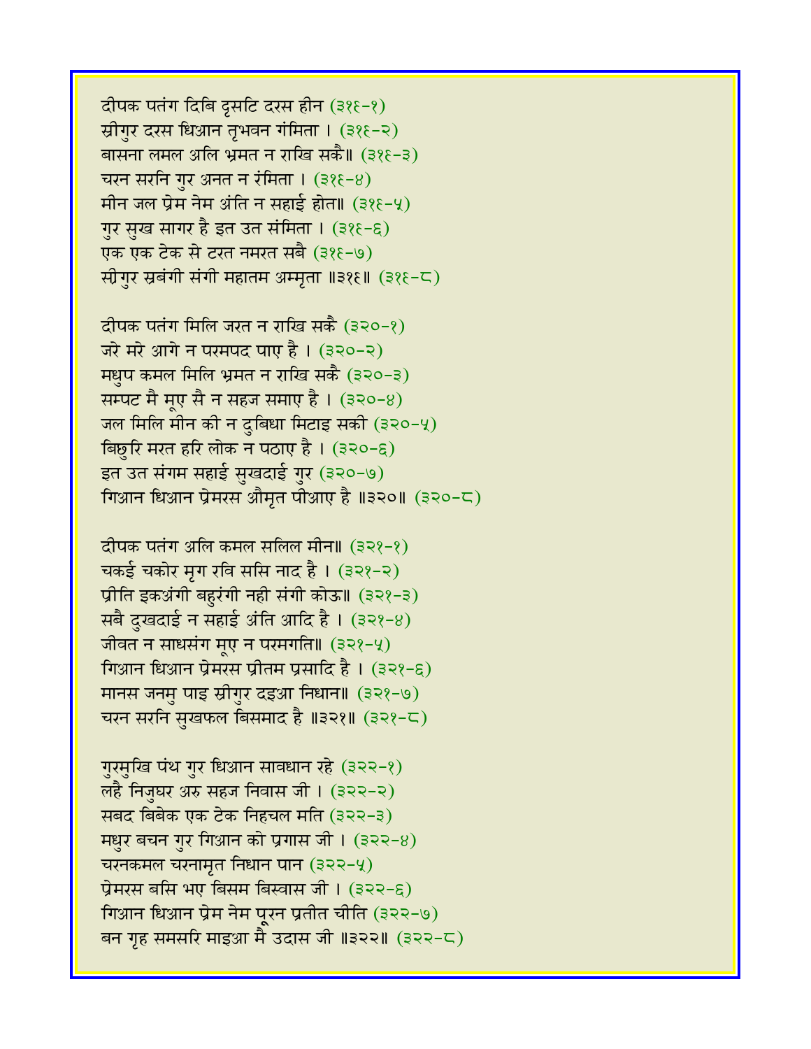दीपक पतंग दिबि दृसटि दरस हीन (३१९-१)
स्रीगुर दरस धिआन तृभवन गंमिता । (३१९-२)
बासना लमल अलि भ्रमत न राखि सकै॥ (३१९-३)
चरन सरनि गुर अनत न रंमिता । (३१९-४)
मीन जल प्रेम नेम अंति न सहाई होत॥ (३१९-५)
गुर सुख सागर है इत उत संमिता । (३१९-६)
एक एक टेक से टरत नमरत सबै (३१९-७)
स्रीगुर स्रबंगी संगी महातम अम्मृता ॥३१९॥ (३१९-८)

दीपक पतंग मिलि जरत न राखि सकै (३२०-१)
जरे मरे आगे न परमपद पाए है । (३२०-२)
मधुप कमल मिलि भ्रमत न राखि सकै (३२०-३)
सम्पट मै मूए सै न सहज समाए है । (३२०-४)
जल मिलि मीन की न दुबिधा मिटाइ सकी (३२०-५)
बिछुरि मरत हरि लोक न पठाए है । (३२०-६)
इत उत संगम सहाई सुखदाई गुर (३२०-७)
गिआन धिआन प्रेमरस औमृत पीआए है ॥३२०॥ (३२०-८)

दीपक पतंग अलि कमल सलिल मीन॥ (३२१-१)
चकई चकोर मृग रवि ससि नाद है । (३२१-२)
प्रीति इकअंगी बहुरंगी नही संगी कोऊ॥ (३२१-३)
सबै दुखदाई न सहाई अंति आदि है । (३२१-४)
जीवत न साधसंग मूए न परमगति॥ (३२१-५)
गिआन धिआन प्रेमरस प्रीतम प्रसादि है । (३२१-६)
मानस जनमु पाइ स्रीगुर दइआ निधान॥ (३२१-७)
चरन सरनि सुखफल बिसमाद है ॥३२१॥ (३२१-८)

गुरमुखि पंथ गुर धिआन सावधान रहे (३२२-१)
लहै निजुघर अरु सहज निवास जी । (३२२-२)
सबद बिबेक एक टेक निहचल मति (३२२-३)
मधुर बचन गुर गिआन को प्रगास जी । (३२२-४)
चरनकमल चरनामृत निधान पान (३२२-५)
प्रेमरस बसि भए बिसम बिस्वास जी । (३२२-६)
गिआन धिआन प्रेम नेम पूरन प्रतीत चीति (३२२-७)
बन गृह समसरि माइआ मै उदास जी ॥३२२॥ (३२२-८)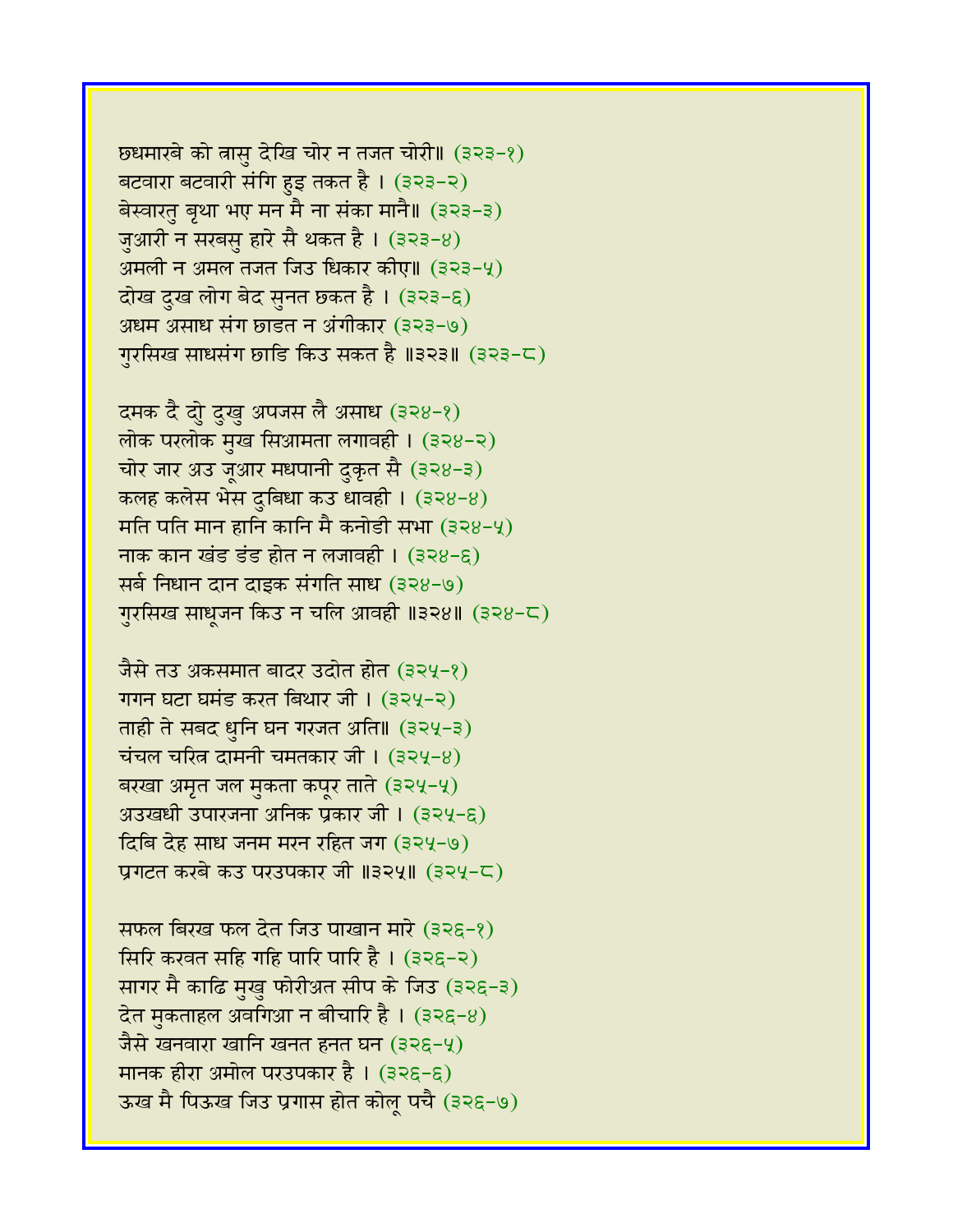छधमारबे को त्रासु देखि चोर न तजत चोरी॥ (३२३-१)
बटवारा बटवारी संगि हुइ तकत है । (३२३-२)
बेस्वारतु बृथा भए मन मै ना संका मानै॥ (३२३-३)
जुआरी न सरबसु हारे सै थकत है । (३२३-४)
अमली न अमल तजत जिउ धिकार कीए॥ (३२३-५)
दोख दुख लोग बेद सुनत छकत है । (३२३-६)
अधम असाध संग छाडत न अंगीकार (३२३-७)
गुरसिख साधसंग छाडि किउ सकत है ॥३२३॥ (३२३-८)

दमक दै दो दुखु अपजस लै असाध (३२४-१)
लोक परलोक मुख सिआमता लगावही । (३२४-२)
चोर जार अउ जूआर मधपानी दुकृत सै (३२४-३)
कलह कलेस भेस दुबिधा कउ धावही । (३२४-४)
मति पति मान हानि कानि मै कनोडी सभा (३२४-५)
नाक कान खंड डंड होत न लजावही । (३२४-६)
सर्ब निधान दान दाइक संगति साध (३२४-७)
गुरसिख साधूजन किउ न चलि आवही ॥३२४॥ (३२४-८)

जैसे तउ अकसमात बादर उदोत होत (३२५-१)
गगन घटा घमंड करत बिथार जी । (३२५-२)
ताही ते सबद धुनि घन गरजत अति॥ (३२५-३)
चंचल चरित्र दामनी चमतकार जी । (३२५-४)
बरखा अमृत जल मुकता कपूर ताते (३२५-५)
अउखधी उपारजना अनिक प्रकार जी । (३२५-६)
दिबि देह साध जनम मरन रहित जग (३२५-७)
प्रगटत करबे कउ परउपकार जी ॥३२५॥ (३२५-८)

सफल बिरख फल देत जिउ पाखान मारे (३२६-१)
सिरि करवत सहि गहि पारि पारि है । (३२६-२)
सागर मै काढि मुखु फोरीअत सीप के जिउ (३२६-३)
देत मुकताहल अवगिआ न बीचारि है । (३२६-४)
जैसे खनवारा खानि खनत हनत घन (३२६-५)
मानक हीरा अमोल परउपकार है । (३२६-६)
ऊख मै पिऊख जिउ प्रगास होत कोलू पचै (३२६-७)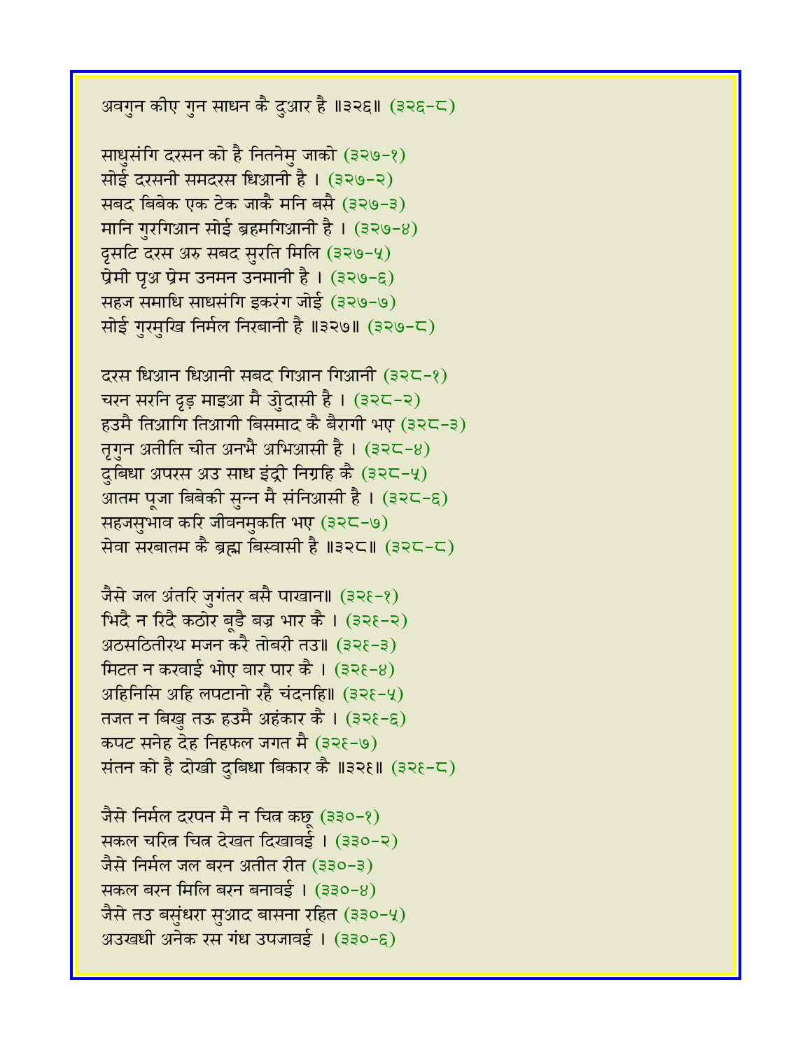अवगुन कीए गुन साधन कै दुआर है ॥३२६॥ (३२६-८)

साधुसंगि दरसन को है नितनेमु जाको (३२७-१)
सोई दरसनी समदरस धिआनी है । (३२७-२)
सबद बिबेक एक टेक जाकै मनि बसै (३२७-३)
मानि गुरगिआन सोई ब्रहमगिआनी है । (३२७-४)
दृसटि दरस अरु सबद सुरति मिलि (३२७-५)
प्रेमी पृअ प्रेम उनमन उनमानी है । (३२७-६)
सहज समाधि साधसंगि इकरंग जोई (३२७-७)
सोई गुरमुखि निर्मल निरबानी है ॥३२७॥ (३२७-८)

दरस धिआन धिआनी सबद गिआन गिआनी (३२८-१)
चरन सरनि दृड़ माइआ मै उदासी है । (३२८-२)
हउमै तिआगि तिआगी बिसमाद कै बैरागी भए (३२८-३)
तृगुन अतीति चीत अनभै अभिआसी है । (३२८-४)
दुबिधा अपरस अउ साध इंद्री निग्रहि कै (३२८-५)
आतम पूजा बिबेकी सुन्न मै संनिआसी है । (३२८-६)
सहजसुभाव करि जीवनमुकति भए (३२८-७)
सेवा सरबातम कै ब्रह्म बिस्वासी है ॥३२८॥ (३२८-८)

जैसे जल अंतरि जुगंतर बसै पाखान॥ (३२९-१)
भिदै न रिदै कठोर बूडै बज्र भार कै । (३२९-२)
अठसठितीरथ मजन करै तोबरी तउ॥ (३२९-३)
मिटत न करवाई भोए वार पार कै । (३२९-४)
अहिनिसि अहि लपटानो रहै चंदनहि॥ (३२९-५)
तजत न बिखु तऊ हउमै अहंकार कै । (३२९-६)
कपट सनेह देह निहफल जगत मै (३२९-७)
संतन को है दोखी दुबिधा बिकार कै ॥३२९॥ (३२९-८)

जैसे निर्मल दरपन मै न चित्र कछू (३३०-१)
सकल चरित्र चित्र देखत दिखावई । (३३०-२)
जैसे निर्मल जल बरन अतीत रीत (३३०-३)
सकल बरन मिलि बरन बनावई । (३३०-४)
जैसे तउ बसुंधरा सुआद बासना रहित (३३०-५)
अउखधी अनेक रस गंध उपजावई । (३३०-६)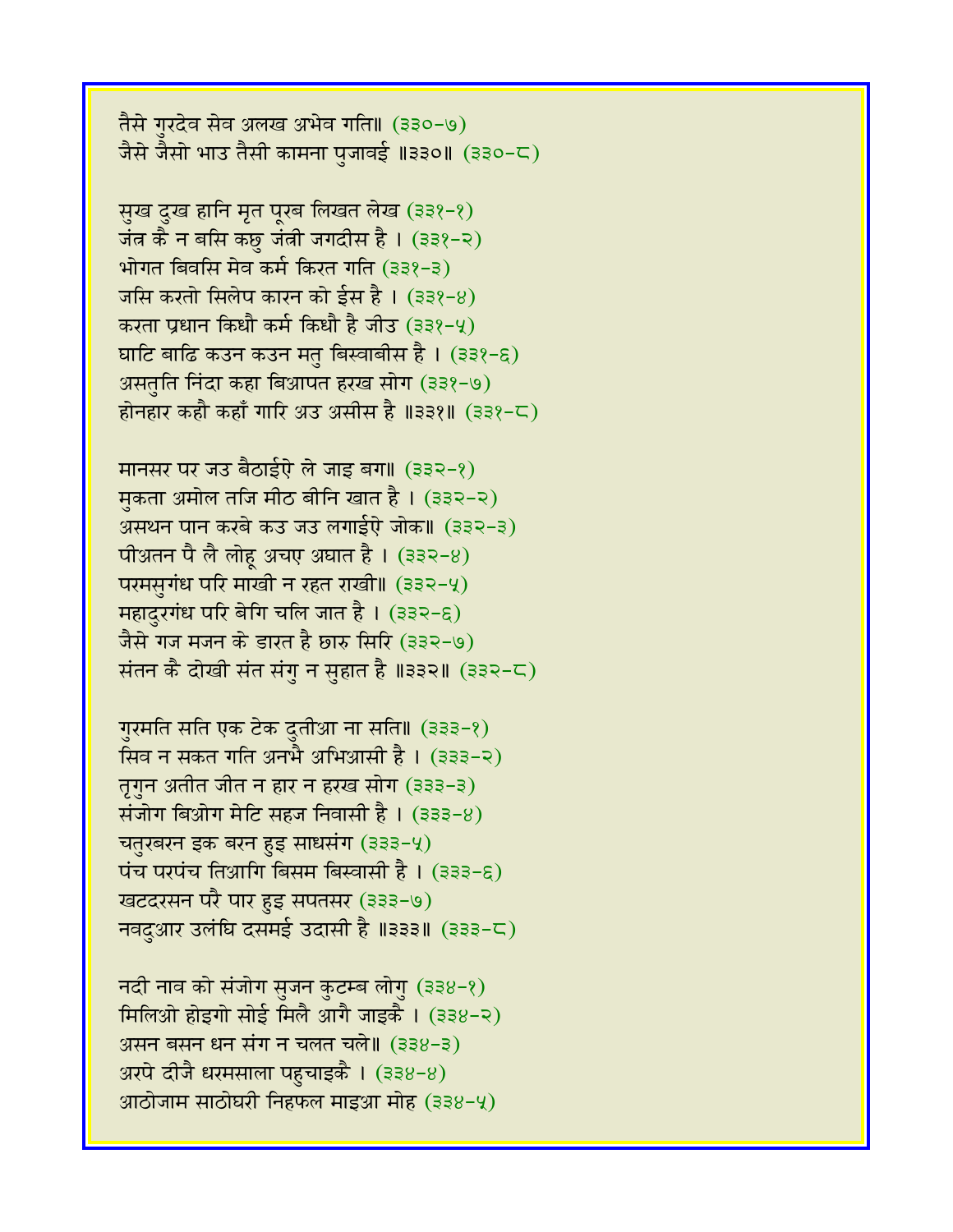तैसे गुरदेव सेव अलख अभेव गति॥ (३३०-७)
जैसे जैसो भाउ तैसी कामना पुजावई ॥३३०॥ (३३०-८)

सुख दुख हानि मृत पूरब लिखत लेख (३३१-१)
जंत्र कै न बसि कछु जंत्री जगदीस है । (३३१-२)
भोगत बिवसि मेव कर्म किरत गति (३३१-३)
जसि करतो सिलेप कारन को ईस है । (३३१-४)
करता प्रधान किधौ कर्म किधौ है जीउ (३३१-५)
घाटि बाढि कउन कउन मतु बिस्वाबीस है । (३३१-६)
असतुति निंदा कहा बिआपत हरख सोग (३३१-७)
होनहार कहौ कहाँ गारि अउ असीस है ॥३३१॥ (३३१-८)

मानसर पर जउ बैठाईऐ ले जाइ बग॥ (३३२-१)
मुकता अमोल तजि मीठ बीनि खात है । (३३२-२)
असथन पान करबे कउ जउ लगाईऐ जोक॥ (३३२-३)
पीअतन पै लै लोहू अचए अघात है । (३३२-४)
परमसुगंध परि माखी न रहत राखी॥ (३३२-५)
महादुरगंध परि बेगि चलि जात है । (३३२-६)
जैसे गज मजन के डारत है छारु सिरि (३३२-७)
संतन कै दोखी संत संगु न सुहात है ॥३३२॥ (३३२-८)

गुरमति सति एक टेक दुतीआ ना सति॥ (३३३-१)
सिव न सकत गति अनभै अभिआसी है । (३३३-२)
तृगुन अतीत जीत न हार न हरख सोग (३३३-३)
संजोग बिओग मेटि सहज निवासी है । (३३३-४)
चतुरबरन इक बरन हुइ साधसंग (३३३-५)
पंच परपंच तिआगि बिसम बिस्वासी है । (३३३-६)
खटदरसन परै पार हुइ सपतसर (३३३-७)
नवदुआर उलंघि दसमई उदासी है ॥३३३॥ (३३३-८)

नदी नाव को संजोग सुजन कुटम्ब लोगु (३३४-१)
मिलिओ होइगो सोई मिलै आगै जाइकै । (३३४-२)
असन बसन धन संग न चलत चले॥ (३३४-३)
अरपे दीजै धरमसाला पहुचाइकै । (३३४-४)
आठोजाम साठोघरी निहफल माइआ मोह (३३४-५)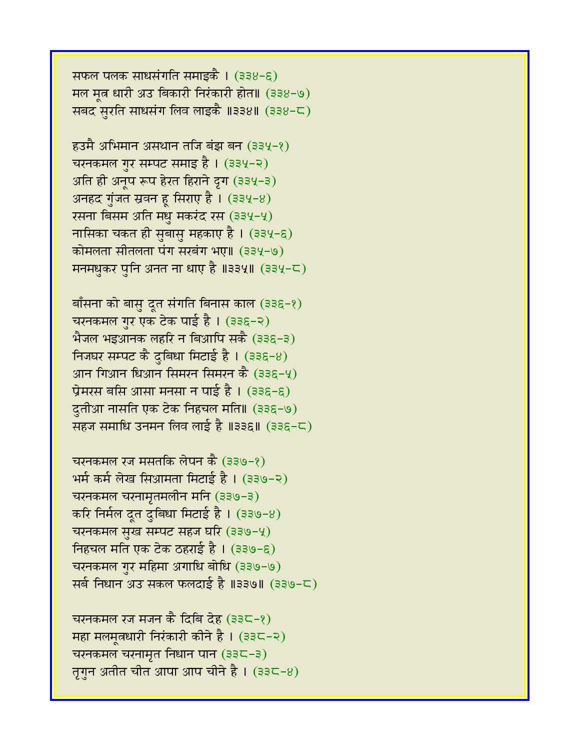सफल पलक साधसंगति समाइकै । (३३४-६)
मल मूत्र धारी अउ बिकारी निरंकारी होत॥ (३३४-७)
सबद सुरति साधसंग लिव लाइकै ॥३३४॥ (३३४-८)

हउमै अभिमान असथान तजि बंझ बन (३३५-१)
चरनकमल गुर सम्पट समाइ है । (३३५-२)
अति ही अनूप रूप हेरत हिराने दृग (३३५-३)
अनहद गुंजत स्रवन हू सिराए है । (३३५-४)
रसना बिसम अति मधु मकरंद रस (३३५-५)
नासिका चकत ही सुबासु महकाए है । (३३५-६)
कोमलता सीतलता पंग सरबंग भए॥ (३३५-७)
मनमधुकर पुनि अनत ना धाए है ॥३३५॥ (३३५-८)

बाँसना को बासु दूत संगति बिनास काल (३३६-१)
चरनकमल गुर एक टेक पाई है । (३३६-२)
भैजल भइआनक लहरि न बिआपि सकै (३३६-३)
निजघर सम्पट कै दुबिधा मिटाई है । (३३६-४)
आन गिआन धिआन सिमरन सिमरन कै (३३६-५)
प्रेमरस बसि आसा मनसा न पाई है । (३३६-६)
दुतीआ नासति एक टेक निहचल मति॥ (३३६-७)
सहज समाधि उनमन लिव लाई है ॥३३६॥ (३३६-८)

चरनकमल रज मसतकि लेपन कै (३३७-१)
भर्म कर्म लेख सिआमता मिटाई है । (३३७-२)
चरनकमल चरनामृतमलीन मनि (३३७-३)
करि निर्मल दूत दुबिधा मिटाई है । (३३७-४)
चरनकमल सुख सम्पट सहज घरि (३३७-५)
निहचल मति एक टेक ठहराई है । (३३७-६)
चरनकमल गुर महिमा अगाधि बोधि (३३७-७)
सर्ब निधान अउ सकल फलदाई है ॥३३७॥ (३३७-८)

चरनकमल रज मजन कै दिबि देह (३३८-१)
महा मलमूत्रधारी निरंकारी कीने है । (३३८-२)
चरनकमल चरनामृत निधान पान (३३८-३)
तृगुन अतीत चीत आपा आप चीने है । (३३८-४)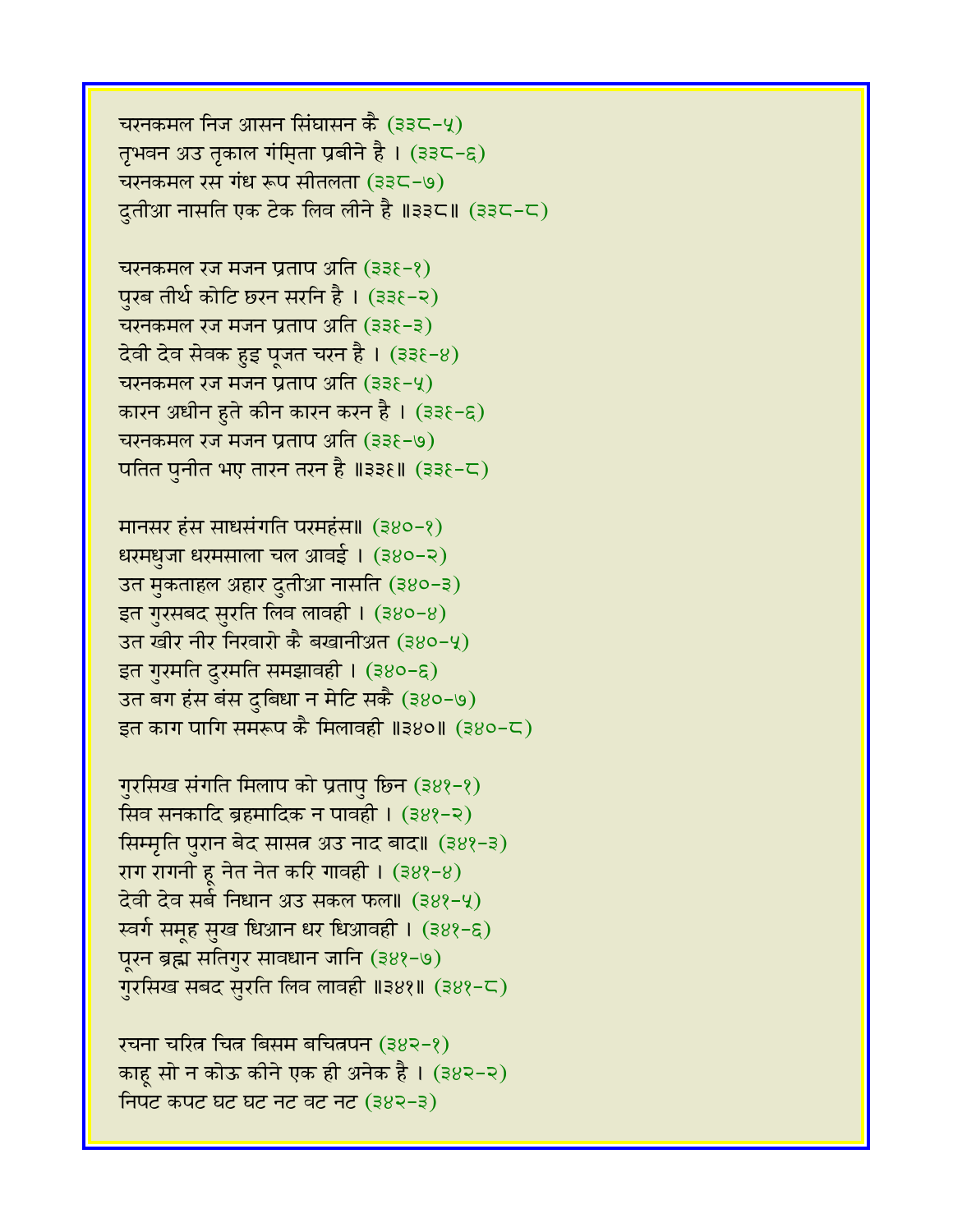चरनकमल निज आसन सिंघासन कै (३३८-५)
तृभवन अउ तृकाल गंम्तिा प्रबीने है । (३३८-६)
चरनकमल रस गंध रूप सीतलता (३३८-७)
दुतीआ नासति एक टेक लिव लीने है ॥३३८॥ (३३८-८)

चरनकमल रज मजन प्रताप अति (३३९-१)
पुरब तीर्थ कोटि छरन सरनि है । (३३९-२)
चरनकमल रज मजन प्रताप अति (३३९-३)
देवी देव सेवक हुइ पूजत चरन है । (३३९-४)
चरनकमल रज मजन प्रताप अति (३३९-५)
कारन अधीन हुते कीन कारन करन है । (३३९-६)
चरनकमल रज मजन प्रताप अति (३३९-७)
पतित पुनीत भए तारन तरन है ॥३३९॥ (३३९-८)

मानसर हंस साधसंगति परमहंस॥ (३४०-१)
धरमधुजा धरमसाला चल आवई । (३४०-२)
उत मुकताहल अहार दुतीआ नासति (३४०-३)
इत गुरसबद सुरति लिव लावही । (३४०-४)
उत खीर नीर निरवारो कै बखानीअत (३४०-५)
इत गुरमति दुरमति समझावही । (३४०-६)
उत बग हंस बंस दुबिधा न मेटि सकै (३४०-७)
इत काग पागि समरूप कै मिलावही ॥३४०॥ (३४०-८)

गुरसिख संगति मिलाप को प्रतापु छिन (३४१-१)
सिव सनकादि ब्रहमादिक न पावही । (३४१-२)
सिम्मृति पुरान बेद सासत्र अउ नाद बाद॥ (३४१-३)
राग रागनी हू नेत नेत करि गावही । (३४१-४)
देवी देव सर्ब निधान अउ सकल फल॥ (३४१-५)
स्वर्ग समूह सुख धिआन धर धिआवही । (३४१-६)
पूरन ब्रह्म सतिगुर सावधान जानि (३४१-७)
गुरसिख सबद सुरति लिव लावही ॥३४१॥ (३४१-८)

रचना चरित्र चित्र बिसम बचित्रपन (३४२-१)
काहू सो न कोऊ कीने एक ही अनेक है । (३४२-२)
निपट कपट घट घट नट वट नट (३४२-३)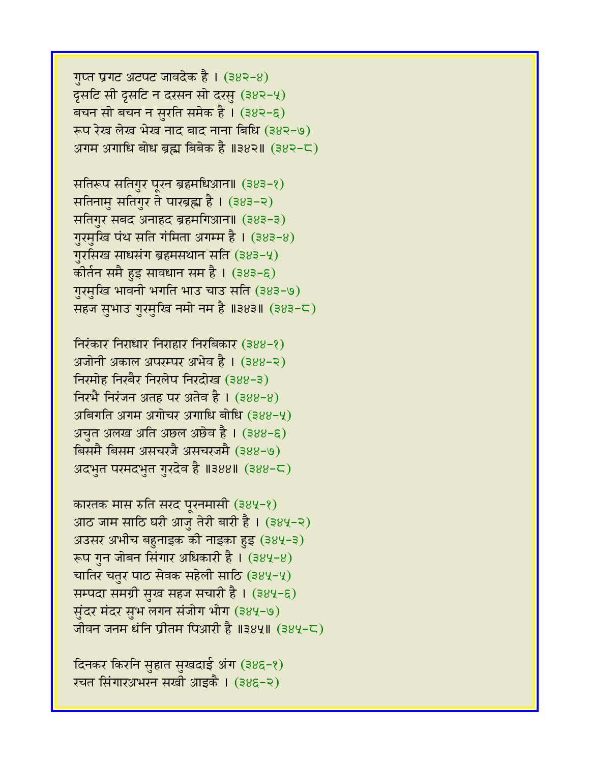गुप्त प्रगट अटपट जावदेक है । (३४२-४)
दृसटि सी दृसटि न दरसन सो दरसु (३४२-५)
बचन सो बचन न सुरति समेक है । (३४२-६)
रूप रेख लेख भेख नाद बाद नाना बिधि (३४२-७)
अगम अगाधि बोध ब्रह्म बिबेक है ॥३४२॥ (३४२-८)

सतिरूप सतिगुर पूरन ब्रहमधिआन॥ (३४३-१)
सतिनामु सतिगुर ते पारब्रह्म है । (३४३-२)
सतिगुर सबद अनाहद ब्रहमगिआन॥ (३४३-३)
गुरमुखि पंथ सति गंमिता अगम्म है । (३४३-४)
गुरसिख साधसंग ब्रहमसथान सति (३४३-५)
कीर्तन समै हुइ सावधान सम है । (३४३-६)
गुरमुखि भावनी भगति भाउ चाउ सति (३४३-७)
सहज सुभाउ गुरमुखि नमो नम है ॥३४३॥ (३४३-८)

निरंकार निराधार निराहार निरबिकार (३४४-१)
अजोनी अकाल अपरम्पर अभेव है । (३४४-२)
निरमोह निरबैर निरलेप निरदोख (३४४-३)
निरभै निरंजन अतह पर अतेव है । (३४४-४)
अबिगति अगम अगोचर अगाधि बोधि (३४४-५)
अचुत अलख अति अछल अछेव है । (३४४-६)
बिसमै बिसम असचरजै असचरजमै (३४४-७)
अदभुत परमदभुत गुरदेव है ॥३४४॥ (३४४-८)

कारतक मास रुति सरद पूरनमासी (३४५-१)
आठ जाम साठि घरी आजु तेरी बारी है । (३४५-२)
अउसर अभीच बहुनाइक की नाइका हुइ (३४५-३)
रूप गुन जोबन सिंगार अधिकारी है । (३४५-४)
चातिर चतुर पाठ सेवक सहेली साठि (३४५-५)
सम्पदा समग्री सुख सहज सचारी है । (३४५-६)
सुंदर मंदर सुभ लगन संजोग भोग (३४५-७)
जीवन जनम धंनि प्रीतम पिआरी है ॥३४५॥ (३४५-८)

दिनकर किरनि सुहात सुखदाई अंग (३४६-१)
रचत सिंगारअभरन सखी आइकै । (३४६-२)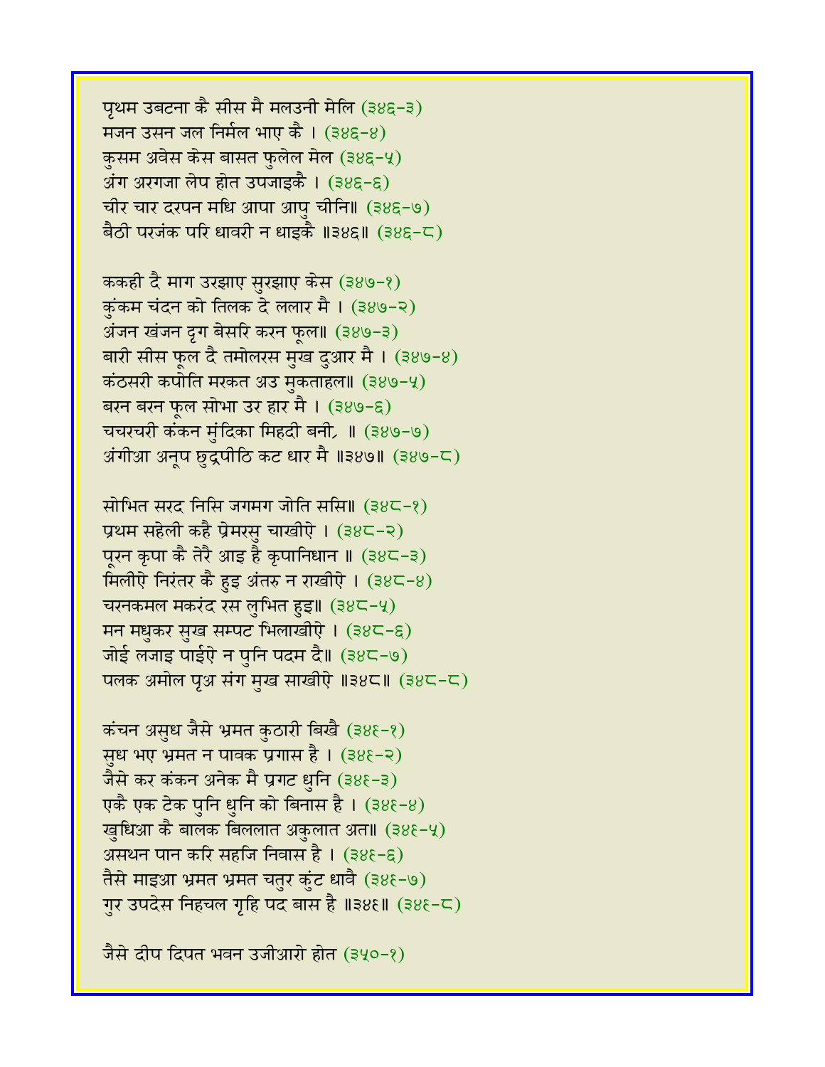पृथम उबटना कै सीस मै मलउनी मेलि (३४६-३)
मजन उसन जल निर्मल भाए कै । (३४६-४)
कुसम अवेस केस बासत फुलेल मेल (३४६-५)
अंग अरगजा लेप होत उपजाइकै । (३४६-६)
चीर चार दरपन मधि आपा आपु चीनि॥ (३४६-७)
बैठी परजंक परि धावरी न धाइकै ॥३४६॥ (३४६-८)

ककही दै माग उरझाए सुरझाए केस (३४७-१)
कुंकम चंदन को तिलक दे ललार मै । (३४७-२)
अंजन खंजन दृग बेसरि करन फूल॥ (३४७-३)
बारी सीस फूल दै तमोलरस मुख दुआर मै । (३४७-४)
कंठसरी कपोति मरकत अउ मुकताहल॥ (३४७-५)
बरन बरन फूल सोभा उर हार मै । (३४७-६)
चचरचरी कंकन मुंदिका मिहदी बनी, ॥ (३४७-७)
अंगीआ अनूप छुद्रपीठि कट धार मै ॥३४७॥ (३४७-८)

सोभित सरद निसि जगमग जोति ससि॥ (३४८-१)
प्रथम सहेली कहै प्रेमरसु चाखीऐ । (३४८-२)
पूरन कृपा कै तेरै आइ है कृपानिधान ॥ (३४८-३)
मिलीऐ निरंतर कै हुइ अंतरु न राखीऐ । (३४८-४)
चरनकमल मकरंद रस लुभित हुइ॥ (३४८-५)
मन मधुकर सुख सम्पट भिलाखीऐ । (३४८-६)
जोई लजाइ पाईऐ न पुनि पदम दै॥ (३४८-७)
पलक अमोल पृअ संग मुख साखीऐ ॥३४८॥ (३४८-८)

कंचन असुध जैसे भ्रमत कुठारी बिखै (३४९-१)
सुध भए भ्रमत न पावक प्रगास है । (३४९-२)
जैसे कर कंकन अनेक मै प्रगट धुनि (३४९-३)
एकै एक टेक पुनि धुनि को बिनास है । (३४९-४)
खुधिआ कै बालक बिललात अकुलात अत॥ (३४९-५)
असथन पान करि सहजि निवास है । (३४९-६)
तैसे माइआ भ्रमत भ्रमत चतुर कुंट धावै (३४९-७)
गुर उपदेस निहचल गृहि पद बास है ॥३४९॥ (३४९-८)

जैसे दीप दिपत भवन उजीआरो होत (३५०-१)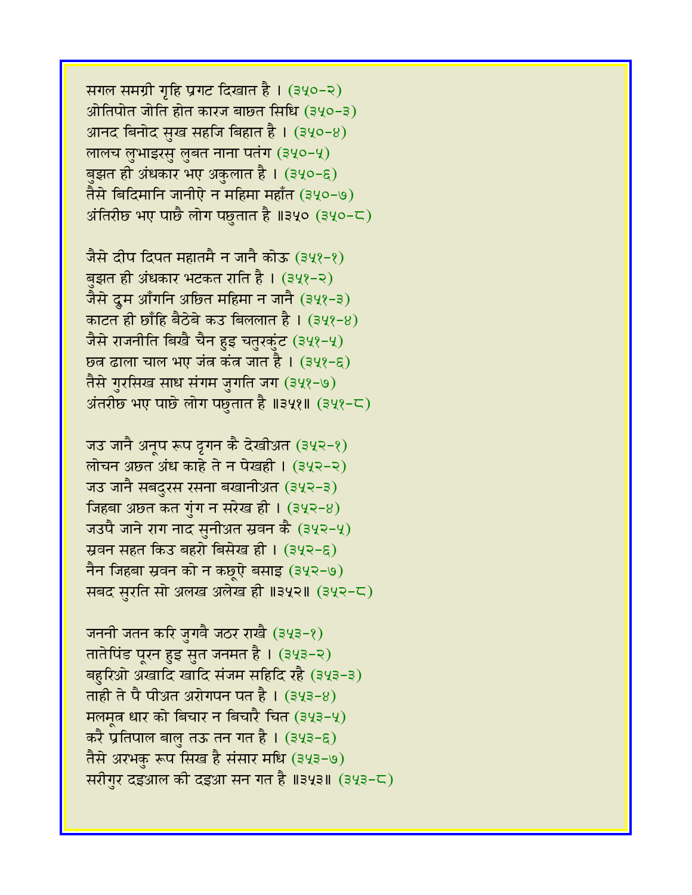सगल समग्री गृहि प्रगट दिखात है । (३५०-२)
ओतिपोत जोति होत कारज बाछत सिधि (३५०-३)
आनद बिनोद सुख सहजि बिहात है । (३५०-४)
लालच लुभाइरसु लुबत नाना पतंग (३५०-५)
बुझत ही अंधकार भए अकुलात है । (३५०-६)
तैसे बिदिमानि जानीऐ न महिमा महाँत (३५०-७)
अंतिरीछ भए पाछै लोग पछुतात है ॥३५० (३५०-८)

जैसे दीप दिपत महातमै न जानै कोऊ (३५१-१)
बुझत ही अंधकार भटकत राति है । (३५१-२)
जैसे द्रुम आँगनि अछित महिमा न जानै (३५१-३)
काटत ही छाँहि बैठेबे कउ बिललात है । (३५१-४)
जैसे राजनीति बिखै चैन हुइ चतुरकुंट (३५१-५)
छत्र ढाला चाल भए जंत्र कंत्र जात है । (३५१-६)
तैसे गुरसिख साध संगम जुगति जग (३५१-७)
अंतरीछ भए पाछे लोग पछुतात है ॥३५१॥ (३५१-८)

जउ जानै अनूप रूप दृगन कै देखीअत (३५२-१)
लोचन अछत अंध काहे ते न पेखही । (३५२-२)
जउ जानै सबदुरस रसना बखानीअत (३५२-३)
जिहबा अछत कत गुंग न सरेख ही । (३५२-४)
जउपै जाने राग नाद सुनीअत स्रवन कै (३५२-५)
स्रवन सहत किउ बहरो बिसेख ही । (३५२-६)
नैन जिहबा स्रवन को न कछूऐ बसाइ (३५२-७)
सबद सुरति सो अलख अलेख ही ॥३५२॥ (३५२-८)

जननी जतन करि जुगवै जठर राखै (३५३-१)
तातेपिंड पूरन हुइ सुत जनमत है । (३५३-२)
बहुरिओ अखादि खादि संजम सहिदि रहै (३५३-३)
ताही ते पै पीअत अरोगपन पत है । (३५३-४)
मलमूत्र धार को बिचार न बिचारै चित (३५३-५)
करै प्रतिपाल बालु तऊ तन गत है । (३५३-६)
तैसे अरभकु रूप सिख है संसार मधि (३५३-७)
सरीगुर दइआल की दइआ सन गत है ॥३५३॥ (३५३-८)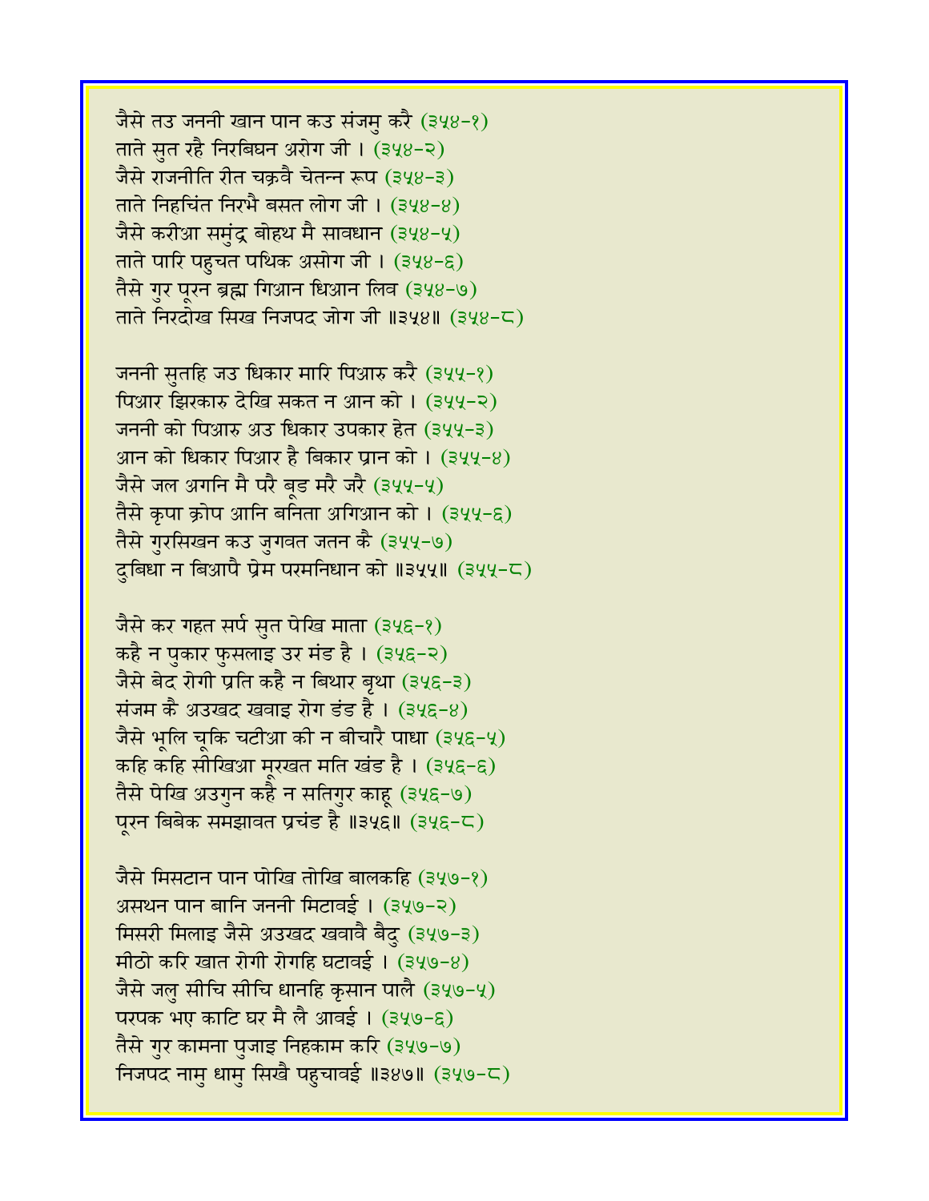जैसे तउ जननी खान पान कउ संजमु करै (३५४-१)
ताते सुत रहै निरबिघन अरोग जी । (३५४-२)
जैसे राजनीति रीत चक्रवै चेतन्न रूप (३५४-३)
ताते निहचिंत निरभै बसत लोग जी । (३५४-४)
जैसे करीआ समुंद्र बोहथ मै सावधान (३५४-५)
ताते पारि पहुचत पथिक असोग जी । (३५४-६)
तैसे गुर पूरन ब्रह्म गिआन धिआन लिव (३५४-७)
ताते निरदोख सिख निजपद जोग जी ॥३५४॥ (३५४-८)

जननी सुतहि जउ धिकार मारि पिआरु करै (३५५-१)
पिआर झिरकारु देखि सकत न आन को । (३५५-२)
जननी को पिआरु अउ धिकार उपकार हेत (३५५-३)
आन को धिकार पिआर है बिकार प्रान को । (३५५-४)
जैसे जल अगनि मै परै बूड मरै जरै (३५५-५)
तैसे कृपा क्रोप आनि बनिता अगिआन को । (३५५-६)
तैसे गुरसिखन कउ जुगवत जतन कै (३५५-७)
दुबिधा न बिआपै प्रेम परमनिधान को ॥३५५॥ (३५५-८)

जैसे कर गहत सर्प सुत पेखि माता (३५६-१)
कहै न पुकार फुसलाइ उर मंड है । (३५६-२)
जैसे बेद रोगी प्रति कहै न बिथार बृथा (३५६-३)
संजम कै अउखद खवाइ रोग डंड है । (३५६-४)
जैसे भूलि चूकि चटीआ की न बीचारै पाधा (३५६-५)
कहि कहि सीखिआ मूरखत मति खंड है । (३५६-६)
तैसे पेखि अउगुन कहै न सतिगुर काहू (३५६-७)
पूरन बिबेक समझावत प्रचंड है ॥३५६॥ (३५६-८)

जैसे मिसटान पान पोखि तोखि बालकहि (३५७-१)
असथन पान बानि जननी मिटावई । (३५७-२)
मिसरी मिलाइ जैसे अउखद खवावै बैदु (३५७-३)
मीठो करि खात रोगी रोगहि घटावई । (३५७-४)
जैसे जलु सीचि सीचि धानहि कृसान पालै (३५७-५)
परपक भए काटि घर मै लै आवई । (३५७-६)
तैसे गुर कामना पुजाइ निहकाम करि (३५७-७)
निजपद नामु धामु सिखै पहुचावई ॥३४७॥ (३५७-८)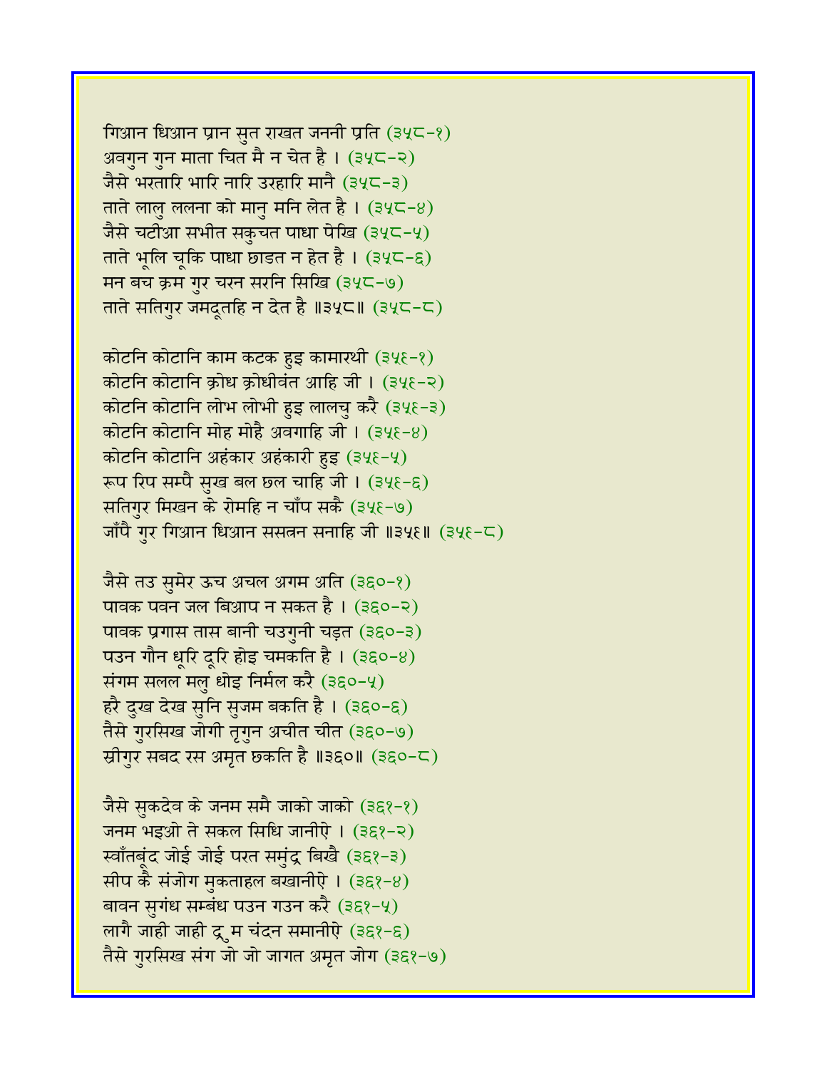गिआन धिआन प्रान सुत राखत जननी प्रति (३५८-१)
अवगुन गुन माता चित मै न चेत है । (३५८-२)
जैसे भरतारि भारि नारि उरहारि मानै (३५८-३)
ताते लालु ललना को मानु मनि लेत है । (३५८-४)
जैसे चटीआ सभीत सकुचत पाधा पेखि (३५८-५)
ताते भूलि चूकि पाधा छाडत न हेत है । (३५८-६)
मन बच क्रम गुर चरन सरनि सिखि (३५८-७)
ताते सतिगुर जमदूतहि न देत है ॥३५८॥ (३५८-८)

कोटनि कोटानि काम कटक हुइ कामारथी (३५९-१)
कोटनि कोटानि क्रोध क्रोधीवंत आहि जी । (३५९-२)
कोटनि कोटानि लोभ लोभी हुइ लालचु करै (३५९-३)
कोटनि कोटानि मोह मोहै अवगाहि जी । (३५९-४)
कोटनि कोटानि अहंकार अहंकारी हुइ (३५९-५)
रूप रिप सम्पै सुख बल छल चाहि जी । (३५९-६)
सतिगुर मिखन के रोमहि न चाँप सकै (३५९-७)
जाँपै गुर गिआन धिआन ससत्रन सनाहि जी ॥३५९॥ (३५९-८)

जैसे तउ सुमेर ऊच अचल अगम अति (३६०-१)
पावक पवन जल बिआप न सकत है । (३६०-२)
पावक प्रगास तास बानी चउगुनी चड़त (३६०-३)
पउन गौन धूरि दूरि होइ चमकति है । (३६०-४)
संगम सलल मलु धोइ निर्मल करै (३६०-५)
हरै दुख देख सुनि सुजम बकति है । (३६०-६)
तैसे गुरसिख जोगी तृगुन अचीत चीत (३६०-७)
स्रीगुर सबद रस अमृत छकति है ॥३६०॥ (३६०-८)

जैसे सुकदेव के जनम समै जाको जाको (३६१-१)
जनम भइओ ते सकल सिधि जानीऐ । (३६१-२)
स्वाँतबूंद जोई जोई परत समुंद्र बिखै (३६१-३)
सीप कै संजोग मुकताहल बखानीऐ । (३६१-४)
बावन सुगंध सम्बंध पउन गउन करै (३६१-५)
लागै जाही जाही द्रुम चंदन समानीऐ (३६१-६)
तैसे गुरसिख संग जो जो जागत अमृत जोग (३६१-७)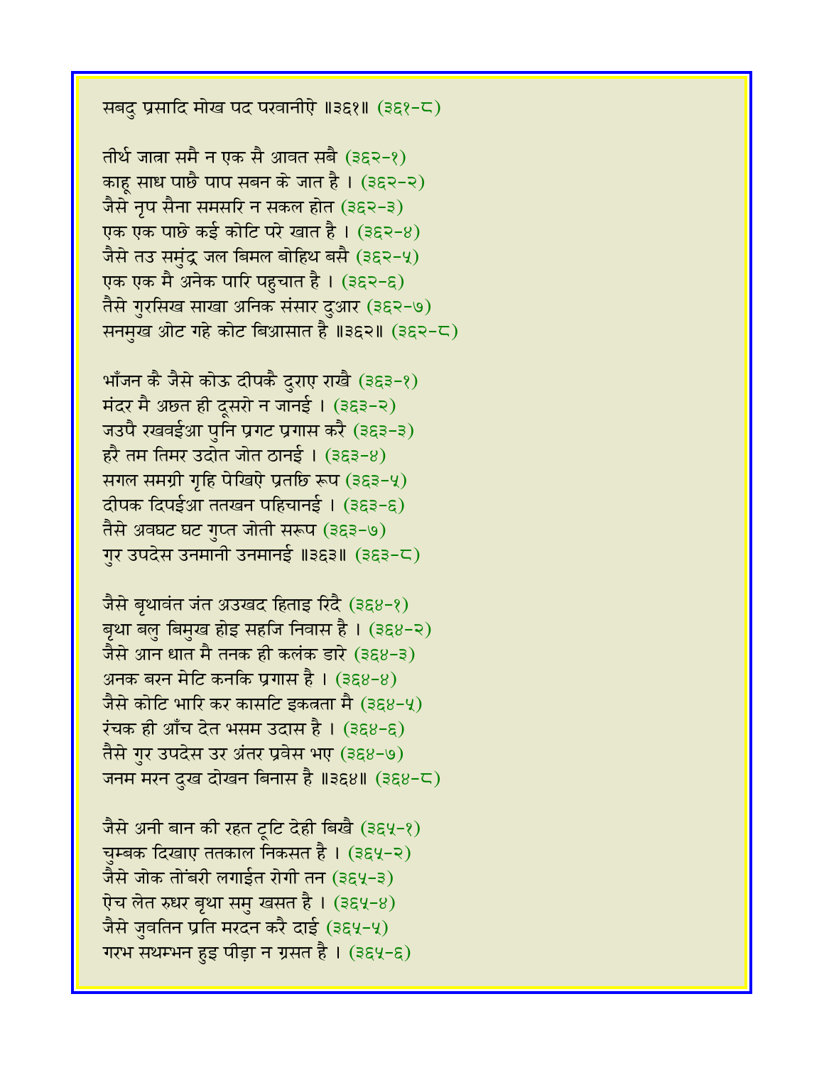सबदु प्रसादि मोख पद परवानीऐ ॥३६१॥ (३६१-८)

तीर्थ जात्रा समै न एक सै आवत सबै (३६२-१)
काहू साध पाछै पाप सबन के जात है । (३६२-२)
जैसे नृप सैना समसरि न सकल होत (३६२-३)
एक एक पाछे कई कोटि परे खात है । (३६२-४)
जैसे तउ समुंद्र जल बिमल बोहिथ बसै (३६२-५)
एक एक मै अनेक पारि पहुचात है । (३६२-६)
तैसे गुरसिख साखा अनिक संसार दुआर (३६२-७)
सनमुख ओट गहे कोट बिआसात है ॥३६२॥ (३६२-८)

भाँजन कै जैसे कोऊ दीपकै दुराए राखै (३६३-१)
मंदर मै अछत ही दूसरो न जानई । (३६३-२)
जउपै रखवईआ पुनि प्रगट प्रगास करै (३६३-३)
हरै तम तिमर उदोत जोत ठानई । (३६३-४)
सगल समग्री गृहि पेखिऐ प्रतछि रूप (३६३-५)
दीपक दिपईआ ततखन पहिचानई । (३६३-६)
तैसे अवघट घट गुप्त जोती सरूप (३६३-७)
गुर उपदेस उनमानी उनमानई ॥३६३॥ (३६३-८)

जैसे बृथावंत जंत अउखद हिताइ रिदै (३६४-१)
बृथा बलु बिमुख होइ सहजि निवास है । (३६४-२)
जैसे आन धात मै तनक ही कलंक डारे (३६४-३)
अनक बरन मेटि कनकि प्रगास है । (३६४-४)
जैसे कोटि भारि कर कासटि इकत्रता मै (३६४-५)
रंचक ही आँच देत भसम उदास है । (३६४-६)
तैसे गुर उपदेस उर अंतर प्रवेस भए (३६४-७)
जनम मरन दुख दोखन बिनास है ॥३६४॥ (३६४-८)

जैसे अनी बान की रहत टूटि देही बिखै (३६५-१)
चुम्बक दिखाए ततकाल निकसत है । (३६५-२)
जैसे जोक तोंबरी लगाईत रोगी तन (३६५-३)
ऐच लेत रुधर बृथा समु खसत है । (३६५-४)
जैसे जुवतिन प्रति मरदन करै दाई (३६५-५)
गरभ सथम्भन हुइ पीड़ा न ग्रसत है । (३६५-६)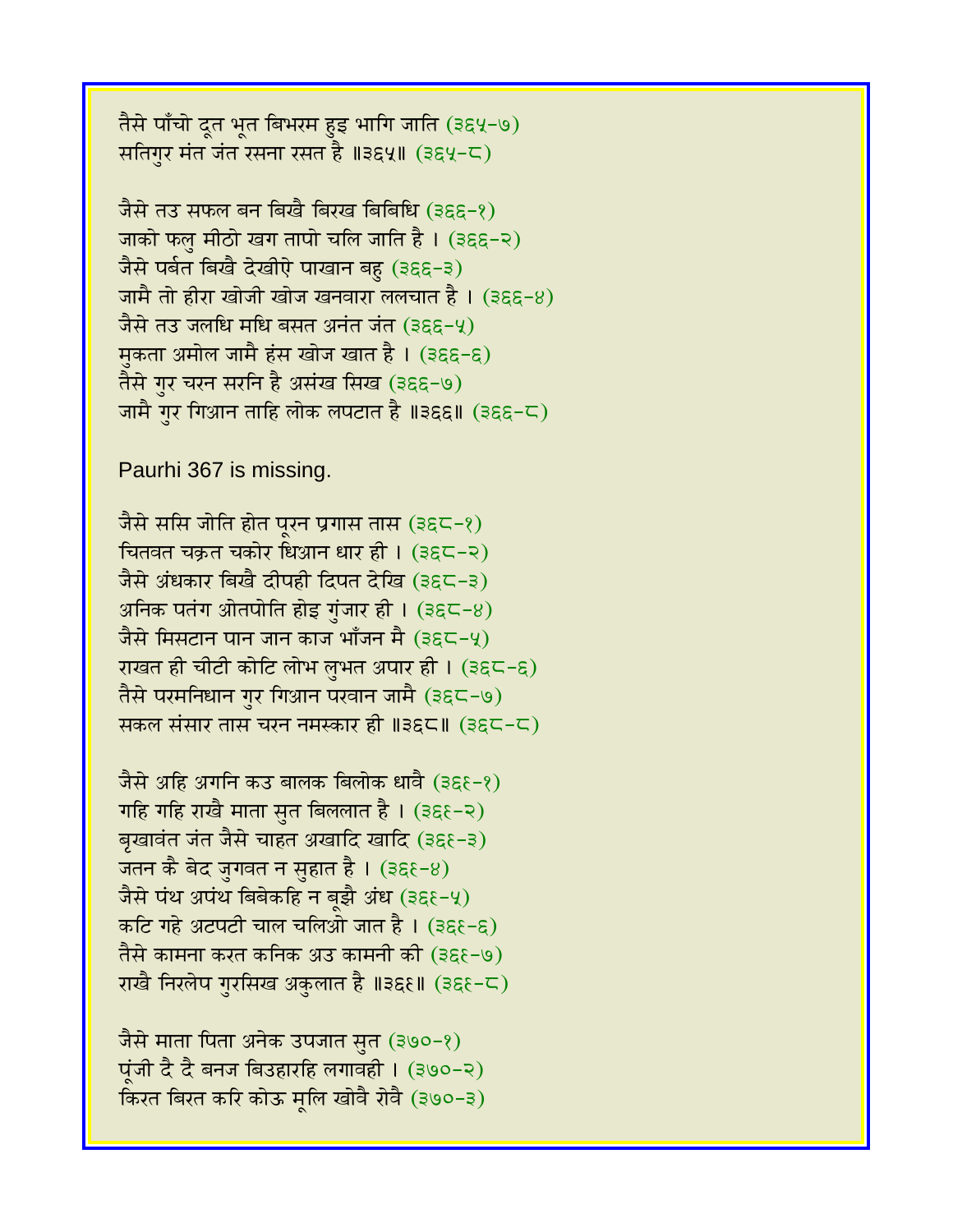तैसे पाँचो दूत भूत बिभरम हुइ भागि जाति (३६५-७)
सतिगुर मंत जंत रसना रसत है ॥३६५॥ (३६५-८)

जैसे तउ सफल बन बिखै बिरख बिबिधि (३६६-१)
जाको फलु मीठो खग तापो चलि जाति है । (३६६-२)
जैसे पर्बत बिखै देखीऐ पाखान बहु (३६६-३)
जामै तो हीरा खोजी खोज खनवारा ललचात है । (३६६-४)
जैसे तउ जलधि मधि बसत अनंत जंत (३६६-५)
मुकता अमोल जामै हंस खोज खात है । (३६६-६)
तैसे गुर चरन सरनि है असंख सिख (३६६-७)
जामै गुर गिआन ताहि लोक लपटात है ॥३६६॥ (३६६-८)

Paurhi 367 is missing.

जैसे ससि जोति होत पूरन प्रगास तास (३६८-१)
चितवत चक्रत चकोर धिआन धार ही । (३६८-२)
जैसे अंधकार बिखै दीपही दिपत देखि (३६८-३)
अनिक पतंग ओतपोति होइ गुंजार ही । (३६८-४)
जैसे मिसटान पान जान काज भाँजन मै (३६८-५)
राखत ही चीटी कोटि लोभ लुभत अपार ही । (३६८-६)
तैसे परमनिधान गुर गिआन परवान जामै (३६८-७)
सकल संसार तास चरन नमस्कार ही ॥३६८॥ (३६८-८)

जैसे अहि अगनि कउ बालक बिलोक धावै (३६९-१)
गहि गहि राखै माता सुत बिललात है । (३६९-२)
बृखावंत जंत जैसे चाहत अखादि खादि (३६९-३)
जतन कै बेद जुगवत न सुहात है । (३६९-४)
जैसे पंथ अपंथ बिबेकहि न बूझै अंध (३६९-५)
कटि गहे अटपटी चाल चलिओ जात है । (३६९-६)
तैसे कामना करत कनिक अउ कामनी की (३६९-७)
राखै निरलेप गुरसिख अकुलात है ॥३६९॥ (३६९-८)

जैसे माता पिता अनेक उपजात सुत (३७०-१)
पूंजी दै दै बनज बिउहारहि लगावही । (३७०-२)
किरत बिरत करि कोऊ मूलि खोवै रोवै (३७०-३)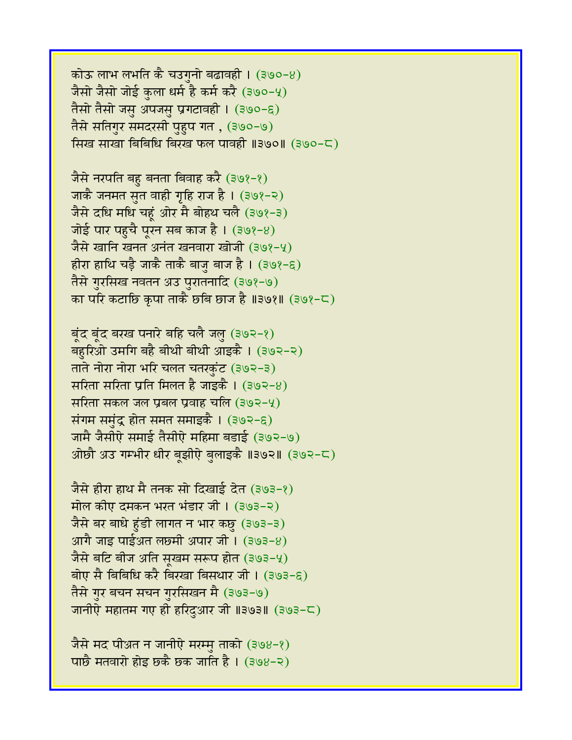कोऊ लाभ लभति कै चउगुनो बढावही । (३७०-४)
जैसो जैसो जोई कुला धर्म है कर्म करै (३७०-५)
तैसो तैसो जसु अपजसु प्रगटावही । (३७०-६)
तैसे सतिगुर समदरसी पुहुप गत , (३७०-७)
सिख साखा बिबिधि बिरख फल पावही ॥३७०॥ (३७०-८)

जैसे नरपति बहु बनता बिवाह करै (३७१-१)
जाकै जनमत सुत वाही गृहि राज है । (३७१-२)
जैसे दधि मधि चहूं ओर मै बोहथ चलै (३७१-३)
जोई पार पहुचै पूरन सब काज है । (३७१-४)
जैसे खानि खनत अनंत खनवारा खोजी (३७१-५)
हीरा हाथि चड़ै जाकै ताकै बाजु बाज है । (३७१-६)
तैसे गुरसिख नवतन अउ पुरातनादि (३७१-७)
का परि कटाछि कृपा ताकै छबि छाज है ॥३७१॥ (३७१-८)

बूंद बूंद बरख पनारे बहि चलै जलु (३७२-१)
बहुरिओ उमगि बहै बीथी बीथी आइकै । (३७२-२)
ताते नोरा नोरा भरि चलत चतरकुंट (३७२-३)
सरिता सरिता प्रति मिलत है जाइकै । (३७२-४)
सरिता सकल जल प्रबल प्रवाह चलि (३७२-५)
संगम समुंद्र होत समत समाइकै । (३७२-६)
जामै जैसीऐ समाई तैसीऐ महिमा बडाई (३७२-७)
ओछौ अउ गम्भीर धीर बूझीऐ बुलाइकै ॥३७२॥ (३७२-८)

जैसे हीरा हाथ मै तनक सो दिखाई देत (३७३-१)
मोल कीए दमकन भरत भंडार जी । (३७३-२)
जैसे बर बाधे हुंडी लागत न भार कछु (३७३-३)
आगै जाइ पाईअत लछमी अपार जी । (३७३-४)
जैसे बटि बीज अति सूखम सरूप होत (३७३-५)
बोए सै बिबिधि करै बिरखा बिसथार जी । (३७३-६)
तैसे गुर बचन सचन गुरसिखन मै (३७३-७)
जानीऐ महातम गए ही हरिदुआर जी ॥३७३॥ (३७३-८)

जैसे मद पीअत न जानीऐ मरम्मु ताको (३७४-१)
पाछै मतवारो होइ छकै छक जाति है । (३७४-२)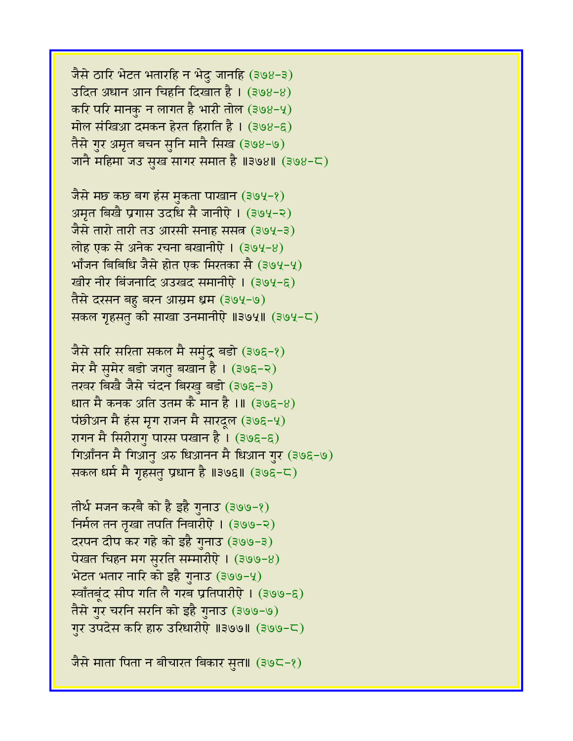जैसे ठारि भेटत भतारहि न भेदु जानहि (३७४-३)
उदित अधान आन चिहनि दिखात है । (३७४-४)
करि परि मानकु न लागत है भारी तोल (३७४-५)
मोल संखिआ दमकन हेरत हिराति है । (३७४-६)
तैसे गुर अमृत बचन सुनि मानै सिख (३७४-७)
जानै महिमा जउ सुख सागर समात है ॥३७४॥ (३७४-८)

जैसे मछ कछ बग हंस मुकता पाखान (३७५-१)
अमृत बिखै प्रगास उदधि सै जानीऐ । (३७५-२)
जैसे तारो तारी तउ आरसी सनाह ससत्र (३७५-३)
लोह एक से अनेक रचना बखानीऐ । (३७५-४)
भाँजन बिबिधि जैसे होत एक मिरतका सै (३७५-५)
खीर नीर बिंजनादि अउखद समानीऐ । (३७५-६)
तैसे दरसन बहु बरन आस्रम ध्रम (३७५-७)
सकल गृहसतु की साखा उनमानीऐ ॥३७५॥ (३७५-८)

जैसे सरि सरिता सकल मै समुंद्र बडो (३७६-१)
मेर मै सुमेर बडो जगतु बखान है । (३७६-२)
तरवर बिखै जैसे चंदन बिरखु बडो (३७६-३)
धात मै कनक अति उतम कै मान है ।॥ (३७६-४)
पंछीअन मै हंस मृग राजन मै सारदूल (३७६-५)
रागन मै सिरीरागु पारस पखान है । (३७६-६)
गिआँनन मै गिआनु अरु धिआनन मै धिआन गुर (३७६-७)
सकल धर्म मै गृहसतु प्रधान है ॥३७६॥ (३७६-८)

तीर्थ मजन करबै को है इहै गुनाउ (३७७-१)
निर्मल तन तृखा तपति निवारीऐ । (३७७-२)
दरपन दीप कर गहे को इहै गुनाउ (३७७-३)
पेखत चिहन मग सुरति सम्मारीऐ । (३७७-४)
भेटत भतार नारि को इहै गुनाउ (३७७-५)
स्वाँतबूंद सीप गति लै गरब प्रतिपारीऐ । (३७७-६)
तैसे गुर चरनि सरनि को इहै गुनाउ (३७७-७)
गुर उपदेस करि हारु उरिधारीऐ ॥३७७॥ (३७७-८)

जैसे माता पिता न बीचारत बिकार सुत॥ (३७८-१)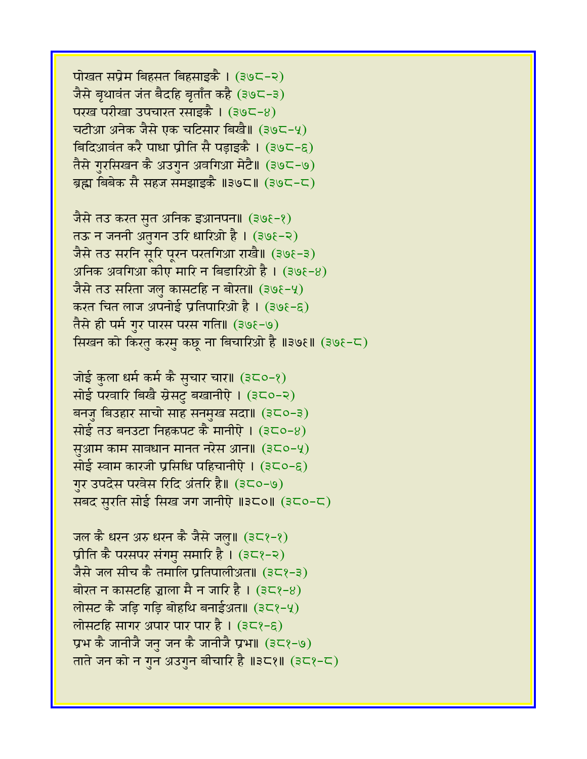पोखत सप्रेम बिहसत बिहसाइकै । (३७८-२)
जैसे बृथावंत जंत बैदहि बृताँत कहै (३७८-३)
परख परीखा उपचारत रसाइकै । (३७८-४)
चटीआ अनेक जैसे एक चटिसार बिखै॥ (३७८-५)
बिदिआवंत करै पाधा प्रीति सै पड़ाइकै । (३७८-६)
तैसे गुरसिखन कै अउगुन अवगिआ मेटै॥ (३७८-७)
ब्रह्म बिबेक सै सहज समझाइकै ॥३७८॥ (३७८-८)

जैसे तउ करत सुत अनिक इआनपन॥ (३७९-१)
तऊ न जननी अतुगन उरि धारिओ है । (३७९-२)
जैसे तउ सरनि सूरि पूरन परतगिआ राखै॥ (३७९-३)
अनिक अवगिआ कीए मारि न बिडारिओ है । (३७९-४)
जैसे तउ सरिता जलु कासटहि न बोरत॥ (३७९-५)
करत चित लाज अपनोई प्रतिपारिओ है । (३७९-६)
तैसे ही पर्म गुर पारस परस गति॥ (३७९-७)
सिखन को किरतु करमु कछू ना बिचारिओ है ॥३७९॥ (३७९-८)

जोई कुला धर्म कर्म कै सुचार चार॥ (३८०-१)
सोई परवारि बिखै स्रेसटु बखानीऐ । (३८०-२)
बनजु बिउहार साचो साह सनमुख सदा॥ (३८०-३)
सोई तउ बनउटा निहकपट कै मानीऐ । (३८०-४)
सुआम काम सावधान मानत नरेस आन॥ (३८०-५)
सोई स्वाम कारजी प्रसिधि पहिचानीऐ । (३८०-६)
गुर उपदेस परवेस रिदि अंतरि है॥ (३८०-७)
सबद सुरति सोई सिख जग जानीऐ ॥३८०॥ (३८०-८)

जल कै धरन अरु धरन कै जैसे जलु॥ (३८१-१)
प्रीति कै परसपर संगमु समारि है । (३८१-२)
जैसे जल सीच कै तमालि प्रतिपालीअत॥ (३८१-३)
बोरत न कासटहि ज्वाला मै न जारि है । (३८१-४)
लोसट कै जड़ि गड़ि बोहथि बनाईअत॥ (३८१-५)
लोसटहि सागर अपार पार पार है । (३८१-६)
प्रभ कै जानीजै जनु जन कै जानीजै प्रभ॥ (३८१-७)
ताते जन को न गुन अउगुन बीचारि है ॥३८१॥ (३८१-८)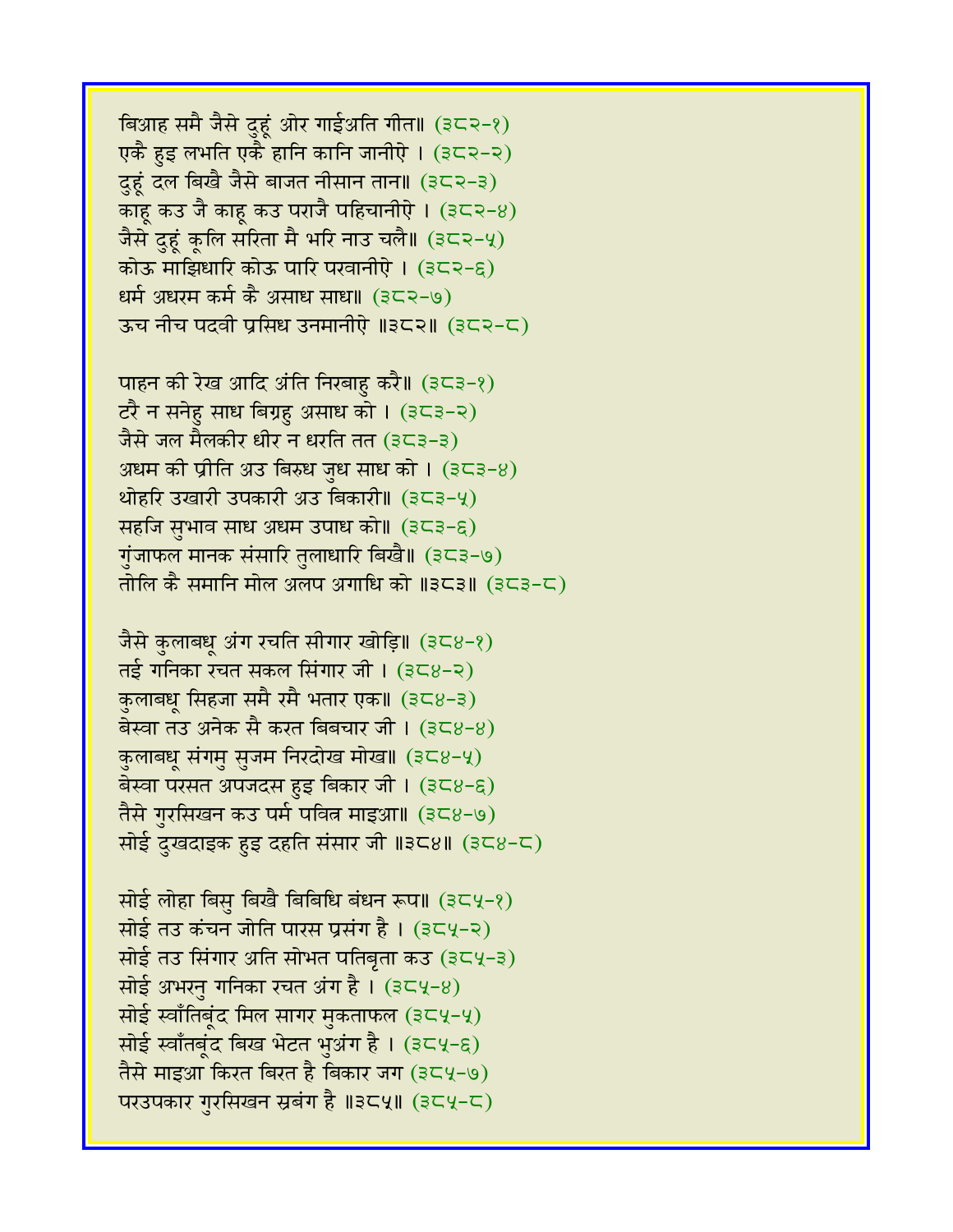बिआह समै जैसे दुहूं ओर गाईअति गीत॥ (३८२-१)
एकै हुइ लभति एकै हानि कानि जानीऐ । (३८२-२)
दुहूं दल बिखै जैसे बाजत नीसान तान॥ (३८२-३)
काहू कउ जै काहू कउ पराजै पहिचानीऐ । (३८२-४)
जैसे दुहूं कूलि सरिता मै भरि नाउ चलै॥ (३८२-५)
कोऊ माझिधारि कोऊ पारि परवानीऐ । (३८२-६)
धर्म अधरम कर्म कै असाध साध॥ (३८२-७)
ऊच नीच पदवी प्रसिध उनमानीऐ ॥३८२॥ (३८२-८)

पाहन की रेख आदि अंति निरबाहु करै॥ (३८३-१)
टरै न सनेहु साध बिग्रहु असाध को । (३८३-२)
जैसे जल मैलकीर धीर न धरति तत (३८३-३)
अधम की प्रीति अउ बिरुध जुध साध को । (३८३-४)
थोहरि उखारी उपकारी अउ बिकारी॥ (३८३-५)
सहजि सुभाव साध अधम उपाध को॥ (३८३-६)
गुंजाफल मानक संसारि तुलाधारि बिखै॥ (३८३-७)
तोलि कै समानि मोल अलप अगाधि को ॥३८३॥ (३८३-८)

जैसे कुलाबधू अंग रचति सीगार खोड़ि॥ (३८४-१)
तई गनिका रचत सकल सिंगार जी । (३८४-२)
कुलाबधू सिहजा समै रमै भतार एक॥ (३८४-३)
बेस्वा तउ अनेक सै करत बिबचार जी । (३८४-४)
कुलाबधू संगमु सुजम निरदोख मोख॥ (३८४-५)
बेस्वा परसत अपजदस हुइ बिकार जी । (३८४-६)
तैसे गुरसिखन कउ पर्म पवित्र माइआ॥ (३८४-७)
सोई दुखदाइक हुइ दहति संसार जी ॥३८४॥ (३८४-८)

सोई लोहा बिसु बिखै बिबिधि बंधन रूप॥ (३८५-१)
सोई तउ कंचन जोति पारस प्रसंग है । (३८५-२)
सोई तउ सिंगार अति सोभत पतिबृता कउ (३८५-३)
सोई अभरनु गनिका रचत अंग है । (३८५-४)
सोई स्वाँतिबूंद मिल सागर मुकताफल (३८५-५)
सोई स्वाँतबूंद बिख भेटत भुअंग है । (३८५-६)
तैसे माइआ किरत बिरत है बिकार जग (३८५-७)
परउपकार गुरसिखन स्रबंग है ॥३८५॥ (३८५-८)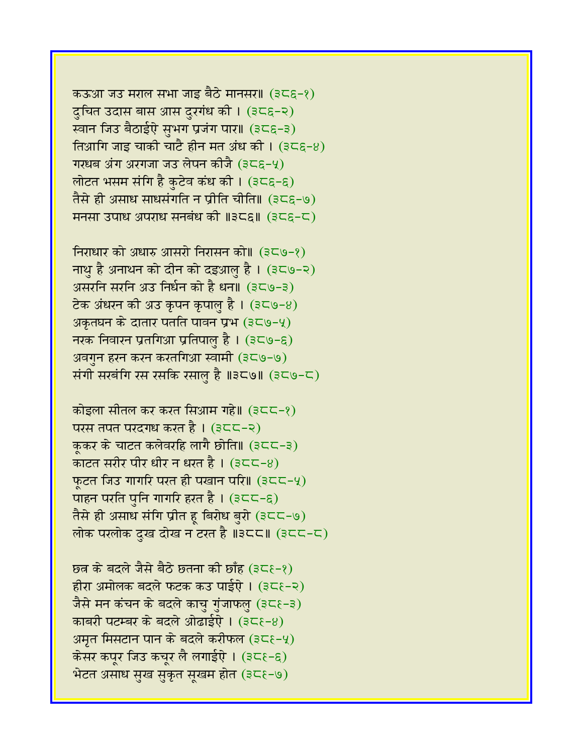कऊआ जउ मराल सभा जाइ बैठे मानसर॥ (३८६-१)
दुचित उदास बास आस दुरगंध की । (३८६-२)
स्वान जिउ बैठाईऐ सुभग प्रजंग पार॥ (३८६-३)
तिआगि जाइ चाकी चाटै हीन मत अंध की । (३८६-४)
गरधब अंग अरगजा जउ लेपन कीजै (३८६-५)
लोटत भसम संगि है कुटेव कंध की । (३८६-६)
तैसे ही असाध साधसंगति न प्रीति चीति॥ (३८६-७)
मनसा उपाध अपराध सनबंध की ॥३८६॥ (३८६-८)

निराधार को अधारु आसरो निरासन को॥ (३८७-१)
नाथु है अनाथन को दीन को दइआलु है । (३८७-२)
असरनि सरनि अउ निर्धन को है धन॥ (३८७-३)
टेक अंधरन की अउ कृपन कृपालु है । (३८७-४)
अकृतघन के दातार पतति पावन प्रभ (३८७-५)
नरक निवारन प्रतगिआ प्रतिपालु है । (३८७-६)
अवगुन हरन करन करतगिआ स्वामी (३८७-७)
संगी सरबंगि रस रसकि रसालु है ॥३८७॥ (३८७-८)

कोइला सीतल कर करत सिआम गहे॥ (३८८-१)
परस तपत परदगध करत है । (३८८-२)
कूकर के चाटत कलेवरहि लागै छोति॥ (३८८-३)
काटत सरीर पीर धीर न धरत है । (३८८-४)
फूटत जिउ गागरि परत ही पखान परि॥ (३८८-५)
पाहन परति पुनि गागरि हरत है । (३८८-६)
तैसे ही असाध संगि प्रीत हू बिरोध बुरो (३८८-७)
लोक परलोक दुख दोख न टरत है ॥३८८॥ (३८८-८)

छत्र के बदले जैसे बैठे छतना की छाँह (३८९-१)
हीरा अमोलक बदले फटक कउ पाईऐ । (३८९-२)
जैसे मन कंचन के बदले काचु गुंजाफलु (३८९-३)
काबरी पटम्बर के बदले ओढाईऐ । (३८९-४)
अमृत मिसटान पान के बदले करीफल (३८९-५)
केसर कपूर जिउ कचूर लै लगाईऐ । (३८९-६)
भेटत असाध सुख सुकृत सूखम होत (३८९-७)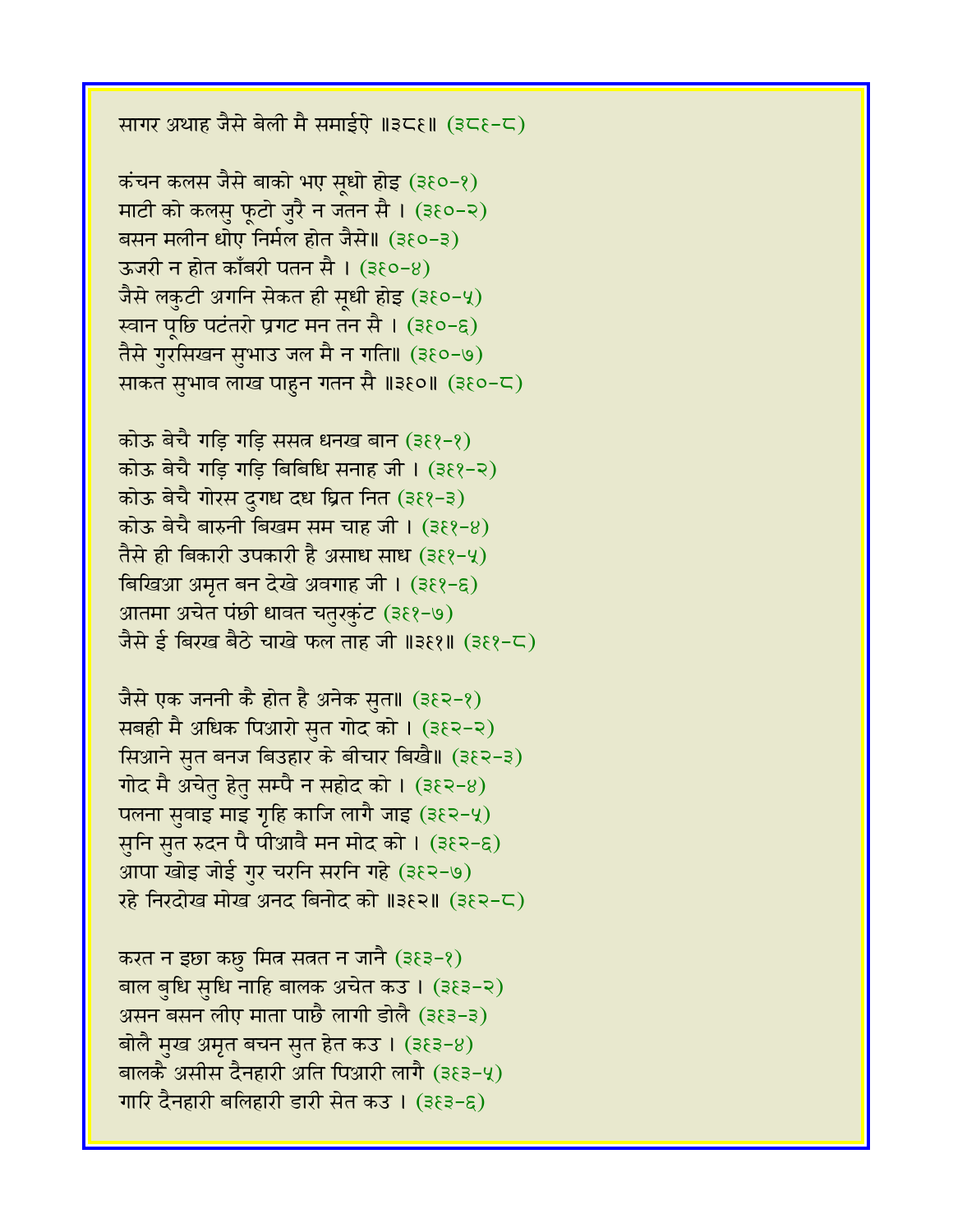सागर अथाह जैसे बेली मै समाईऐ ॥३८९॥ (३८९-८)

कंचन कलस जैसे बाको भए सूधो होइ (३९०-१)
माटी को कलसु फूटो जुरै न जतन सै । (३९०-२)
बसन मलीन धोए निर्मल होत जैसे॥ (३९०-३)
ऊजरी न होत काँबरी पतन सै । (३९०-४)
जैसे लकुटी अगनि सेकत ही सूधी होइ (३९०-५)
स्वान पूछि पटंतरो प्रगट मन तन सै । (३९०-६)
तैसे गुरसिखन सुभाउ जल मै न गति॥ (३९०-७)
साकत सुभाव लाख पाहुन गतन सै ॥३९०॥ (३९०-८)

कोऊ बेचै गड़ि गड़ि ससत्र धनख बान (३९१-१)
कोऊ बेचै गड़ि गड़ि बिबिधि सनाह जी । (३९१-२)
कोऊ बेचै गोरस दुगध दध घ्रित नित (३९१-३)
कोऊ बेचै बारुनी बिखम सम चाह जी । (३९१-४)
तैसे ही बिकारी उपकारी है असाध साध (३९१-५)
बिखिआ अमृत बन देखे अवगाह जी । (३९१-६)
आतमा अचेत पंछी धावत चतुरकुंट (३९१-७)
जैसे ई बिरख बैठे चाखे फल ताह जी ॥३९१॥ (३९१-८)

जैसे एक जननी कै होत है अनेक सुत॥ (३९२-१)
सबही मै अधिक पिआरो सुत गोद को । (३९२-२)
सिआने सुत बनज बिउहार के बीचार बिखै॥ (३९२-३)
गोद मै अचेतु हेतु सम्पै न सहोद को । (३९२-४)
पलना सुवाइ माइ गृहि काजि लागै जाइ (३९२-५)
सुनि सुत रुदन पै पीआवै मन मोद को । (३९२-६)
आपा खोइ जोई गुर चरनि सरनि गहे (३९२-७)
रहे निरदोख मोख अनद बिनोद को ॥३९२॥ (३९२-८)

करत न इछा कछु मित्र सत्रत न जानै (३९३-१)
बाल बुधि सुधि नाहि बालक अचेत कउ । (३९३-२)
असन बसन लीए माता पाछै लागी डोलै (३९३-३)
बोलै मुख अमृत बचन सुत हेत कउ । (३९३-४)
बालकै असीस दैनहारी अति पिआरी लागै (३९३-५)
गारि दैनहारी बलिहारी डारी सेत कउ । (३९३-६)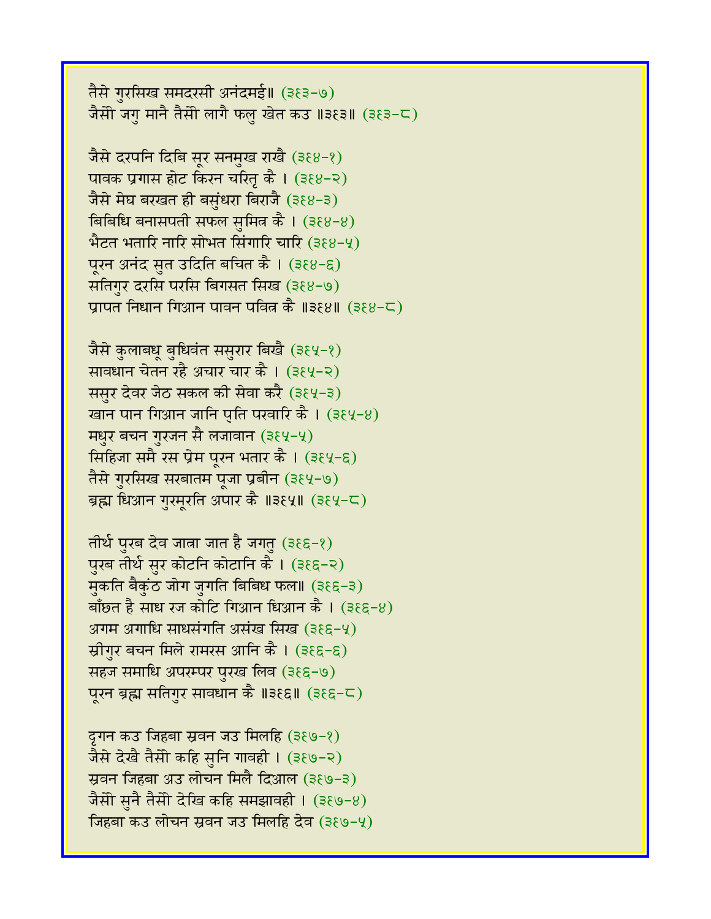तैसे गुरसिख समदरसी अनंदमई॥ (३६३-७)
जैसो जगु मानै तैसो लागै फलु खेत कउ ॥३६३॥ (३६३-८)

जैसे दरपनि दिबि सूर सनमुख राखै (३६४-१)
पावक प्रगास होट किरन चरितृ कै । (३६४-२)
जैसे मेघ बरखत ही बसुंधरा बिराजै (३६४-३)
बिबिधि बनासपती सफल सुमित्र कै । (३६४-४)
भैटत भतारि नारि सोभत सिंगारि चारि (३६४-५)
पूरन अनंद सुत उदिति बचित कै । (३६४-६)
सतिगुर दरसि परसि बिगसत सिख (३६४-७)
प्रापत निधान गिआन पावन पवित्र कै ॥३६४॥ (३६४-८)

जैसे कुलाबधू बुधिवंत ससुरार बिखै (३६५-१)
सावधान चेतन रहै अचार चार कै । (३६५-२)
ससुर देवर जेठ सकल की सेवा करै (३६५-३)
खान पान गिआन जानि पुति परवारि कै । (३६५-४)
मधुर बचन गुरजन सै लजावान (३६५-५)
सिहिजा समै रस प्रेम पूरन भतार कै । (३६५-६)
तैसे गुरसिख सरबातम पूजा प्रबीन (३६५-७)
ब्रह्म धिआन गुरमूरति अपार कै ॥३६५॥ (३६५-८)

तीर्थ पुरब देव जात्रा जात है जगतु (३६६-१)
पुरब तीर्थ सुर कोटनि कोटानि कै । (३६६-२)
मुकति बैकुंठ जोग जुगति बिबिध फल॥ (३६६-३)
बाँछत है साध रज कोटि गिआन धिआन कै । (३६६-४)
अगम अगाधि साधसंगति असंख सिख (३६६-५)
स्रीगुर बचन मिले रामरस आनि कै । (३६६-६)
सहज समाधि अपरम्पर पुरख लिव (३६६-७)
पूरन ब्रह्म सतिगुर सावधान कै ॥३६६॥ (३६६-८)

दृगन कउ जिहबा स्रवन जउ मिलहि (३६७-१)
जैसे देखै तैसो कहि सुनि गावही । (३६७-२)
स्रवन जिहबा अउ लोचन मिलै दिआल (३६७-३)
जैसो सुनै तैसो देखि कहि समझावही । (३६७-४)
जिहबा कउ लोचन स्रवन जउ मिलहि देव (३६७-५)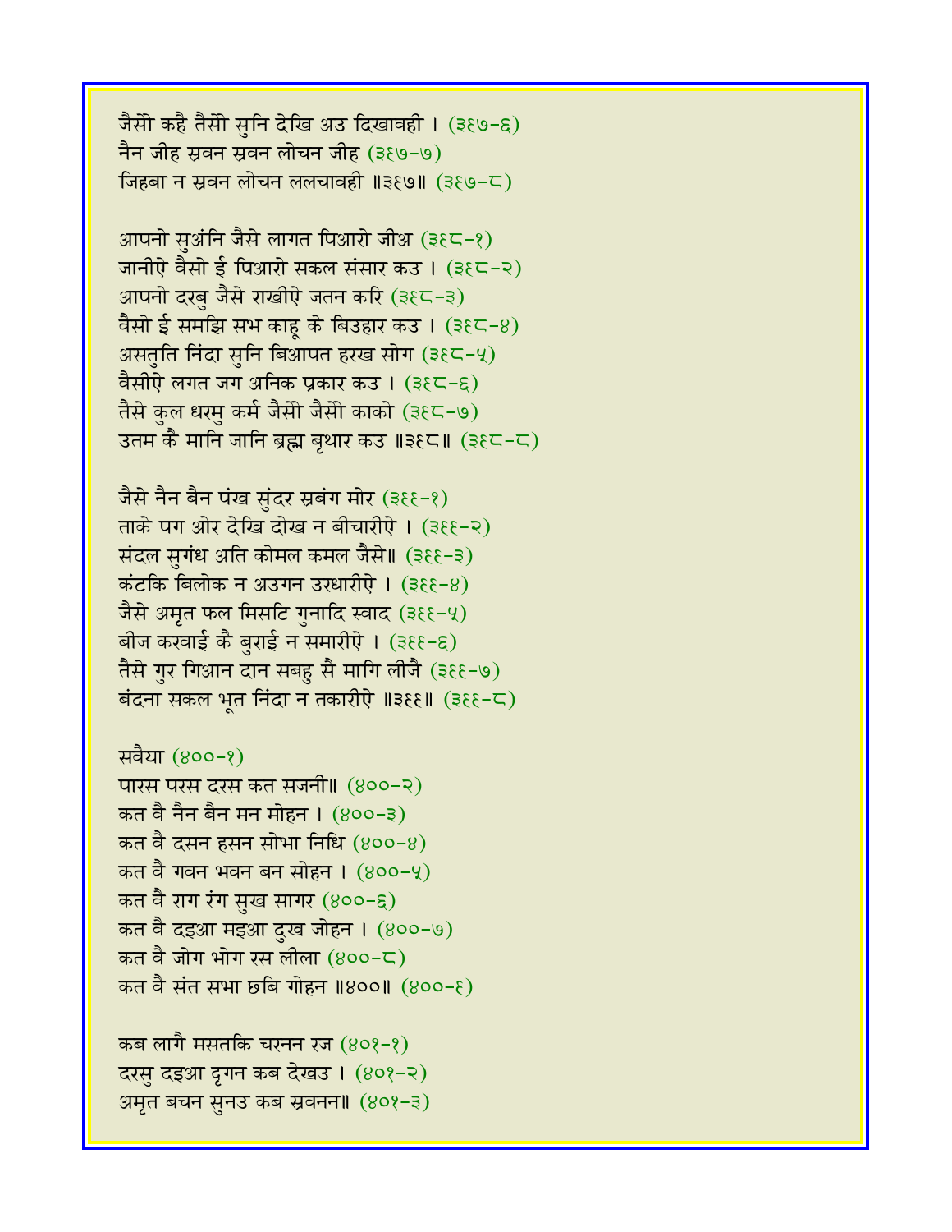जैसो कहै तैसो सुनि देखि अउ दिखावही । (३६७-६)
नैन जीह स्रवन स्रवन लोचन जीह (३६७-७)
जिहबा न स्रवन लोचन ललचावही ॥३६७॥ (३६७-८)

आपनो सुअंनि जैसे लागत पिआरो जीअ (३६८-१)
जानीऐ वैसो ई पिआरो सकल संसार कउ । (३६८-२)
आपनो दरबु जैसे राखीऐ जतन करि (३६८-३)
वैसो ई समझि सभ काहू के बिउहार कउ । (३६८-४)
असतुति निंदा सुनि बिआपत हरख सोग (३६८-५)
वैसीऐ लगत जग अनिक प्रकार कउ । (३६८-६)
तैसे कुल धरमु कर्म जैसो जैसो काको (३६८-७)
उतम कै मानि जानि ब्रह्म बृथार कउ ॥३६८॥ (३६८-८)

जैसे नैन बैन पंख सुंदर स्रबंग मोर (३६९-१)
ताके पग ओर देखि दोख न बीचारीऐ । (३६९-२)
संदल सुगंध अति कोमल कमल जैसे॥ (३६९-३)
कंटकि बिलोक न अउगन उरधारीऐ । (३६९-४)
जैसे अमृत फल मिसटि गुनादि स्वाद (३६९-५)
बीज करवाई कै बुराई न समारीऐ । (३६९-६)
तैसे गुर गिआन दान सबहु सै मागि लीजै (३६९-७)
बंदना सकल भूत निंदा न तकारीऐ ॥३६९॥ (३६९-८)

सवैया (४००-१)
पारस परस दरस कत सजनी॥ (४००-२)
कत वै नैन बैन मन मोहन । (४००-३)
कत वै दसन हसन सोभा निधि (४००-४)
कत वै गवन भवन बन सोहन । (४००-५)
कत वै राग रंग सुख सागर (४००-६)
कत वै दइआ मइआ दुख जोहन । (४००-७)
कत वै जोग भोग रस लीला (४००-८)
कत वै संत सभा छबि गोहन ॥४००॥ (४००-९)

कब लागै मसतकि चरनन रज (४०१-१)
दरसु दइआ दृगन कब देखउ । (४०१-२)
अमृत बचन सुनउ कब स्रवनन॥ (४०१-३)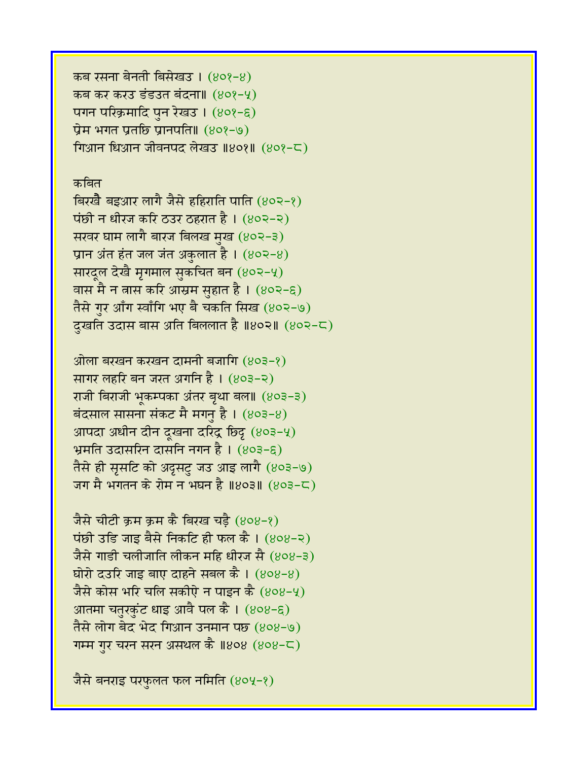कब रसना बेनती बिसेखउ । (४०१-४)
कब कर करउ डंडउत बंदना॥ (४०१-५)
पगन परिक्रमादि पुन रेखउ । (४०१-६)
प्रेम भगत प्रतछि प्रानपति॥ (४०१-७)
गिआन धिआन जीवनपद लेखउ ॥४०१॥ (४०१-८)

कबित

बिरखै बइआर लागै जैसे हहिराति पाति (४०२-१)
पंछी न धीरज करि ठउर ठहरात है । (४०२-२)
सरवर घाम लागै बारज बिलख मुख (४०२-३)
प्रान अंत हंत जल जंत अकुलात है । (४०२-४)
सारदूल देखै मृगमाल सुकचित बन (४०२-५)
वास मै न त्रास करि आस्रम सुहात है । (४०२-६)
तैसे गुर आँग स्वाँगि भए बै चकति सिख (४०२-७)
दुखति उदास बास अति बिललात है ॥४०२॥ (४०२-८)

ओला बरखन करखन दामनी बजागि (४०३-१)
सागर लहरि बन जरत अगनि है । (४०३-२)
राजी बिराजी भूकम्पका अंतर बृथा बल॥ (४०३-३)
बंदसाल सासना संकट मै मगनु है । (४०३-४)
आपदा अधीन दीन दूखना दरिद्र छिद्र (४०३-५)
भ्रमति उदासरिन दासनि नगन है । (४०३-६)
तैसे ही सृसटि को अदृसटु जउ आइ लागै (४०३-७)
जग मै भगतन के रोम न भघन है ॥४०३॥ (४०३-८)

जैसे चीटी क्रम क्रम कै बिरख चड़ै (४०४-१)
पंछी उडि जाइ बैसे निकटि ही फल कै । (४०४-२)
जैसे गाडी चलीजाति लीकन महि धीरज सै (४०४-३)
घोरो दउरि जाइ बाए दाहने सबल कै । (४०४-४)
जैसे कोस भरि चलि सकीऐ न पाइन कै (४०४-५)
आतमा चतुरकुंट धाइ आवै पल कै । (४०४-६)
तैसे लोग बेद भेद गिआन उनमान पछ (४०४-७)
गम्म गुर चरन सरन असथल कै ॥४०४ (४०४-८)

जैसे बनराइ परफुलत फल नमिति (४०५-१)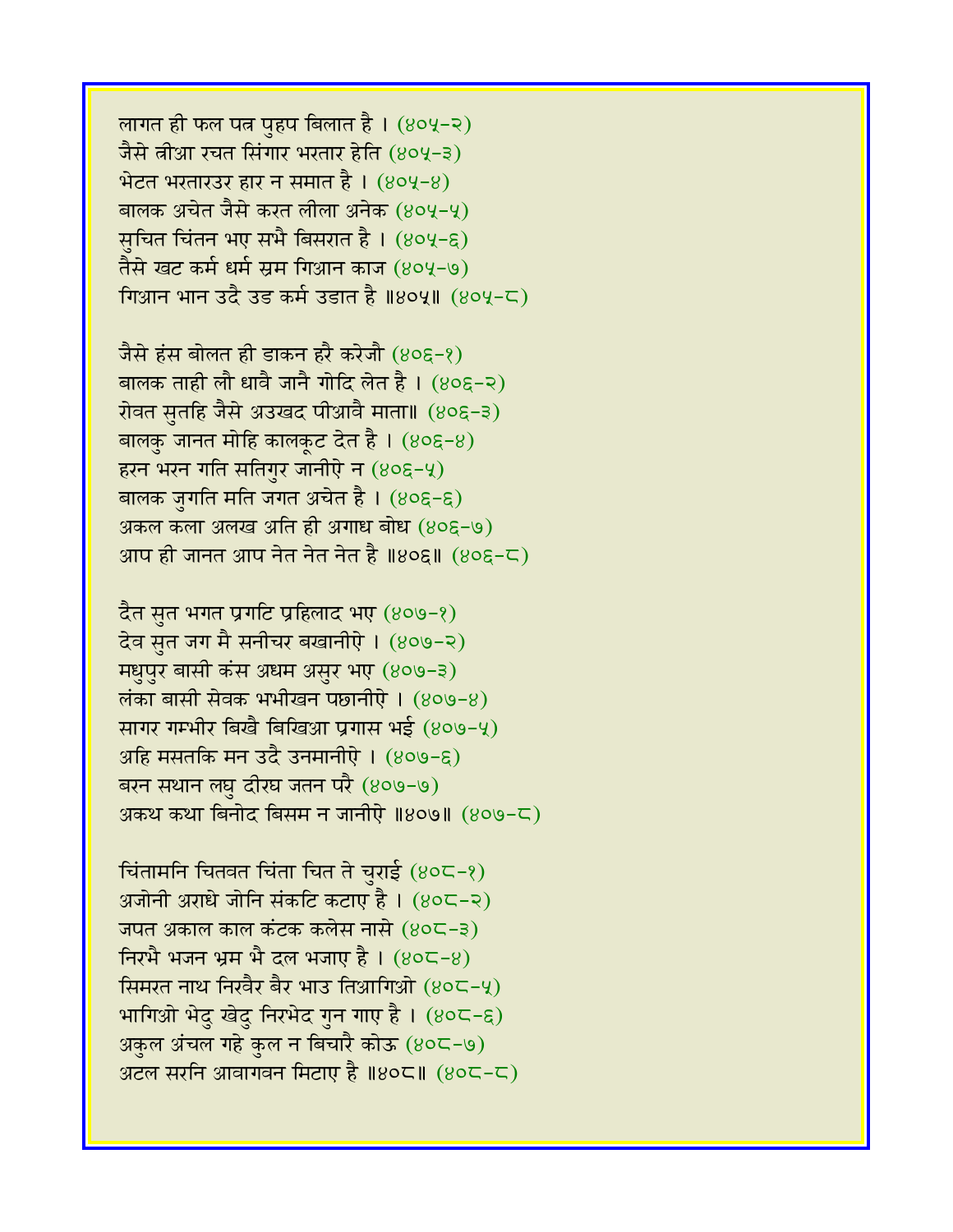लागत ही फल पत्र पुहप बिलात है । (४०५-२)
जैसे त्रीआ रचत सिंगार भरतार हेति (४०५-३)
भेटत भरतारउर हार न समात है । (४०५-४)
बालक अचेत जैसे करत लीला अनेक (४०५-५)
सुचित चिंतन भए सभै बिसरात है । (४०५-६)
तैसे खट कर्म धर्म स्रम गिआन काज (४०५-७)
गिआन भान उदै उड कर्म उडात है ॥४०५॥ (४०५-८)

जैसे हंस बोलत ही डाकन हरै करेजौ (४०६-१)
बालक ताही लौ धावै जानै गोदि लेत है । (४०६-२)
रोवत सुतहि जैसे अउखद पीआवै माता॥ (४०६-३)
बालकु जानत मोहि कालकूट देत है । (४०६-४)
हरन भरन गति सतिगुर जानीऐ न (४०६-५)
बालक जुगति मति जगत अचेत है । (४०६-६)
अकल कला अलख अति ही अगाध बोध (४०६-७)
आप ही जानत आप नेत नेत नेत है ॥४०६॥ (४०६-८)

दैत सुत भगत प्रगटि प्रहिलाद भए (४०७-१)
देव सुत जग मै सनीचर बखानीऐ । (४०७-२)
मधुपुर बासी कंस अधम असुर भए (४०७-३)
लंका बासी सेवक भभीखन पछानीऐ । (४०७-४)
सागर गम्भीर बिखै बिखिआ प्रगास भई (४०७-५)
अहि मसतकि मन उदै उनमानीऐ । (४०७-६)
बरन सथान लघु दीरघ जतन परै (४०७-७)
अकथ कथा बिनोद बिसम न जानीऐ ॥४०७॥ (४०७-८)

चिंतामनि चितवत चिंता चित ते चुराई (४०८-१)
अजोनी अराधे जोनि संकटि कटाए है । (४०८-२)
जपत अकाल काल कंटक कलेस नासे (४०८-३)
निरभै भजन भ्रम भै दल भजाए है । (४०८-४)
सिमरत नाथ निरवैर बैर भाउ तिआगिओ (४०८-५)
भागिओ भेदु खेदु निरभेद गुन गाए है । (४०८-६)
अकुल अंचल गहे कुल न बिचारै कोऊ (४०८-७)
अटल सरनि आवागवन मिटाए है ॥४०८॥ (४०८-८)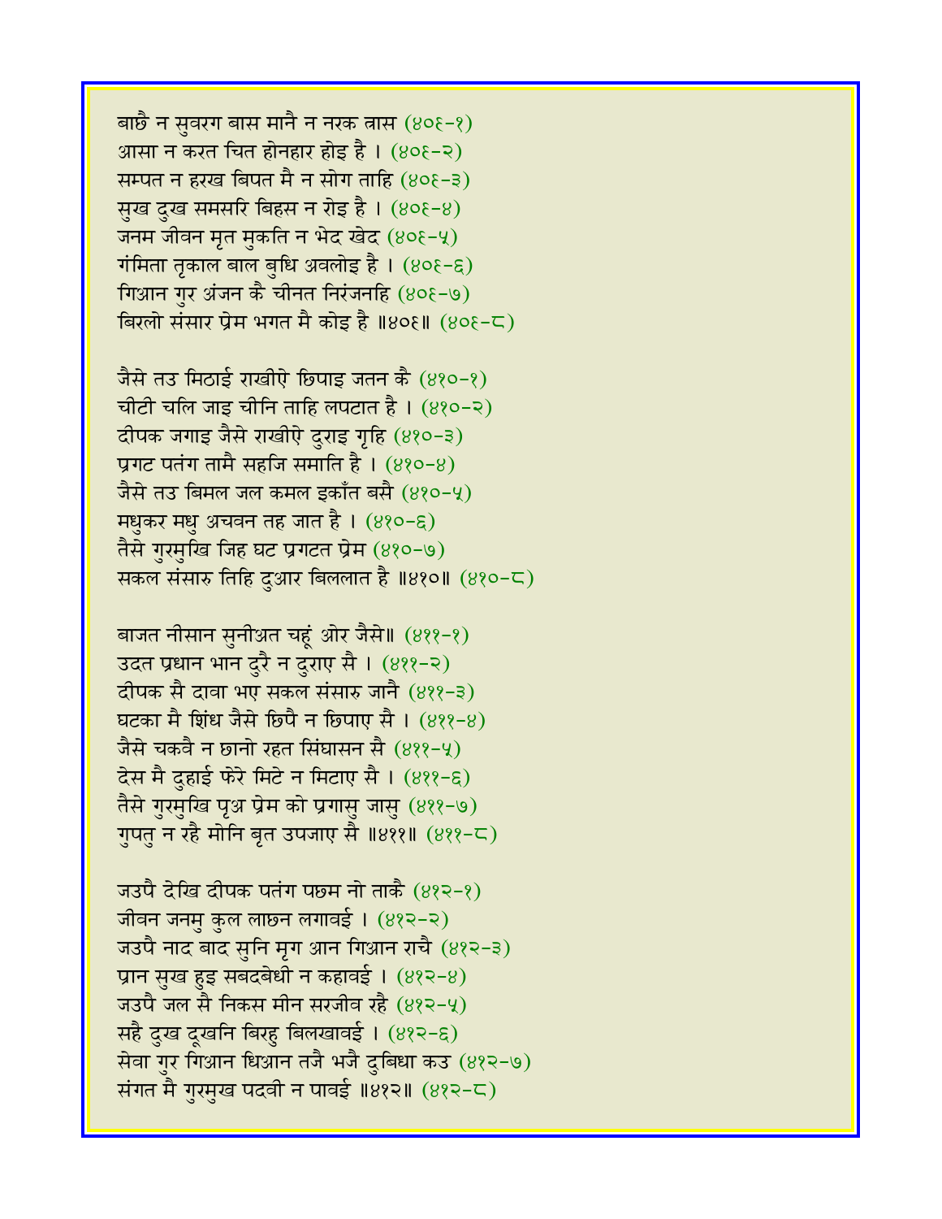बाछै न सुवरग बास मानै न नरक त्रास (४०६-१)
आसा न करत चित होनहार होइ है । (४०६-२)
सम्पत न हरख बिपत मै न सोग ताहि (४०६-३)
सुख दुख समसरि बिहस न रोइ है । (४०६-४)
जनम जीवन मृत मुकति न भेद खेद (४०६-५)
गंमिता तृकाल बाल बुधि अवलोइ है । (४०६-६)
गिआन गुर अंजन कै चीनत निरंजनहि (४०६-७)
बिरलो संसार प्रेम भगत मै कोइ है ॥४०६॥ (४०६-८)

जैसे तउ मिठाई राखीऐ छिपाइ जतन कै (४१०-१)
चीटी चलि जाइ चीनि ताहि लपटात है । (४१०-२)
दीपक जगाइ जैसे राखीऐ दुराइ गृहि (४१०-३)
प्रगट पतंग तामै सहजि समाति है । (४१०-४)
जैसे तउ बिमल जल कमल इकाँत बसै (४१०-५)
मधुकर मधु अचवन तह जात है । (४१०-६)
तैसे गुरमुखि जिह घट प्रगटत प्रेम (४१०-७)
सकल संसारु तिहि दुआर बिललात है ॥४१०॥ (४१०-८)

बाजत नीसान सुनीअत चहूं ओर जैसे॥ (४११-१)
उदत प्रधान भान दुरै न दुराए सै । (४११-२)
दीपक सै दावा भए सकल संसारु जानै (४११-३)
घटका मै शिंध जैसे छिपै न छिपाए सै । (४११-४)
जैसे चकवै न छानो रहत सिंघासन सै (४११-५)
देस मै दुहाई फेरे मिटे न मिटाए सै । (४११-६)
तैसे गुरमुखि पृअ प्रेम को प्रगासु जासु (४११-७)
गुपतु न रहै मोनि बृत उपजाए सै ॥४११॥ (४११-८)

जउपै देखि दीपक पतंग पछम नो ताकै (४१२-१)
जीवन जनमु कुल लाछन लगावई । (४१२-२)
जउपै नाद बाद सुनि मृग आन गिआन राचै (४१२-३)
प्रान सुख हुइ सबदबेधी न कहावई । (४१२-४)
जउपै जल सै निकस मीन सरजीव रहै (४१२-५)
सहै दुख दूखनि बिरहु बिलखावई । (४१२-६)
सेवा गुर गिआन धिआन तजै भजै दुबिधा कउ (४१२-७)
संगत मै गुरमुख पदवी न पावई ॥४१२॥ (४१२-८)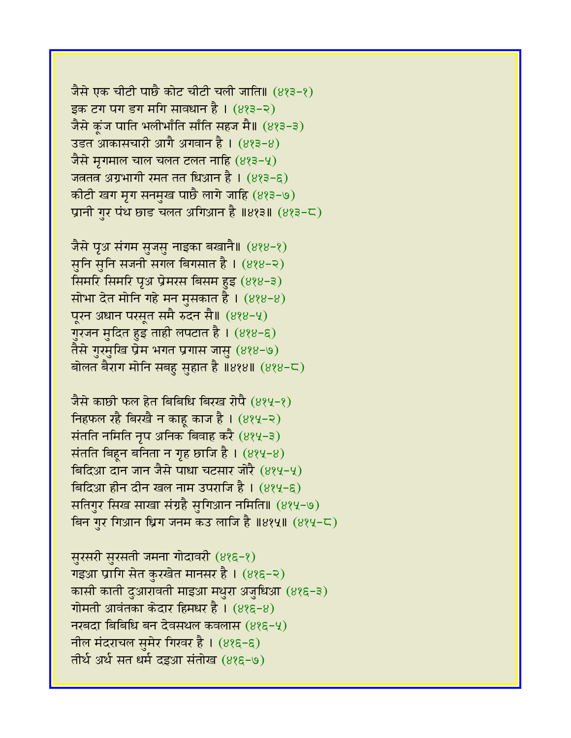जैसे एक चीटी पाछै कोट चीटी चली जाति॥ (४१३-१)
इक टग पग डग मगि सावधान है । (४१३-२)
जैसे कूंज पाति भलीभाँति साँति सहज मै॥ (४१३-३)
उडत आकासचारी आगै अगवान है । (४१३-४)
जैसे मृगमाल चाल चलत टलत नाहि (४१३-५)
जत्रतत्र अग्रभागी रमत तत धिआन है । (४१३-६)
कीटी खग मृग सनमुख पाछै लागे जाहि (४१३-७)
प्रानी गुर पंथ छाड चलत अगिआन है ॥४१३॥ (४१३-८)

जैसे पृअ संगम सुजसु नाइका बखानै॥ (४१४-१)
सुनि सुनि सजनी सगल बिगसात है । (४१४-२)
सिमरि सिमरि पृअ प्रेमरस बिसम हुइ (४१४-३)
सोभा देत मोनि गहे मन मुसकात है । (४१४-४)
पूरन अधान परसूत समै रुदन सै॥ (४१४-५)
गुरजन मुदित हुइ ताही लपटात है । (४१४-६)
तैसे गुरमुखि प्रेम भगत प्रगास जासु (४१४-७)
बोलत बैराग मोनि सबहु सुहात है ॥४१४॥ (४१४-८)

जैसे काछी फल हेत बिबिधि बिरख रोपै (४१५-१)
निहफल रहै बिरखै न काहू काज है । (४१५-२)
संतति नमिति नृप अनिक बिवाह करै (४१५-३)
संतति बिहून बनिता न गृह छाजि है । (४१५-४)
बिदिआ दान जान जैसे पाधा चटसार जोरै (४१५-५)
बिदिआ हीन दीन खल नाम उपराजि है । (४१५-६)
सतिगुर सिख साखा संग्रहै सुगिआन नमिति॥ (४१५-७)
बिन गुर गिआन ध्रिग जनम कउ लाजि है ॥४१५॥ (४१५-८)

सुरसरी सुरसती जमना गोदावरी (४१६-१)
गइआ प्रागि सेत कुरखेत मानसर है । (४१६-२)
कासी काती दुआरावती माइआ मथुरा अजुधिआ (४१६-३)
गोमती आवंतका केदार हिमधर है । (४१६-४)
नरबदा बिबिधि बन देवसथल कवलास (४१६-५)
नील मंदराचल सुमेर गिरवर है । (४१६-६)
तीर्थ अर्थ सत धर्म दइआ संतोख (४१६-७)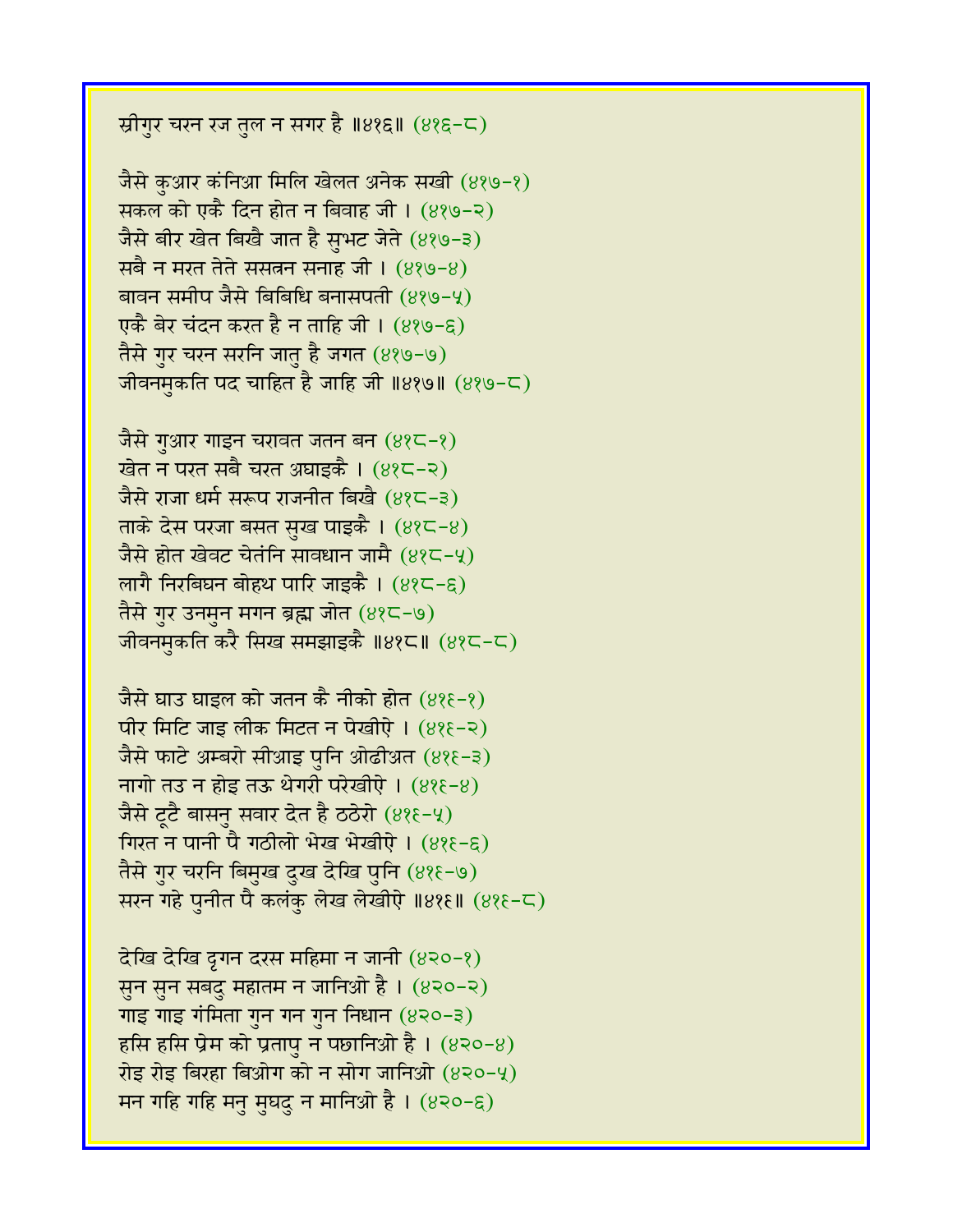स्रीगुर चरन रज तुल न सगर है ॥४१६॥ (४१६-८)

जैसे कुआर कंनिआ मिलि खेलत अनेक सखी (४१७-१)
सकल को एकै दिन होत न बिवाह जी । (४१७-२)
जैसे बीर खेत बिखै जात है सुभट जेते (४१७-३)
सबै न मरत तेते ससत्रन सनाह जी । (४१७-४)
बावन समीप जैसे बिबिधि बनासपती (४१७-५)
एकै बेर चंदन करत है न ताहि जी । (४१७-६)
तैसे गुर चरन सरनि जातु है जगत (४१७-७)
जीवनमुकति पद चाहित है जाहि जी ॥४१७॥ (४१७-८)

जैसे गुआर गाइन चरावत जतन बन (४१८-१)
खेत न परत सबै चरत अघाइकै । (४१८-२)
जैसे राजा धर्म सरूप राजनीत बिखै (४१८-३)
ताके देस परजा बसत सुख पाइकै । (४१८-४)
जैसे होत खेवट चेतंनि सावधान जामै (४१८-५)
लागै निरबिघन बोहथ पारि जाइकै । (४१८-६)
तैसे गुर उनमुन मगन ब्रह्म जोत (४१८-७)
जीवनमुकति करै सिख समझाइकै ॥४१८॥ (४१८-८)

जैसे घाउ घाइल को जतन कै नीको होत (४१९-१)
पीर मिटि जाइ लीक मिटत न पेखीऐ । (४१९-२)
जैसे फाटे अम्बरो सीआइ पुनि ओढीअत (४१९-३)
नागो तउ न होइ तऊ थेगरी परेखीऐ । (४१९-४)
जैसे टूटै बासनु सवार देत है ठठेरो (४१९-५)
गिरत न पानी पै गठीलो भेख भेखीऐ । (४१९-६)
तैसे गुर चरनि बिमुख दुख देखि पुनि (४१९-७)
सरन गहे पुनीत पै कलंकु लेख लेखीऐ ॥४१९॥ (४१९-८)

देखि देखि दृगन दरस महिमा न जानी (४२०-१)
सुन सुन सबदु महातम न जानिओ है । (४२०-२)
गाइ गाइ गंमिता गुन गन गुन निधान (४२०-३)
हसि हसि प्रेम को प्रतापु न पछानिओ है । (४२०-४)
रोइ रोइ बिरहा बिओग को न सोग जानिओ (४२०-५)
मन गहि गहि मनु मुघदु न मानिओ है । (४२०-६)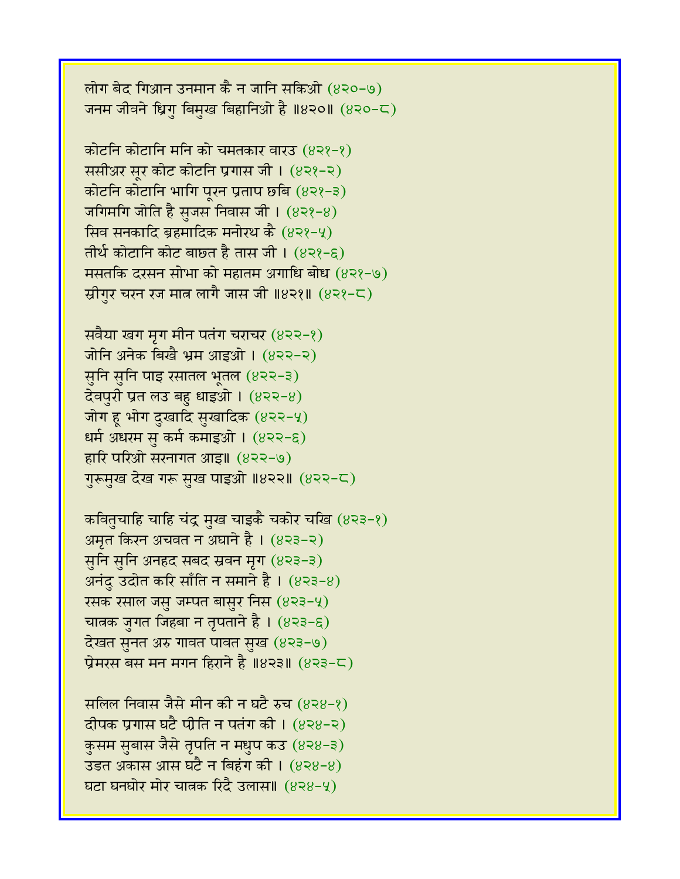लोग बेद गिआन उनमान कै न जानि सकिओ (४२०-७)
जनम जीवने ध्रिगु बिमुख बिहानिओ है ॥४२०॥ (४२०-८)

कोटनि कोटानि मनि को चमतकार वारउ (४२१-१)
ससीअर सूर कोट कोटनि प्रगास जी । (४२१-२)
कोटनि कोटानि भागि पूरन प्रताप छबि (४२१-३)
जगिमगि जोति है सुजस निवास जी । (४२१-४)
सिव सनकादि ब्रहमादिक मनोरथ कै (४२१-५)
तीर्थ कोटानि कोट बाछत है तास जी । (४२१-६)
मसतकि दरसन सोभा को महातम अगाधि बोध (४२१-७)
स्रीगुर चरन रज मात्र लागै जास जी ॥४२१॥ (४२१-८)

सवैया खग मृग मीन पतंग चराचर (४२२-१)
जोनि अनेक बिखै भ्रम आइओ । (४२२-२)
सुनि सुनि पाइ रसातल भूतल (४२२-३)
देवपुरी प्रत लउ बहु धाइओ । (४२२-४)
जोग हू भोग दुखादि सुखादिक (४२२-५)
धर्म अधरम सु कर्म कमाइओ । (४२२-६)
हारि परिओ सरनागत आइ॥ (४२२-७)
गुरूमुख देख गरू सुख पाइओ ॥४२२॥ (४२२-८)

कवितुचाहि चाहि चंद्र मुख चाइकै चकोर चखि (४२३-१)
अमृत किरन अचवत न अघाने है । (४२३-२)
सुनि सुनि अनहद सबद स्रवन मृग (४२३-३)
अनंदु उदोत करि साँति न समाने है । (४२३-४)
रसक रसाल जसु जम्पत बासुर निस (४२३-५)
चात्रक जुगत जिहबा न तृपताने है । (४२३-६)
देखत सुनत अरु गावत पावत सुख (४२३-७)
प्रेमरस बस मन मगन हिराने है ॥४२३॥ (४२३-८)

सलिल निवास जैसे मीन की न घटै रुच (४२४-१)
दीपक प्रगास घटै पीति न पतंग की । (४२४-२)
कुसम सुबास जैसे तृपति न मधुप कउ (४२४-३)
उडत अकास आस घटै न बिहंग की । (४२४-४)
घटा घनघोर मोर चात्रक रिदै उलास॥ (४२४-५)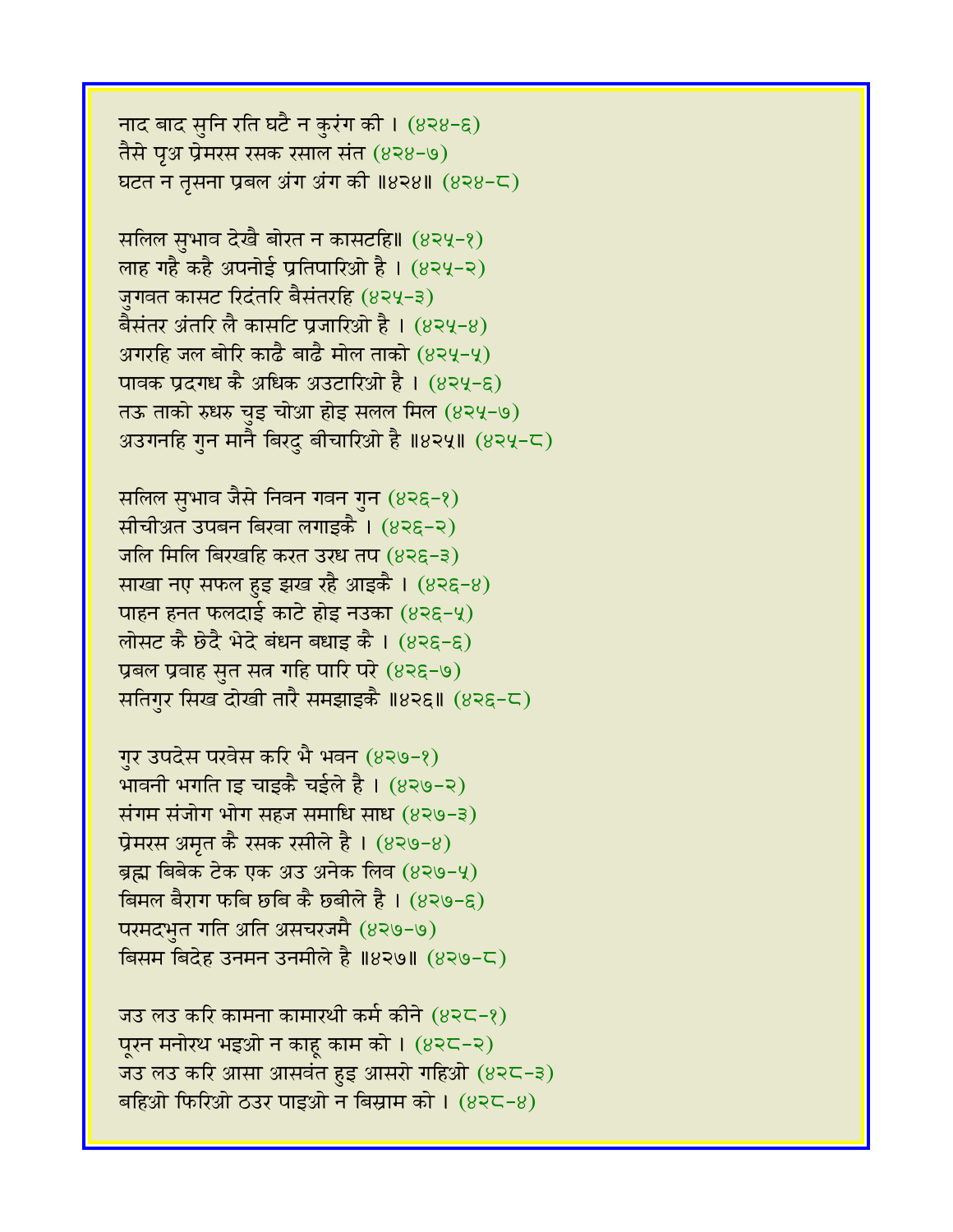नाद बाद सुनि रति घटै न कुरंग की । (४२४-६)
तैसे पृअ प्रेमरस रसक रसाल संत (४२४-७)
घटत न तृसना प्रबल अंग अंग की ॥४२४॥ (४२४-८)

सलिल सुभाव देखै बोरत न कासटहि॥ (४२५-१)
लाह गहै कहै अपनोई प्रतिपारिओ है । (४२५-२)
जुगवत कासट रिदंतरि बैसंतरहि (४२५-३)
बैसंतर अंतरि लै कासटि प्रजारिओ है । (४२५-४)
अगरहि जल बोरि काढै बाढै मोल ताको (४२५-५)
पावक प्रदगध कै अधिक अउटारिओ है । (४२५-६)
तऊ ताको रुधरु चुइ चोआ होइ सलल मिल (४२५-७)
अउगनहि गुन मानै बिरदु बीचारिओ है ॥४२५॥ (४२५-८)

सलिल सुभाव जैसे निवन गवन गुन (४२६-१)
सीचीअत उपबन बिरवा लगाइकै । (४२६-२)
जलि मिलि बिरखहि करत उरध तप (४२६-३)
साखा नए सफल हुइ झख रहै आइकै । (४२६-४)
पाहन हनत फलदाई काटे होइ नउका (४२६-५)
लोसट कै छेदै भेदे बंधन बधाइ कै । (४२६-६)
प्रबल प्रवाह सुत सत्र गहि पारि परे (४२६-७)
सतिगुर सिख दोखी तारै समझाइकै ॥४२६॥ (४२६-८)

गुर उपदेस परवेस करि भै भवन (४२७-१)
भावनी भगति इ चाइकै चईले है । (४२७-२)
संगम संजोग भोग सहज समाधि साध (४२७-३)
प्रेमरस अमृत कै रसक रसीले है । (४२७-४)
ब्रह्म बिबेक टेक एक अउ अनेक लिव (४२७-५)
बिमल बैराग फबि छबि कै छबीले है । (४२७-६)
परमदभुत गति अति असचरजमै (४२७-७)
बिसम बिदेह उनमन उनमीले है ॥४२७॥ (४२७-८)

जउ लउ करि कामना कामारथी कर्म कीने (४२८-१)
पूरन मनोरथ भइओ न काहू काम को । (४२८-२)
जउ लउ करि आसा आसवंत हुइ आसरो गहिओ (४२८-३)
बहिओ फिरिओ ठउर पाइओ न बिस्राम को । (४२८-४)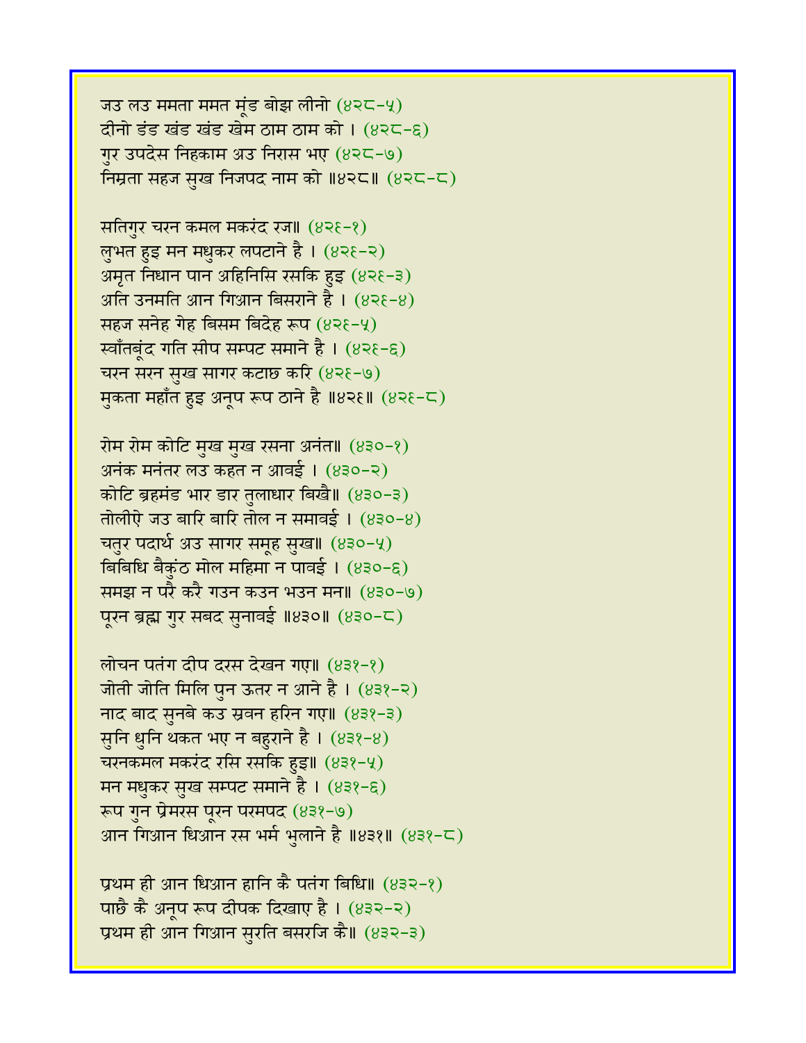जउ लउ ममता ममत मूंड बोझ लीनो (४२८-५)
दीनो डंड खंड खंड खेम ठाम ठाम को । (४२८-६)
गुर उपदेस निहकाम अउ निरास भए (४२८-७)
निम्रता सहज सुख निजपद नाम को ॥४२८॥ (४२८-८)

सतिगुर चरन कमल मकरंद रज॥ (४२९-१)
लुभत हुइ मन मधुकर लपटाने है । (४२९-२)
अमृत निधान पान अहिनिसि रसकि हुइ (४२९-३)
अति उनमति आन गिआन बिसराने है । (४२९-४)
सहज सनेह गेह बिसम बिदेह रूप (४२९-५)
स्वाँतबूंद गति सीप सम्पट समाने है । (४२९-६)
चरन सरन सुख सागर कटाछ करि (४२९-७)
मुकता महाँत हुइ अनूप रूप ठाने है ॥४२९॥ (४२९-८)

रोम रोम कोटि मुख मुख रसना अनंत॥ (४३०-१)
अनंक मनंतर लउ कहत न आवई । (४३०-२)
कोटि ब्रहमंड भार डार तुलाधार बिखै॥ (४३०-३)
तोलीऐ जउ बारि बारि तोल न समावई । (४३०-४)
चतुर पदार्थ अउ सागर समूह सुख॥ (४३०-५)
बिबिधि बैकुंठ मोल महिमा न पावई । (४३०-६)
समझ न परै करै गउन कउन भउन मन॥ (४३०-७)
पूरन ब्रह्म गुर सबद सुनावई ॥४३०॥ (४३०-८)

लोचन पतंग दीप दरस देखन गए॥ (४३१-१)
जोती जोति मिलि पुन ऊतर न आने है । (४३१-२)
नाद बाद सुनबे कउ स्रवन हरिन गए॥ (४३१-३)
सुनि धुनि थकत भए न बहुराने है । (४३१-४)
चरनकमल मकरंद रसि रसकि हुइ॥ (४३१-५)
मन मधुकर सुख सम्पट समाने है । (४३१-६)
रूप गुन प्रेमरस पूरन परमपद (४३१-७)
आन गिआन धिआन रस भर्म भुलाने है ॥४३१॥ (४३१-८)

प्रथम ही आन धिआन हानि कै पतंग बिधि॥ (४३२-१)
पाछै कै अनूप रूप दीपक दिखाए है । (४३२-२)
प्रथम ही आन गिआन सुरति बसरजि कै॥ (४३२-३)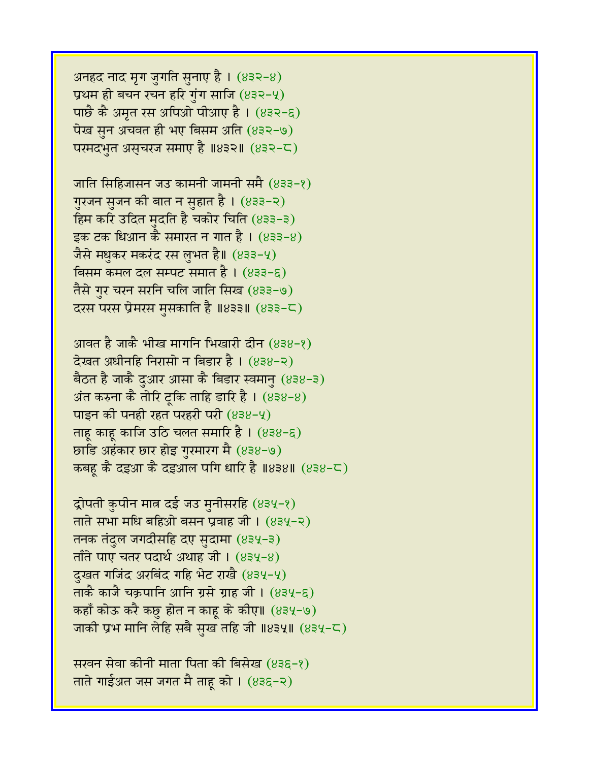अनहद नाद मृग जुगति सुनाए है । (४३२-४)
प्रथम ही बचन रचन हरि गुंग साजि (४३२-५)
पाछै कै अमृत रस अपिओ पीआए है । (४३२-६)
पेख सुन अचवत ही भए बिसम अति (४३२-७)
परमदभुत असुचरज समाए है ॥४३२॥ (४३२-८)

जाति सिहिजासन जउ कामनी जामनी समै (४३३-१)
गुरजन सुजन की बात न सुहात है । (४३३-२)
हिम करि उदित मुदति है चकोर चिति (४३३-३)
इक टक धिआन कै समारत न गात है । (४३३-४)
जैसे मधुकर मकरंद रस लुभत है॥ (४३३-५)
बिसम कमल दल सम्पट समात है । (४३३-६)
तैसे गुर चरन सरनि चलि जाति सिख (४३३-७)
दरस परस प्रेमरस मुसकाति है ॥४३३॥ (४३३-८)

आवत है जाकै भीख मागनि भिखारी दीन (४३४-१)
देखत अधीनहि निरासो न बिडार है । (४३४-२)
बैठत है जाकै दुआर आसा कै बिडार स्वमानु (४३४-३)
अंत करुना कै तोरि टूकि ताहि डारि है । (४३४-४)
पाइन की पनही रहत परहरी परी (४३४-५)
ताहू काहू काजि उठि चलत समारि है । (४३४-६)
छाडि अहंकार छार होइ गुरमारग मै (४३४-७)
कबहू कै दइआ कै दइआल पगि धारि है ॥४३४॥ (४३४-८)

द्रोपती कुपीन मात्र दई जउ मुनीसरहि (४३५-१)
ताते सभा मधि बहिओ बसन प्रवाह जी । (४३५-२)
तनक तंदुल जगदीसहि दए सुदामा (४३५-३)
ताँते पाए चतर पदार्थ अथाह जी । (४३५-४)
दुखत गजिंद अरबिंद गहि भेट राखै (४३५-५)
ताकै काजै चक्रपानि आनि ग्रसे ग्राह जी । (४३५-६)
कहाँ कोऊ करै कछु होत न काहू के कीए॥ (४३५-७)
जाकी प्रभ मानि लेहि सबै सुख तहि जी ॥४३५॥ (४३५-८)

सरवन सेवा कीनी माता पिता की बिसेख (४३६-१)
ताते गाईअत जस जगत मै ताहू को । (४३६-२)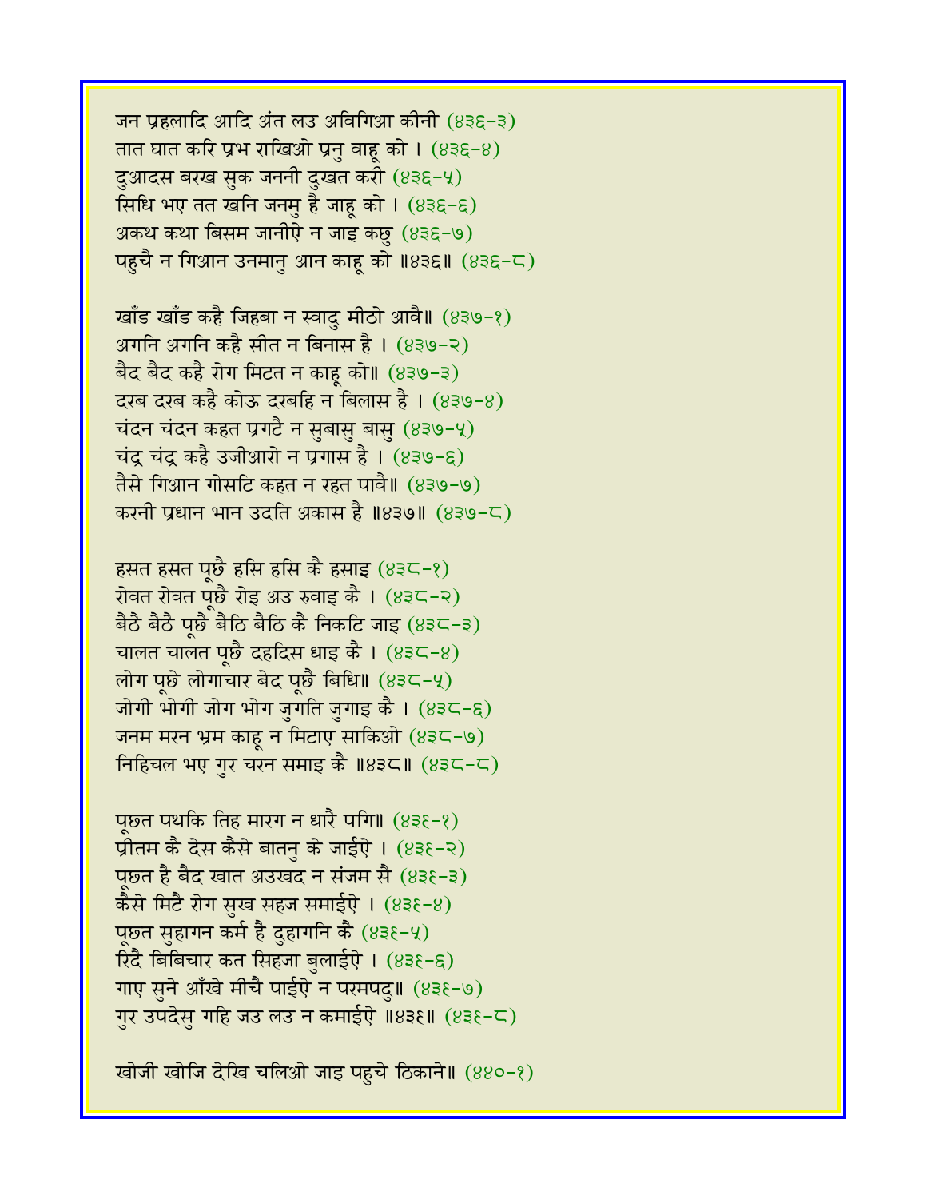जन प्रहलादि आदि अंत लउ अविगिआ कीनी (४३६-३)
तात घात करि प्रभ राखिओ प्रनु वाहू को । (४३६-४)
दुआदस बरख सुक जननी दुखत करी (४३६-५)
सिधि भए तत खनि जनमु है जाहू को । (४३६-६)
अकथ कथा बिसम जानीऐ न जाइ कछु (४३६-७)
पहुचै न गिआन उनमानु आन काहू को ॥४३६॥ (४३६-८)

खाँड खाँड कहै जिहबा न स्वादु मीठो आवै॥ (४३७-१)
अगनि अगनि कहै सीत न बिनास है । (४३७-२)
बैद बैद कहै रोग मिटत न काहू को॥ (४३७-३)
दरब दरब कहै कोऊ दरबहि न बिलास है । (४३७-४)
चंदन चंदन कहत प्रगटै न सुबासु बासु (४३७-५)
चंद्र चंद्र कहै उजीआरो न प्रगास है । (४३७-६)
तैसे गिआन गोसटि कहत न रहत पावै॥ (४३७-७)
करनी प्रधान भान उदति अकास है ॥४३७॥ (४३७-८)

हसत हसत पूछै हसि हसि कै हसाइ (४३८-१)
रोवत रोवत पूछै रोइ अउ रुवाइ कै । (४३८-२)
बैठै बैठै पूछै बैठि बैठि कै निकटि जाइ (४३८-३)
चालत चालत पूछै दहदिस धाइ कै । (४३८-४)
लोग पूछे लोगाचार बेद पूछै बिधि॥ (४३८-५)
जोगी भोगी जोग भोग जुगति जुगाइ कै । (४३८-६)
जनम मरन भ्रम काहू न मिटाए साकिओ (४३८-७)
निहिचल भए गुर चरन समाइ कै ॥४३८॥ (४३८-८)

पूछत पथकि तिह मारग न धारै पगि॥ (४३९-१)
प्रीतम कै देस कैसे बातनु के जाईऐ । (४३९-२)
पूछत है बैद खात अउखद न संजम सै (४३९-३)
कैसे मिटै रोग सुख सहज समाईऐ । (४३९-४)
पूछत सुहागन कर्म है दुहागनि कै (४३९-५)
रिदै बिबिचार कत सिहजा बुलाईऐ । (४३९-६)
गाए सुने आँखे मीचै पाईऐ न परमपदु॥ (४३९-७)
गुर उपदेसु गहि जउ लउ न कमाईऐ ॥४३९॥ (४३९-८)

खोजी खोजि देखि चलिओ जाइ पहुचे ठिकाने॥ (४४०-१)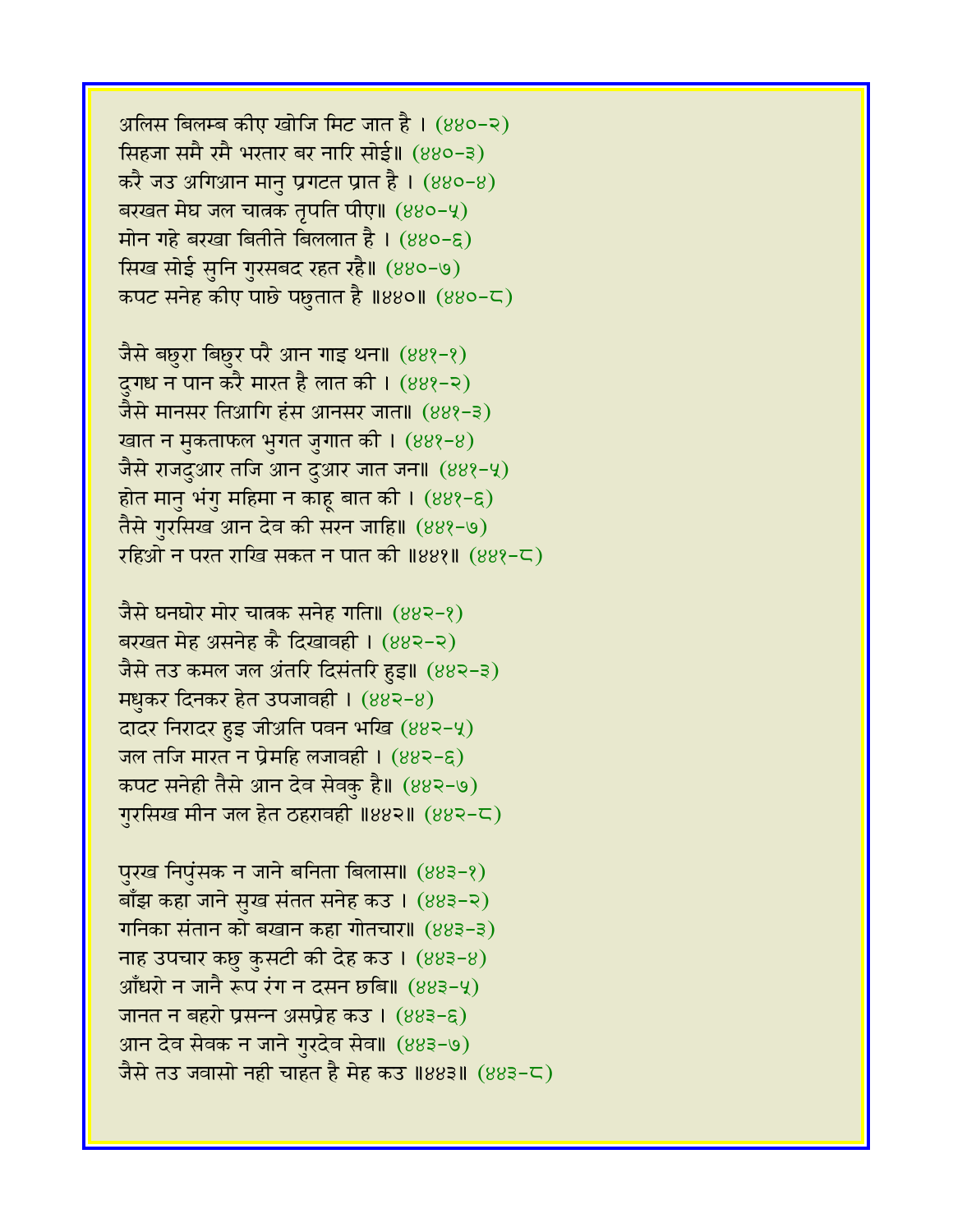अलिस बिलम्ब कीए खोजि मिट जात है । (४४०-२)
सिहजा समै रमै भरतार बर नारि सोई॥ (४४०-३)
करै जउ अगिआन मानु प्रगटत प्रात है । (४४०-४)
बरखत मेघ जल चात्रक तृपति पीए॥ (४४०-५)
मोन गहे बरखा बितीते बिललात है । (४४०-६)
सिख सोई सुनि गुरसबद रहत रहै॥ (४४०-७)
कपट सनेह कीए पाछे पछुतात है ॥४४०॥ (४४०-८)

जैसे बछुरा बिछुर परै आन गाइ थन॥ (४४१-१)
दुगध न पान करै मारत है लात की । (४४१-२)
जैसे मानसर तिआगि हंस आनसर जात॥ (४४१-३)
खात न मुकताफल भुगत जुगात की । (४४१-४)
जैसे राजदुआर तजि आन दुआर जात जन॥ (४४१-५)
होत मानु भंगु महिमा न काहू बात की । (४४१-६)
तैसे गुरसिख आन देव की सरन जाहि॥ (४४१-७)
रहिओ न परत राखि सकत न पात की ॥४४१॥ (४४१-८)

जैसे घनघोर मोर चात्रक सनेह गति॥ (४४२-१)
बरखत मेह असनेह कै दिखावही । (४४२-२)
जैसे तउ कमल जल अंतरि दिसंतरि हुइ॥ (४४२-३)
मधुकर दिनकर हेत उपजावही । (४४२-४)
दादर निरादर हुइ जीअति पवन भखि (४४२-५)
जल तजि मारत न प्रेमहि लजावही । (४४२-६)
कपट सनेही तैसे आन देव सेवकु है॥ (४४२-७)
गुरसिख मीन जल हेत ठहरावही ॥४४२॥ (४४२-८)

पुरख निपुंसक न जाने बनिता बिलास॥ (४४३-१)
बाँझ कहा जाने सुख संतत सनेह कउ । (४४३-२)
गनिका संतान को बखान कहा गोतचार॥ (४४३-३)
नाह उपचार कछु कुसटी की देह कउ । (४४३-४)
आँधरो न जानै रूप रंग न दसन छबि॥ (४४३-५)
जानत न बहरो प्रसन्न असप्रेह कउ । (४४३-६)
आन देव सेवक न जाने गुरदेव सेव॥ (४४३-७)
जैसे तउ जवासो नही चाहत है मेह कउ ॥४४३॥ (४४३-८)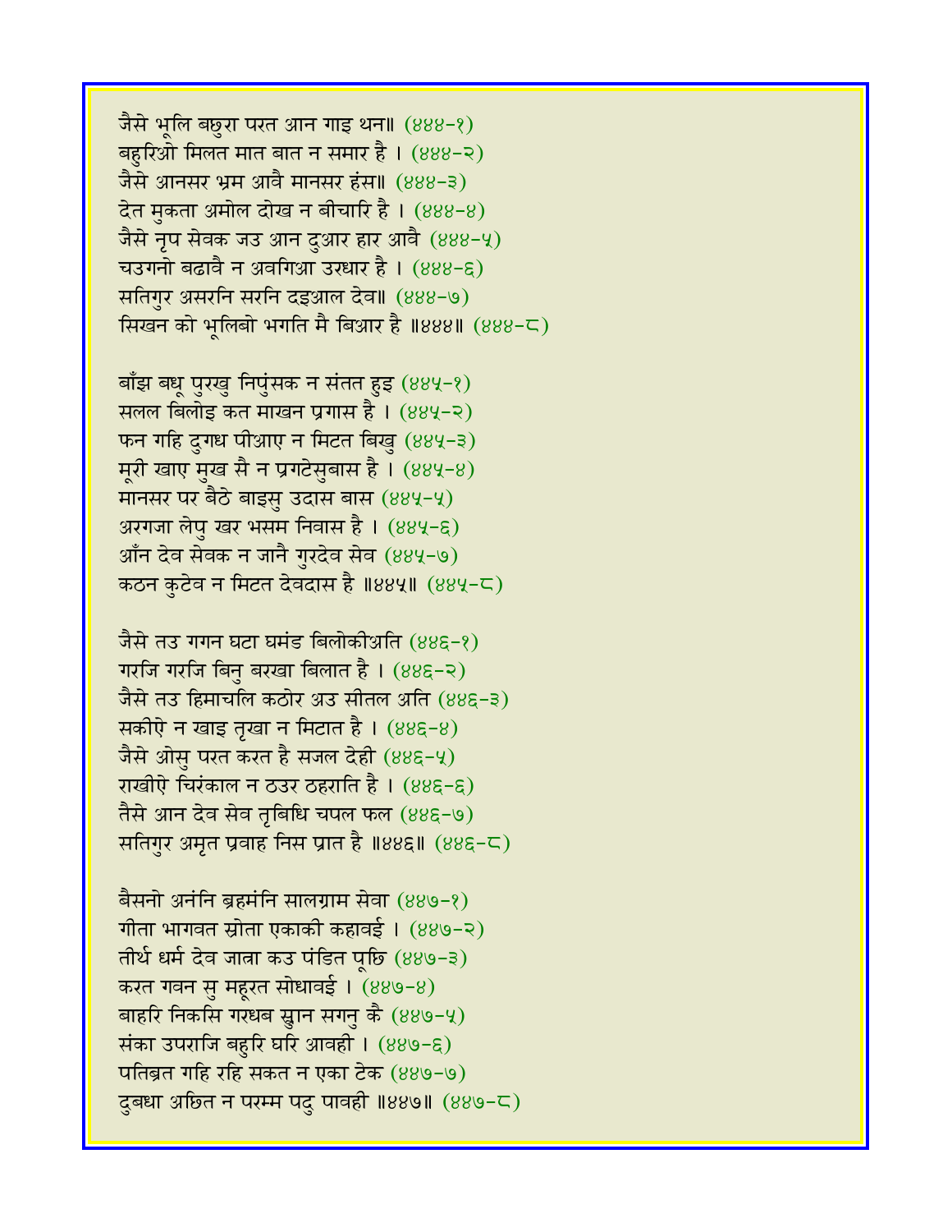जैसे भूलि बछुरा परत आन गाइ थन॥ (४४४-१)
बहुरिओ मिलत मात बात न समार है । (४४४-२)
जैसे आनसर भ्रम आवै मानसर हंस॥ (४४४-३)
देत मुकता अमोल दोख न बीचारि है । (४४४-४)
जैसे नृप सेवक जउ आन दुआर हार आवै (४४४-५)
चउगनो बढावै न अवगिआ उरधार है । (४४४-६)
सतिगुर असरनि सरनि दइआल देव॥ (४४४-७)
सिखन को भूलिबो भगति मै बिआर है ॥४४४॥ (४४४-८)

बाँझ बधू पुरखु निपुंसक न संतत हुइ (४४५-१)
सलल बिलोइ कत माखन प्रगास है । (४४५-२)
फन गहि दुगध पीआए न मिटत बिखु (४४५-३)
मूरी खाए मुख सै न प्रगटेसुबास है । (४४५-४)
मानसर पर बैठे बाइसु उदास बास (४४५-५)
अरगजा लेपु खर भसम निवास है । (४४५-६)
आँन देव सेवक न जानै गुरदेव सेव (४४५-७)
कठन कुटेव न मिटत देवदास है ॥४४५॥ (४४५-८)

जैसे तउ गगन घटा घमंड बिलोकीअति (४४६-१)
गरजि गरजि बिनु बरखा बिलात है । (४४६-२)
जैसे तउ हिमाचलि कठोर अउ सीतल अति (४४६-३)
सकीऐ न खाइ तृखा न मिटात है । (४४६-४)
जैसे ओसु परत करत है सजल देही (४४६-५)
राखीऐ चिरंकाल न ठउर ठहराति है । (४४६-६)
तैसे आन देव सेव तृबिधि चपल फल (४४६-७)
सतिगुर अमृत प्रवाह निस प्रात है ॥४४६॥ (४४६-८)

बैसनो अनंनि ब्रहमंनि सालग्राम सेवा (४४७-१)
गीता भागवत स्रोता एकाकी कहावई । (४४७-२)
तीर्थ धर्म देव जात्रा कउ पंडित पूछि (४४७-३)
करत गवन सु महूरत सोधावई । (४४७-४)
बाहरि निकसि गरधब स्वान सगनु कै (४४७-५)
संका उपराजि बहुरि घरि आवही । (४४७-६)
पतिब्रत गहि रहि सकत न एका टेक (४४७-७)
दुबधा अछित न परम्म पदु पावही ॥४४७॥ (४४७-८)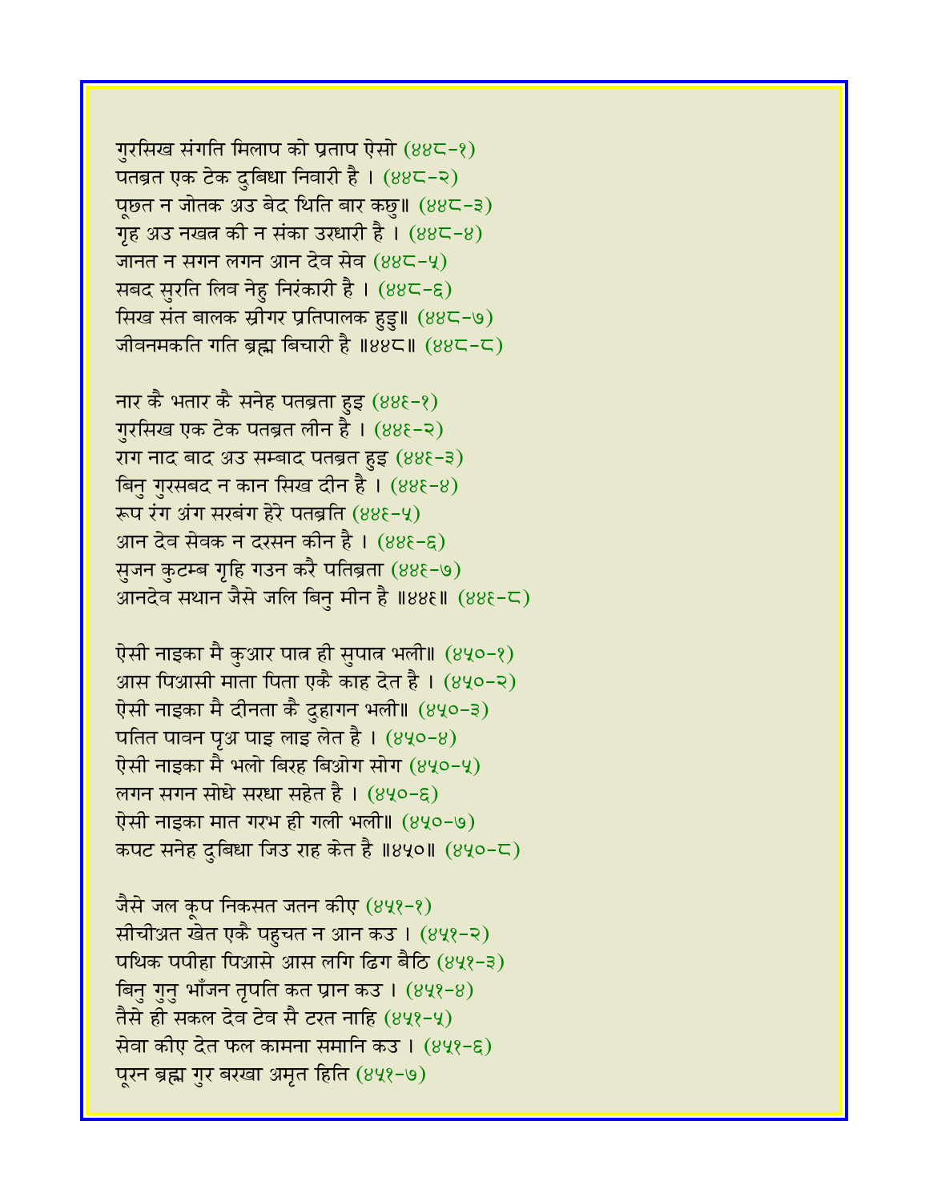गुरसिख संगति मिलाप को प्रताप ऐसो (४४८-१)
पतब्रत एक टेक दुबिधा निवारी है । (४४८-२)
पूछत न जोतक अउ बेद थिति बार कछु॥ (४४८-३)
गृह अउ नखत्र की न संका उरधारी है । (४४८-४)
जानत न सगन लगन आन देव सेव (४४८-५)
सबद सुरति लिव नेहु निरंकारी है । (४४८-६)
सिख संत बालक स्रीगर प्रतिपालक हुइ॥ (४४८-७)
जीवनमकति गति ब्रह्म बिचारी है ॥४४८॥ (४४८-८)

नार कै भतार कै सनेह पतब्रता हुइ (४४९-१)
गुरसिख एक टेक पतब्रत लीन है । (४४९-२)
राग नाद बाद अउ सम्बाद पतब्रत हुइ (४४९-३)
बिनु गुरसबद न कान सिख दीन है । (४४९-४)
रूप रंग अंग सरबंग हेरे पतब्रति (४४९-५)
आन देव सेवक न दरसन कीन है । (४४९-६)
सुजन कुटम्ब गृहि गउन करै पतिब्रता (४४९-७)
आनदेव सथान जैसे जलि बिनु मीन है ॥४४९॥ (४४९-८)

ऐसी नाइका मै कुआर पात्र ही सुपात्र भली॥ (४५०-१)
आस पिआसी माता पिता एकै काह देत है । (४५०-२)
ऐसी नाइका मै दीनता कै दुहागन भली॥ (४५०-३)
पतित पावन पृअ पाइ लाइ लेत है । (४५०-४)
ऐसी नाइका मै भलो बिरह बिओग सोग (४५०-५)
लगन सगन सोधे सरधा सहेत है । (४५०-६)
ऐसी नाइका मात गरभ ही गली भली॥ (४५०-७)
कपट सनेह दुबिधा जिउ राह केत है ॥४५०॥ (४५०-८)

जैसे जल कूप निकसत जतन कीए (४५१-१)
सीचीअत खेत एकै पहुचत न आन कउ । (४५१-२)
पथिक पपीहा पिआसे आस लगि ढिग बैठि (४५१-३)
बिनु गुनु भाँजन तृपति कत प्रान कउ । (४५१-४)
तैसे ही सकल देव टेव सै टरत नाहि (४५१-५)
सेवा कीए देत फल कामना समानि कउ । (४५१-६)
पूरन ब्रह्म गुर बरखा अमृत हिति (४५१-७)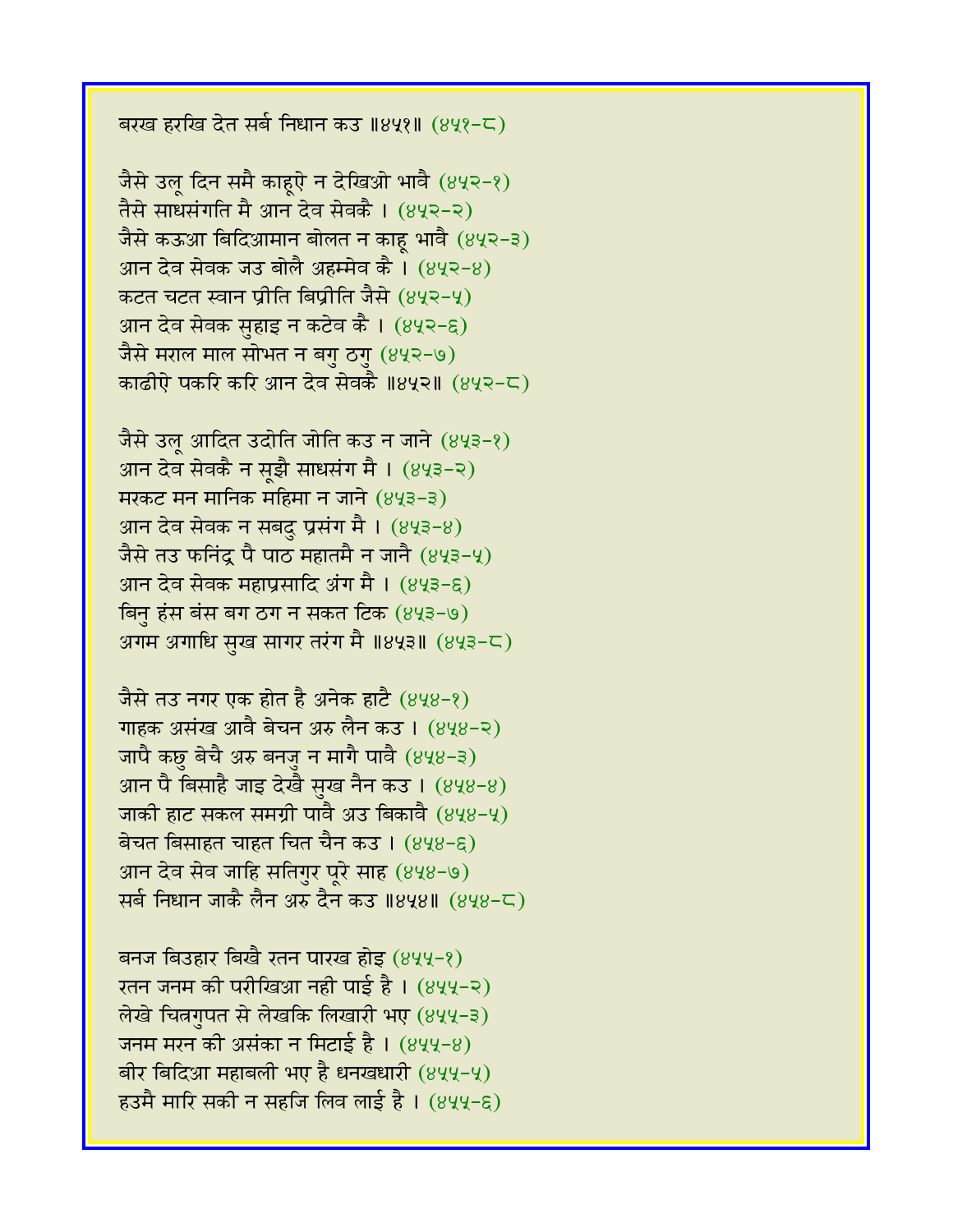बरख हरखि देत सर्ब निधान कउ ॥४५१॥ (४५१-८)

जैसे उलू दिन समै काहूऐ न देखिओ भावै (४५२-१)
तैसे साधसंगति मै आन देव सेवकै । (४५२-२)
जैसे कऊआ बिदिआमान बोलत न काहू भावै (४५२-३)
आन देव सेवक जउ बोलै अहम्मेव कै । (४५२-४)
कटत चटत स्वान प्रीति बिप्रीति जैसे (४५२-५)
आन देव सेवक सुहाइ न कटेव कै । (४५२-६)
जैसे मराल माल सोभत न बगु ठगु (४५२-७)
काढीऐ पकरि करि आन देव सेवकै ॥४५२॥ (४५२-८)

जैसे उलू आदित उदोति जोति कउ न जाने (४५३-१)
आन देव सेवकै न सूझै साधसंग मै । (४५३-२)
मरकट मन मानिक महिमा न जाने (४५३-३)
आन देव सेवक न सबदु प्रसंग मै । (४५३-४)
जैसे तउ फनिंद्र पै पाठ महातमै न जानै (४५३-५)
आन देव सेवक महाप्रसादि अंग मै । (४५३-६)
बिनु हंस बंस बग ठग न सकत टिक (४५३-७)
अगम अगाधि सुख सागर तरंग मै ॥४५३॥ (४५३-८)

जैसे तउ नगर एक होत है अनेक हाटै (४५४-१)
गाहक असंख आवै बेचन अरु लैन कउ । (४५४-२)
जापै कछु बेचै अरु बनजु न मागै पावै (४५४-३)
आन पै बिसाहै जाइ देखै सुख नैन कउ । (४५४-४)
जाकी हाट सकल समग्री पावै अउ बिकावै (४५४-५)
बेचत बिसाहत चाहत चित चैन कउ । (४५४-६)
आन देव सेव जाहि सतिगुर पूरे साह (४५४-७)
सर्ब निधान जाकै लैन अरु दैन कउ ॥४५४॥ (४५४-८)

बनज बिउहार बिखै रतन पारख होइ (४५५-१)
रतन जनम की परीखिआ नही पाई है । (४५५-२)
लेखे चित्रगुपत से लेखकि लिखारी भए (४५५-३)
जनम मरन की असंका न मिटाई है । (४५५-४)
बीर बिदिआ महाबली भए है धनखधारी (४५५-५)
हउमै मारि सकी न सहजि लिव लाई है । (४५५-६)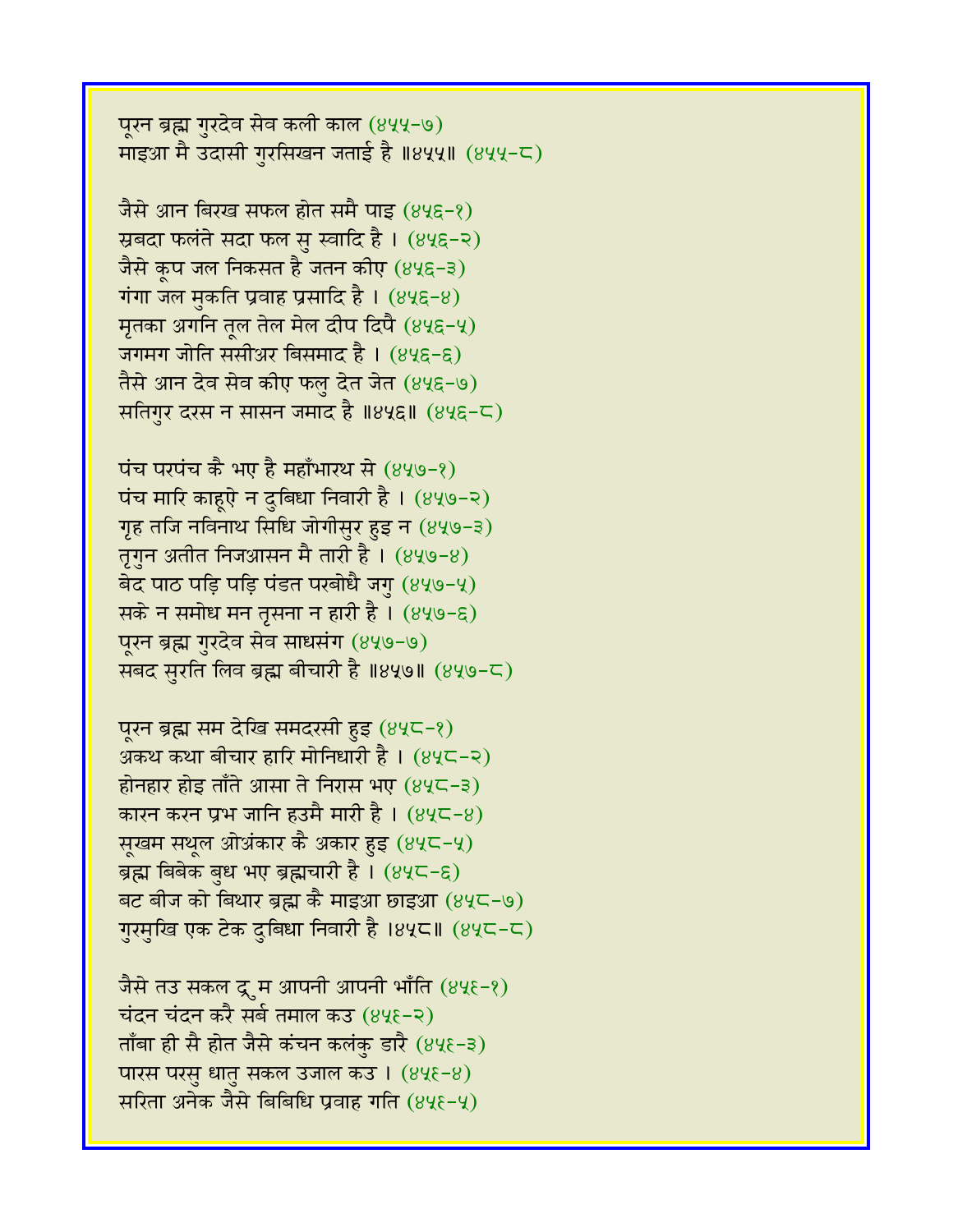पूरन ब्रह्म गुरदेव सेव कली काल (४५५-७)
माइआ मै उदासी गुरसिखन जताई है ॥४५५॥ (४५५-८)

जैसे आन बिरख सफल होत समै पाइ (४५६-१)
स्रबदा फलंते सदा फल सु स्वादि है । (४५६-२)
जैसे कूप जल निकसत है जतन कीए (४५६-३)
गंगा जल मुकति प्रवाह प्रसादि है । (४५६-४)
मृतका अगनि तूल तेल मेल दीप दिपै (४५६-५)
जगमग जोति ससीअर बिसमाद है । (४५६-६)
तैसे आन देव सेव कीए फलु देत जेत (४५६-७)
सतिगुर दरस न सासन जमाद है ॥४५६॥ (४५६-८)

पंच परपंच कै भए है महाँभारथ से (४५७-१)
पंच मारि काहूऐ न दुबिधा निवारी है । (४५७-२)
गृह तजि नविनाथ सिधि जोगीसुर हुइ न (४५७-३)
तृगुन अतीत निजआसन मै तारी है । (४५७-४)
बेद पाठ पड़ि पड़ि पंडत परबोधै जगु (४५७-५)
सके न समोध मन तृसना न हारी है । (४५७-६)
पूरन ब्रह्म गुरदेव सेव साधसंग (४५७-७)
सबद सुरति लिव ब्रह्म बीचारी है ॥४५७॥ (४५७-८)

पूरन ब्रह्म सम देखि समदरसी हुइ (४५८-१)
अकथ कथा बीचार हारि मोनिधारी है । (४५८-२)
होनहार होइ ताँते आसा ते निरास भए (४५८-३)
कारन करन प्रभ जानि हउमै मारी है । (४५८-४)
सूखम सथूल ओअंकार कै अकार हुइ (४५८-५)
ब्रह्म बिबेक बुध भए ब्रह्मचारी है । (४५८-६)
बट बीज को बिथार ब्रह्म कै माइआ छाइआ (४५८-७)
गुरमुखि एक टेक दुबिधा निवारी है ।४५८॥ (४५८-८)

जैसे तउ सकल द्रुम आपनी आपनी भाँति (४५९-१)
चंदन चंदन करै सर्ब तमाल कउ (४५९-२)
ताँबा ही सै होत जैसे कंचन कलंकु डारै (४५९-३)
पारस परसु धातु सकल उजाल कउ । (४५९-४)
सरिता अनेक जैसे बिबिधि प्रवाह गति (४५९-५)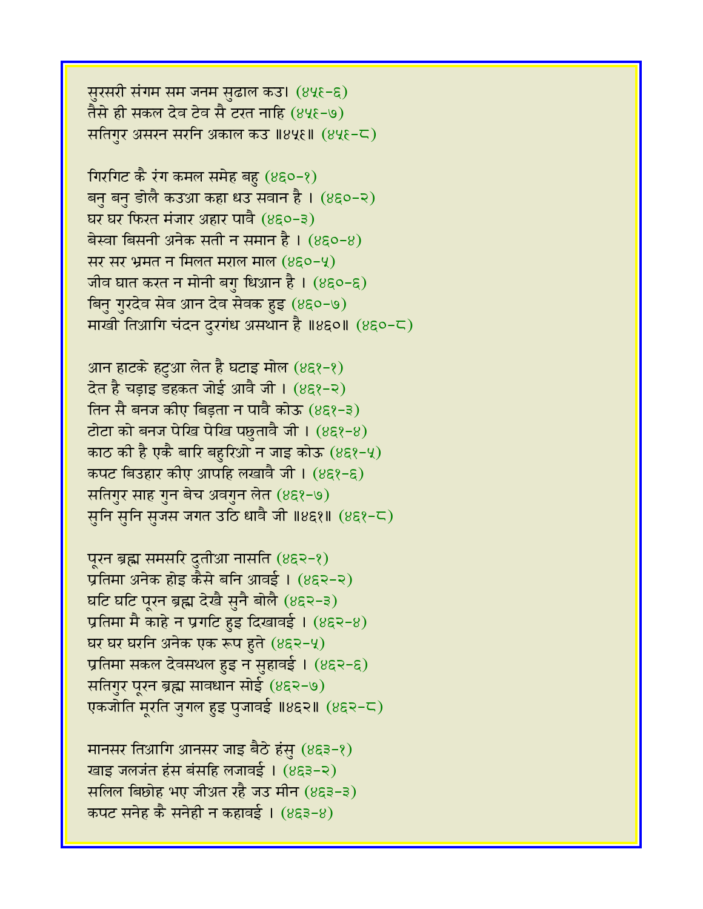सुरसरी संगम सम जनम सुढाल कउ। (४५९-६)
तैसे ही सकल देव टेव सै टरत नाहि (४५९-७)
सतिगुर असरन सरनि अकाल कउ ॥४५९॥ (४५९-८)

गिरगिट कै रंग कमल समेह बहु (४६०-१)
बनु बनु डोलै कउआ कहा धउ सवान है । (४६०-२)
घर घर फिरत मंजार अहार पावै (४६०-३)
बेस्वा बिसनी अनेक सती न समान है । (४६०-४)
सर सर भ्रमत न मिलत मराल माल (४६०-५)
जीव घात करत न मोनी बगु धिआन है । (४६०-६)
बिनु गुरदेव सेव आन देव सेवक हुइ (४६०-७)
माखी तिआगि चंदन दुरगंध असथान है ॥४६०॥ (४६०-८)

आन हाटके हटुआ लेत है घटाइ मोल (४६१-१)
देत है चड़ाइ डहकत जोई आवै जी । (४६१-२)
तिन सै बनज कीए बिड़ता न पावै कोऊ (४६१-३)
टोटा को बनज पेखि पेखि पछुतावै जी । (४६१-४)
काठ की है एकै बारि बहुरिओ न जाइ कोऊ (४६१-५)
कपट बिउहार कीए आपहि लखावै जी । (४६१-६)
सतिगुर साह गुन बेच अवगुन लेत (४६१-७)
सुनि सुनि सुजस जगत उठि धावै जी ॥४६१॥ (४६१-८)

पूरन ब्रह्म समसरि दुतीआ नासति (४६२-१)
प्रतिमा अनेक होइ कैसे बनि आवई । (४६२-२)
घटि घटि पूरन ब्रह्म देखै सुनै बोलै (४६२-३)
प्रतिमा मै काहे न प्रगटि हुइ दिखावई । (४६२-४)
घर घर घरनि अनेक एक रूप हुते (४६२-५)
प्रतिमा सकल देवसथल हुइ न सुहावई । (४६२-६)
सतिगुर पूरन ब्रह्म सावधान सोई (४६२-७)
एकजोति मूरति जुगल हुइ पुजावई ॥४६२॥ (४६२-८)

मानसर तिआगि आनसर जाइ बैठे हंसु (४६३-१)
खाइ जलजंत हंस बंसहि लजावई । (४६३-२)
सलिल बिछोह भए जीअत रहै जउ मीन (४६३-३)
कपट सनेह कै सनेही न कहावई । (४६३-४)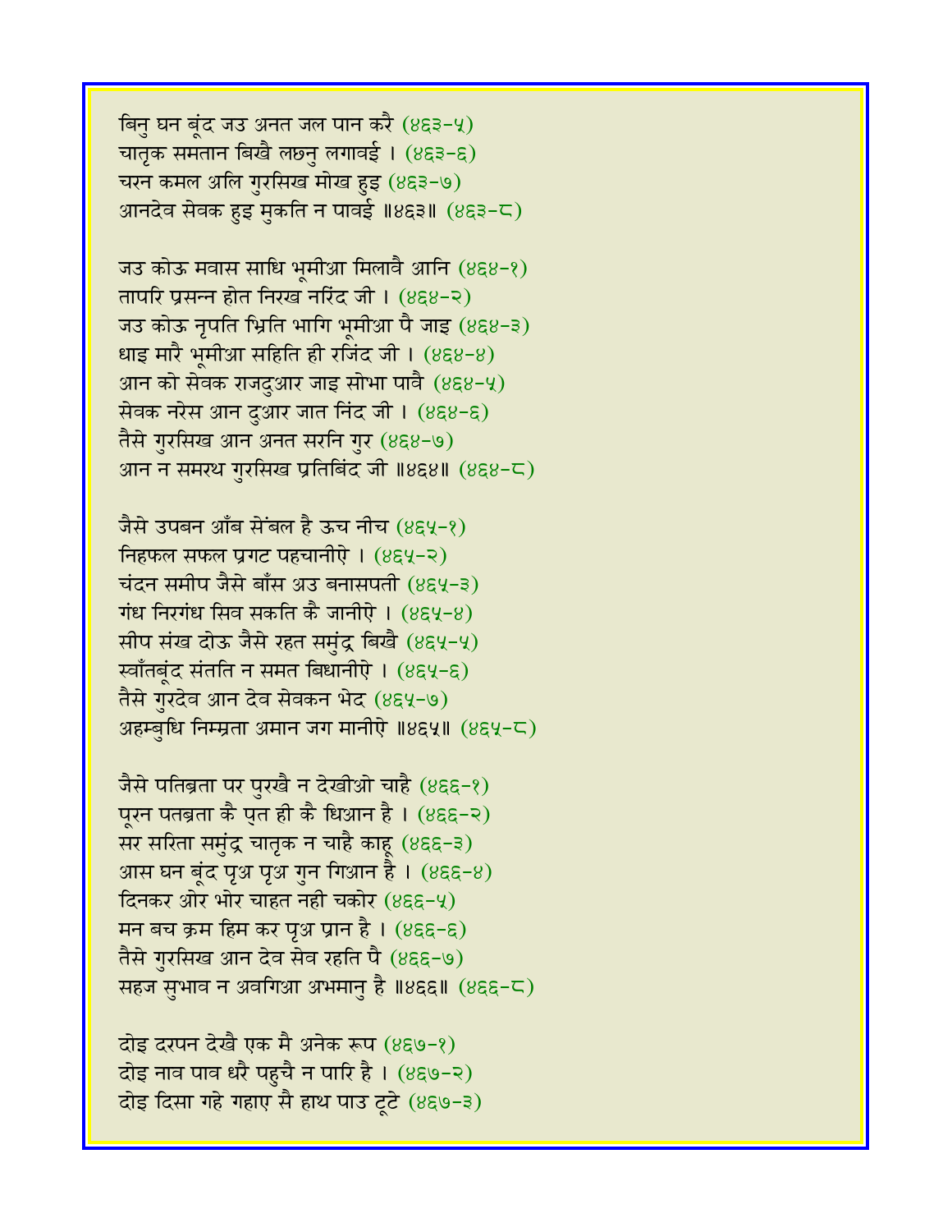बिनु घन बूंद जउ अनत जल पान करै (४६३-५)
चातृक समतान बिखै लछनु लगावई । (४६३-६)
चरन कमल अलि गुरसिख मोख हुइ (४६३-७)
आनदेव सेवक हुइ मुकति न पावई ॥४६३॥ (४६३-८)

जउ कोऊ मवास साधि भूमीआ मिलावै आनि (४६४-१)
तापरि प्रसन्न होत निरख नरिंद जी । (४६४-२)
जउ कोऊ नृपति भ्रिति भागि भूमीआ पै जाइ (४६४-३)
धाइ मारै भूमीआ सहिति ही रजिंद जी । (४६४-४)
आन को सेवक राजदुआर जाइ सोभा पावै (४६४-५)
सेवक नरेस आन दुआर जात निंद जी । (४६४-६)
तैसे गुरसिख आन अनत सरनि गुर (४६४-७)
आन न समरथ गुरसिख प्रतिबिंद जी ॥४६४॥ (४६४-८)

जैसे उपबन आँब सेंबल है ऊच नीच (४६५-१)
निहफल सफल प्रगट पहचानीऐ । (४६५-२)
चंदन समीप जैसे बाँस अउ बनासपती (४६५-३)
गंध निरगंध सिव सकति कै जानीऐ । (४६५-४)
सीप संख दोऊ जैसे रहत समुंद्र बिखै (४६५-५)
स्वाँतबूंद संतति न समत बिधानीऐ । (४६५-६)
तैसे गुरदेव आन देव सेवकन भेद (४६५-७)
अहम्बुधि निम्म्रता अमान जग मानीऐ ॥४६५॥ (४६५-८)

जैसे पतिब्रता पर पुरखै न देखीओ चाहै (४६६-१)
पूरन पतब्रता कै पुत ही कै धिआन है । (४६६-२)
सर सरिता समुंद्र चातृक न चाहै काहू (४६६-३)
आस घन बूंद पृअ पृअ गुन गिआन है । (४६६-४)
दिनकर ओर भोर चाहत नही चकोर (४६६-५)
मन बच क्रम हिम कर पृअ प्रान है । (४६६-६)
तैसे गुरसिख आन देव सेव रहति पै (४६६-७)
सहज सुभाव न अवगिआ अभमानु है ॥४६६॥ (४६६-८)

दोइ दरपन देखै एक मै अनेक रूप (४६७-१)
दोइ नाव पाव धरै पहुचै न पारि है । (४६७-२)
दोइ दिसा गहे गहाए सै हाथ पाउ टूटे (४६७-३)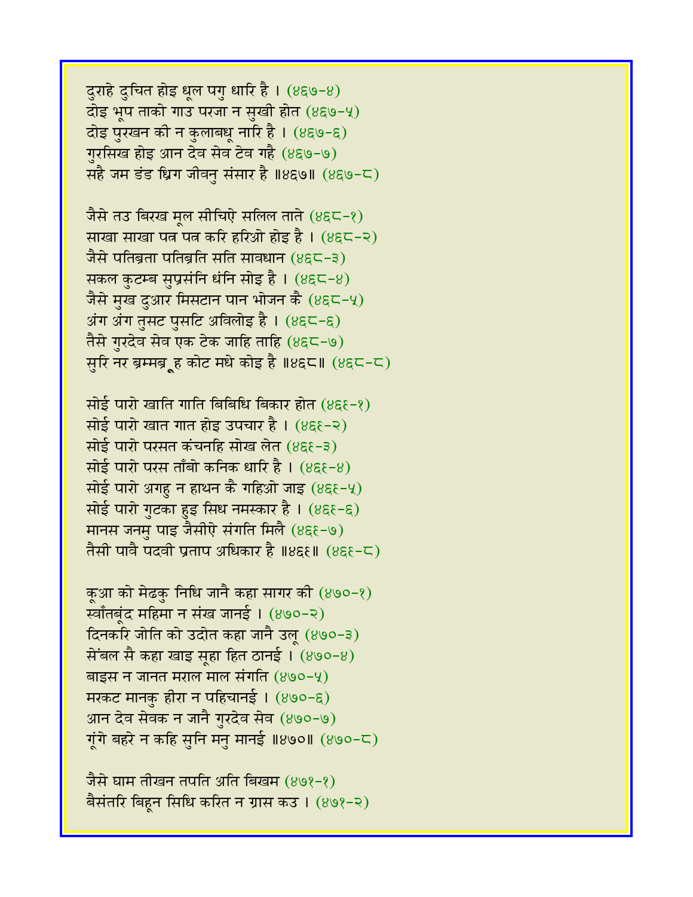दुराहे दुचित होइ धूल पगु धारि है । (४६७-४)
दोइ भूप ताको गाउ परजा न सुखी होत (४६७-५)
दोइ पुरखन की न कुलाबधू नारि है । (४६७-६)
गुरसिख होइ आन देव सेव टेव गहै (४६७-७)
सहै जम डंड ध्रिग जीवनु संसार है ॥४६७॥ (४६७-८)

जैसे तउ बिरख मूल सीचिऐ सलिल ताते (४६८-१)
साखा साखा पत्र पत्र करि हरिओ होइ है । (४६८-२)
जैसे पतिब्रता पतिब्रति सति सावधान (४६८-३)
सकल कुटम्ब सुप्रसंनि धंनि सोइ है । (४६८-४)
जैसे मुख दुआर मिसटान पान भोजन कै (४६८-५)
अंग अंग तुसट पुसटि अविलोइ है । (४६८-६)
तैसे गुरदेव सेव एक टेक जाहि ताहि (४६८-७)
सुरि नर ब्रम्मब्र्ह कोट मधे कोइ है ॥४६८॥ (४६८-८)

सोई पारो खाति गाति बिबिधि बिकार होत (४६९-१)
सोई पारो खात गात होइ उपचार है । (४६९-२)
सोई पारो परसत कंचनहि सोख लेत (४६९-३)
सोई पारो परस ताँबो कनिक धारि है । (४६९-४)
सोई पारो अगहु न हाथन कै गहिओ जाइ (४६९-५)
सोई पारो गुटका हुइ सिध नमस्कार है । (४६९-६)
मानस जनमु पाइ जैसीऐ संगति मिलै (४६९-७)
तैसी पावै पदवी प्रताप अधिकार है ॥४६९॥ (४६९-८)

कूआ को मेढकु निधि जानै कहा सागर की (४७०-१)
स्वाँतबूंद महिमा न संख जानई । (४७०-२)
दिनकरि जोति को उदोत कहा जानै उलू (४७०-३)
सेंबल सै कहा खाइ सूहा हित ठानई । (४७०-४)
बाइस न जानत मराल माल संगति (४७०-५)
मरकट मानकु हीरा न पहिचानई । (४७०-६)
आन देव सेवक न जानै गुरदेव सेव (४७०-७)
गूंगे बहरे न कहि सुनि मनु मानई ॥४७०॥ (४७०-८)

जैसे घाम तीखन तपति अति बिखम (४७१-१)
बैसंतरि बिहून सिधि करित न ग्रास कउ । (४७१-२)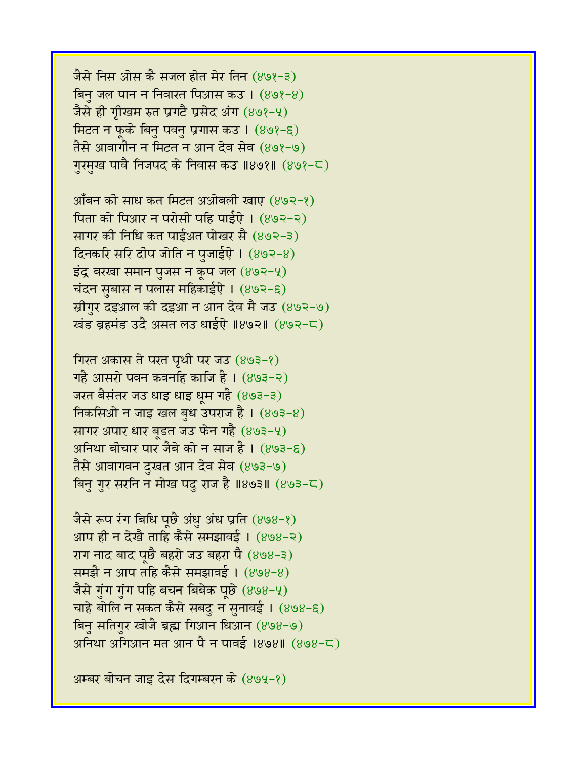जैसे निस ओस कै सजल होत मेर तिन (४७१-३)
बिनु जल पान न निवारत पिआस कउ । (४७१-४)
जैसे ही गृीखम रुत प्रगटै प्रसेद अंग (४७१-५)
मिटत न फूके बिनु पवनु प्रगास कउ । (४७१-६)
तैसे आवागौन न मिटत न आन देव सेव (४७१-७)
गुरमुख पावै निजपद के निवास कउ ॥४७१॥ (४७१-८)

आँबन की साध कत मिटत अओबली खाए (४७२-१)
पिता को पिआर न परोसी पहि पाईऐ । (४७२-२)
सागर की निधि कत पाईअत पोखर सै (४७२-३)
दिनकरि सरि दीप जोति न पुजाईऐ । (४७२-४)
इंद्र बरखा समान पुजस न कूप जल (४७२-५)
चंदन सुबास न पलास महिकाईऐ । (४७२-६)
स्रीगुर दइआल की दइआ न आन देव मै जउ (४७२-७)
खंड ब्रहमंड उदै असत लउ धाईऐ ॥४७२॥ (४७२-८)

गिरत अकास ते परत पृथी पर जउ (४७३-१)
गहै आसरो पवन कवनहि काजि है । (४७३-२)
जरत बैसंतर जउ धाइ धाइ धूम गहै (४७३-३)
निकसिओ न जाइ खल बुध उपराज है । (४७३-४)
सागर अपार धार बूडत जउ फेन गहै (४७३-५)
अनिथा बीचार पार जैबे को न साज है । (४७३-६)
तैसे आवागवन दुखत आन देव सेव (४७३-७)
बिनु गुर सरनि न मोख पदु राज है ॥४७३॥ (४७३-८)

जैसे रूप रंग बिधि पूछै अंधु अंध प्रति (४७४-१)
आप ही न देखै ताहि कैसे समझावई । (४७४-२)
राग नाद बाद पूछै बहरो जउ बहरा पै (४७४-३)
समझै न आप तहि कैसे समझावई । (४७४-४)
जैसे गुंग गुंग पहि बचन बिबेक पूछे (४७४-५)
चाहे बोलि न सकत कैसे सबदु न सुनावई । (४७४-६)
बिनु सतिगुर खोजै ब्रह्म गिआन धिआन (४७४-७)
अनिथा अगिआन मत आन पै न पावई ।४७४॥ (४७४-८)

अम्बर बोचन जाइ देस दिगम्बरन के (४७५-१)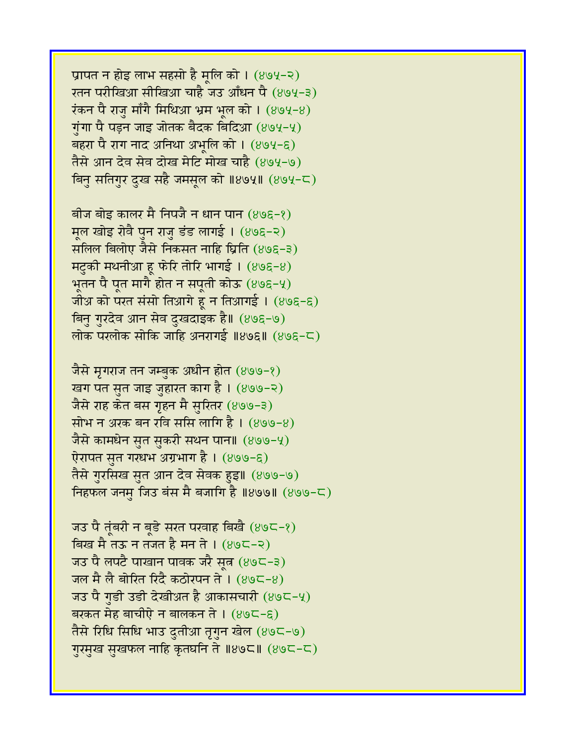प्रापत न होइ लाभ सहसो है मूलि को । (४७५-२)
रतन परीखिआ सीखिआ चाहै जउ आँधन पै (४७५-३)
रंकन पै राजु माँगै मिथिआ भ्रम भूल को । (४७५-४)
गुंगा पै पड़न जाइ जोतक बैदक बिदिआ (४७५-५)
बहरा पै राग नाद अनिथा अभूलि को । (४७५-६)
तैसे आन देव सेव दोख मेटि मोख चाहै (४७५-७)
बिनु सतिगुर दुख सहै जमसूल को ॥४७५॥ (४७५-८)

बीज बोइ कालर मै निपजै न धान पान (४७६-१)
मूल खोइ रोवै पुन राजु डंड लागई । (४७६-२)
सलिल बिलोए जैसे निकसत नाहि घ्रिति (४७६-३)
मटुकी मथनीआ हू फेरि तोरि भागई । (४७६-४)
भूतन पै पूत मागै होत न सपूती कोऊ (४७६-५)
जीअ को परत संसो तिआगे हू न तिआगई । (४७६-६)
बिनु गुरदेव आन सेव दुखदाइक है॥ (४७६-७)
लोक परलोक सोकि जाहि अनरागई ॥४७६॥ (४७६-८)

जैसे मृगराज तन जम्बुक अधीन होत (४७७-१)
खग पत सुत जाइ जुहारत काग है । (४७७-२)
जैसे राह केत बस गृहन मै सुरितर (४७७-३)
सोभ न अरक बन रवि ससि लागि है । (४७७-४)
जैसे कामधेन सुत सुकरी सथन पान॥ (४७७-५)
ऐरापत सुत गरधभ अग्रभाग है । (४७७-६)
तैसे गुरसिख सुत आन देव सेवक हुइ॥ (४७७-७)
निहफल जनमु जिउ बंस मै बजागि है ॥४७७॥ (४७७-८)

जउ पै तूंबरी न बूडे सरत परवाह बिखै (४७८-१)
बिख मै तऊ न तजत है मन ते । (४७८-२)
जउ पै लपटै पाखान पावक जरै सूत्र (४७८-३)
जल मै लै बोरित रिदै कठोरपन ते । (४७८-४)
जउ पै गुडी उडी देखीअत है आकासचारी (४७८-५)
बरकत मेह बाचीऐ न बालकन ते । (४७८-६)
तैसे रिधि सिधि भाउ दुतीआ तृगुन खेल (४७८-७)
गुरमुख सुखफल नाहि कृतघनि ते ॥४७८॥ (४७८-८)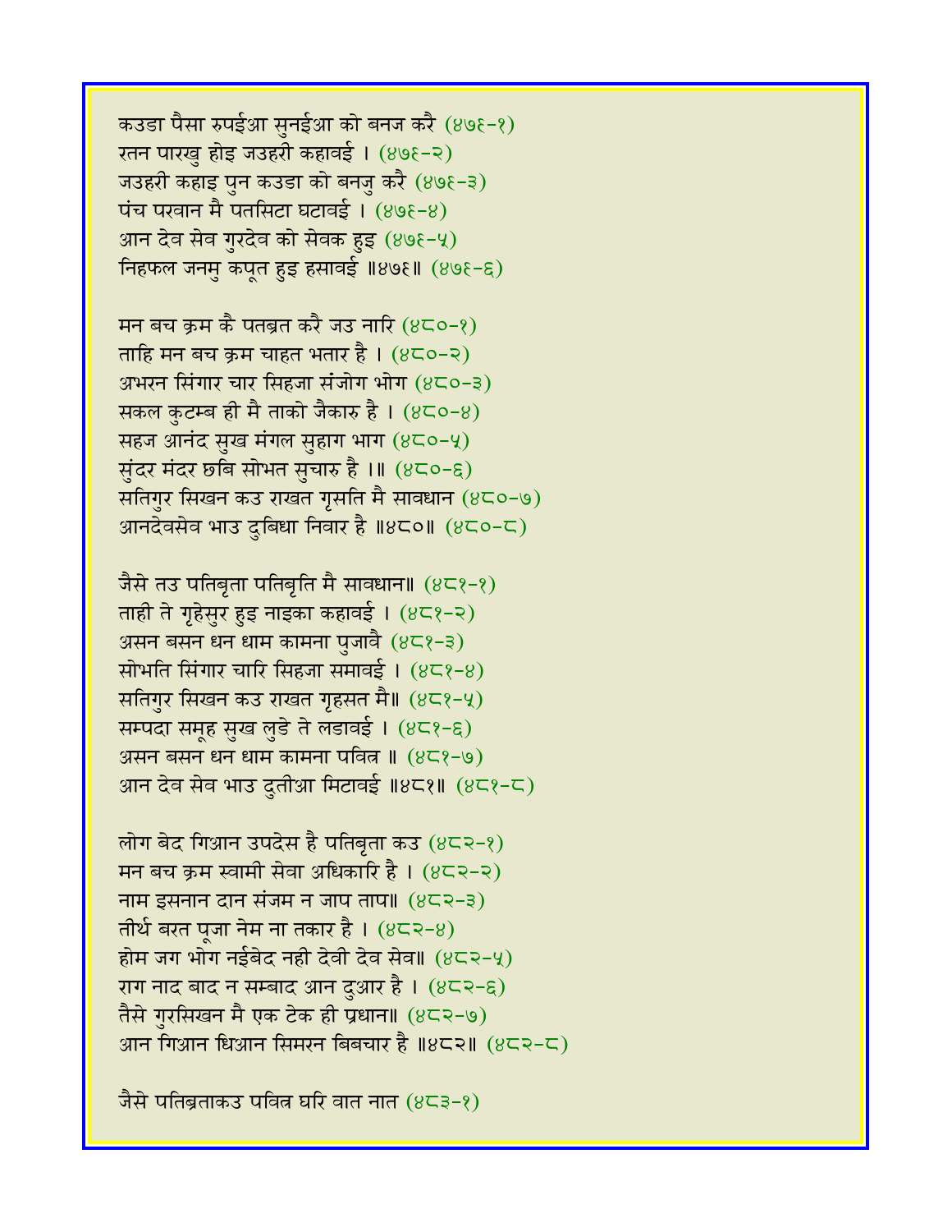कउडा पैसा रुपईआ सुनईआ को बनज करै (४७९-१)
रतन पारखु होइ जउहरी कहावई । (४७९-२)
जउहरी कहाइ पुन कउडा को बनजु करै (४७९-३)
पंच परवान मै पतसिटा घटावई । (४७९-४)
आन देव सेव गुरदेव को सेवक हुइ (४७९-५)
निहफल जनमु कपूत हुइ हसावई ॥४७९॥ (४७९-६)

मन बच क्रम कै पतब्रत करै जउ नारि (४८०-१)
ताहि मन बच क्रम चाहत भतार है । (४८०-२)
अभरन सिंगार चार सिहजा संजोग भोग (४८०-३)
सकल कुटम्ब ही मै ताको जैकारु है । (४८०-४)
सहज आनंद सुख मंगल सुहाग भाग (४८०-५)
सुंदर मंदर छबि सोभत सुचारु है ।॥ (४८०-६)
सतिगुर सिखन कउ राखत गृसति मै सावधान (४८०-७)
आनदेवसेव भाउ दुबिधा निवार है ॥४८०॥ (४८०-८)

जैसे तउ पतिबृता पतिबृति मै सावधान॥ (४८१-१)
ताही ते गृहेसुर हुइ नाइका कहावई । (४८१-२)
असन बसन धन धाम कामना पुजावै (४८१-३)
सोभति सिंगार चारि सिहजा समावई । (४८१-४)
सतिगुर सिखन कउ राखत गृहसत मै॥ (४८१-५)
सम्पदा समूह सुख लुडे ते लडावई । (४८१-६)
असन बसन धन धाम कामना पवित्र ॥ (४८१-७)
आन देव सेव भाउ दुतीआ मिटावई ॥४८१॥ (४८१-८)

लोग बेद गिआन उपदेस है पतिबृता कउ (४८२-१)
मन बच क्रम स्वामी सेवा अधिकारि है । (४८२-२)
नाम इसनान दान संजम न जाप ताप॥ (४८२-३)
तीर्थ बरत पूजा नेम ना तकार है । (४८२-४)
होम जग भोग नईबेद नही देवी देव सेव॥ (४८२-५)
राग नाद बाद न सम्बाद आन दुआर है । (४८२-६)
तैसे गुरसिखन मै एक टेक ही प्रधान॥ (४८२-७)
आन गिआन धिआन सिमरन बिबचार है ॥४८२॥ (४८२-८)

जैसे पतिब्रताकउ पवित्र घरि वात नात (४८३-१)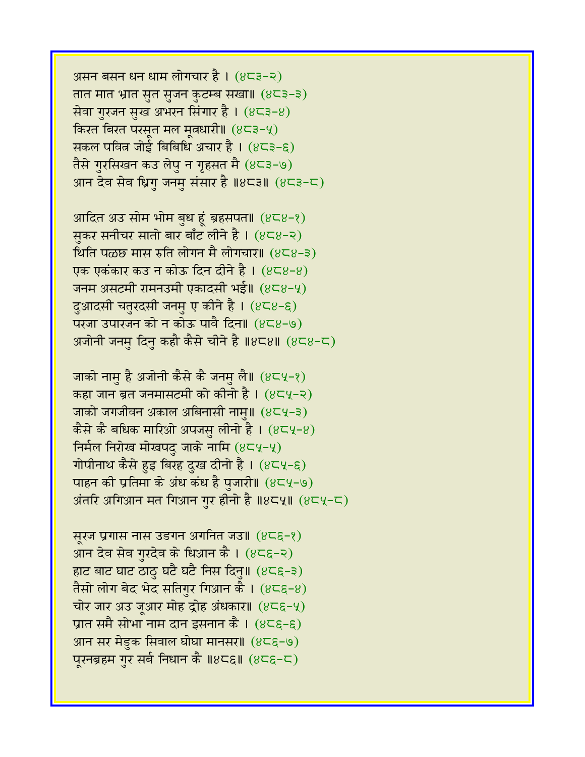असन बसन धन धाम लोगचार है । (४८३-२)
तात मात भ्रात सुत सुजन कुटम्ब सखा॥ (४८३-३)
सेवा गुरजन सुख अभरन सिंगार है । (४८३-४)
किरत बिरत परसूत मल मूत्रधारी॥ (४८३-५)
सकल पवित्र जोई बिबिधि अचार है । (४८३-६)
तैसे गुरसिखन कउ लेपु न गृहसत मै (४८३-७)
आन देव सेव ध्रिगु जनमु संसार है ॥४८३॥ (४८३-८)

आदित अउ सोम भोम बुध हूं ब्रहसपत॥ (४८४-१)
सुकर सनीचर सातो बार बाँट लीने है । (४८४-२)
थिति पळछ मास रुति लोगन मै लोगचार॥ (४८४-३)
एक एकंकार कउ न कोऊ दिन दीने है । (४८४-४)
जनम असटमी रामनउमी एकादसी भई॥ (४८४-५)
दुआदसी चतुरदसी जनमु ए कीने है । (४८४-६)
परजा उपारजन को न कोऊ पावै दिन॥ (४८४-७)
अजोनी जनमु दिनु कहौ कैसे चीने है ॥४८४॥ (४८४-८)

जाको नामु है अजोनी कैसे कै जनमु लै॥ (४८५-१)
कहा जान ब्रत जनमासटमी को कीनो है । (४८५-२)
जाको जगजीवन अकाल अबिनासी नामु॥ (४८५-३)
कैसे कै बधिक मारिओ अपजसु लीनो है । (४८५-४)
निर्मल निरोख मोखपदु जाके नामि (४८५-५)
गोपीनाथ कैसे हुइ बिरह दुख दीनो है । (४८५-६)
पाहन की प्रतिमा के अंध कंध है पुजारी॥ (४८५-७)
अंतरि अगिआन मत गिआन गुर हीनो है ॥४८५॥ (४८५-८)

सूरज प्रगास नास उडगन अगनित जउ॥ (४८६-१)
आन देव सेव गुरदेव के धिआन कै । (४८६-२)
हाट बाट घाट ठाठु घटै घटै निस दिनु॥ (४८६-३)
तैसो लोग बेद भेद सतिगुर गिआन कै । (४८६-४)
चोर जार अउ जूआर मोह द्रोह अंधकार॥ (४८६-५)
प्रात समै सोभा नाम दान इसनान कै । (४८६-६)
आन सर मेडुक सिवाल घोघा मानसर॥ (४८६-७)
पूरनब्रहम गुर सर्ब निधान कै ॥४८६॥ (४८६-८)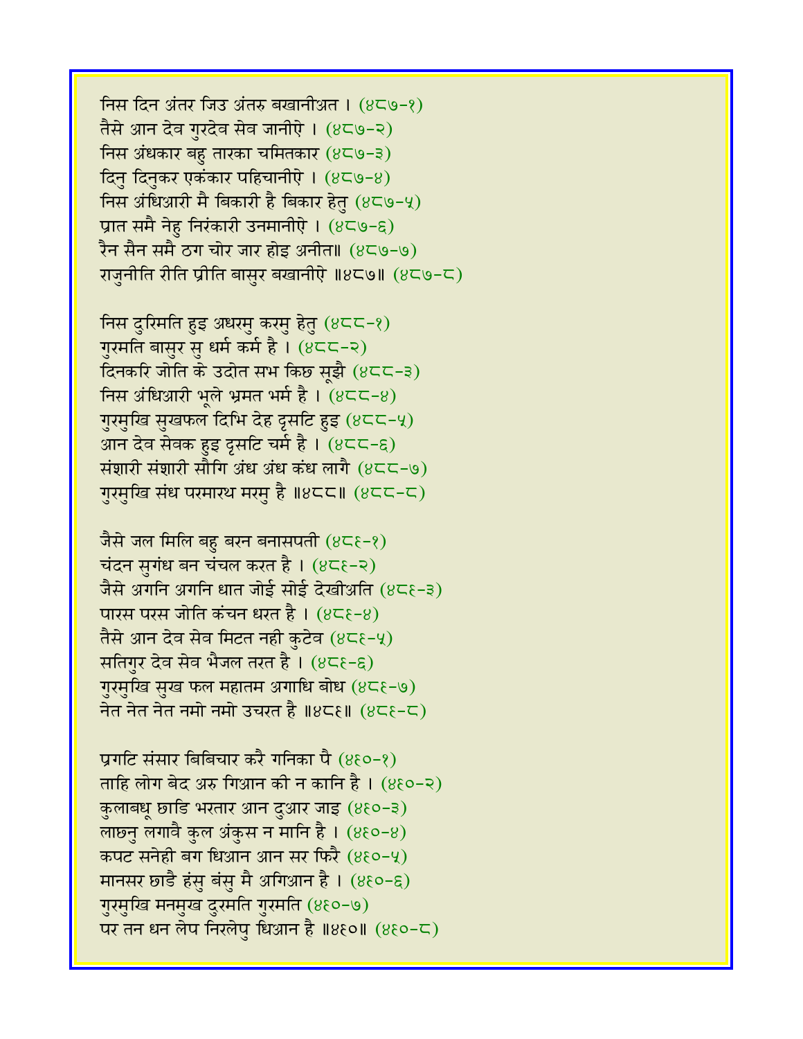निस दिन अंतर जिउ अंतरु बखानीअत । (४८७-१)
तैसे आन देव गुरदेव सेव जानीऐ । (४८७-२)
निस अंधकार बहु तारका चमितकार (४८७-३)
दिनु दिनुकर एकंकार पहिचानीऐ । (४८७-४)
निस अंधिआरी मै बिकारी है बिकार हेतु (४८७-५)
प्रात समै नेहु निरंकारी उनमानीऐ । (४८७-६)
रैन सैन समै ठग चोर जार होइ अनीत॥ (४८७-७)
राजुनीति रीति प्रीति बासुर बखानीऐ ॥४८७॥ (४८७-८)

निस दुरिमति हुइ अधरमु करमु हेतु (४८८-१)
गुरमति बासुर सु धर्म कर्म है । (४८८-२)
दिनकरि जोति के उदोत सभ किछ सूझै (४८८-३)
निस अंधिआरी भूले भ्रमत भर्म है । (४८८-४)
गुरमुखि सुखफल दिभि देह दृसटि हुइ (४८८-५)
आन देव सेवक हुइ दृसटि चर्म है । (४८८-६)
संशारी संशारी सौगि अंध अंध कंध लागै (४८८-७)
गुरमुखि संध परमारथ मरमु है ॥४८८॥ (४८८-८)

जैसे जल मिलि बहु बरन बनासपती (४८६-१)
चंदन सुगंध बन चंचल करत है । (४८६-२)
जैसे अगनि अगनि धात जोई सोई देखीअति (४८६-३)
पारस परस जोति कंचन धरत है । (४८६-४)
तैसे आन देव सेव मिटत नही कुटेव (४८६-५)
सतिगुर देव सेव भैजल तरत है । (४८६-६)
गुरमुखि सुख फल महातम अगाधि बोध (४८६-७)
नेत नेत नेत नमो नमो उचरत है ॥४८६॥ (४८६-८)

प्रगटि संसार बिबिचार करै गनिका पै (४६०-१)
ताहि लोग बेद अरु गिआन की न कानि है । (४६०-२)
कुलाबधू छाडि भरतार आन दुआर जाइ (४६०-३)
लाछनु लगावै कुल अंकुस न मानि है । (४६०-४)
कपट सनेही बग धिआन आन सर फिरै (४६०-५)
मानसर छाडै हंसु बंसु मै अगिआन है । (४६०-६)
गुरमुखि मनमुख दुरमति गुरमति (४६०-७)
पर तन धन लेप निरलेपु धिआन है ॥४६०॥ (४६०-८)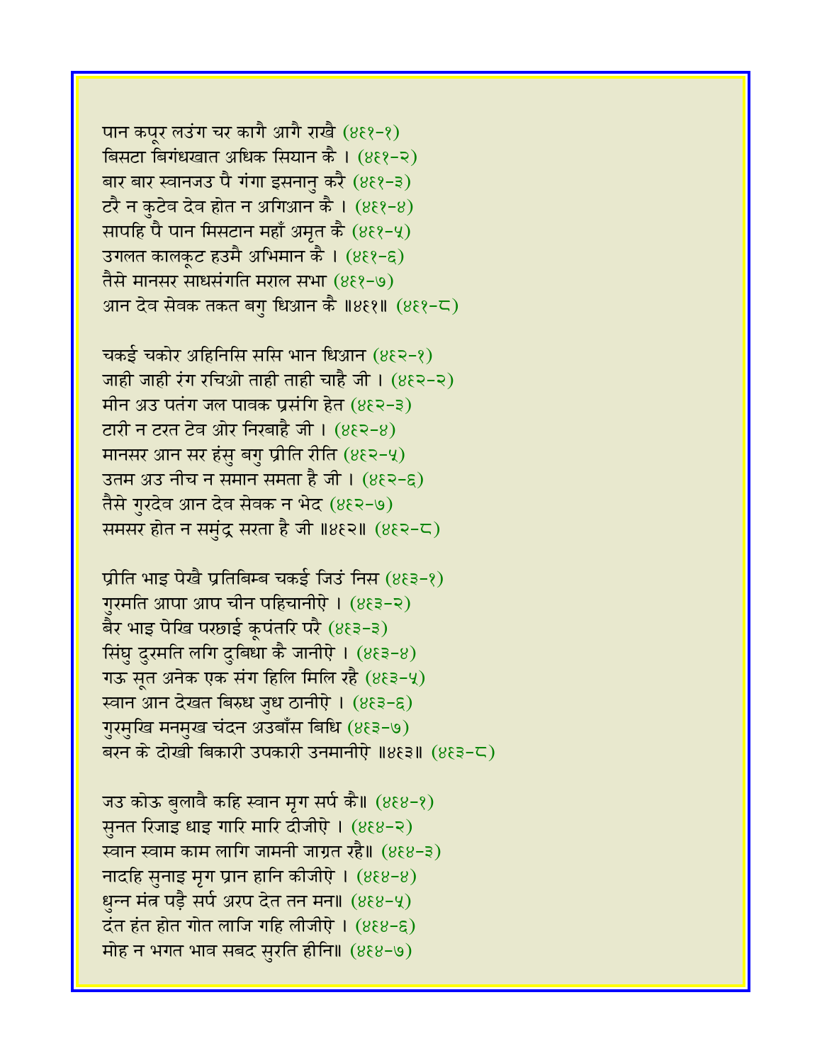पान कपूर लउंग चर कागै आगै राखै (४६१-१)
बिसटा बिगंधखात अधिक सियान कै । (४६१-२)
बार बार स्वानजउ पै गंगा इसनानु करै (४६१-३)
टरै न कुटेव देव होत न अगिआन कै । (४६१-४)
सापहि पै पान मिसटान महाँ अमृत कै (४६१-५)
उगलत कालकूट हउमै अभिमान कै । (४६१-६)
तैसे मानसर साधसंगति मराल सभा (४६१-७)
आन देव सेवक तकत बगु धिआन कै ॥४६१॥ (४६१-८)

चकई चकोर अहिनिसि ससि भान धिआन (४६२-१)
जाही जाही रंग रचिओ ताही ताही चाहै जी । (४६२-२)
मीन अउ पतंग जल पावक प्रसंगि हेत (४६२-३)
टारी न टरत टेव ओर निरबाहै जी । (४६२-४)
मानसर आन सर हंसु बगु प्रीति रीति (४६२-५)
उतम अउ नीच न समान समता है जी । (४६२-६)
तैसे गुरदेव आन देव सेवक न भेद (४६२-७)
समसर होत न समुंद्र सरता है जी ॥४६२॥ (४६२-८)

प्रीति भाइ पेखै प्रतिबिम्ब चकई जिउं निस (४६३-१)
गुरमति आपा आप चीन पहिचानीऐ । (४६३-२)
बैर भाइ पेखि परछाई कूपंतरि परै (४६३-३)
सिंघु दुरमति लगि दुबिधा कै जानीऐ । (४६३-४)
गऊ सूत अनेक एक संग हिलि मिलि रहै (४६३-५)
स्वान आन देखत बिरुध जुध ठानीऐ । (४६३-६)
गुरमुखि मनमुख चंदन अउबाँस बिधि (४६३-७)
बरन के दोखी बिकारी उपकारी उनमानीऐ ॥४६३॥ (४६३-८)

जउ कोऊ बुलावै कहि स्वान मृग सर्प कै॥ (४६४-१)
सुनत रिजाइ धाइ गारि मारि दीजीऐ । (४६४-२)
स्वान स्वाम काम लागि जामनी जाग्रत रहै॥ (४६४-३)
नादहि सुनाइ मृग प्रान हानि कीजीऐ । (४६४-४)
धुन्न मंत्र पड़ै सर्प अरप देत तन मन॥ (४६४-५)
दंत हंत होत गोत लाजि गहि लीजीऐ । (४६४-६)
मोह न भगत भाव सबद सुरति हीनि॥ (४६४-७)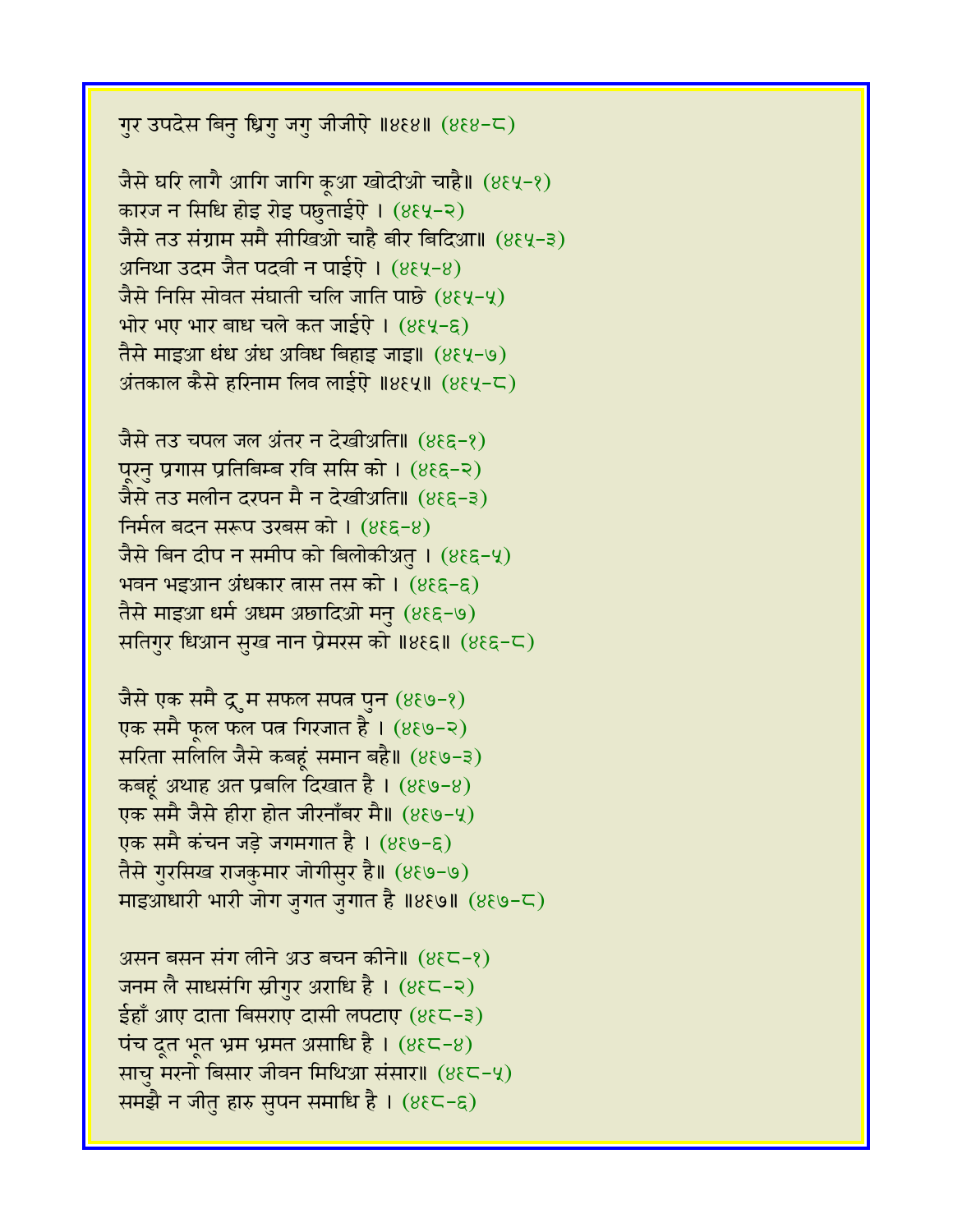गुर उपदेस बिनु ध्रिगु जगु जीजीऐ ॥४६४॥ (४६४-८)

जैसे घरि लागै आगि जागि कूआ खोदीओ चाहै॥ (४६५-१)
कारज न सिधि होइ रोइ पछुताईऐ । (४६५-२)
जैसे तउ संग्राम समै सीखिओ चाहै बीर बिदिआ॥ (४६५-३)
अनिथा उदम जैत पदवी न पाईऐ । (४६५-४)
जैसे निसि सोवत संघाती चलि जाति पाछे (४६५-५)
भोर भए भार बाध चले कत जाईऐ । (४६५-६)
तैसे माइआ धंध अंध अविध बिहाइ जाइ॥ (४६५-७)
अंतकाल कैसे हरिनाम लिव लाईऐ ॥४६५॥ (४६५-८)

जैसे तउ चपल जल अंतर न देखीअति॥ (४६६-१)
पूरनु प्रगास प्रतिबिम्ब रवि ससि को । (४६६-२)
जैसे तउ मलीन दरपन मै न देखीअति॥ (४६६-३)
निर्मल बदन सरूप उरबस को । (४६६-४)
जैसे बिन दीप न समीप को बिलोकीअतु । (४६६-५)
भवन भइआन अंधकार त्रास तस को । (४६६-६)
तैसे माइआ धर्म अधम अछादिओ मनु (४६६-७)
सतिगुर धिआन सुख नान प्रेमरस को ॥४६६॥ (४६६-८)

जैसे एक समै द्रुम सफल सपत्र पुन (४६७-१)
एक समै फूल फल पत्र गिरजात है । (४६७-२)
सरिता सलिलि जैसे कबहूं समान बहै॥ (४६७-३)
कबहूं अथाह अत प्रबलि दिखात है । (४६७-४)
एक समै जैसे हीरा होत जीरनाँबर मै॥ (४६७-५)
एक समै कंचन जड़े जगमगात है । (४६७-६)
तैसे गुरसिख राजकुमार जोगीसुर है॥ (४६७-७)
माइआधारी भारी जोग जुगत जुगात है ॥४६७॥ (४६७-८)

असन बसन संग लीने अउ बचन कीने॥ (४६८-१)
जनम लै साधसंगि स्रीगुर अराधि है । (४६८-२)
ईहाँ आए दाता बिसराए दासी लपटाए (४६८-३)
पंच दूत भूत भ्रम भ्रमत असाधि है । (४६८-४)
साचु मरनो बिसार जीवन मिथिआ संसार॥ (४६८-५)
समझै न जीतु हारु सुपन समाधि है । (४६८-६)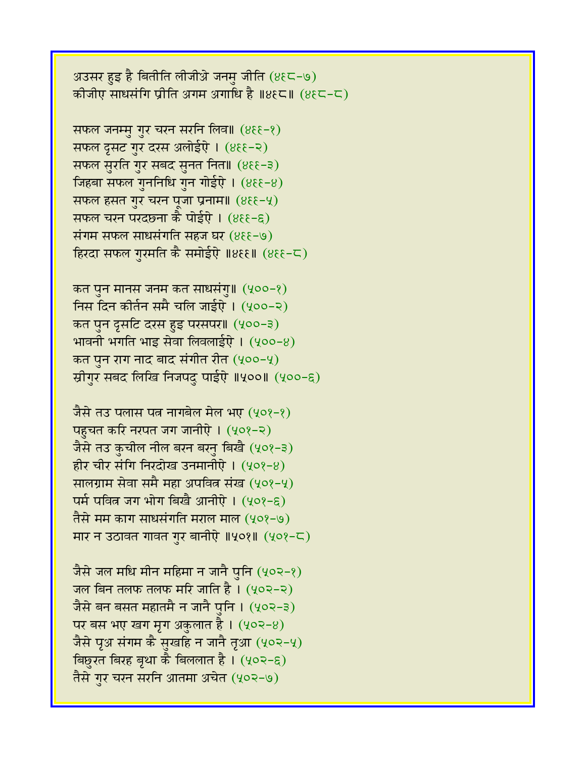अउसर हुइ है बितीति लीजीऐ जनमु जीति (४९८-७)
कीजीए साधसंगि प्रीति अगम अगाधि है ॥४९८॥ (४९८-८)

सफल जनम्मु गुर चरन सरनि लिव॥ (४९९-१)
सफल दृसट गुर दरस अलोईऐ । (४९९-२)
सफल सुरति गुर सबद सुनत नित॥ (४९९-३)
जिहबा सफल गुननिधि गुन गोईऐ । (४९९-४)
सफल हसत गुर चरन पूजा प्रनाम॥ (४९९-५)
सफल चरन परदछना कै पोईऐ । (४९९-६)
संगम सफल साधसंगति सहज घर (४९९-७)
हिरदा सफल गुरमति कै समोईऐ ॥४९९॥ (४९९-८)

कत पुन मानस जनम कत साधसंगु॥ (५००-१)
निस दिन कीर्तन समै चलि जाईऐ । (५००-२)
कत पुन दृसटि दरस हुइ परसपर॥ (५००-३)
भावनी भगति भाइ सेवा लिवलाईऐ । (५००-४)
कत पुन राग नाद बाद संगीत रीत (५००-५)
स्रीगुर सबद लिखि निजपदु पाईऐ ॥५००॥ (५००-६)

जैसे तउ पलास पत्र नागबेल मेल भए (५०१-१)
पहुचत करि नरपत जग जानीऐ । (५०१-२)
जैसे तउ कुचील नील बरन बरनु बिखै (५०१-३)
हीर चीर संगि निरदोख उनमानीऐ । (५०१-४)
सालग्राम सेवा समै महा अपवित्र संख (५०१-५)
पर्म पवित्र जग भोग बिखै आनीऐ । (५०१-६)
तैसे मम काग साधसंगति मराल माल (५०१-७)
मार न उठावत गावत गुर बानीऐ ॥५०१॥ (५०१-८)

जैसे जल मधि मीन महिमा न जानै पुनि (५०२-१)
जल बिन तलफ तलफ मरि जाति है । (५०२-२)
जैसे बन बसत महातमै न जानै पुनि । (५०२-३)
पर बस भए खग मृग अकुलात है । (५०२-४)
जैसे पृअ संगम कै सुखहि न जानै तृआ (५०२-५)
बिछुरत बिरह बृथा कै बिललात है । (५०२-६)
तैसे गुर चरन सरनि आतमा अचेत (५०२-७)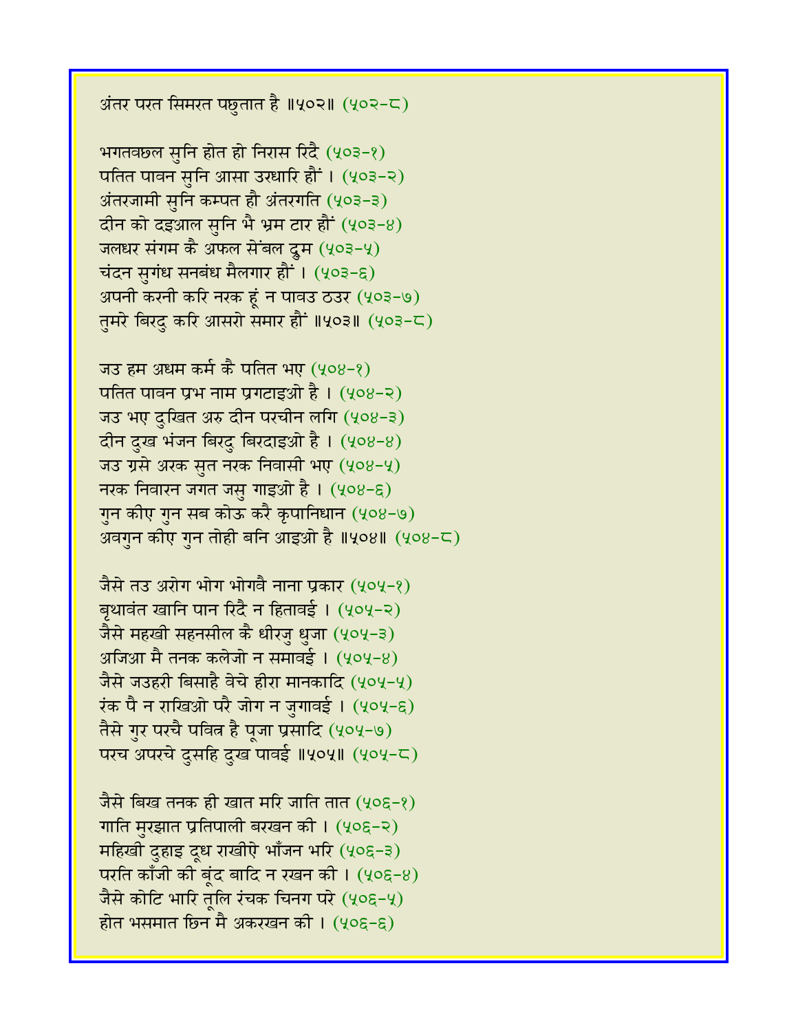अंतर परत सिमरत पछुतात है ॥५०२॥ (५०२-८)

भगतवछल सुनि होत हो निरास रिदै (५०३-१)
पतित पावन सुनि आसा उरधारि हौं । (५०३-२)
अंतरजामी सुनि कम्पत हौ अंतरगति (५०३-३)
दीन को दइआल सुनि भै भ्रम टार हौं (५०३-४)
जलधर संगम कै अफल सेंबल द्रुम (५०३-५)
चंदन सुगंध सनबंध मैलगार हौं । (५०३-६)
अपनी करनी करि नरक हूं न पावउ ठउर (५०३-७)
तुमरे बिरदु करि आसरो समार हौं ॥५०३॥ (५०३-८)

जउ हम अधम कर्म कै पतित भए (५०४-१)
पतित पावन प्रभ नाम प्रगटाइओ है । (५०४-२)
जउ भए दुखित अरु दीन परचीन लगि (५०४-३)
दीन दुख भंजन बिरदु बिरदाइओ है । (५०४-४)
जउ ग्रसे अरक सुत नरक निवासी भए (५०४-५)
नरक निवारन जगत जसु गाइओ है । (५०४-६)
गुन कीए गुन सब कोऊ करै कृपानिधान (५०४-७)
अवगुन कीए गुन तोही बनि आइओ है ॥५०४॥ (५०४-८)

जैसे तउ अरोग भोग भोगवै नाना प्रकार (५०५-१)
बृथावंत खानि पान रिदै न हितावई । (५०५-२)
जैसे महखी सहनसील कै धीरजु धुजा (५०५-३)
अजिआ मै तनक कलेजो न समावई । (५०५-४)
जैसे जउहरी बिसाहै वेचे हीरा मानकादि (५०५-५)
रंक पै न राखिओ परै जोग न जुगावई । (५०५-६)
तैसे गुर परचै पवित्र है पूजा प्रसादि (५०५-७)
परच अपरचे दुसहि दुख पावई ॥५०५॥ (५०५-८)

जैसे बिख तनक ही खात मरि जाति तात (५०६-१)
गाति मुरझात प्रतिपाली बरखन की । (५०६-२)
महिखी दुहाइ दूध राखीऐ भाँजन भरि (५०६-३)
परति काँजी की बूंद बादि न रखन की । (५०६-४)
जैसे कोटि भारि तूलि रंचक चिनग परे (५०६-५)
होत भसमात छिन मै अकरखन की । (५०६-६)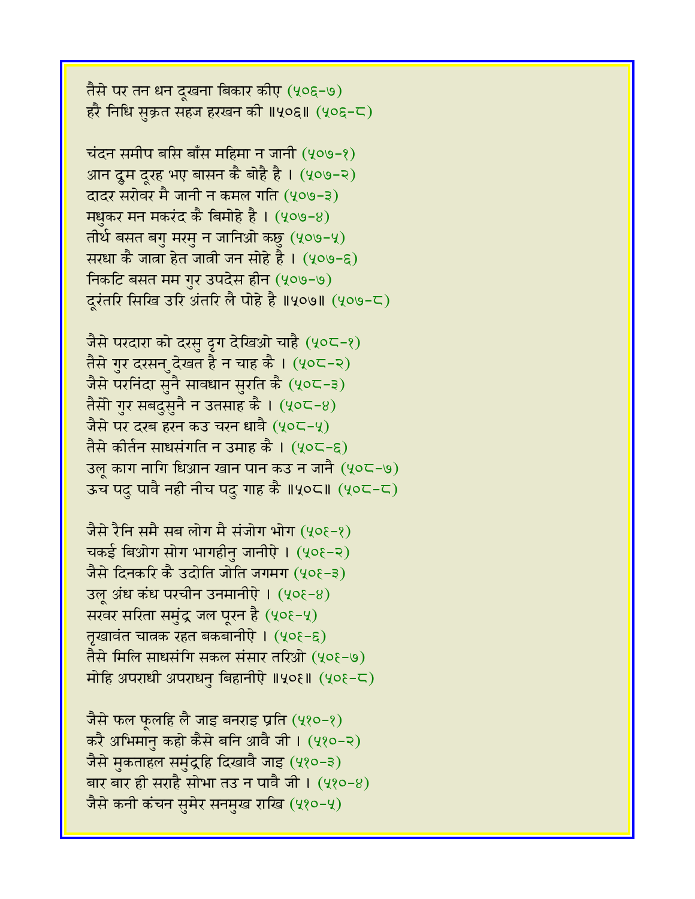तैसे पर तन धन दूखना बिकार कीए (५०६-७)
हरै निधि सुक्रत सहज हरखन की ॥५०६॥ (५०६-८)

चंदन समीप बसि बाँस महिमा न जानी (५०७-१)
आन द्रुम दूरह भए बासन कै बोहै है । (५०७-२)
दादर सरोवर मै जानी न कमल गति (५०७-३)
मधुकर मन मकरंद कै बिमोहे है । (५०७-४)
तीर्थ बसत बगु मरमु न जानिओ कछु (५०७-५)
सरधा कै जात्रा हेत जात्री जन सोहे है । (५०७-६)
निकटि बसत मम गुर उपदेस हीन (५०७-७)
दूरंतरि सिखि उरि अंतरि लै पोहे है ॥५०७॥ (५०७-८)

जैसे परदारा को दरसु दृग देखिओ चाहै (५०८-१)
तैसे गुर दरसनु देखत है न चाह कै । (५०८-२)
जैसे परनिंदा सुनै सावधान सुरति कै (५०८-३)
तैसो गुर सबदुसुनै न उतसाह कै । (५०८-४)
जैसे पर दरब हरन कउ चरन धावै (५०८-५)
तैसे कीर्तन साधसंगति न उमाह कै । (५०८-६)
उलू काग नागि धिआन खान पान कउ न जानै (५०८-७)
ऊच पदु पावै नही नीच पदु गाह कै ॥५०८॥ (५०८-८)

जैसे रैनि समै सब लोग मै संजोग भोग (५०९-१)
चकई बिओग सोग भागहीनु जानीऐ । (५०९-२)
जैसे दिनकरि कै उदोति जोति जगमग (५०९-३)
उलू अंध कंध परचीन उनमानीऐ । (५०९-४)
सरवर सरिता समुंद्र जल पूरन है (५०९-५)
तृखावंत चात्रक रहत बकबानीऐ । (५०९-६)
तैसे मिलि साधसंगि सकल संसार तरिओ (५०९-७)
मोहि अपराधी अपराधनु बिहानीऐ ॥५०९॥ (५०९-८)

जैसे फल फूलहि लै जाइ बनराइ प्रति (५१०-१)
करै अभिमानु कहो कैसे बनि आवै जी । (५१०-२)
जैसे मुकताहल समुंद्रहि दिखावै जाइ (५१०-३)
बार बार ही सराहै सोभा तउ न पावै जी । (५१०-४)
जैसे कनी कंचन सुमेर सनमुख राखि (५१०-५)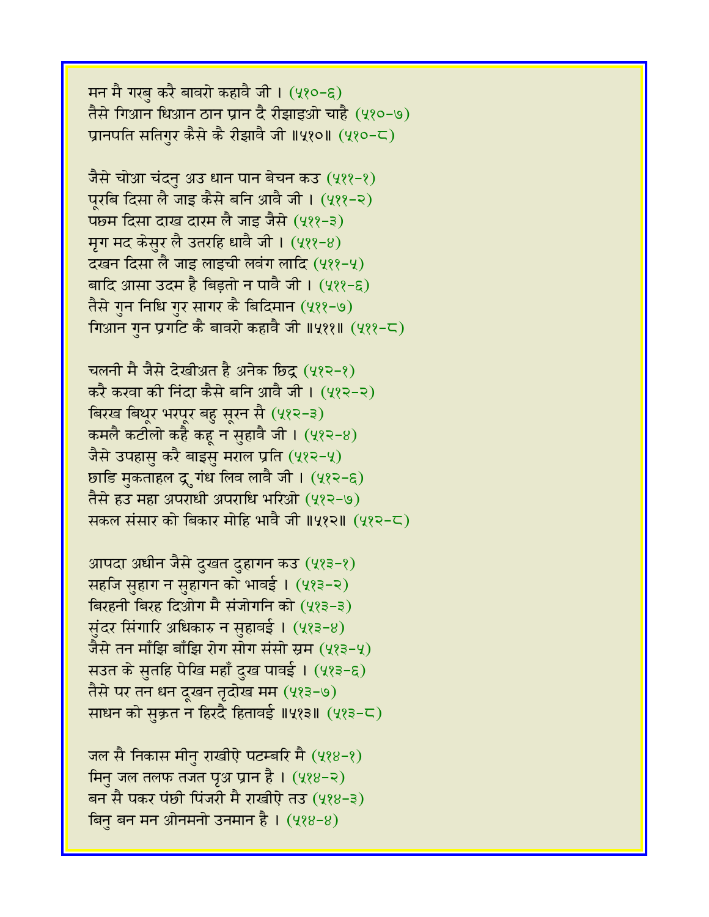मन मै गरबु करै बावरो कहावै जी । (५१०-६)
तैसे गिआन धिआन ठान प्रान दै रीझाइओ चाहै (५१०-७)
प्रानपति सतिगुर कैसे कै रीझावै जी ॥५१०॥ (५१०-८)

जैसे चोआ चंदनु अउ धान पान बेचन कउ (५११-१)
पूरबि दिसा लै जाइ कैसे बनि आवै जी । (५११-२)
पछम दिसा दाख दारम लै जाइ जैसे (५११-३)
मृग मद केसुर लै उतरहि धावै जी । (५११-४)
दखन दिसा लै जाइ लाइची लवंग लादि (५११-५)
बादि आसा उदम है बिड़तो न पावै जी । (५११-६)
तैसे गुन निधि गुर सागर कै बिदिमान (५११-७)
गिआन गुन प्रगटि कै बावरो कहावै जी ॥५११॥ (५११-८)

चलनी मै जैसे देखीअत है अनेक छिद्र (५१२-१)
करै करवा की निंदा कैसे बनि आवै जी । (५१२-२)
बिरख बिथूर भरपूर बहु सूरन सै (५१२-३)
कमलै कटीलो कहै कहू न सुहावै जी । (५१२-४)
जैसे उपहासु करै बाइसु मराल प्रति (५१२-५)
छाडि मुकताहल द्रु गंध लिव लावै जी । (५१२-६)
तैसे हउ महा अपराधी अपराधि भरिओ (५१२-७)
सकल संसार को बिकार मोहि भावै जी ॥५१२॥ (५१२-८)

आपदा अधीन जैसे दुखत दुहागन कउ (५१३-१)
सहजि सुहाग न सुहागन को भावई । (५१३-२)
बिरहनी बिरह दिओग मै संजोगनि को (५१३-३)
सुंदर सिंगारि अधिकारु न सुहावई । (५१३-४)
जैसे तन माँझि बाँझि रोग सोग संसो स्रम (५१३-५)
सउत के सुतहि पेखि महाँ दुख पावई । (५१३-६)
तैसे पर तन धन दूखन तृदोख मम (५१३-७)
साधन को सुक्रत न हिरदै हितावई ॥५१३॥ (५१३-८)

जल सै निकास मीनु राखीऐ पटम्बरि मै (५१४-१)
मिनु जल तलफ तजत पृअ प्रान है । (५१४-२)
बन सै पकर पंछी पिंजरी मै राखीऐ तउ (५१४-३)
बिनु बन मन ओनमनो उनमान है । (५१४-४)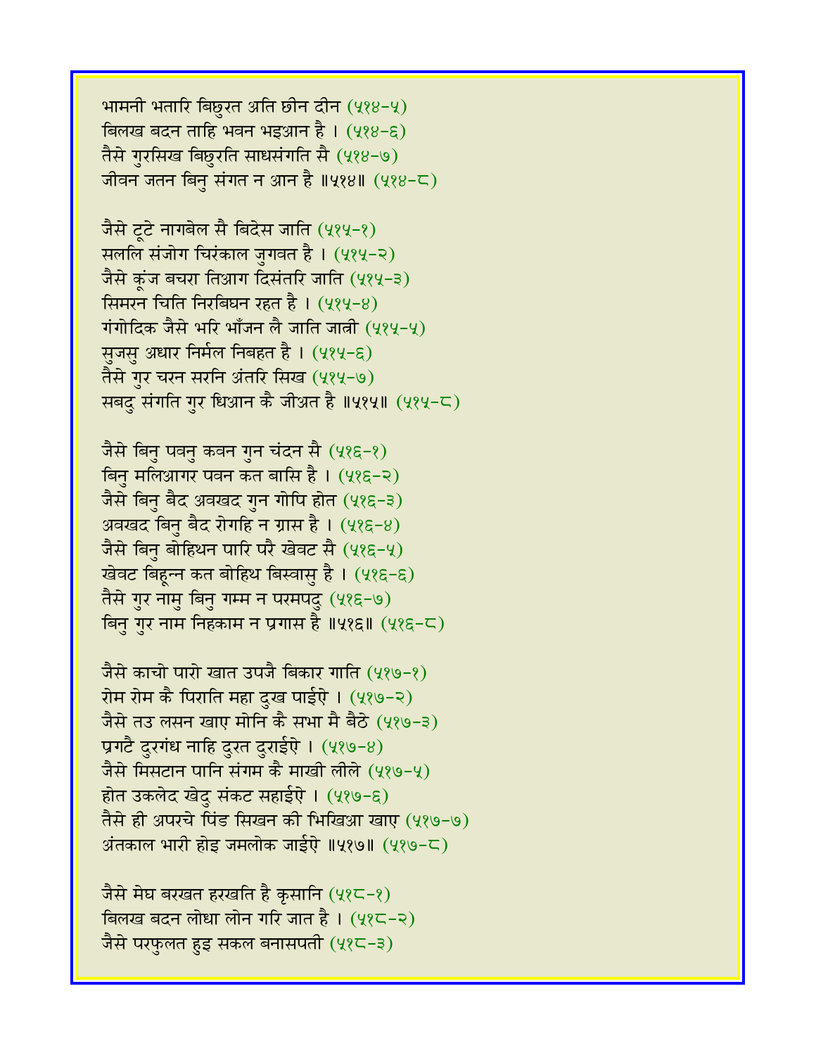भामनी भतारि बिछुरत अति छीन दीन (५१४-५)
बिलख बदन ताहि भवन भइआन है । (५१४-६)
तैसे गुरसिख बिछुरति साधसंगति सै (५१४-७)
जीवन जतन बिनु संगत न आन है ॥५१४॥ (५१४-८)

जैसे टूटे नागबेल सै बिदेस जाति (५१५-१)
सललि संजोग चिरंकाल जुगवत है । (५१५-२)
जैसे कूंज बचरा तिआग दिसंतरि जाति (५१५-३)
सिमरन चिति निरबिघन रहत है । (५१५-४)
गंगोदिक जैसे भरि भाँजन लै जाति जात्री (५१५-५)
सुजसु अधार निर्मल निबहत है । (५१५-६)
तैसे गुर चरन सरनि अंतरि सिख (५१५-७)
सबदु संगति गुर धिआन कै जीअत है ॥५१५॥ (५१५-८)

जैसे बिनु पवनु कवन गुन चंदन सै (५१६-१)
बिनु मलिआगर पवन कत बासि है । (५१६-२)
जैसे बिनु बैद अवखद गुन गोपि होत (५१६-३)
अवखद बिनु बैद रोगहि न ग्रास है । (५१६-४)
जैसे बिनु बोहिथन पारि परै खेवट सै (५१६-५)
खेवट बिहून्न कत बोहिथ बिस्वासु है । (५१६-६)
तैसे गुर नामु बिनु गम्म न परमपदु (५१६-७)
बिनु गुर नाम निहकाम न प्रगास है ॥५१६॥ (५१६-८)

जैसे काचो पारो खात उपजै बिकार गाति (५१७-१)
रोम रोम कै पिराति महा दुख पाईऐ । (५१७-२)
जैसे तउ लसन खाए मोनि कै सभा मै बैठे (५१७-३)
प्रगटै दुरगंध नाहि दुरत दुराईऐ । (५१७-४)
जैसे मिसटान पानि संगम कै माखी लीले (५१७-५)
होत उकलेद खेदु संकट सहाईऐ । (५१७-६)
तैसे ही अपरचे पिंड सिखन की भिखिआ खाए (५१७-७)
अंतकाल भारी होइ जमलोक जाईऐ ॥५१७॥ (५१७-८)

जैसे मेघ बरखत हरखति है कृसानि (५१८-१)
बिलख बदन लोधा लोन गरि जात है । (५१८-२)
जैसे परफुलत हुइ सकल बनासपती (५१८-३)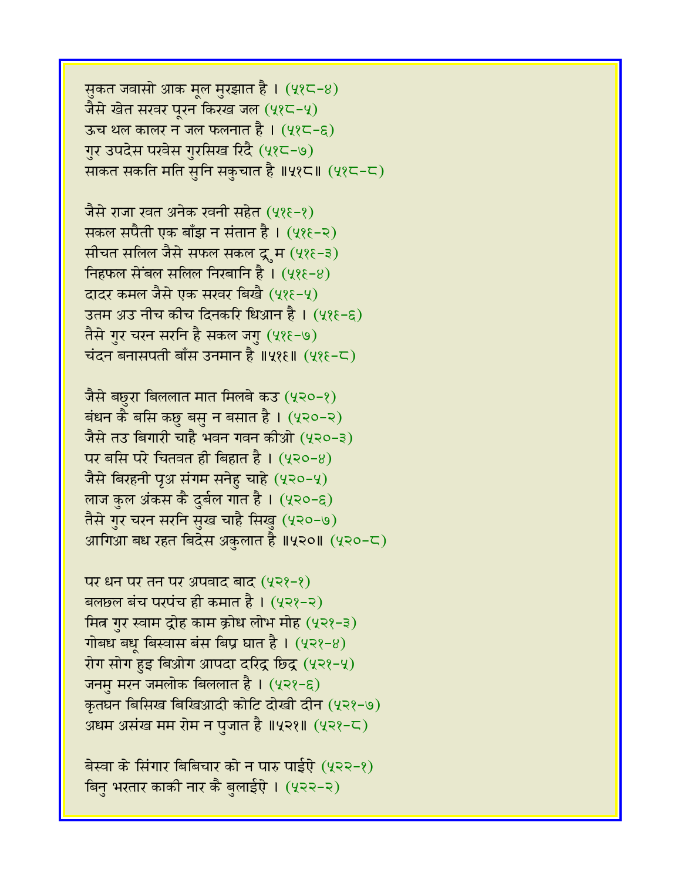सुकत जवासो आक मूल मुरझात है । (५१८-४)
जैसे खेत सरवर पूरन किरख जल (५१८-५)
ऊच थल कालर न जल फलनात है । (५१८-६)
गुर उपदेस परवेस गुरसिख रिदै (५१८-७)
साकत सकति मति सुनि सकुचात है ॥५१८॥ (५१८-८)

जैसे राजा रवत अनेक रवनी सहेत (५१९-१)
सकल सपैती एक बाँझ न संतान है । (५१९-२)
सीचत सलिल जैसे सफल सकल द्रुम (५१९-३)
निहफल सेंबल सलिल निरबानि है । (५१९-४)
दादर कमल जैसे एक सरवर बिखै (५१९-५)
उतम अउ नीच कीच दिनकरि धिआन है । (५१९-६)
तैसे गुर चरन सरनि है सकल जगु (५१९-७)
चंदन बनासपती बाँस उनमान है ॥५१९॥ (५१९-८)

जैसे बछुरा बिललात मात मिलबे कउ (५२०-१)
बंधन कै बसि कछु बसु न बसात है । (५२०-२)
जैसे तउ बिगारी चाहै भवन गवन कीओ (५२०-३)
पर बसि परे चितवत ही बिहात है । (५२०-४)
जैसे बिरहनी पृअ संगम सनेहु चाहे (५२०-५)
लाज कुल अंकस कै दुर्बल गात है । (५२०-६)
तैसे गुर चरन सरनि सुख चाहै सिखु (५२०-७)
आगिआ बध रहत बिदेस अकुलात है ॥५२०॥ (५२०-८)

पर धन पर तन पर अपवाद बाद (५२१-१)
बलछल बंच परपंच ही कमात है । (५२१-२)
मित्र गुर स्वाम द्रोह काम क्रोध लोभ मोह (५२१-३)
गोबध बधू बिस्वास बंस बिप्र घात है । (५२१-४)
रोग सोग हुइ बिओग आपदा दरिद्र छिद्र (५२१-५)
जनमु मरन जमलोक बिललात है । (५२१-६)
कृतघन बिसिख बिखिआदी कोटि दोखी दीन (५२१-७)
अधम असंख मम रोम न पुजात है ॥५२१॥ (५२१-८)

बेस्वा के सिंगार बिबिचार को न पारु पाईऐ (५२२-१)
बिनु भरतार काकी नार कै बुलाईऐ । (५२२-२)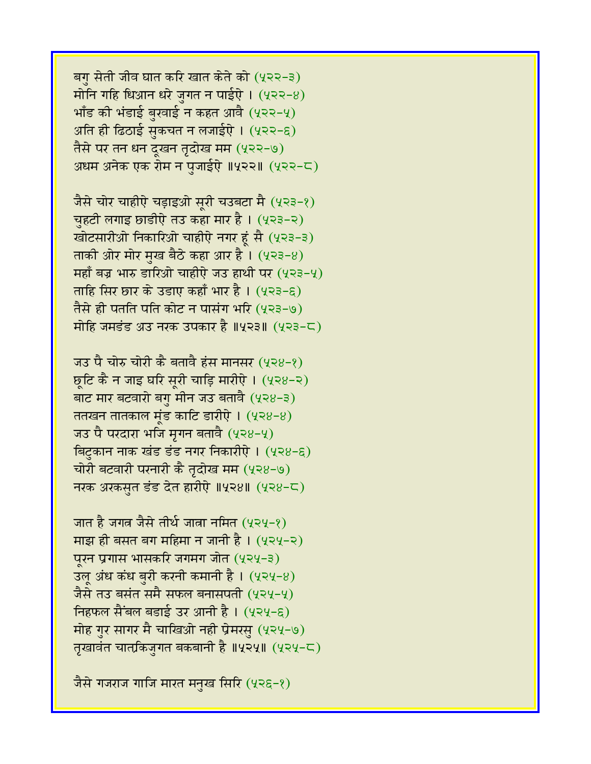बगु सेती जीव घात करि खात केते को (५२२-३)
मोनि गहि धिआन धरे जुगत न पाईऐ । (५२२-४)
भाँड की भंडाई बुरवाई न कहत आवै (५२२-५)
अति ही ढिठाई सुकचत न लजाईऐ । (५२२-६)
तैसे पर तन धन दूखन तृदोख मम (५२२-७)
अधम अनेक एक रोम न पुजाईऐ ॥५२२॥ (५२२-८)

जैसे चोर चाहीऐ चड़ाइओ सूरी चउबटा मै (५२३-१)
चुहटी लगाइ छाडीऐ तउ कहा मार है । (५२३-२)
खोटसारीओ निकारिओ चाहीऐ नगर हूं सै (५२३-३)
ताकी ओर मोर मुख बैठे कहा आर है । (५२३-४)
महाँ बज्र भारु डारिओ चाहीऐ जउ हाथी पर (५२३-५)
ताहि सिर छार के उडाए कहाँ भार है । (५२३-६)
तैसे ही पतति पति कोट न पासंग भरि (५२३-७)
मोहि जमडंड अउ नरक उपकार है ॥५२३॥ (५२३-८)

जउ पै चोरु चोरी कै बतावै हंस मानसर (५२४-१)
छूटि कै न जाइ घरि सूरी चाड़ि मारीऐ । (५२४-२)
बाट मार बटवारो बगु मीन जउ बतावै (५२४-३)
ततखन तातकाल मूंड काटि डारीऐ । (५२४-४)
जउ पै परदारा भजि मृगन बतावै (५२४-५)
बिटुकान नाक खंड डंड नगर निकारीऐ । (५२४-६)
चोरी बटवारी परनारी कै तृदोख मम (५२४-७)
नरक अरकसुत डंड देत हारीऐ ॥५२४॥ (५२४-८)

जात है जगत्र जैसे तीर्थ जात्रा नमित (५२५-१)
माझ ही बसत बग महिमा न जानी है । (५२५-२)
पूरन प्रगास भासकरि जगमग जोत (५२५-३)
उलू अंध कंध बुरी करनी कमानी है । (५२५-४)
जैसे तउ बसंत समै सफल बनासपती (५२५-५)
निहफल सैंबल बडाई उर आनी है । (५२५-६)
मोह गुर सागर मै चाखिओ नही प्रेमरसु (५२५-७)
तृखावंत चात्रिकिजुगत बकबानी है ॥५२५॥ (५२५-८)

जैसे गजराज गाजि मारत मनुख सिरि (५२६-१)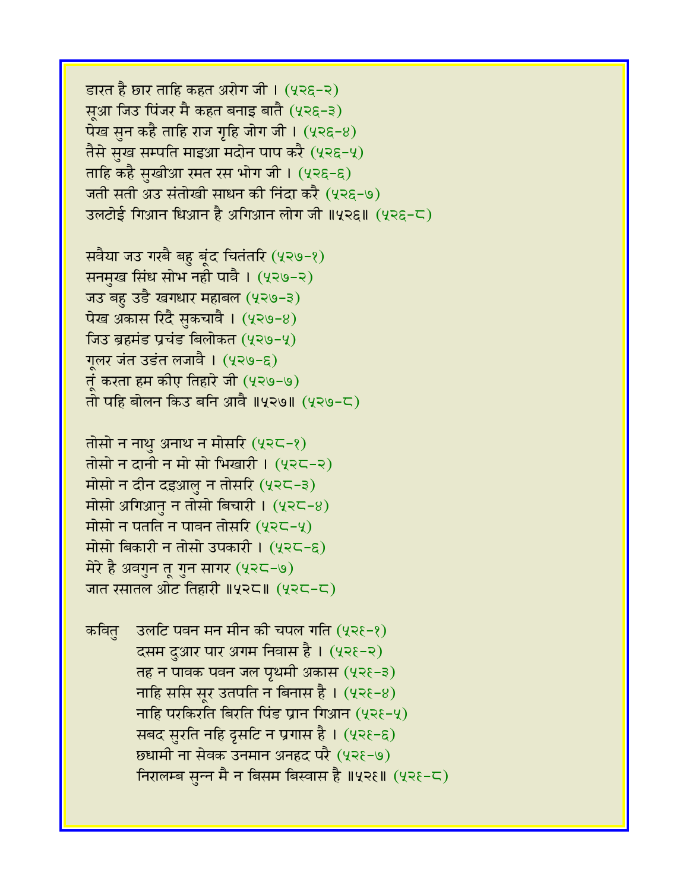डारत है छार ताहि कहत अरोग जी । (५२६-२)
सूआ जिउ पिंजर मै कहत बनाइ बातै (५२६-३)
पेख सुन कहै ताहि राज गृहि जोग जी । (५२६-४)
तैसे सुख सम्पति माइआ मदोन पाप करै (५२६-५)
ताहि कहै सुखीआ रमत रस भोग जी । (५२६-६)
जती सती अउ संतोखी साधन की निंदा करै (५२६-७)
उलटोई गिआन धिआन है अगिआन लोग जी ॥५२६॥ (५२६-८)

सवैया जउ गरबै बहु बूंद चितंतरि (५२७-१)
सनमुख सिंध सोभ नही पावै । (५२७-२)
जउ बहु उडै खगधार महाबल (५२७-३)
पेख अकास रिदै सुकचावै । (५२७-४)
जिउ ब्रहमंड प्रचंड बिलोकत (५२७-५)
गूलर जंत उडंत लजावै । (५२७-६)
तूं करता हम कीए तिहारे जी (५२७-७)
तो पहि बोलन किउ बनि आवै ॥५२७॥ (५२७-८)

तोसो न नाथु अनाथ न मोसरि (५२८-१)
तोसो न दानी न मो सो भिखारी । (५२८-२)
मोसो न दीन दइआलु न तोसरि (५२८-३)
मोसो अगिआनु न तोसो बिचारी । (५२८-४)
मोसो न पतति न पावन तोसरि (५२८-५)
मोसो बिकारी न तोसो उपकारी । (५२८-६)
मेरे है अवगुन तू गुन सागर (५२८-७)
जात रसातल ओट तिहारी ॥५२८॥ (५२८-८)

कवितु उलटि पवन मन मीन की चपल गति (५२९-१)
दसम दुआर पार अगम निवास है । (५२९-२)
तह न पावक पवन जल पृथमी अकास (५२९-३)
नाहि ससि सूर उतपति न बिनास है । (५२९-४)
नाहि परकिरति बिरति पिंड प्रान गिआन (५२९-५)
सबद सुरति नहि दृसटि न प्रगास है । (५२९-६)
छधामी ना सेवक उनमान अनहद परै (५२९-७)
निरालम्ब सुन्न मै न बिसम बिस्वास है ॥५२९॥ (५२९-८)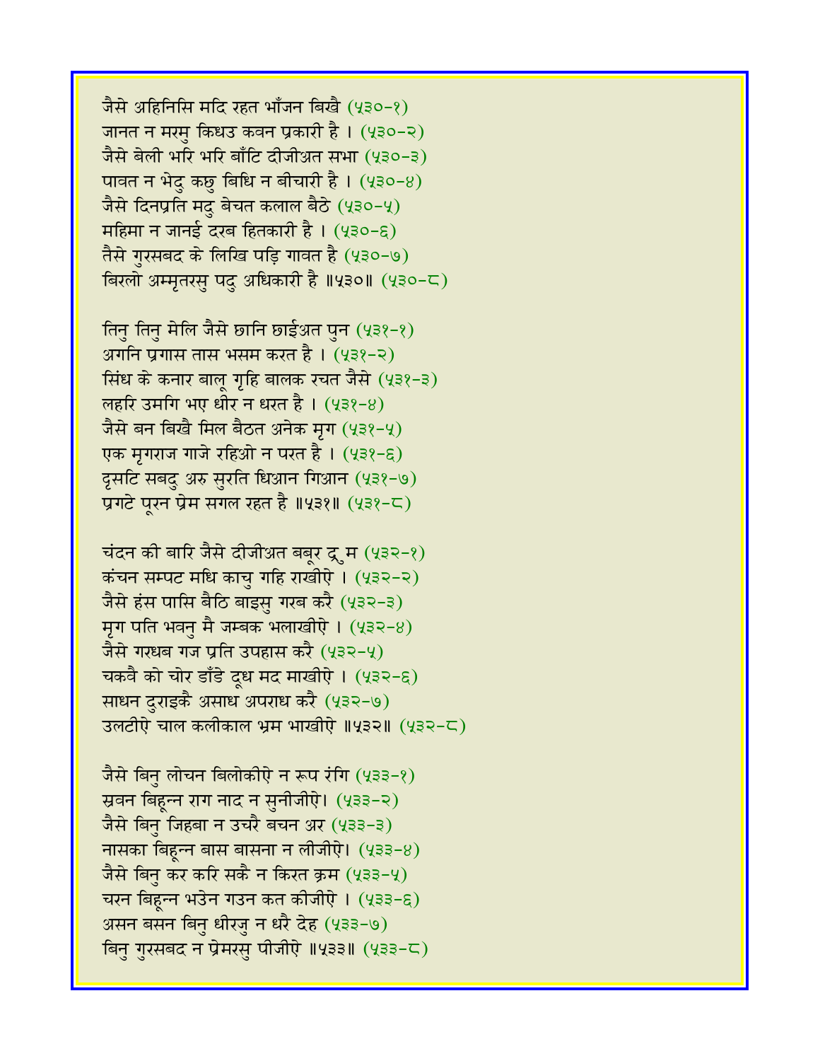जैसे अहिनिसि मदि रहत भाँजन बिखै (५३०-१)
जानत न मरमु किधउ कवन प्रकारी है । (५३०-२)
जैसे बेली भरि भरि बाँटि दीजीअत सभा (५३०-३)
पावत न भेदु कछु बिधि न बीचारी है । (५३०-४)
जैसे दिनप्रति मदु बेचत कलाल बैठे (५३०-५)
महिमा न जानई दरब हितकारी है । (५३०-६)
तैसे गुरसबद के लिखि पड़ि गावत है (५३०-७)
बिरलो अम्मृतरसु पदु अधिकारी है ॥५३०॥ (५३०-८)

तिनु तिनु मेलि जैसे छानि छाईअत पुन (५३१-१)
अगनि प्रगास तास भसम करत है । (५३१-२)
सिंध के कनार बालू गृहि बालक रचत जैसे (५३१-३)
लहरि उमगि भए धीर न धरत है । (५३१-४)
जैसे बन बिखै मिल बैठत अनेक मृग (५३१-५)
एक मृगराज गाजे रहिओ न परत है । (५३१-६)
दृसटि सबदु अरु सुरति धिआन गिआन (५३१-७)
प्रगटे पूरन प्रेम सगल रहत है ॥५३१॥ (५३१-८)

चंदन की बारि जैसे दीजीअत बबूर द्रुम (५३२-१)
कंचन सम्पट मधि काचु गहि राखीऐ । (५३२-२)
जैसे हंस पासि बैठि बाइसु गरब करै (५३२-३)
मृग पति भवनु मै जम्बक भलाखीऐ । (५३२-४)
जैसे गरधब गज प्रति उपहास करै (५३२-५)
चकवै को चोर डाँडे दूध मद माखीऐ । (५३२-६)
साधन दुराइकै असाध अपराध करै (५३२-७)
उलटीऐ चाल कलीकाल भ्रम भाखीऐ ॥५३२॥ (५३२-८)

जैसे बिनु लोचन बिलोकीऐ न रूप रंगि (५३३-१)
स्रवन बिहून्न राग नाद न सुनीजीऐ। (५३३-२)
जैसे बिनु जिहबा न उचरै बचन अर (५३३-३)
नासका बिहून्न बास बासना न लीजीऐ। (५३३-४)
जैसे बिनु कर करि सकै न किरत क्रम (५३३-५)
चरन बिहून्न भउेन गउन कत कीजीऐ । (५३३-६)
असन बसन बिनु धीरजु न धरै देह (५३३-७)
बिनु गुरसबद न प्रेमरसु पीजीऐ ॥५३३॥ (५३३-८)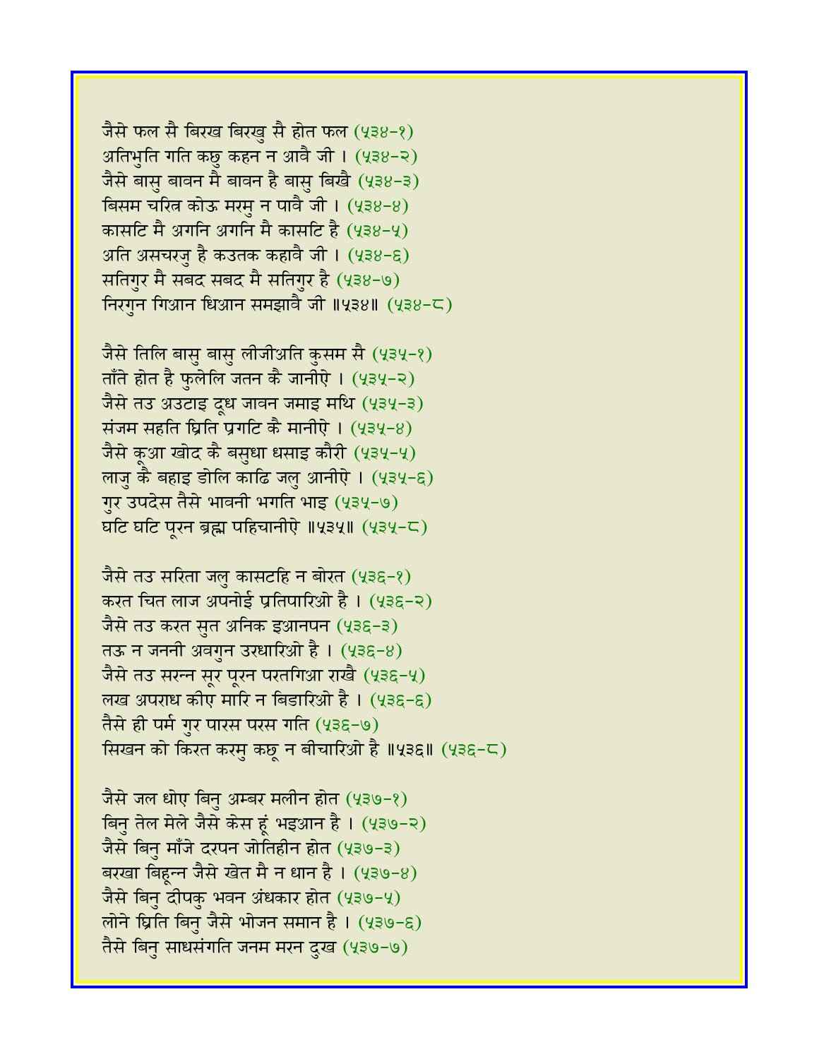जैसे फल सै बिरख बिरखु सै होत फल (५३४-१)
अतिभुति गति कछु कहन न आवै जी । (५३४-२)
जैसे बासु बावन मै बावन है बासु बिखै (५३४-३)
बिसम चरित्र कोऊ मरमु न पावै जी । (५३४-४)
कासटि मै अगनि अगनि मै कासटि है (५३४-५)
अति असचरजु है कउतक कहावै जी । (५३४-६)
सतिगुर मै सबद सबद मै सतिगुर है (५३४-७)
निरगुन गिआन धिआन समझावै जी ॥५३४॥ (५३४-८)

जैसे तिलि बासु बासु लीजीअति कुसम सै (५३५-१)
ताँते होत है फुलेलि जतन कै जानीऐ । (५३५-२)
जैसे तउ अउटाइ दूध जावन जमाइ मथि (५३५-३)
संजम सहति घ्रिति प्रगटि कै मानीऐ । (५३५-४)
जैसे कूआ खोद कै बसुधा धसाइ कौरी (५३५-५)
लाजु कै बहाइ डोलि काढि जलु आनीऐ । (५३५-६)
गुर उपदेस तैसे भावनी भगति भाइ (५३५-७)
घटि घटि पूरन ब्रह्म पहिचानीऐ ॥५३५॥ (५३५-८)

जैसे तउ सरिता जलु कासटहि न बोरत (५३६-१)
करत चित लाज अपनोई प्रतिपारिओ है । (५३६-२)
जैसे तउ करत सुत अनिक इआनपन (५३६-३)
तऊ न जननी अवगुन उरधारिओ है । (५३६-४)
जैसे तउ सरन्न सूर पूरन परतगिआ राखै (५३६-५)
लख अपराध कीए मारि न बिडारिओ है । (५३६-६)
तैसे ही पर्म गुर पारस परस गति (५३६-७)
सिखन को किरत करमु कछू न बीचारिओ है ॥५३६॥ (५३६-८)

जैसे जल धोए बिनु अम्बर मलीन होत (५३७-१)
बिनु तेल मेले जैसे केस हूं भइआन है । (५३७-२)
जैसे बिनु माँजे दरपन जोतिहीन होत (५३७-३)
बरखा बिहून्न जैसे खेत मै न धान है । (५३७-४)
जैसे बिनु दीपकु भवन अंधकार होत (५३७-५)
लोने घ्रिति बिनु जैसे भोजन समान है । (५३७-६)
तैसे बिनु साधसंगति जनम मरन दुख (५३७-७)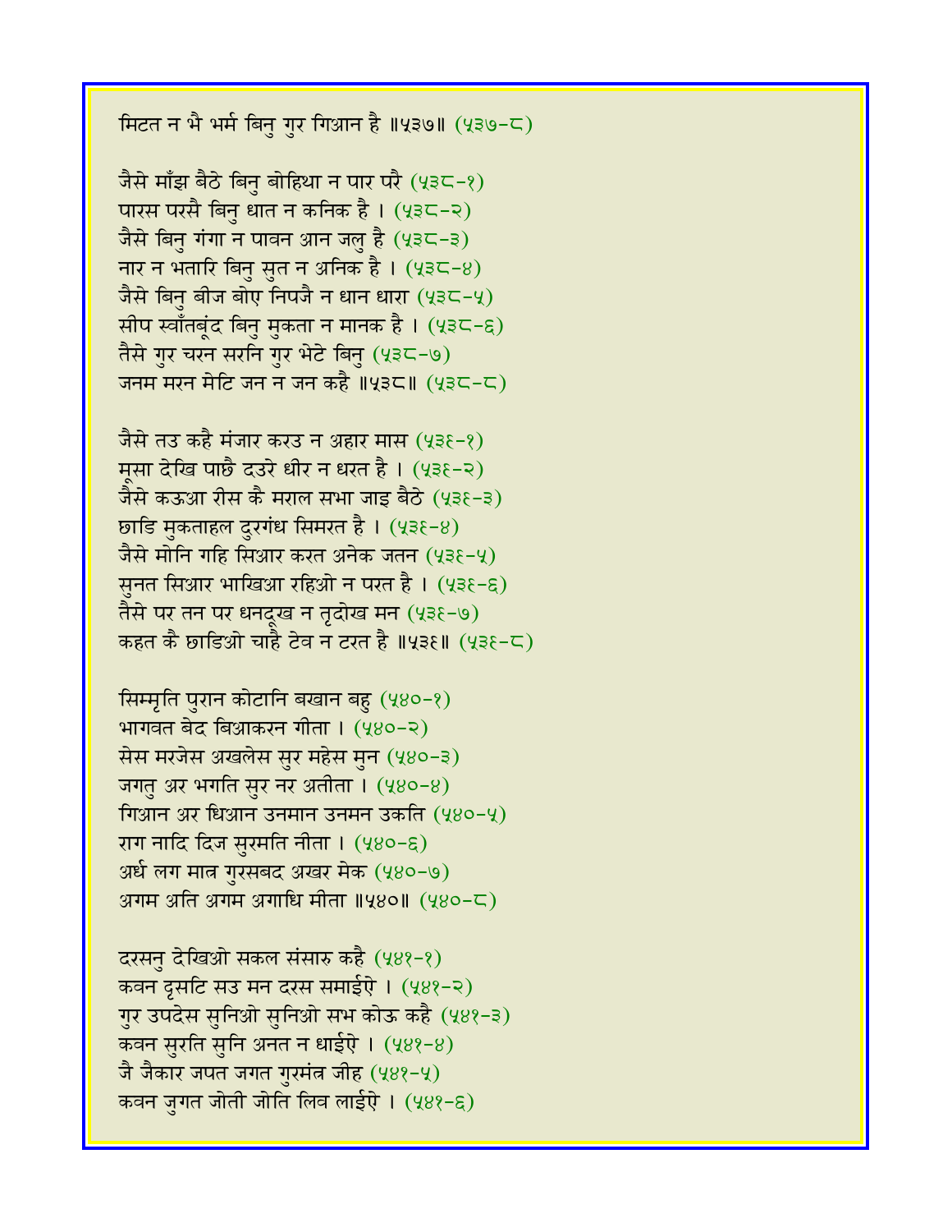मिटत न भै भर्म बिनु गुर गिआन है ॥५३७॥ (५३७-८)

जैसे माँझ बैठे बिनु बोहिथा न पार परै (५३८-१)
पारस परसै बिनु धात न कनिक है । (५३८-२)
जैसे बिनु गंगा न पावन आन जलु है (५३८-३)
नार न भतारि बिनु सुत न अनिक है । (५३८-४)
जैसे बिनु बीज बोए निपजै न धान धारा (५३८-५)
सीप स्वाँतबूंद बिनु मुकता न मानक है । (५३८-६)
तैसे गुर चरन सरनि गुर भेटे बिनु (५३८-७)
जनम मरन मेटि जन न जन कहै ॥५३८॥ (५३८-८)

जैसे तउ कहै मंजार करउ न अहार मास (५३९-१)
मूसा देखि पाछै दउरे धीर न धरत है । (५३९-२)
जैसे कऊआ रीस कै मराल सभा जाइ बैठे (५३९-३)
छाडि मुकताहल दुरगंध सिमरत है । (५३९-४)
जैसे मोनि गहि सिआर करत अनेक जतन (५३९-५)
सुनत सिआर भाखिआ रहिओ न परत है । (५३९-६)
तैसे पर तन पर धनदूख न तृदोख मन (५३९-७)
कहत कै छाडिओ चाहै टेव न टरत है ॥५३९॥ (५३९-८)

सिम्मृति पुरान कोटानि बखान बहु (५४०-१)
भागवत बेद बिआकरन गीता । (५४०-२)
सेस मरजेस अखलेस सुर महेस मुन (५४०-३)
जगतु अर भगति सुर नर अतीता । (५४०-४)
गिआन अर धिआन उनमान उनमन उकति (५४०-५)
राग नादि दिज सुरमति नीता । (५४०-६)
अर्ध लग मात्र गुरसबद अखर मेक (५४०-७)
अगम अति अगम अगाधि मीता ॥५४०॥ (५४०-८)

दरसनु देखिओ सकल संसारु कहै (५४१-१)
कवन दृसटि सउ मन दरस समाईऐ । (५४१-२)
गुर उपदेस सुनिओ सुनिओ सभ कोऊ कहै (५४१-३)
कवन सुरति सुनि अनत न धाईऐ । (५४१-४)
जै जैकार जपत जगत गुरमंत्र जीह (५४१-५)
कवन जुगत जोती जोति लिव लाईऐ । (५४१-६)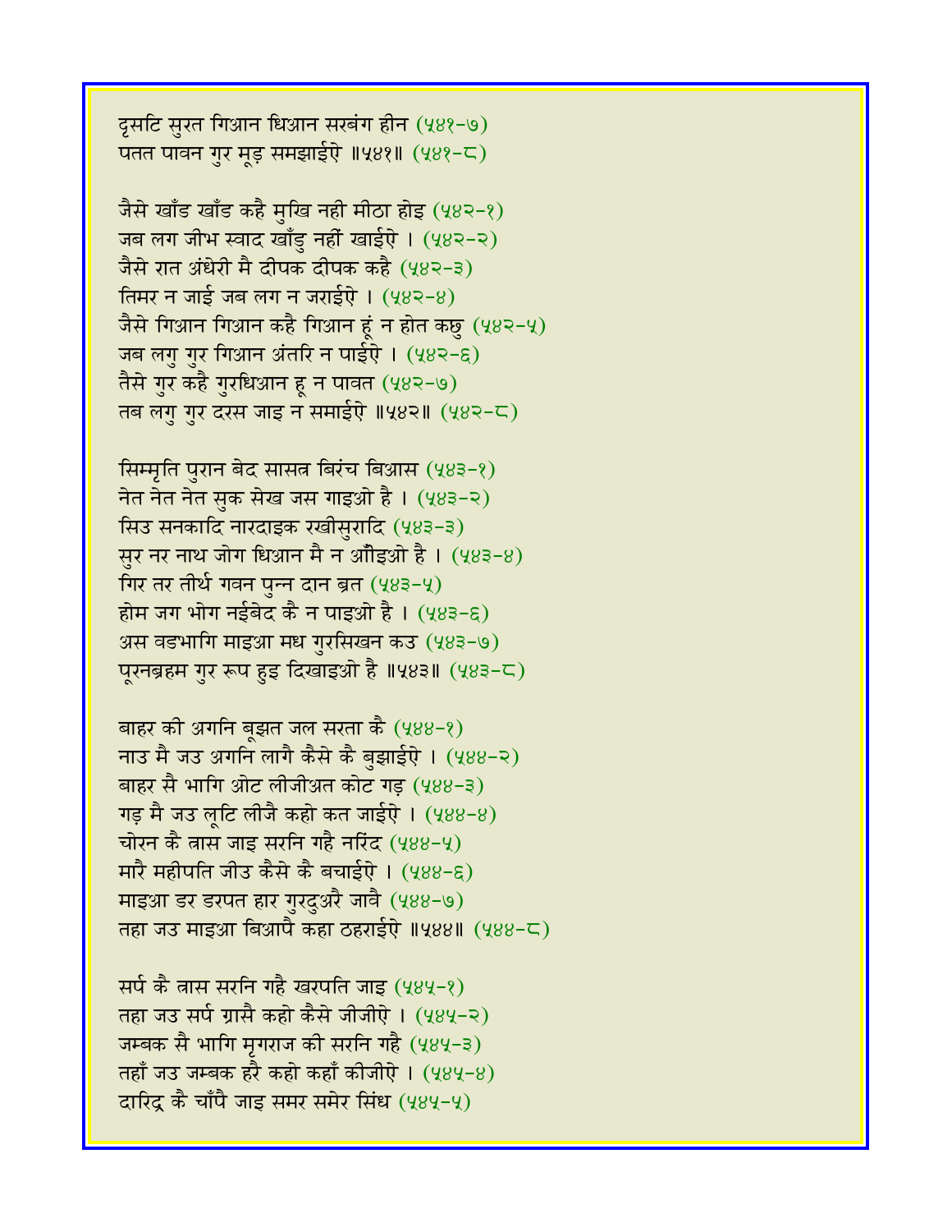दृसटि सुरत गिआन धिआन सरबंग हीन (५४१-७)
पतत पावन गुर मूड़ समझाईऐ ॥५४१॥ (५४१-८)

जैसे खाँड खाँड कहै मुखि नही मीठा होइ (५४२-१)
जब लग जीभ स्वाद खाँड़ु नहीं खाईऐ । (५४२-२)
जैसे रात अंधेरी मै दीपक दीपक कहै (५४२-३)
तिमर न जाई जब लग न जराईऐ । (५४२-४)
जैसे गिआन गिआन कहै गिआन हूं न होत कछु (५४२-५)
जब लगु गुर गिआन अंतरि न पाईऐ । (५४२-६)
तैसे गुर कहै गुरधिआन हू न पावत (५४२-७)
तब लगु गुर दरस जाइ न समाईऐ ॥५४२॥ (५४२-८)

सिम्मृति पुरान बेद सासत्र बिरंच बिआस (५४३-१)
नेत नेत नेत सुक सेख जस गाइओ है । (५४३-२)
सिउ सनकादि नारदाइक रखीसुरादि (५४३-३)
सुर नर नाथ जोग धिआन मै न आँइओ है । (५४३-४)
गिर तर तीर्थ गवन पुन्न दान ब्रत (५४३-५)
होम जग भोग नईबेद कै न पाइओ है । (५४३-६)
अस वडभागि माइआ मध गुरसिखन कउ (५४३-७)
पूरनब्रहम गुर रूप हुइ दिखाइओ है ॥५४३॥ (५४३-८)

बाहर की अगनि बूझत जल सरता कै (५४४-१)
नाउ मै जउ अगनि लागै कैसे कै बुझाईऐ । (५४४-२)
बाहर सै भागि ओट लीजीअत कोट गड़ (५४४-३)
गड़ मै जउ लूटि लीजै कहो कत जाईऐ । (५४४-४)
चोरन कै त्रास जाइ सरनि गहै नरिंद (५४४-५)
मारै महीपति जीउ कैसे कै बचाईऐ । (५४४-६)
माइआ डर डरपत हार गुरदुअरै जावै (५४४-७)
तहा जउ माइआ बिआपै कहा ठहराईऐ ॥५४४॥ (५४४-८)

सर्प कै त्रास सरनि गहै खरपति जाइ (५४५-१)
तहा जउ सर्प ग्रासै कहो कैसे जीजीऐ । (५४५-२)
जम्बक सै भागि मृगराज की सरनि गहै (५४५-३)
तहाँ जउ जम्बक हरै कहो कहाँ कीजीऐ । (५४५-४)
दारिद्र कै चाँपै जाइ समर समेर सिंध (५४५-५)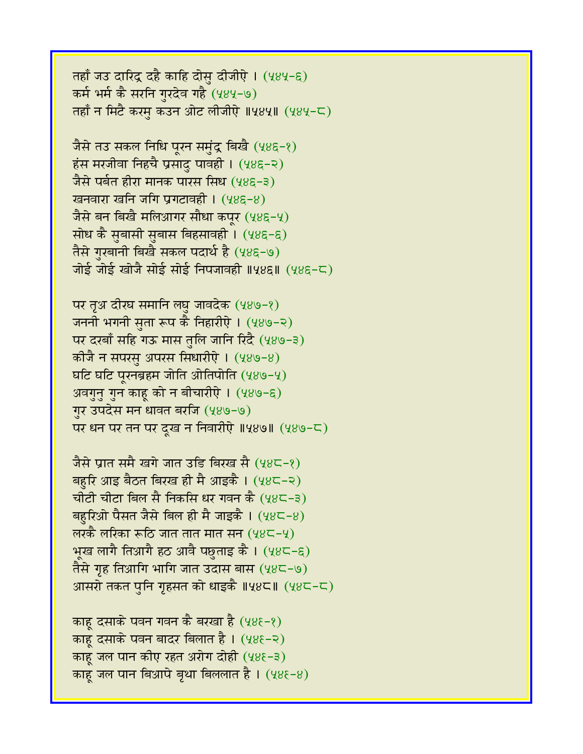तहाँ जउ दारिद्र दहै काहि दोसु दीजीऐ । (५४५-६)
कर्म भर्म कै सरनि गुरदेव गहै (५४५-७)
तहाँ न मिटै करमु कउन ओट लीजीऐ ॥५४५॥ (५४५-८)

जैसे तउ सकल निधि पूरन समुंद्र बिखै (५४६-१)
हंस मरजीवा निहचै प्रसादु पावही । (५४६-२)
जैसे पर्बत हीरा मानक पारस सिध (५४६-३)
खनवारा खनि जगि प्रगटावही । (५४६-४)
जैसे बन बिखै मलिआगर सौधा कपूर (५४६-५)
सोध कै सुबासी सुबास बिहसावही । (५४६-६)
तैसे गुरबानी बिखै सकल पदार्थ है (५४६-७)
जोई जोई खोजै सोई सोई निपजावही ॥५४६॥ (५४६-८)

पर तृअ दीरघ समानि लघु जावदेक (५४७-१)
जननी भगनी सुता रूप कै निहारीऐ । (५४७-२)
पर दरबाँ सहि गऊ मास तुलि जानि रिदै (५४७-३)
कीजै न सपरसु अपरस सिधारीऐ । (५४७-४)
घटि घटि पूरनब्रहम जोति ओतिपोति (५४७-५)
अवगुनु गुन काहू को न बीचारीऐ । (५४७-६)
गुर उपदेस मन धावत बरजि (५४७-७)
पर धन पर तन पर दूख न निवारीऐ ॥५४७॥ (५४७-८)

जैसे प्रात समै खगे जात उडि बिरख सै (५४८-१)
बहुरि आइ बैठत बिरख ही मै आइकै । (५४८-२)
चीटी चीटा बिल सै निकसि धर गवन कै (५४८-३)
बहुरिओ पैसत जैसे बिल ही मै जाइकै । (५४८-४)
लरकै लरिका रूठि जात तात मात सन (५४८-५)
भूख लागै तिआगै हठ आवै पछुताइ कै । (५४८-६)
तैसे गृह तिआगि भागि जात उदास बास (५४८-७)
आसरो तकत पुनि गृहसत को धाइकै ॥५४८॥ (५४८-८)

काहू दसाके पवन गवन कै बरखा है (५४९-१)
काहू दसाके पवन बादर बिलात है । (५४९-२)
काहू जल पान कीए रहत अरोग दोही (५४९-३)
काहू जल पान बिआपे बृथा बिललात है । (५४९-४)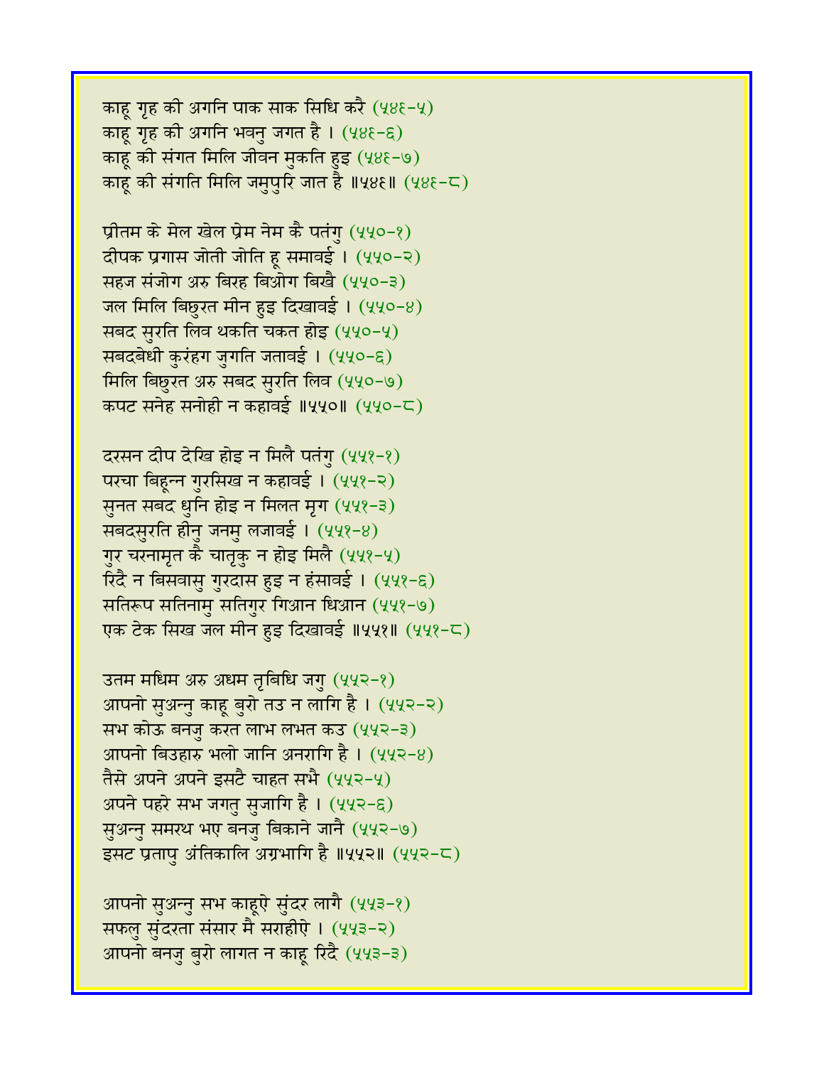काहू गृह की अगनि पाक साक सिधि करै (५४६-५)
काहू गृह की अगनि भवनु जगत है । (५४६-६)
काहू की संगत मिलि जीवन मुकति हुइ (५४६-७)
काहू की संगति मिलि जमुपुरि जात है ॥५४६॥ (५४६-८)

प्रीतम के मेल खेल प्रेम नेम कै पतंगु (५५०-१)
दीपक प्रगास जोती जोति हू समावई । (५५०-२)
सहज संजोग अरु बिरह बिओग बिखै (५५०-३)
जल मिलि बिछुरत मीन हुइ दिखावई । (५५०-४)
सबद सुरति लिव थकति चकत होइ (५५०-५)
सबदबेधी कुरंहग जुगति जतावई । (५५०-६)
मिलि बिछुरत अरु सबद सुरति लिव (५५०-७)
कपट सनेह सनोही न कहावई ॥५५०॥ (५५०-८)

दरसन दीप देखि होइ न मिलै पतंगु (५५१-१)
परचा बिहून्न गुरसिख न कहावई । (५५१-२)
सुनत सबद धुनि होइ न मिलत मृग (५५१-३)
सबदसुरति हीनु जनमु लजावई । (५५१-४)
गुर चरनामृत कै चातृकु न होइ मिलै (५५१-५)
रिदै न बिसवासु गुरदास हुइ न हंसावई । (५५१-६)
सतिरूप सतिनामु सतिगुर गिआन धिआन (५५१-७)
एक टेक सिख जल मीन हुइ दिखावई ॥५५१॥ (५५१-८)

उतम मधिम अरु अधम तृबिधि जगु (५५२-१)
आपनो सुअन्नु काहू बुरो तउ न लागि है । (५५२-२)
सभ कोऊ बनजु करत लाभ लभत कउ (५५२-३)
आपनो बिउहारु भलो जानि अनरागि है । (५५२-४)
तैसे अपने अपने इसटै चाहत सभै (५५२-५)
अपने पहरे सभ जगतु सुजागि है । (५५२-६)
सुअन्नु समरथ भए बनजु बिकाने जानै (५५२-७)
इसट प्रतापु अंतिकालि अग्रभागि है ॥५५२॥ (५५२-८)

आपनो सुअन्नु सभ काहूऐ सुंदर लागै (५५३-१)
सफलु सुंदरता संसार मै सराहीऐ । (५५३-२)
आपनो बनजु बुरो लागत न काहू रिदै (५५३-३)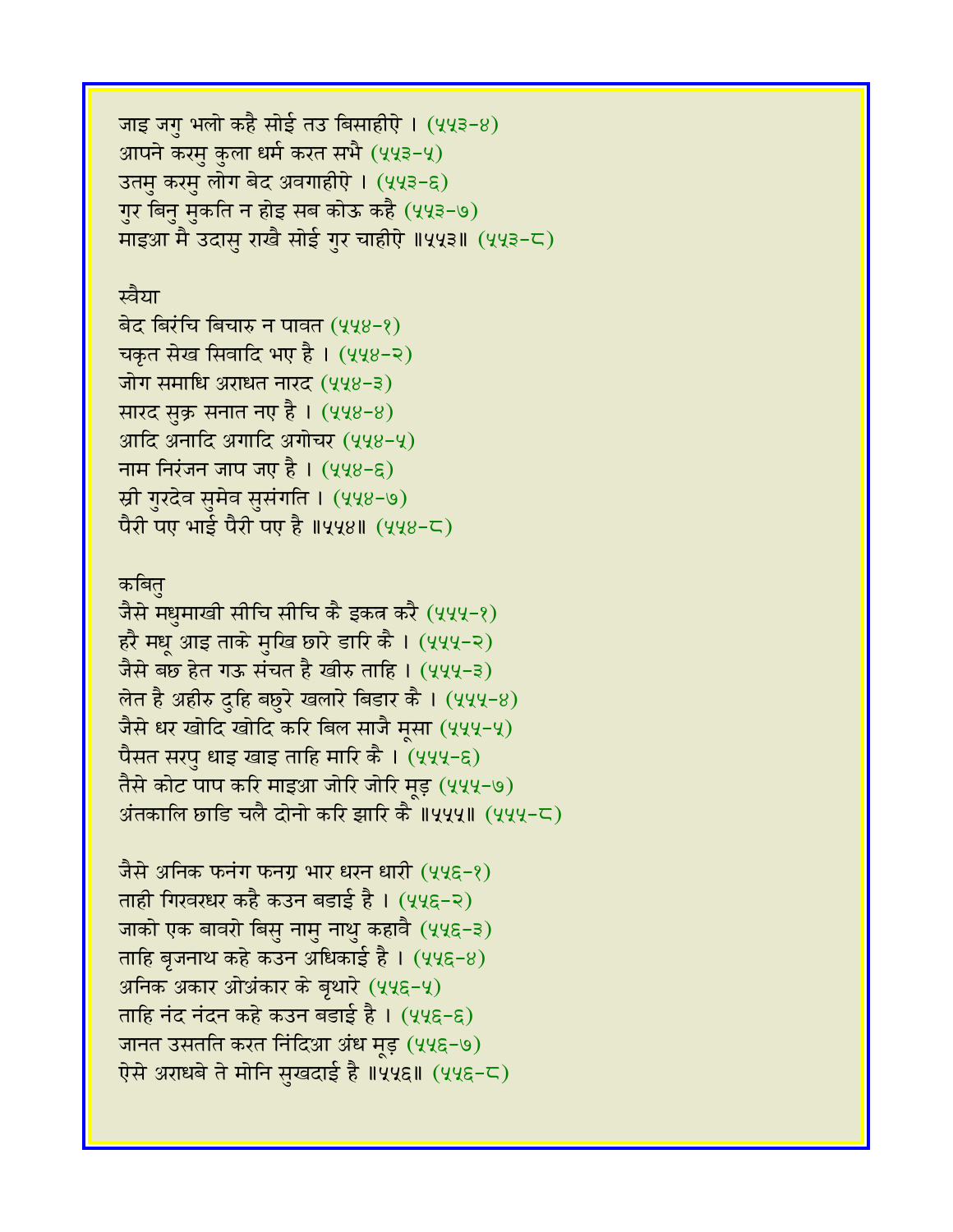जाइ जगु भलो कहै सोई तउ बिसाहीऐ । (५५३-४)
आपने करमु कुला धर्म करत सभै (५५३-५)
उतमु करमु लोग बेद अवगाहीऐ । (५५३-६)
गुर बिनु मुकति न होइ सब कोऊ कहै (५५३-७)
माइआ मै उदासु राखै सोई गुर चाहीऐ ॥५५३॥ (५५३-८)

स्वैया

बेद बिरंचि बिचारु न पावत (५५४-१)
चकृत सेख सिवादि भए है । (५५४-२)
जोग समाधि अराधत नारद (५५४-३)
सारद सुक्र सनात नए है । (५५४-४)
आदि अनादि अगादि अगोचर (५५४-५)
नाम निरंजन जाप जए है । (५५४-६)
स्री गुरदेव सुमेव सुसंगति । (५५४-७)
पैरी पए भाई पैरी पए है ॥५५४॥ (५५४-८)

कबितु

जैसे मधुमाखी सीचि सीचि कै इकत्र करै (५५५-१)
हरै मधू आइ ताके मुखि छारे डारि कै । (५५५-२)
जैसे बछ हेत गऊ संचत है खीरु ताहि । (५५५-३)
लेत है अहीरु दुहि बछुरे खलारे बिडार कै । (५५५-४)
जैसे धर खोदि खोदि करि बिल साजै मूसा (५५५-५)
पैसत सरपु धाइ खाइ ताहि मारि कै । (५५५-६)
तैसे कोट पाप करि माइआ जोरि जोरि मूड़ (५५५-७)
अंतकालि छाडि चलै दोनो करि झारि कै ॥५५५॥ (५५५-८)

जैसे अनिक फनंग फनग्र भार धरन धारी (५५६-१)
ताही गिरवरधर कहै कउन बडाई है । (५५६-२)
जाको एक बावरो बिसु नामु नाथु कहावै (५५६-३)
ताहि बृजनाथ कहे कउन अधिकाई है । (५५६-४)
अनिक अकार ओअंकार के बृथारे (५५६-५)
ताहि नंद नंदन कहे कउन बडाई है । (५५६-६)
जानत उसतति करत निंदिआ अंध मूड़ (५५६-७)
ऐसे अराधबे ते मोनि सुखदाई है ॥५५६॥ (५५६-८)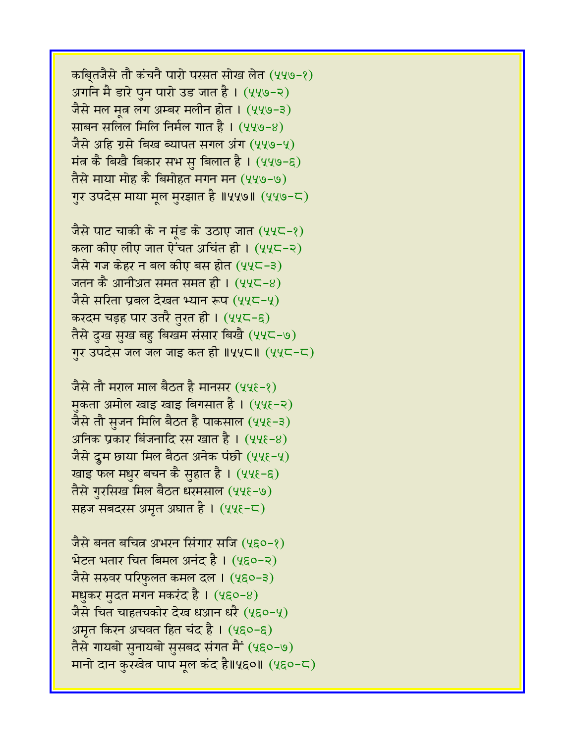कबि्तजैसे तौ कंचनै पारो परसत सोख लेत (५५७-१)
अगनि मै डारे पुन पारो उड जात है । (५५७-२)
जैसे मल मूत्र लग अम्बर मलीन होत । (५५७-३)
साबन सलिल मिलि निर्मल गात है । (५५७-४)
जैसे अहि ग्रसे बिख ब्यापत सगल अंग (५५७-५)
मंत्र कै बिखै बिकार सभ सु बिलात है । (५५७-६)
तैसे माया मोह कै बिमोहत मगन मन (५५७-७)
गुर उपदेस माया मूल मुरझात है ॥५५७॥ (५५७-८)

जैसे पाट चाकी के न मूंड के उठाए जात (५५८-१)
कला कीए लीए जात ऐंचत अचिंत ही । (५५८-२)
जैसे गज केहर न बल कीए बस होत (५५८-३)
जतन कै आनीअत समत समत ही । (५५८-४)
जैसे सरिता प्रबल देखत भ्यान रूप (५५८-५)
करदम चड़ह पार उत्तरै तुरत ही । (५५८-६)
तैसे दुख सुख बहु बिखम संसार बिखै (५५८-७)
गुर उपदेस जल जल जाइ कत ही ॥५५८॥ (५५८-८)

जैसे तौ मराल माल बैठत है मानसर (५५९-१)
मुकता अमोल खाइ खाइ बिगसात है । (५५९-२)
जैसे तौ सुजन मिलि बैठत है पाकसाल (५५९-३)
अनिक प्रकार बिंजनादि रस खात है । (५५९-४)
जैसे द्रुम छाया मिल बैठत अनेक पंछी (५५९-५)
खाइ फल मधुर बचन कै सुहात है । (५५९-६)
तैसे गुरसिख मिल बैठत धरमसाल (५५९-७)
सहज सबदरस अमृत अघात है । (५५९-८)

जैसे बनत बचित्र अभरन सिंगार सजि (५६०-१)
भेटत भतार चित बिमल अनंद है । (५६०-२)
जैसे सरुवर परिफुलत कमल दल । (५६०-३)
मधुकर मुदत मगन मकरंद है । (५६०-४)
जैसे चित चाहतचकोर देख धआन धरै (५६०-५)
अमृत किरन अचवत हित चंद है । (५६०-६)
तैसे गायबो सुनायबो सुसबद संगत मैं (५६०-७)
मानो दान कुरखेत्र पाप मूल कंद है॥५६०॥ (५६०-८)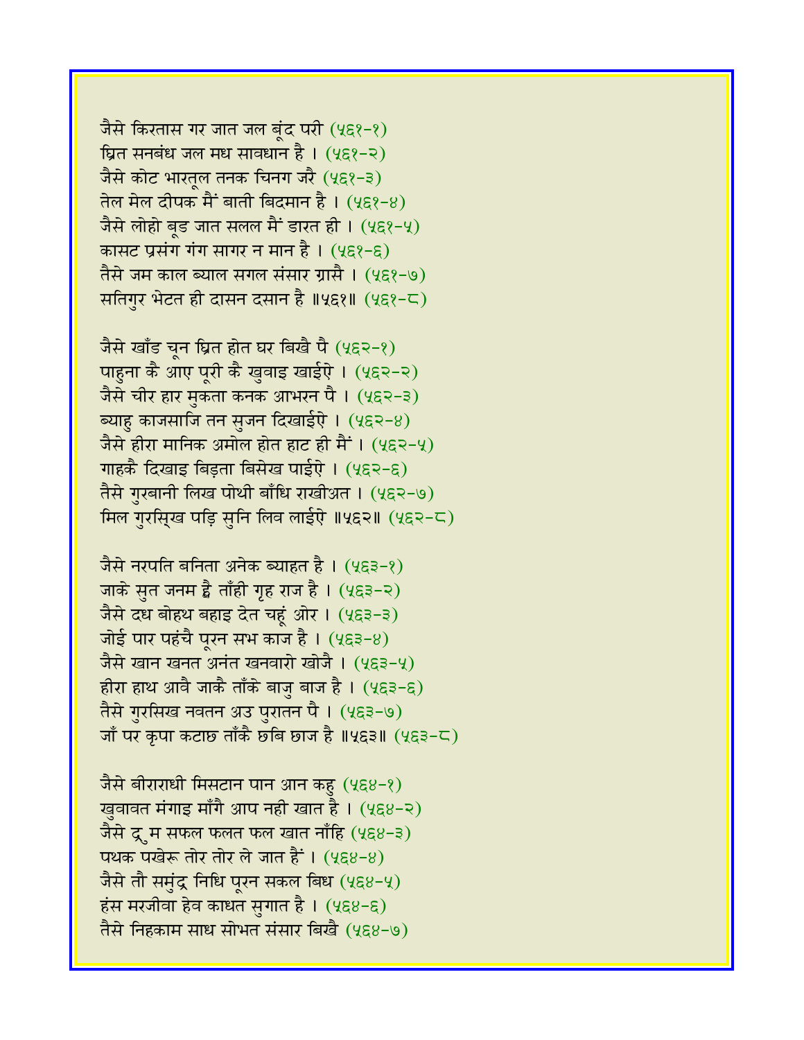जैसे किरतास गर जात जल बूंद परी (५६१-१)
घ्रित सनबंध जल मध सावधान है । (५६१-२)
जैसे कोट भारतूल तनक चिनग जरै (५६१-३)
तेल मेल दीपक मैं बाती बिदमान है । (५६१-४)
जैसे लोहो बूड जात सलल मैं डारत ही । (५६१-५)
कासट प्रसंग गंग सागर न मान है । (५६१-६)
तैसे जम काल ब्याल सगल संसार ग्रासै । (५६१-७)
सतिगुर भेटत ही दासन दसान है ॥५६१॥ (५६१-८)

जैसे खाँड चून घ्रित होत घर बिखै पै (५६२-१)
पाहुना कै आए पूरी कै खुवाइ खाईऐ । (५६२-२)
जैसे चीर हार मुकता कनक आभरन पै । (५६२-३)
ब्याहु काजसाजि तन सुजन दिखाईऐ । (५६२-४)
जैसे हीरा मानिक अमोल होत हाट ही मैं । (५६२-५)
गाहकै दिखाइ बिड़ता बिसेख पाईऐ । (५६२-६)
तैसे गुरबानी लिख पोथी बाँधि राखीअत । (५६२-७)
मिल गुरसिख पड़ि सुनि लिव लाईऐ ॥५६२॥ (५६२-८)

जैसे नरपति बनिता अनेक ब्याहत है । (५६३-१)
जाके सुत जनम है ताँही गृह राज है । (५६३-२)
जैसे दध बोहथ बहाइ देत चहूं ओर । (५६३-३)
जोई पार पहंचै पूरन सभ काज है । (५६३-४)
जैसे खान खनत अनंत खनवारो खोजै । (५६३-५)
हीरा हाथ आवै जाकै ताँके बाजु बाज है । (५६३-६)
तैसे गुरसिख नवतन अउ पुरातन पै । (५६३-७)
जाँ पर कृपा कटाछ ताँकै छबि छाज है ॥५६३॥ (५६३-८)

जैसे बीराराधी मिसटान पान आन कहु (५६४-१)
खुवावत मंगाइ माँगै आप नही खात है । (५६४-२)
जैसे द्रुम सफल फलत फल खात नाँहि (५६४-३)
पथक पखेरू तोर तोर ले जात हैं । (५६४-४)
जैसे तौ समुंद्र निधि पूरन सकल बिध (५६४-५)
हंस मरजीवा हेव काधत सुगात है । (५६४-६)
तैसे निहकाम साध सोभत संसार बिखै (५६४-७)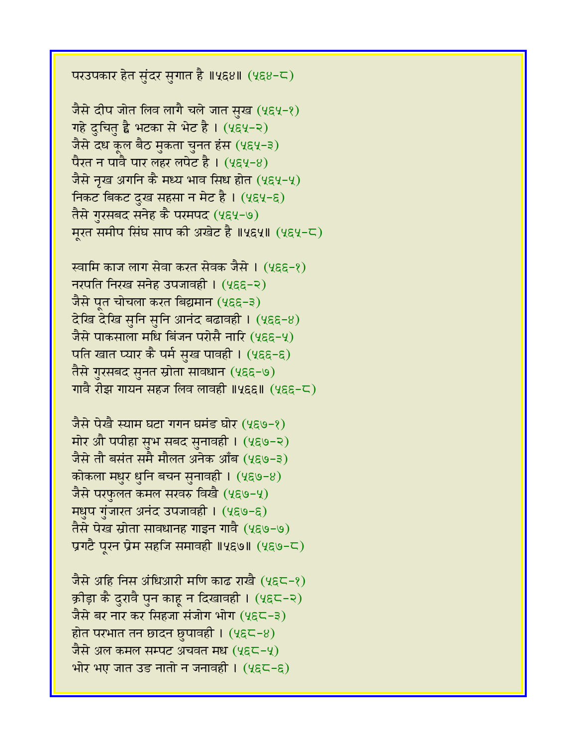परउपकार हेत सुंदर सुगात है ॥५६४॥ (५६४-८)

जैसे दीप जोत लिव लागै चले जात सुख (५६५-१)
गहे दुचितु ह्वै भटका से भेट है । (५६५-२)
जैसे दध कूल बैठ मुकता चुनत हंस (५६५-३)
पैरत न पावै पार लहर लपेट है । (५६५-४)
जैसे नृख अगनि कै मध्य भाव सिध होत (५६५-५)
निकट बिकट दुख सहसा न मेट है । (५६५-६)
तैसे गुरसबद सनेह कै परमपद (५६५-७)
मूरत समीप सिंघ साप की अखेट है ॥५६५॥ (५६५-८)

स्वामि काज लाग सेवा करत सेवक जैसे । (५६६-१)
नरपति निरख सनेह उपजावही । (५६६-२)
जैसे पूत चोचला करत बिद्यमान (५६६-३)
देखि देखि सुनि सुनि आनंद बढावही । (५६६-४)
जैसे पाकसाला मधि बिंजन परोसै नारि (५६६-५)
पति खात प्यार कै पर्म सुख पावही । (५६६-६)
तैसे गुरसबद सुनत स्रोता सावधान (५६६-७)
गावै रीझ गायन सहज लिव लावही ॥५६६॥ (५६६-८)

जैसे पेखै स्याम घटा गगन घमंड घोर (५६७-१)
मोर औ पपीहा सुभ सबद सुनावही । (५६७-२)
जैसे तौ बसंत समै मौलत अनेक आँब (५६७-३)
कोकला मधुर धुनि बचन सुनावही । (५६७-४)
जैसे परफुलत कमल सरवरु विखै (५६७-५)
मधुप गुंजारत अनंद उपजावही । (५६७-६)
तैसे पेख स्रोता सावधानह गाइन गावै (५६७-७)
प्रगटै पूरन प्रेम सहजि समावही ॥५६७॥ (५६७-८)

जैसे अहि निस अंधिआरी मणि काढ राखै (५६८-१)
क्रीड़ा कै दुरावै पुन काहू न दिखावही । (५६८-२)
जैसे बर नार कर सिहजा संजोग भोग (५६८-३)
होत परभात तन छादन छुपावही । (५६८-४)
जैसे अल कमल सम्पट अचवत मध (५६८-५)
भोर भए जात उड नातो न जनावही । (५६८-६)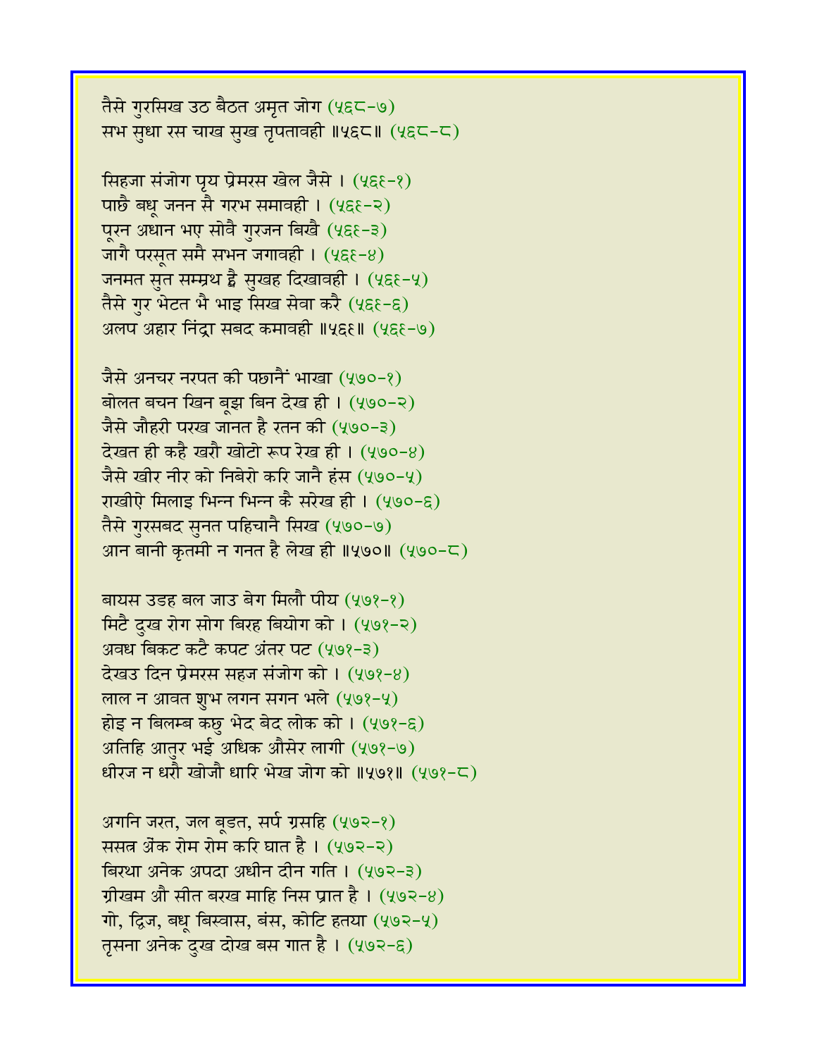तैसे गुरसिख उठ बैठत अमृत जोग (५६८-७)
सभ सुधा रस चाख सुख तृपतावही ॥५६८॥ (५६८-८)

सिहजा संजोग पृय प्रेमरस खेल जैसे । (५६९-१)
पाछै बधू जनन सै गरभ समावही । (५६९-२)
पूरन अधान भए सोवै गुरजन बिखै (५६९-३)
जागै परसूत समै सभन जगावही । (५६९-४)
जनमत सुत सम्म्रथ ह्वै सुखह दिखावही । (५६९-५)
तैसे गुर भेटत भै भाइ सिख सेवा करै (५६९-६)
अलप अहार निंद्रा सबद कमावही ॥५६९॥ (५६९-७)

जैसे अनचर नरपत की पछानैं भाखा (५७०-१)
बोलत बचन खिन बूझ बिन देख ही । (५७०-२)
जैसे जौहरी परख जानत है रतन की (५७०-३)
देखत ही कहै खरौ खोटो रूप रेख ही । (५७०-४)
जैसे खीर नीर को निबेरो करि जानै हंस (५७०-५)
राखीऐ मिलाइ भिन्न भिन्न कै सरेख ही । (५७०-६)
तैसे गुरसबद सुनत पहिचानै सिख (५७०-७)
आन बानी कृतमी न गनत है लेख ही ॥५७०॥ (५७०-८)

बायस उडह बल जाउ बेग मिलौ पीय (५७१-१)
मिटै दुख रोग सोग बिरह बियोग को । (५७१-२)
अवध बिकट कटै कपट अंतर पट (५७१-३)
देखउ दिन प्रेमरस सहज संजोग को । (५७१-४)
लाल न आवत शुभ लगन सगन भले (५७१-५)
होइ न बिलम्ब कछु भेद बेद लोक को । (५७१-६)
अतिहि आतुर भई अधिक औसेर लागी (५७१-७)
धीरज न धरौ खोजौ धारि भेख जोग को ॥५७१॥ (५७१-८)

अगनि जरत, जल बूडत, सर्प ग्रसहि (५७२-१)
ससत्र अेंक रोम रोम करि घात है । (५७२-२)
बिरथा अनेक अपदा अधीन दीन गति । (५७२-३)
ग्रीखम औ सीत बरख माहि निस प्रात है । (५७२-४)
गो, द्विज, बधू बिस्वास, बंस, कोटि हतया (५७२-५)
तृसना अनेक दुख दोख बस गात है । (५७२-६)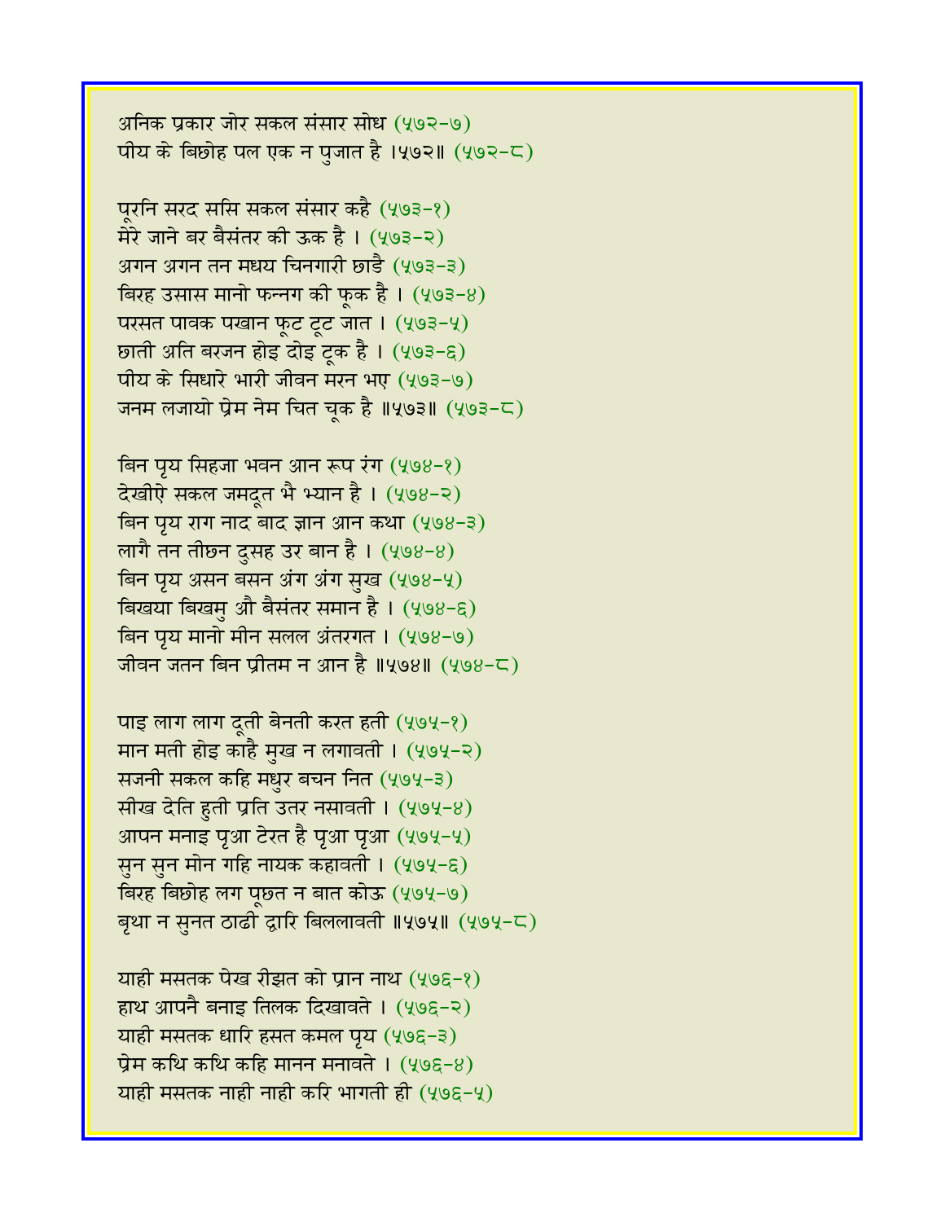अनिक प्रकार जोर सकल संसार सोध (५७२-७)
पीय के बिछोह पल एक न पुजात है ।५७२॥ (५७२-८)

पूरनि सरद ससि सकल संसार कहै (५७३-१)
मेरे जाने बर बैसंतर की ऊक है । (५७३-२)
अगन अगन तन मधय चिनगारी छाडै (५७३-३)
बिरह उसास मानो फन्नग की फूक है । (५७३-४)
परसत पावक पखान फूट टूट जात । (५७३-५)
छाती अति बरजन होइ दोइ टूक है । (५७३-६)
पीय के सिधारे भारी जीवन मरन भए (५७३-७)
जनम लजायो प्रेम नेम चित चूक है ॥५७३॥ (५७३-८)

बिन पृय सिहजा भवन आन रूप रंग (५७४-१)
देखीऐ सकल जमदूत भै भ्यान है । (५७४-२)
बिन पृय राग नाद बाद ज्ञान आन कथा (५७४-३)
लागै तन तीछन दुसह उर बान है । (५७४-४)
बिन पृय असन बसन अंग अंग सुख (५७४-५)
बिखया बिखमु औ बैसंतर समान है । (५७४-६)
बिन पृय मानो मीन सलल अंतरगत । (५७४-७)
जीवन जतन बिन प्रीतम न आन है ॥५७४॥ (५७४-८)

पाइ लाग लाग दूती बेनती करत हती (५७५-१)
मान मती होइ काहै मुख न लगावती । (५७५-२)
सजनी सकल कहि मधुर बचन नित (५७५-३)
सीख देति हुती प्रति उतर नसावती । (५७५-४)
आपन मनाइ पृआ टेरत है पृआ पृआ (५७५-५)
सुन सुन मोन गहि नायक कहावती । (५७५-६)
बिरह बिछोह लग पूछत न बात कोऊ (५७५-७)
बृथा न सुनत ठाढी द्वारि बिललावती ॥५७५॥ (५७५-८)

याही मसतक पेख रीझत को प्रान नाथ (५७६-१)
हाथ आपनै बनाइ तिलक दिखावते । (५७६-२)
याही मसतक धारि हसत कमल पृय (५७६-३)
प्रेम कथि कथि कहि मानन मनावते । (५७६-४)
याही मसतक नाही नाही करि भागती ही (५७६-५)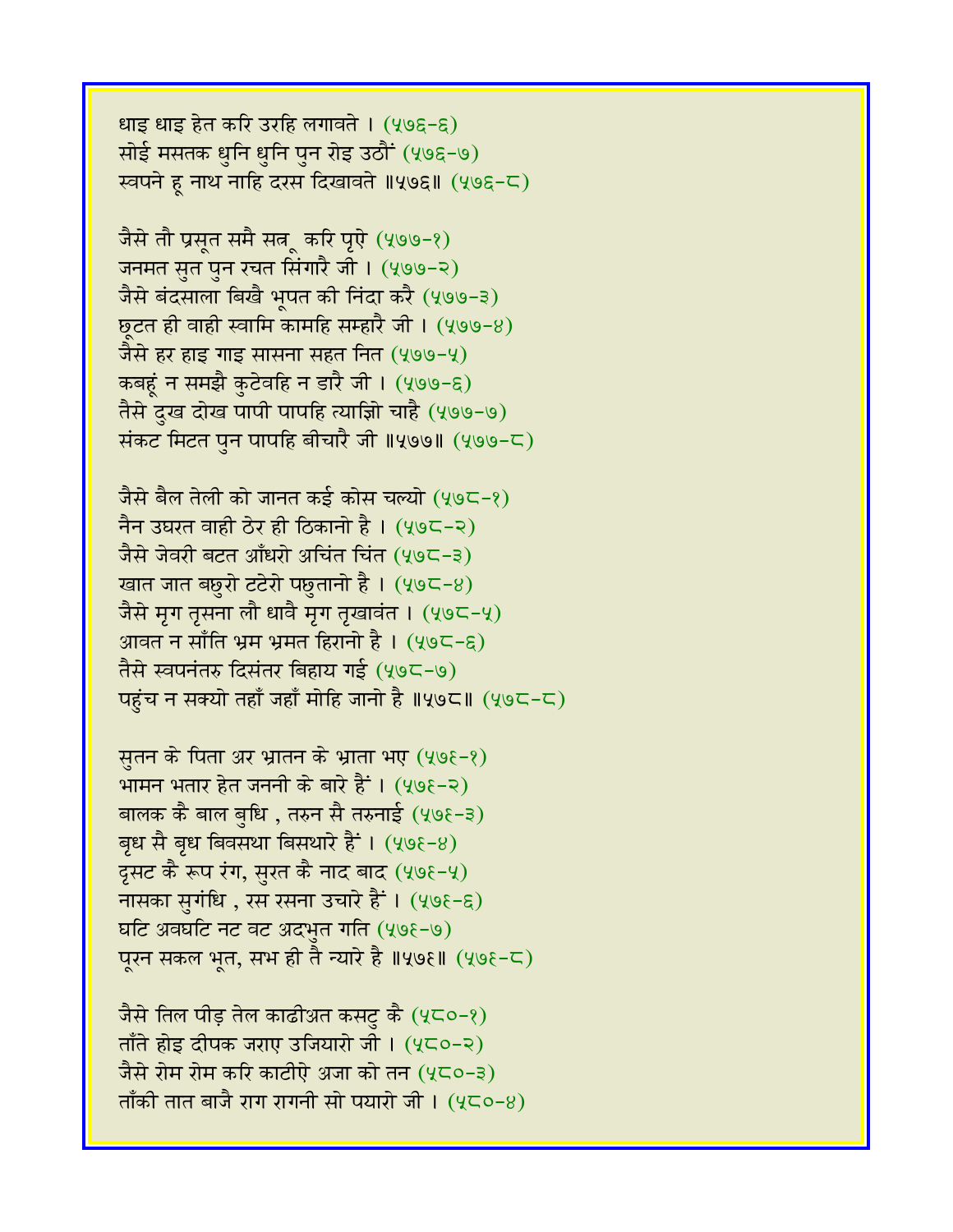धाइ धाइ हेत करि उरहि लगावते । (५७६-६)
सोई मसतक धुनि धुनि पुन रोइ उठौं (५७६-७)
स्वपने हू नाथ नाहि दरस दिखावते ॥५७६॥ (५७६-८)

जैसे तौ प्रसूत समै सत्र्‌ करि पृऐ (५७७-१)
जनमत सुत पुन रचत सिंगारै जी । (५७७-२)
जैसे बंदसाला बिखै भूपत की निंदा करै (५७७-३)
छूटत ही वाही स्वामि कामहि सम्हारै जी । (५७७-४)
जैसे हर हाइ गाइ सासना सहत नित (५७७-५)
कबहूं न समझै कुटेवहि न डारै जी । (५७७-६)
तैसे दुख दोख पापी पापहि त्याझिो चाहै (५७७-७)
संकट मिटत पुन पापहि बीचारै जी ॥५७७॥ (५७७-८)

जैसे बैल तेली को जानत कई कोस चल्यो (५७८-१)
नैन उघरत वाही ठेर ही ठिकानो है । (५७८-२)
जैसे जेवरी बटत आँधरो अचिंत चिंत (५७८-३)
खात जात बछुरो टटेरो पछुतानो है । (५७८-४)
जैसे मृग तृसना लौ धावै मृग तृखावंत । (५७८-५)
आवत न साँति भ्रम भ्रमत हिरानो है । (५७८-६)
तैसे स्वपनंतरु दिसंतर बिहाय गई (५७८-७)
पहुंच न सक्यो तहाँ जहाँ मोहि जानो है ॥५७८॥ (५७८-८)

सुतन के पिता अर भ्रातन के भ्राता भए (५७९-१)
भामन भतार हेत जननी के बारे हैं । (५७९-२)
बालक कै बाल बुधि , तरुन सै तरुनाई (५७९-३)
बृध सै बृध बिवसथा बिसथारे हैं । (५७९-४)
दृसट कै रूप रंग, सुरत कै नाद बाद (५७९-५)
नासका सुगंधि , रस रसना उचारे हैं । (५७९-६)
घटि अवघटि नट वट अदभुत गति (५७९-७)
पूरन सकल भूत, सभ ही तै न्यारे है ॥५७९॥ (५७९-८)

जैसे तिल पीड़ तेल काढीअत कसटु कै (५८०-१)
ताँते होइ दीपक जराए उजियारो जी । (५८०-२)
जैसे रोम रोम करि काटीऐ अजा को तन (५८०-३)
ताँकी तात बाजै राग रागनी सो पयारो जी । (५८०-४)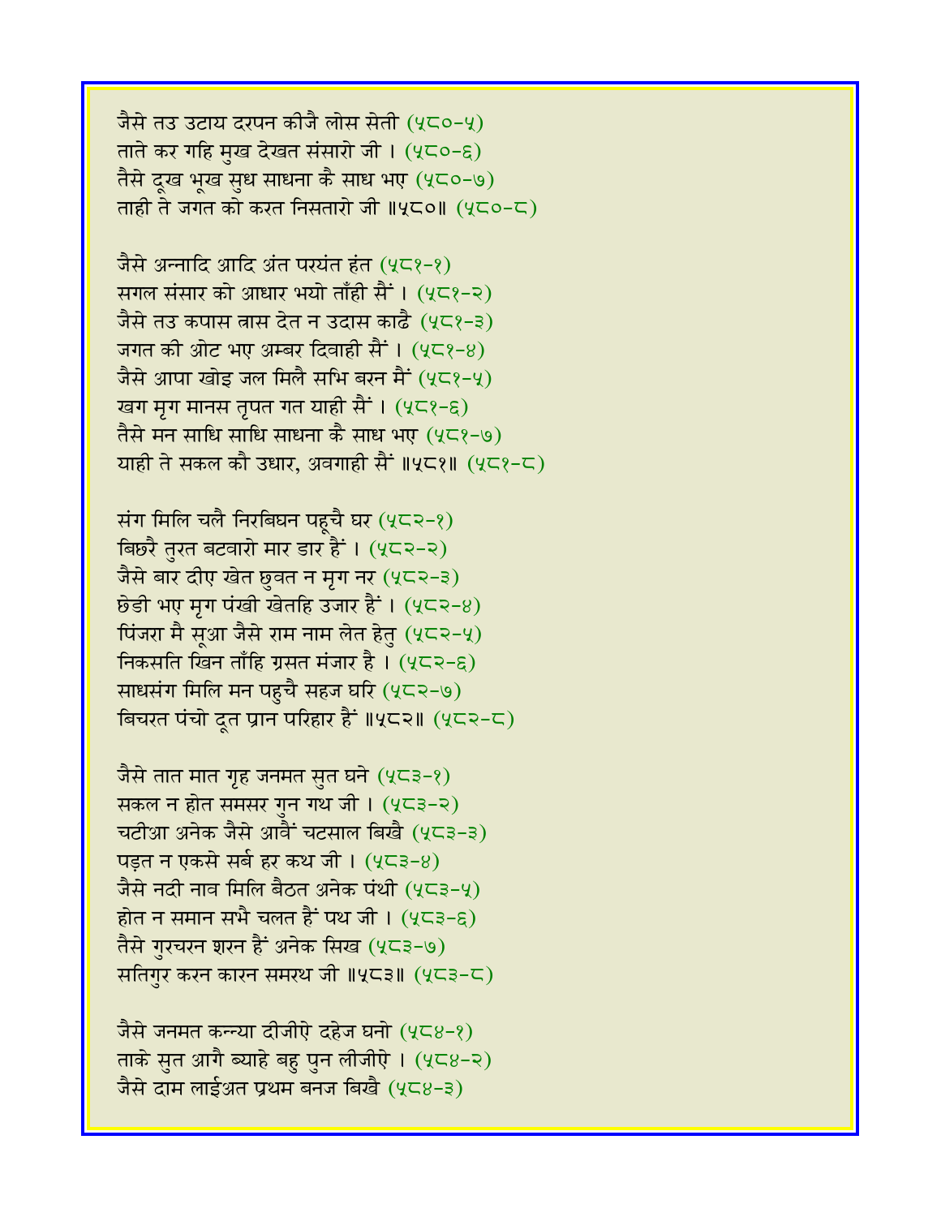जैसे तउ उटाय दरपन कीजै लोस सेती (५८०-५)
ताते कर गहि मुख देखत संसारो जी । (५८०-६)
तैसे दूख भूख सुध साधना कै साध भए (५८०-७)
ताही ते जगत को करत निसतारो जी ॥५८०॥ (५८०-८)

जैसे अन्नादि आदि अंत परयंत हंत (५८१-१)
सगल संसार को आधार भयो ताँही सैं । (५८१-२)
जैसे तउ कपास त्रास देत न उदास काढै (५८१-३)
जगत की ओट भए अम्बर दिवाही सैं । (५८१-४)
जैसे आपा खोइ जल मिलै सभि बरन मैं (५८१-५)
खग मृग मानस तृपत गत याही सैं । (५८१-६)
तैसे मन साधि साधि साधना कै साध भए (५८१-७)
याही ते सकल कौ उधार, अवगाही सैं ॥५८१॥ (५८१-८)

संग मिलि चलै निरबिघन पहूचै घर (५८२-१)
बिछरै तुरत बटवारो मार डार हैं । (५८२-२)
जैसे बार दीए खेत छुवत न मृग नर (५८२-३)
छेडी भए मृग पंखी खेतहि उजार हैं । (५८२-४)
पिंजरा मै सूआ जैसे राम नाम लेत हेतु (५८२-५)
निकसति खिन ताँहि ग्रसत मंजार है । (५८२-६)
साधसंग मिलि मन पहुचै सहज घरि (५८२-७)
बिचरत पंचो दूत प्रान परिहार हैं ॥५८२॥ (५८२-८)

जैसे तात मात गृह जनमत सुत घने (५८३-१)
सकल न होत समसर गुन गथ जी । (५८३-२)
चटीआ अनेक जैसे आवैं चटसाल बिखै (५८३-३)
पड़त न एकसे सर्ब हर कथ जी । (५८३-४)
जैसे नदी नाव मिलि बैठत अनेक पंथी (५८३-५)
होत न समान सभै चलत हैं पथ जी । (५८३-६)
तैसे गुरचरन शरन हैं अनेक सिख (५८३-७)
सतिगुर करन कारन समरथ जी ॥५८३॥ (५८३-८)

जैसे जनमत कन्या दीजीऐ दहेज घनो (५८४-१)
ताके सुत आगै ब्याहे बहु पुन लीजीऐ । (५८४-२)
जैसे दाम लाईअत प्रथम बनज बिखै (५८४-३)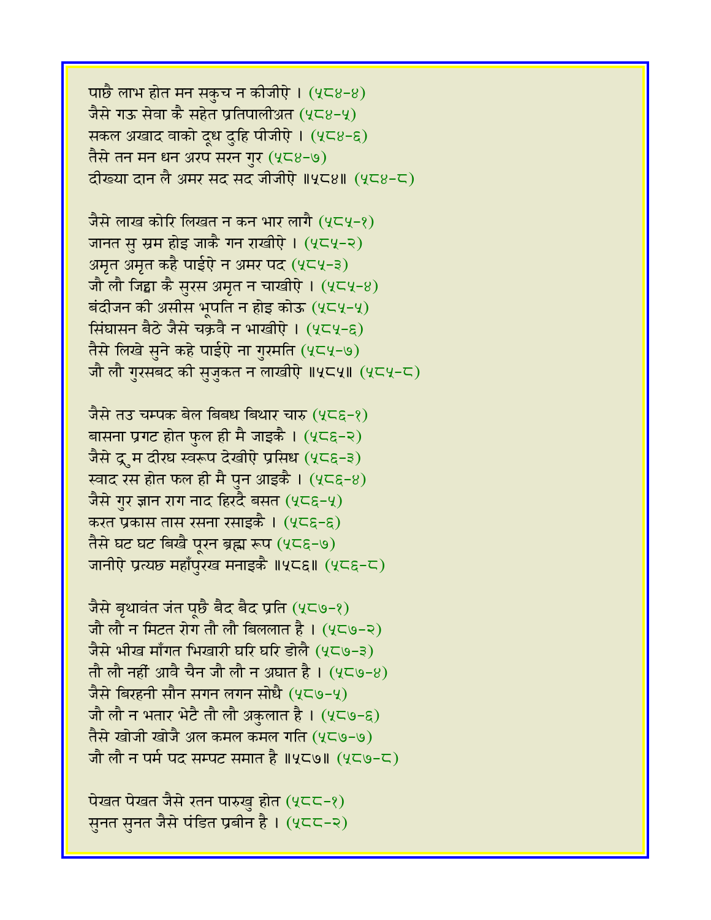पाछै लाभ होत मन सकुच न कीजीऐ । (५८४-४)
जैसे गऊ सेवा कै सहेत प्रतिपालीअत (५८४-५)
सकल अखाद वाको दूध दुहि पीजीऐ । (५८४-६)
तैसे तन मन धन अरप सरन गुर (५८४-७)
दीख्या दान लै अमर सद सद जीजीऐ ॥५८४॥ (५८४-८)

जैसे लाख कोरि लिखत न कन भार लागै (५८५-१)
जानत सु स्रम होइ जाकै गन राखीऐ । (५८५-२)
अमृत अमृत कहै पाईऐ न अमर पद (५८५-३)
जौ लौ जिह्वा कै सुरस अमृत न चाखीऐ । (५८५-४)
बंदीजन की असीस भूपति न होइ कोऊ (५८५-५)
सिंघासन बैठे जैसे चक्रवै न भाखीऐ । (५८५-६)
तैसे लिखे सुने कहे पाईऐ ना गुरमति (५८५-७)
जौ लौ गुरसबद की सुजुकत न लाखीऐ ॥५८५॥ (५८५-८)

जैसे तउ चम्पक बेल बिबध बिथार चारु (५८६-१)
बासना प्रगट होत फुल ही मै जाइकै । (५८६-२)
जैसे द्रुम दीरघ स्वरूप देखीऐ प्रसिध (५८६-३)
स्वाद रस होत फल ही मै पुन आइकै । (५८६-४)
जैसे गुर ज्ञान राग नाद हिरदै बसत (५८६-५)
करत प्रकास तास रसना रसाइकै । (५८६-६)
तैसे घट घट बिखै पूरन ब्रह्म रूप (५८६-७)
जानीऐ प्रत्यछ महाँपुरख मनाइकै ॥५८६॥ (५८६-८)

जैसे बृथावंत जंत पूछै बैद बैद प्रति (५८७-१)
जौ लौ न मिटत रोग तौ लौ बिललात है । (५८७-२)
जैसे भीख माँगत भिखारी घरि घरि डोलै (५८७-३)
तौ लौ नहीं आवै चैन जौ लौ न अघात है । (५८७-४)
जैसे बिरहनी सौन सगन लगन सोधै (५८७-५)
जौ लौ न भतार भेटै तौ लौ अकुलात है । (५८७-६)
तैसे खोजी खोजै अल कमल कमल गति (५८७-७)
जौ लौ न पर्म पद सम्पट समात है ॥५८७॥ (५८७-८)

पेखत पेखत जैसे रतन पारुखु होत (५८८-१)
सुनत सुनत जैसे पंडित प्रबीन है । (५८८-२)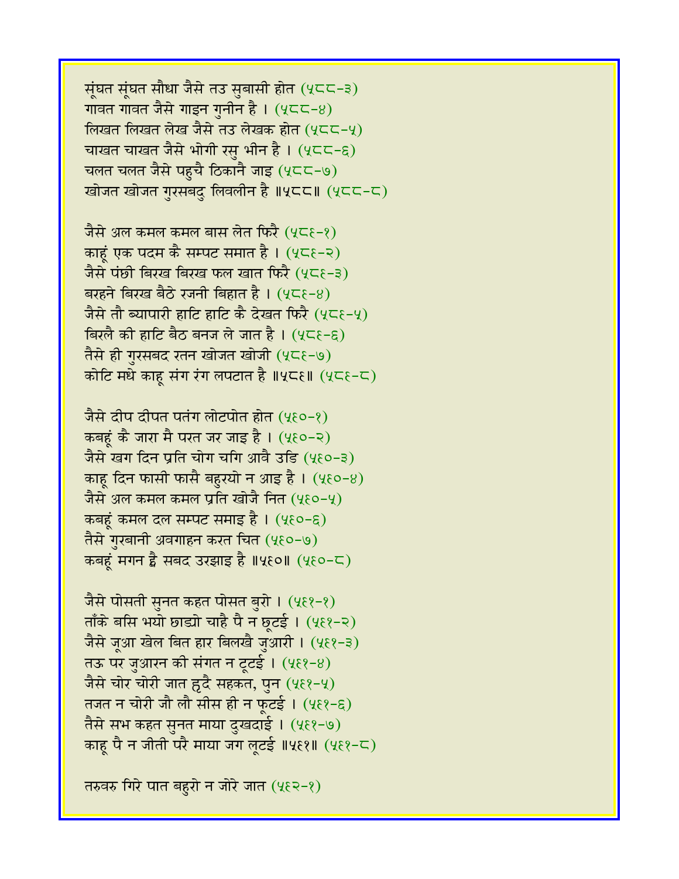संूघत संूघत सौधा जैसे तउ सुबासी होत (५८८-३)
गावत गावत जैसे गाइन गुनीन है । (५८८-४)
लिखत लिखत लेख जैसे तउ लेखक होत (५८८-५)
चाखत चाखत जैसे भोगी रसु भीन है । (५८८-६)
चलत चलत जैसे पहुचै ठिकानै जाइ (५८८-७)
खोजत खोजत गुरसबदु लिवलीन है ॥५८८॥ (५८८-८)

जैसे अल कमल कमल बास लेत फिरै (५८९-१)
काहूं एक पदम कै सम्पट समात है । (५८९-२)
जैसे पंछी बिरख बिरख फल खात फिरै (५८९-३)
बरहने बिरख बैठे रजनी बिहात है । (५८९-४)
जैसे तौ ब्यापारी हाटि हाटि कै देखत फिरै (५८९-५)
बिरलै की हाटि बैठ बनज ले जात है । (५८९-६)
तैसे ही गुरसबद रतन खोजत खोजी (५८९-७)
कोटि मधे काहू संग रंग लपटात है ॥५८९॥ (५८९-८)

जैसे दीप दीपत पतंग लोटपोत होत (५९०-१)
कबहूं कै जारा मै परत जर जाइ है । (५९०-२)
जैसे खग दिन प्रति चोग चगि आवै उडि (५९०-३)
काहू दिन फासी फासै बहुरयो न आइ है । (५९०-४)
जैसे अल कमल कमल प्रति खोजै नित (५९०-५)
कबहूं कमल दल सम्पट समाइ है । (५९०-६)
तैसे गुरबानी अवगाहन करत चित (५९०-७)
कबहूं मगन ह्वै सबद उरझाइ है ॥५९०॥ (५९०-८)

जैसे पोसती सुनत कहत पोसत बुरो । (५९१-१)
ताँके बसि भयो छाड्यो चाहै पै न छूटई । (५९१-२)
जैसे जूआ खेल बित हार बिलखै जुआरी । (५९१-३)
तऊ पर जुआरन की संगत न टूटई । (५९१-४)
जैसे चोर चोरी जात हृदै सहकत, पुन (५९१-५)
तजत न चोरी जौ लौ सीस ही न फूटई । (५९१-६)
तैसे सभ कहत सुनत माया दुखदाई । (५९१-७)
काहू पै न जीती परै माया जग लूटई ॥५९१॥ (५९१-८)

तरुवरु गिरे पात बहुरो न जोरे जात (५९२-१)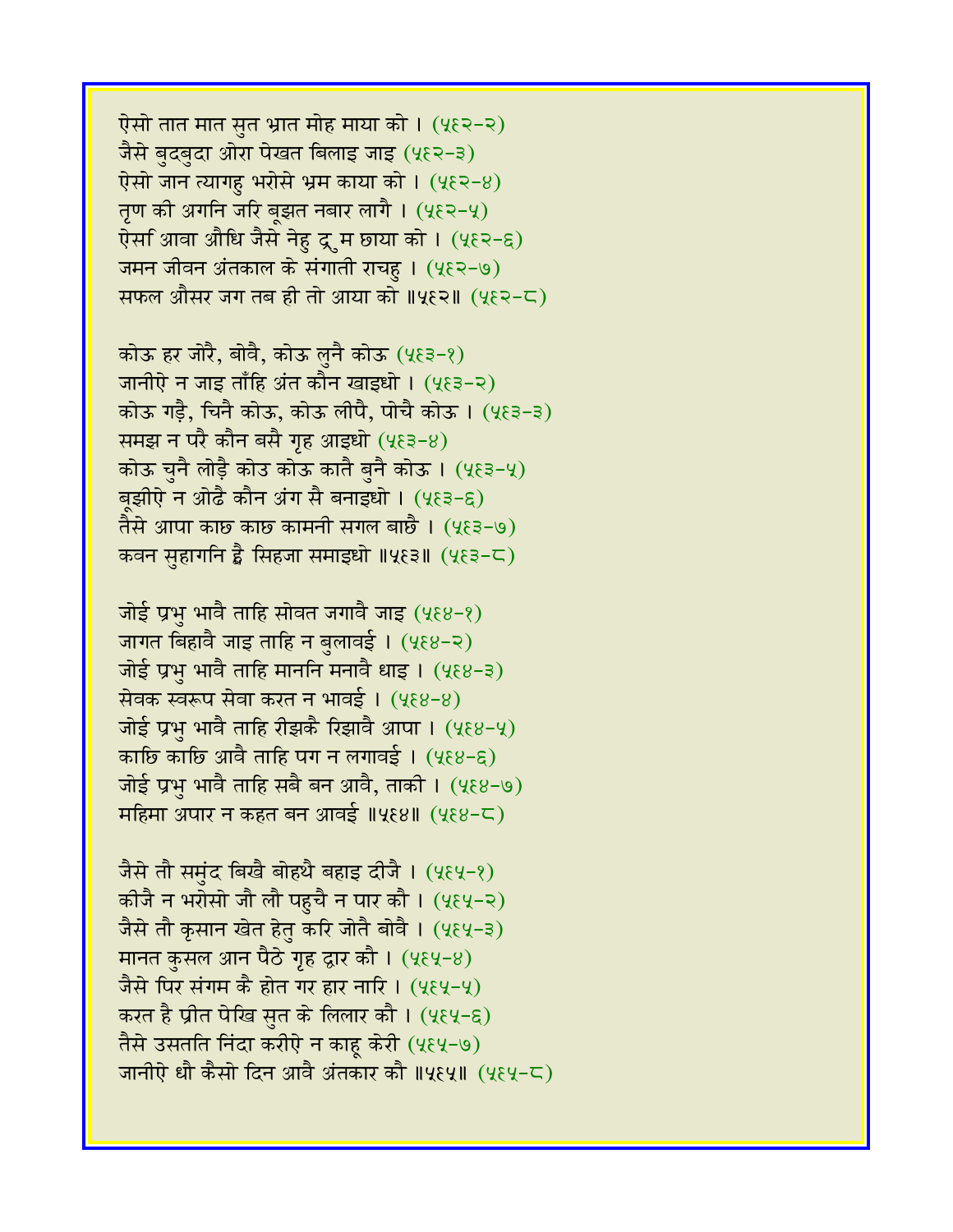ऐसो तात मात सुत भ्रात मोह माया को । (५६२-२)
जैसे बुदबुदा ओरा पेखत बिलाइ जाइ (५६२-३)
ऐसो जान त्यागहु भरोसे भ्रम काया को । (५६२-४)
तृण की अगनि जरि बूझत नबार लागै । (५६२-५)
ऐसी आवा औधि जैसे नेहु द्रुम छाया को । (५६२-६)
जमन जीवन अंतकाल के संगाती राचहु । (५६२-७)
सफल औसर जग तब ही तो आया को ॥५६२॥ (५६२-८)

कोऊ हर जोरै, बोवै, कोऊ लुनै कोऊ (५६३-१)
जानीऐ न जाइ ताँहि अंत कौन खाइधो । (५६३-२)
कोऊ गड़ै, चिनै कोऊ, कोऊ लीपै, पोचै कोऊ । (५६३-३)
समझ न परै कौन बसै गृह आइधो (५६३-४)
कोऊ चुनै लोड़ै कोउ कोऊ कातै बुनै कोऊ । (५६३-५)
बूझीऐ न ओढै कौन अंग सै बनाइधो । (५६३-६)
तैसे आपा काछ काछ कामनी सगल बाछै । (५६३-७)
कवन सुहागनि ह्वै सिहजा समाइधो ॥५६३॥ (५६३-८)

जोई प्रभु भावै ताहि सोवत जगावै जाइ (५६४-१)
जागत बिहावै जाइ ताहि न बुलावई । (५६४-२)
जोई प्रभु भावै ताहि माननि मनावै धाइ । (५६४-३)
सेवक स्वरूप सेवा करत न भावई । (५६४-४)
जोई प्रभु भावै ताहि रीझकै रिझावै आपा । (५६४-५)
काछि काछि आवै ताहि पग न लगावई । (५६४-६)
जोई प्रभु भावै ताहि सबै बन आवै, ताकी । (५६४-७)
महिमा अपार न कहत बन आवई ॥५६४॥ (५६४-८)

जैसे तौ समुंद बिखै बोहथै बहाइ दीजै । (५६५-१)
कीजै न भरोसो जौ लौ पहुचै न पार कौ । (५६५-२)
जैसे तौ कृसान खेत हेतु करि जोतै बोवै । (५६५-३)
मानत कुसल आन पैठे गृह द्वार कौ । (५६५-४)
जैसे पिर संगम कै होत गर हार नारि । (५६५-५)
करत है प्रीत पेखि सुत के लिलार कौ । (५६५-६)
तैसे उसतति निंदा करीऐ न काहू केरी (५६५-७)
जानीऐ धौ कैसो दिन आवै अंतकार कौ ॥५६५॥ (५६५-८)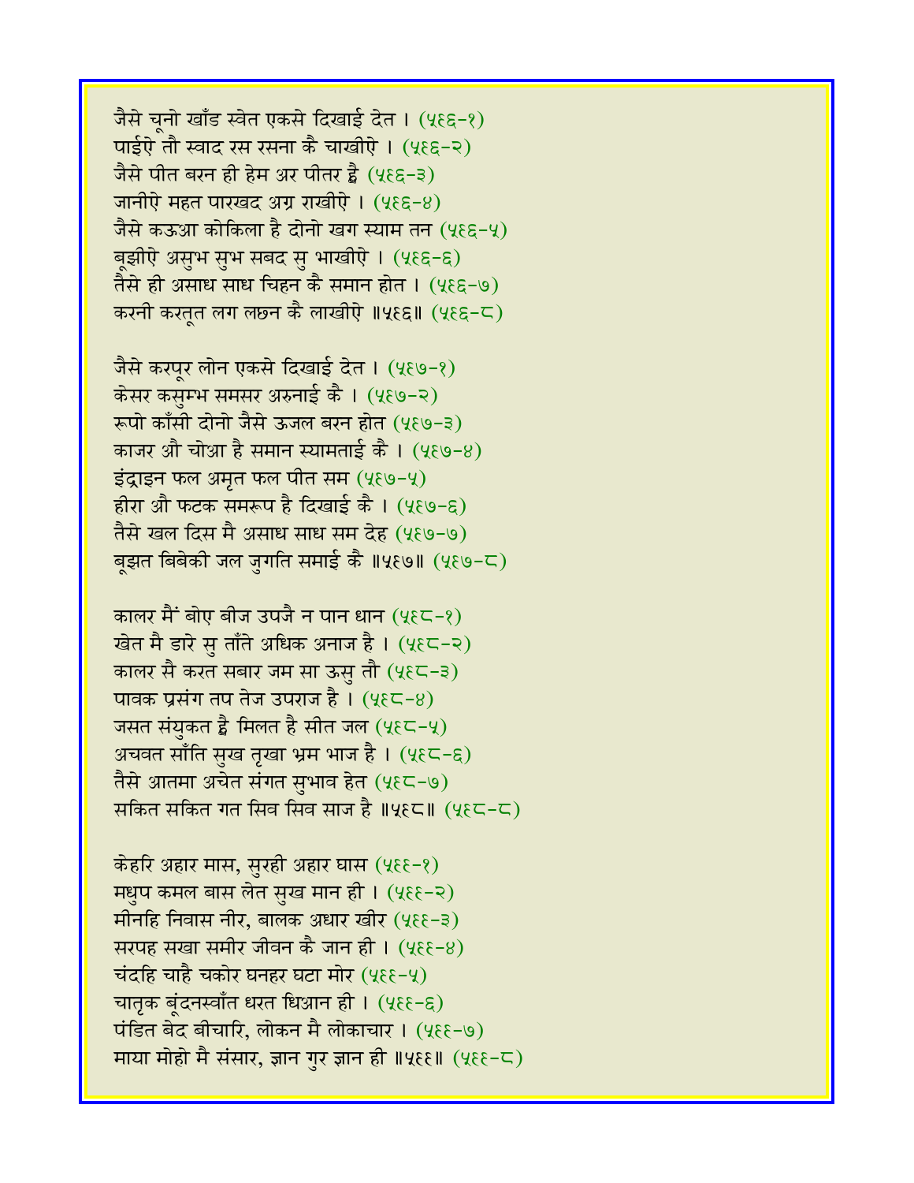जैसे चूनो खाँड स्वेत एकसे दिखाई देत । (५६६-१)
पाईऐ तौ स्वाद रस रसना कै चाखीऐ । (५६६-२)
जैसे पीत बरन ही हेम अर पीतर है (५६६-३)
जानीऐ महत पारखद अग्र राखीऐ । (५६६-४)
जैसे कऊआ कोकिला है दोनो खग स्याम तन (५६६-५)
बूझीऐ असुभ सुभ सबद सु भाखीऐ । (५६६-६)
तैसे ही असाध साध चिहन कै समान होत । (५६६-७)
करनी करतूत लग लछन कै लाखीऐ ॥५६६॥ (५६६-८)

जैसे करपूर लोन एकसे दिखाई देत । (५६७-१)
केसर कसुम्भ समसर अरुनाई कै । (५६७-२)
रूपो काँसी दोनो जैसे ऊजल बरन होत (५६७-३)
काजर औ चोआ है समान स्यामताई कै । (५६७-४)
इंद्राइन फल अमृत फल पीत सम (५६७-५)
हीरा औ फटक समरूप है दिखाई कै । (५६७-६)
तैसे खल दिस मै असाध साध सम देह (५६७-७)
बूझत बिबेकी जल जुगति समाई कै ॥५६७॥ (५६७-८)

कालर मैं बोए बीज उपजै न पान धान (५६८-१)
खेत मै डारे सु ताँते अधिक अनाज है । (५६८-२)
कालर सै करत सबार जम सा ऊसु तौ (५६८-३)
पावक प्रसंग तप तेज उपराज है । (५६८-४)
जसत संयुकत है मिलत है सीत जल (५६८-५)
अचवत साँति सुख तृखा भ्रम भाज है । (५६८-६)
तैसे आतमा अचेत संगत सुभाव हेत (५६८-७)
सकित सकित गत सिव सिव साज है ॥५६८॥ (५६८-८)

केहरि अहार मास, सुरही अहार घास (५६९-१)
मधुप कमल बास लेत सुख मान ही । (५६९-२)
मीनहि निवास नीर, बालक अधार खीर (५६९-३)
सरपह सखा समीर जीवन कै जान ही । (५६९-४)
चंदहि चाहै चकोर घनहर घटा मोर (५६९-५)
चातृक बूंदनस्वाँत धरत धिआन ही । (५६९-६)
पंडित बेद बीचारि, लोकन मै लोकाचार । (५६९-७)
माया मोहो मै संसार, ज्ञान गुर ज्ञान ही ॥५६९॥ (५६९-८)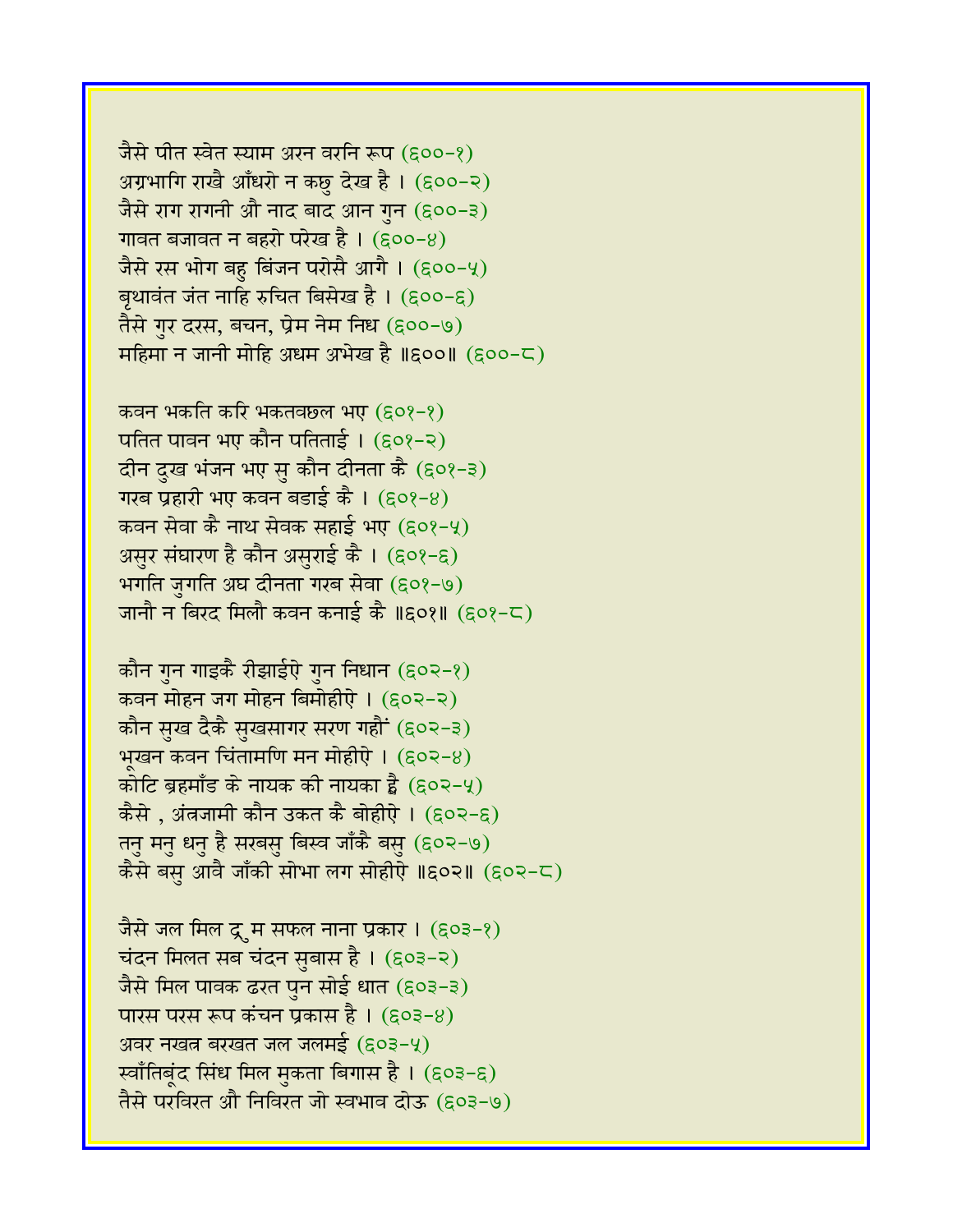जैसे पीत स्वेत स्याम अरन वरनि रूप (६००-१)
अग्रभागि राखै आँधरो न कछु देख है । (६००-२)
जैसे राग रागनी औ नाद बाद आन गुन (६००-३)
गावत बजावत न बहरो परेख है । (६००-४)
जैसे रस भोग बहु बिंजन परोसै आगै । (६००-५)
बृथावंत जंत नाहि रुचित बिसेख है । (६००-६)
तैसे गुर दरस, बचन, प्रेम नेम निध (६००-७)
महिमा न जानी मोहि अधम अभेख है ॥६००॥ (६००-८)

कवन भकति करि भकतवछल भए (६०१-१)
पतित पावन भए कौन पतिताई । (६०१-२)
दीन दुख भंजन भए सु कौन दीनता कै (६०१-३)
गरब प्रहारी भए कवन बडाई कै । (६०१-४)
कवन सेवा कै नाथ सेवक सहाई भए (६०१-५)
असुर संघारण है कौन असुराई कै । (६०१-६)
भगति जुगति अघ दीनता गरब सेवा (६०१-७)
जानौ न बिरद मिलौ कवन कनाई कै ॥६०१॥ (६०१-८)

कौन गुन गाइकै रीझाईऐ गुन निधान (६०२-१)
कवन मोहन जग मोहन बिमोहीऐ । (६०२-२)
कौन सुख दैकै सुखसागर सरण गहौं (६०२-३)
भूखन कवन चिंतामणि मन मोहीऐ । (६०२-४)
कोटि ब्रहमाँड के नायक की नायका ह्वै (६०२-५)
कैसे , अंत्रजामी कौन उकत कै बोहीऐ । (६०२-६)
तनु मनु धनु है सरबसु बिस्व जाँकै बसु (६०२-७)
कैसे बसु आवै जाँकी सोभा लग सोहीऐ ॥६०२॥ (६०२-८)

जैसे जल मिल द्रुम सफल नाना प्रकार । (६०३-१)
चंदन मिलत सब चंदन सुबास है । (६०३-२)
जैसे मिल पावक ढरत पुन सोई धात (६०३-३)
पारस परस रूप कंचन प्रकास है । (६०३-४)
अवर नखत्र बरखत जल जलमई (६०३-५)
स्वाँतिबूंद सिंध मिल मुकता बिगास है । (६०३-६)
तैसे परविरत औ निविरत जो स्वभाव दोऊ (६०३-७)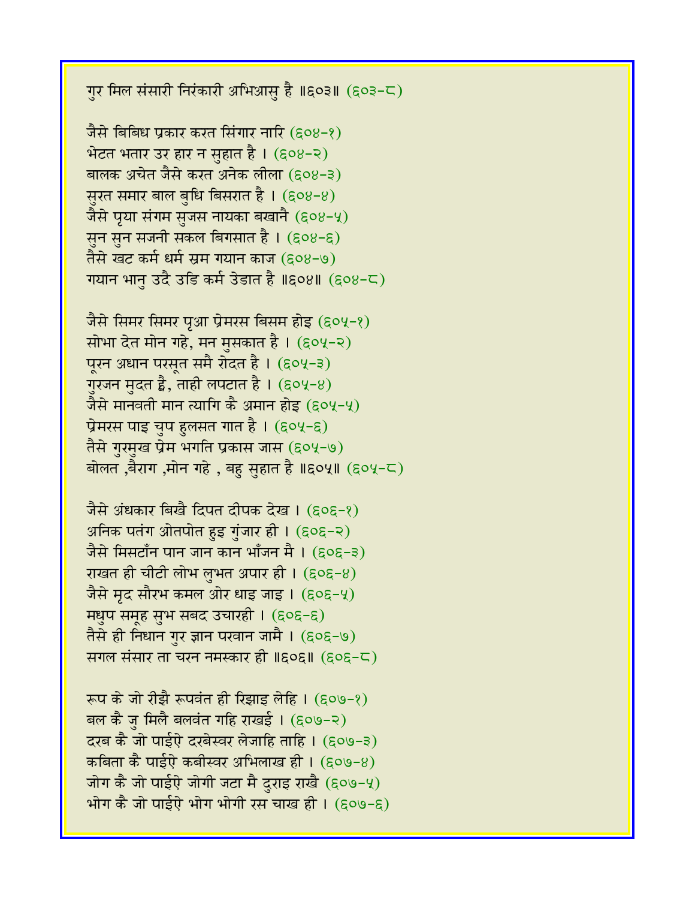गुर मिल संसारी निरंकारी अभिआसु है ॥६०३॥ (६०३-८)

जैसे बिबिध प्रकार करत सिंगार नारि (६०४-१)
भेटत भतार उर हार न सुहात है । (६०४-२)
बालक अचेत जैसे करत अनेक लीला (६०४-३)
सुरत समार बाल बुधि बिसरात है । (६०४-४)
जैसे पृया संगम सुजस नायका बखानै (६०४-५)
सुन सुन सजनी सकल बिगसात है । (६०४-६)
तैसे खट कर्म धर्म स्रम गयान काज (६०४-७)
गयान भानु उदै उडि कर्म उडात है ॥६०४॥ (६०४-८)

जैसे सिमर सिमर पृआ प्रेमरस बिसम होइ (६०५-१)
सोभा देत मोन गहे, मन मुसकात है । (६०५-२)
पूरन अधान परसूत समै रोदत है । (६०५-३)
गुरजन मुदत ह्वै, ताही लपटात है । (६०५-४)
जैसे मानवती मान त्यागि कै अमान होइ (६०५-५)
प्रेमरस पाइ चुप हुलसत गात है । (६०५-६)
तैसे गुरमुख प्रेम भगति प्रकास जास (६०५-७)
बोलत ,बैराग ,मोन गहे , बहु सुहात है ॥६०५॥ (६०५-८)

जैसे अंधकार बिखै दिपत दीपक देख । (६०६-१)
अनिक पतंग ओतपोत हुइ गुंजार ही । (६०६-२)
जैसे मिसटाँन पान जान कान भाँजन मै । (६०६-३)
राखत ही चीटी लोभ लुभत अपार ही । (६०६-४)
जैसे मृद सौरभ कमल ओर धाइ जाइ । (६०६-५)
मधुप समूह सुभ सबद उचारही । (६०६-६)
तैसे ही निधान गुर ज्ञान परवान जामै । (६०६-७)
सगल संसार ता चरन नमस्कार ही ॥६०६॥ (६०६-८)

रूप के जो रीझै रूपवंत ही रिझाइ लेहि । (६०७-१)
बल कै जु मिलै बलवंत गहि राखई । (६०७-२)
दरब कै जो पाईऐ दरबेस्वर लेजाहि ताहि । (६०७-३)
कबिता कै पाईऐ कबीस्वर अभिलाख ही । (६०७-४)
जोग कै जो पाईऐ जोगी जटा मै दुराइ राखै (६०७-५)
भोग कै जो पाईऐ भोग भोगी रस चाख ही । (६०७-६)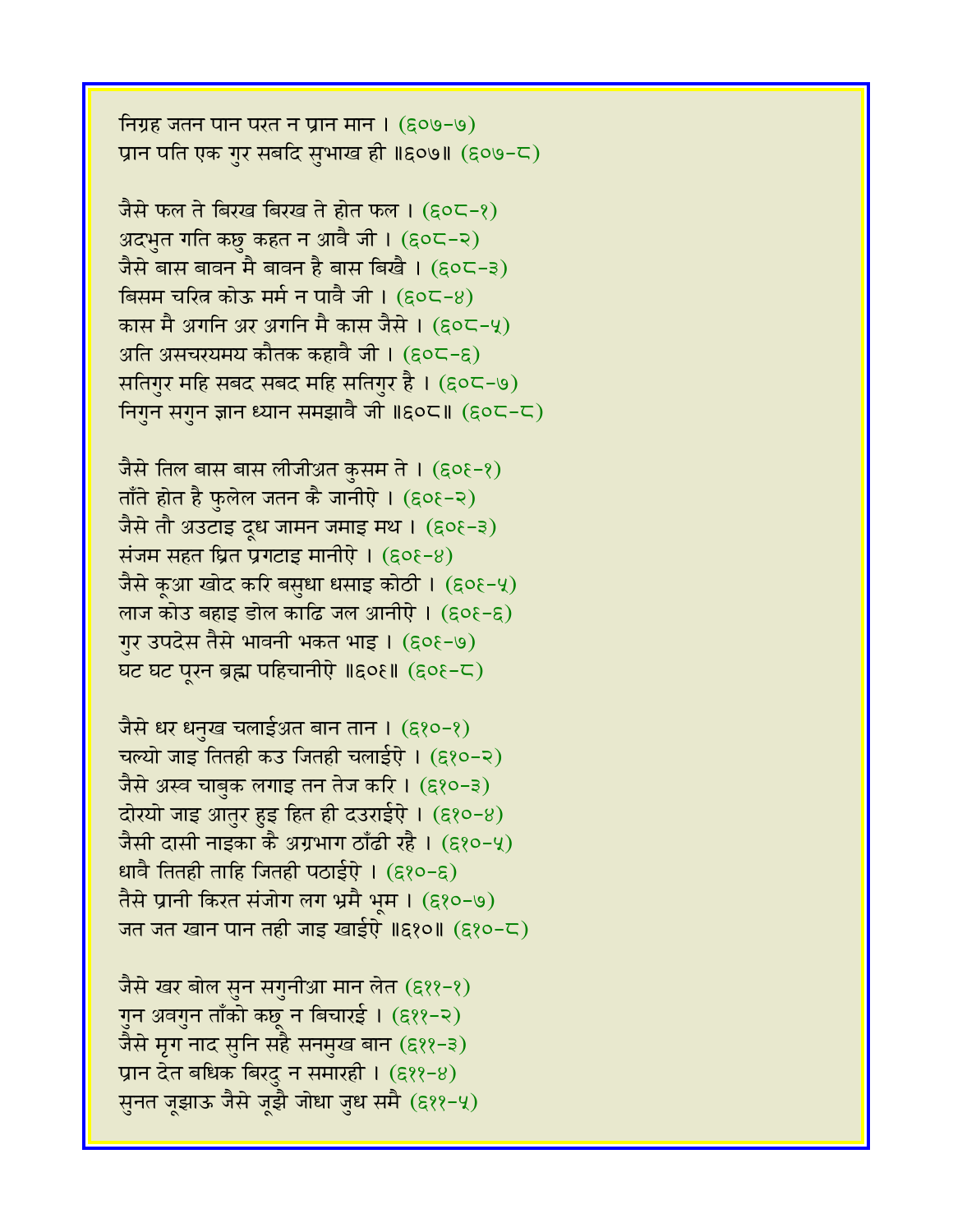निग्रह जतन पान परत न प्रान मान । (६०७-७)
प्रान पति एक गुर सबदि सुभाख ही ॥६०७॥ (६०७-८)

जैसे फल ते बिरख बिरख ते होत फल । (६०८-१)
अदभुत गति कछु कहत न आवै जी । (६०८-२)
जैसे बास बावन मै बावन है बास बिखै । (६०८-३)
बिसम चरित्र कोऊ मर्म न पावै जी । (६०८-४)
कास मै अगनि अर अगनि मै कास जैसे । (६०८-५)
अति असचरयमय कौतक कहावै जी । (६०८-६)
सतिगुर महि सबद सबद महि सतिगुर है । (६०८-७)
निगुन सगुन ज्ञान ध्यान समझावै जी ॥६०८॥ (६०८-८)

जैसे तिल बास बास लीजीअत कुसम ते । (६०९-१)
ताँते होत है फुलेल जतन कै जानीऐ । (६०९-२)
जैसे तौ अउटाइ दूध जामन जमाइ मथ । (६०९-३)
संजम सहत घ्रित प्रगटाइ मानीऐ । (६०९-४)
जैसे कूआ खोद करि बसुधा धसाइ कोठी । (६०९-५)
लाज कोउ बहाइ डोल काढि जल आनीऐ । (६०९-६)
गुर उपदेस तैसे भावनी भकत भाइ । (६०९-७)
घट घट पूरन ब्रह्म पहिचानीऐ ॥६०९॥ (६०९-८)

जैसे धर धनुख चलाईअत बान तान । (६१०-१)
चल्यो जाइ तितही कउ जितही चलाईऐ । (६१०-२)
जैसे अस्व चाबुक लगाइ तन तेज करि । (६१०-३)
दोरयो जाइ आतुर हुइ हित ही दउराईऐ । (६१०-४)
जैसी दासी नाइका कै अग्रभाग ठाँढी रहै । (६१०-५)
धावै तितही ताहि जितही पठाईऐ । (६१०-६)
तैसे प्रानी किरत संजोग लग भ्रमै भूम । (६१०-७)
जत जत खान पान तही जाइ खाईऐ ॥६१०॥ (६१०-८)

जैसे खर बोल सुन सगुनीआ मान लेत (६११-१)
गुन अवगुन ताँको कछू न बिचारई । (६११-२)
जैसे मृग नाद सुनि सहै सनमुख बान (६११-३)
प्रान देत बधिक बिरदु न समारही । (६११-४)
सुनत जूझाऊ जैसे जूझै जोधा जुध समै (६११-५)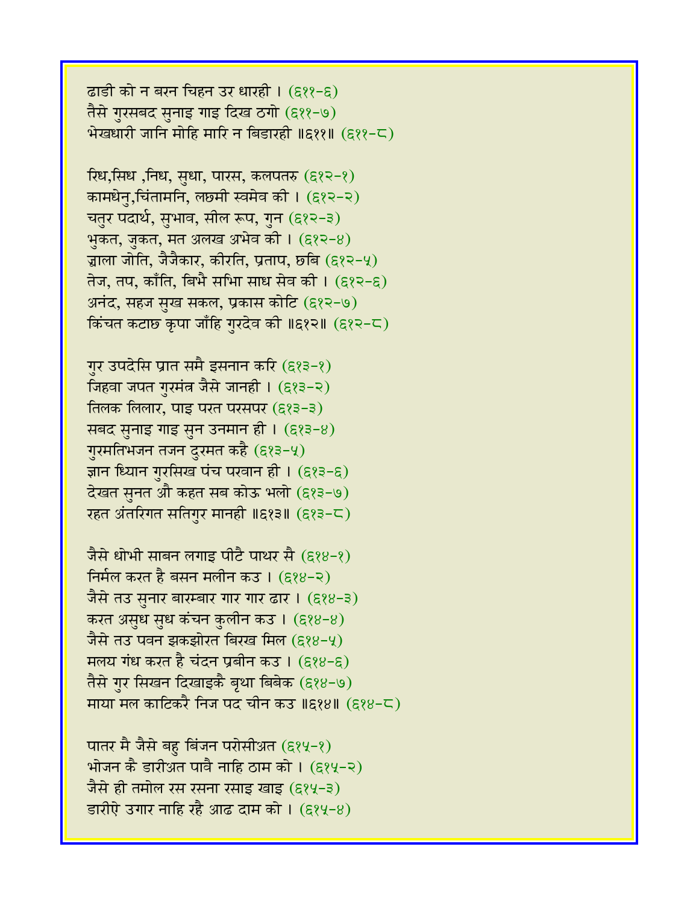ढाडी को न बरन चिहन उर धारही । (६११-६)
तैसे गुरसबद सुनाइ गाइ दिख ठगो (६११-७)
भेखधारी जानि मोहि मारि न बिडारही ॥६११॥ (६११-८)

रिध,सिध ,निध, सुधा, पारस, कलपतरु (६१२-१)
कामधेनु,चिंतामनि, लछमी स्वमेव की । (६१२-२)
चतुर पदार्थ, सुभाव, सील रूप, गुन (६१२-३)
भुकत, जुकत, मत अलख अभेव की । (६१२-४)
ज्वाला जोति, जैजैकार, कीरति, प्रताप, छबि (६१२-५)
तेज, तप, काँति, बिभै सभि साध सेव की । (६१२-६)
अनंद, सहज सुख सकल, प्रकास कोटि (६१२-७)
किंचत कटाछ कृपा जाँहि गुरदेव की ॥६१२॥ (६१२-८)

गुर उपदेसि प्रात समै इसनान करि (६१३-१)
जिहवा जपत गुरमंत्र जैसे जानही । (६१३-२)
तिलक लिलार, पाइ परत परसपर (६१३-३)
सबद सुनाइ गाइ सुन उनमान ही । (६१३-४)
गुरमतिभजन तजन दुरमत कहै (६१३-५)
ज्ञान ध्यान गुरसिख पंच परवान ही । (६१३-६)
देखत सुनत औ कहत सब कोऊ भलो (६१३-७)
रहत अंतरिगत सतिगुर मानही ॥६१३॥ (६१३-८)

जैसे धोभी साबन लगाइ पीटै पाथर सै (६१४-१)
निर्मल करत है बसन मलीन कउ । (६१४-२)
जैसे तउ सुनार बारम्बार गार गार ढार । (६१४-३)
करत असुध सुध कंचन कुलीन कउ । (६१४-४)
जैसे तउ पवन झकझोरत बिरख मिल (६१४-५)
मलय गंध करत है चंदन प्रबीन कउ । (६१४-६)
तैसे गुर सिखन दिखाइकै बृथा बिबेक (६१४-७)
माया मल काटिकरै निज पद चीन कउ ॥६१४॥ (६१४-८)

पातर मै जैसे बहु बिंजन परोसीअत (६१५-१)
भोजन कै डारीअत पावै नाहि ठाम को । (६१५-२)
जैसे ही तमोल रस रसना रसाइ खाइ (६१५-३)
डारीऐ उगार नाहि रहै आढ दाम को । (६१५-४)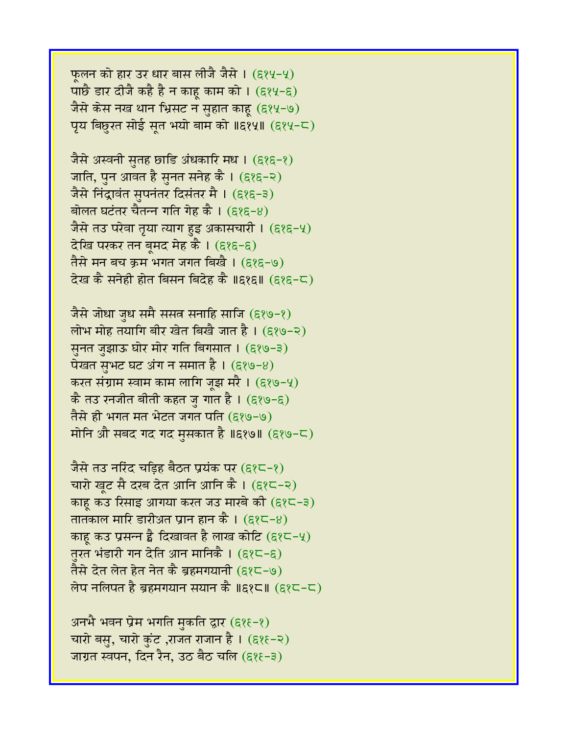फूलन को हार उर धार बास लीजै जैसे । (६१५-५)
पाछै डार दीजै कहै है न काहू काम को । (६१५-६)
जैसे केस नख थान भ्रिसट न सुहात काहू (६१५-७)
पृय बिछुरत सोई सूत भयो बाम को ॥६१५॥ (६१५-८)

जैसे अस्वनी सुतह छाडि अंधकारि मध । (६१६-१)
जाति, पुन आवत है सुनत सनेह कै । (६१६-२)
जैसे निंद्रावंत सुपनंतर दिसंतर मै । (६१६-३)
बोलत घटंतर चैतन्न गति गेह कै । (६१६-४)
जैसे तउ परेवा तृया त्याग हुइ अकासचारी । (६१६-५)
देखि परकर तन बूमद मेह कै । (६१६-६)
तैसे मन बच क्रम भगत जगत बिखै । (६१६-७)
देख कै सनेही होत बिसन बिदेह कै ॥६१६॥ (६१६-८)

जैसे जोधा जुध समै ससत्र सनाहि साजि (६१७-१)
लोभ मोह तयागि बीर खेत बिखै जात है । (६१७-२)
सुनत जुझाऊ घोर मोर गति बिगसात । (६१७-३)
पेखत सुभट घट अंग न समात है । (६१७-४)
करत संग्राम स्वाम काम लागि जूझ मरै । (६१७-५)
कै तउ रनजीत बीती कहत जु गात है । (६१७-६)
तैसे ही भगत मत भेटत जगत पति (६१७-७)
मोनि औ सबद गद गद मुसकात है ॥६१७॥ (६१७-८)

जैसे तउ नरिंद चड़िह बैठत प्रयंक पर (६१८-१)
चारो खूट सै दरब देत आनि आनि कै । (६१८-२)
काहू कउ रिसाइ आगया करत जउ मारबे की (६१८-३)
तातकाल मारि डारीअत प्रान हान कै । (६१८-४)
काहू कउ प्रसन्न ह्वै दिखावत है लाख कोटि (६१८-५)
तुरत भंडारी गन देति आन मानिकै । (६१८-६)
तैसे देत लेत हेत नेत कै ब्रहमगयानी (६१८-७)
लेप नलिपत है ब्रहमगयान सयान कै ॥६१८॥ (६१८-८)

अनभै भवन प्रेम भगति मुकति द्वार (६१९-१)
चारो बसु, चारो कुंट ,राजत राजान है । (६१९-२)
जाग्रत स्वपन, दिन रैन, उठ बैठ चलि (६१९-३)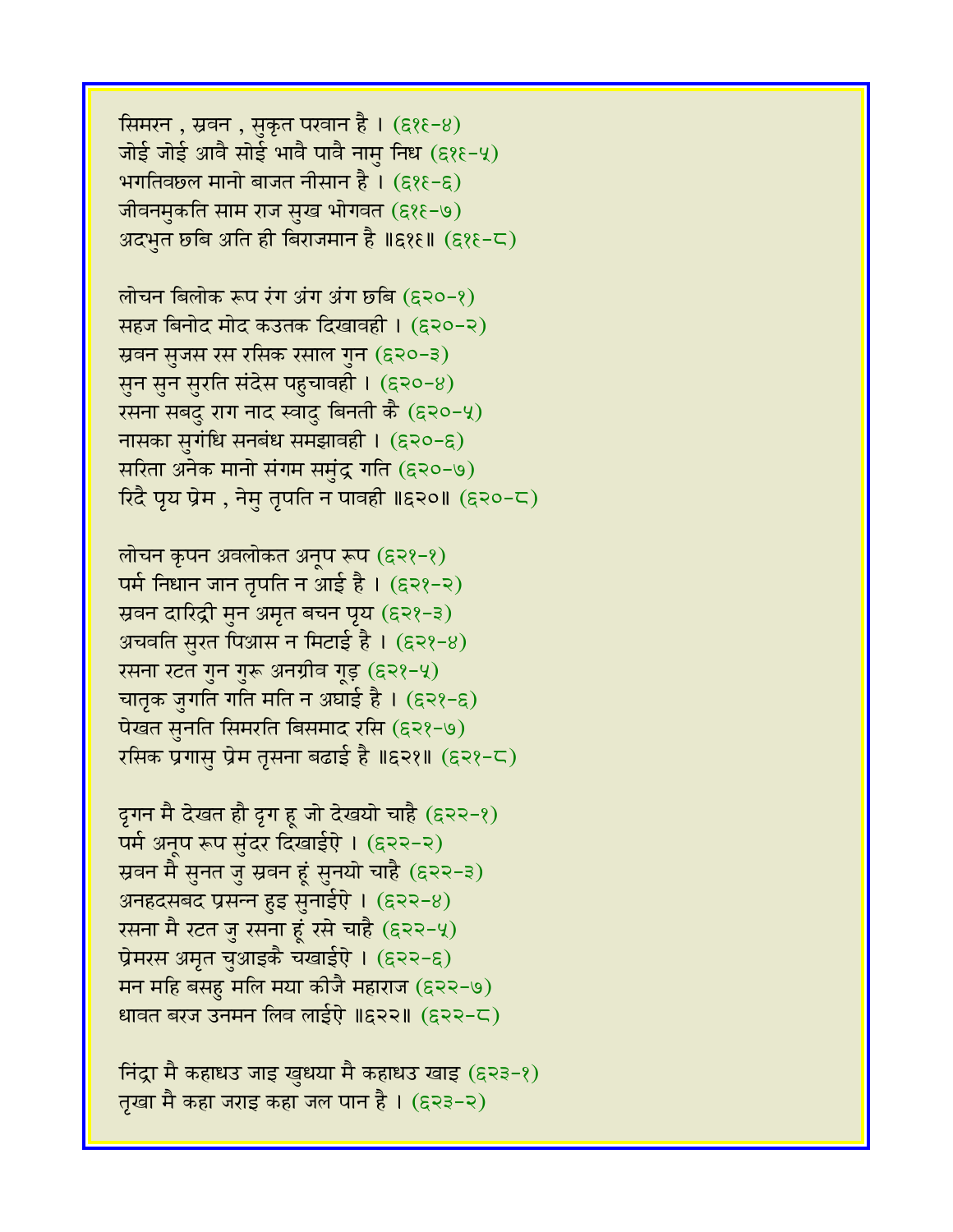सिमरन , स्रवन , सुकृत परवान है । (६१९-४)
जोई जोई आवै सोई भावै पावै नामु निध (६१९-५)
भगतिवछल मानो बाजत नीसान है । (६१९-६)
जीवनमुकति साम राज सुख भोगवत (६१९-७)
अदभुत छबि अति ही बिराजमान है ॥६१९॥ (६१९-८)

लोचन बिलोक रूप रंग अंग अंग छबि (६२०-१)
सहज बिनोद मोद कउतक दिखावही । (६२०-२)
स्रवन सुजस रस रसिक रसाल गुन (६२०-३)
सुन सुन सुरति संदेस पहुचावही । (६२०-४)
रसना सबदु राग नाद स्वादु बिनती कै (६२०-५)
नासका सुगंधि सनबंध समझावही । (६२०-६)
सरिता अनेक मानो संगम समुंद्र गति (६२०-७)
रिदै पृय प्रेम , नेमु तृपति न पावही ॥६२०॥ (६२०-८)

लोचन कृपन अवलोकत अनूप रूप (६२१-१)
पर्म निधान जान तृपति न आई है । (६२१-२)
स्रवन दारिद्री मुन अमृत बचन पृय (६२१-३)
अचवति सुरत पिआस न मिटाई है । (६२१-४)
रसना रटत गुन गुरू अनग्रीव गूड़ (६२१-५)
चातृक जुगति गति मति न अघाई है । (६२१-६)
पेखत सुनति सिमरति बिसमाद रसि (६२१-७)
रसिक प्रगासु प्रेम तृसना बढाई है ॥६२१॥ (६२१-८)

दृगन मै देखत हौ दृग हू जो देखयो चाहै (६२२-१)
पर्म अनूप रूप सुंदर दिखाईऐ । (६२२-२)
स्रवन मै सुनत जु स्रवन हूं सुनयो चाहै (६२२-३)
अनहदसबद प्रसन्न हुइ सुनाईऐ । (६२२-४)
रसना मै रटत जु रसना हूं रसे चाहै (६२२-५)
प्रेमरस अमृत चुआइकै चखाईऐ । (६२२-६)
मन महि बसहु मलि मया कीजै महाराज (६२२-७)
धावत बरज उनमन लिव लाईऐ ॥६२२॥ (६२२-८)

निंद्रा मै कहाधउ जाइ खुधया मै कहाधउ खाइ (६२३-१)
तृखा मै कहा जराइ कहा जल पान है । (६२३-२)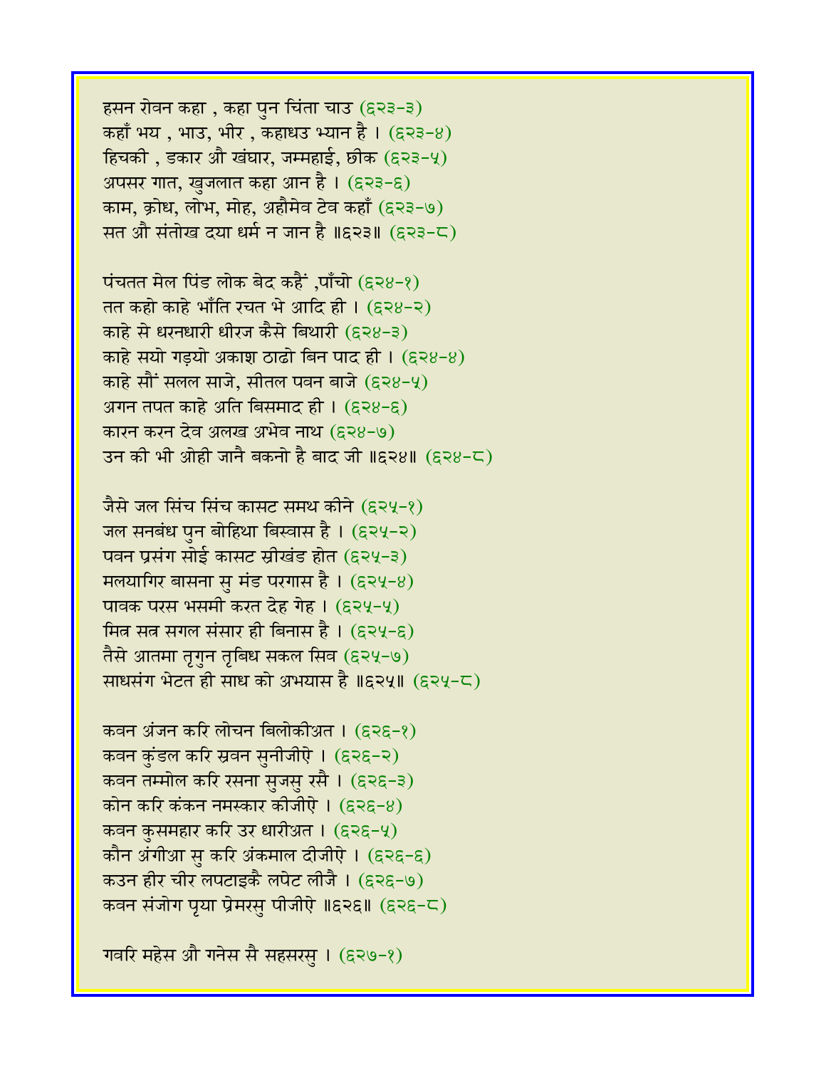हसन रोवन कहा , कहा पुन चिंता चाउ (६२३-३)
कहाँ भय , भाउ, भीर , कहाधउ भ्यान है । (६२३-४)
हिचकी , डकार औ खंघार, जम्महाई, छीक (६२३-५)
अपसर गात, खुजलात कहा आन है । (६२३-६)
काम, क्रोध, लोभ, मोह, अहौमेव टेव कहाँ (६२३-७)
सत औ संतोख दया धर्म न जान है ॥६२३॥ (६२३-८)

पंचतत मेल पिंड लोक बेद कहैं ,पाँचो (६२४-१)
तत कहो काहे भाँति रचत भे आदि ही । (६२४-२)
काहे से धरनधारी धीरज कैसे बिथारी (६२४-३)
काहे सयो गड़्यो अकाश ठाढो बिन पाद ही । (६२४-४)
काहे सौं सलल साजे, सीतल पवन बाजे (६२४-५)
अगन तपत काहे अति बिसमाद ही । (६२४-६)
कारन करन देव अलख अभेव नाथ (६२४-७)
उन की भी ओही जानै बकनो है बाद जी ॥६२४॥ (६२४-८)

जैसे जल सिंच सिंच कासट समथ कीने (६२५-१)
जल सनबंध पुन बोहिथा बिस्वास है । (६२५-२)
पवन प्रसंग सोई कासट स्रीखंड होत (६२५-३)
मलयागिर बासना सु मंड परगास है । (६२५-४)
पावक परस भसमी करत देह गेह । (६२५-५)
मित्र सत्र सगल संसार ही बिनास है । (६२५-६)
तैसे आतमा तृगुन तृबिध सकल सिव (६२५-७)
साधसंग भेटत ही साध को अभयास है ॥६२५॥ (६२५-८)

कवन अंजन करि लोचन बिलोकीअत । (६२६-१)
कवन कुंडल करि स्रवन सुनीजीऐ । (६२६-२)
कवन तम्मोल करि रसना सुजसु रसै । (६२६-३)
कोन करि कंकन नमस्कार कीजीऐ । (६२६-४)
कवन कुसमहार करि उर धारीअत । (६२६-५)
कौन अंगीआ सु करि अंकमाल दीजीऐ । (६२६-६)
कउन हीर चीर लपटाइकै लपेट लीजै । (६२६-७)
कवन संजोग पृया प्रेमरसु पीजीऐ ॥६२६॥ (६२६-८)

गवरि महेस औ गनेस सै सहसरसु । (६२७-१)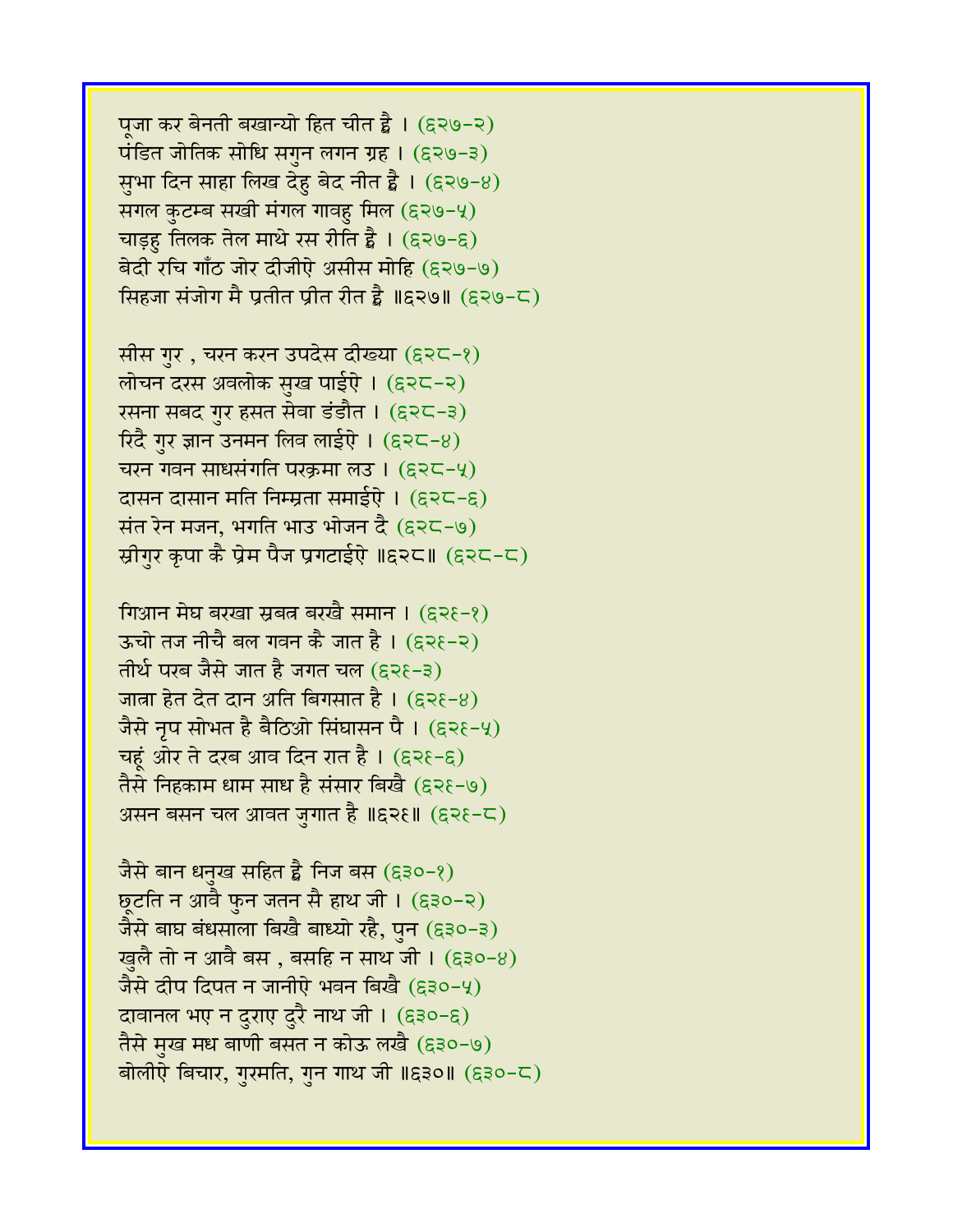पूजा कर बेनती बखान्यो हित चीत है । (६२७-२)
पंडित जोतिक सोधि सगुन लगन ग्रह । (६२७-३)
सुभा दिन साहा लिख देहु बेद नीत है । (६२७-४)
सगल कुटम्ब सखी मंगल गावहु मिल (६२७-५)
चाड़हु तिलक तेल माथे रस रीति है । (६२७-६)
बेदी रचि गाँठ जोर दीजीऐ असीस मोहि (६२७-७)
सिहजा संजोग मै प्रतीत प्रीत रीत है ॥६२७॥ (६२७-८)

सीस गुर , चरन करन उपदेस दीख्या (६२८-१)
लोचन दरस अवलोक सुख पाईऐ । (६२८-२)
रसना सबद गुर हसत सेवा डंडौत । (६२८-३)
रिदै गुर ज्ञान उनमन लिव लाईऐ । (६२८-४)
चरन गवन साधसंगति परक्रमा लउ । (६२८-५)
दासन दासान मति निम्म्रता समाईऐ । (६२८-६)
संत रेन मजन, भगति भाउ भोजन दै (६२८-७)
स्रीगुर कृपा कै प्रेम पैज प्रगटाईऐ ॥६२८॥ (६२८-८)

गिआन मेघ बरखा स्रबत्र बरखै समान । (६२९-१)
ऊचो तज नीचै बल गवन कै जात है । (६२९-२)
तीर्थ परब जैसे जात है जगत चल (६२९-३)
जात्रा हेत देत दान अति बिगसात है । (६२९-४)
जैसे नृप सोभत है बैठिओ सिंघासन पै । (६२९-५)
चहूं ओर ते दरब आव दिन रात है । (६२९-६)
तैसे निहकाम धाम साध है संसार बिखै (६२९-७)
असन बसन चल आवत जुगात है ॥६२९॥ (६२९-८)

जैसे बान धनुख सहित है निज बस (६३०-१)
छूटति न आवै फुन जतन सै हाथ जी । (६३०-२)
जैसे बाघ बंधसाला बिखै बाध्यो रहै, पुन (६३०-३)
खुलै तो न आवै बस , बसहि न साथ जी । (६३०-४)
जैसे दीप दिपत न जानीऐ भवन बिखै (६३०-५)
दावानल भए न दुराए दुरै नाथ जी । (६३०-६)
तैसे मुख मध बाणी बसत न कोऊ लखै (६३०-७)
बोलीऐ बिचार, गुरमति, गुन गाथ जी ॥६३०॥ (६३०-८)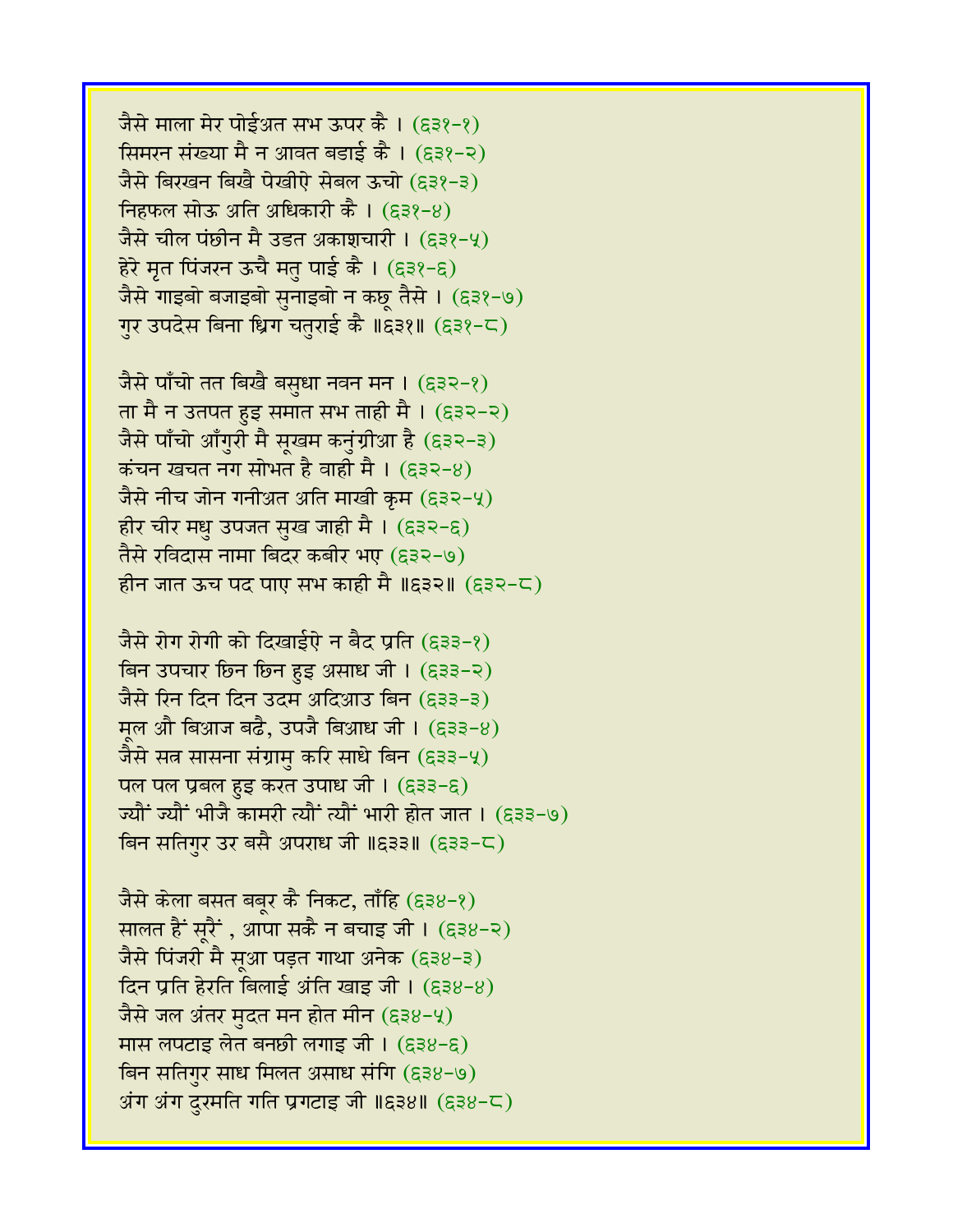जैसे माला मेर पोईअत सभ ऊपर कै । (६३१-१)
सिमरन संख्या मै न आवत बडाई कै । (६३१-२)
जैसे बिरखन बिखै पेखीऐ सेबल ऊचो (६३१-३)
निहफल सोऊ अति अधिकारी कै । (६३१-४)
जैसे चील पंछीन मै उडत अकाशचारी । (६३१-५)
हेरे मृत पिंजरन ऊचै मतु पाई कै । (६३१-६)
जैसे गाइबो बजाइबो सुनाइबो न कछू तैसे । (६३१-७)
गुर उपदेस बिना ध्रिग चतुराई कै ॥६३१॥ (६३१-८)

जैसे पाँचो तत बिखै बसुधा नवन मन । (६३२-१)
ता मै न उतपत हुइ समात सभ ताही मै । (६३२-२)
जैसे पाँचो आँगुरी मै सूखम कनुंग्रीआ है (६३२-३)
कंचन खचत नग सोभत है वाही मै । (६३२-४)
जैसे नीच जोन गनीअत अति माखी कृम (६३२-५)
हीर चीर मधु उपजत सुख जाही मै । (६३२-६)
तैसे रविदास नामा बिदर कबीर भए (६३२-७)
हीन जात ऊच पद पाए सभ काही मै ॥६३२॥ (६३२-८)

जैसे रोग रोगी को दिखाईऐ न बैद प्रति (६३३-१)
बिन उपचार छिन छिन हुइ असाध जी । (६३३-२)
जैसे रिन दिन दिन उदम अदिआउ बिन (६३३-३)
मूल औ बिआज बढै, उपजै बिआध जी । (६३३-४)
जैसे सत्र सासना संग्रामु करि साधे बिन (६३३-५)
पल पल प्रबल हुइ करत उपाध जी । (६३३-६)
ज्यौं ज्यौं भीजै कामरी त्यौं त्यौं भारी होत जात । (६३३-७)
बिन सतिगुर उर बसै अपराध जी ॥६३३॥ (६३३-८)

जैसे केला बसत बबूर कै निकट, ताँहि (६३४-१)
सालत हैं सूरैं , आपा सकै न बचाइ जी । (६३४-२)
जैसे पिंजरी मै सूआ पड़त गाथा अनेक (६३४-३)
दिन प्रति हेरति बिलाई अंति खाइ जी । (६३४-४)
जैसे जल अंतर मुदत मन होत मीन (६३४-५)
मास लपटाइ लेत बनछी लगाइ जी । (६३४-६)
बिन सतिगुर साध मिलत असाध संगि (६३४-७)
अंग अंग दुरमति गति प्रगटाइ जी ॥६३४॥ (६३४-८)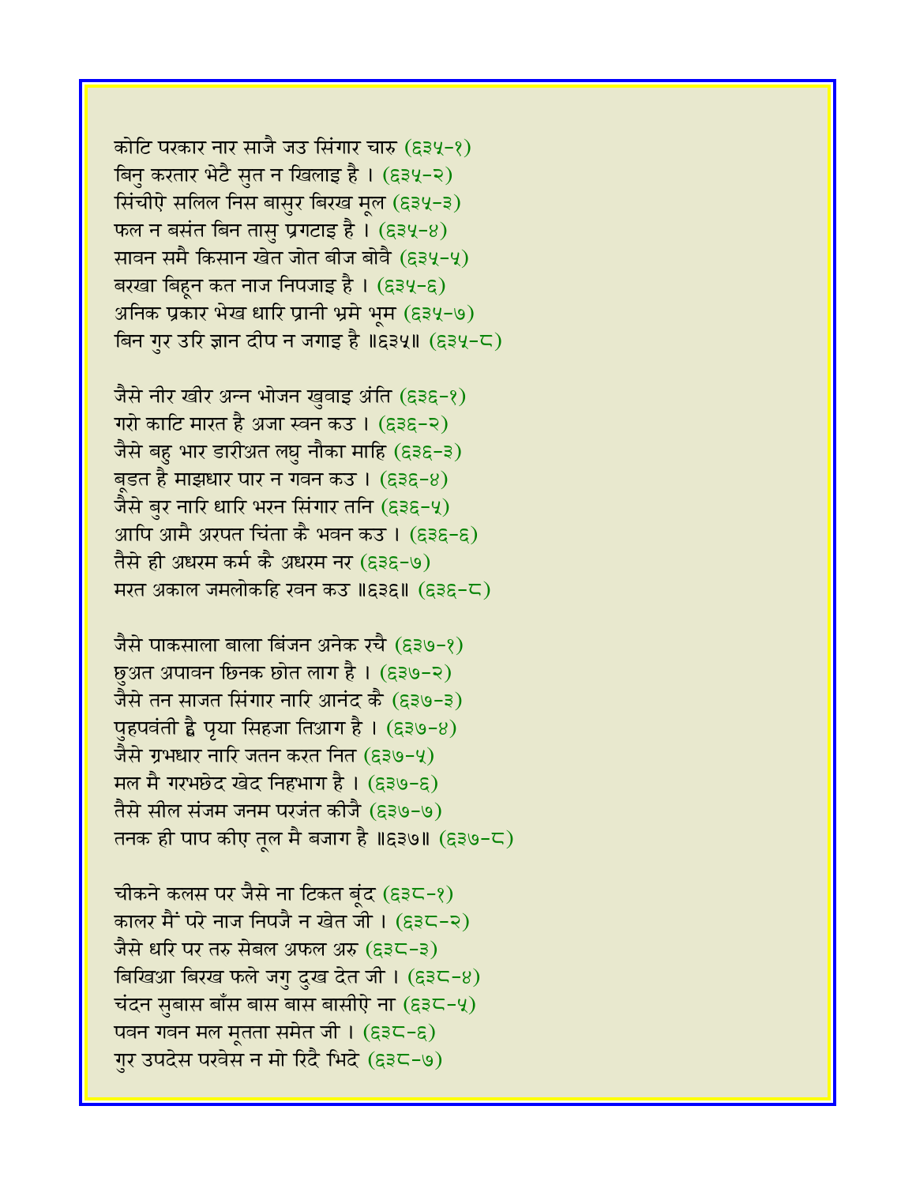कोटि परकार नार साजै जउ सिंगार चारु (६३५-१)
बिनु करतार भेटै सुत न खिलाइ है । (६३५-२)
सिंचीऐ सलिल निस बासुर बिरख मूल (६३५-३)
फल न बसंत बिन तासु प्रगटाइ है । (६३५-४)
सावन समै किसान खेत जोत बीज बोवै (६३५-५)
बरखा बिहून कत नाज निपजाइ है । (६३५-६)
अनिक प्रकार भेख धारि प्रानी भ्रमे भूम (६३५-७)
बिन गुर उरि ज्ञान दीप न जगाइ है ॥६३५॥ (६३५-८)

जैसे नीर खीर अन्न भोजन खुवाइ अंति (६३६-१)
गरो काटि मारत है अजा स्वन कउ । (६३६-२)
जैसे बहु भार डारीअत लघु नौका माहि (६३६-३)
बूडत है माझधार पार न गवन कउ । (६३६-४)
जैसे बुर नारि धारि भरन सिंगार तनि (६३६-५)
आपि आमै अरपत चिंता कै भवन कउ । (६३६-६)
तैसे ही अधरम कर्म कै अधरम नर (६३६-७)
मरत अकाल जमलोकहि रवन कउ ॥६३६॥ (६३६-८)

जैसे पाकसाला बाला बिंजन अनेक रचै (६३७-१)
छुअत अपावन छिनक छोत लाग है । (६३७-२)
जैसे तन साजत सिंगार नारि आनंद कै (६३७-३)
पुहपवंती है पृया सिहजा तिआग है । (६३७-४)
जैसे ग्रभधार नारि जतन करत नित (६३७-५)
मल मै गरभछेद खेद निहभाग है । (६३७-६)
तैसे सील संजम जनम परजंत कीजै (६३७-७)
तनक ही पाप कीए तूल मै बजाग है ॥६३७॥ (६३७-८)

चीकने कलस पर जैसे ना टिकत बूंद (६३८-१)
कालर मैं परे नाज निपजै न खेत जी । (६३८-२)
जैसे धरि पर तरु सेबल अफल अरु (६३८-३)
बिखिआ बिरख फले जगु दुख देत जी । (६३८-४)
चंदन सुबास बाँस बास बास बासीऐ ना (६३८-५)
पवन गवन मल मूतता समेत जी । (६३८-६)
गुर उपदेस परवेस न मो रिदै भिदे (६३८-७)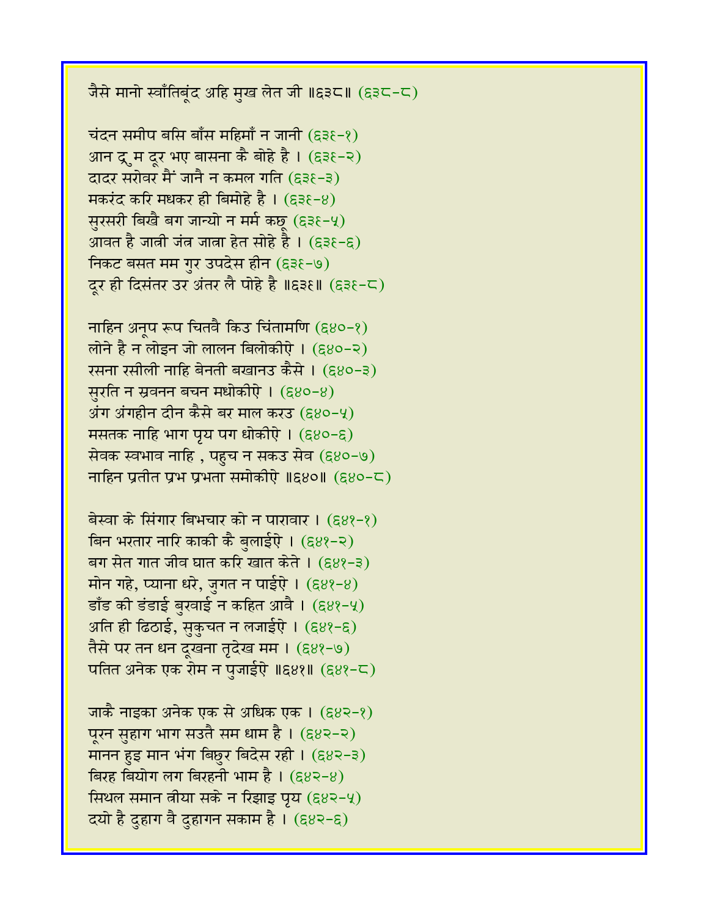जैसे मानो स्वाँतिबूंद अहि मुख लेत जी ॥६३८॥ (६३८-८)

चंदन समीप बसि बाँस महिमाँ न जानी (६३९-१)
आन द्रुम दूर भए बासना कै बोहे है । (६३९-२)
दादर सरोवर मैं जानै न कमल गति (६३९-३)
मकरंद करि मधकर ही बिमोहे है । (६३९-४)
सुरसरी बिखै बग जान्यो न मर्म कछू (६३९-५)
आवत है जात्री जंत्र जात्रा हेत सोहे है । (६३९-६)
निकट बसत मम गुर उपदेस हीन (६३९-७)
दूर ही दिसंतर उर अंतर लै पोहे है ॥६३९॥ (६३९-८)

नाहिन अनूप रूप चितवै किउ चिंतामणि (६४०-१)
लोने है न लोइन जो लालन बिलोकीऐ । (६४०-२)
रसना रसीली नाहि बेनती बखानउ कैसे । (६४०-३)
सुरति न स्रवनन बचन मधोकीऐ । (६४०-४)
अंग अंगहीन दीन कैसे बर माल करउ (६४०-५)
मसतक नाहि भाग पृय पग धोकीऐ । (६४०-६)
सेवक स्वभाव नाहि , पहुच न सकउ सेव (६४०-७)
नाहिन प्रतीत प्रभ प्रभता समोकीऐ ॥६४०॥ (६४०-८)

बेस्वा के सिंगार बिभचार को न पारावार । (६४१-१)
बिन भरतार नारि काकी कै बुलाईऐ । (६४१-२)
बग सेत गात जीव घात करि खात केते । (६४१-३)
मोन गहे, प्याना धरे, जुगत न पाईऐ । (६४१-४)
डाँड की डंडाई बुरवाई न कहित आवै । (६४१-५)
अति ही ढिठाई, सुकुचत न लजाईऐ । (६४१-६)
तैसे पर तन धन दूखना तृदेख मम । (६४१-७)
पतित अनेक एक रोम न पुजाईऐ ॥६४१॥ (६४१-८)

जाकै नाइका अनेक एक से अधिक एक । (६४२-१)
पूरन सुहाग भाग सउतै सम धाम है । (६४२-२)
मानन हुइ मान भंग बिछुर बिदेस रही । (६४२-३)
बिरह बियोग लग बिरहनी भाम है । (६४२-४)
सिथल समान त्रीया सके न रिझाइ पृय (६४२-५)
दयो है दुहाग वै दुहागन सकाम है । (६४२-६)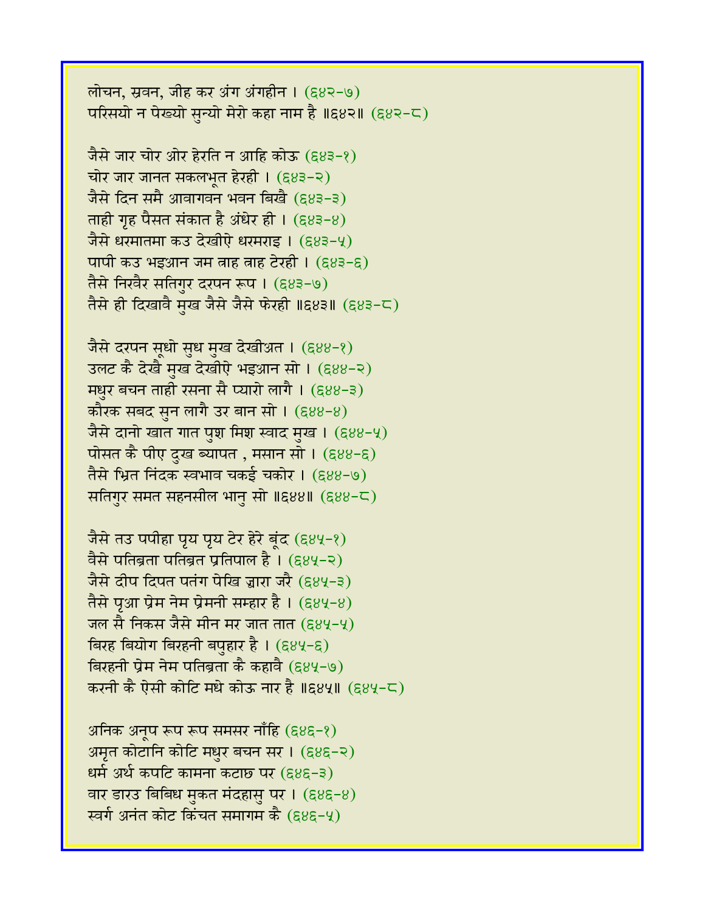लोचन, स्रवन, जीह कर अंग अंगहीन । (६४२-७)
परसियो न पेख्यो सुन्यो मेरो कहा नाम है ॥६४२॥ (६४२-८)

जैसे जार चोर ओर हेरति न आहि कोऊ (६४३-१)
चोर जार जानत सकलभूत हेरही । (६४३-२)
जैसे दिन समै आवागवन भवन बिखै (६४३-३)
ताही गृह पैसत संकात है अंधेर ही । (६४३-४)
जैसे धरमातमा कउ देखीऐ धरमराइ । (६४३-५)
पापी कउ भइआन जम त्राह त्राह टेरही । (६४३-६)
तैसे निरवैर सतिगुर दरपन रूप । (६४३-७)
तैसे ही दिखावै मुख जैसे जैसे फेरही ॥६४३॥ (६४३-८)

जैसे दरपन सूधो सुध मुख देखीअत । (६४४-१)
उलट कै देखै मुख देखीऐ भइआन सो । (६४४-२)
मधुर बचन ताही रसना सै प्यारो लागै । (६४४-३)
कौरक सबद सुन लागै उर बान सो । (६४४-४)
जैसे दानो खात गात पुश मिश स्वाद मुख । (६४४-५)
पोसत कै पीए दुख ब्यापत , मसान सो । (६४४-६)
तैसे भ्रित निंदक स्वभाव चकई चकोर । (६४४-७)
सतिगुर समत सहनसील भानु सो ॥६४४॥ (६४४-८)

जैसे तउ पपीहा पृय पृय टेर हेरे बूंद (६४५-१)
वैसे पतिब्रता पतिब्रत प्रतिपाल है । (६४५-२)
जैसे दीप दिपत पतंग पेखि ज्वारा जरै (६४५-३)
तैसे पृआ प्रेम नेम प्रेमनी सम्हार है । (६४५-४)
जल सै निकस जैसे मीन मर जात तात (६४५-५)
बिरह बियोग बिरहनी बपुहार है । (६४५-६)
बिरहनी प्रेम नेम पतिब्रता कै कहावै (६४५-७)
करनी कै ऐसी कोटि मधे कोऊ नार है ॥६४५॥ (६४५-८)

अनिक अनूप रूप रूप समसर नाँहि (६४६-१)
अमृत कोटानि कोटि मधुर बचन सर । (६४६-२)
धर्म अर्थ कपटि कामना कटाछ पर (६४६-३)
वार डारउ बिबिध मुकत मंदहासु पर । (६४६-४)
स्वर्ग अनंत कोट किंचत समागम कै (६४६-५)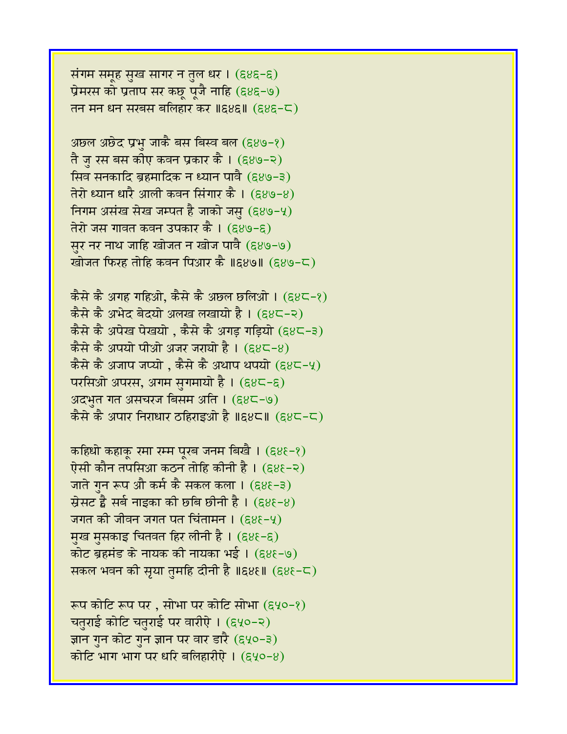संगम समूह सुख सागर न तुल धर । (६४६-६)
प्रेमरस को प्रताप सर कछू पूजै नाहि (६४६-७)
तन मन धन सरबस बलिहार कर ॥६४६॥ (६४६-८)

अछल अछेद प्रभु जाकै बस बिस्व बल (६४७-१)
तै जु रस बस कीए कवन प्रकार कै । (६४७-२)
सिव सनकादि ब्रहमादिक न ध्यान पावै (६४७-३)
तेरो ध्यान धारै आली कवन सिंगार कै । (६४७-४)
निगम असंख सेख जम्पत है जाको जसु (६४७-५)
तेरो जस गावत कवन उपकार कै । (६४७-६)
सुर नर नाथ जाहि खोजत न खोज पावै (६४७-७)
खोजत फिरह तोहि कवन पिआर कै ॥६४७॥ (६४७-८)

कैसे कै अगह गहिओ, कैसे कै अछल छलिओ । (६४८-१)
कैसे कै अभेद बेदयो अलख लखायो है । (६४८-२)
कैसे कै अपेख पेखयो , कैसे कै अगड़ गड़ियो (६४८-३)
कैसे कै अपयो पीओ अजर जरायो है । (६४८-४)
कैसे कै अजाप जप्यो , कैसे कै अथाप थपयो (६४८-५)
परसिओ अपरस, अगम सुगमायो है । (६४८-६)
अदभुत गत असचरज बिसम अति । (६४८-७)
कैसे कै अपार निराधार ठहिराइओ है ॥६४८॥ (६४८-८)

कहिधो कहाकू रमा रम्म पूरब जनम बिखै । (६४९-१)
ऐसी कौन तपसिआ कठन तोहि कीनी है । (६४९-२)
जाते गुन रूप औ कर्म कै सकल कला । (६४९-३)
स्रेसट ह्वै सर्ब नाइका की छबि छीनी है । (६४९-४)
जगत की जीवन जगत पत चिंतामन । (६४९-५)
मुख मुसकाइ चितवत हिर लीनी है । (६४९-६)
कोट ब्रहमंड के नायक की नायका भई । (६४९-७)
सकल भवन की सृया तुमहि दीनी है ॥६४९॥ (६४९-८)

रूप कोटि रूप पर , सोभा पर कोटि सोभा (६५०-१)
चतुराई कोटि चतुराई पर वारीऐ । (६५०-२)
ज्ञान गुन कोट गुन ज्ञान पर वार डारै (६५०-३)
कोटि भाग भाग पर धरि बलिहारीऐ । (६५०-४)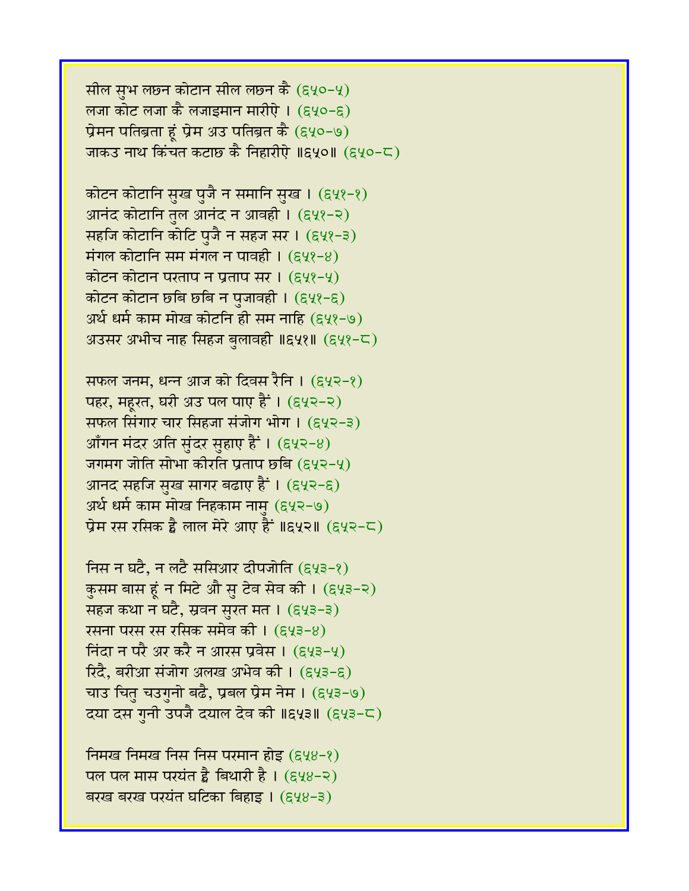सील सुभ लछन कोटान सील लछन कै (६५०-५)
लजा कोट लजा कै लजाइमान मारीऐ । (६५०-६)
प्रेमन पतिब्रता हूं प्रेम अउ पतिब्रत कै (६५०-७)
जाकउ नाथ किंचत कटाछ कै निहारीऐ ॥६५०॥ (६५०-८)

कोटन कोटानि सुख पुजै न समानि सुख । (६५१-१)
आनंद कोटानि तुल आनंद न आवही । (६५१-२)
सहजि कोटानि कोटि पुजै न सहज सर । (६५१-३)
मंगल कोटानि सम मंगल न पावही । (६५१-४)
कोटन कोटान परताप न प्रताप सर । (६५१-५)
कोटन कोटान छबि छबि न पुजावही । (६५१-६)
अर्थ धर्म काम मोख कोटनि ही सम नाहि (६५१-७)
अउसर अभीच नाह सिहज बुलावही ॥६५१॥ (६५१-८)

सफल जनम, धन्न आज को दिवस रैनि । (६५२-१)
पहर, महूरत, घरी अउ पल पाए हैं । (६५२-२)
सफल सिंगार चार सिहजा संजोग भोग । (६५२-३)
आँगन मंदर अति सुंदर सुहाए हैं । (६५२-४)
जगमग जोति सोभा कीरति प्रताप छबि (६५२-५)
आनद सहजि सुख सागर बढाए हैं । (६५२-६)
अर्थ धर्म काम मोख निहकाम नामु (६५२-७)
प्रेम रस रसिक ह्वै लाल मेरे आए हैं ॥६५२॥ (६५२-८)

निस न घटै, न लटै ससिआर दीपजोति (६५३-१)
कुसम बास हूं न मिटे औ सु टेव सेव की । (६५३-२)
सहज कथा न घटै, स्रवन सुरत मत । (६५३-३)
रसना परस रस रसिक समेव की । (६५३-४)
निंदा न परै अर करै न आरस प्रवेस । (६५३-५)
रिदै, बरीआ संजोग अलख अभेव की । (६५३-६)
चाउ चितु चउगुनो बढै, प्रबल प्रेम नेम । (६५३-७)
दया दस गुनी उपजै दयाल देव की ॥६५३॥ (६५३-८)

निमख निमख निस निस परमान होइ (६५४-१)
पल पल मास परयंत ह्वै बिथारी है । (६५४-२)
बरख बरख परयंत घटिका बिहाइ । (६५४-३)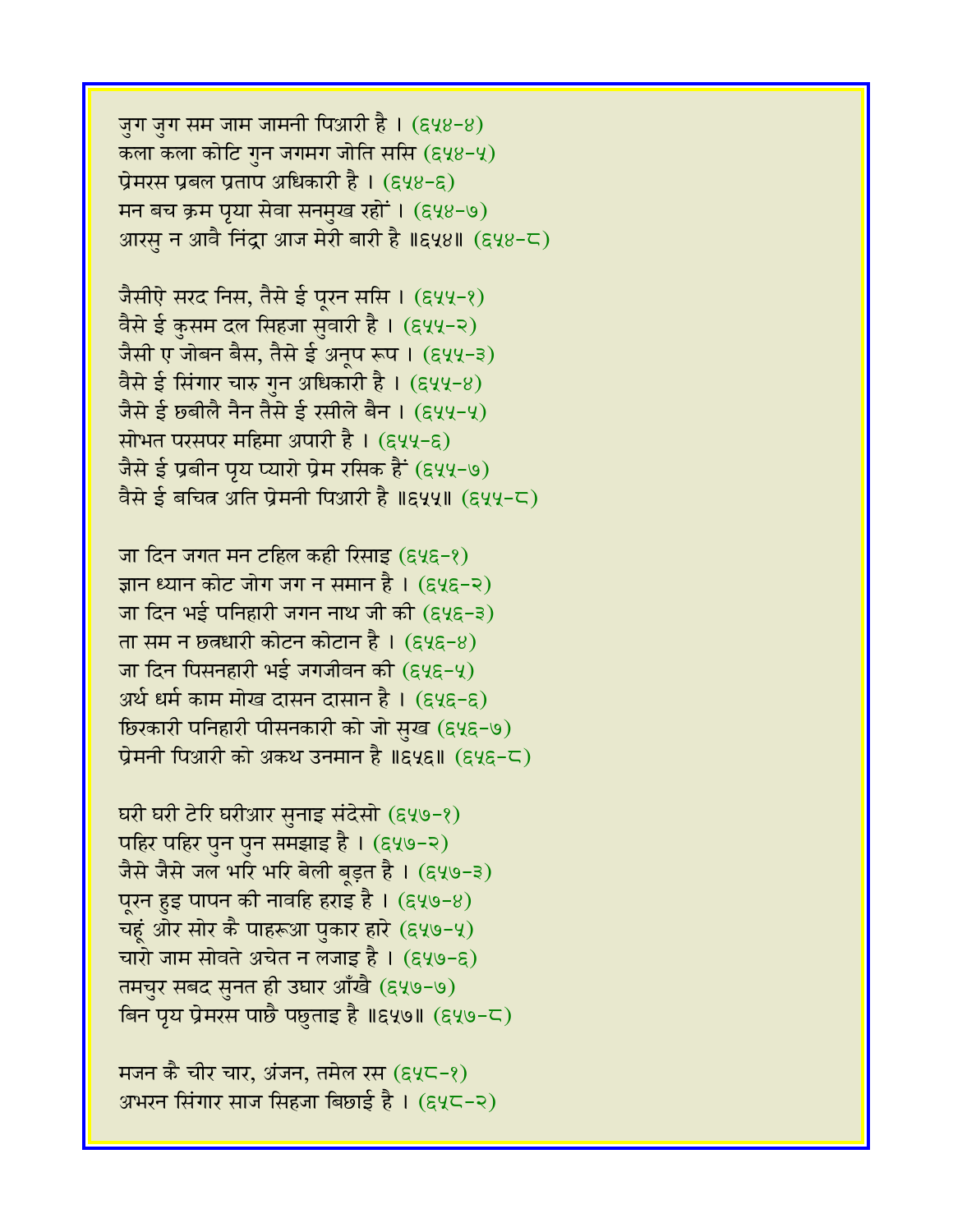जुग जुग सम जाम जामनी पिआरी है । (६५४-४)
कला कला कोटि गुन जगमग जोति ससि (६५४-५)
प्रेमरस प्रबल प्रताप अधिकारी है । (६५४-६)
मन बच क्रम पृया सेवा सनमुख रहों । (६५४-७)
आरसु न आवै निंद्रा आज मेरी बारी है ॥६५४॥ (६५४-८)

जैसीऐ सरद निस, तैसे ई पूरन ससि । (६५५-१)
वैसे ई कुसम दल सिहजा सुवारी है । (६५५-२)
जैसी ए जोबन बैस, तैसे ई अनूप रूप । (६५५-३)
वैसे ई सिंगार चारु गुन अधिकारी है । (६५५-४)
जैसे ई छबीलै नैन तैसे ई रसीले बैन । (६५५-५)
सोभत परसपर महिमा अपारी है । (६५५-६)
जैसे ई प्रबीन पृय प्यारो प्रेम रसिक हैं (६५५-७)
वैसे ई बचित्र अति प्रेमनी पिआरी है ॥६५५॥ (६५५-८)

जा दिन जगत मन टहिल कही रिसाइ (६५६-१)
ज्ञान ध्यान कोट जोग जग न समान है । (६५६-२)
जा दिन भई पनिहारी जगन नाथ जी की (६५६-३)
ता सम न छत्रधारी कोटन कोटान है । (६५६-४)
जा दिन पिसनहारी भई जगजीवन की (६५६-५)
अर्थ धर्म काम मोख दासन दासान है । (६५६-६)
छिरकारी पनिहारी पीसनकारी को जो सुख (६५६-७)
प्रेमनी पिआरी को अकथ उनमान है ॥६५६॥ (६५६-८)

घरी घरी टेरि घरीआर सुनाइ संदेसो (६५७-१)
पहिर पहिर पुन पुन समझाइ है । (६५७-२)
जैसे जैसे जल भरि भरि बेली बूड़त है । (६५७-३)
पूरन हुइ पापन की नावहि हराइ है । (६५७-४)
चहूं ओर सोर कै पाहरूआ पुकार हारे (६५७-५)
चारो जाम सोवते अचेत न लजाइ है । (६५७-६)
तमचुर सबद सुनत ही उघार आँखै (६५७-७)
बिन पृय प्रेमरस पाछै पछुताइ है ॥६५७॥ (६५७-८)

मजन कै चीर चार, अंजन, तमेल रस (६५८-१)
अभरन सिंगार साज सिहजा बिछाई है । (६५८-२)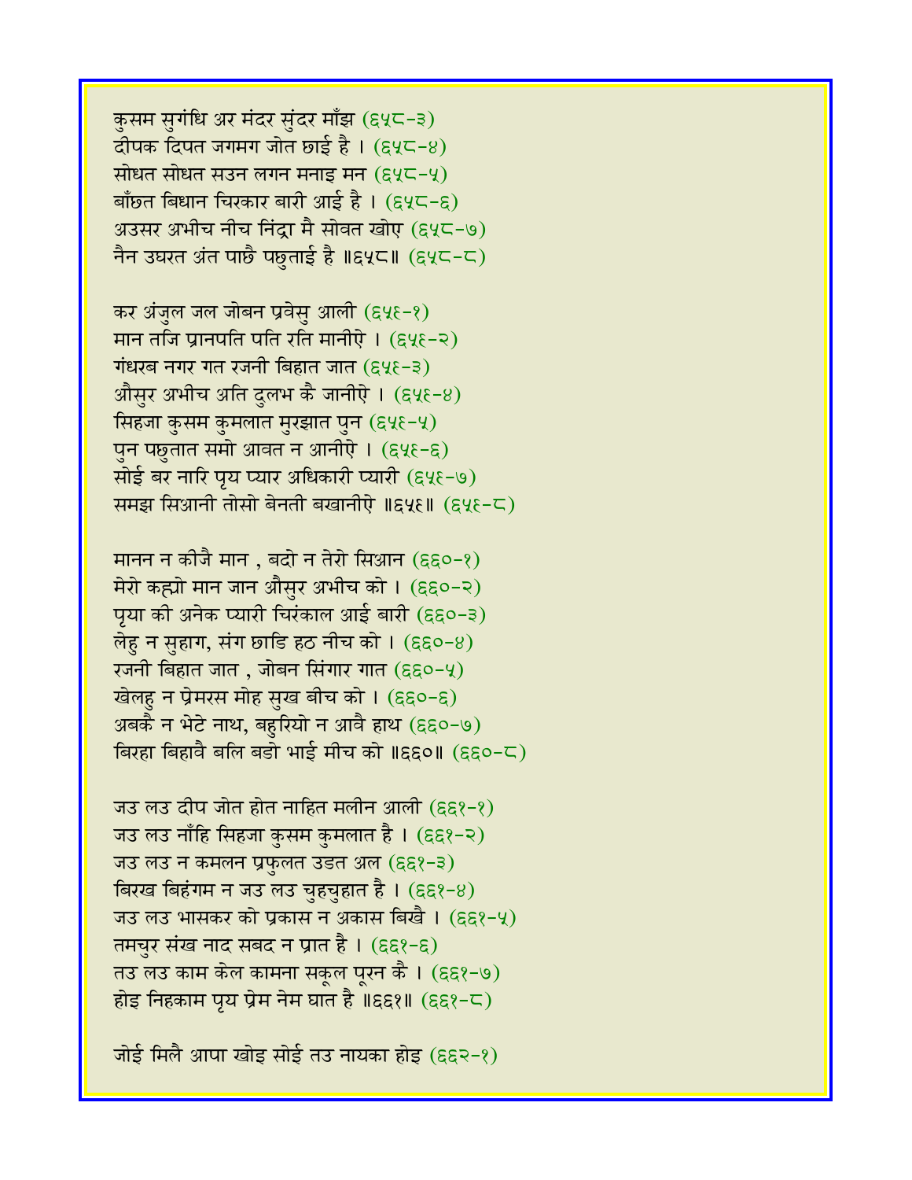कुसम सुगंधि अर मंदर सुंदर माँझ (६५८-३)
दीपक दिपत जगमग जोत छाई है । (६५८-४)
सोधत सोधत सउन लगन मनाइ मन (६५८-५)
बाँछत बिधान चिरकार बारी आई है । (६५८-६)
अउसर अभीच नीच निंद्रा मै सोवत खोए (६५८-७)
नैन उघरत अंत पाछै पछुताई है ॥६५८॥ (६५८-८)

कर अंजुल जल जोबन प्रवेसु आली (६५९-१)
मान तजि प्रानपति पति रति मानीऐ । (६५९-२)
गंधरब नगर गत रजनी बिहात जात (६५९-३)
औसुर अभीच अति दुलभ कै जानीऐ । (६५९-४)
सिहजा कुसम कुमलात मुरझात पुन (६५९-५)
पुन पछुतात समो आवत न आनीऐ । (६५९-६)
सोई बर नारि पृय प्यार अधिकारी प्यारी (६५९-७)
समझ सिआनी तोसो बेनती बखानीऐ ॥६५९॥ (६५९-८)

मानन न कीजै मान , बदो न तेरो सिआन (६६०-१)
मेरो कह्यो मान जान औसुर अभीच को । (६६०-२)
पृया की अनेक प्यारी चिरंकाल आई बारी (६६०-३)
लेहु न सुहाग, संग छाडि हठ नीच को । (६६०-४)
रजनी बिहात जात , जोबन सिंगार गात (६६०-५)
खेलहु न प्रेमरस मोह सुख बीच को । (६६०-६)
अबकै न भेटे नाथ, बहुरियो न आवै हाथ (६६०-७)
बिरहा बिहावै बलि बडो भाई मीच को ॥६६०॥ (६६०-८)

जउ लउ दीप जोत होत नाहित मलीन आली (६६१-१)
जउ लउ नाँहि सिहजा कुसम कुमलात है । (६६१-२)
जउ लउ न कमलन प्रफुलत उडत अल (६६१-३)
बिरख बिहंगम न जउ लउ चुहचुहात है । (६६१-४)
जउ लउ भासकर को प्रकास न अकास बिखै । (६६१-५)
तमचुर संख नाद सबद न प्रात है । (६६१-६)
तउ लउ काम केल कामना सकूल पूरन कै । (६६१-७)
होइ निहकाम पृय प्रेम नेम घात है ॥६६१॥ (६६१-८)

जोई मिलै आपा खोइ सोई तउ नायका होइ (६६२-१)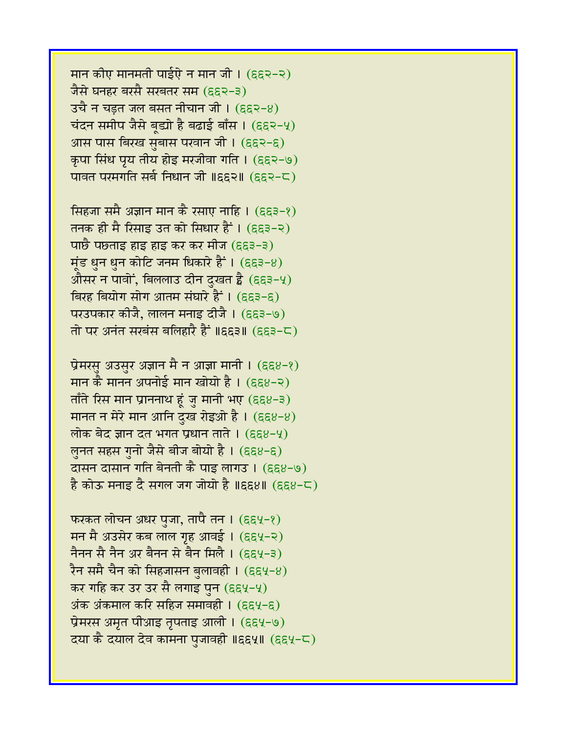मान कीए मानमती पाईऐ न मान जी । (६६२-२)
जैसे घनहर बरसै सरबतर सम (६६२-३)
उचै न चड़त जल बसत नीचान जी । (६६२-४)
चंदन समीप जैसे बूड्यो है बढाई बाँस । (६६२-५)
आस पास बिरख सुबास परवान जी । (६६२-६)
कृपा सिंध पृय तीय होइ मरजीवा गति । (६६२-७)
पावत परमगति सर्ब निधान जी ॥६६२॥ (६६२-८)

सिहजा समै अज्ञान मान कै रसाए नाहि । (६६३-१)
तनक ही मै रिसाइ उत को सिधार हैं । (६६३-२)
पाछै पछताइ हाइ हाइ कर कर मीज (६६३-३)
मूंड धुन धुन कोटि जनम धिकारे हैं । (६६३-४)
औसर न पावों, बिललाउ दीन दुखत है (६६३-५)
बिरह बियोग सोग आतम संघारे हैं । (६६३-६)
परउपकार कीजै, लालन मनाइ दीजै । (६६३-७)
तो पर अनंत सरबंस बलिहारै हैं ॥६६३॥ (६६३-८)

प्रेमरसु अउसुर अज्ञान मै न आज्ञा मानी । (६६४-१)
मान कै मानन अपनोई मान खोयो है । (६६४-२)
ताँते रिस मान प्राननाथ हूं जु मानी भए (६६४-३)
मानत न मेरे मान आनि दुख रोइओ है । (६६४-४)
लोक बेद ज्ञान दत भगत प्रधान ताते । (६६४-५)
लुनत सहस गुनो जैसे बीज बोयो है । (६६४-६)
दासन दासान गति बेनती कै पाइ लागउ । (६६४-७)
है कोऊ मनाइ दै सगल जग जोयो है ॥६६४॥ (६६४-८)

फरकत लोचन अधर पुजा, तापै तन । (६६५-१)
मन मै अउसेर कब लाल गृह आवई । (६६५-२)
नैनन सै नैन अर बैनन से बैन मिलै । (६६५-३)
रैन समै चैन को सिहजासन बुलावही । (६६५-४)
कर गहि कर उर उर सै लगाइ पुन (६६५-५)
अंक अंकमाल करि सहिज समावही । (६६५-६)
प्रेमरस अमृत पीआइ तृपताइ आली । (६६५-७)
दया कै दयाल देव कामना पुजावही ॥६६५॥ (६६५-८)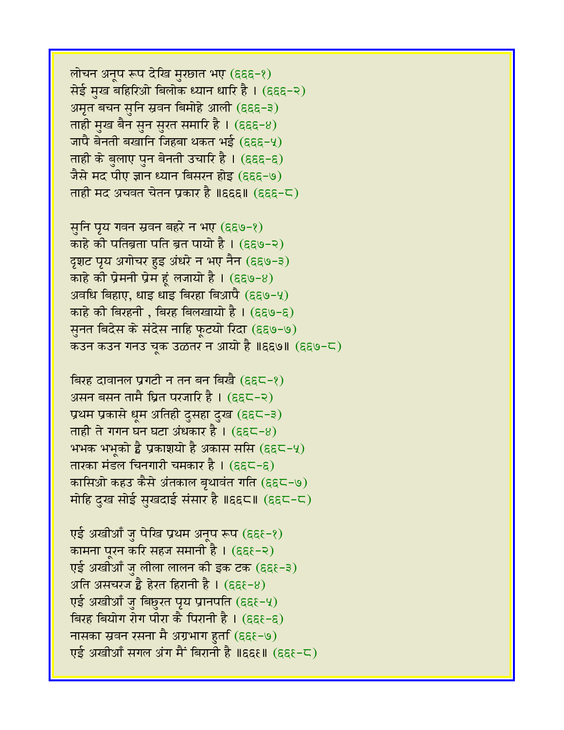लोचन अनूप रूप देखि मुरछात भए (६६६-१)
सेई मुख बहिरिओ बिलोक ध्यान धारि है । (६६६-२)
अमृत बचन सुनि स्रवन बिमोहे आली (६६६-३)
ताही मुख बैन सुन सुरत समारि है । (६६६-४)
जापै बेनती बखानि जिहबा थकत भई (६६६-५)
ताही के बुलाए पुन बेनती उचारि है । (६६६-६)
जैसे मद पीए ज्ञान ध्यान बिसरन होइ (६६६-७)
ताही मद अचवत चेतन प्रकार है ॥६६६॥ (६६६-८)

सुनि पृय गवन स्रवन बहरे न भए (६६७-१)
काहे की पतिब्रता पति ब्रत पायो है । (६६७-२)
दृशट पृय अगोचर हुइ अंधरे न भए नैन (६६७-३)
काहे की प्रेमनी प्रेम हूं लजायो है । (६६७-४)
अवधि बिहाए, धाइ धाइ बिरहा बिआपै (६६७-५)
काहे की बिरहनी , बिरह बिलखायो है । (६६७-६)
सुनत बिदेस के संदेस नाहि फूटयो रिदा (६६७-७)
कउन कउन गनउ चूक उळतर न आयो है ॥६६७॥ (६६७-८)

बिरह दावानल प्रगटी न तन बन बिखै (६६८-१)
असन बसन तामै घ्रित परजारि है । (६६८-२)
प्रथम प्रकासे धूम अतिही दुसहा दुख (६६८-३)
ताही ते गगन घन घटा अंधकार है । (६६८-४)
भभक भभूको ह्वै प्रकाशयो है अकास ससि (६६८-५)
तारका मंडल चिनगारी चमकार है । (६६८-६)
कासिओ कहउ कैसे अंतकाल बृथावंत गति (६६८-७)
मोहि दुख सोई सुखदाई संसार है ॥६६८॥ (६६८-८)

एई अखीआँ जु पेखि प्रथम अनूप रूप (६६९-१)
कामना पूरन करि सहज समानी है । (६६९-२)
एई अखीआँ जु लीला लालन की इक टक (६६९-३)
अति असचरज ह्वै हेरत हिरानी है । (६६९-४)
एई अखीआँ जु बिछुरत पृय प्रानपति (६६९-५)
बिरह बियोग रोग पीरा कै पिरानी है । (६६९-६)
नासका स्रवन रसना मै अग्रभाग हुती (६६९-७)
एई अखीआँ सगल अंग मैं बिरानी है ॥६६९॥ (६६९-८)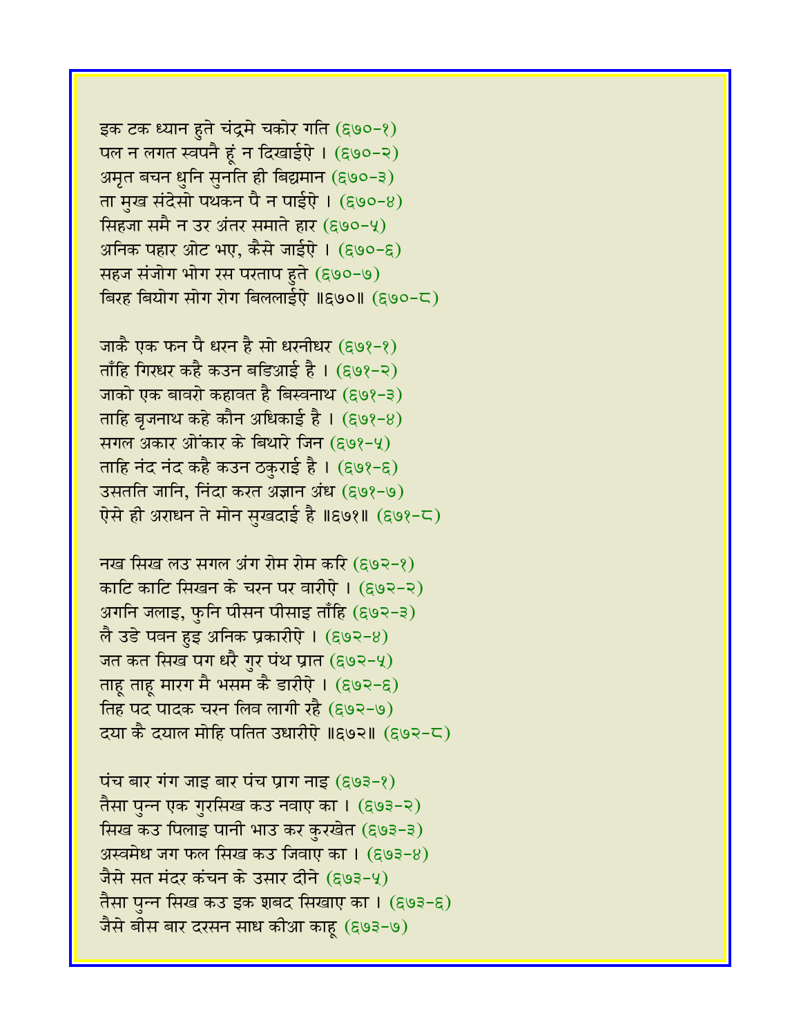इक टक ध्यान हुते चंद्रमे चकोर गति (६७०-१)
पल न लगत स्वपनै हूं न दिखाईऐ । (६७०-२)
अमृत बचन धुनि सुनति ही बिद्यमान (६७०-३)
ता मुख संदेसो पथकन पै न पाईऐ । (६७०-४)
सिहजा समै न उर अंतर समाते हार (६७०-५)
अनिक पहार ओट भए, कैसे जाईऐ । (६७०-६)
सहज संजोग भोग रस परताप हुते (६७०-७)
बिरह बियोग सोग रोग बिललाईऐ ॥६७०॥ (६७०-८)

जाकै एक फन पै धरन है सो धरनीधर (६७१-१)
ताँहि गिरधर कहै कउन बडिआई है । (६७१-२)
जाको एक बावरो कहावत है बिस्वनाथ (६७१-३)
ताहि बृजनाथ कहे कौन अधिकाई है । (६७१-४)
सगल अकार ओंकार के बिथारे जिन (६७१-५)
ताहि नंद नंद कहै कउन ठकुराई है । (६७१-६)
उसतति जानि, निंदा करत अज्ञान अंध (६७१-७)
ऐसे ही अराधन ते मोन सुखदाई है ॥६७१॥ (६७१-८)

नख सिख लउ सगल अंग रोम रोम करि (६७२-१)
काटि काटि सिखन के चरन पर वारीऐ । (६७२-२)
अगनि जलाइ, फुनि पीसन पीसाइ ताँहि (६७२-३)
लै उडे पवन हुइ अनिक प्रकारीऐ । (६७२-४)
जत कत सिख पग धरै गुर पंथ प्रात (६७२-५)
ताहू ताहू मारग मै भसम कै डारीऐ । (६७२-६)
तिह पद पादक चरन लिव लागी रहै (६७२-७)
दया कै दयाल मोहि पतित उधारीऐ ॥६७२॥ (६७२-८)

पंच बार गंग जाइ बार पंच प्राग नाइ (६७३-१)
तैसा पुन्न एक गुरसिख कउ नवाए का । (६७३-२)
सिख कउ पिलाइ पानी भाउ कर कुरखेत (६७३-३)
अस्वमेध जग फल सिख कउ जिवाए का । (६७३-४)
जैसे सत मंदर कंचन के उसार दीने (६७३-५)
तैसा पुन्न सिख कउ इक शबद सिखाए का । (६७३-६)
जैसे बीस बार दरसन साध कीआ काहू (६७३-७)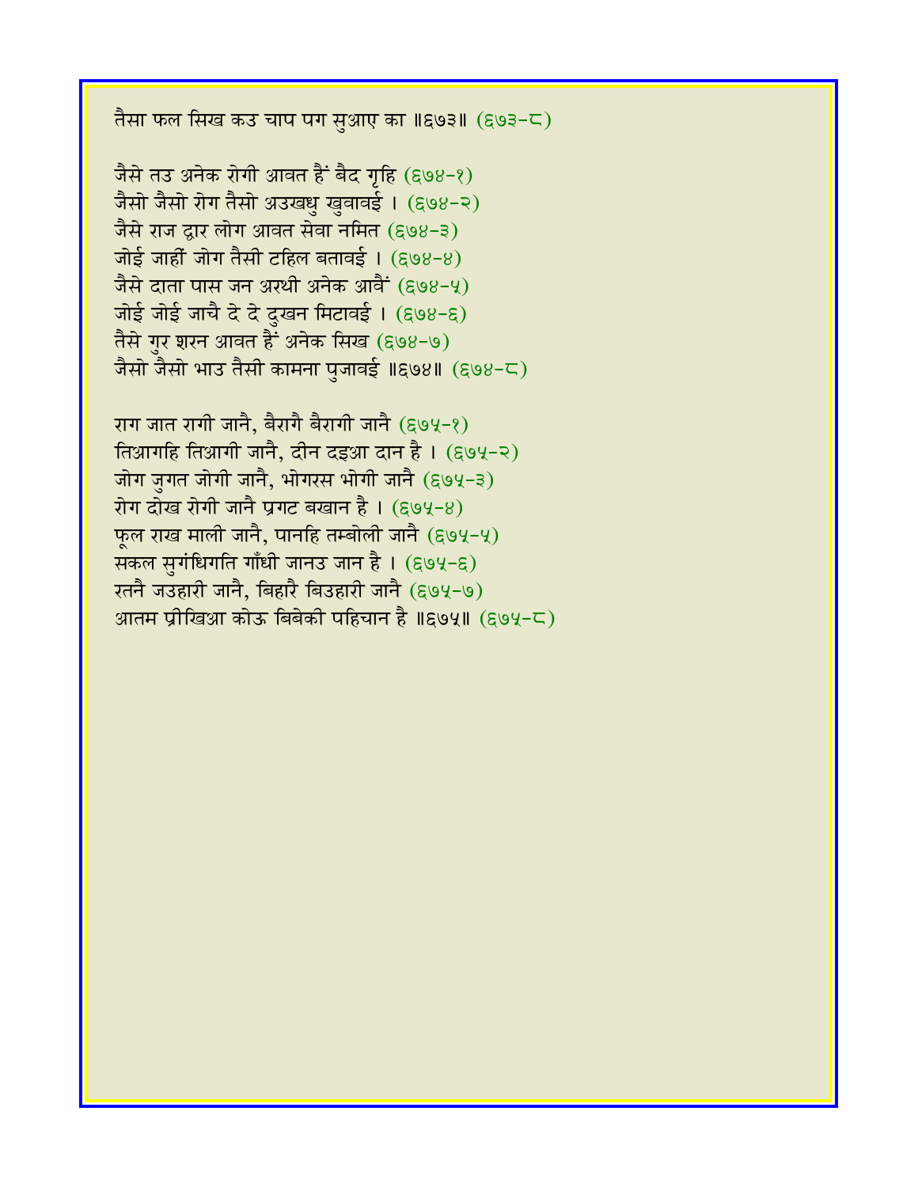तैसा फल सिख कउ चाप पग सुआए का ॥६७३॥ (६७३-८)

जैसे तउ अनेक रोगी आवत हैं बैद गृहि (६७४-१)
जैसो जैसो रोग तैसो अउखधु खुवावई । (६७४-२)
जैसे राज द्वार लोग आवत सेवा नमित (६७४-३)
जोई जाहीं जोग तैसी टहिल बतावई । (६७४-४)
जैसे दाता पास जन अरथी अनेक आवैं (६७४-५)
जोई जोई जाचै दे दे दुखन मिटावई । (६७४-६)
तैसे गुर शरन आवत हैं अनेक सिख (६७४-७)
जैसो जैसो भाउ तैसी कामना पुजावई ॥६७४॥ (६७४-८)

राग जात रागी जानै, बैरागै बैरागी जानै (६७५-१)
तिआगहि तिआगी जानै, दीन दइआ दान है । (६७५-२)
जोग जुगत जोगी जानै, भोगरस भोगी जानै (६७५-३)
रोग दोख रोगी जानै प्रगट बखान है । (६७५-४)
फूल राख माली जानै, पानहि तम्बोली जानै (६७५-५)
सकल सुगंधिगति गाँधी जानउ जान है । (६७५-६)
रतनै जउहारी जानै, बिहारै बिउहारी जानै (६७५-७)
आतम प्रीखिआ कोऊ बिबेकी पहिचान है ॥६७५॥ (६७५-८)